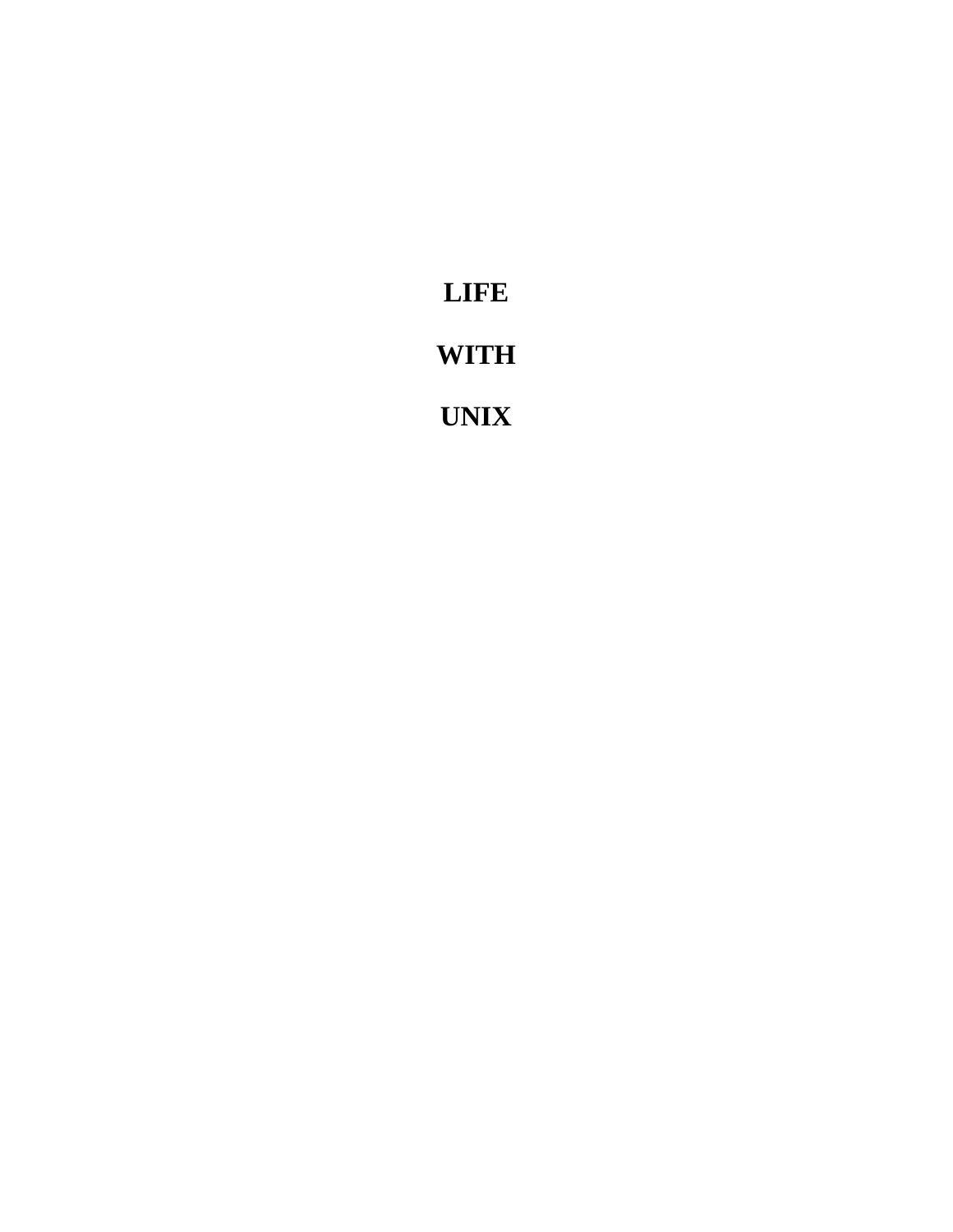# LIFE

# WITH

# UNIX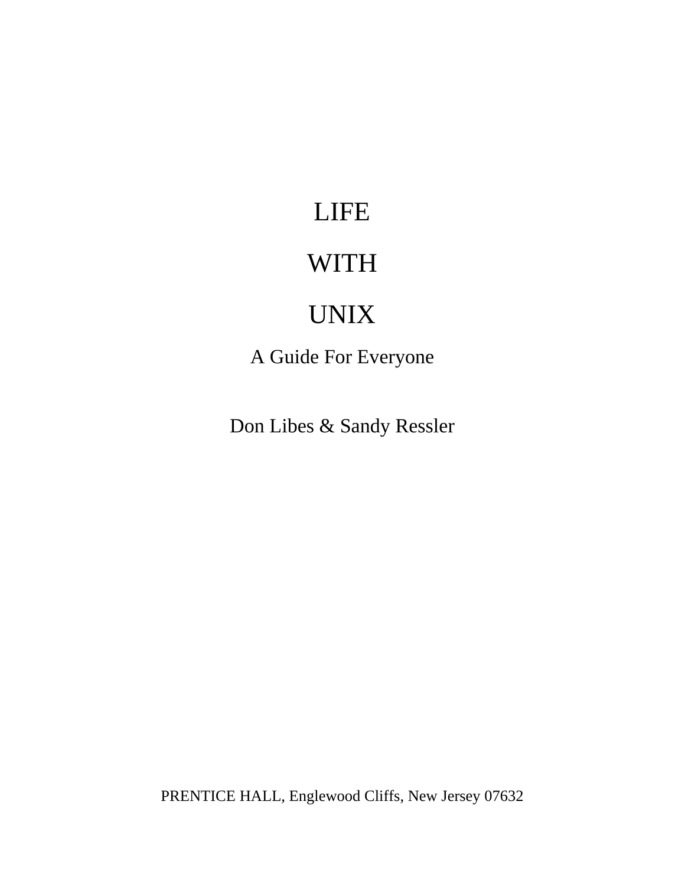# LIFE

# WITH

# UNIX

## A Guide For Everyone

Don Libes & Sandy Ressler

PRENTICE HALL, Englewood Cliffs, New Jersey 07632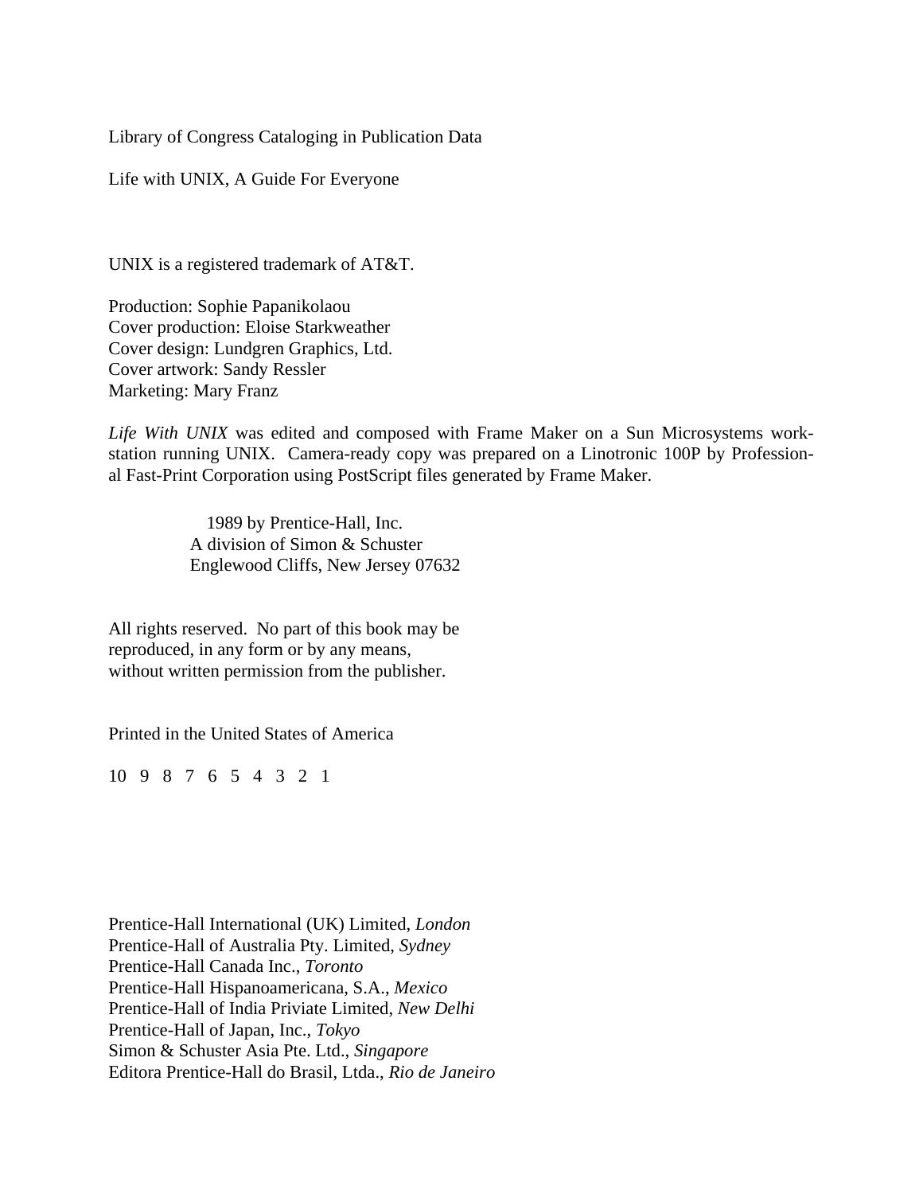Library of Congress Cataloging in Publication Data

Life with UNIX, A Guide For Everyone

UNIX is a registered trademark of AT&T.

Production: Sophie Papanikolaou
Cover production: Eloise Starkweather
Cover design: Lundgren Graphics, Ltd.
Cover artwork: Sandy Ressler
Marketing: Mary Franz

*Life With UNIX* was edited and composed with Frame Maker on a Sun Microsystems workstation running UNIX. Camera-ready copy was prepared on a Linotronic 100P by Professional Fast-Print Corporation using PostScript files generated by Frame Maker.

1989 by Prentice-Hall, Inc.
A division of Simon & Schuster
Englewood Cliffs, New Jersey 07632

All rights reserved. No part of this book may be
reproduced, in any form or by any means,
without written permission from the publisher.

Printed in the United States of America

10 9 8 7 6 5 4 3 2 1

Prentice-Hall International (UK) Limited, *London*
Prentice-Hall of Australia Pty. Limited, *Sydney*
Prentice-Hall Canada Inc., *Toronto*
Prentice-Hall Hispanoamericana, S.A., *Mexico*
Prentice-Hall of India Priviate Limited, *New Delhi*
Prentice-Hall of Japan, Inc., *Tokyo*
Simon & Schuster Asia Pte. Ltd., *Singapore*
Editora Prentice-Hall do Brasil, Ltda., *Rio de Janeiro*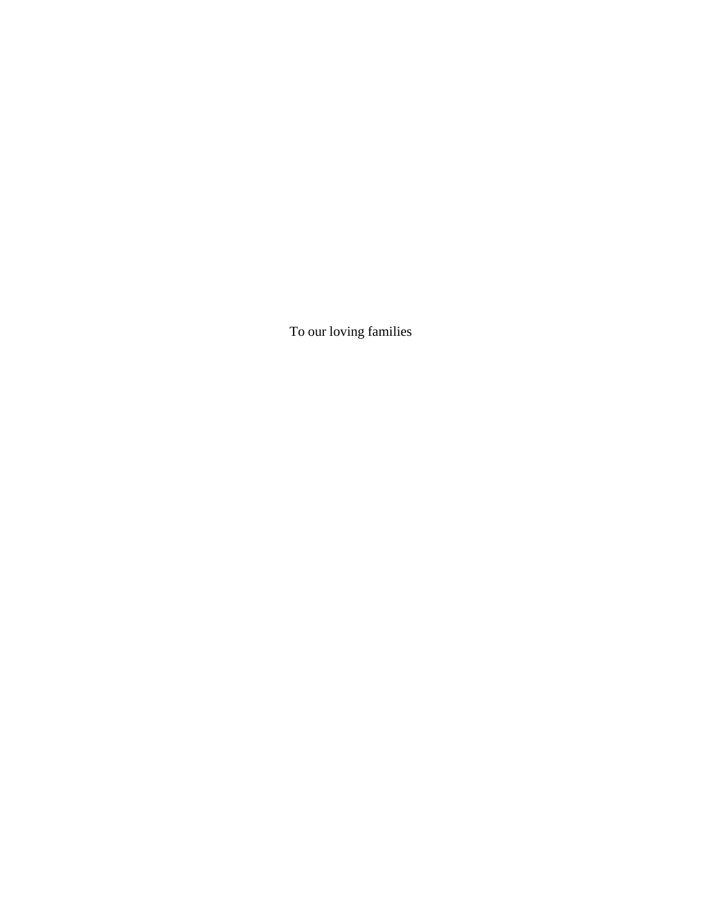To our loving families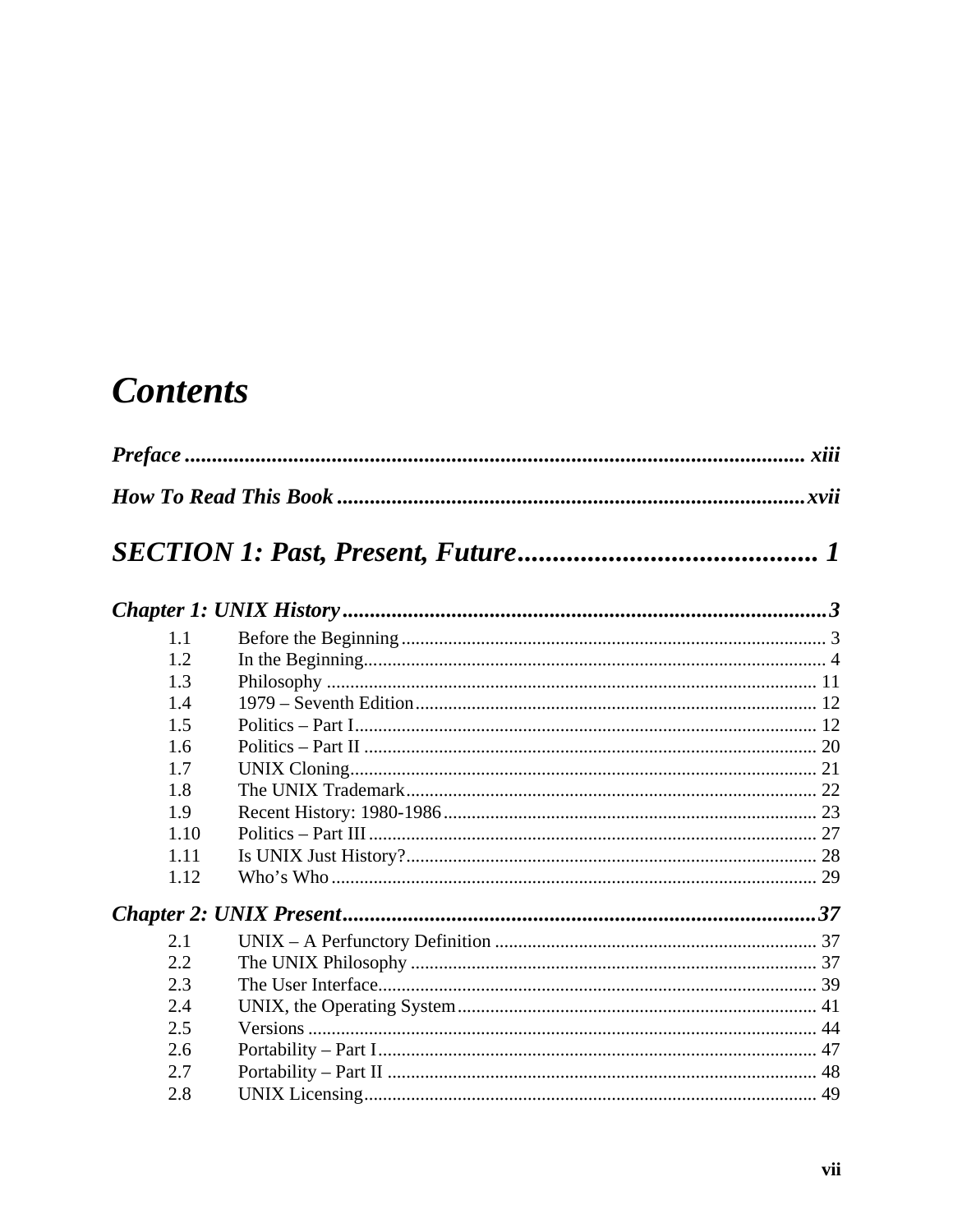# Contents

***Preface*** ... xiii

***How To Read This Book*** ... xvii

## *SECTION 1: Past, Present, Future* ... 1

### *Chapter 1: UNIX History* ... 3

- 1.1 Before the Beginning ... 3
- 1.2 In the Beginning ... 4
- 1.3 Philosophy ... 11
- 1.4 1979 – Seventh Edition ... 12
- 1.5 Politics – Part I ... 12
- 1.6 Politics – Part II ... 20
- 1.7 UNIX Cloning ... 21
- 1.8 The UNIX Trademark ... 22
- 1.9 Recent History: 1980-1986 ... 23
- 1.10 Politics – Part III ... 27
- 1.11 Is UNIX Just History? ... 28
- 1.12 Who's Who ... 29

### *Chapter 2: UNIX Present* ... 37

- 2.1 UNIX – A Perfunctory Definition ... 37
- 2.2 The UNIX Philosophy ... 37
- 2.3 The User Interface ... 39
- 2.4 UNIX, the Operating System ... 41
- 2.5 Versions ... 44
- 2.6 Portability – Part I ... 47
- 2.7 Portability – Part II ... 48
- 2.8 UNIX Licensing ... 49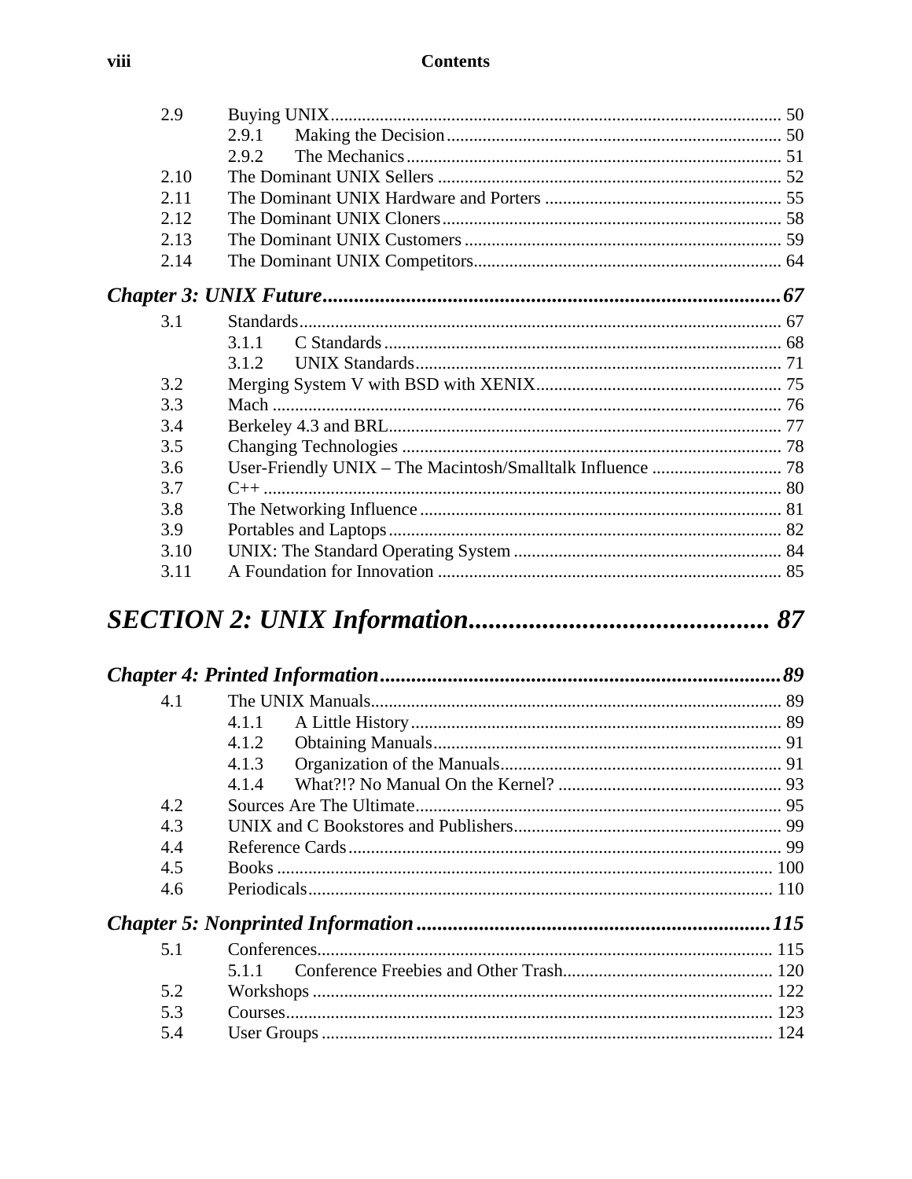2.9 Buying UNIX ........ 50
   2.9.1 Making the Decision ........ 50
   2.9.2 The Mechanics ........ 51
2.10 The Dominant UNIX Sellers ........ 52
2.11 The Dominant UNIX Hardware and Porters ........ 55
2.12 The Dominant UNIX Cloners ........ 58
2.13 The Dominant UNIX Customers ........ 59
2.14 The Dominant UNIX Competitors ........ 64

***Chapter 3: UNIX Future ........ 67***

3.1 Standards ........ 67
   3.1.1 C Standards ........ 68
   3.1.2 UNIX Standards ........ 71
3.2 Merging System V with BSD with XENIX ........ 75
3.3 Mach ........ 76
3.4 Berkeley 4.3 and BRL ........ 77
3.5 Changing Technologies ........ 78
3.6 User-Friendly UNIX – The Macintosh/Smalltalk Influence ........ 78
3.7 C++ ........ 80
3.8 The Networking Influence ........ 81
3.9 Portables and Laptops ........ 82
3.10 UNIX: The Standard Operating System ........ 84
3.11 A Foundation for Innovation ........ 85

# *SECTION 2: UNIX Information ........ 87*

***Chapter 4: Printed Information ........ 89***

4.1 The UNIX Manuals ........ 89
   4.1.1 A Little History ........ 89
   4.1.2 Obtaining Manuals ........ 91
   4.1.3 Organization of the Manuals ........ 91
   4.1.4 What?!? No Manual On the Kernel? ........ 93
4.2 Sources Are The Ultimate ........ 95
4.3 UNIX and C Bookstores and Publishers ........ 99
4.4 Reference Cards ........ 99
4.5 Books ........ 100
4.6 Periodicals ........ 110

***Chapter 5: Nonprinted Information ........ 115***

5.1 Conferences ........ 115
   5.1.1 Conference Freebies and Other Trash ........ 120
5.2 Workshops ........ 122
5.3 Courses ........ 123
5.4 User Groups ........ 124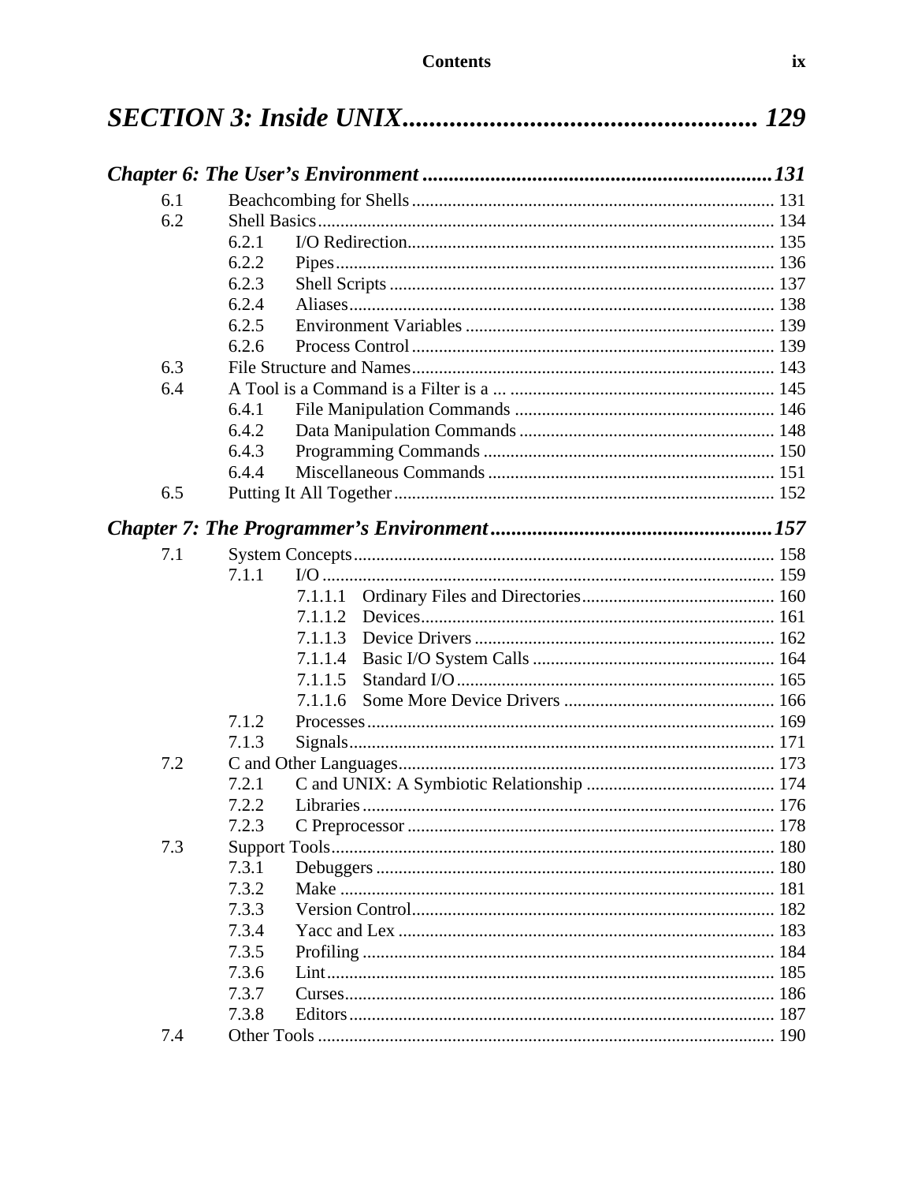# *SECTION 3: Inside UNIX* ..................................................... 129

## *Chapter 6: The User's Environment* ................................................... 131

- 6.1 Beachcombing for Shells ................................................................................ 131
- 6.2 Shell Basics ..................................................................................................... 134
  - 6.2.1 I/O Redirection ................................................................................ 135
  - 6.2.2 Pipes ................................................................................................. 136
  - 6.2.3 Shell Scripts ..................................................................................... 137
  - 6.2.4 Aliases .............................................................................................. 138
  - 6.2.5 Environment Variables .................................................................... 139
  - 6.2.6 Process Control ................................................................................ 139
- 6.3 File Structure and Names ................................................................................ 143
- 6.4 A Tool is a Command is a Filter is a ... .......................................................... 145
  - 6.4.1 File Manipulation Commands .......................................................... 146
  - 6.4.2 Data Manipulation Commands ......................................................... 148
  - 6.4.3 Programming Commands ................................................................ 150
  - 6.4.4 Miscellaneous Commands ............................................................... 151
- 6.5 Putting It All Together .................................................................................... 152

## *Chapter 7: The Programmer's Environment* ...................................................... 157

- 7.1 System Concepts ............................................................................................. 158
  - 7.1.1 I/O .................................................................................................... 159
    - 7.1.1.1 Ordinary Files and Directories ........................................... 160
    - 7.1.1.2 Devices ............................................................................... 161
    - 7.1.1.3 Device Drivers ................................................................... 162
    - 7.1.1.4 Basic I/O System Calls ...................................................... 164
    - 7.1.1.5 Standard I/O ....................................................................... 165
    - 7.1.1.6 Some More Device Drivers ............................................... 166
  - 7.1.2 Processes .......................................................................................... 169
  - 7.1.3 Signals .............................................................................................. 171
- 7.2 C and Other Languages ................................................................................... 173
  - 7.2.1 C and UNIX: A Symbiotic Relationship .......................................... 174
  - 7.2.2 Libraries ........................................................................................... 176
  - 7.2.3 C Preprocessor ................................................................................. 178
- 7.3 Support Tools .................................................................................................. 180
  - 7.3.1 Debuggers ........................................................................................ 180
  - 7.3.2 Make ................................................................................................ 181
  - 7.3.3 Version Control ................................................................................ 182
  - 7.3.4 Yacc and Lex ................................................................................... 183
  - 7.3.5 Profiling ........................................................................................... 184
  - 7.3.6 Lint ................................................................................................... 185
  - 7.3.7 Curses ............................................................................................... 186
  - 7.3.8 Editors .............................................................................................. 187
- 7.4 Other Tools ..................................................................................................... 190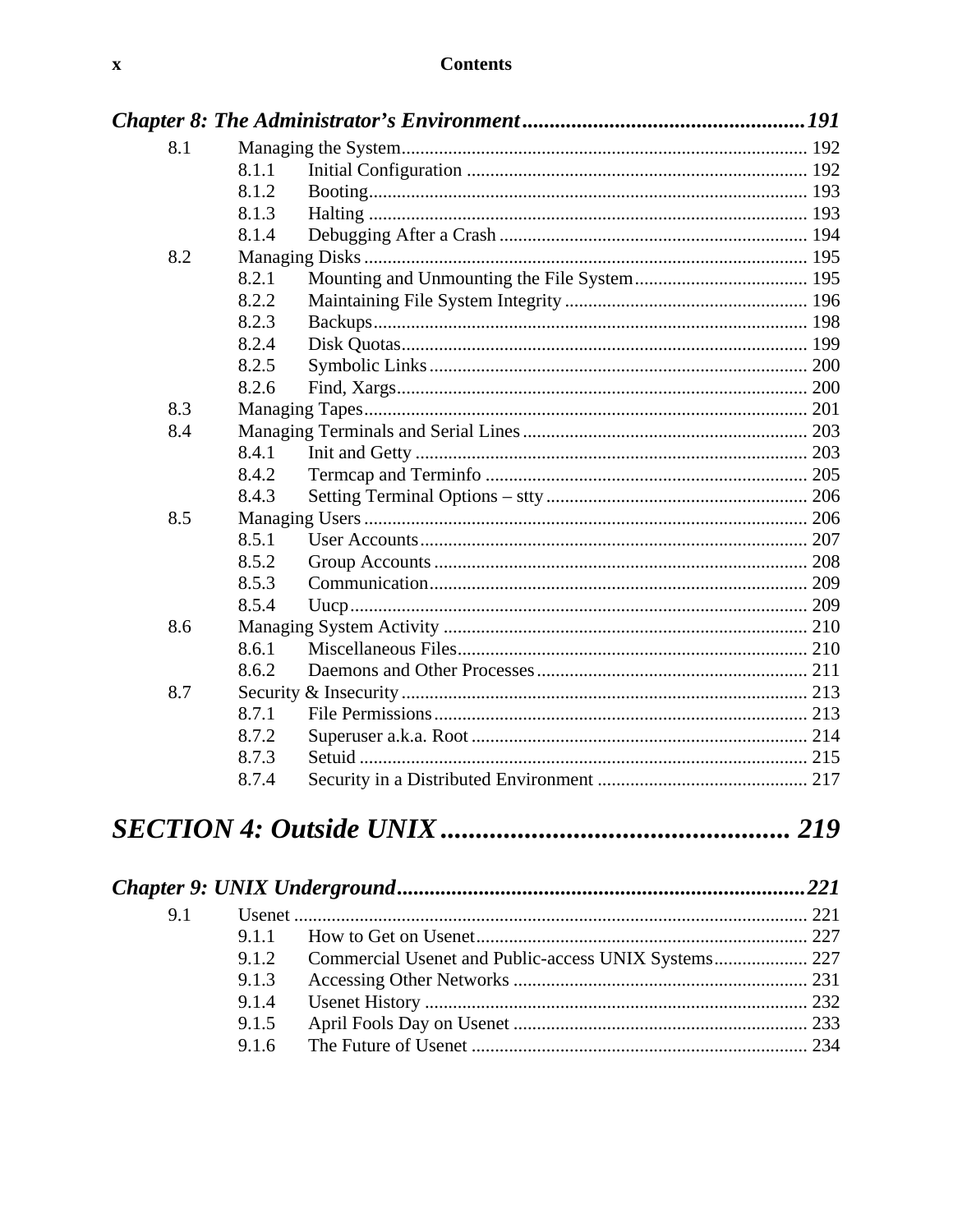## *Chapter 8: The Administrator's Environment* ........ 191

8.1 Managing the System ........ 192
- 8.1.1 Initial Configuration ........ 192
- 8.1.2 Booting ........ 193
- 8.1.3 Halting ........ 193
- 8.1.4 Debugging After a Crash ........ 194

8.2 Managing Disks ........ 195
- 8.2.1 Mounting and Unmounting the File System ........ 195
- 8.2.2 Maintaining File System Integrity ........ 196
- 8.2.3 Backups ........ 198
- 8.2.4 Disk Quotas ........ 199
- 8.2.5 Symbolic Links ........ 200
- 8.2.6 Find, Xargs ........ 200

8.3 Managing Tapes ........ 201

8.4 Managing Terminals and Serial Lines ........ 203
- 8.4.1 Init and Getty ........ 203
- 8.4.2 Termcap and Terminfo ........ 205
- 8.4.3 Setting Terminal Options – stty ........ 206

8.5 Managing Users ........ 206
- 8.5.1 User Accounts ........ 207
- 8.5.2 Group Accounts ........ 208
- 8.5.3 Communication ........ 209
- 8.5.4 Uucp ........ 209

8.6 Managing System Activity ........ 210
- 8.6.1 Miscellaneous Files ........ 210
- 8.6.2 Daemons and Other Processes ........ 211

8.7 Security & Insecurity ........ 213
- 8.7.1 File Permissions ........ 213
- 8.7.2 Superuser a.k.a. Root ........ 214
- 8.7.3 Setuid ........ 215
- 8.7.4 Security in a Distributed Environment ........ 217

# *SECTION 4: Outside UNIX* ........ 219

## *Chapter 9: UNIX Underground* ........ 221

9.1 Usenet ........ 221
- 9.1.1 How to Get on Usenet ........ 227
- 9.1.2 Commercial Usenet and Public-access UNIX Systems ........ 227
- 9.1.3 Accessing Other Networks ........ 231
- 9.1.4 Usenet History ........ 232
- 9.1.5 April Fools Day on Usenet ........ 233
- 9.1.6 The Future of Usenet ........ 234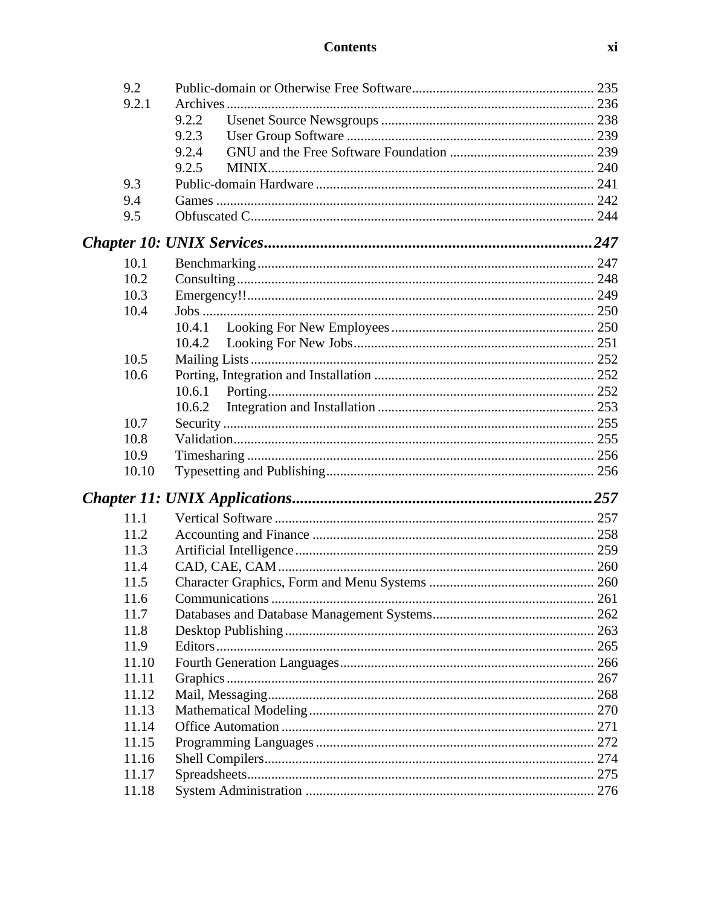| | | |
|---|---|---|
| 9.2 | Public-domain or Otherwise Free Software | 235 |
| 9.2.1 | Archives | 236 |
| | 9.2.2 Usenet Source Newsgroups | 238 |
| | 9.2.3 User Group Software | 239 |
| | 9.2.4 GNU and the Free Software Foundation | 239 |
| | 9.2.5 MINIX | 240 |
| 9.3 | Public-domain Hardware | 241 |
| 9.4 | Games | 242 |
| 9.5 | Obfuscated C | 244 |

## *Chapter 10: UNIX Services* — 247

| | | |
|---|---|---|
| 10.1 | Benchmarking | 247 |
| 10.2 | Consulting | 248 |
| 10.3 | Emergency!! | 249 |
| 10.4 | Jobs | 250 |
| | 10.4.1 Looking For New Employees | 250 |
| | 10.4.2 Looking For New Jobs | 251 |
| 10.5 | Mailing Lists | 252 |
| 10.6 | Porting, Integration and Installation | 252 |
| | 10.6.1 Porting | 252 |
| | 10.6.2 Integration and Installation | 253 |
| 10.7 | Security | 255 |
| 10.8 | Validation | 255 |
| 10.9 | Timesharing | 256 |
| 10.10 | Typesetting and Publishing | 256 |

## *Chapter 11: UNIX Applications* — 257

| | | |
|---|---|---|
| 11.1 | Vertical Software | 257 |
| 11.2 | Accounting and Finance | 258 |
| 11.3 | Artificial Intelligence | 259 |
| 11.4 | CAD, CAE, CAM | 260 |
| 11.5 | Character Graphics, Form and Menu Systems | 260 |
| 11.6 | Communications | 261 |
| 11.7 | Databases and Database Management Systems | 262 |
| 11.8 | Desktop Publishing | 263 |
| 11.9 | Editors | 265 |
| 11.10 | Fourth Generation Languages | 266 |
| 11.11 | Graphics | 267 |
| 11.12 | Mail, Messaging | 268 |
| 11.13 | Mathematical Modeling | 270 |
| 11.14 | Office Automation | 271 |
| 11.15 | Programming Languages | 272 |
| 11.16 | Shell Compilers | 274 |
| 11.17 | Spreadsheets | 275 |
| 11.18 | System Administration | 276 |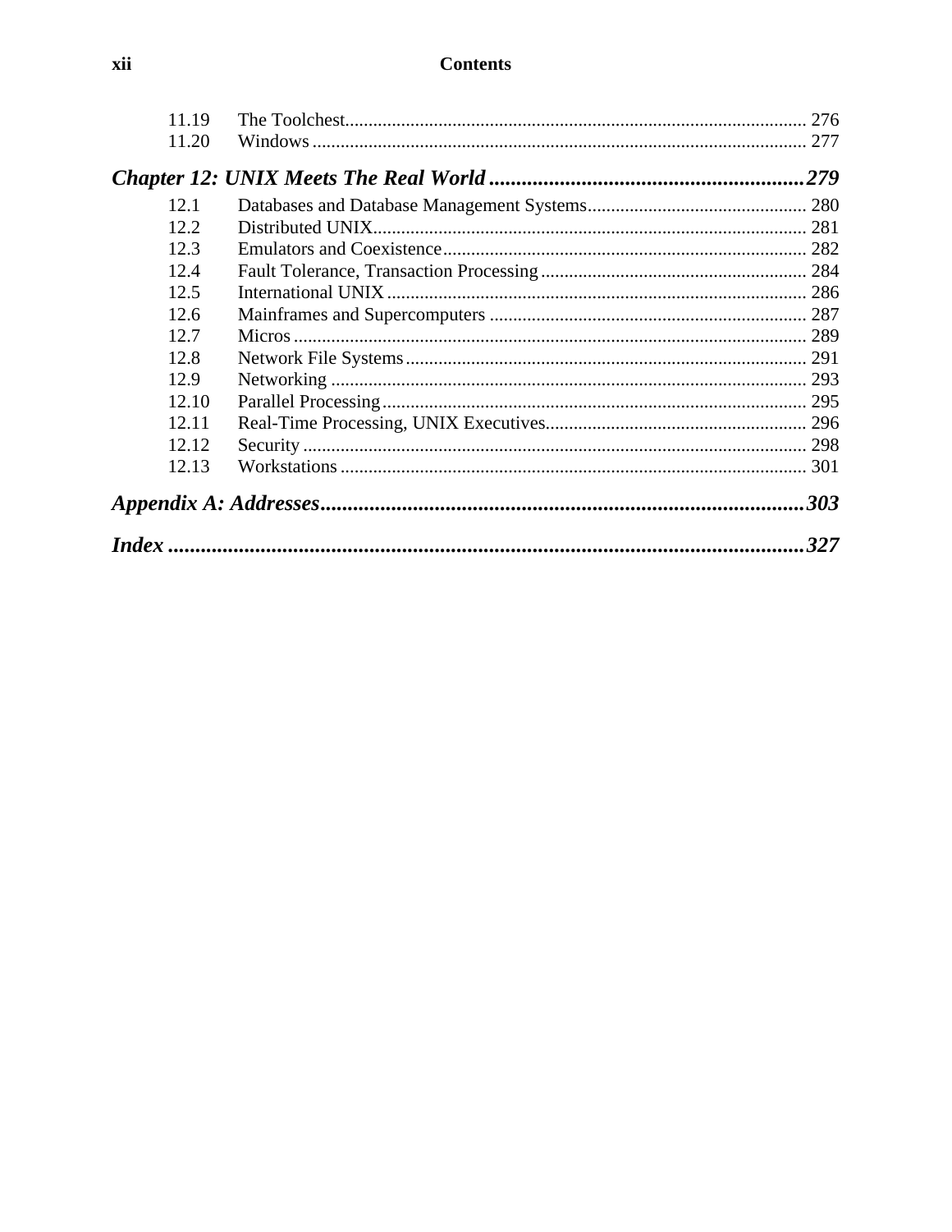11.19 The Toolchest ........ 276
11.20 Windows ........ 277

***Chapter 12: UNIX Meets The Real World ........ 279***

12.1 Databases and Database Management Systems ........ 280
12.2 Distributed UNIX ........ 281
12.3 Emulators and Coexistence ........ 282
12.4 Fault Tolerance, Transaction Processing ........ 284
12.5 International UNIX ........ 286
12.6 Mainframes and Supercomputers ........ 287
12.7 Micros ........ 289
12.8 Network File Systems ........ 291
12.9 Networking ........ 293
12.10 Parallel Processing ........ 295
12.11 Real-Time Processing, UNIX Executives ........ 296
12.12 Security ........ 298
12.13 Workstations ........ 301

***Appendix A: Addresses ........ 303***

***Index ........ 327***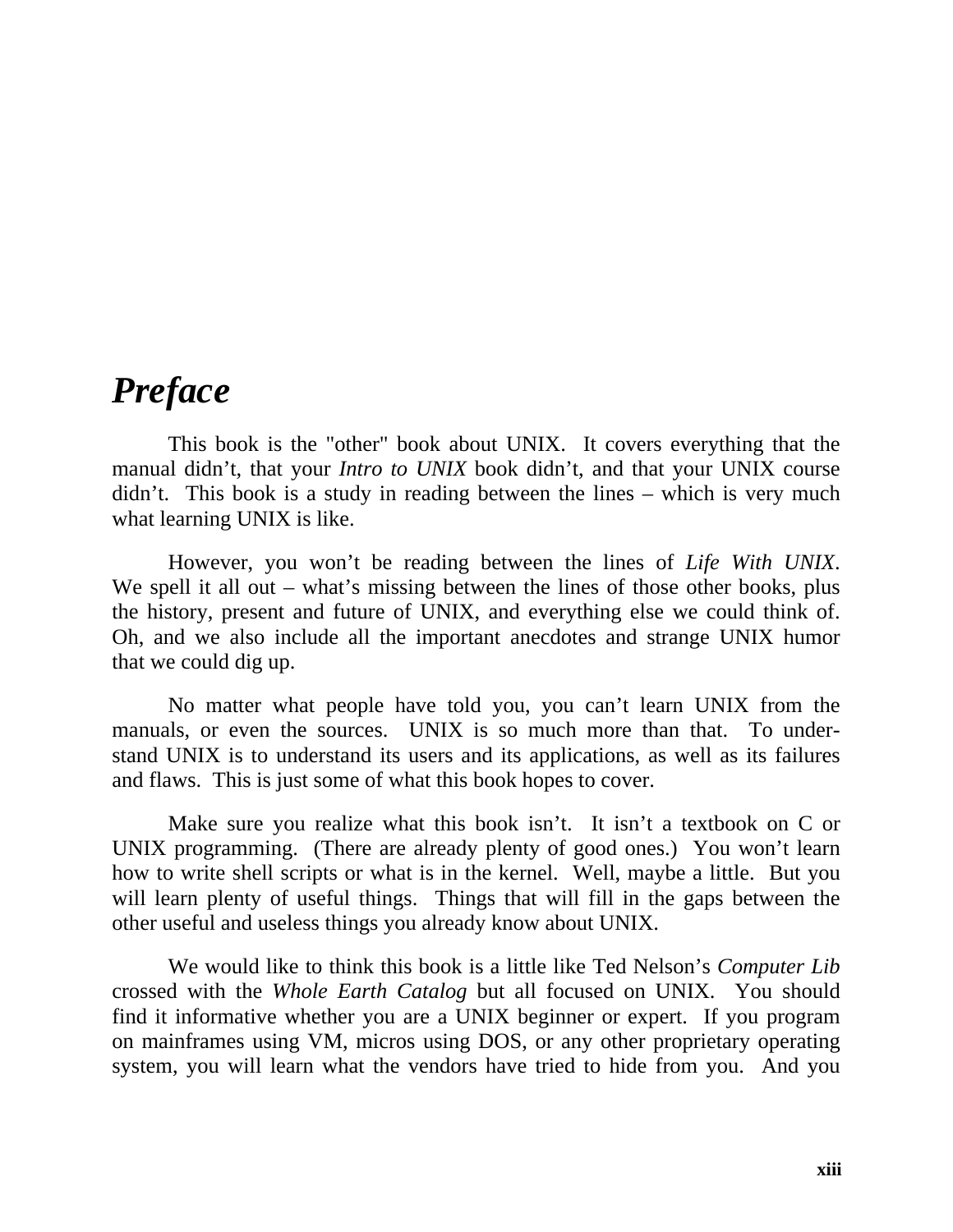# *Preface*

This book is the "other" book about UNIX. It covers everything that the manual didn't, that your *Intro to UNIX* book didn't, and that your UNIX course didn't. This book is a study in reading between the lines – which is very much what learning UNIX is like.

However, you won't be reading between the lines of *Life With UNIX*. We spell it all out – what's missing between the lines of those other books, plus the history, present and future of UNIX, and everything else we could think of. Oh, and we also include all the important anecdotes and strange UNIX humor that we could dig up.

No matter what people have told you, you can't learn UNIX from the manuals, or even the sources. UNIX is so much more than that. To understand UNIX is to understand its users and its applications, as well as its failures and flaws. This is just some of what this book hopes to cover.

Make sure you realize what this book isn't. It isn't a textbook on C or UNIX programming. (There are already plenty of good ones.) You won't learn how to write shell scripts or what is in the kernel. Well, maybe a little. But you will learn plenty of useful things. Things that will fill in the gaps between the other useful and useless things you already know about UNIX.

We would like to think this book is a little like Ted Nelson's *Computer Lib* crossed with the *Whole Earth Catalog* but all focused on UNIX. You should find it informative whether you are a UNIX beginner or expert. If you program on mainframes using VM, micros using DOS, or any other proprietary operating system, you will learn what the vendors have tried to hide from you. And you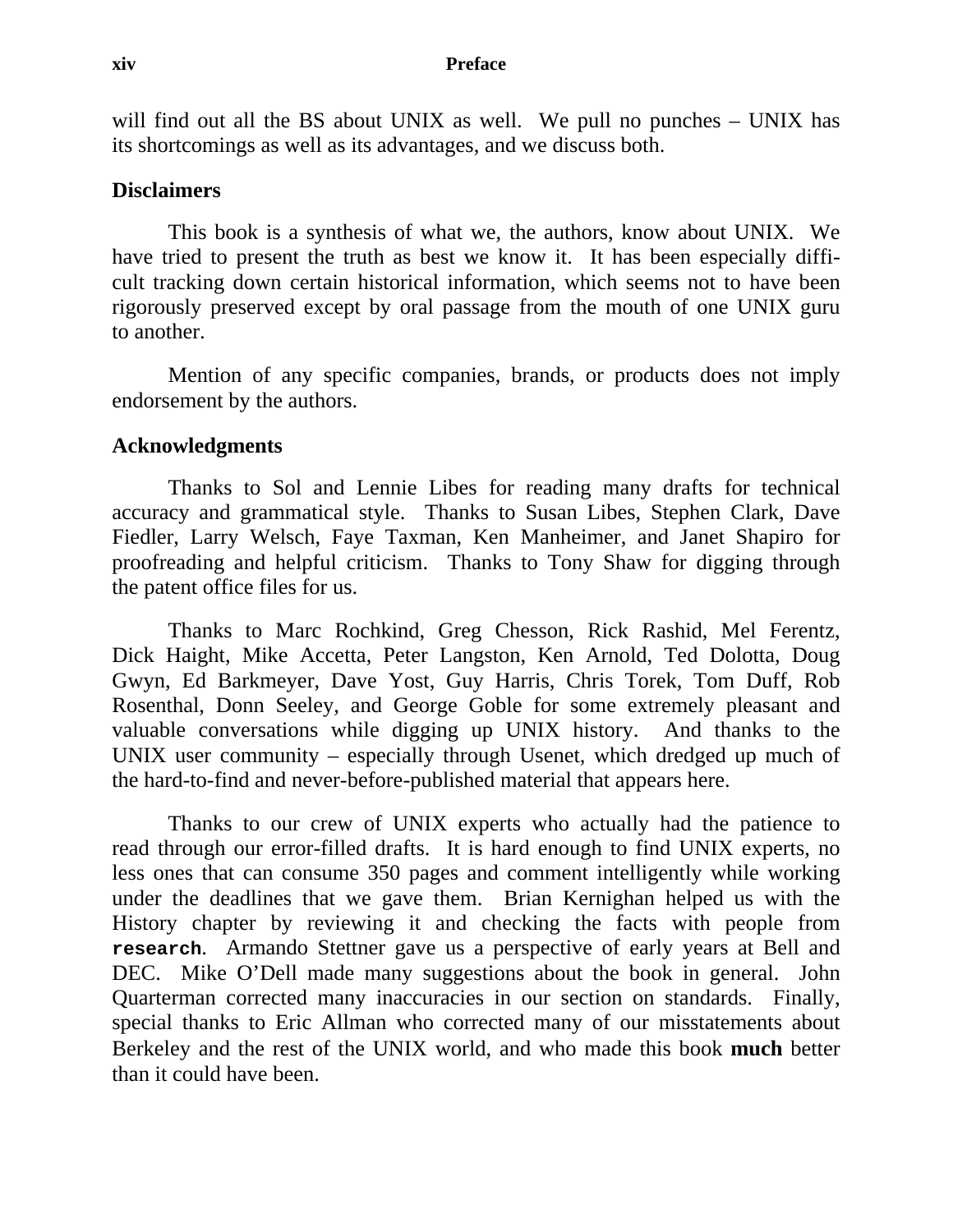will find out all the BS about UNIX as well. We pull no punches – UNIX has its shortcomings as well as its advantages, and we discuss both.

### Disclaimers

This book is a synthesis of what we, the authors, know about UNIX. We have tried to present the truth as best we know it. It has been especially difficult tracking down certain historical information, which seems not to have been rigorously preserved except by oral passage from the mouth of one UNIX guru to another.

Mention of any specific companies, brands, or products does not imply endorsement by the authors.

### Acknowledgments

Thanks to Sol and Lennie Libes for reading many drafts for technical accuracy and grammatical style. Thanks to Susan Libes, Stephen Clark, Dave Fiedler, Larry Welsch, Faye Taxman, Ken Manheimer, and Janet Shapiro for proofreading and helpful criticism. Thanks to Tony Shaw for digging through the patent office files for us.

Thanks to Marc Rochkind, Greg Chesson, Rick Rashid, Mel Ferentz, Dick Haight, Mike Accetta, Peter Langston, Ken Arnold, Ted Dolotta, Doug Gwyn, Ed Barkmeyer, Dave Yost, Guy Harris, Chris Torek, Tom Duff, Rob Rosenthal, Donn Seeley, and George Goble for some extremely pleasant and valuable conversations while digging up UNIX history. And thanks to the UNIX user community – especially through Usenet, which dredged up much of the hard-to-find and never-before-published material that appears here.

Thanks to our crew of UNIX experts who actually had the patience to read through our error-filled drafts. It is hard enough to find UNIX experts, no less ones that can consume 350 pages and comment intelligently while working under the deadlines that we gave them. Brian Kernighan helped us with the History chapter by reviewing it and checking the facts with people from **`research`**. Armando Stettner gave us a perspective of early years at Bell and DEC. Mike O'Dell made many suggestions about the book in general. John Quarterman corrected many inaccuracies in our section on standards. Finally, special thanks to Eric Allman who corrected many of our misstatements about Berkeley and the rest of the UNIX world, and who made this book **much** better than it could have been.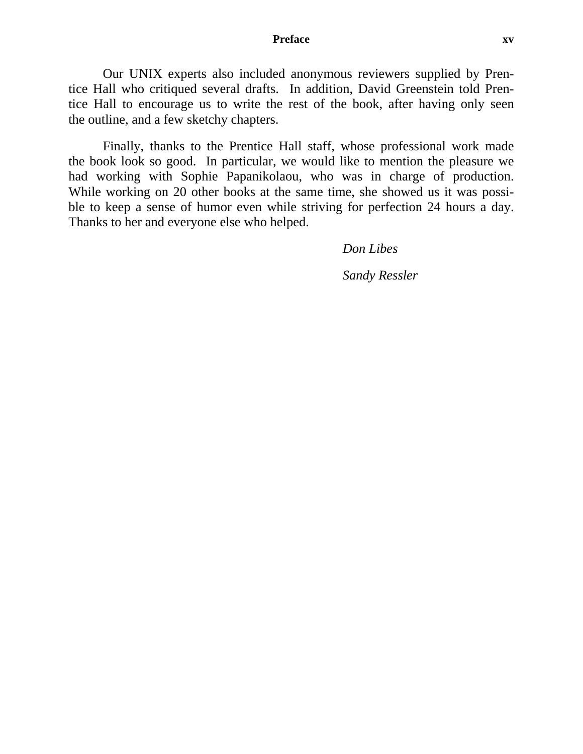Our UNIX experts also included anonymous reviewers supplied by Prentice Hall who critiqued several drafts. In addition, David Greenstein told Prentice Hall to encourage us to write the rest of the book, after having only seen the outline, and a few sketchy chapters.

Finally, thanks to the Prentice Hall staff, whose professional work made the book look so good. In particular, we would like to mention the pleasure we had working with Sophie Papanikolaou, who was in charge of production. While working on 20 other books at the same time, she showed us it was possible to keep a sense of humor even while striving for perfection 24 hours a day. Thanks to her and everyone else who helped.

*Don Libes*

*Sandy Ressler*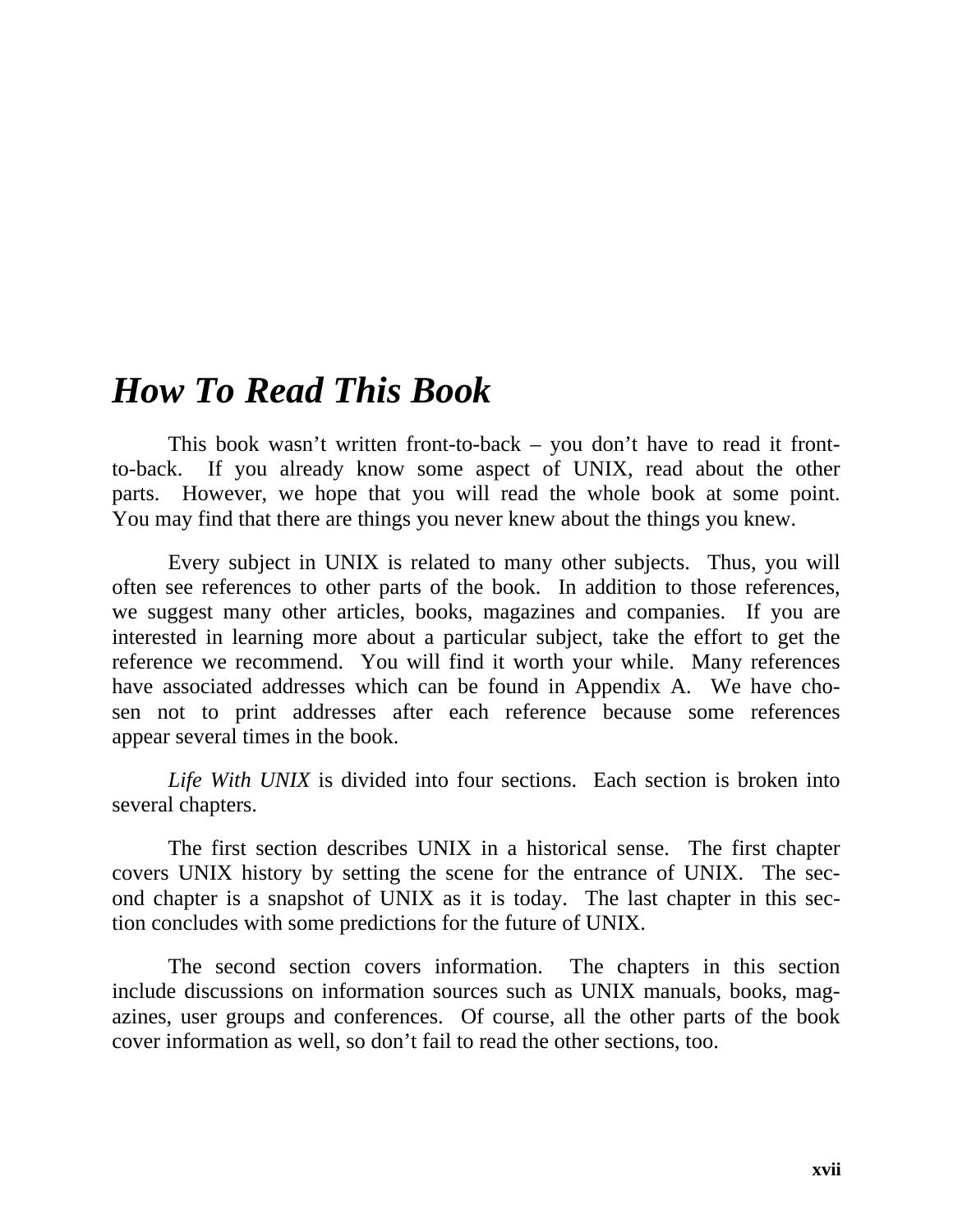# *How To Read This Book*

This book wasn't written front-to-back – you don't have to read it front-to-back. If you already know some aspect of UNIX, read about the other parts. However, we hope that you will read the whole book at some point. You may find that there are things you never knew about the things you knew.

Every subject in UNIX is related to many other subjects. Thus, you will often see references to other parts of the book. In addition to those references, we suggest many other articles, books, magazines and companies. If you are interested in learning more about a particular subject, take the effort to get the reference we recommend. You will find it worth your while. Many references have associated addresses which can be found in Appendix A. We have chosen not to print addresses after each reference because some references appear several times in the book.

*Life With UNIX* is divided into four sections. Each section is broken into several chapters.

The first section describes UNIX in a historical sense. The first chapter covers UNIX history by setting the scene for the entrance of UNIX. The second chapter is a snapshot of UNIX as it is today. The last chapter in this section concludes with some predictions for the future of UNIX.

The second section covers information. The chapters in this section include discussions on information sources such as UNIX manuals, books, magazines, user groups and conferences. Of course, all the other parts of the book cover information as well, so don't fail to read the other sections, too.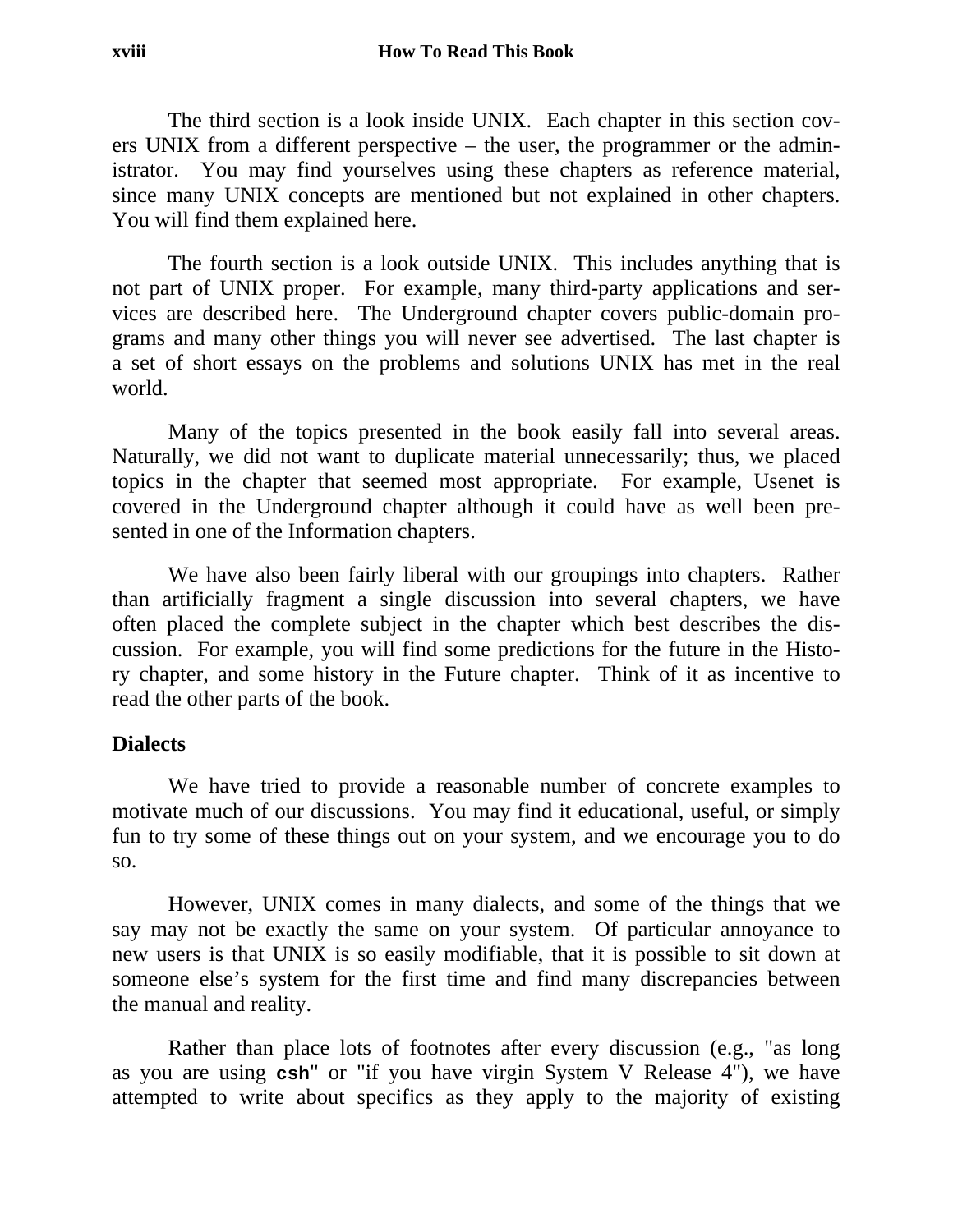The third section is a look inside UNIX. Each chapter in this section covers UNIX from a different perspective – the user, the programmer or the administrator. You may find yourselves using these chapters as reference material, since many UNIX concepts are mentioned but not explained in other chapters. You will find them explained here.

The fourth section is a look outside UNIX. This includes anything that is not part of UNIX proper. For example, many third-party applications and services are described here. The Underground chapter covers public-domain programs and many other things you will never see advertised. The last chapter is a set of short essays on the problems and solutions UNIX has met in the real world.

Many of the topics presented in the book easily fall into several areas. Naturally, we did not want to duplicate material unnecessarily; thus, we placed topics in the chapter that seemed most appropriate. For example, Usenet is covered in the Underground chapter although it could have as well been presented in one of the Information chapters.

We have also been fairly liberal with our groupings into chapters. Rather than artificially fragment a single discussion into several chapters, we have often placed the complete subject in the chapter which best describes the discussion. For example, you will find some predictions for the future in the History chapter, and some history in the Future chapter. Think of it as incentive to read the other parts of the book.

## Dialects

We have tried to provide a reasonable number of concrete examples to motivate much of our discussions. You may find it educational, useful, or simply fun to try some of these things out on your system, and we encourage you to do so.

However, UNIX comes in many dialects, and some of the things that we say may not be exactly the same on your system. Of particular annoyance to new users is that UNIX is so easily modifiable, that it is possible to sit down at someone else's system for the first time and find many discrepancies between the manual and reality.

Rather than place lots of footnotes after every discussion (e.g., "as long as you are using **`csh`**" or "if you have virgin System V Release 4"), we have attempted to write about specifics as they apply to the majority of existing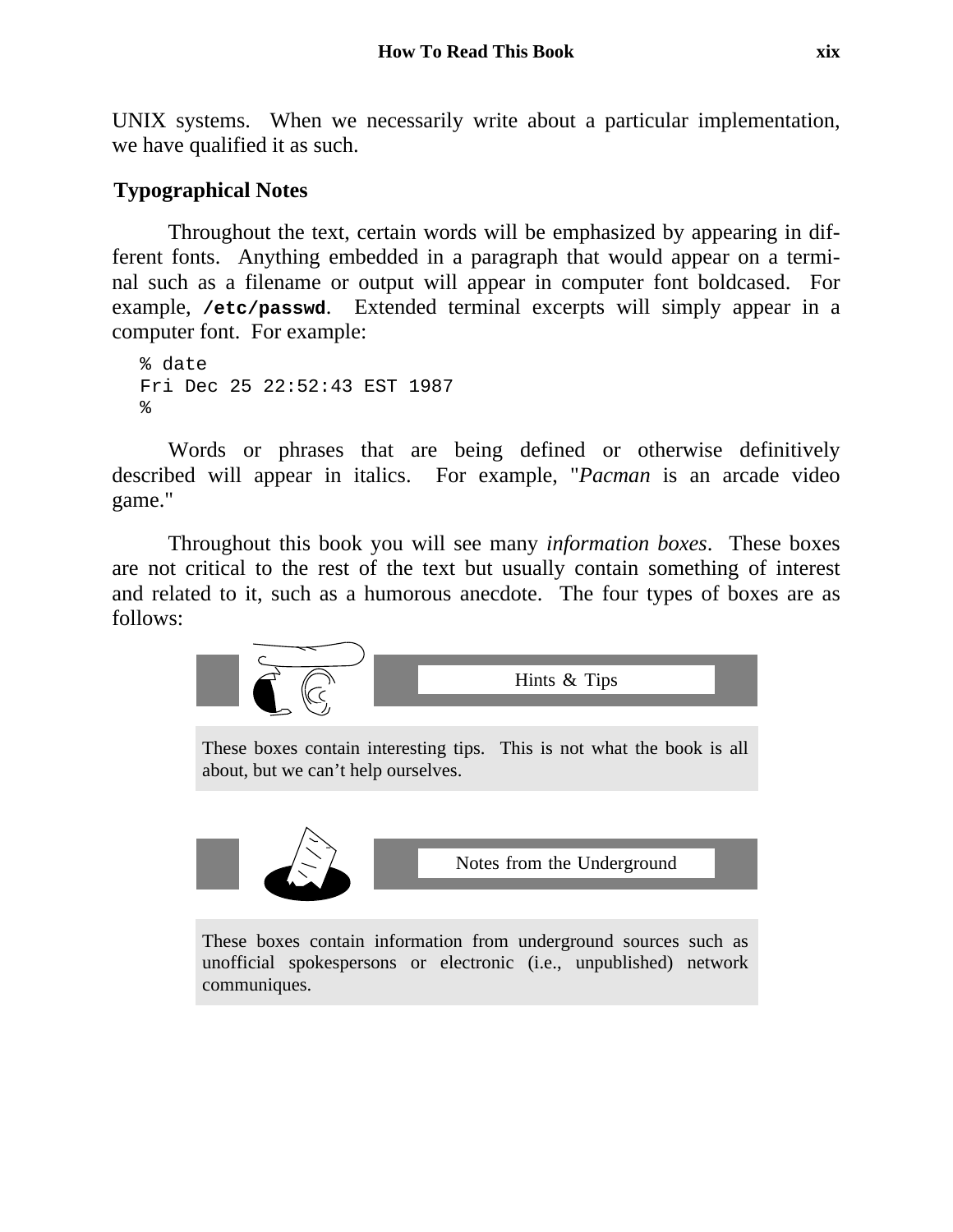UNIX systems. When we necessarily write about a particular implementation, we have qualified it as such.

## Typographical Notes

Throughout the text, certain words will be emphasized by appearing in different fonts. Anything embedded in a paragraph that would appear on a terminal such as a filename or output will appear in computer font boldcased. For example, **`/etc/passwd`**. Extended terminal excerpts will simply appear in a computer font. For example:

```
% date
Fri Dec 25 22:52:43 EST 1987
%
```

Words or phrases that are being defined or otherwise definitively described will appear in italics. For example, "*Pacman* is an arcade video game."

Throughout this book you will see many *information boxes*. These boxes are not critical to the rest of the text but usually contain something of interest and related to it, such as a humorous anecdote. The four types of boxes are as follows:

**Hints & Tips**

These boxes contain interesting tips. This is not what the book is all about, but we can't help ourselves.

**Notes from the Underground**

These boxes contain information from underground sources such as unofficial spokespersons or electronic (i.e., unpublished) network communiques.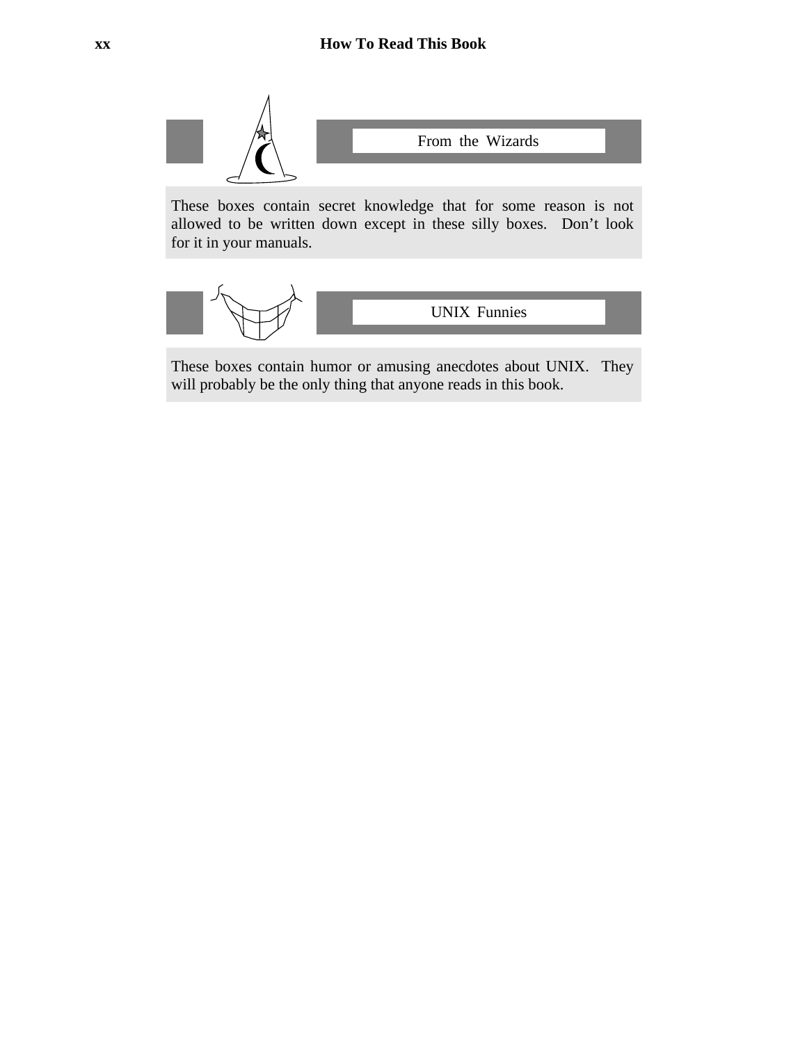### From the Wizards

These boxes contain secret knowledge that for some reason is not allowed to be written down except in these silly boxes. Don't look for it in your manuals.

### UNIX Funnies

These boxes contain humor or amusing anecdotes about UNIX. They will probably be the only thing that anyone reads in this book.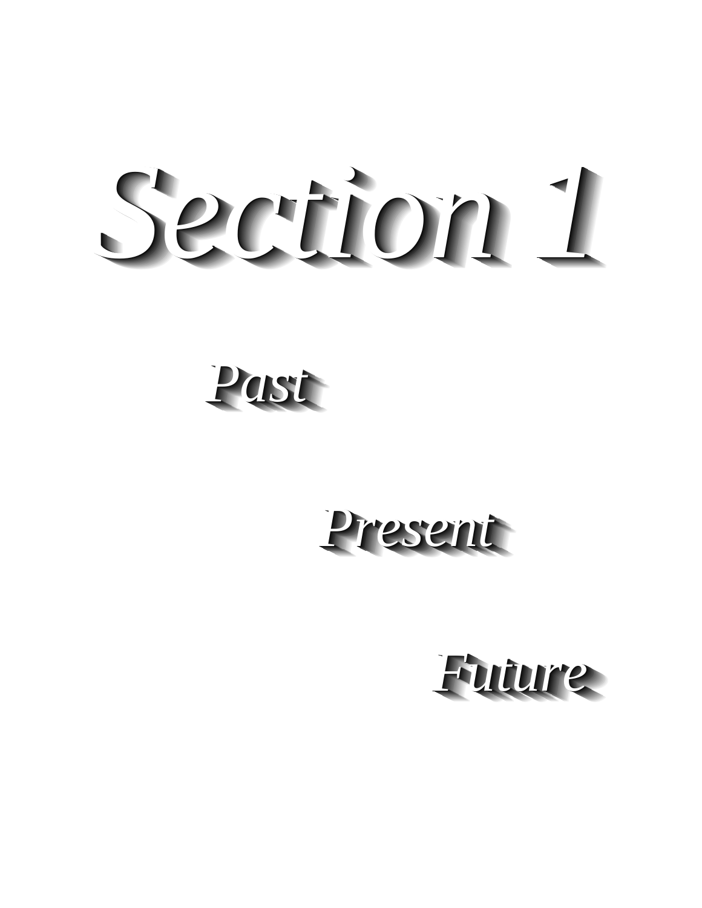# *Section 1*

*Past*

*Present*

*Future*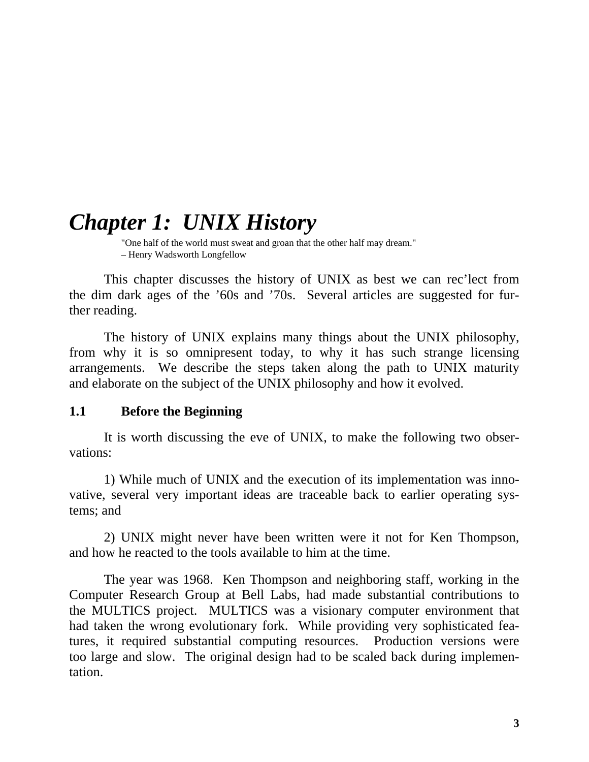# *Chapter 1: UNIX History*

> "One half of the world must sweat and groan that the other half may dream."
> – Henry Wadsworth Longfellow

This chapter discusses the history of UNIX as best we can rec'lect from the dim dark ages of the '60s and '70s. Several articles are suggested for further reading.

The history of UNIX explains many things about the UNIX philosophy, from why it is so omnipresent today, to why it has such strange licensing arrangements. We describe the steps taken along the path to UNIX maturity and elaborate on the subject of the UNIX philosophy and how it evolved.

## 1.1 Before the Beginning

It is worth discussing the eve of UNIX, to make the following two observations:

1) While much of UNIX and the execution of its implementation was innovative, several very important ideas are traceable back to earlier operating systems; and

2) UNIX might never have been written were it not for Ken Thompson, and how he reacted to the tools available to him at the time.

The year was 1968. Ken Thompson and neighboring staff, working in the Computer Research Group at Bell Labs, had made substantial contributions to the MULTICS project. MULTICS was a visionary computer environment that had taken the wrong evolutionary fork. While providing very sophisticated features, it required substantial computing resources. Production versions were too large and slow. The original design had to be scaled back during implementation.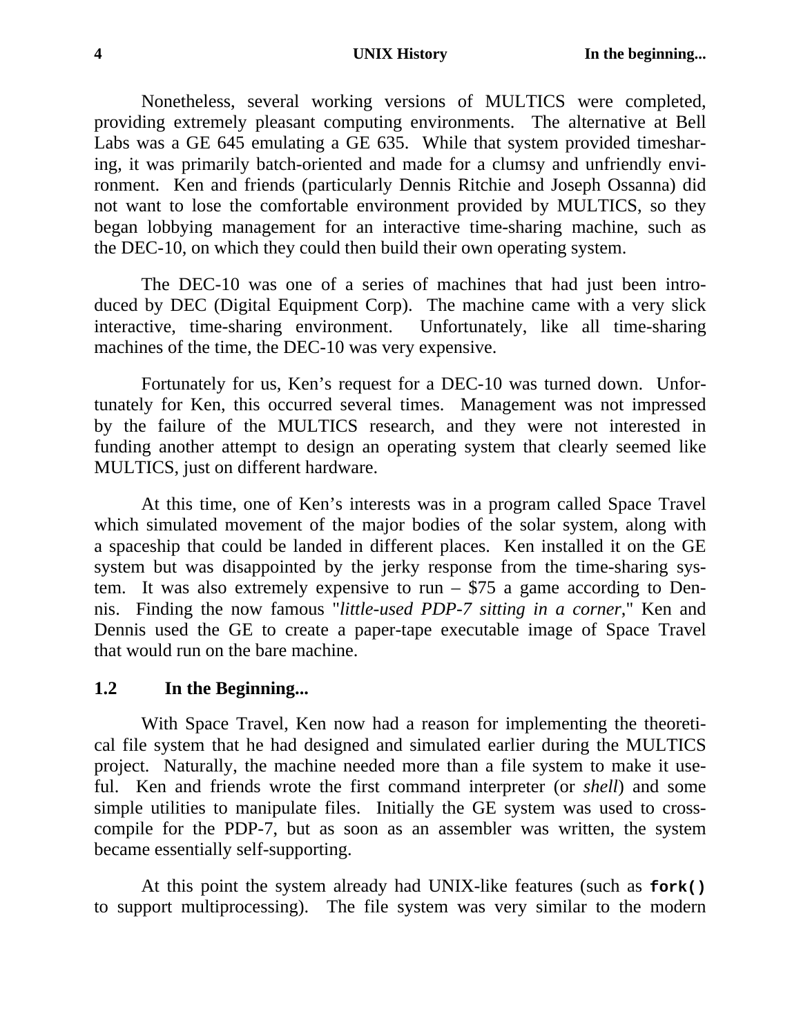Nonetheless, several working versions of MULTICS were completed, providing extremely pleasant computing environments. The alternative at Bell Labs was a GE 645 emulating a GE 635. While that system provided timesharing, it was primarily batch-oriented and made for a clumsy and unfriendly environment. Ken and friends (particularly Dennis Ritchie and Joseph Ossanna) did not want to lose the comfortable environment provided by MULTICS, so they began lobbying management for an interactive time-sharing machine, such as the DEC-10, on which they could then build their own operating system.

The DEC-10 was one of a series of machines that had just been introduced by DEC (Digital Equipment Corp). The machine came with a very slick interactive, time-sharing environment. Unfortunately, like all time-sharing machines of the time, the DEC-10 was very expensive.

Fortunately for us, Ken's request for a DEC-10 was turned down. Unfortunately for Ken, this occurred several times. Management was not impressed by the failure of the MULTICS research, and they were not interested in funding another attempt to design an operating system that clearly seemed like MULTICS, just on different hardware.

At this time, one of Ken's interests was in a program called Space Travel which simulated movement of the major bodies of the solar system, along with a spaceship that could be landed in different places. Ken installed it on the GE system but was disappointed by the jerky response from the time-sharing system. It was also extremely expensive to run – $75 a game according to Dennis. Finding the now famous "*little-used PDP-7 sitting in a corner*," Ken and Dennis used the GE to create a paper-tape executable image of Space Travel that would run on the bare machine.

## 1.2 In the Beginning...

With Space Travel, Ken now had a reason for implementing the theoretical file system that he had designed and simulated earlier during the MULTICS project. Naturally, the machine needed more than a file system to make it useful. Ken and friends wrote the first command interpreter (or *shell*) and some simple utilities to manipulate files. Initially the GE system was used to cross-compile for the PDP-7, but as soon as an assembler was written, the system became essentially self-supporting.

At this point the system already had UNIX-like features (such as **`fork()`** to support multiprocessing). The file system was very similar to the modern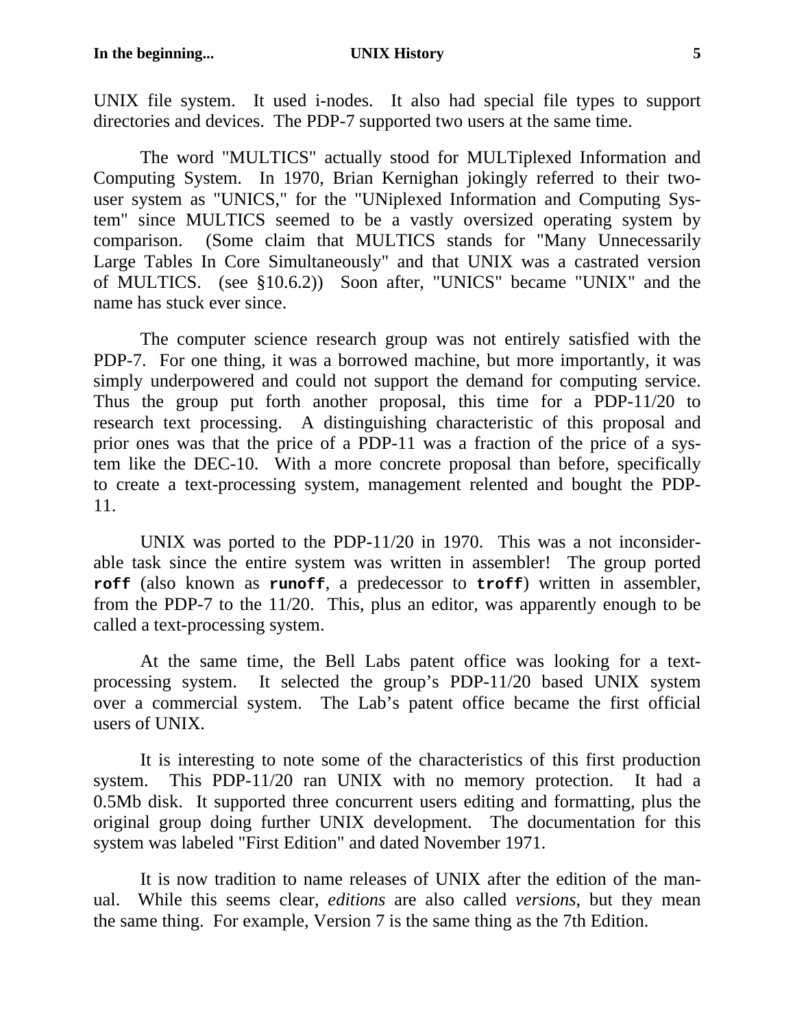UNIX file system. It used i-nodes. It also had special file types to support directories and devices. The PDP-7 supported two users at the same time.

The word "MULTICS" actually stood for MULTiplexed Information and Computing System. In 1970, Brian Kernighan jokingly referred to their two-user system as "UNICS," for the "UNiplexed Information and Computing System" since MULTICS seemed to be a vastly oversized operating system by comparison. (Some claim that MULTICS stands for "Many Unnecessarily Large Tables In Core Simultaneously" and that UNIX was a castrated version of MULTICS. (see §10.6.2)) Soon after, "UNICS" became "UNIX" and the name has stuck ever since.

The computer science research group was not entirely satisfied with the PDP-7. For one thing, it was a borrowed machine, but more importantly, it was simply underpowered and could not support the demand for computing service. Thus the group put forth another proposal, this time for a PDP-11/20 to research text processing. A distinguishing characteristic of this proposal and prior ones was that the price of a PDP-11 was a fraction of the price of a system like the DEC-10. With a more concrete proposal than before, specifically to create a text-processing system, management relented and bought the PDP-11.

UNIX was ported to the PDP-11/20 in 1970. This was a not inconsiderable task since the entire system was written in assembler! The group ported **roff** (also known as **runoff**, a predecessor to **troff**) written in assembler, from the PDP-7 to the 11/20. This, plus an editor, was apparently enough to be called a text-processing system.

At the same time, the Bell Labs patent office was looking for a text-processing system. It selected the group's PDP-11/20 based UNIX system over a commercial system. The Lab's patent office became the first official users of UNIX.

It is interesting to note some of the characteristics of this first production system. This PDP-11/20 ran UNIX with no memory protection. It had a 0.5Mb disk. It supported three concurrent users editing and formatting, plus the original group doing further UNIX development. The documentation for this system was labeled "First Edition" and dated November 1971.

It is now tradition to name releases of UNIX after the edition of the manual. While this seems clear, *editions* are also called *versions*, but they mean the same thing. For example, Version 7 is the same thing as the 7th Edition.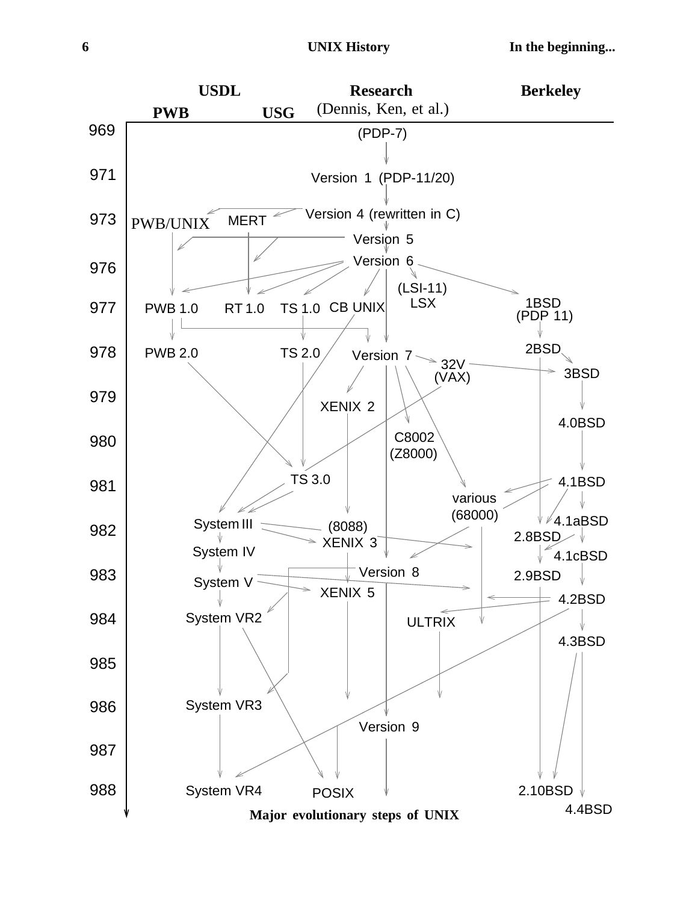| | USDL | | Research | Berkeley |
|---|---|---|---|---|
| | PWB | USG | (Dennis, Ken, et al.) | |
| 969 | | | (PDP-7) | |
| 971 | | | Version 1 (PDP-11/20) | |
| 973 | PWB/UNIX | MERT | Version 4 (rewritten in C) | |
| | | | Version 5 | |
| 976 | | | Version 6 | |
| 977 | PWB 1.0 | RT 1.0, TS 1.0, CB UNIX | (LSI-11) LSX | 1BSD (PDP 11) |
| 978 | PWB 2.0 | TS 2.0 | Version 7, 32V (VAX) | 2BSD, 3BSD |
| 979 | | | XENIX 2 | 4.0BSD |
| 980 | | | C8002 (Z8000) | |
| 981 | | TS 3.0 | various (68000) | 4.1BSD |
| 982 | System III | | (8088) XENIX 3 | 4.1aBSD, 2.8BSD |
| | System IV | | | 4.1cBSD |
| 983 | System V | | Version 8, XENIX 5 | 2.9BSD, 4.2BSD |
| 984 | System VR2 | | ULTRIX | |
| | | | | 4.3BSD |
| 985 | | | | |
| 986 | System VR3 | | Version 9 | |
| 987 | | | | |
| 988 | System VR4 | | POSIX | 2.10BSD, 4.4BSD |

**Major evolutionary steps of UNIX**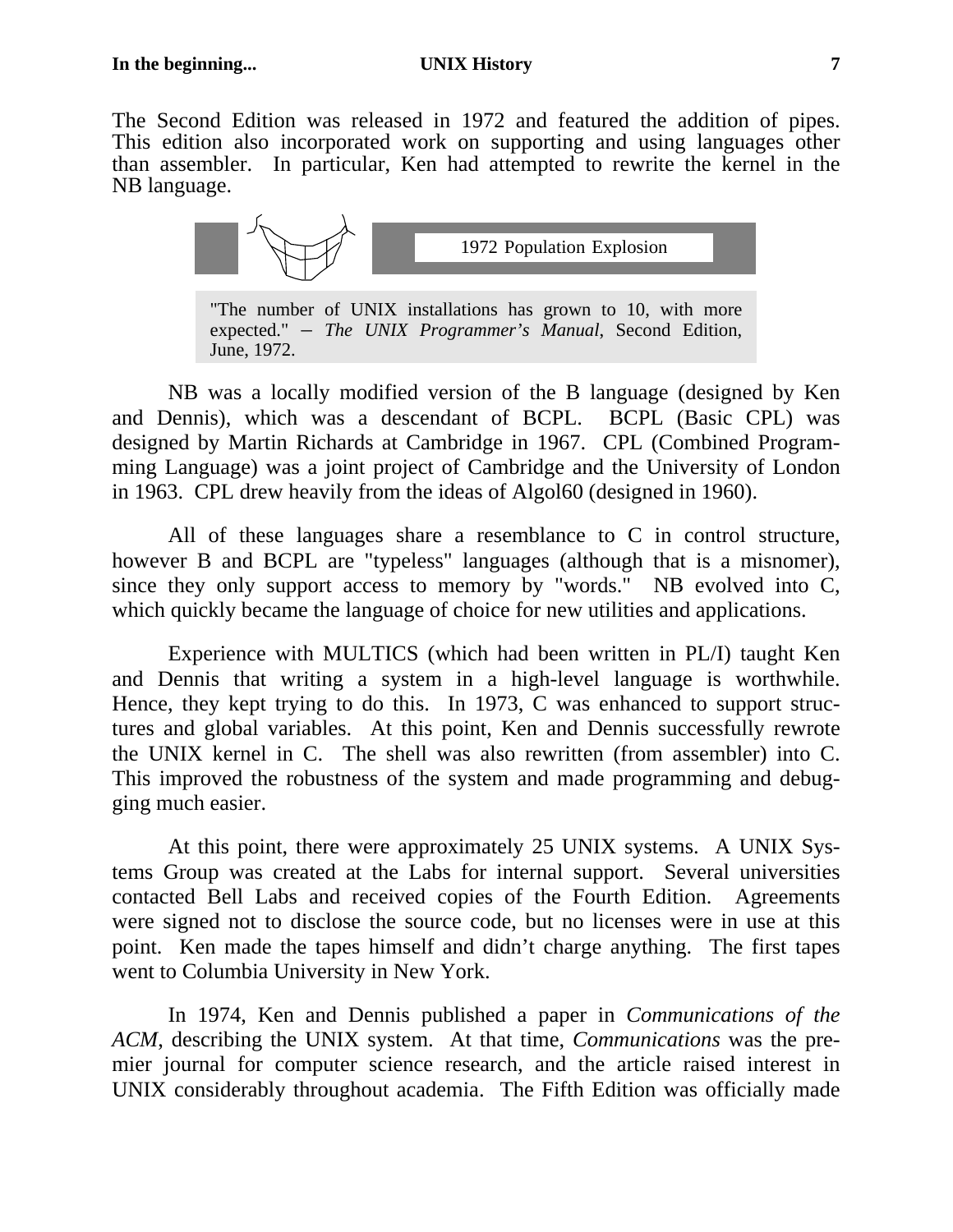The Second Edition was released in 1972 and featured the addition of pipes. This edition also incorporated work on supporting and using languages other than assembler. In particular, Ken had attempted to rewrite the kernel in the NB language.

**1972 Population Explosion**

> "The number of UNIX installations has grown to 10, with more expected." – *The UNIX Programmer's Manual*, Second Edition, June, 1972.

NB was a locally modified version of the B language (designed by Ken and Dennis), which was a descendant of BCPL. BCPL (Basic CPL) was designed by Martin Richards at Cambridge in 1967. CPL (Combined Programming Language) was a joint project of Cambridge and the University of London in 1963. CPL drew heavily from the ideas of Algol60 (designed in 1960).

All of these languages share a resemblance to C in control structure, however B and BCPL are "typeless" languages (although that is a misnomer), since they only support access to memory by "words." NB evolved into C, which quickly became the language of choice for new utilities and applications.

Experience with MULTICS (which had been written in PL/I) taught Ken and Dennis that writing a system in a high-level language is worthwhile. Hence, they kept trying to do this. In 1973, C was enhanced to support structures and global variables. At this point, Ken and Dennis successfully rewrote the UNIX kernel in C. The shell was also rewritten (from assembler) into C. This improved the robustness of the system and made programming and debugging much easier.

At this point, there were approximately 25 UNIX systems. A UNIX Systems Group was created at the Labs for internal support. Several universities contacted Bell Labs and received copies of the Fourth Edition. Agreements were signed not to disclose the source code, but no licenses were in use at this point. Ken made the tapes himself and didn't charge anything. The first tapes went to Columbia University in New York.

In 1974, Ken and Dennis published a paper in *Communications of the ACM*, describing the UNIX system. At that time, *Communications* was the premier journal for computer science research, and the article raised interest in UNIX considerably throughout academia. The Fifth Edition was officially made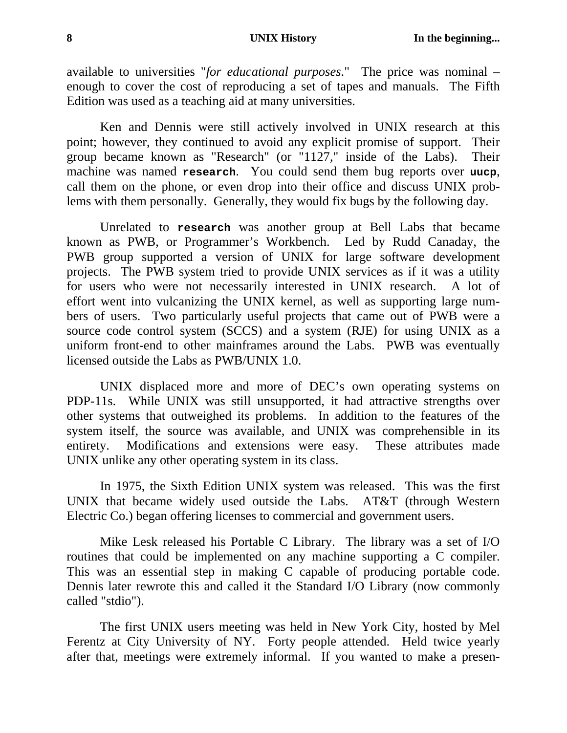available to universities "*for educational purposes*." The price was nominal – enough to cover the cost of reproducing a set of tapes and manuals. The Fifth Edition was used as a teaching aid at many universities.

Ken and Dennis were still actively involved in UNIX research at this point; however, they continued to avoid any explicit promise of support. Their group became known as "Research" (or "1127," inside of the Labs). Their machine was named **`research`**. You could send them bug reports over **`uucp`**, call them on the phone, or even drop into their office and discuss UNIX problems with them personally. Generally, they would fix bugs by the following day.

Unrelated to **`research`** was another group at Bell Labs that became known as PWB, or Programmer's Workbench. Led by Rudd Canaday, the PWB group supported a version of UNIX for large software development projects. The PWB system tried to provide UNIX services as if it was a utility for users who were not necessarily interested in UNIX research. A lot of effort went into vulcanizing the UNIX kernel, as well as supporting large numbers of users. Two particularly useful projects that came out of PWB were a source code control system (SCCS) and a system (RJE) for using UNIX as a uniform front-end to other mainframes around the Labs. PWB was eventually licensed outside the Labs as PWB/UNIX 1.0.

UNIX displaced more and more of DEC's own operating systems on PDP-11s. While UNIX was still unsupported, it had attractive strengths over other systems that outweighed its problems. In addition to the features of the system itself, the source was available, and UNIX was comprehensible in its entirety. Modifications and extensions were easy. These attributes made UNIX unlike any other operating system in its class.

In 1975, the Sixth Edition UNIX system was released. This was the first UNIX that became widely used outside the Labs. AT&T (through Western Electric Co.) began offering licenses to commercial and government users.

Mike Lesk released his Portable C Library. The library was a set of I/O routines that could be implemented on any machine supporting a C compiler. This was an essential step in making C capable of producing portable code. Dennis later rewrote this and called it the Standard I/O Library (now commonly called "stdio").

The first UNIX users meeting was held in New York City, hosted by Mel Ferentz at City University of NY. Forty people attended. Held twice yearly after that, meetings were extremely informal. If you wanted to make a presen-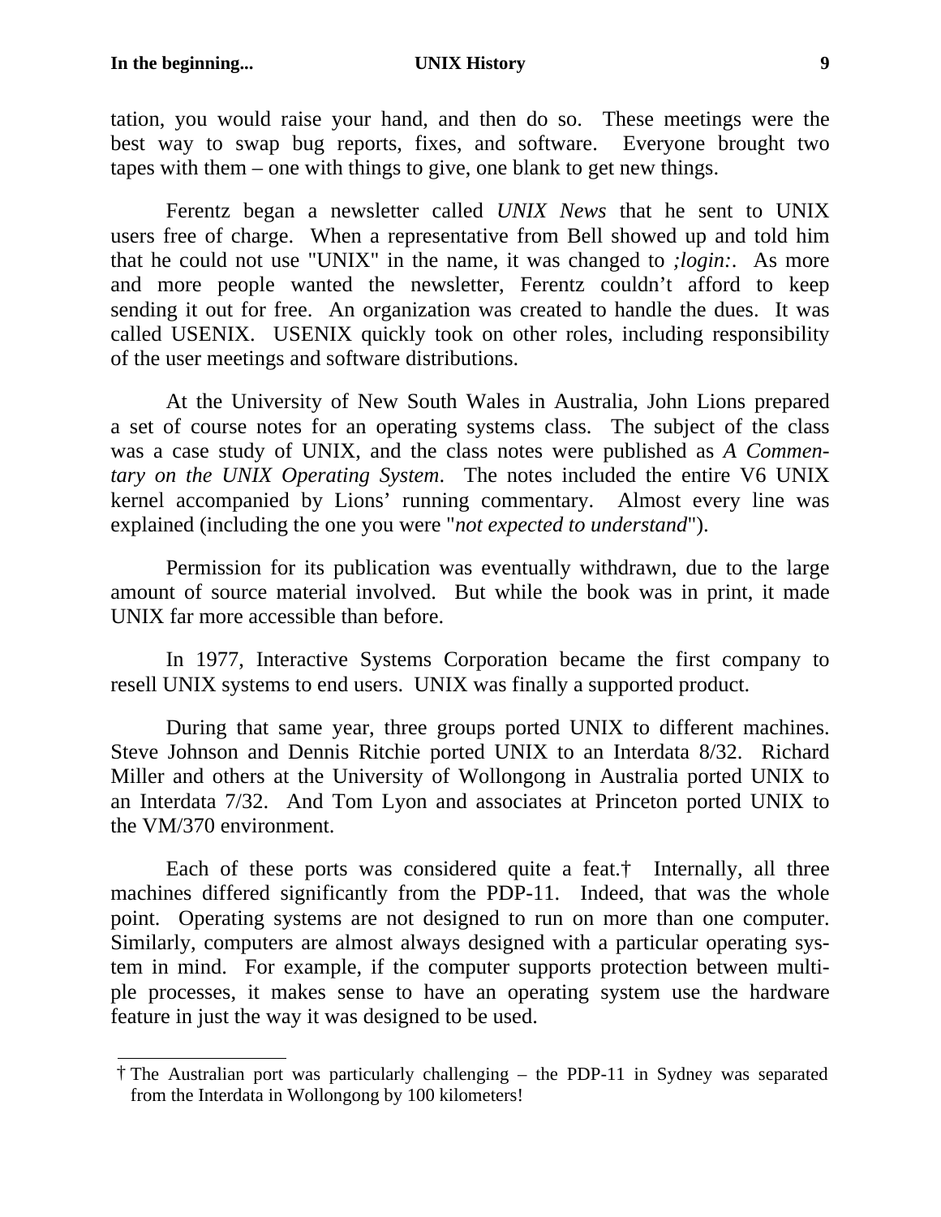tation, you would raise your hand, and then do so. These meetings were the best way to swap bug reports, fixes, and software. Everyone brought two tapes with them – one with things to give, one blank to get new things.

Ferentz began a newsletter called *UNIX News* that he sent to UNIX users free of charge. When a representative from Bell showed up and told him that he could not use "UNIX" in the name, it was changed to *;login:*. As more and more people wanted the newsletter, Ferentz couldn't afford to keep sending it out for free. An organization was created to handle the dues. It was called USENIX. USENIX quickly took on other roles, including responsibility of the user meetings and software distributions.

At the University of New South Wales in Australia, John Lions prepared a set of course notes for an operating systems class. The subject of the class was a case study of UNIX, and the class notes were published as *A Commentary on the UNIX Operating System*. The notes included the entire V6 UNIX kernel accompanied by Lions' running commentary. Almost every line was explained (including the one you were "*not expected to understand*").

Permission for its publication was eventually withdrawn, due to the large amount of source material involved. But while the book was in print, it made UNIX far more accessible than before.

In 1977, Interactive Systems Corporation became the first company to resell UNIX systems to end users. UNIX was finally a supported product.

During that same year, three groups ported UNIX to different machines. Steve Johnson and Dennis Ritchie ported UNIX to an Interdata 8/32. Richard Miller and others at the University of Wollongong in Australia ported UNIX to an Interdata 7/32. And Tom Lyon and associates at Princeton ported UNIX to the VM/370 environment.

Each of these ports was considered quite a feat.† Internally, all three machines differed significantly from the PDP-11. Indeed, that was the whole point. Operating systems are not designed to run on more than one computer. Similarly, computers are almost always designed with a particular operating system in mind. For example, if the computer supports protection between multiple processes, it makes sense to have an operating system use the hardware feature in just the way it was designed to be used.

---

† The Australian port was particularly challenging – the PDP-11 in Sydney was separated from the Interdata in Wollongong by 100 kilometers!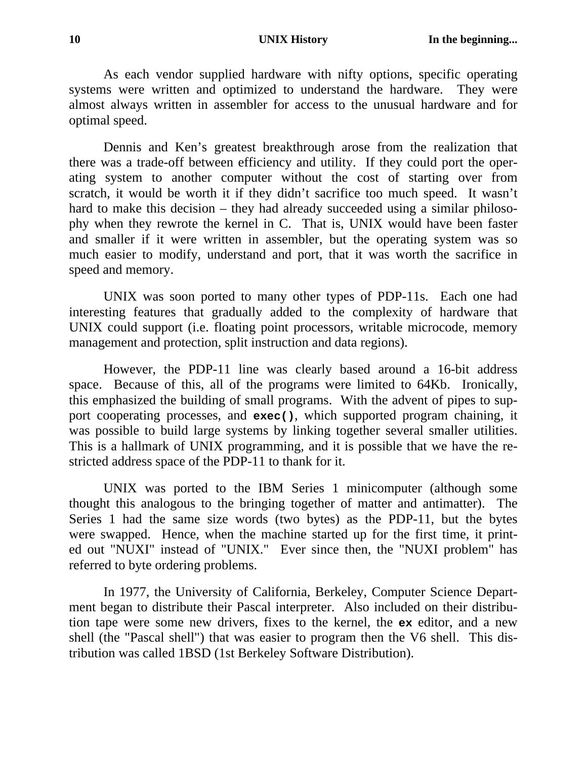As each vendor supplied hardware with nifty options, specific operating systems were written and optimized to understand the hardware. They were almost always written in assembler for access to the unusual hardware and for optimal speed.

Dennis and Ken's greatest breakthrough arose from the realization that there was a trade-off between efficiency and utility. If they could port the operating system to another computer without the cost of starting over from scratch, it would be worth it if they didn't sacrifice too much speed. It wasn't hard to make this decision – they had already succeeded using a similar philosophy when they rewrote the kernel in C. That is, UNIX would have been faster and smaller if it were written in assembler, but the operating system was so much easier to modify, understand and port, that it was worth the sacrifice in speed and memory.

UNIX was soon ported to many other types of PDP-11s. Each one had interesting features that gradually added to the complexity of hardware that UNIX could support (i.e. floating point processors, writable microcode, memory management and protection, split instruction and data regions).

However, the PDP-11 line was clearly based around a 16-bit address space. Because of this, all of the programs were limited to 64Kb. Ironically, this emphasized the building of small programs. With the advent of pipes to support cooperating processes, and **`exec()`**, which supported program chaining, it was possible to build large systems by linking together several smaller utilities. This is a hallmark of UNIX programming, and it is possible that we have the restricted address space of the PDP-11 to thank for it.

UNIX was ported to the IBM Series 1 minicomputer (although some thought this analogous to the bringing together of matter and antimatter). The Series 1 had the same size words (two bytes) as the PDP-11, but the bytes were swapped. Hence, when the machine started up for the first time, it printed out "NUXI" instead of "UNIX." Ever since then, the "NUXI problem" has referred to byte ordering problems.

In 1977, the University of California, Berkeley, Computer Science Department began to distribute their Pascal interpreter. Also included on their distribution tape were some new drivers, fixes to the kernel, the **`ex`** editor, and a new shell (the "Pascal shell") that was easier to program then the V6 shell. This distribution was called 1BSD (1st Berkeley Software Distribution).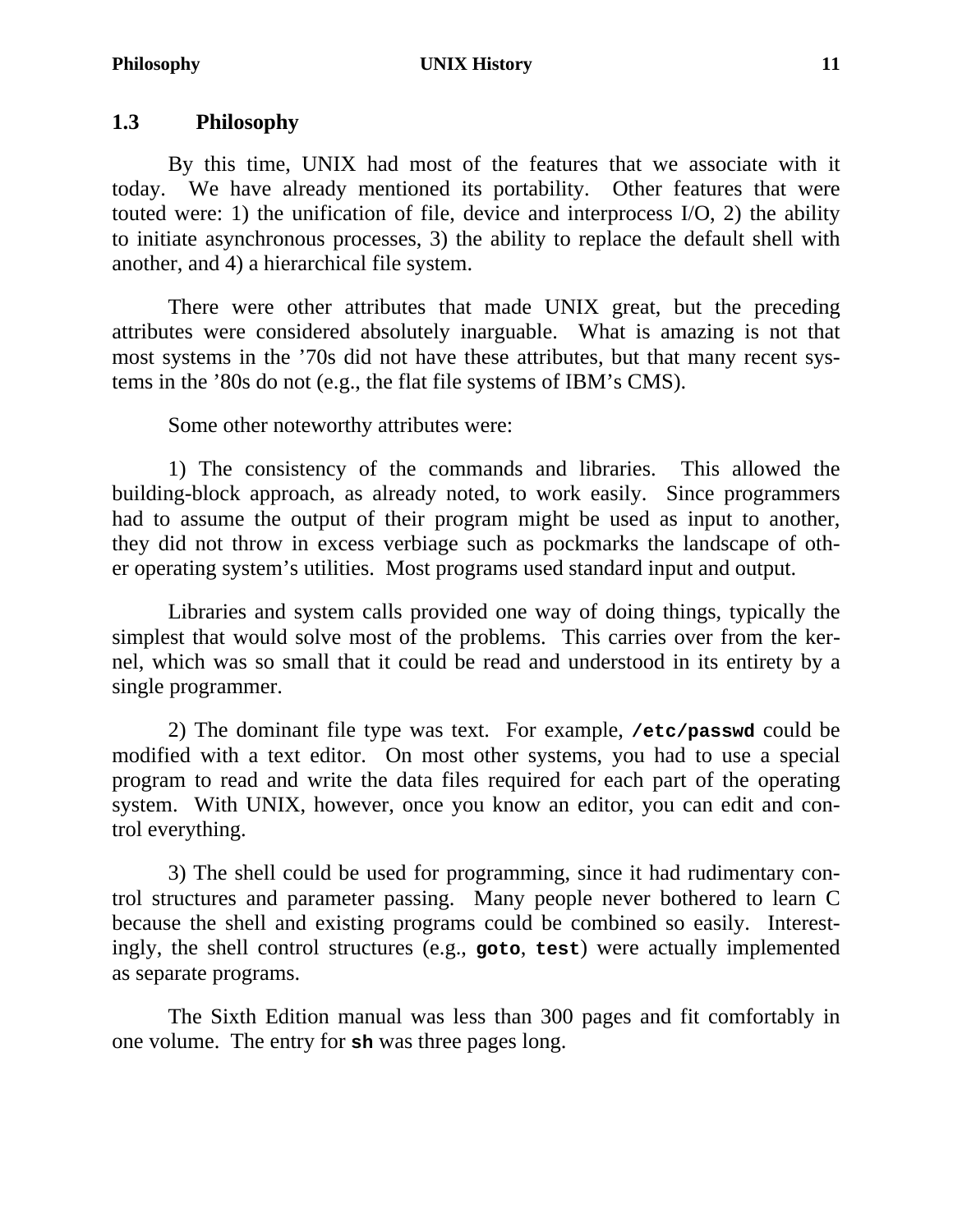## 1.3 Philosophy

By this time, UNIX had most of the features that we associate with it today. We have already mentioned its portability. Other features that were touted were: 1) the unification of file, device and interprocess I/O, 2) the ability to initiate asynchronous processes, 3) the ability to replace the default shell with another, and 4) a hierarchical file system.

There were other attributes that made UNIX great, but the preceding attributes were considered absolutely inarguable. What is amazing is not that most systems in the '70s did not have these attributes, but that many recent systems in the '80s do not (e.g., the flat file systems of IBM's CMS).

Some other noteworthy attributes were:

1) The consistency of the commands and libraries. This allowed the building-block approach, as already noted, to work easily. Since programmers had to assume the output of their program might be used as input to another, they did not throw in excess verbiage such as pockmarks the landscape of other operating system's utilities. Most programs used standard input and output.

Libraries and system calls provided one way of doing things, typically the simplest that would solve most of the problems. This carries over from the kernel, which was so small that it could be read and understood in its entirety by a single programmer.

2) The dominant file type was text. For example, **`/etc/passwd`** could be modified with a text editor. On most other systems, you had to use a special program to read and write the data files required for each part of the operating system. With UNIX, however, once you know an editor, you can edit and control everything.

3) The shell could be used for programming, since it had rudimentary control structures and parameter passing. Many people never bothered to learn C because the shell and existing programs could be combined so easily. Interestingly, the shell control structures (e.g., **`goto`**, **`test`**) were actually implemented as separate programs.

The Sixth Edition manual was less than 300 pages and fit comfortably in one volume. The entry for **`sh`** was three pages long.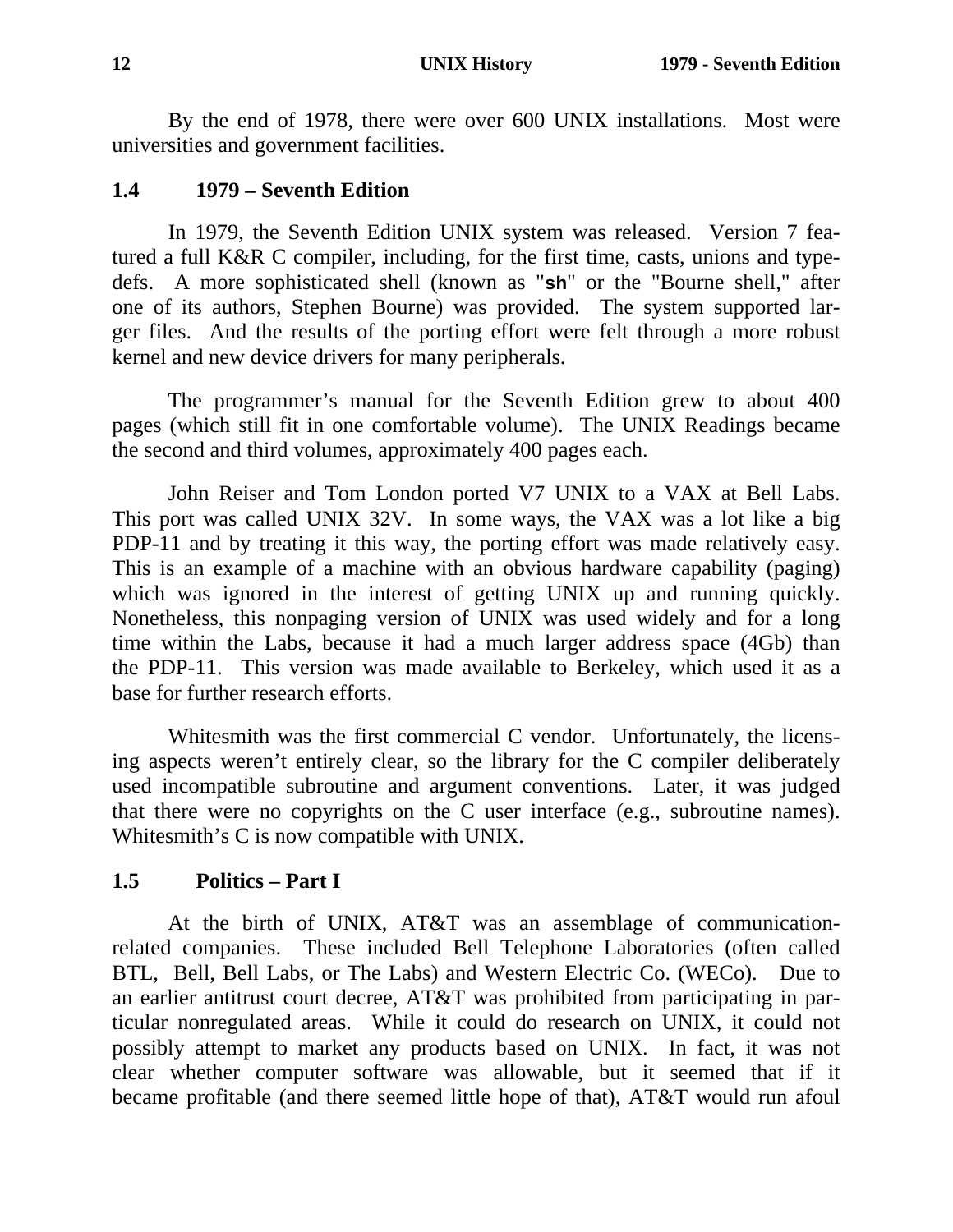By the end of 1978, there were over 600 UNIX installations. Most were universities and government facilities.

## 1.4 1979 – Seventh Edition

In 1979, the Seventh Edition UNIX system was released. Version 7 featured a full K&R C compiler, including, for the first time, casts, unions and typedefs. A more sophisticated shell (known as "**sh**" or the "Bourne shell," after one of its authors, Stephen Bourne) was provided. The system supported larger files. And the results of the porting effort were felt through a more robust kernel and new device drivers for many peripherals.

The programmer's manual for the Seventh Edition grew to about 400 pages (which still fit in one comfortable volume). The UNIX Readings became the second and third volumes, approximately 400 pages each.

John Reiser and Tom London ported V7 UNIX to a VAX at Bell Labs. This port was called UNIX 32V. In some ways, the VAX was a lot like a big PDP-11 and by treating it this way, the porting effort was made relatively easy. This is an example of a machine with an obvious hardware capability (paging) which was ignored in the interest of getting UNIX up and running quickly. Nonetheless, this nonpaging version of UNIX was used widely and for a long time within the Labs, because it had a much larger address space (4Gb) than the PDP-11. This version was made available to Berkeley, which used it as a base for further research efforts.

Whitesmith was the first commercial C vendor. Unfortunately, the licensing aspects weren't entirely clear, so the library for the C compiler deliberately used incompatible subroutine and argument conventions. Later, it was judged that there were no copyrights on the C user interface (e.g., subroutine names). Whitesmith's C is now compatible with UNIX.

## 1.5 Politics – Part I

At the birth of UNIX, AT&T was an assemblage of communication-related companies. These included Bell Telephone Laboratories (often called BTL, Bell, Bell Labs, or The Labs) and Western Electric Co. (WECo). Due to an earlier antitrust court decree, AT&T was prohibited from participating in particular nonregulated areas. While it could do research on UNIX, it could not possibly attempt to market any products based on UNIX. In fact, it was not clear whether computer software was allowable, but it seemed that if it became profitable (and there seemed little hope of that), AT&T would run afoul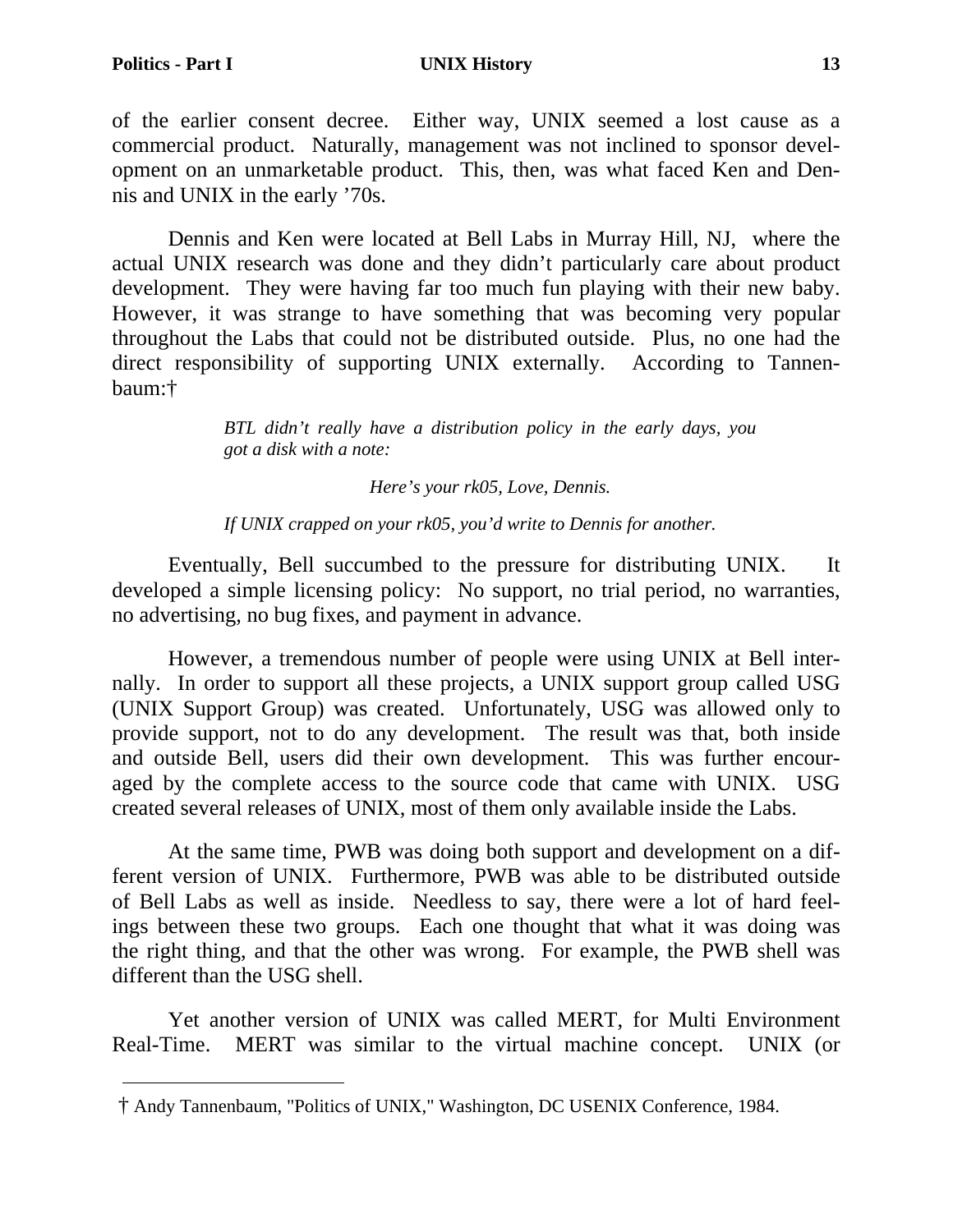of the earlier consent decree. Either way, UNIX seemed a lost cause as a commercial product. Naturally, management was not inclined to sponsor development on an unmarketable product. This, then, was what faced Ken and Dennis and UNIX in the early ’70s.

Dennis and Ken were located at Bell Labs in Murray Hill, NJ, where the actual UNIX research was done and they didn’t particularly care about product development. They were having far too much fun playing with their new baby. However, it was strange to have something that was becoming very popular throughout the Labs that could not be distributed outside. Plus, no one had the direct responsibility of supporting UNIX externally. According to Tannenbaum:†

> *BTL didn’t really have a distribution policy in the early days, you got a disk with a note:*
>
> *Here’s your rk05, Love, Dennis.*
>
> *If UNIX crapped on your rk05, you’d write to Dennis for another.*

Eventually, Bell succumbed to the pressure for distributing UNIX. It developed a simple licensing policy: No support, no trial period, no warranties, no advertising, no bug fixes, and payment in advance.

However, a tremendous number of people were using UNIX at Bell internally. In order to support all these projects, a UNIX support group called USG (UNIX Support Group) was created. Unfortunately, USG was allowed only to provide support, not to do any development. The result was that, both inside and outside Bell, users did their own development. This was further encouraged by the complete access to the source code that came with UNIX. USG created several releases of UNIX, most of them only available inside the Labs.

At the same time, PWB was doing both support and development on a different version of UNIX. Furthermore, PWB was able to be distributed outside of Bell Labs as well as inside. Needless to say, there were a lot of hard feelings between these two groups. Each one thought that what it was doing was the right thing, and that the other was wrong. For example, the PWB shell was different than the USG shell.

Yet another version of UNIX was called MERT, for Multi Environment Real-Time. MERT was similar to the virtual machine concept. UNIX (or

---

† Andy Tannenbaum, "Politics of UNIX," Washington, DC USENIX Conference, 1984.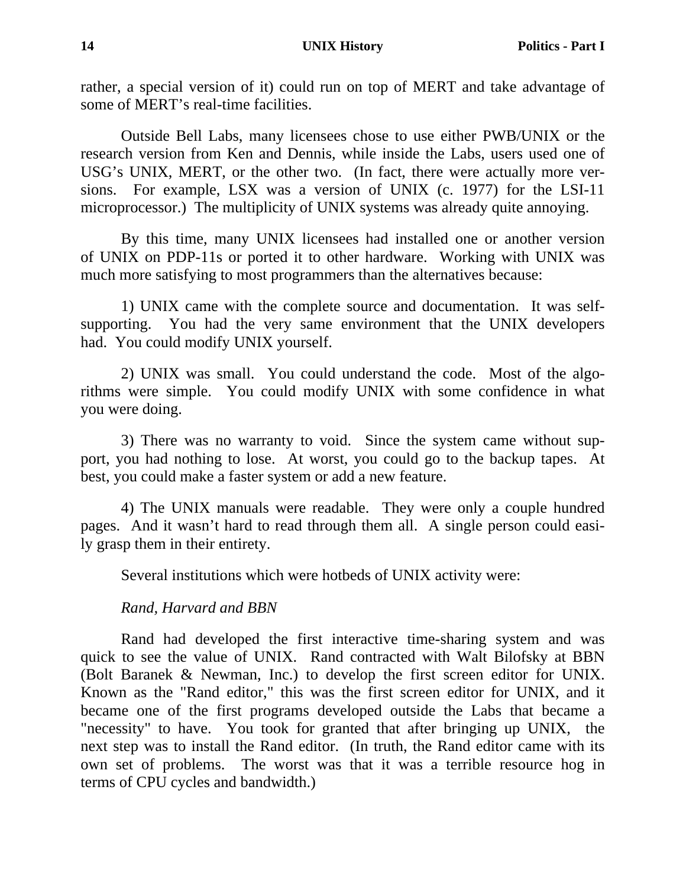rather, a special version of it) could run on top of MERT and take advantage of some of MERT's real-time facilities.

Outside Bell Labs, many licensees chose to use either PWB/UNIX or the research version from Ken and Dennis, while inside the Labs, users used one of USG's UNIX, MERT, or the other two. (In fact, there were actually more versions. For example, LSX was a version of UNIX (c. 1977) for the LSI-11 microprocessor.) The multiplicity of UNIX systems was already quite annoying.

By this time, many UNIX licensees had installed one or another version of UNIX on PDP-11s or ported it to other hardware. Working with UNIX was much more satisfying to most programmers than the alternatives because:

1) UNIX came with the complete source and documentation. It was self-supporting. You had the very same environment that the UNIX developers had. You could modify UNIX yourself.

2) UNIX was small. You could understand the code. Most of the algorithms were simple. You could modify UNIX with some confidence in what you were doing.

3) There was no warranty to void. Since the system came without support, you had nothing to lose. At worst, you could go to the backup tapes. At best, you could make a faster system or add a new feature.

4) The UNIX manuals were readable. They were only a couple hundred pages. And it wasn't hard to read through them all. A single person could easily grasp them in their entirety.

Several institutions which were hotbeds of UNIX activity were:

*Rand, Harvard and BBN*

Rand had developed the first interactive time-sharing system and was quick to see the value of UNIX. Rand contracted with Walt Bilofsky at BBN (Bolt Baranek & Newman, Inc.) to develop the first screen editor for UNIX. Known as the "Rand editor," this was the first screen editor for UNIX, and it became one of the first programs developed outside the Labs that became a "necessity" to have. You took for granted that after bringing up UNIX, the next step was to install the Rand editor. (In truth, the Rand editor came with its own set of problems. The worst was that it was a terrible resource hog in terms of CPU cycles and bandwidth.)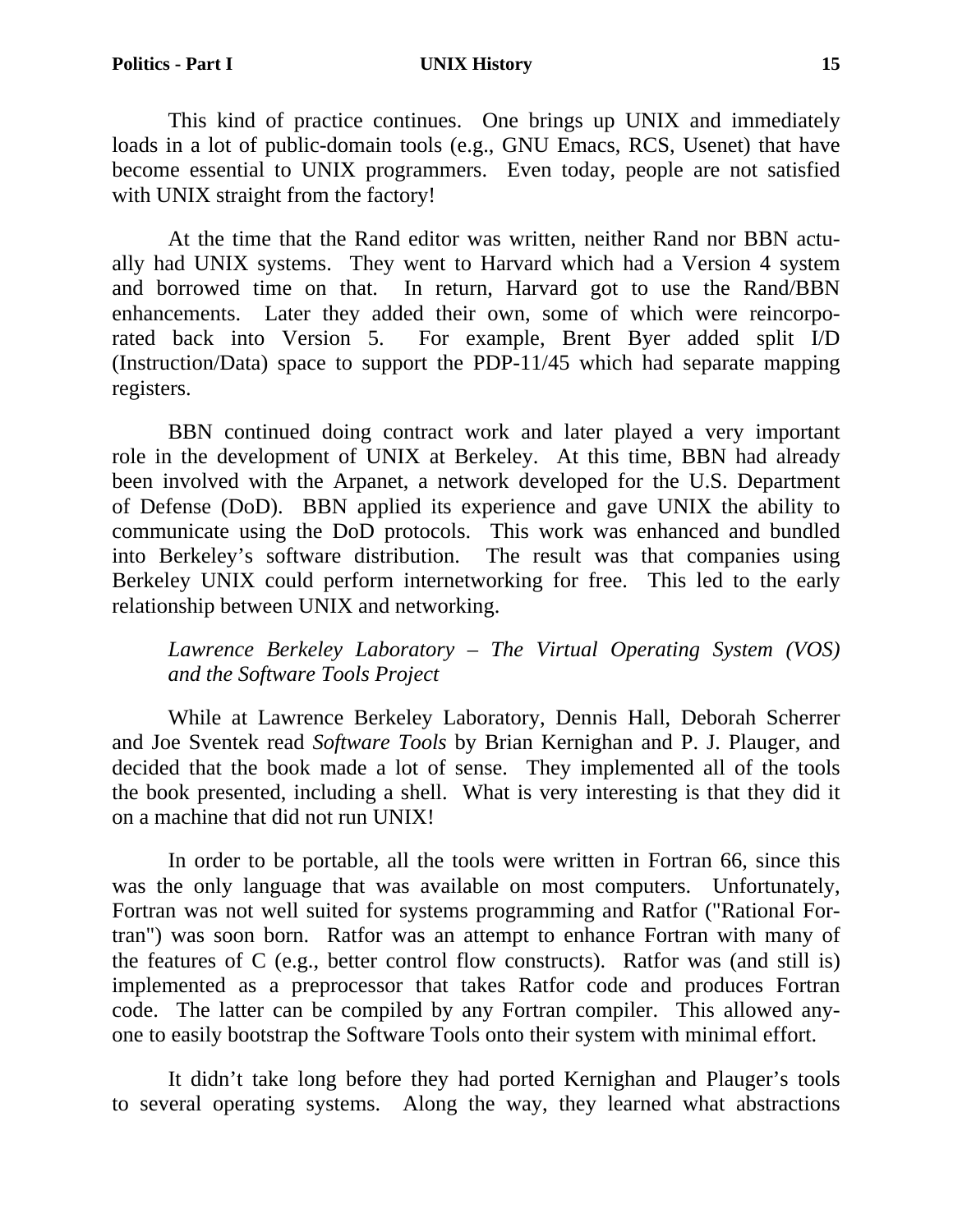This kind of practice continues. One brings up UNIX and immediately loads in a lot of public-domain tools (e.g., GNU Emacs, RCS, Usenet) that have become essential to UNIX programmers. Even today, people are not satisfied with UNIX straight from the factory!

At the time that the Rand editor was written, neither Rand nor BBN actually had UNIX systems. They went to Harvard which had a Version 4 system and borrowed time on that. In return, Harvard got to use the Rand/BBN enhancements. Later they added their own, some of which were reincorporated back into Version 5. For example, Brent Byer added split I/D (Instruction/Data) space to support the PDP-11/45 which had separate mapping registers.

BBN continued doing contract work and later played a very important role in the development of UNIX at Berkeley. At this time, BBN had already been involved with the Arpanet, a network developed for the U.S. Department of Defense (DoD). BBN applied its experience and gave UNIX the ability to communicate using the DoD protocols. This work was enhanced and bundled into Berkeley's software distribution. The result was that companies using Berkeley UNIX could perform internetworking for free. This led to the early relationship between UNIX and networking.

*Lawrence Berkeley Laboratory – The Virtual Operating System (VOS) and the Software Tools Project*

While at Lawrence Berkeley Laboratory, Dennis Hall, Deborah Scherrer and Joe Sventek read *Software Tools* by Brian Kernighan and P. J. Plauger, and decided that the book made a lot of sense. They implemented all of the tools the book presented, including a shell. What is very interesting is that they did it on a machine that did not run UNIX!

In order to be portable, all the tools were written in Fortran 66, since this was the only language that was available on most computers. Unfortunately, Fortran was not well suited for systems programming and Ratfor ("Rational Fortran") was soon born. Ratfor was an attempt to enhance Fortran with many of the features of C (e.g., better control flow constructs). Ratfor was (and still is) implemented as a preprocessor that takes Ratfor code and produces Fortran code. The latter can be compiled by any Fortran compiler. This allowed anyone to easily bootstrap the Software Tools onto their system with minimal effort.

It didn't take long before they had ported Kernighan and Plauger's tools to several operating systems. Along the way, they learned what abstractions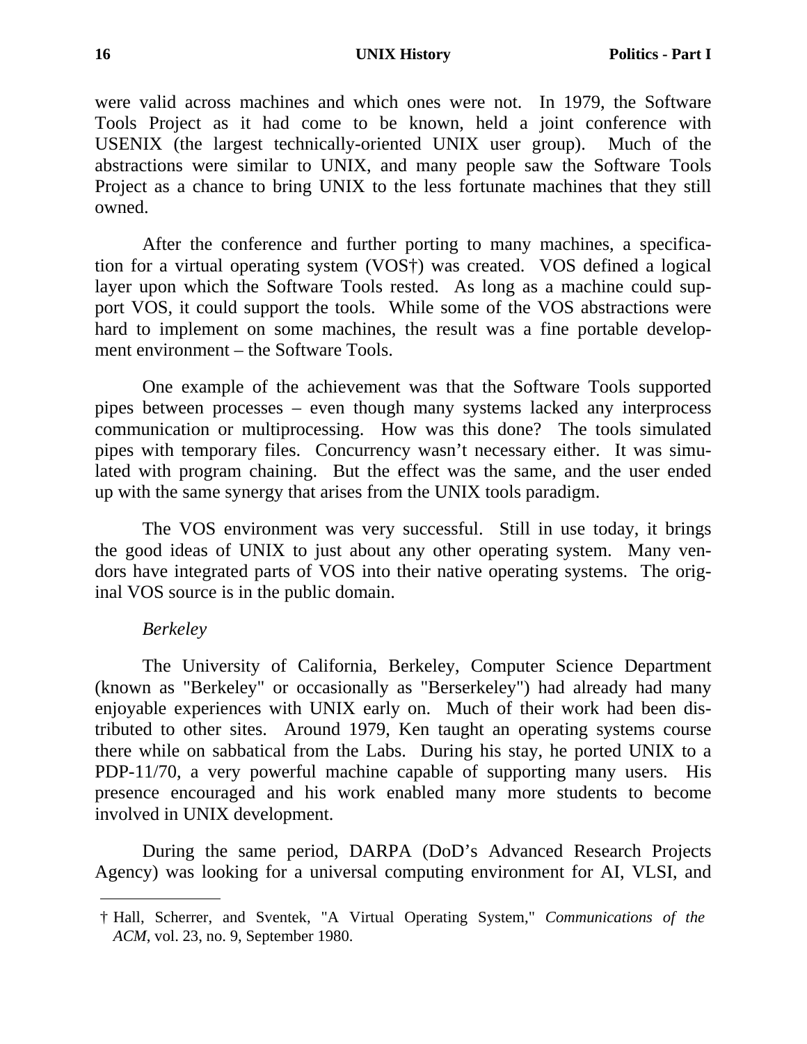were valid across machines and which ones were not. In 1979, the Software Tools Project as it had come to be known, held a joint conference with USENIX (the largest technically-oriented UNIX user group). Much of the abstractions were similar to UNIX, and many people saw the Software Tools Project as a chance to bring UNIX to the less fortunate machines that they still owned.

After the conference and further porting to many machines, a specification for a virtual operating system (VOS†) was created. VOS defined a logical layer upon which the Software Tools rested. As long as a machine could support VOS, it could support the tools. While some of the VOS abstractions were hard to implement on some machines, the result was a fine portable development environment – the Software Tools.

One example of the achievement was that the Software Tools supported pipes between processes – even though many systems lacked any interprocess communication or multiprocessing. How was this done? The tools simulated pipes with temporary files. Concurrency wasn't necessary either. It was simulated with program chaining. But the effect was the same, and the user ended up with the same synergy that arises from the UNIX tools paradigm.

The VOS environment was very successful. Still in use today, it brings the good ideas of UNIX to just about any other operating system. Many vendors have integrated parts of VOS into their native operating systems. The original VOS source is in the public domain.

*Berkeley*

The University of California, Berkeley, Computer Science Department (known as "Berkeley" or occasionally as "Berserkeley") had already had many enjoyable experiences with UNIX early on. Much of their work had been distributed to other sites. Around 1979, Ken taught an operating systems course there while on sabbatical from the Labs. During his stay, he ported UNIX to a PDP-11/70, a very powerful machine capable of supporting many users. His presence encouraged and his work enabled many more students to become involved in UNIX development.

During the same period, DARPA (DoD's Advanced Research Projects Agency) was looking for a universal computing environment for AI, VLSI, and

---

† Hall, Scherrer, and Sventek, "A Virtual Operating System," *Communications of the ACM*, vol. 23, no. 9, September 1980.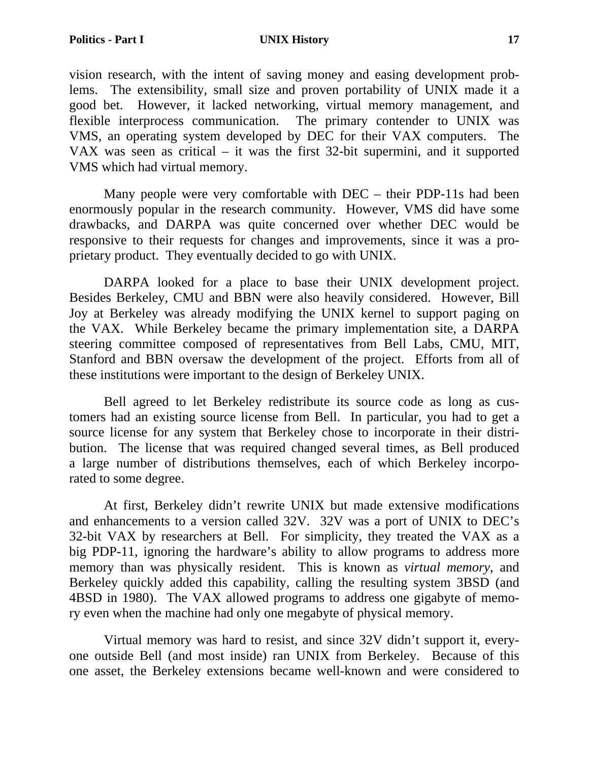vision research, with the intent of saving money and easing development problems. The extensibility, small size and proven portability of UNIX made it a good bet. However, it lacked networking, virtual memory management, and flexible interprocess communication. The primary contender to UNIX was VMS, an operating system developed by DEC for their VAX computers. The VAX was seen as critical – it was the first 32-bit supermini, and it supported VMS which had virtual memory.

Many people were very comfortable with DEC – their PDP-11s had been enormously popular in the research community. However, VMS did have some drawbacks, and DARPA was quite concerned over whether DEC would be responsive to their requests for changes and improvements, since it was a proprietary product. They eventually decided to go with UNIX.

DARPA looked for a place to base their UNIX development project. Besides Berkeley, CMU and BBN were also heavily considered. However, Bill Joy at Berkeley was already modifying the UNIX kernel to support paging on the VAX. While Berkeley became the primary implementation site, a DARPA steering committee composed of representatives from Bell Labs, CMU, MIT, Stanford and BBN oversaw the development of the project. Efforts from all of these institutions were important to the design of Berkeley UNIX.

Bell agreed to let Berkeley redistribute its source code as long as customers had an existing source license from Bell. In particular, you had to get a source license for any system that Berkeley chose to incorporate in their distribution. The license that was required changed several times, as Bell produced a large number of distributions themselves, each of which Berkeley incorporated to some degree.

At first, Berkeley didn't rewrite UNIX but made extensive modifications and enhancements to a version called 32V. 32V was a port of UNIX to DEC's 32-bit VAX by researchers at Bell. For simplicity, they treated the VAX as a big PDP-11, ignoring the hardware's ability to allow programs to address more memory than was physically resident. This is known as *virtual memory*, and Berkeley quickly added this capability, calling the resulting system 3BSD (and 4BSD in 1980). The VAX allowed programs to address one gigabyte of memory even when the machine had only one megabyte of physical memory.

Virtual memory was hard to resist, and since 32V didn't support it, everyone outside Bell (and most inside) ran UNIX from Berkeley. Because of this one asset, the Berkeley extensions became well-known and were considered to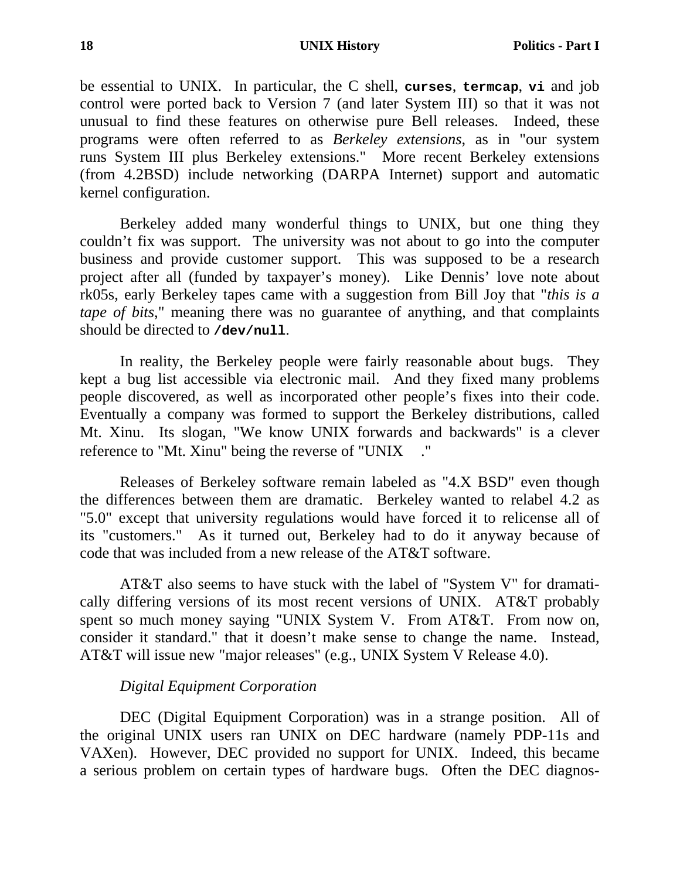be essential to UNIX. In particular, the C shell, **`curses`**, **`termcap`**, **`vi`** and job control were ported back to Version 7 (and later System III) so that it was not unusual to find these features on otherwise pure Bell releases. Indeed, these programs were often referred to as *Berkeley extensions*, as in "our system runs System III plus Berkeley extensions." More recent Berkeley extensions (from 4.2BSD) include networking (DARPA Internet) support and automatic kernel configuration.

Berkeley added many wonderful things to UNIX, but one thing they couldn't fix was support. The university was not about to go into the computer business and provide customer support. This was supposed to be a research project after all (funded by taxpayer's money). Like Dennis' love note about rk05s, early Berkeley tapes came with a suggestion from Bill Joy that "*this is a tape of bits*," meaning there was no guarantee of anything, and that complaints should be directed to **`/dev/null`**.

In reality, the Berkeley people were fairly reasonable about bugs. They kept a bug list accessible via electronic mail. And they fixed many problems people discovered, as well as incorporated other people's fixes into their code. Eventually a company was formed to support the Berkeley distributions, called Mt. Xinu. Its slogan, "We know UNIX forwards and backwards" is a clever reference to "Mt. Xinu" being the reverse of "UNIX ."

Releases of Berkeley software remain labeled as "4.X BSD" even though the differences between them are dramatic. Berkeley wanted to relabel 4.2 as "5.0" except that university regulations would have forced it to relicense all of its "customers." As it turned out, Berkeley had to do it anyway because of code that was included from a new release of the AT&T software.

AT&T also seems to have stuck with the label of "System V" for dramatically differing versions of its most recent versions of UNIX. AT&T probably spent so much money saying "UNIX System V. From AT&T. From now on, consider it standard." that it doesn't make sense to change the name. Instead, AT&T will issue new "major releases" (e.g., UNIX System V Release 4.0).

*Digital Equipment Corporation*

DEC (Digital Equipment Corporation) was in a strange position. All of the original UNIX users ran UNIX on DEC hardware (namely PDP-11s and VAXen). However, DEC provided no support for UNIX. Indeed, this became a serious problem on certain types of hardware bugs. Often the DEC diagnos-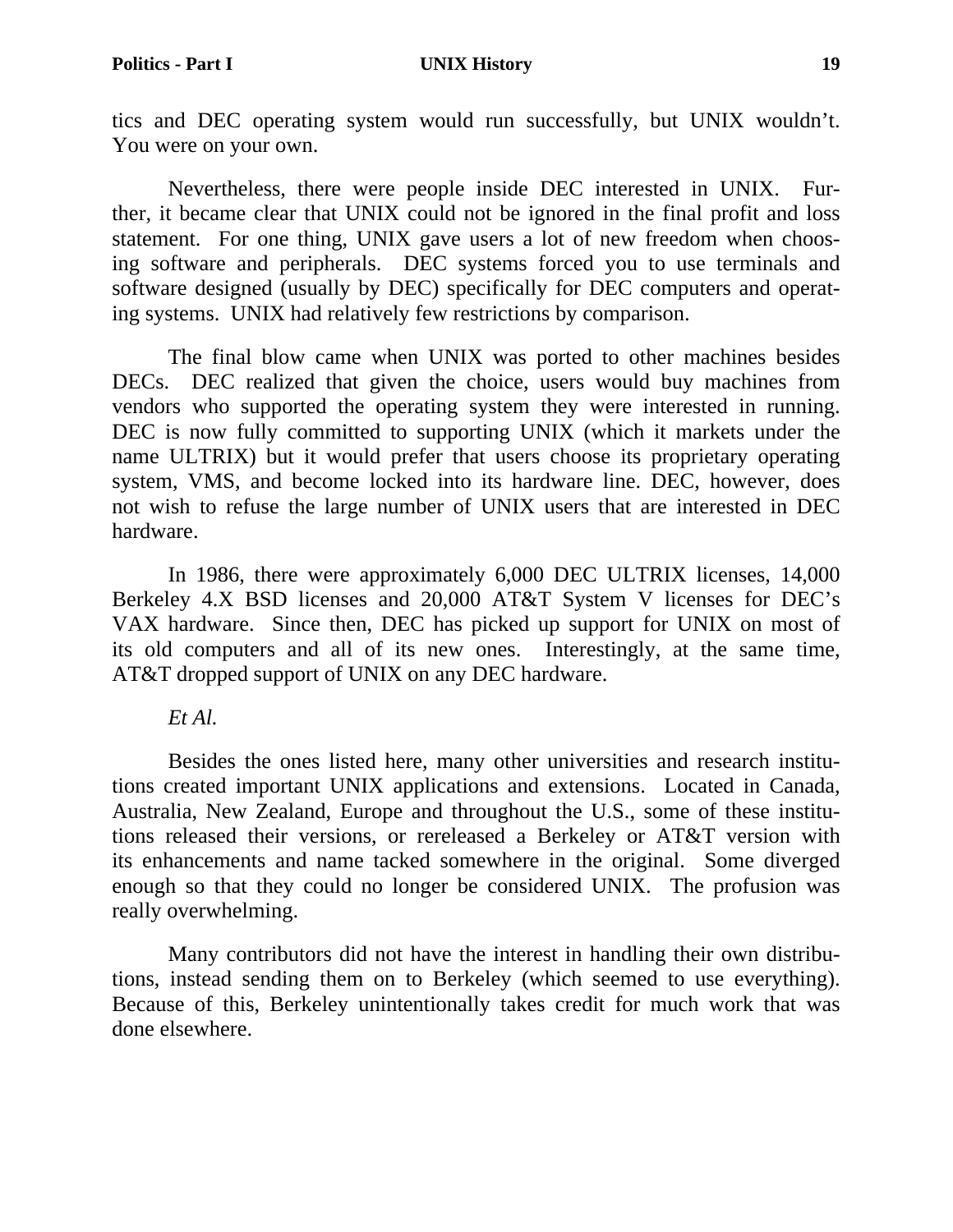tics and DEC operating system would run successfully, but UNIX wouldn't. You were on your own.

Nevertheless, there were people inside DEC interested in UNIX. Further, it became clear that UNIX could not be ignored in the final profit and loss statement. For one thing, UNIX gave users a lot of new freedom when choosing software and peripherals. DEC systems forced you to use terminals and software designed (usually by DEC) specifically for DEC computers and operating systems. UNIX had relatively few restrictions by comparison.

The final blow came when UNIX was ported to other machines besides DECs. DEC realized that given the choice, users would buy machines from vendors who supported the operating system they were interested in running. DEC is now fully committed to supporting UNIX (which it markets under the name ULTRIX) but it would prefer that users choose its proprietary operating system, VMS, and become locked into its hardware line. DEC, however, does not wish to refuse the large number of UNIX users that are interested in DEC hardware.

In 1986, there were approximately 6,000 DEC ULTRIX licenses, 14,000 Berkeley 4.X BSD licenses and 20,000 AT&T System V licenses for DEC's VAX hardware. Since then, DEC has picked up support for UNIX on most of its old computers and all of its new ones. Interestingly, at the same time, AT&T dropped support of UNIX on any DEC hardware.

*Et Al.*

Besides the ones listed here, many other universities and research institutions created important UNIX applications and extensions. Located in Canada, Australia, New Zealand, Europe and throughout the U.S., some of these institutions released their versions, or rereleased a Berkeley or AT&T version with its enhancements and name tacked somewhere in the original. Some diverged enough so that they could no longer be considered UNIX. The profusion was really overwhelming.

Many contributors did not have the interest in handling their own distributions, instead sending them on to Berkeley (which seemed to use everything). Because of this, Berkeley unintentionally takes credit for much work that was done elsewhere.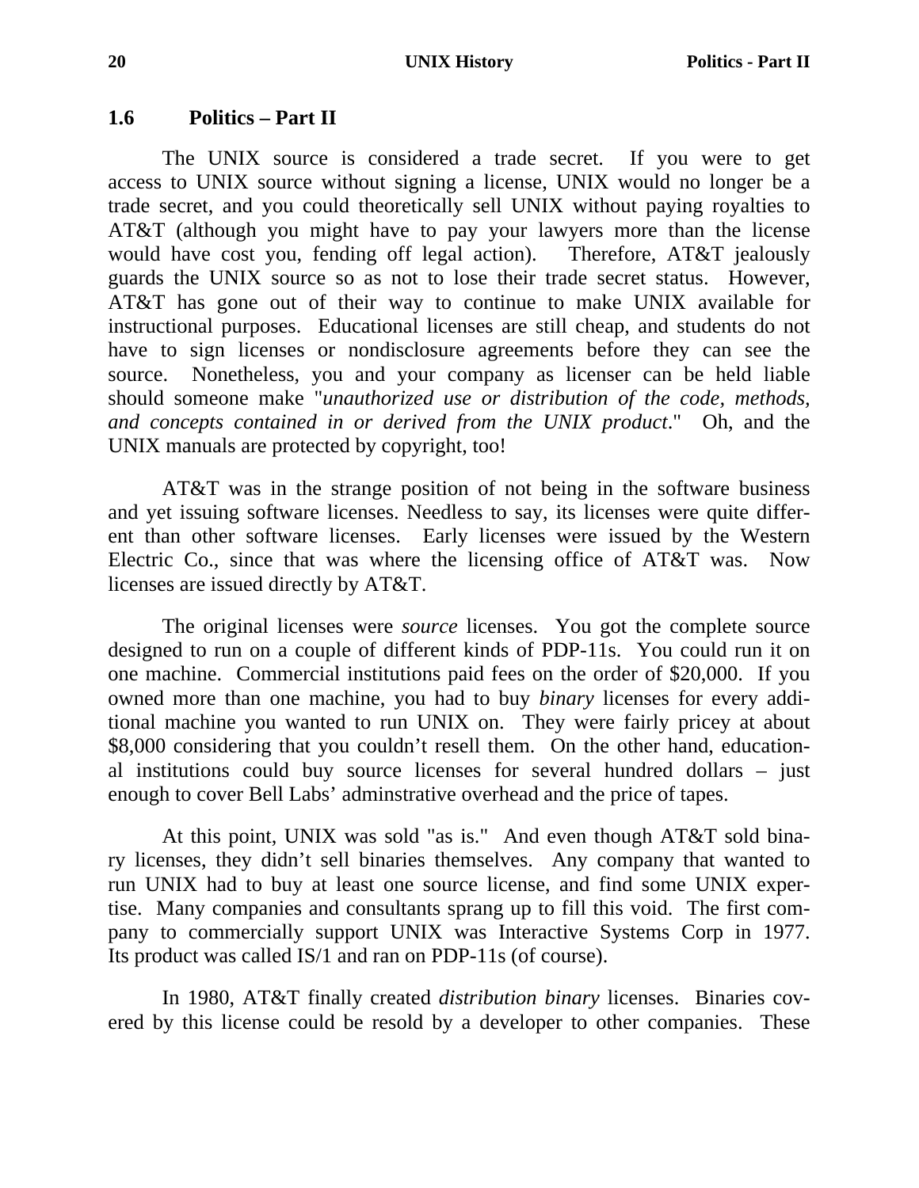## 1.6 Politics – Part II

The UNIX source is considered a trade secret. If you were to get access to UNIX source without signing a license, UNIX would no longer be a trade secret, and you could theoretically sell UNIX without paying royalties to AT&T (although you might have to pay your lawyers more than the license would have cost you, fending off legal action). Therefore, AT&T jealously guards the UNIX source so as not to lose their trade secret status. However, AT&T has gone out of their way to continue to make UNIX available for instructional purposes. Educational licenses are still cheap, and students do not have to sign licenses or nondisclosure agreements before they can see the source. Nonetheless, you and your company as licenser can be held liable should someone make "*unauthorized use or distribution of the code, methods, and concepts contained in or derived from the UNIX product*." Oh, and the UNIX manuals are protected by copyright, too!

AT&T was in the strange position of not being in the software business and yet issuing software licenses. Needless to say, its licenses were quite different than other software licenses. Early licenses were issued by the Western Electric Co., since that was where the licensing office of AT&T was. Now licenses are issued directly by AT&T.

The original licenses were *source* licenses. You got the complete source designed to run on a couple of different kinds of PDP-11s. You could run it on one machine. Commercial institutions paid fees on the order of $20,000. If you owned more than one machine, you had to buy *binary* licenses for every additional machine you wanted to run UNIX on. They were fairly pricey at about $8,000 considering that you couldn't resell them. On the other hand, educational institutions could buy source licenses for several hundred dollars – just enough to cover Bell Labs' adminstrative overhead and the price of tapes.

At this point, UNIX was sold "as is." And even though AT&T sold binary licenses, they didn't sell binaries themselves. Any company that wanted to run UNIX had to buy at least one source license, and find some UNIX expertise. Many companies and consultants sprang up to fill this void. The first company to commercially support UNIX was Interactive Systems Corp in 1977. Its product was called IS/1 and ran on PDP-11s (of course).

In 1980, AT&T finally created *distribution binary* licenses. Binaries covered by this license could be resold by a developer to other companies. These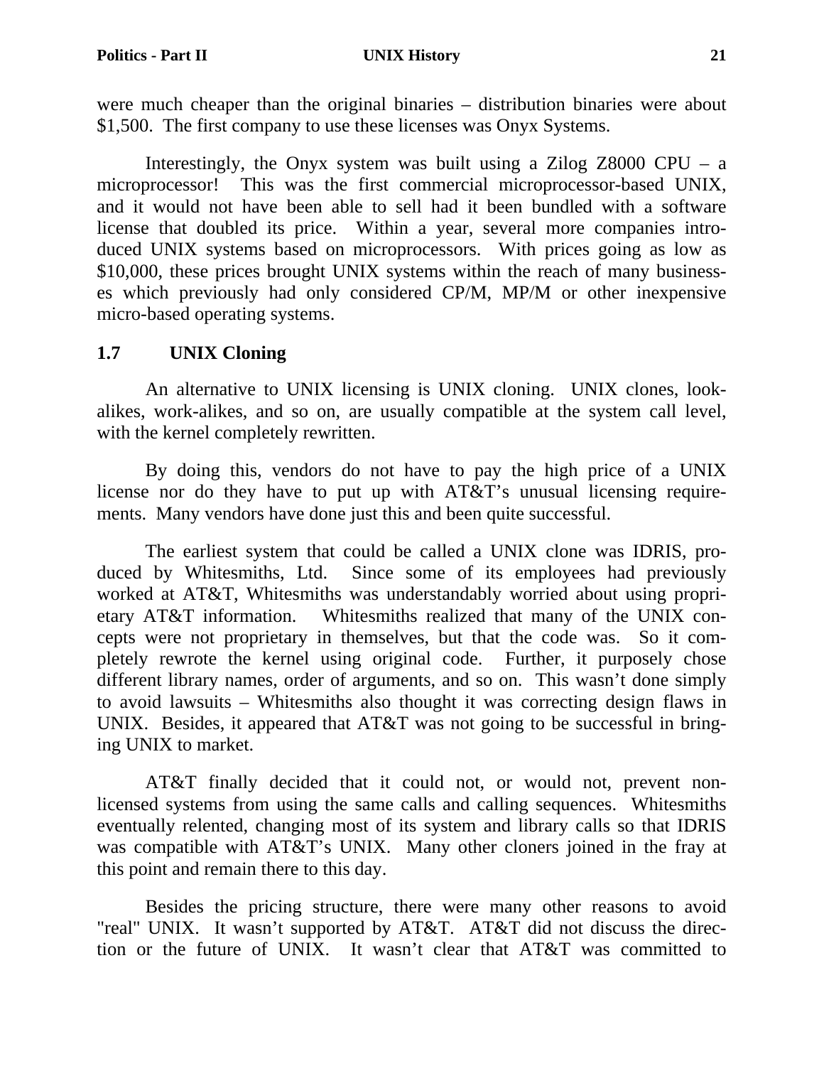were much cheaper than the original binaries – distribution binaries were about $1,500. The first company to use these licenses was Onyx Systems.

Interestingly, the Onyx system was built using a Zilog Z8000 CPU – a microprocessor! This was the first commercial microprocessor-based UNIX, and it would not have been able to sell had it been bundled with a software license that doubled its price. Within a year, several more companies introduced UNIX systems based on microprocessors. With prices going as low as $10,000, these prices brought UNIX systems within the reach of many businesses which previously had only considered CP/M, MP/M or other inexpensive micro-based operating systems.

## 1.7 UNIX Cloning

An alternative to UNIX licensing is UNIX cloning. UNIX clones, look-alikes, work-alikes, and so on, are usually compatible at the system call level, with the kernel completely rewritten.

By doing this, vendors do not have to pay the high price of a UNIX license nor do they have to put up with AT&T's unusual licensing requirements. Many vendors have done just this and been quite successful.

The earliest system that could be called a UNIX clone was IDRIS, produced by Whitesmiths, Ltd. Since some of its employees had previously worked at AT&T, Whitesmiths was understandably worried about using proprietary AT&T information. Whitesmiths realized that many of the UNIX concepts were not proprietary in themselves, but that the code was. So it completely rewrote the kernel using original code. Further, it purposely chose different library names, order of arguments, and so on. This wasn't done simply to avoid lawsuits – Whitesmiths also thought it was correcting design flaws in UNIX. Besides, it appeared that AT&T was not going to be successful in bringing UNIX to market.

AT&T finally decided that it could not, or would not, prevent non-licensed systems from using the same calls and calling sequences. Whitesmiths eventually relented, changing most of its system and library calls so that IDRIS was compatible with AT&T's UNIX. Many other cloners joined in the fray at this point and remain there to this day.

Besides the pricing structure, there were many other reasons to avoid "real" UNIX. It wasn't supported by AT&T. AT&T did not discuss the direction or the future of UNIX. It wasn't clear that AT&T was committed to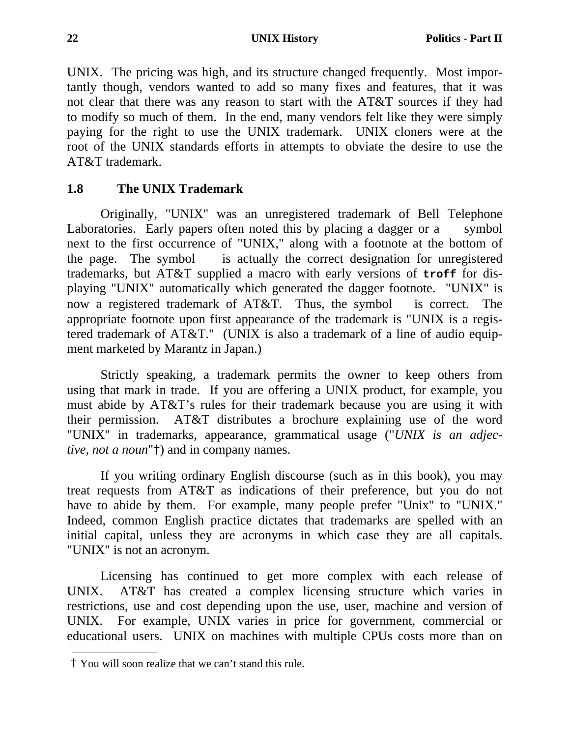UNIX. The pricing was high, and its structure changed frequently. Most importantly though, vendors wanted to add so many fixes and features, that it was not clear that there was any reason to start with the AT&T sources if they had to modify so much of them. In the end, many vendors felt like they were simply paying for the right to use the UNIX trademark. UNIX cloners were at the root of the UNIX standards efforts in attempts to obviate the desire to use the AT&T trademark.

## 1.8 The UNIX Trademark

Originally, "UNIX" was an unregistered trademark of Bell Telephone Laboratories. Early papers often noted this by placing a dagger or a symbol next to the first occurrence of "UNIX," along with a footnote at the bottom of the page. The symbol is actually the correct designation for unregistered trademarks, but AT&T supplied a macro with early versions of **`troff`** for displaying "UNIX" automatically which generated the dagger footnote. "UNIX" is now a registered trademark of AT&T. Thus, the symbol is correct. The appropriate footnote upon first appearance of the trademark is "UNIX is a registered trademark of AT&T." (UNIX is also a trademark of a line of audio equipment marketed by Marantz in Japan.)

Strictly speaking, a trademark permits the owner to keep others from using that mark in trade. If you are offering a UNIX product, for example, you must abide by AT&T's rules for their trademark because you are using it with their permission. AT&T distributes a brochure explaining use of the word "UNIX" in trademarks, appearance, grammatical usage ("*UNIX is an adjective, not a noun*"†) and in company names.

If you writing ordinary English discourse (such as in this book), you may treat requests from AT&T as indications of their preference, but you do not have to abide by them. For example, many people prefer "Unix" to "UNIX." Indeed, common English practice dictates that trademarks are spelled with an initial capital, unless they are acronyms in which case they are all capitals. "UNIX" is not an acronym.

Licensing has continued to get more complex with each release of UNIX. AT&T has created a complex licensing structure which varies in restrictions, use and cost depending upon the use, user, machine and version of UNIX. For example, UNIX varies in price for government, commercial or educational users. UNIX on machines with multiple CPUs costs more than on

---

† You will soon realize that we can't stand this rule.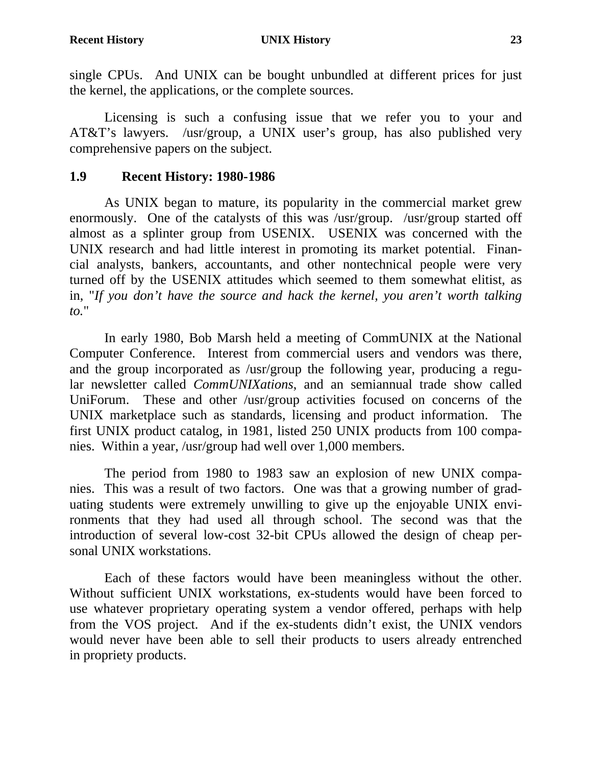single CPUs. And UNIX can be bought unbundled at different prices for just the kernel, the applications, or the complete sources.

Licensing is such a confusing issue that we refer you to your and AT&T's lawyers. /usr/group, a UNIX user's group, has also published very comprehensive papers on the subject.

## 1.9 Recent History: 1980-1986

As UNIX began to mature, its popularity in the commercial market grew enormously. One of the catalysts of this was /usr/group. /usr/group started off almost as a splinter group from USENIX. USENIX was concerned with the UNIX research and had little interest in promoting its market potential. Financial analysts, bankers, accountants, and other nontechnical people were very turned off by the USENIX attitudes which seemed to them somewhat elitist, as in, "*If you don't have the source and hack the kernel, you aren't worth talking to.*"

In early 1980, Bob Marsh held a meeting of CommUNIX at the National Computer Conference. Interest from commercial users and vendors was there, and the group incorporated as /usr/group the following year, producing a regular newsletter called *CommUNIXations*, and an semiannual trade show called UniForum. These and other /usr/group activities focused on concerns of the UNIX marketplace such as standards, licensing and product information. The first UNIX product catalog, in 1981, listed 250 UNIX products from 100 companies. Within a year, /usr/group had well over 1,000 members.

The period from 1980 to 1983 saw an explosion of new UNIX companies. This was a result of two factors. One was that a growing number of graduating students were extremely unwilling to give up the enjoyable UNIX environments that they had used all through school. The second was that the introduction of several low-cost 32-bit CPUs allowed the design of cheap personal UNIX workstations.

Each of these factors would have been meaningless without the other. Without sufficient UNIX workstations, ex-students would have been forced to use whatever proprietary operating system a vendor offered, perhaps with help from the VOS project. And if the ex-students didn't exist, the UNIX vendors would never have been able to sell their products to users already entrenched in propriety products.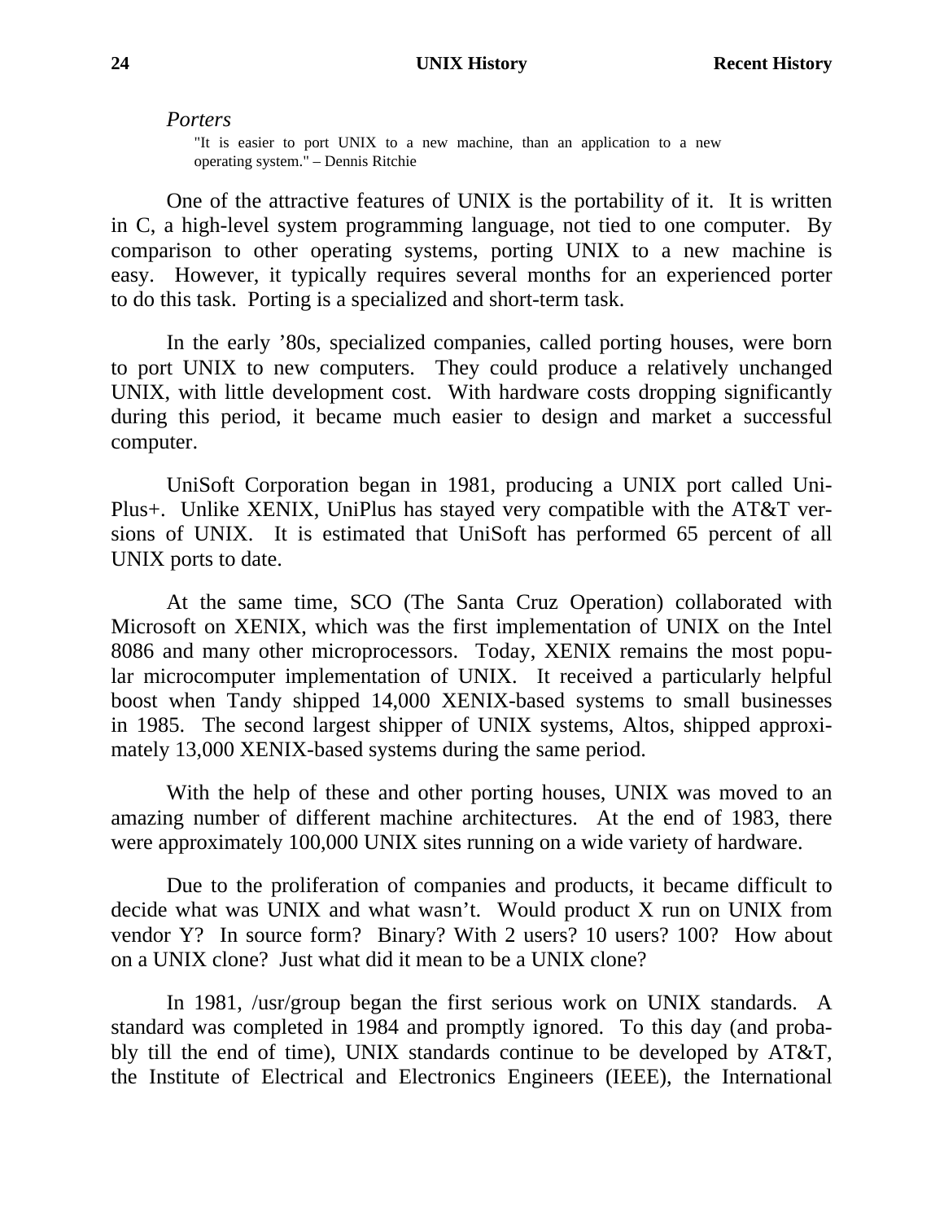### *Porters*

> "It is easier to port UNIX to a new machine, than an application to a new operating system." – Dennis Ritchie

One of the attractive features of UNIX is the portability of it. It is written in C, a high-level system programming language, not tied to one computer. By comparison to other operating systems, porting UNIX to a new machine is easy. However, it typically requires several months for an experienced porter to do this task. Porting is a specialized and short-term task.

In the early '80s, specialized companies, called porting houses, were born to port UNIX to new computers. They could produce a relatively unchanged UNIX, with little development cost. With hardware costs dropping significantly during this period, it became much easier to design and market a successful computer.

UniSoft Corporation began in 1981, producing a UNIX port called UniPlus+. Unlike XENIX, UniPlus has stayed very compatible with the AT&T versions of UNIX. It is estimated that UniSoft has performed 65 percent of all UNIX ports to date.

At the same time, SCO (The Santa Cruz Operation) collaborated with Microsoft on XENIX, which was the first implementation of UNIX on the Intel 8086 and many other microprocessors. Today, XENIX remains the most popular microcomputer implementation of UNIX. It received a particularly helpful boost when Tandy shipped 14,000 XENIX-based systems to small businesses in 1985. The second largest shipper of UNIX systems, Altos, shipped approximately 13,000 XENIX-based systems during the same period.

With the help of these and other porting houses, UNIX was moved to an amazing number of different machine architectures. At the end of 1983, there were approximately 100,000 UNIX sites running on a wide variety of hardware.

Due to the proliferation of companies and products, it became difficult to decide what was UNIX and what wasn't. Would product X run on UNIX from vendor Y? In source form? Binary? With 2 users? 10 users? 100? How about on a UNIX clone? Just what did it mean to be a UNIX clone?

In 1981, /usr/group began the first serious work on UNIX standards. A standard was completed in 1984 and promptly ignored. To this day (and probably till the end of time), UNIX standards continue to be developed by AT&T, the Institute of Electrical and Electronics Engineers (IEEE), the International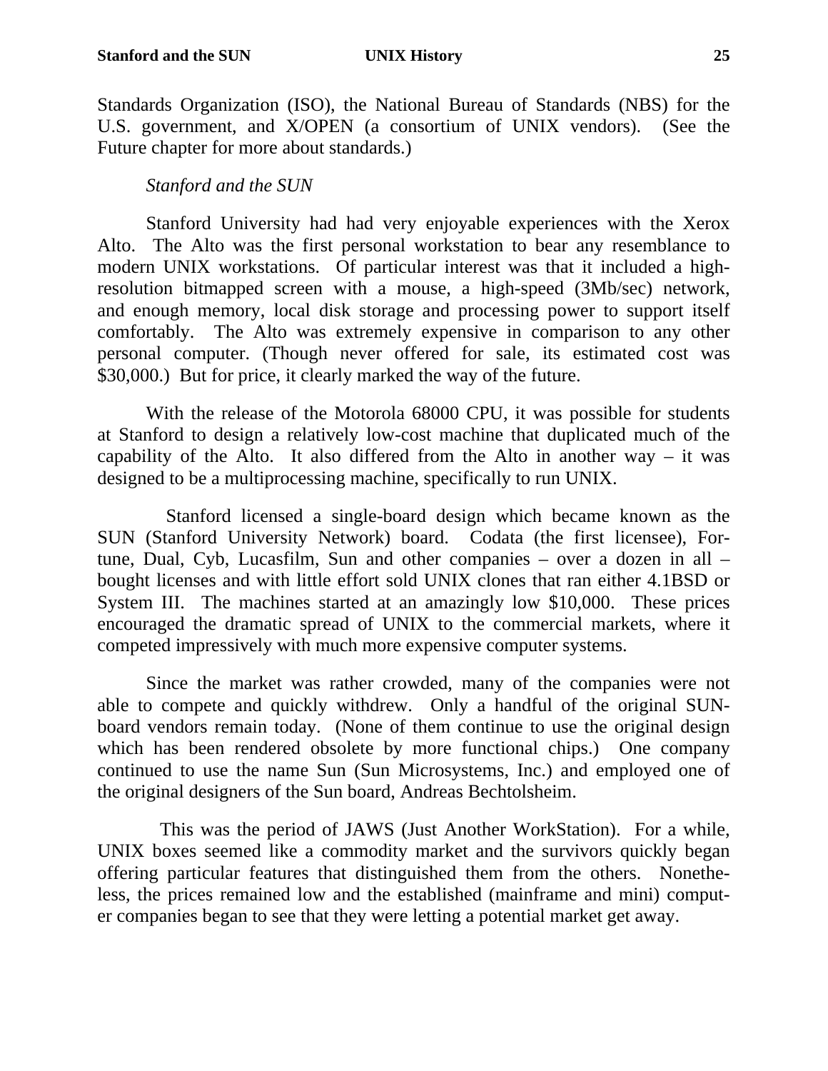Standards Organization (ISO), the National Bureau of Standards (NBS) for the U.S. government, and X/OPEN (a consortium of UNIX vendors). (See the Future chapter for more about standards.)

### *Stanford and the SUN*

Stanford University had had very enjoyable experiences with the Xerox Alto. The Alto was the first personal workstation to bear any resemblance to modern UNIX workstations. Of particular interest was that it included a high-resolution bitmapped screen with a mouse, a high-speed (3Mb/sec) network, and enough memory, local disk storage and processing power to support itself comfortably. The Alto was extremely expensive in comparison to any other personal computer. (Though never offered for sale, its estimated cost was $30,000.) But for price, it clearly marked the way of the future.

With the release of the Motorola 68000 CPU, it was possible for students at Stanford to design a relatively low-cost machine that duplicated much of the capability of the Alto. It also differed from the Alto in another way – it was designed to be a multiprocessing machine, specifically to run UNIX.

Stanford licensed a single-board design which became known as the SUN (Stanford University Network) board. Codata (the first licensee), Fortune, Dual, Cyb, Lucasfilm, Sun and other companies – over a dozen in all – bought licenses and with little effort sold UNIX clones that ran either 4.1BSD or System III. The machines started at an amazingly low $10,000. These prices encouraged the dramatic spread of UNIX to the commercial markets, where it competed impressively with much more expensive computer systems.

Since the market was rather crowded, many of the companies were not able to compete and quickly withdrew. Only a handful of the original SUN-board vendors remain today. (None of them continue to use the original design which has been rendered obsolete by more functional chips.) One company continued to use the name Sun (Sun Microsystems, Inc.) and employed one of the original designers of the Sun board, Andreas Bechtolsheim.

This was the period of JAWS (Just Another WorkStation). For a while, UNIX boxes seemed like a commodity market and the survivors quickly began offering particular features that distinguished them from the others. Nonetheless, the prices remained low and the established (mainframe and mini) computer companies began to see that they were letting a potential market get away.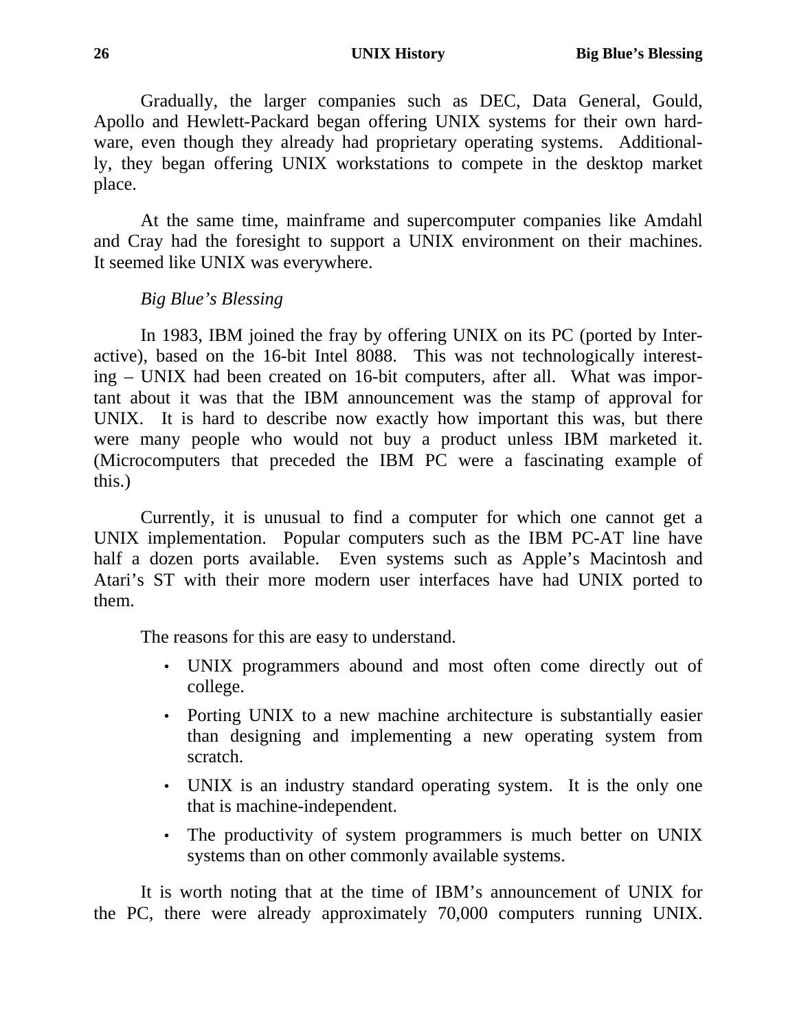Gradually, the larger companies such as DEC, Data General, Gould, Apollo and Hewlett-Packard began offering UNIX systems for their own hardware, even though they already had proprietary operating systems. Additionally, they began offering UNIX workstations to compete in the desktop market place.

At the same time, mainframe and supercomputer companies like Amdahl and Cray had the foresight to support a UNIX environment on their machines. It seemed like UNIX was everywhere.

*Big Blue's Blessing*

In 1983, IBM joined the fray by offering UNIX on its PC (ported by Interactive), based on the 16-bit Intel 8088. This was not technologically interesting – UNIX had been created on 16-bit computers, after all. What was important about it was that the IBM announcement was the stamp of approval for UNIX. It is hard to describe now exactly how important this was, but there were many people who would not buy a product unless IBM marketed it. (Microcomputers that preceded the IBM PC were a fascinating example of this.)

Currently, it is unusual to find a computer for which one cannot get a UNIX implementation. Popular computers such as the IBM PC-AT line have half a dozen ports available. Even systems such as Apple's Macintosh and Atari's ST with their more modern user interfaces have had UNIX ported to them.

The reasons for this are easy to understand.

- UNIX programmers abound and most often come directly out of college.
- Porting UNIX to a new machine architecture is substantially easier than designing and implementing a new operating system from scratch.
- UNIX is an industry standard operating system. It is the only one that is machine-independent.
- The productivity of system programmers is much better on UNIX systems than on other commonly available systems.

It is worth noting that at the time of IBM's announcement of UNIX for the PC, there were already approximately 70,000 computers running UNIX.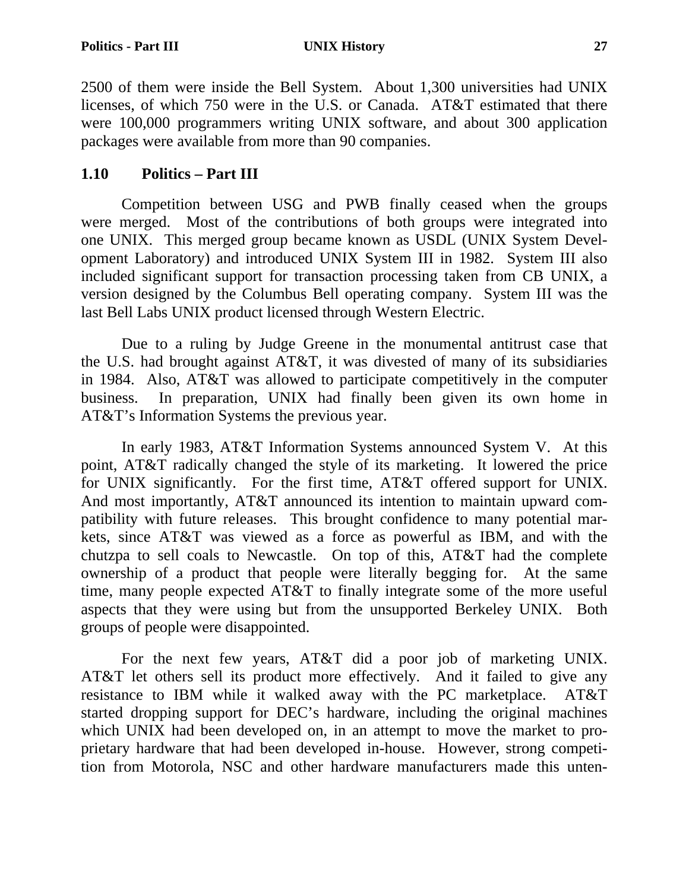2500 of them were inside the Bell System. About 1,300 universities had UNIX licenses, of which 750 were in the U.S. or Canada. AT&T estimated that there were 100,000 programmers writing UNIX software, and about 300 application packages were available from more than 90 companies.

## 1.10 Politics – Part III

Competition between USG and PWB finally ceased when the groups were merged. Most of the contributions of both groups were integrated into one UNIX. This merged group became known as USDL (UNIX System Development Laboratory) and introduced UNIX System III in 1982. System III also included significant support for transaction processing taken from CB UNIX, a version designed by the Columbus Bell operating company. System III was the last Bell Labs UNIX product licensed through Western Electric.

Due to a ruling by Judge Greene in the monumental antitrust case that the U.S. had brought against AT&T, it was divested of many of its subsidiaries in 1984. Also, AT&T was allowed to participate competitively in the computer business. In preparation, UNIX had finally been given its own home in AT&T's Information Systems the previous year.

In early 1983, AT&T Information Systems announced System V. At this point, AT&T radically changed the style of its marketing. It lowered the price for UNIX significantly. For the first time, AT&T offered support for UNIX. And most importantly, AT&T announced its intention to maintain upward compatibility with future releases. This brought confidence to many potential markets, since AT&T was viewed as a force as powerful as IBM, and with the chutzpa to sell coals to Newcastle. On top of this, AT&T had the complete ownership of a product that people were literally begging for. At the same time, many people expected AT&T to finally integrate some of the more useful aspects that they were using but from the unsupported Berkeley UNIX. Both groups of people were disappointed.

For the next few years, AT&T did a poor job of marketing UNIX. AT&T let others sell its product more effectively. And it failed to give any resistance to IBM while it walked away with the PC marketplace. AT&T started dropping support for DEC's hardware, including the original machines which UNIX had been developed on, in an attempt to move the market to proprietary hardware that had been developed in-house. However, strong competition from Motorola, NSC and other hardware manufacturers made this unten-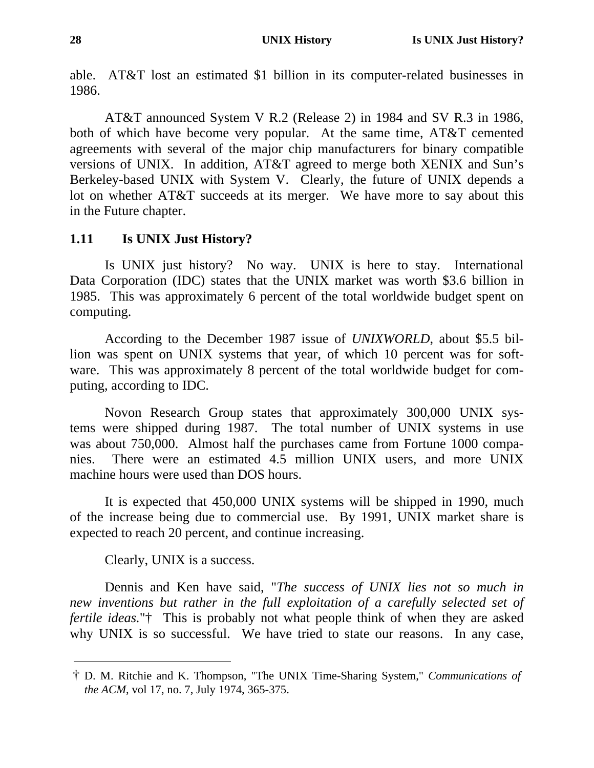able. AT&T lost an estimated $1 billion in its computer-related businesses in 1986.

AT&T announced System V R.2 (Release 2) in 1984 and SV R.3 in 1986, both of which have become very popular. At the same time, AT&T cemented agreements with several of the major chip manufacturers for binary compatible versions of UNIX. In addition, AT&T agreed to merge both XENIX and Sun's Berkeley-based UNIX with System V. Clearly, the future of UNIX depends a lot on whether AT&T succeeds at its merger. We have more to say about this in the Future chapter.

## 1.11 Is UNIX Just History?

Is UNIX just history? No way. UNIX is here to stay. International Data Corporation (IDC) states that the UNIX market was worth $3.6 billion in 1985. This was approximately 6 percent of the total worldwide budget spent on computing.

According to the December 1987 issue of *UNIXWORLD*, about $5.5 billion was spent on UNIX systems that year, of which 10 percent was for software. This was approximately 8 percent of the total worldwide budget for computing, according to IDC.

Novon Research Group states that approximately 300,000 UNIX systems were shipped during 1987. The total number of UNIX systems in use was about 750,000. Almost half the purchases came from Fortune 1000 companies. There were an estimated 4.5 million UNIX users, and more UNIX machine hours were used than DOS hours.

It is expected that 450,000 UNIX systems will be shipped in 1990, much of the increase being due to commercial use. By 1991, UNIX market share is expected to reach 20 percent, and continue increasing.

Clearly, UNIX is a success.

Dennis and Ken have said, "*The success of UNIX lies not so much in new inventions but rather in the full exploitation of a carefully selected set of fertile ideas.*"† This is probably not what people think of when they are asked why UNIX is so successful. We have tried to state our reasons. In any case,

---

† D. M. Ritchie and K. Thompson, "The UNIX Time-Sharing System," *Communications of the ACM*, vol 17, no. 7, July 1974, 365-375.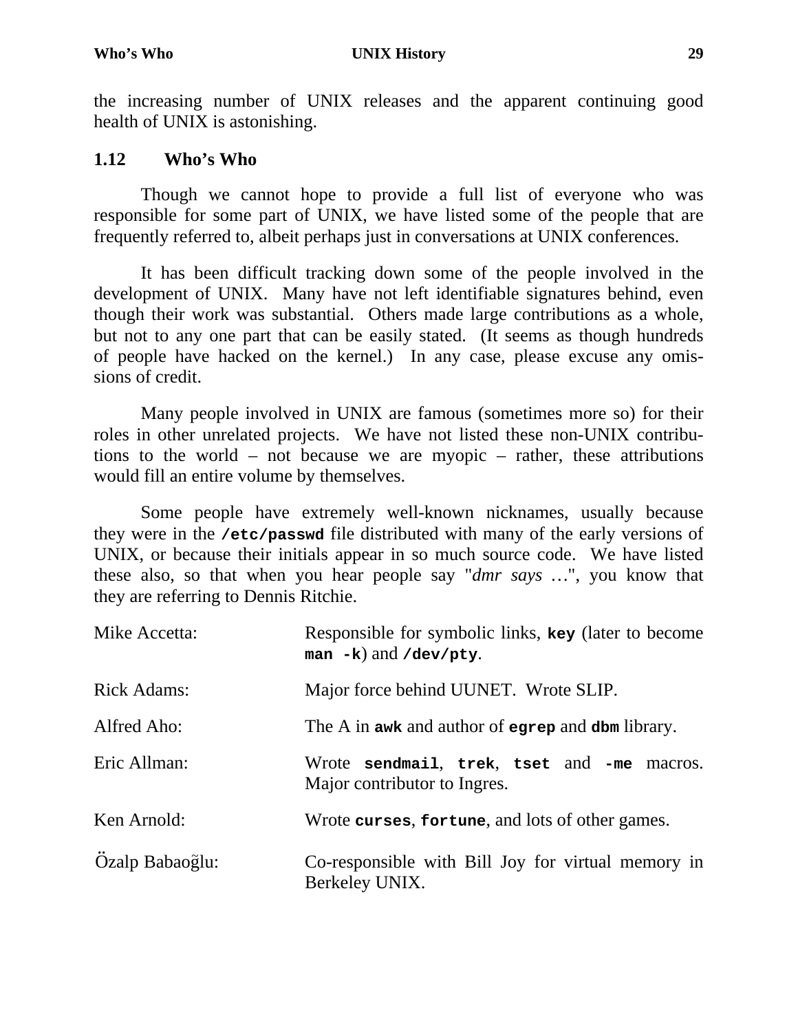the increasing number of UNIX releases and the apparent continuing good health of UNIX is astonishing.

## 1.12 Who's Who

Though we cannot hope to provide a full list of everyone who was responsible for some part of UNIX, we have listed some of the people that are frequently referred to, albeit perhaps just in conversations at UNIX conferences.

It has been difficult tracking down some of the people involved in the development of UNIX. Many have not left identifiable signatures behind, even though their work was substantial. Others made large contributions as a whole, but not to any one part that can be easily stated. (It seems as though hundreds of people have hacked on the kernel.) In any case, please excuse any omissions of credit.

Many people involved in UNIX are famous (sometimes more so) for their roles in other unrelated projects. We have not listed these non-UNIX contributions to the world – not because we are myopic – rather, these attributions would fill an entire volume by themselves.

Some people have extremely well-known nicknames, usually because they were in the **`/etc/passwd`** file distributed with many of the early versions of UNIX, or because their initials appear in so much source code. We have listed these also, so that when you hear people say "*dmr says* …", you know that they are referring to Dennis Ritchie.

| | |
|---|---|
| Mike Accetta: | Responsible for symbolic links, **`key`** (later to become **`man -k`**) and **`/dev/pty`**. |
| Rick Adams: | Major force behind UUNET. Wrote SLIP. |
| Alfred Aho: | The A in **`awk`** and author of **`egrep`** and **`dbm`** library. |
| Eric Allman: | Wrote **`sendmail`**, **`trek`**, **`tset`** and **`-me`** macros. Major contributor to Ingres. |
| Ken Arnold: | Wrote **`curses`**, **`fortune`**, and lots of other games. |
| Özalp Babaoğlu: | Co-responsible with Bill Joy for virtual memory in Berkeley UNIX. |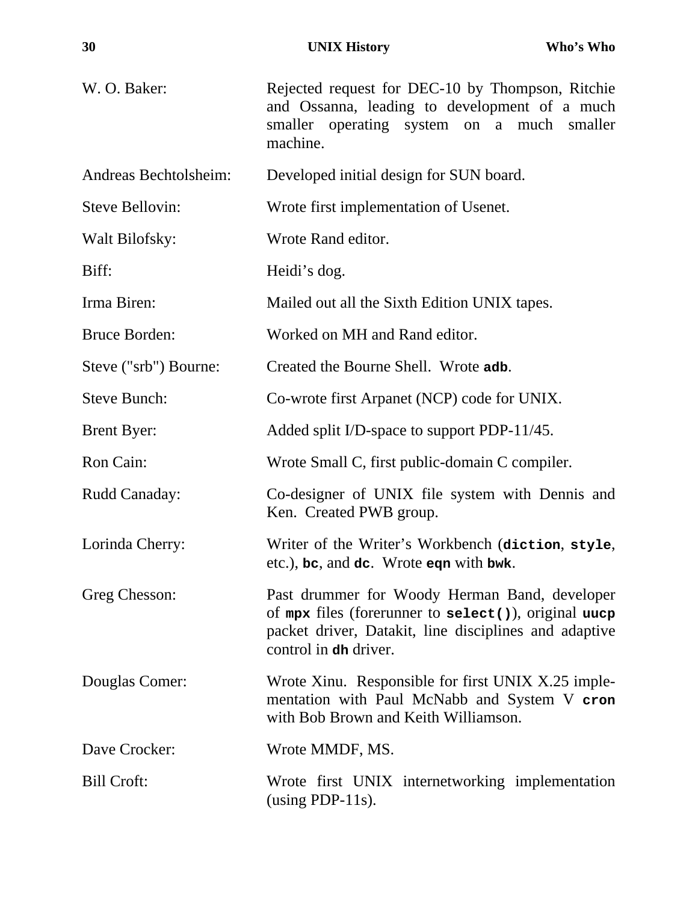W. O. Baker: Rejected request for DEC-10 by Thompson, Ritchie and Ossanna, leading to development of a much smaller operating system on a much smaller machine.

Andreas Bechtolsheim: Developed initial design for SUN board.

Steve Bellovin: Wrote first implementation of Usenet.

Walt Bilofsky: Wrote Rand editor.

Biff: Heidi's dog.

Irma Biren: Mailed out all the Sixth Edition UNIX tapes.

Bruce Borden: Worked on MH and Rand editor.

Steve ("srb") Bourne: Created the Bourne Shell. Wrote **`adb`**.

Steve Bunch: Co-wrote first Arpanet (NCP) code for UNIX.

Brent Byer: Added split I/D-space to support PDP-11/45.

Ron Cain: Wrote Small C, first public-domain C compiler.

Rudd Canaday: Co-designer of UNIX file system with Dennis and Ken. Created PWB group.

Lorinda Cherry: Writer of the Writer's Workbench (**`diction`**, **`style`**, etc.), **`bc`**, and **`dc`**. Wrote **`eqn`** with **`bwk`**.

Greg Chesson: Past drummer for Woody Herman Band, developer of **`mpx`** files (forerunner to **`select()`**), original **`uucp`** packet driver, Datakit, line disciplines and adaptive control in **`dh`** driver.

Douglas Comer: Wrote Xinu. Responsible for first UNIX X.25 implementation with Paul McNabb and System V **`cron`** with Bob Brown and Keith Williamson.

Dave Crocker: Wrote MMDF, MS.

Bill Croft: Wrote first UNIX internetworking implementation (using PDP-11s).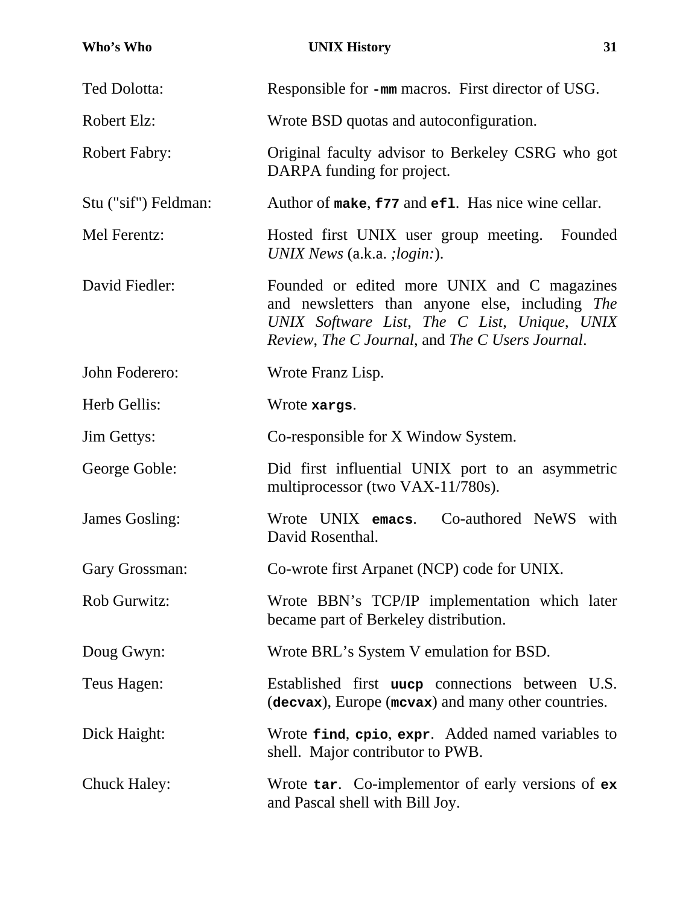Ted Dolotta: Responsible for **-mm** macros. First director of USG.

Robert Elz: Wrote BSD quotas and autoconfiguration.

Robert Fabry: Original faculty advisor to Berkeley CSRG who got DARPA funding for project.

Stu ("sif") Feldman: Author of **make**, **f77** and **efl**. Has nice wine cellar.

Mel Ferentz: Hosted first UNIX user group meeting. Founded *UNIX News* (a.k.a. *;login:*).

David Fiedler: Founded or edited more UNIX and C magazines and newsletters than anyone else, including *The UNIX Software List*, *The C List*, *Unique*, *UNIX Review*, *The C Journal*, and *The C Users Journal*.

John Foderero: Wrote Franz Lisp.

Herb Gellis: Wrote **xargs**.

Jim Gettys: Co-responsible for X Window System.

George Goble: Did first influential UNIX port to an asymmetric multiprocessor (two VAX-11/780s).

James Gosling: Wrote UNIX **emacs**. Co-authored NeWS with David Rosenthal.

Gary Grossman: Co-wrote first Arpanet (NCP) code for UNIX.

Rob Gurwitz: Wrote BBN's TCP/IP implementation which later became part of Berkeley distribution.

Doug Gwyn: Wrote BRL's System V emulation for BSD.

Teus Hagen: Established first **uucp** connections between U.S. (**decvax**), Europe (**mcvax**) and many other countries.

Dick Haight: Wrote **find**, **cpio**, **expr**. Added named variables to shell. Major contributor to PWB.

Chuck Haley: Wrote **tar**. Co-implementor of early versions of **ex** and Pascal shell with Bill Joy.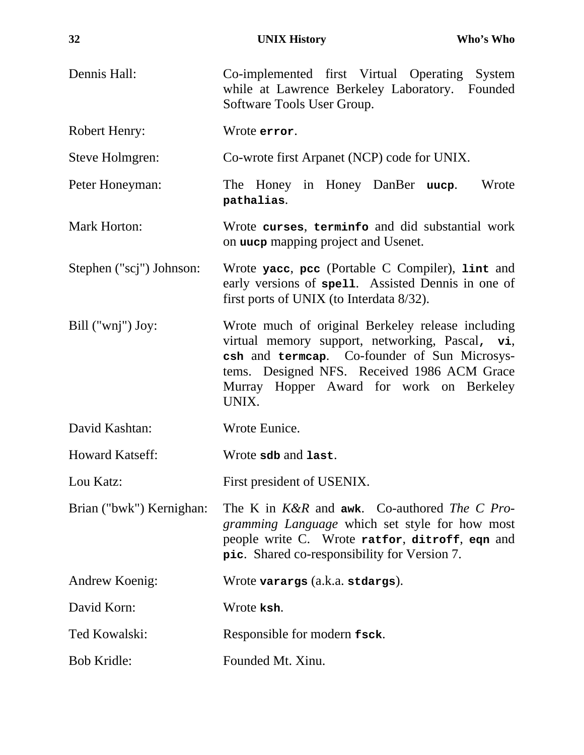Dennis Hall: Co-implemented first Virtual Operating System while at Lawrence Berkeley Laboratory. Founded Software Tools User Group.

Robert Henry: Wrote **`error`**.

Steve Holmgren: Co-wrote first Arpanet (NCP) code for UNIX.

Peter Honeyman: The Honey in Honey DanBer **`uucp`**. Wrote **`pathalias`**.

Mark Horton: Wrote **`curses`**, **`terminfo`** and did substantial work on **`uucp`** mapping project and Usenet.

Stephen ("scj") Johnson: Wrote **`yacc`**, **`pcc`** (Portable C Compiler), **`lint`** and early versions of **`spell`**. Assisted Dennis in one of first ports of UNIX (to Interdata 8/32).

Bill ("wnj") Joy: Wrote much of original Berkeley release including virtual memory support, networking, Pascal, **`vi`**, **`csh`** and **`termcap`**. Co-founder of Sun Microsystems. Designed NFS. Received 1986 ACM Grace Murray Hopper Award for work on Berkeley UNIX.

David Kashtan: Wrote Eunice.

Howard Katseff: Wrote **`sdb`** and **`last`**.

Lou Katz: First president of USENIX.

Brian ("bwk") Kernighan: The K in *K&R* and **`awk`**. Co-authored *The C Programming Language* which set style for how most people write C. Wrote **`ratfor`**, **`ditroff`**, **`eqn`** and **`pic`**. Shared co-responsibility for Version 7.

Andrew Koenig: Wrote **`varargs`** (a.k.a. **`stdargs`**).

David Korn: Wrote **`ksh`**.

Ted Kowalski: Responsible for modern **`fsck`**.

Bob Kridle: Founded Mt. Xinu.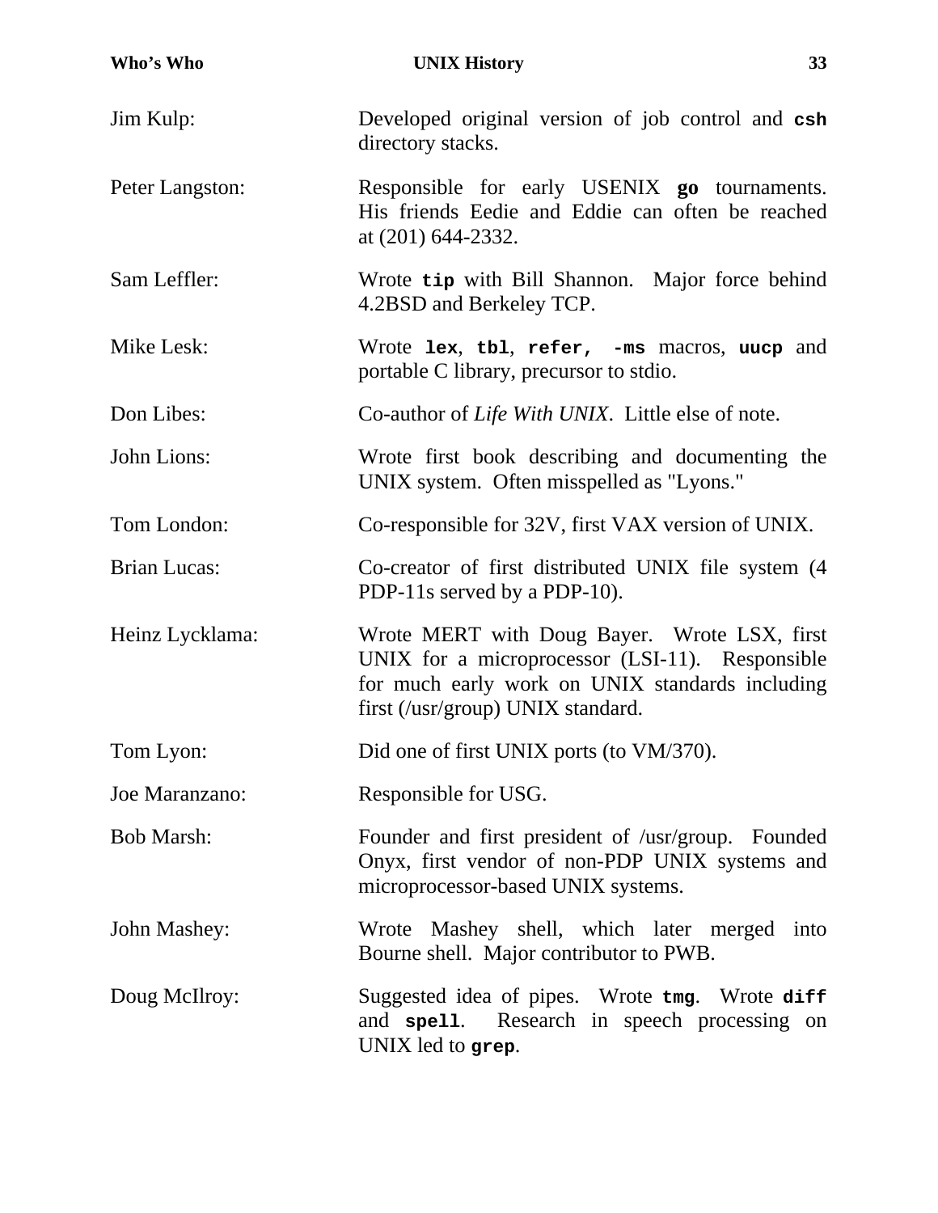Jim Kulp: Developed original version of job control and **`csh`** directory stacks.

Peter Langston: Responsible for early USENIX **`go`** tournaments. His friends Eedie and Eddie can often be reached at (201) 644-2332.

Sam Leffler: Wrote **`tip`** with Bill Shannon. Major force behind 4.2BSD and Berkeley TCP.

Mike Lesk: Wrote **`lex`**, **`tbl`**, **`refer,`** **`-ms`** macros, **`uucp`** and portable C library, precursor to stdio.

Don Libes: Co-author of *Life With UNIX*. Little else of note.

John Lions: Wrote first book describing and documenting the UNIX system. Often misspelled as "Lyons."

Tom London: Co-responsible for 32V, first VAX version of UNIX.

Brian Lucas: Co-creator of first distributed UNIX file system (4 PDP-11s served by a PDP-10).

Heinz Lycklama: Wrote MERT with Doug Bayer. Wrote LSX, first UNIX for a microprocessor (LSI-11). Responsible for much early work on UNIX standards including first (/usr/group) UNIX standard.

Tom Lyon: Did one of first UNIX ports (to VM/370).

Joe Maranzano: Responsible for USG.

Bob Marsh: Founder and first president of /usr/group. Founded Onyx, first vendor of non-PDP UNIX systems and microprocessor-based UNIX systems.

John Mashey: Wrote Mashey shell, which later merged into Bourne shell. Major contributor to PWB.

Doug McIlroy: Suggested idea of pipes. Wrote **`tmg`**. Wrote **`diff`** and **`spell`**. Research in speech processing on UNIX led to **`grep`**.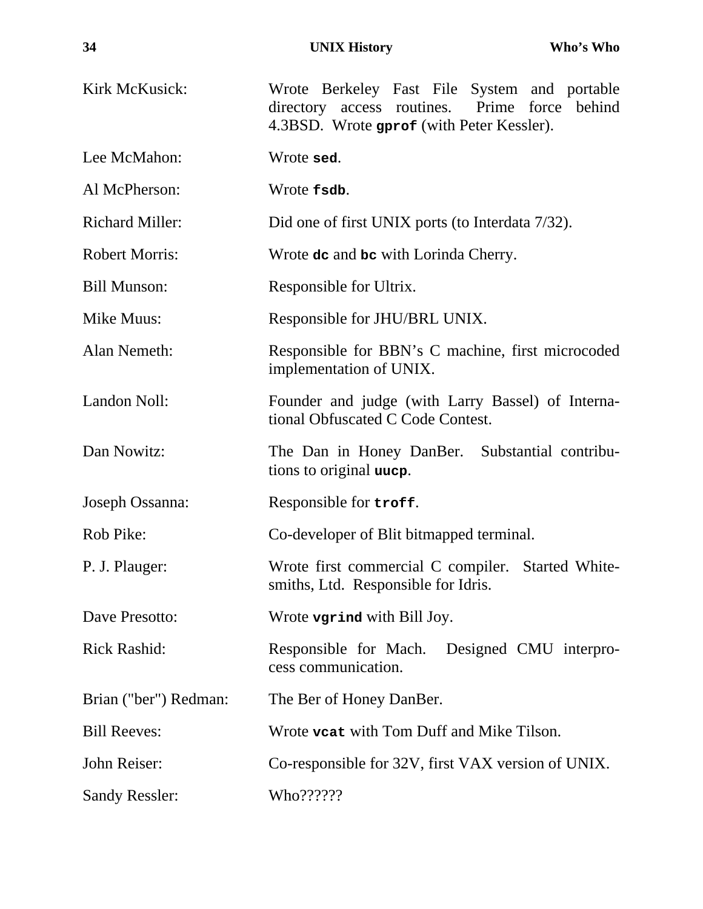Kirk McKusick: Wrote Berkeley Fast File System and portable directory access routines. Prime force behind 4.3BSD. Wrote **`gprof`** (with Peter Kessler).

Lee McMahon: Wrote **`sed`**.

Al McPherson: Wrote **`fsdb`**.

Richard Miller: Did one of first UNIX ports (to Interdata 7/32).

Robert Morris: Wrote **`dc`** and **`bc`** with Lorinda Cherry.

Bill Munson: Responsible for Ultrix.

Mike Muus: Responsible for JHU/BRL UNIX.

Alan Nemeth: Responsible for BBN's C machine, first microcoded implementation of UNIX.

Landon Noll: Founder and judge (with Larry Bassel) of International Obfuscated C Code Contest.

Dan Nowitz: The Dan in Honey DanBer. Substantial contributions to original **`uucp`**.

Joseph Ossanna: Responsible for **`troff`**.

Rob Pike: Co-developer of Blit bitmapped terminal.

P. J. Plauger: Wrote first commercial C compiler. Started Whitesmiths, Ltd. Responsible for Idris.

Dave Presotto: Wrote **`vgrind`** with Bill Joy.

Rick Rashid: Responsible for Mach. Designed CMU interprocess communication.

Brian ("ber") Redman: The Ber of Honey DanBer.

Bill Reeves: Wrote **`vcat`** with Tom Duff and Mike Tilson.

John Reiser: Co-responsible for 32V, first VAX version of UNIX.

Sandy Ressler: Who??????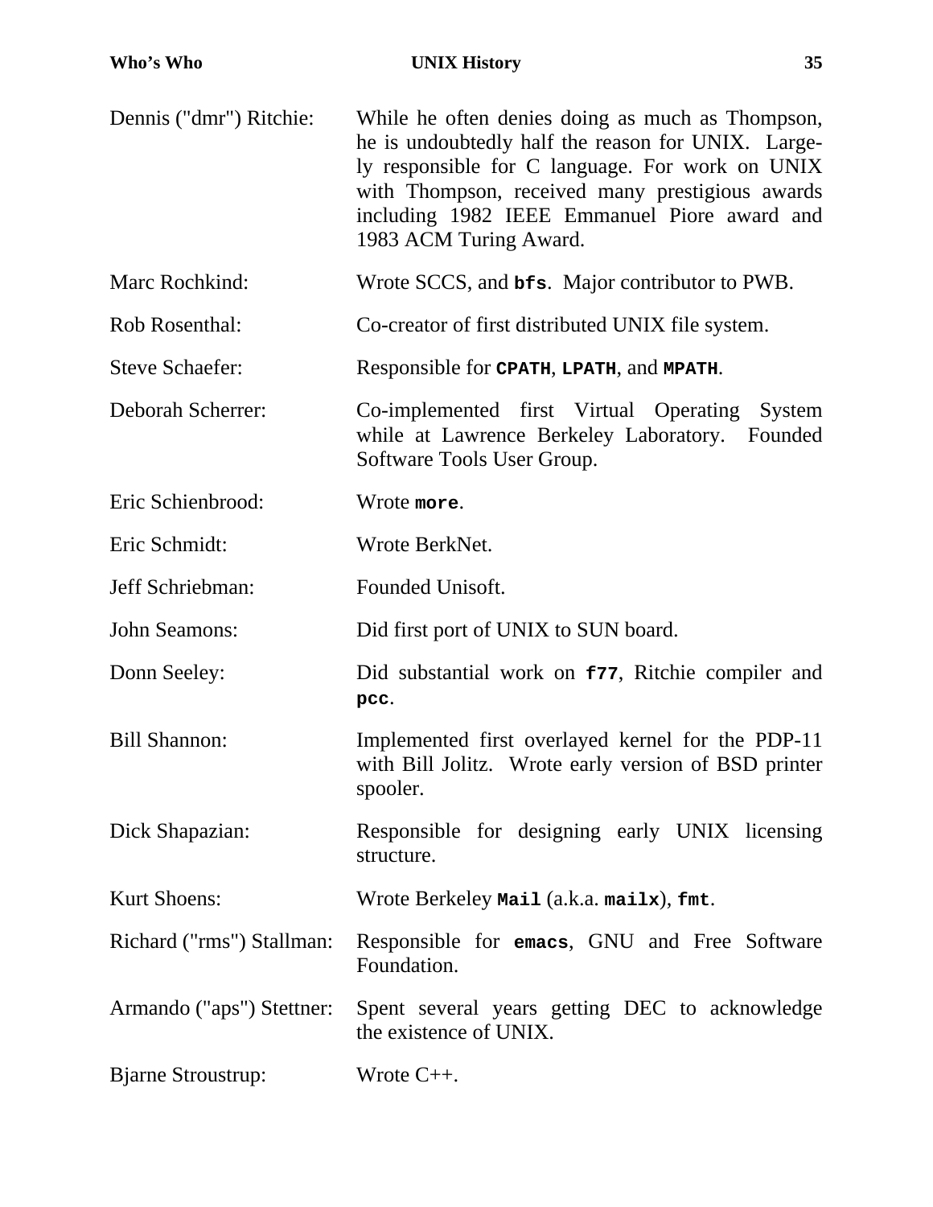Dennis ("dmr") Ritchie: While he often denies doing as much as Thompson, he is undoubtedly half the reason for UNIX. Largely responsible for C language. For work on UNIX with Thompson, received many prestigious awards including 1982 IEEE Emmanuel Piore award and 1983 ACM Turing Award.

Marc Rochkind: Wrote SCCS, and **bfs**. Major contributor to PWB.

Rob Rosenthal: Co-creator of first distributed UNIX file system.

Steve Schaefer: Responsible for **CPATH**, **LPATH**, and **MPATH**.

Deborah Scherrer: Co-implemented first Virtual Operating System while at Lawrence Berkeley Laboratory. Founded Software Tools User Group.

Eric Schienbrood: Wrote **more**.

Eric Schmidt: Wrote BerkNet.

Jeff Schriebman: Founded Unisoft.

John Seamons: Did first port of UNIX to SUN board.

Donn Seeley: Did substantial work on **f77**, Ritchie compiler and **pcc**.

Bill Shannon: Implemented first overlayed kernel for the PDP-11 with Bill Jolitz. Wrote early version of BSD printer spooler.

Dick Shapazian: Responsible for designing early UNIX licensing structure.

Kurt Shoens: Wrote Berkeley **Mail** (a.k.a. **mailx**), **fmt**.

Richard ("rms") Stallman: Responsible for **emacs**, GNU and Free Software Foundation.

Armando ("aps") Stettner: Spent several years getting DEC to acknowledge the existence of UNIX.

Bjarne Stroustrup: Wrote C++.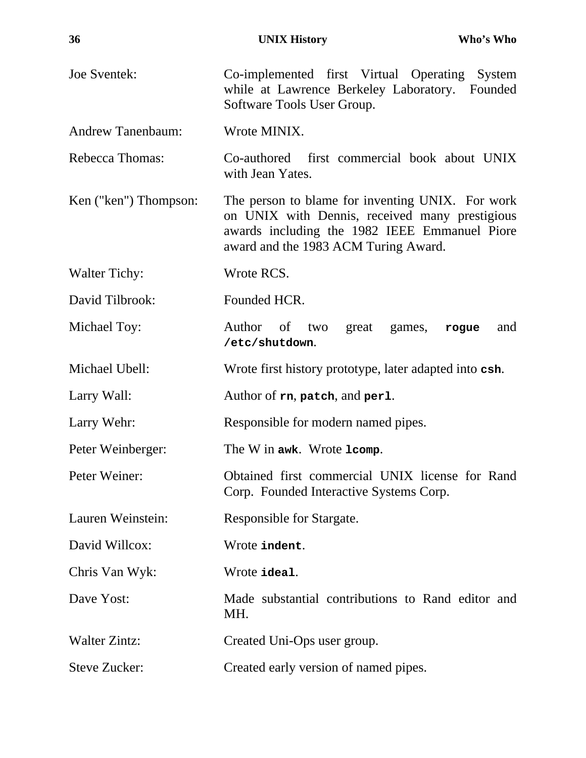Joe Sventek: Co-implemented first Virtual Operating System while at Lawrence Berkeley Laboratory. Founded Software Tools User Group.

Andrew Tanenbaum: Wrote MINIX.

Rebecca Thomas: Co-authored first commercial book about UNIX with Jean Yates.

Ken ("ken") Thompson: The person to blame for inventing UNIX. For work on UNIX with Dennis, received many prestigious awards including the 1982 IEEE Emmanuel Piore award and the 1983 ACM Turing Award.

Walter Tichy: Wrote RCS.

David Tilbrook: Founded HCR.

Michael Toy: Author of two great games, **`rogue`** and **`/etc/shutdown`**.

Michael Ubell: Wrote first history prototype, later adapted into **`csh`**.

Larry Wall: Author of **`rn`**, **`patch`**, and **`perl`**.

Larry Wehr: Responsible for modern named pipes.

Peter Weinberger: The W in **`awk`**. Wrote **`lcomp`**.

Peter Weiner: Obtained first commercial UNIX license for Rand Corp. Founded Interactive Systems Corp.

Lauren Weinstein: Responsible for Stargate.

David Willcox: Wrote **`indent`**.

Chris Van Wyk: Wrote **`ideal`**.

Dave Yost: Made substantial contributions to Rand editor and MH.

Walter Zintz: Created Uni-Ops user group.

Steve Zucker: Created early version of named pipes.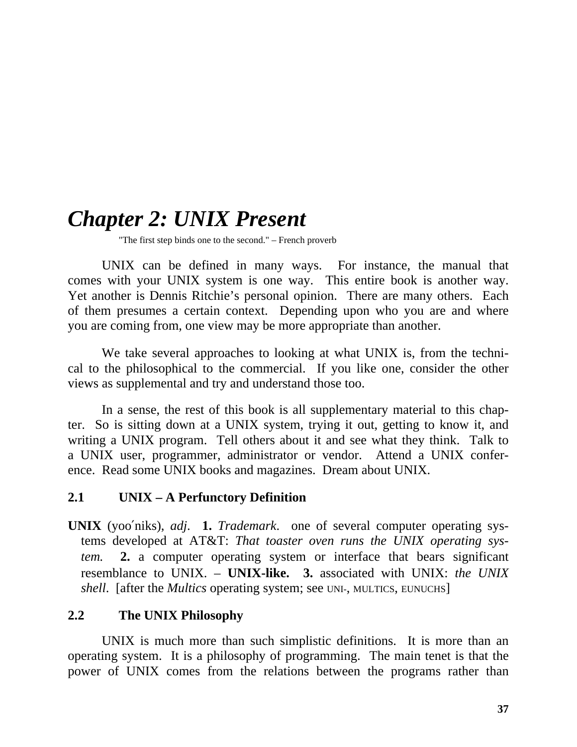# *Chapter 2: UNIX Present*

"The first step binds one to the second." – French proverb

UNIX can be defined in many ways. For instance, the manual that comes with your UNIX system is one way. This entire book is another way. Yet another is Dennis Ritchie's personal opinion. There are many others. Each of them presumes a certain context. Depending upon who you are and where you are coming from, one view may be more appropriate than another.

We take several approaches to looking at what UNIX is, from the technical to the philosophical to the commercial. If you like one, consider the other views as supplemental and try and understand those too.

In a sense, the rest of this book is all supplementary material to this chapter. So is sitting down at a UNIX system, trying it out, getting to know it, and writing a UNIX program. Tell others about it and see what they think. Talk to a UNIX user, programmer, administrator or vendor. Attend a UNIX conference. Read some UNIX books and magazines. Dream about UNIX.

## 2.1 UNIX – A Perfunctory Definition

**UNIX** (yoo´niks), *adj*. **1.** *Trademark*. one of several computer operating systems developed at AT&T: *That toaster oven runs the UNIX operating system.* **2.** a computer operating system or interface that bears significant resemblance to UNIX. – **UNIX-like.** **3.** associated with UNIX: *the UNIX shell*. [after the *Multics* operating system; see UNI-, MULTICS, EUNUCHS]

## 2.2 The UNIX Philosophy

UNIX is much more than such simplistic definitions. It is more than an operating system. It is a philosophy of programming. The main tenet is that the power of UNIX comes from the relations between the programs rather than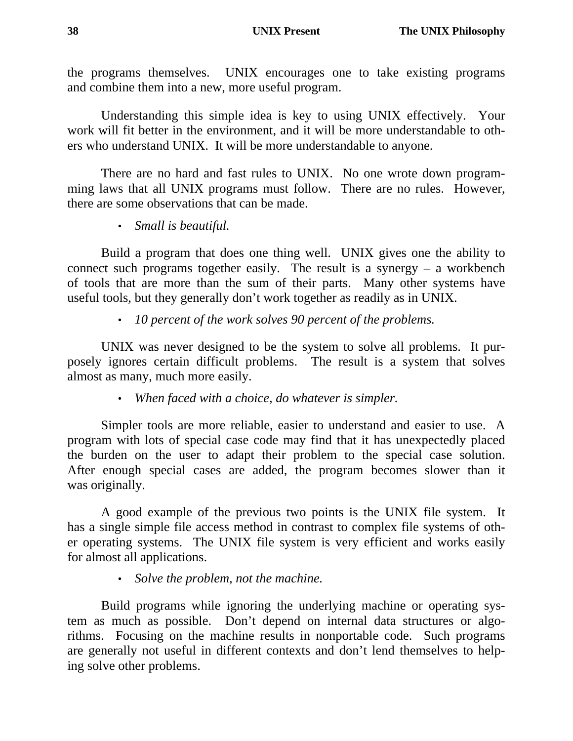the programs themselves. UNIX encourages one to take existing programs and combine them into a new, more useful program.

Understanding this simple idea is key to using UNIX effectively. Your work will fit better in the environment, and it will be more understandable to others who understand UNIX. It will be more understandable to anyone.

There are no hard and fast rules to UNIX. No one wrote down programming laws that all UNIX programs must follow. There are no rules. However, there are some observations that can be made.

- *Small is beautiful.*

Build a program that does one thing well. UNIX gives one the ability to connect such programs together easily. The result is a synergy – a workbench of tools that are more than the sum of their parts. Many other systems have useful tools, but they generally don't work together as readily as in UNIX.

- *10 percent of the work solves 90 percent of the problems.*

UNIX was never designed to be the system to solve all problems. It purposely ignores certain difficult problems. The result is a system that solves almost as many, much more easily.

- *When faced with a choice, do whatever is simpler.*

Simpler tools are more reliable, easier to understand and easier to use. A program with lots of special case code may find that it has unexpectedly placed the burden on the user to adapt their problem to the special case solution. After enough special cases are added, the program becomes slower than it was originally.

A good example of the previous two points is the UNIX file system. It has a single simple file access method in contrast to complex file systems of other operating systems. The UNIX file system is very efficient and works easily for almost all applications.

- *Solve the problem, not the machine.*

Build programs while ignoring the underlying machine or operating system as much as possible. Don't depend on internal data structures or algorithms. Focusing on the machine results in nonportable code. Such programs are generally not useful in different contexts and don't lend themselves to helping solve other problems.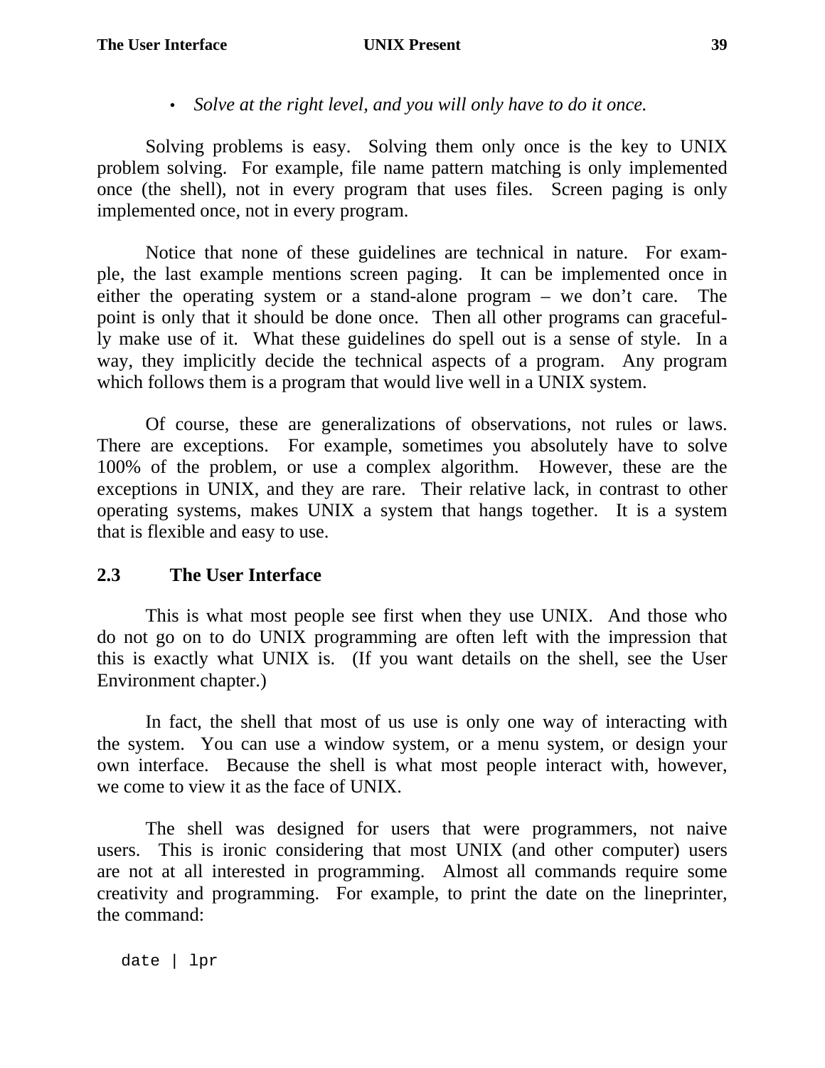- *Solve at the right level, and you will only have to do it once.*

Solving problems is easy. Solving them only once is the key to UNIX problem solving. For example, file name pattern matching is only implemented once (the shell), not in every program that uses files. Screen paging is only implemented once, not in every program.

Notice that none of these guidelines are technical in nature. For example, the last example mentions screen paging. It can be implemented once in either the operating system or a stand-alone program – we don't care. The point is only that it should be done once. Then all other programs can gracefully make use of it. What these guidelines do spell out is a sense of style. In a way, they implicitly decide the technical aspects of a program. Any program which follows them is a program that would live well in a UNIX system.

Of course, these are generalizations of observations, not rules or laws. There are exceptions. For example, sometimes you absolutely have to solve 100% of the problem, or use a complex algorithm. However, these are the exceptions in UNIX, and they are rare. Their relative lack, in contrast to other operating systems, makes UNIX a system that hangs together. It is a system that is flexible and easy to use.

## 2.3 The User Interface

This is what most people see first when they use UNIX. And those who do not go on to do UNIX programming are often left with the impression that this is exactly what UNIX is. (If you want details on the shell, see the User Environment chapter.)

In fact, the shell that most of us use is only one way of interacting with the system. You can use a window system, or a menu system, or design your own interface. Because the shell is what most people interact with, however, we come to view it as the face of UNIX.

The shell was designed for users that were programmers, not naive users. This is ironic considering that most UNIX (and other computer) users are not at all interested in programming. Almost all commands require some creativity and programming. For example, to print the date on the lineprinter, the command:

```
date | lpr
```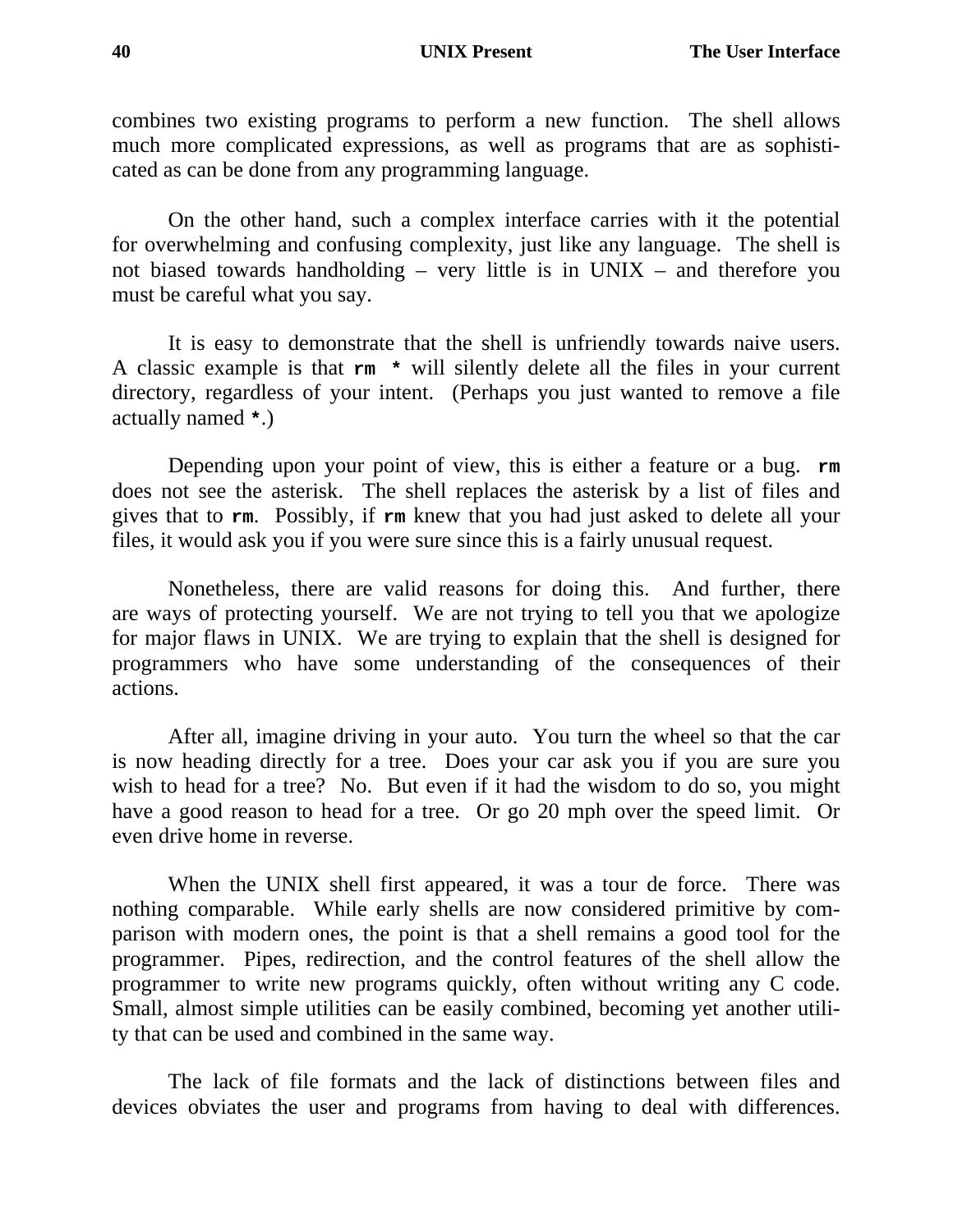combines two existing programs to perform a new function. The shell allows much more complicated expressions, as well as programs that are as sophisticated as can be done from any programming language.

On the other hand, such a complex interface carries with it the potential for overwhelming and confusing complexity, just like any language. The shell is not biased towards handholding – very little is in UNIX – and therefore you must be careful what you say.

It is easy to demonstrate that the shell is unfriendly towards naive users. A classic example is that **rm \*** will silently delete all the files in your current directory, regardless of your intent. (Perhaps you just wanted to remove a file actually named **\***.)

Depending upon your point of view, this is either a feature or a bug. **rm** does not see the asterisk. The shell replaces the asterisk by a list of files and gives that to **rm**. Possibly, if **rm** knew that you had just asked to delete all your files, it would ask you if you were sure since this is a fairly unusual request.

Nonetheless, there are valid reasons for doing this. And further, there are ways of protecting yourself. We are not trying to tell you that we apologize for major flaws in UNIX. We are trying to explain that the shell is designed for programmers who have some understanding of the consequences of their actions.

After all, imagine driving in your auto. You turn the wheel so that the car is now heading directly for a tree. Does your car ask you if you are sure you wish to head for a tree? No. But even if it had the wisdom to do so, you might have a good reason to head for a tree. Or go 20 mph over the speed limit. Or even drive home in reverse.

When the UNIX shell first appeared, it was a tour de force. There was nothing comparable. While early shells are now considered primitive by comparison with modern ones, the point is that a shell remains a good tool for the programmer. Pipes, redirection, and the control features of the shell allow the programmer to write new programs quickly, often without writing any C code. Small, almost simple utilities can be easily combined, becoming yet another utility that can be used and combined in the same way.

The lack of file formats and the lack of distinctions between files and devices obviates the user and programs from having to deal with differences.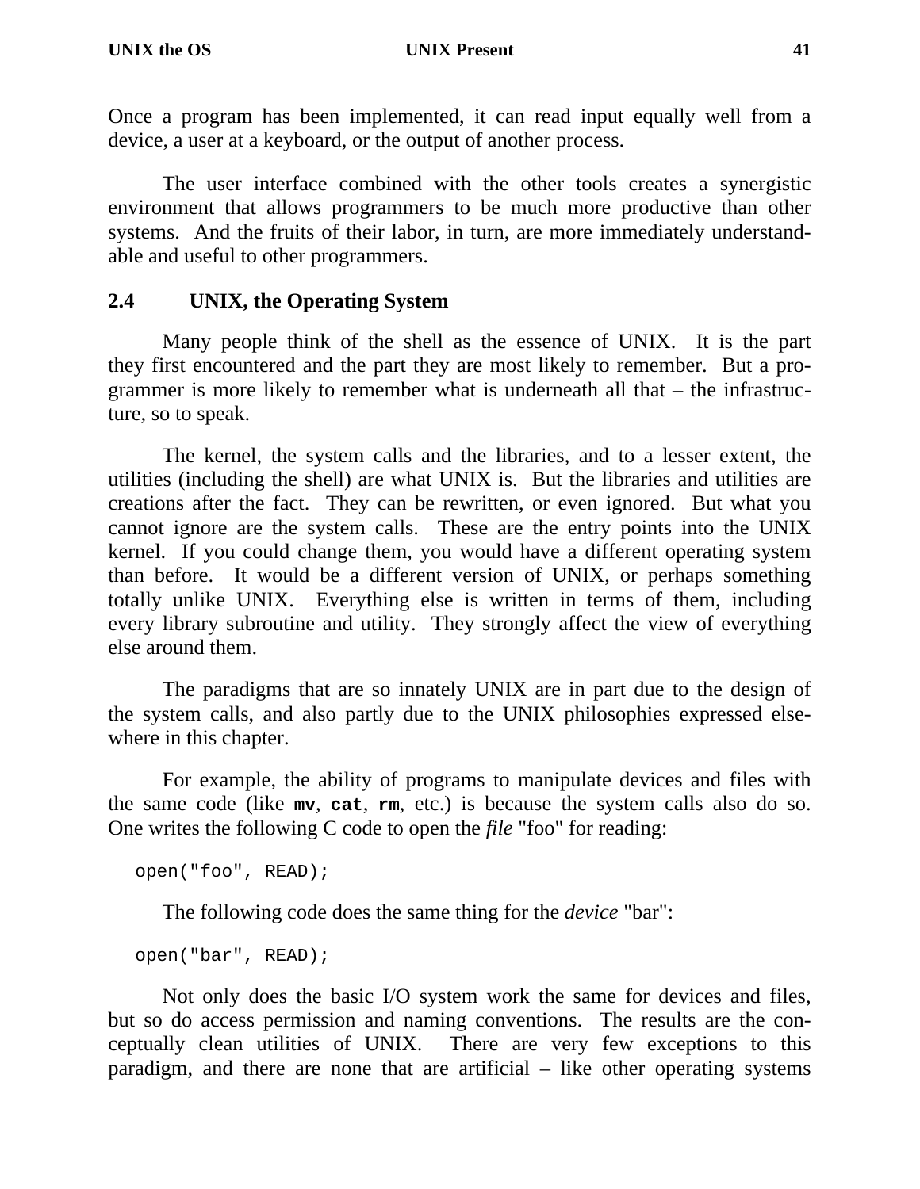Once a program has been implemented, it can read input equally well from a device, a user at a keyboard, or the output of another process.

The user interface combined with the other tools creates a synergistic environment that allows programmers to be much more productive than other systems. And the fruits of their labor, in turn, are more immediately understandable and useful to other programmers.

## 2.4 UNIX, the Operating System

Many people think of the shell as the essence of UNIX. It is the part they first encountered and the part they are most likely to remember. But a programmer is more likely to remember what is underneath all that – the infrastructure, so to speak.

The kernel, the system calls and the libraries, and to a lesser extent, the utilities (including the shell) are what UNIX is. But the libraries and utilities are creations after the fact. They can be rewritten, or even ignored. But what you cannot ignore are the system calls. These are the entry points into the UNIX kernel. If you could change them, you would have a different operating system than before. It would be a different version of UNIX, or perhaps something totally unlike UNIX. Everything else is written in terms of them, including every library subroutine and utility. They strongly affect the view of everything else around them.

The paradigms that are so innately UNIX are in part due to the design of the system calls, and also partly due to the UNIX philosophies expressed elsewhere in this chapter.

For example, the ability of programs to manipulate devices and files with the same code (like **mv**, **cat**, **rm**, etc.) is because the system calls also do so. One writes the following C code to open the *file* "foo" for reading:

```
open("foo", READ);
```

The following code does the same thing for the *device* "bar":

```
open("bar", READ);
```

Not only does the basic I/O system work the same for devices and files, but so do access permission and naming conventions. The results are the conceptually clean utilities of UNIX. There are very few exceptions to this paradigm, and there are none that are artificial – like other operating systems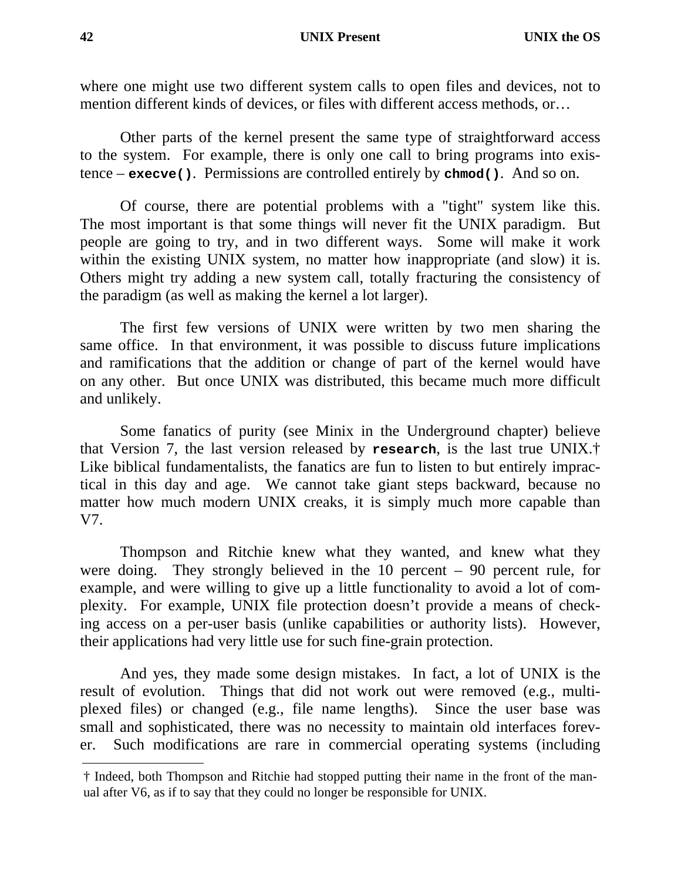where one might use two different system calls to open files and devices, not to mention different kinds of devices, or files with different access methods, or…

Other parts of the kernel present the same type of straightforward access to the system. For example, there is only one call to bring programs into existence – **`execve()`**. Permissions are controlled entirely by **`chmod()`**. And so on.

Of course, there are potential problems with a "tight" system like this. The most important is that some things will never fit the UNIX paradigm. But people are going to try, and in two different ways. Some will make it work within the existing UNIX system, no matter how inappropriate (and slow) it is. Others might try adding a new system call, totally fracturing the consistency of the paradigm (as well as making the kernel a lot larger).

The first few versions of UNIX were written by two men sharing the same office. In that environment, it was possible to discuss future implications and ramifications that the addition or change of part of the kernel would have on any other. But once UNIX was distributed, this became much more difficult and unlikely.

Some fanatics of purity (see Minix in the Underground chapter) believe that Version 7, the last version released by **`research`**, is the last true UNIX.† Like biblical fundamentalists, the fanatics are fun to listen to but entirely impractical in this day and age. We cannot take giant steps backward, because no matter how much modern UNIX creaks, it is simply much more capable than V7.

Thompson and Ritchie knew what they wanted, and knew what they were doing. They strongly believed in the 10 percent – 90 percent rule, for example, and were willing to give up a little functionality to avoid a lot of complexity. For example, UNIX file protection doesn't provide a means of checking access on a per-user basis (unlike capabilities or authority lists). However, their applications had very little use for such fine-grain protection.

And yes, they made some design mistakes. In fact, a lot of UNIX is the result of evolution. Things that did not work out were removed (e.g., multiplexed files) or changed (e.g., file name lengths). Since the user base was small and sophisticated, there was no necessity to maintain old interfaces forever. Such modifications are rare in commercial operating systems (including

---

† Indeed, both Thompson and Ritchie had stopped putting their name in the front of the manual after V6, as if to say that they could no longer be responsible for UNIX.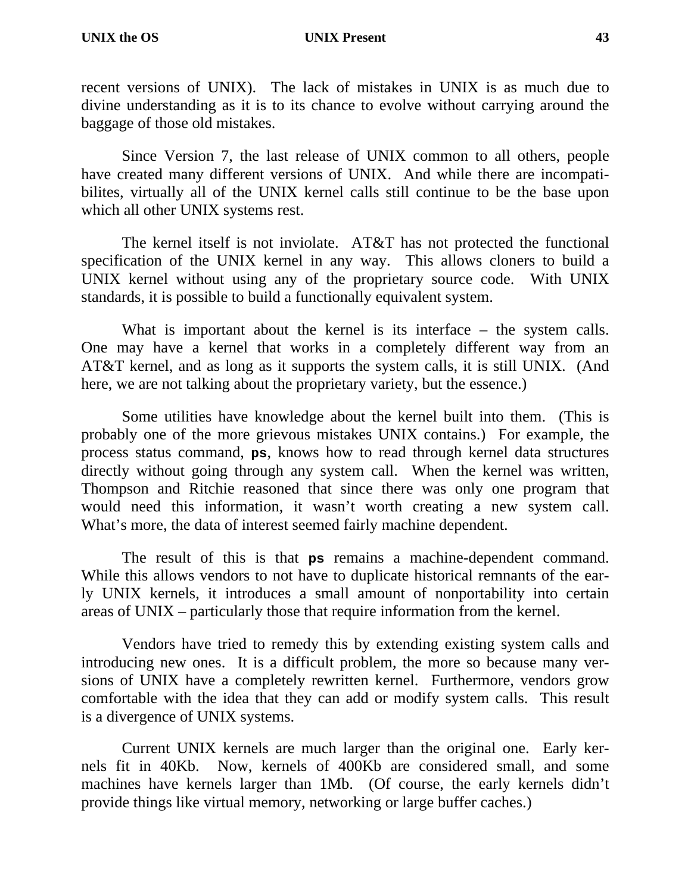recent versions of UNIX). The lack of mistakes in UNIX is as much due to divine understanding as it is to its chance to evolve without carrying around the baggage of those old mistakes.

Since Version 7, the last release of UNIX common to all others, people have created many different versions of UNIX. And while there are incompatibilites, virtually all of the UNIX kernel calls still continue to be the base upon which all other UNIX systems rest.

The kernel itself is not inviolate. AT&T has not protected the functional specification of the UNIX kernel in any way. This allows cloners to build a UNIX kernel without using any of the proprietary source code. With UNIX standards, it is possible to build a functionally equivalent system.

What is important about the kernel is its interface – the system calls. One may have a kernel that works in a completely different way from an AT&T kernel, and as long as it supports the system calls, it is still UNIX. (And here, we are not talking about the proprietary variety, but the essence.)

Some utilities have knowledge about the kernel built into them. (This is probably one of the more grievous mistakes UNIX contains.) For example, the process status command, **ps**, knows how to read through kernel data structures directly without going through any system call. When the kernel was written, Thompson and Ritchie reasoned that since there was only one program that would need this information, it wasn't worth creating a new system call. What's more, the data of interest seemed fairly machine dependent.

The result of this is that **ps** remains a machine-dependent command. While this allows vendors to not have to duplicate historical remnants of the early UNIX kernels, it introduces a small amount of nonportability into certain areas of UNIX – particularly those that require information from the kernel.

Vendors have tried to remedy this by extending existing system calls and introducing new ones. It is a difficult problem, the more so because many versions of UNIX have a completely rewritten kernel. Furthermore, vendors grow comfortable with the idea that they can add or modify system calls. This result is a divergence of UNIX systems.

Current UNIX kernels are much larger than the original one. Early kernels fit in 40Kb. Now, kernels of 400Kb are considered small, and some machines have kernels larger than 1Mb. (Of course, the early kernels didn't provide things like virtual memory, networking or large buffer caches.)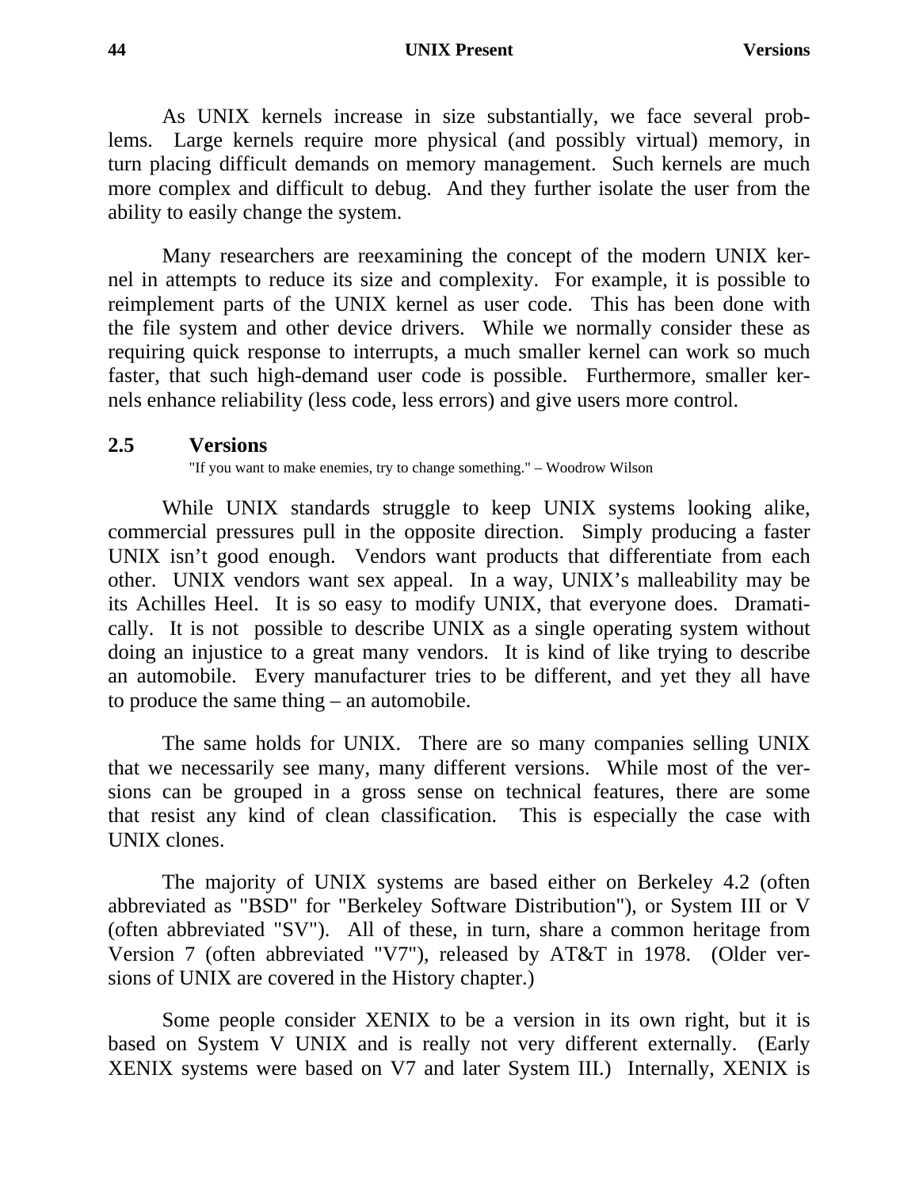As UNIX kernels increase in size substantially, we face several problems. Large kernels require more physical (and possibly virtual) memory, in turn placing difficult demands on memory management. Such kernels are much more complex and difficult to debug. And they further isolate the user from the ability to easily change the system.

Many researchers are reexamining the concept of the modern UNIX kernel in attempts to reduce its size and complexity. For example, it is possible to reimplement parts of the UNIX kernel as user code. This has been done with the file system and other device drivers. While we normally consider these as requiring quick response to interrupts, a much smaller kernel can work so much faster, that such high-demand user code is possible. Furthermore, smaller kernels enhance reliability (less code, less errors) and give users more control.

## 2.5 Versions

"If you want to make enemies, try to change something." – Woodrow Wilson

While UNIX standards struggle to keep UNIX systems looking alike, commercial pressures pull in the opposite direction. Simply producing a faster UNIX isn't good enough. Vendors want products that differentiate from each other. UNIX vendors want sex appeal. In a way, UNIX's malleability may be its Achilles Heel. It is so easy to modify UNIX, that everyone does. Dramatically. It is not possible to describe UNIX as a single operating system without doing an injustice to a great many vendors. It is kind of like trying to describe an automobile. Every manufacturer tries to be different, and yet they all have to produce the same thing – an automobile.

The same holds for UNIX. There are so many companies selling UNIX that we necessarily see many, many different versions. While most of the versions can be grouped in a gross sense on technical features, there are some that resist any kind of clean classification. This is especially the case with UNIX clones.

The majority of UNIX systems are based either on Berkeley 4.2 (often abbreviated as "BSD" for "Berkeley Software Distribution"), or System III or V (often abbreviated "SV"). All of these, in turn, share a common heritage from Version 7 (often abbreviated "V7"), released by AT&T in 1978. (Older versions of UNIX are covered in the History chapter.)

Some people consider XENIX to be a version in its own right, but it is based on System V UNIX and is really not very different externally. (Early XENIX systems were based on V7 and later System III.) Internally, XENIX is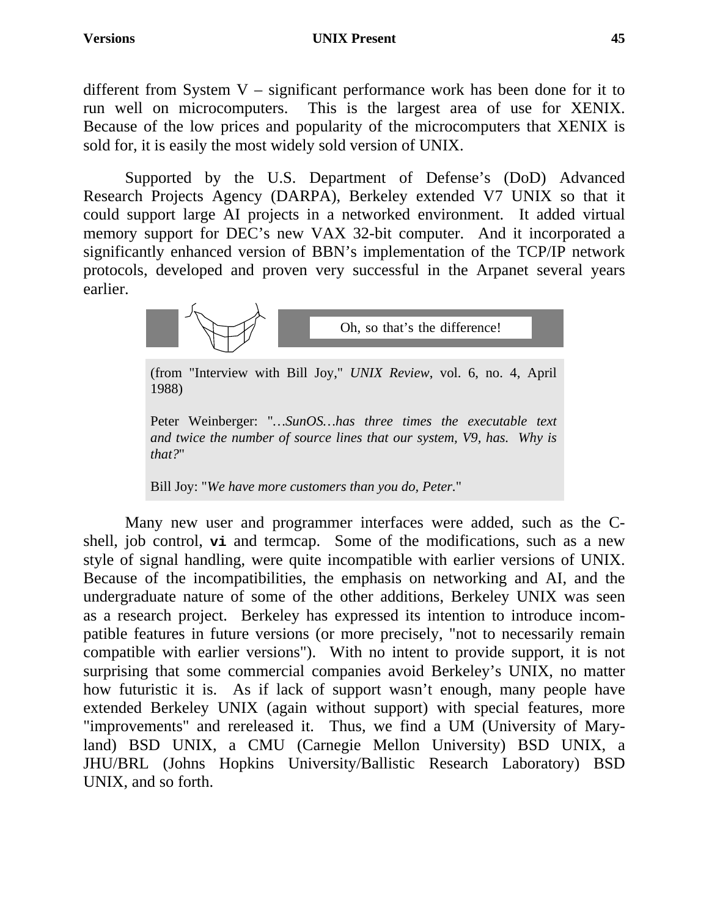different from System V – significant performance work has been done for it to run well on microcomputers. This is the largest area of use for XENIX. Because of the low prices and popularity of the microcomputers that XENIX is sold for, it is easily the most widely sold version of UNIX.

Supported by the U.S. Department of Defense's (DoD) Advanced Research Projects Agency (DARPA), Berkeley extended V7 UNIX so that it could support large AI projects in a networked environment. It added virtual memory support for DEC's new VAX 32-bit computer. And it incorporated a significantly enhanced version of BBN's implementation of the TCP/IP network protocols, developed and proven very successful in the Arpanet several years earlier.

Oh, so that's the difference!

(from "Interview with Bill Joy," *UNIX Review*, vol. 6, no. 4, April 1988)

Peter Weinberger: "*…SunOS…has three times the executable text and twice the number of source lines that our system, V9, has. Why is that?*"

Bill Joy: "*We have more customers than you do, Peter.*"

Many new user and programmer interfaces were added, such as the C-shell, job control, **vi** and termcap. Some of the modifications, such as a new style of signal handling, were quite incompatible with earlier versions of UNIX. Because of the incompatibilities, the emphasis on networking and AI, and the undergraduate nature of some of the other additions, Berkeley UNIX was seen as a research project. Berkeley has expressed its intention to introduce incompatible features in future versions (or more precisely, "not to necessarily remain compatible with earlier versions"). With no intent to provide support, it is not surprising that some commercial companies avoid Berkeley's UNIX, no matter how futuristic it is. As if lack of support wasn't enough, many people have extended Berkeley UNIX (again without support) with special features, more "improvements" and rereleased it. Thus, we find a UM (University of Maryland) BSD UNIX, a CMU (Carnegie Mellon University) BSD UNIX, a JHU/BRL (Johns Hopkins University/Ballistic Research Laboratory) BSD UNIX, and so forth.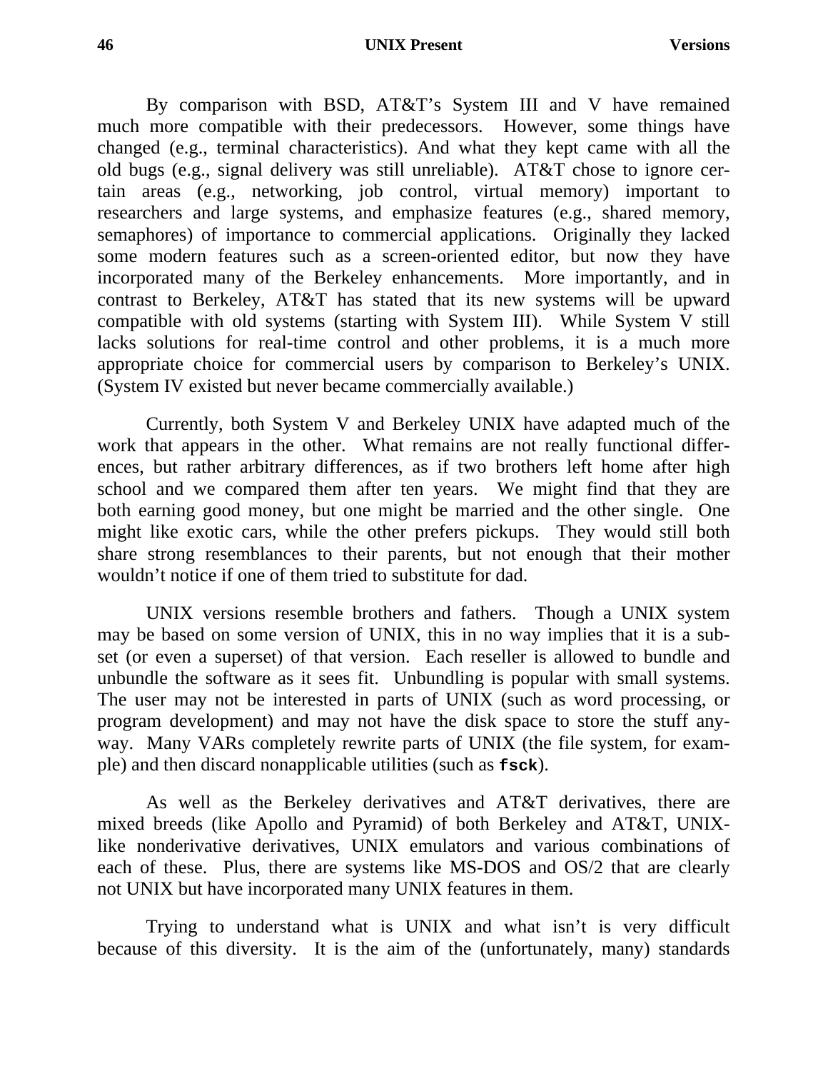By comparison with BSD, AT&T's System III and V have remained much more compatible with their predecessors. However, some things have changed (e.g., terminal characteristics). And what they kept came with all the old bugs (e.g., signal delivery was still unreliable). AT&T chose to ignore certain areas (e.g., networking, job control, virtual memory) important to researchers and large systems, and emphasize features (e.g., shared memory, semaphores) of importance to commercial applications. Originally they lacked some modern features such as a screen-oriented editor, but now they have incorporated many of the Berkeley enhancements. More importantly, and in contrast to Berkeley, AT&T has stated that its new systems will be upward compatible with old systems (starting with System III). While System V still lacks solutions for real-time control and other problems, it is a much more appropriate choice for commercial users by comparison to Berkeley's UNIX. (System IV existed but never became commercially available.)

Currently, both System V and Berkeley UNIX have adapted much of the work that appears in the other. What remains are not really functional differences, but rather arbitrary differences, as if two brothers left home after high school and we compared them after ten years. We might find that they are both earning good money, but one might be married and the other single. One might like exotic cars, while the other prefers pickups. They would still both share strong resemblances to their parents, but not enough that their mother wouldn't notice if one of them tried to substitute for dad.

UNIX versions resemble brothers and fathers. Though a UNIX system may be based on some version of UNIX, this in no way implies that it is a subset (or even a superset) of that version. Each reseller is allowed to bundle and unbundle the software as it sees fit. Unbundling is popular with small systems. The user may not be interested in parts of UNIX (such as word processing, or program development) and may not have the disk space to store the stuff anyway. Many VARs completely rewrite parts of UNIX (the file system, for example) and then discard nonapplicable utilities (such as **`fsck`**).

As well as the Berkeley derivatives and AT&T derivatives, there are mixed breeds (like Apollo and Pyramid) of both Berkeley and AT&T, UNIX-like nonderivative derivatives, UNIX emulators and various combinations of each of these. Plus, there are systems like MS-DOS and OS/2 that are clearly not UNIX but have incorporated many UNIX features in them.

Trying to understand what is UNIX and what isn't is very difficult because of this diversity. It is the aim of the (unfortunately, many) standards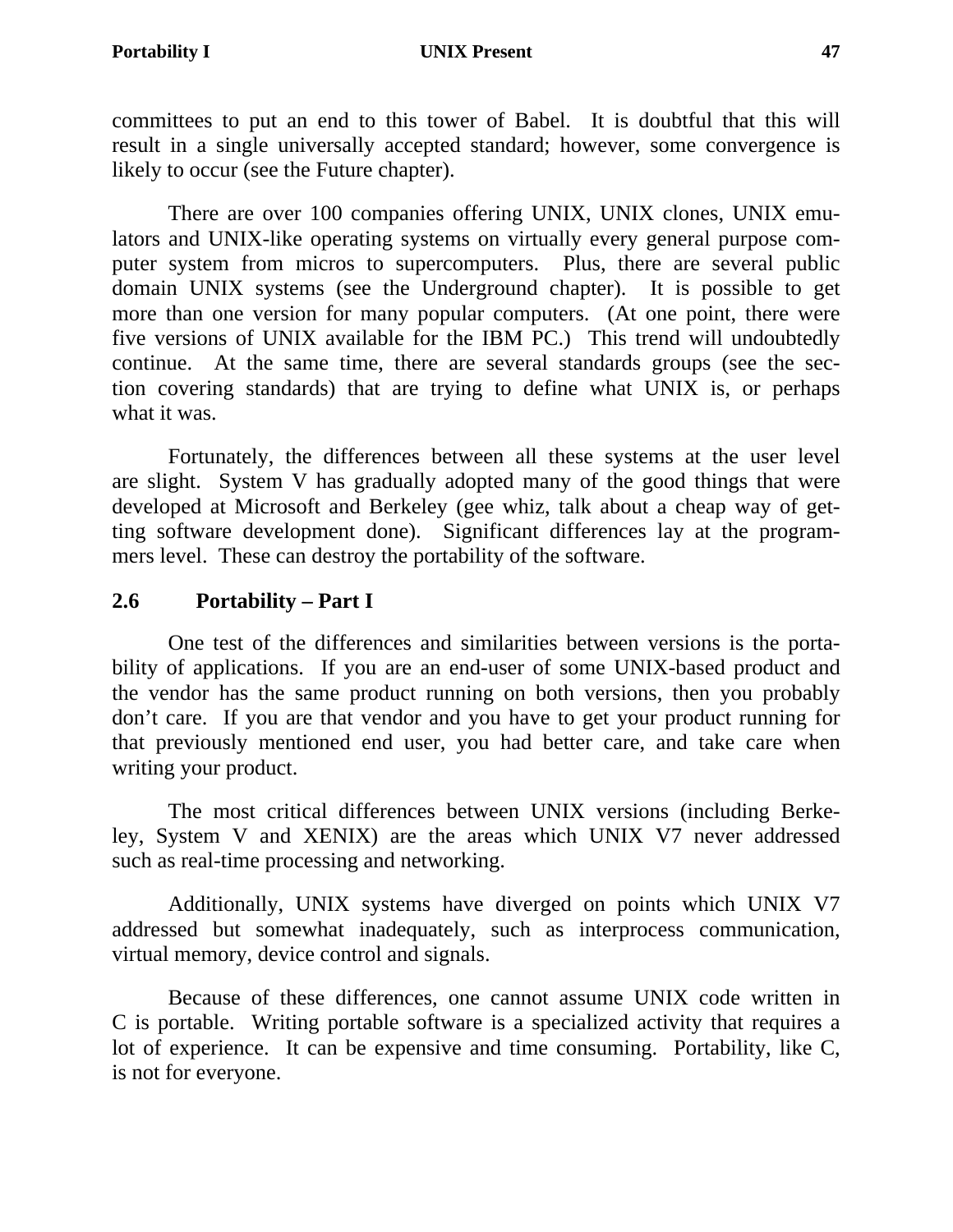committees to put an end to this tower of Babel. It is doubtful that this will result in a single universally accepted standard; however, some convergence is likely to occur (see the Future chapter).

There are over 100 companies offering UNIX, UNIX clones, UNIX emulators and UNIX-like operating systems on virtually every general purpose computer system from micros to supercomputers. Plus, there are several public domain UNIX systems (see the Underground chapter). It is possible to get more than one version for many popular computers. (At one point, there were five versions of UNIX available for the IBM PC.) This trend will undoubtedly continue. At the same time, there are several standards groups (see the section covering standards) that are trying to define what UNIX is, or perhaps what it was.

Fortunately, the differences between all these systems at the user level are slight. System V has gradually adopted many of the good things that were developed at Microsoft and Berkeley (gee whiz, talk about a cheap way of getting software development done). Significant differences lay at the programmers level. These can destroy the portability of the software.

## 2.6 Portability – Part I

One test of the differences and similarities between versions is the portability of applications. If you are an end-user of some UNIX-based product and the vendor has the same product running on both versions, then you probably don't care. If you are that vendor and you have to get your product running for that previously mentioned end user, you had better care, and take care when writing your product.

The most critical differences between UNIX versions (including Berkeley, System V and XENIX) are the areas which UNIX V7 never addressed such as real-time processing and networking.

Additionally, UNIX systems have diverged on points which UNIX V7 addressed but somewhat inadequately, such as interprocess communication, virtual memory, device control and signals.

Because of these differences, one cannot assume UNIX code written in C is portable. Writing portable software is a specialized activity that requires a lot of experience. It can be expensive and time consuming. Portability, like C, is not for everyone.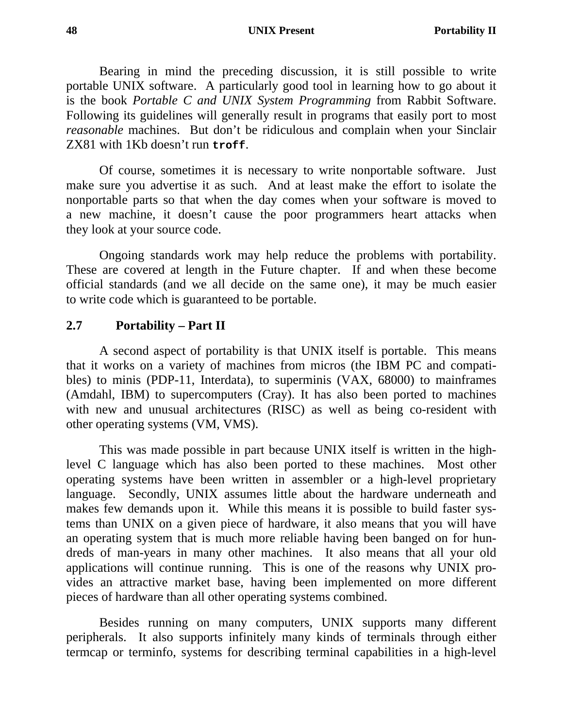Bearing in mind the preceding discussion, it is still possible to write portable UNIX software. A particularly good tool in learning how to go about it is the book *Portable C and UNIX System Programming* from Rabbit Software. Following its guidelines will generally result in programs that easily port to most *reasonable* machines. But don't be ridiculous and complain when your Sinclair ZX81 with 1Kb doesn't run **troff**.

Of course, sometimes it is necessary to write nonportable software. Just make sure you advertise it as such. And at least make the effort to isolate the nonportable parts so that when the day comes when your software is moved to a new machine, it doesn't cause the poor programmers heart attacks when they look at your source code.

Ongoing standards work may help reduce the problems with portability. These are covered at length in the Future chapter. If and when these become official standards (and we all decide on the same one), it may be much easier to write code which is guaranteed to be portable.

## 2.7 Portability – Part II

A second aspect of portability is that UNIX itself is portable. This means that it works on a variety of machines from micros (the IBM PC and compatibles) to minis (PDP-11, Interdata), to superminis (VAX, 68000) to mainframes (Amdahl, IBM) to supercomputers (Cray). It has also been ported to machines with new and unusual architectures (RISC) as well as being co-resident with other operating systems (VM, VMS).

This was made possible in part because UNIX itself is written in the high-level C language which has also been ported to these machines. Most other operating systems have been written in assembler or a high-level proprietary language. Secondly, UNIX assumes little about the hardware underneath and makes few demands upon it. While this means it is possible to build faster systems than UNIX on a given piece of hardware, it also means that you will have an operating system that is much more reliable having been banged on for hundreds of man-years in many other machines. It also means that all your old applications will continue running. This is one of the reasons why UNIX provides an attractive market base, having been implemented on more different pieces of hardware than all other operating systems combined.

Besides running on many computers, UNIX supports many different peripherals. It also supports infinitely many kinds of terminals through either termcap or terminfo, systems for describing terminal capabilities in a high-level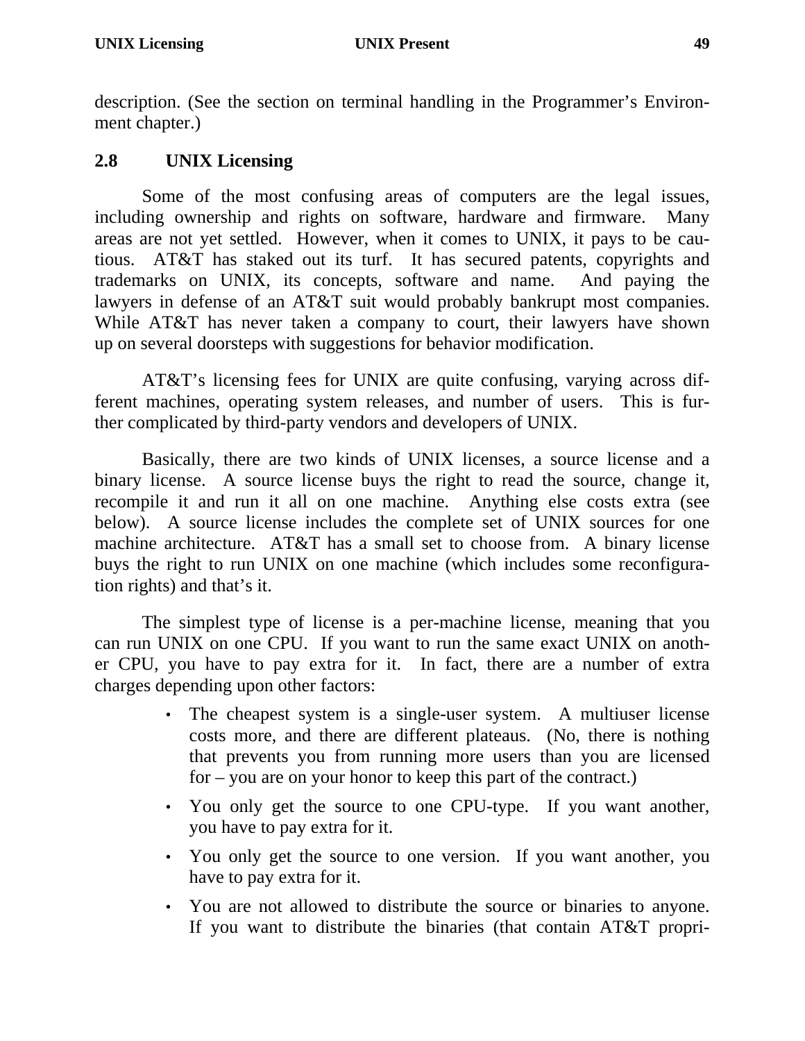description. (See the section on terminal handling in the Programmer's Environment chapter.)

## 2.8 UNIX Licensing

Some of the most confusing areas of computers are the legal issues, including ownership and rights on software, hardware and firmware. Many areas are not yet settled. However, when it comes to UNIX, it pays to be cautious. AT&T has staked out its turf. It has secured patents, copyrights and trademarks on UNIX, its concepts, software and name. And paying the lawyers in defense of an AT&T suit would probably bankrupt most companies. While AT&T has never taken a company to court, their lawyers have shown up on several doorsteps with suggestions for behavior modification.

AT&T's licensing fees for UNIX are quite confusing, varying across different machines, operating system releases, and number of users. This is further complicated by third-party vendors and developers of UNIX.

Basically, there are two kinds of UNIX licenses, a source license and a binary license. A source license buys the right to read the source, change it, recompile it and run it all on one machine. Anything else costs extra (see below). A source license includes the complete set of UNIX sources for one machine architecture. AT&T has a small set to choose from. A binary license buys the right to run UNIX on one machine (which includes some reconfiguration rights) and that's it.

The simplest type of license is a per-machine license, meaning that you can run UNIX on one CPU. If you want to run the same exact UNIX on another CPU, you have to pay extra for it. In fact, there are a number of extra charges depending upon other factors:

- The cheapest system is a single-user system. A multiuser license costs more, and there are different plateaus. (No, there is nothing that prevents you from running more users than you are licensed for – you are on your honor to keep this part of the contract.)
- You only get the source to one CPU-type. If you want another, you have to pay extra for it.
- You only get the source to one version. If you want another, you have to pay extra for it.
- You are not allowed to distribute the source or binaries to anyone. If you want to distribute the binaries (that contain AT&T propri-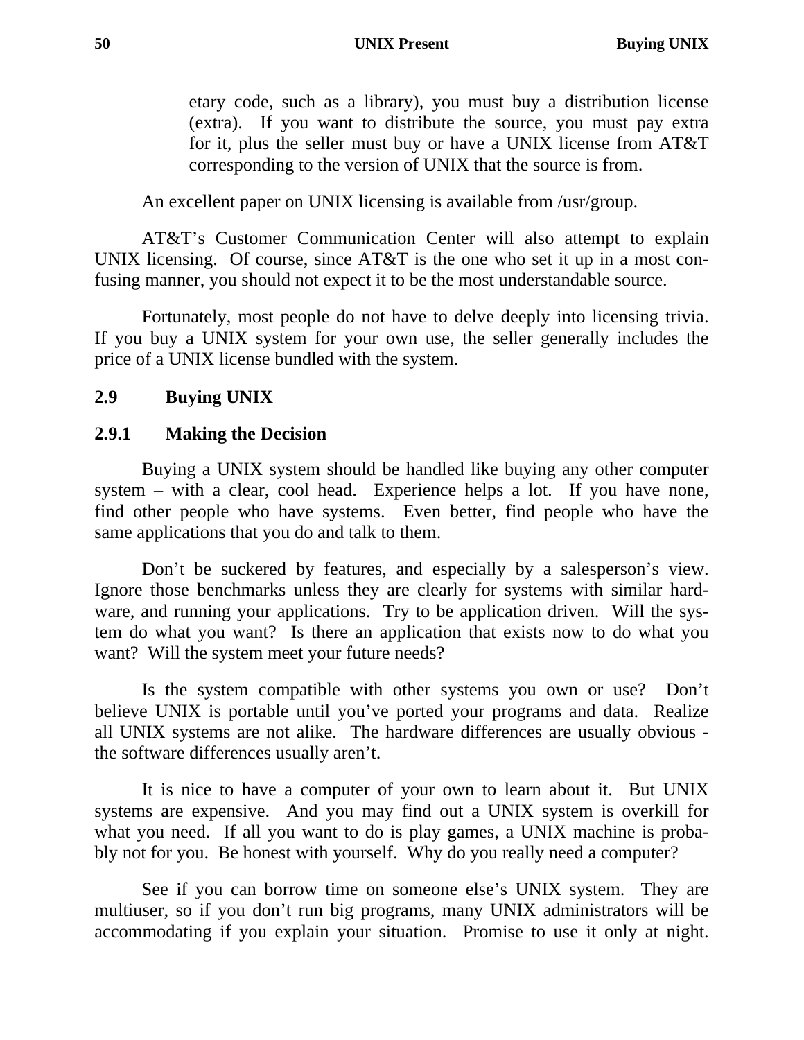etary code, such as a library), you must buy a distribution license (extra). If you want to distribute the source, you must pay extra for it, plus the seller must buy or have a UNIX license from AT&T corresponding to the version of UNIX that the source is from.

An excellent paper on UNIX licensing is available from /usr/group.

AT&T's Customer Communication Center will also attempt to explain UNIX licensing. Of course, since AT&T is the one who set it up in a most confusing manner, you should not expect it to be the most understandable source.

Fortunately, most people do not have to delve deeply into licensing trivia. If you buy a UNIX system for your own use, the seller generally includes the price of a UNIX license bundled with the system.

## 2.9 Buying UNIX

### 2.9.1 Making the Decision

Buying a UNIX system should be handled like buying any other computer system – with a clear, cool head. Experience helps a lot. If you have none, find other people who have systems. Even better, find people who have the same applications that you do and talk to them.

Don't be suckered by features, and especially by a salesperson's view. Ignore those benchmarks unless they are clearly for systems with similar hardware, and running your applications. Try to be application driven. Will the system do what you want? Is there an application that exists now to do what you want? Will the system meet your future needs?

Is the system compatible with other systems you own or use? Don't believe UNIX is portable until you've ported your programs and data. Realize all UNIX systems are not alike. The hardware differences are usually obvious - the software differences usually aren't.

It is nice to have a computer of your own to learn about it. But UNIX systems are expensive. And you may find out a UNIX system is overkill for what you need. If all you want to do is play games, a UNIX machine is probably not for you. Be honest with yourself. Why do you really need a computer?

See if you can borrow time on someone else's UNIX system. They are multiuser, so if you don't run big programs, many UNIX administrators will be accommodating if you explain your situation. Promise to use it only at night.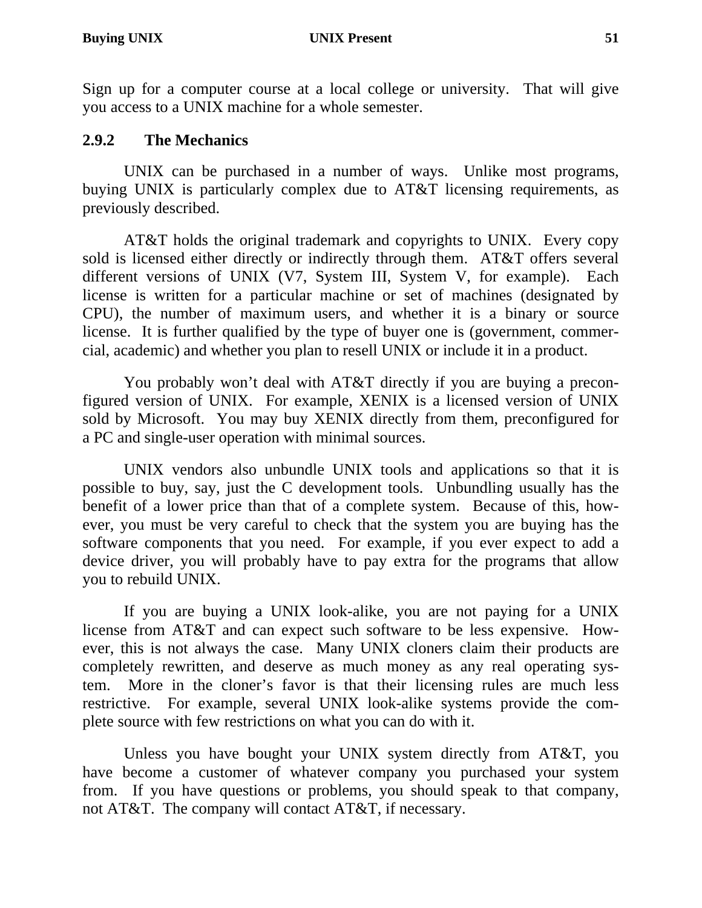Sign up for a computer course at a local college or university. That will give you access to a UNIX machine for a whole semester.

### 2.9.2 The Mechanics

UNIX can be purchased in a number of ways. Unlike most programs, buying UNIX is particularly complex due to AT&T licensing requirements, as previously described.

AT&T holds the original trademark and copyrights to UNIX. Every copy sold is licensed either directly or indirectly through them. AT&T offers several different versions of UNIX (V7, System III, System V, for example). Each license is written for a particular machine or set of machines (designated by CPU), the number of maximum users, and whether it is a binary or source license. It is further qualified by the type of buyer one is (government, commercial, academic) and whether you plan to resell UNIX or include it in a product.

You probably won't deal with AT&T directly if you are buying a preconfigured version of UNIX. For example, XENIX is a licensed version of UNIX sold by Microsoft. You may buy XENIX directly from them, preconfigured for a PC and single-user operation with minimal sources.

UNIX vendors also unbundle UNIX tools and applications so that it is possible to buy, say, just the C development tools. Unbundling usually has the benefit of a lower price than that of a complete system. Because of this, however, you must be very careful to check that the system you are buying has the software components that you need. For example, if you ever expect to add a device driver, you will probably have to pay extra for the programs that allow you to rebuild UNIX.

If you are buying a UNIX look-alike, you are not paying for a UNIX license from AT&T and can expect such software to be less expensive. However, this is not always the case. Many UNIX cloners claim their products are completely rewritten, and deserve as much money as any real operating system. More in the cloner's favor is that their licensing rules are much less restrictive. For example, several UNIX look-alike systems provide the complete source with few restrictions on what you can do with it.

Unless you have bought your UNIX system directly from AT&T, you have become a customer of whatever company you purchased your system from. If you have questions or problems, you should speak to that company, not AT&T. The company will contact AT&T, if necessary.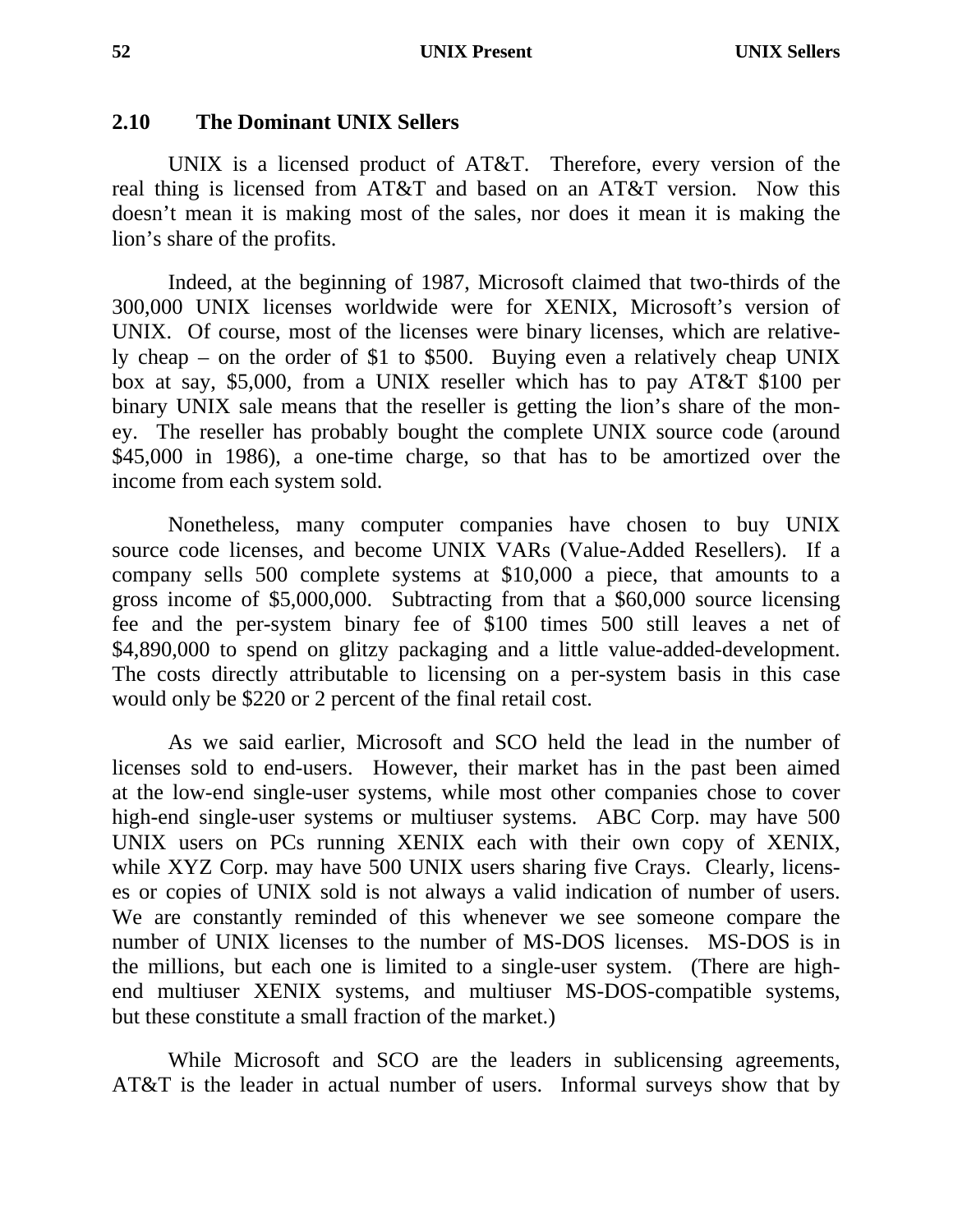## 2.10 The Dominant UNIX Sellers

UNIX is a licensed product of AT&T. Therefore, every version of the real thing is licensed from AT&T and based on an AT&T version. Now this doesn't mean it is making most of the sales, nor does it mean it is making the lion's share of the profits.

Indeed, at the beginning of 1987, Microsoft claimed that two-thirds of the 300,000 UNIX licenses worldwide were for XENIX, Microsoft's version of UNIX. Of course, most of the licenses were binary licenses, which are relatively cheap – on the order of $1 to $500. Buying even a relatively cheap UNIX box at say, $5,000, from a UNIX reseller which has to pay AT&T $100 per binary UNIX sale means that the reseller is getting the lion's share of the money. The reseller has probably bought the complete UNIX source code (around $45,000 in 1986), a one-time charge, so that has to be amortized over the income from each system sold.

Nonetheless, many computer companies have chosen to buy UNIX source code licenses, and become UNIX VARs (Value-Added Resellers). If a company sells 500 complete systems at $10,000 a piece, that amounts to a gross income of $5,000,000. Subtracting from that a $60,000 source licensing fee and the per-system binary fee of $100 times 500 still leaves a net of $4,890,000 to spend on glitzy packaging and a little value-added-development. The costs directly attributable to licensing on a per-system basis in this case would only be $220 or 2 percent of the final retail cost.

As we said earlier, Microsoft and SCO held the lead in the number of licenses sold to end-users. However, their market has in the past been aimed at the low-end single-user systems, while most other companies chose to cover high-end single-user systems or multiuser systems. ABC Corp. may have 500 UNIX users on PCs running XENIX each with their own copy of XENIX, while XYZ Corp. may have 500 UNIX users sharing five Crays. Clearly, licenses or copies of UNIX sold is not always a valid indication of number of users. We are constantly reminded of this whenever we see someone compare the number of UNIX licenses to the number of MS-DOS licenses. MS-DOS is in the millions, but each one is limited to a single-user system. (There are high-end multiuser XENIX systems, and multiuser MS-DOS-compatible systems, but these constitute a small fraction of the market.)

While Microsoft and SCO are the leaders in sublicensing agreements, AT&T is the leader in actual number of users. Informal surveys show that by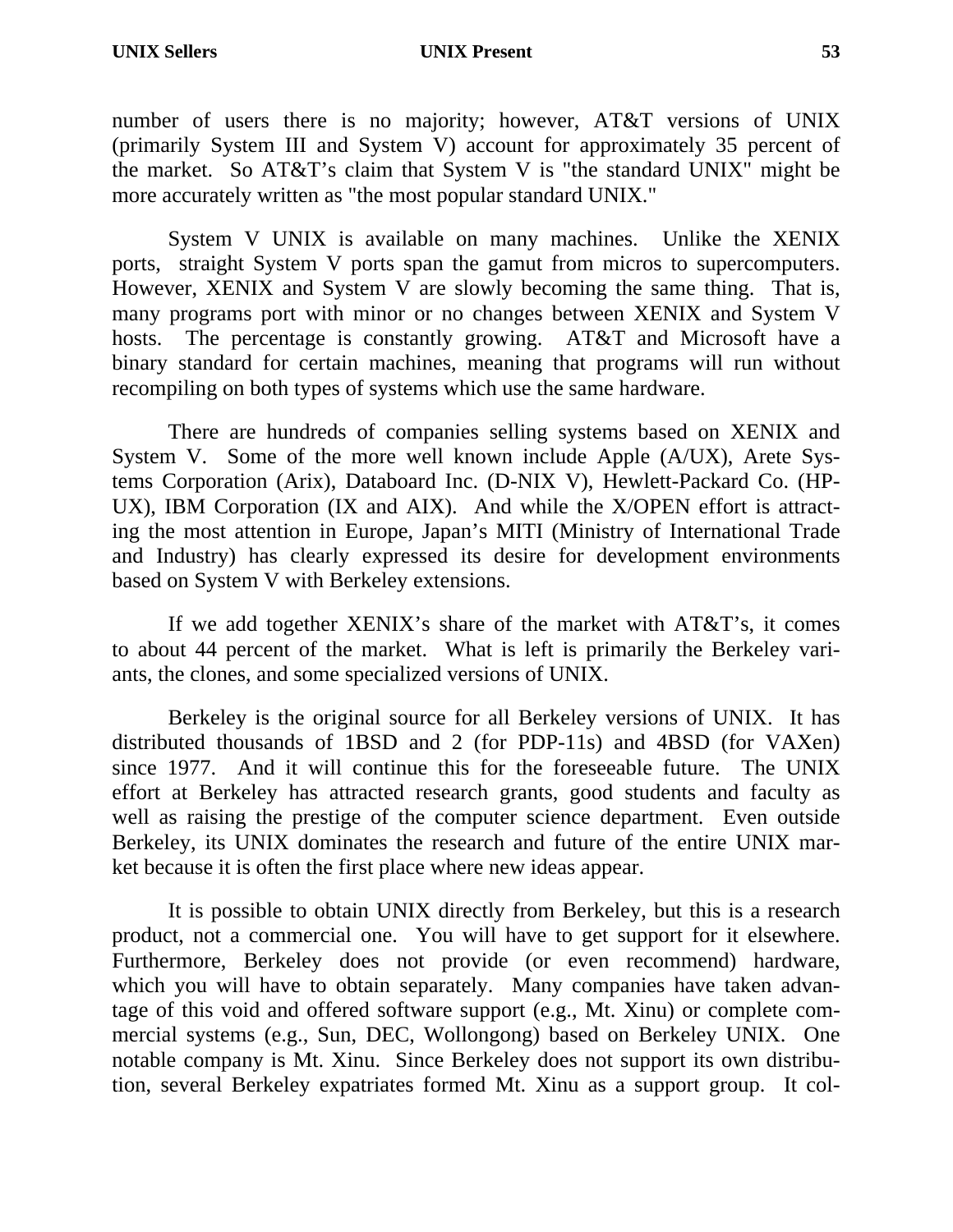number of users there is no majority; however, AT&T versions of UNIX (primarily System III and System V) account for approximately 35 percent of the market. So AT&T's claim that System V is "the standard UNIX" might be more accurately written as "the most popular standard UNIX."

System V UNIX is available on many machines. Unlike the XENIX ports, straight System V ports span the gamut from micros to supercomputers. However, XENIX and System V are slowly becoming the same thing. That is, many programs port with minor or no changes between XENIX and System V hosts. The percentage is constantly growing. AT&T and Microsoft have a binary standard for certain machines, meaning that programs will run without recompiling on both types of systems which use the same hardware.

There are hundreds of companies selling systems based on XENIX and System V. Some of the more well known include Apple (A/UX), Arete Systems Corporation (Arix), Databoard Inc. (D-NIX V), Hewlett-Packard Co. (HP-UX), IBM Corporation (IX and AIX). And while the X/OPEN effort is attracting the most attention in Europe, Japan's MITI (Ministry of International Trade and Industry) has clearly expressed its desire for development environments based on System V with Berkeley extensions.

If we add together XENIX's share of the market with AT&T's, it comes to about 44 percent of the market. What is left is primarily the Berkeley variants, the clones, and some specialized versions of UNIX.

Berkeley is the original source for all Berkeley versions of UNIX. It has distributed thousands of 1BSD and 2 (for PDP-11s) and 4BSD (for VAXen) since 1977. And it will continue this for the foreseeable future. The UNIX effort at Berkeley has attracted research grants, good students and faculty as well as raising the prestige of the computer science department. Even outside Berkeley, its UNIX dominates the research and future of the entire UNIX market because it is often the first place where new ideas appear.

It is possible to obtain UNIX directly from Berkeley, but this is a research product, not a commercial one. You will have to get support for it elsewhere. Furthermore, Berkeley does not provide (or even recommend) hardware, which you will have to obtain separately. Many companies have taken advantage of this void and offered software support (e.g., Mt. Xinu) or complete commercial systems (e.g., Sun, DEC, Wollongong) based on Berkeley UNIX. One notable company is Mt. Xinu. Since Berkeley does not support its own distribution, several Berkeley expatriates formed Mt. Xinu as a support group. It col-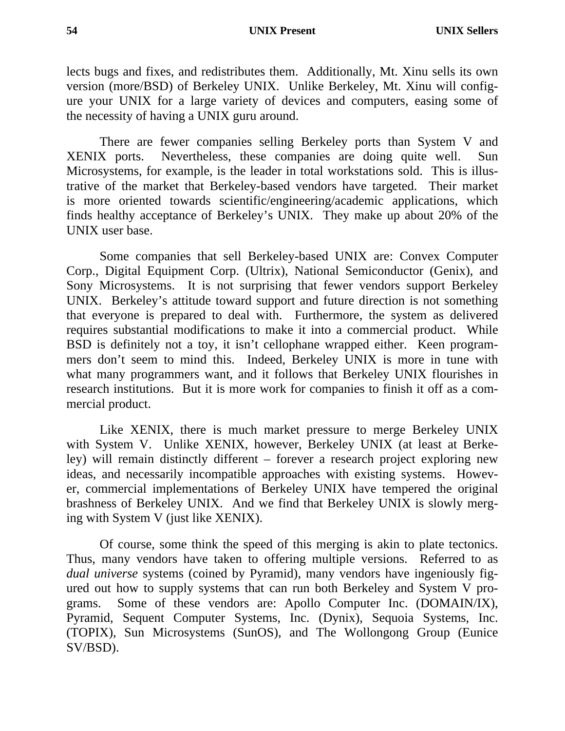lects bugs and fixes, and redistributes them. Additionally, Mt. Xinu sells its own version (more/BSD) of Berkeley UNIX. Unlike Berkeley, Mt. Xinu will configure your UNIX for a large variety of devices and computers, easing some of the necessity of having a UNIX guru around.

There are fewer companies selling Berkeley ports than System V and XENIX ports. Nevertheless, these companies are doing quite well. Sun Microsystems, for example, is the leader in total workstations sold. This is illustrative of the market that Berkeley-based vendors have targeted. Their market is more oriented towards scientific/engineering/academic applications, which finds healthy acceptance of Berkeley's UNIX. They make up about 20% of the UNIX user base.

Some companies that sell Berkeley-based UNIX are: Convex Computer Corp., Digital Equipment Corp. (Ultrix), National Semiconductor (Genix), and Sony Microsystems. It is not surprising that fewer vendors support Berkeley UNIX. Berkeley's attitude toward support and future direction is not something that everyone is prepared to deal with. Furthermore, the system as delivered requires substantial modifications to make it into a commercial product. While BSD is definitely not a toy, it isn't cellophane wrapped either. Keen programmers don't seem to mind this. Indeed, Berkeley UNIX is more in tune with what many programmers want, and it follows that Berkeley UNIX flourishes in research institutions. But it is more work for companies to finish it off as a commercial product.

Like XENIX, there is much market pressure to merge Berkeley UNIX with System V. Unlike XENIX, however, Berkeley UNIX (at least at Berkeley) will remain distinctly different – forever a research project exploring new ideas, and necessarily incompatible approaches with existing systems. However, commercial implementations of Berkeley UNIX have tempered the original brashness of Berkeley UNIX. And we find that Berkeley UNIX is slowly merging with System V (just like XENIX).

Of course, some think the speed of this merging is akin to plate tectonics. Thus, many vendors have taken to offering multiple versions. Referred to as *dual universe* systems (coined by Pyramid), many vendors have ingeniously figured out how to supply systems that can run both Berkeley and System V programs. Some of these vendors are: Apollo Computer Inc. (DOMAIN/IX), Pyramid, Sequent Computer Systems, Inc. (Dynix), Sequoia Systems, Inc. (TOPIX), Sun Microsystems (SunOS), and The Wollongong Group (Eunice SV/BSD).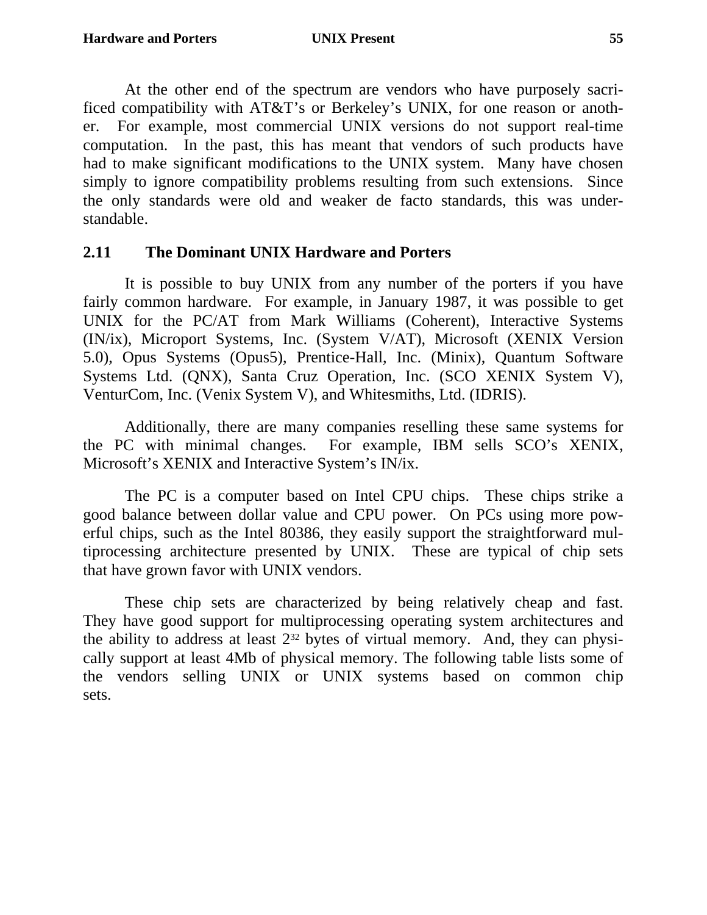At the other end of the spectrum are vendors who have purposely sacrificed compatibility with AT&T's or Berkeley's UNIX, for one reason or another. For example, most commercial UNIX versions do not support real-time computation. In the past, this has meant that vendors of such products have had to make significant modifications to the UNIX system. Many have chosen simply to ignore compatibility problems resulting from such extensions. Since the only standards were old and weaker de facto standards, this was understandable.

## 2.11 The Dominant UNIX Hardware and Porters

It is possible to buy UNIX from any number of the porters if you have fairly common hardware. For example, in January 1987, it was possible to get UNIX for the PC/AT from Mark Williams (Coherent), Interactive Systems (IN/ix), Microport Systems, Inc. (System V/AT), Microsoft (XENIX Version 5.0), Opus Systems (Opus5), Prentice-Hall, Inc. (Minix), Quantum Software Systems Ltd. (QNX), Santa Cruz Operation, Inc. (SCO XENIX System V), VenturCom, Inc. (Venix System V), and Whitesmiths, Ltd. (IDRIS).

Additionally, there are many companies reselling these same systems for the PC with minimal changes. For example, IBM sells SCO's XENIX, Microsoft's XENIX and Interactive System's IN/ix.

The PC is a computer based on Intel CPU chips. These chips strike a good balance between dollar value and CPU power. On PCs using more powerful chips, such as the Intel 80386, they easily support the straightforward multiprocessing architecture presented by UNIX. These are typical of chip sets that have grown favor with UNIX vendors.

These chip sets are characterized by being relatively cheap and fast. They have good support for multiprocessing operating system architectures and the ability to address at least $2^{32}$ bytes of virtual memory. And, they can physically support at least 4Mb of physical memory. The following table lists some of the vendors selling UNIX or UNIX systems based on common chip sets.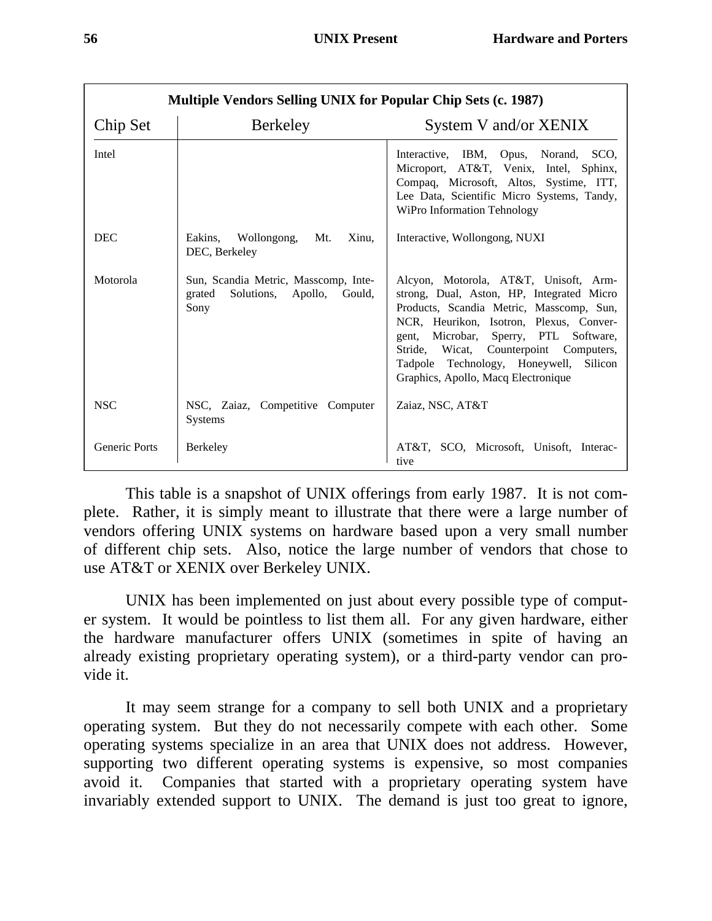**Multiple Vendors Selling UNIX for Popular Chip Sets (c. 1987)**

| Chip Set | Berkeley | System V and/or XENIX |
|---|---|---|
| Intel | | Interactive, IBM, Opus, Norand, SCO, Microport, AT&T, Venix, Intel, Sphinx, Compaq, Microsoft, Altos, Systime, ITT, Lee Data, Scientific Micro Systems, Tandy, WiPro Information Tehnology |
| DEC | Eakins, Wollongong, Mt. Xinu, DEC, Berkeley | Interactive, Wollongong, NUXI |
| Motorola | Sun, Scandia Metric, Masscomp, Integrated Solutions, Apollo, Gould, Sony | Alcyon, Motorola, AT&T, Unisoft, Armstrong, Dual, Aston, HP, Integrated Micro Products, Scandia Metric, Masscomp, Sun, NCR, Heurikon, Isotron, Plexus, Convergent, Microbar, Sperry, PTL Software, Stride, Wicat, Counterpoint Computers, Tadpole Technology, Honeywell, Silicon Graphics, Apollo, Macq Electronique |
| NSC | NSC, Zaiaz, Competitive Computer Systems | Zaiaz, NSC, AT&T |
| Generic Ports | Berkeley | AT&T, SCO, Microsoft, Unisoft, Interactive |

This table is a snapshot of UNIX offerings from early 1987. It is not complete. Rather, it is simply meant to illustrate that there were a large number of vendors offering UNIX systems on hardware based upon a very small number of different chip sets. Also, notice the large number of vendors that chose to use AT&T or XENIX over Berkeley UNIX.

UNIX has been implemented on just about every possible type of computer system. It would be pointless to list them all. For any given hardware, either the hardware manufacturer offers UNIX (sometimes in spite of having an already existing proprietary operating system), or a third-party vendor can provide it.

It may seem strange for a company to sell both UNIX and a proprietary operating system. But they do not necessarily compete with each other. Some operating systems specialize in an area that UNIX does not address. However, supporting two different operating systems is expensive, so most companies avoid it. Companies that started with a proprietary operating system have invariably extended support to UNIX. The demand is just too great to ignore,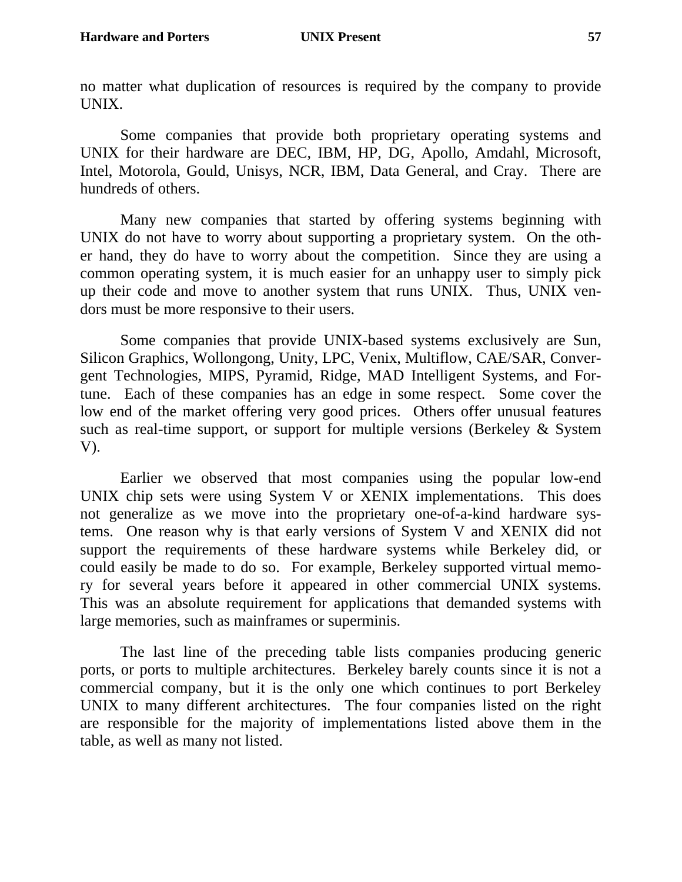no matter what duplication of resources is required by the company to provide UNIX.

Some companies that provide both proprietary operating systems and UNIX for their hardware are DEC, IBM, HP, DG, Apollo, Amdahl, Microsoft, Intel, Motorola, Gould, Unisys, NCR, IBM, Data General, and Cray. There are hundreds of others.

Many new companies that started by offering systems beginning with UNIX do not have to worry about supporting a proprietary system. On the other hand, they do have to worry about the competition. Since they are using a common operating system, it is much easier for an unhappy user to simply pick up their code and move to another system that runs UNIX. Thus, UNIX vendors must be more responsive to their users.

Some companies that provide UNIX-based systems exclusively are Sun, Silicon Graphics, Wollongong, Unity, LPC, Venix, Multiflow, CAE/SAR, Convergent Technologies, MIPS, Pyramid, Ridge, MAD Intelligent Systems, and Fortune. Each of these companies has an edge in some respect. Some cover the low end of the market offering very good prices. Others offer unusual features such as real-time support, or support for multiple versions (Berkeley & System V).

Earlier we observed that most companies using the popular low-end UNIX chip sets were using System V or XENIX implementations. This does not generalize as we move into the proprietary one-of-a-kind hardware systems. One reason why is that early versions of System V and XENIX did not support the requirements of these hardware systems while Berkeley did, or could easily be made to do so. For example, Berkeley supported virtual memory for several years before it appeared in other commercial UNIX systems. This was an absolute requirement for applications that demanded systems with large memories, such as mainframes or superminis.

The last line of the preceding table lists companies producing generic ports, or ports to multiple architectures. Berkeley barely counts since it is not a commercial company, but it is the only one which continues to port Berkeley UNIX to many different architectures. The four companies listed on the right are responsible for the majority of implementations listed above them in the table, as well as many not listed.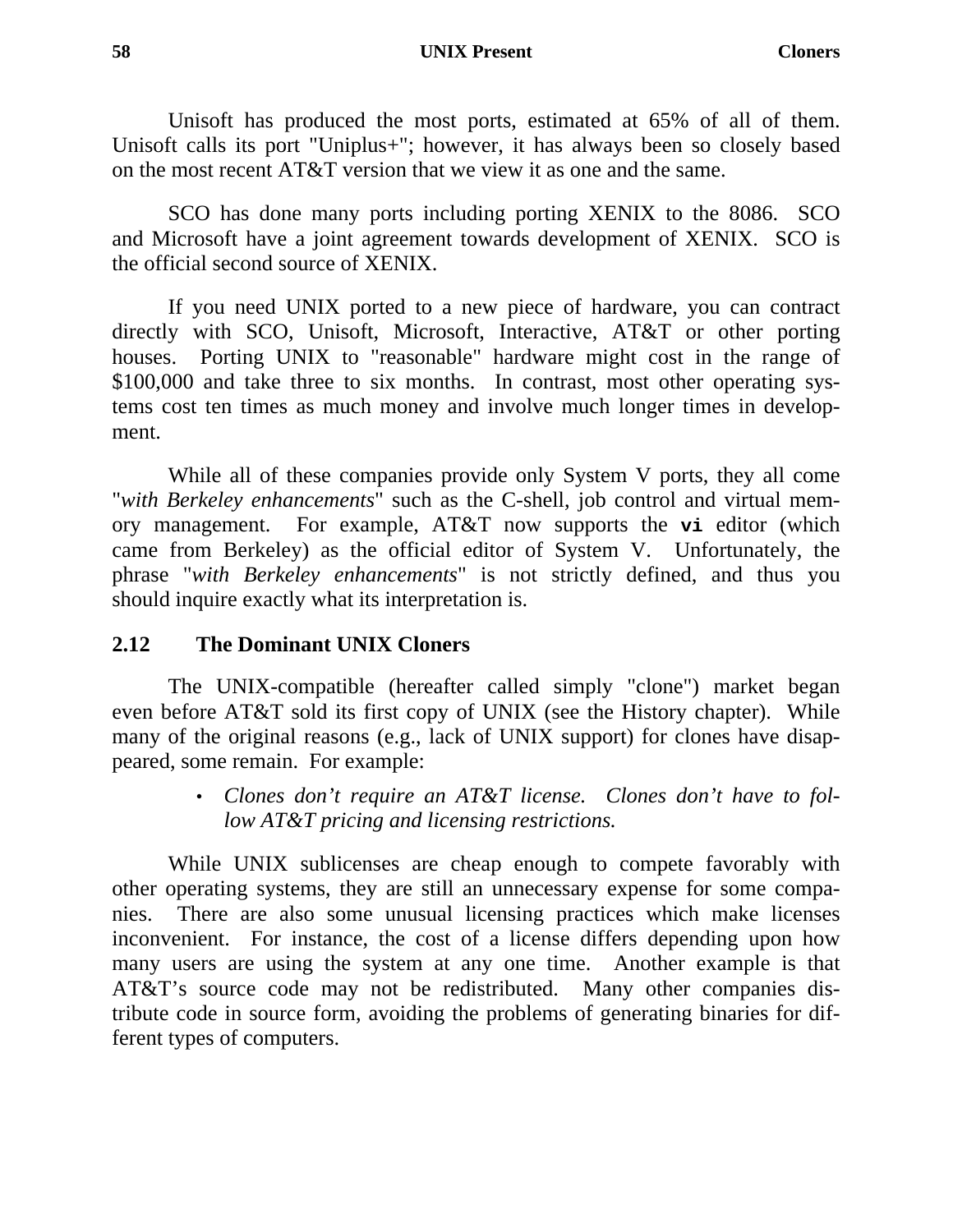Unisoft has produced the most ports, estimated at 65% of all of them. Unisoft calls its port "Uniplus+"; however, it has always been so closely based on the most recent AT&T version that we view it as one and the same.

SCO has done many ports including porting XENIX to the 8086. SCO and Microsoft have a joint agreement towards development of XENIX. SCO is the official second source of XENIX.

If you need UNIX ported to a new piece of hardware, you can contract directly with SCO, Unisoft, Microsoft, Interactive, AT&T or other porting houses. Porting UNIX to "reasonable" hardware might cost in the range of $100,000 and take three to six months. In contrast, most other operating systems cost ten times as much money and involve much longer times in development.

While all of these companies provide only System V ports, they all come "*with Berkeley enhancements*" such as the C-shell, job control and virtual memory management. For example, AT&T now supports the **vi** editor (which came from Berkeley) as the official editor of System V. Unfortunately, the phrase "*with Berkeley enhancements*" is not strictly defined, and thus you should inquire exactly what its interpretation is.

## 2.12 The Dominant UNIX Cloners

The UNIX-compatible (hereafter called simply "clone") market began even before AT&T sold its first copy of UNIX (see the History chapter). While many of the original reasons (e.g., lack of UNIX support) for clones have disappeared, some remain. For example:

- *Clones don't require an AT&T license. Clones don't have to follow AT&T pricing and licensing restrictions.*

While UNIX sublicenses are cheap enough to compete favorably with other operating systems, they are still an unnecessary expense for some companies. There are also some unusual licensing practices which make licenses inconvenient. For instance, the cost of a license differs depending upon how many users are using the system at any one time. Another example is that AT&T's source code may not be redistributed. Many other companies distribute code in source form, avoiding the problems of generating binaries for different types of computers.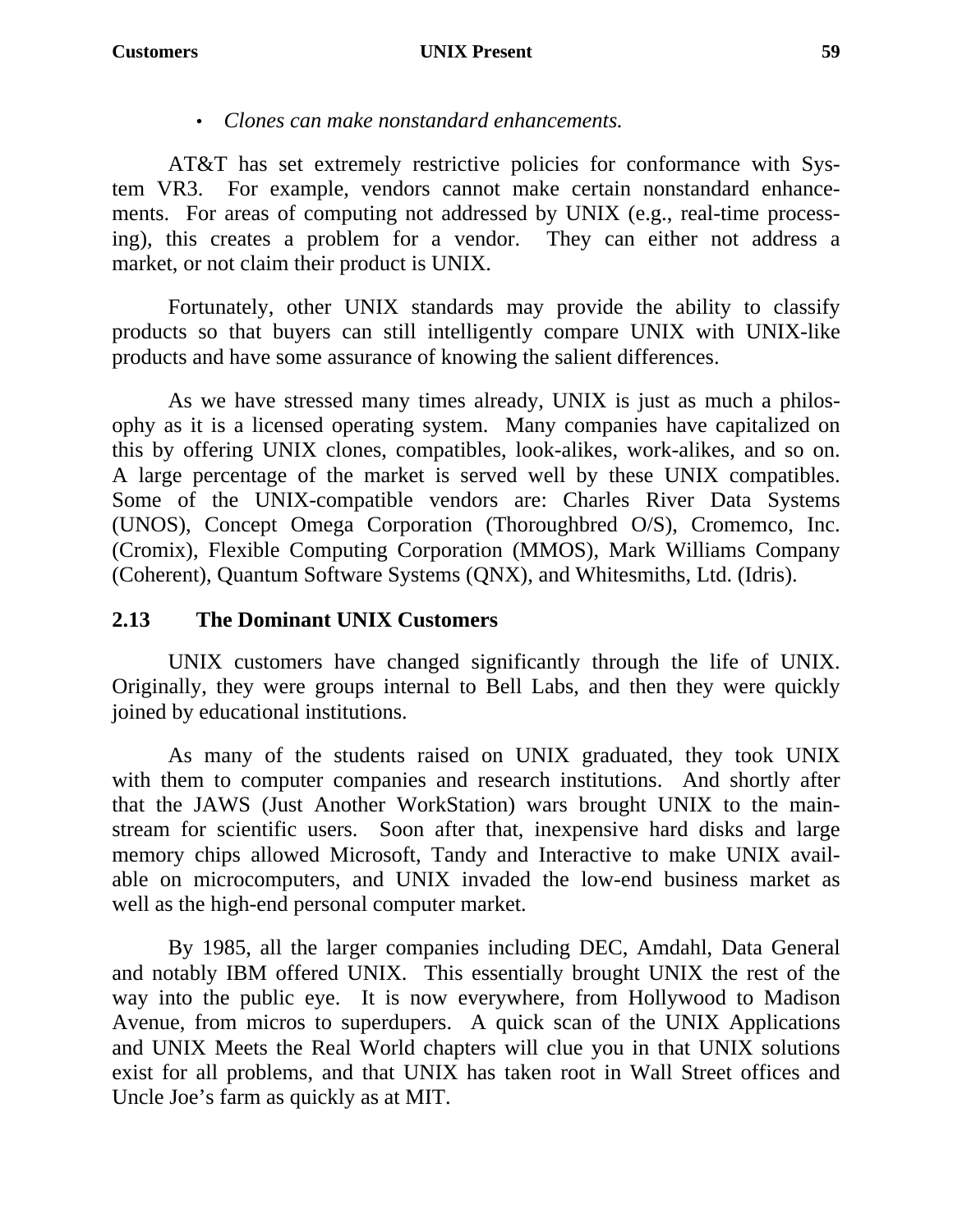- *Clones can make nonstandard enhancements.*

AT&T has set extremely restrictive policies for conformance with System VR3. For example, vendors cannot make certain nonstandard enhancements. For areas of computing not addressed by UNIX (e.g., real-time processing), this creates a problem for a vendor. They can either not address a market, or not claim their product is UNIX.

Fortunately, other UNIX standards may provide the ability to classify products so that buyers can still intelligently compare UNIX with UNIX-like products and have some assurance of knowing the salient differences.

As we have stressed many times already, UNIX is just as much a philosophy as it is a licensed operating system. Many companies have capitalized on this by offering UNIX clones, compatibles, look-alikes, work-alikes, and so on. A large percentage of the market is served well by these UNIX compatibles. Some of the UNIX-compatible vendors are: Charles River Data Systems (UNOS), Concept Omega Corporation (Thoroughbred O/S), Cromemco, Inc. (Cromix), Flexible Computing Corporation (MMOS), Mark Williams Company (Coherent), Quantum Software Systems (QNX), and Whitesmiths, Ltd. (Idris).

## 2.13 The Dominant UNIX Customers

UNIX customers have changed significantly through the life of UNIX. Originally, they were groups internal to Bell Labs, and then they were quickly joined by educational institutions.

As many of the students raised on UNIX graduated, they took UNIX with them to computer companies and research institutions. And shortly after that the JAWS (Just Another WorkStation) wars brought UNIX to the mainstream for scientific users. Soon after that, inexpensive hard disks and large memory chips allowed Microsoft, Tandy and Interactive to make UNIX available on microcomputers, and UNIX invaded the low-end business market as well as the high-end personal computer market.

By 1985, all the larger companies including DEC, Amdahl, Data General and notably IBM offered UNIX. This essentially brought UNIX the rest of the way into the public eye. It is now everywhere, from Hollywood to Madison Avenue, from micros to superdupers. A quick scan of the UNIX Applications and UNIX Meets the Real World chapters will clue you in that UNIX solutions exist for all problems, and that UNIX has taken root in Wall Street offices and Uncle Joe's farm as quickly as at MIT.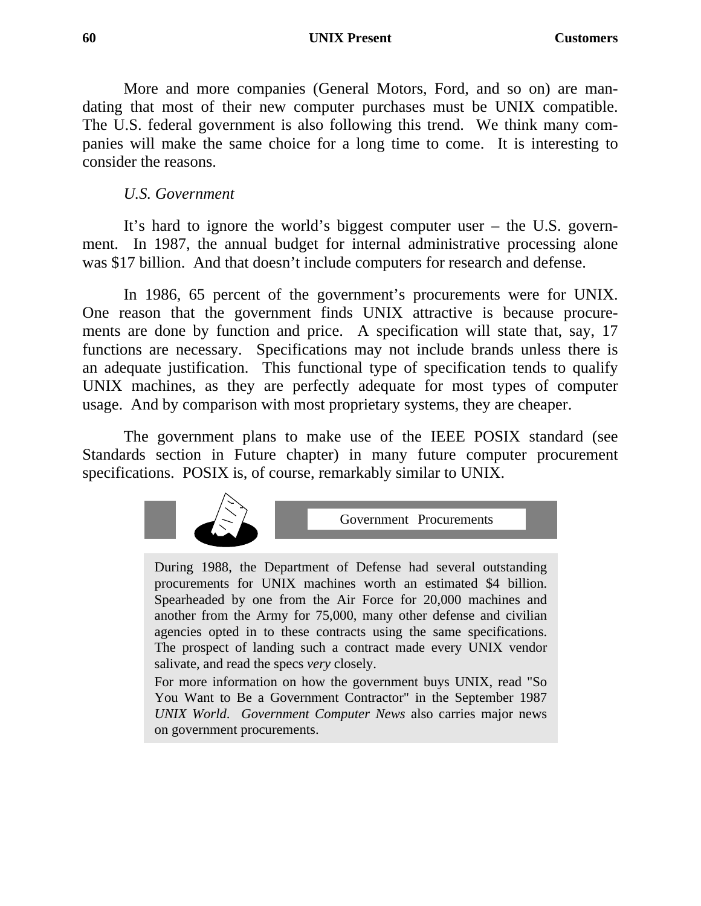More and more companies (General Motors, Ford, and so on) are mandating that most of their new computer purchases must be UNIX compatible. The U.S. federal government is also following this trend. We think many companies will make the same choice for a long time to come. It is interesting to consider the reasons.

*U.S. Government*

It's hard to ignore the world's biggest computer user – the U.S. government. In 1987, the annual budget for internal administrative processing alone was $17 billion. And that doesn't include computers for research and defense.

In 1986, 65 percent of the government's procurements were for UNIX. One reason that the government finds UNIX attractive is because procurements are done by function and price. A specification will state that, say, 17 functions are necessary. Specifications may not include brands unless there is an adequate justification. This functional type of specification tends to qualify UNIX machines, as they are perfectly adequate for most types of computer usage. And by comparison with most proprietary systems, they are cheaper.

The government plans to make use of the IEEE POSIX standard (see Standards section in Future chapter) in many future computer procurement specifications. POSIX is, of course, remarkably similar to UNIX.

**Government Procurements**

During 1988, the Department of Defense had several outstanding procurements for UNIX machines worth an estimated $4 billion. Spearheaded by one from the Air Force for 20,000 machines and another from the Army for 75,000, many other defense and civilian agencies opted in to these contracts using the same specifications. The prospect of landing such a contract made every UNIX vendor salivate, and read the specs *very* closely.

For more information on how the government buys UNIX, read "So You Want to Be a Government Contractor" in the September 1987 *UNIX World*. *Government Computer News* also carries major news on government procurements.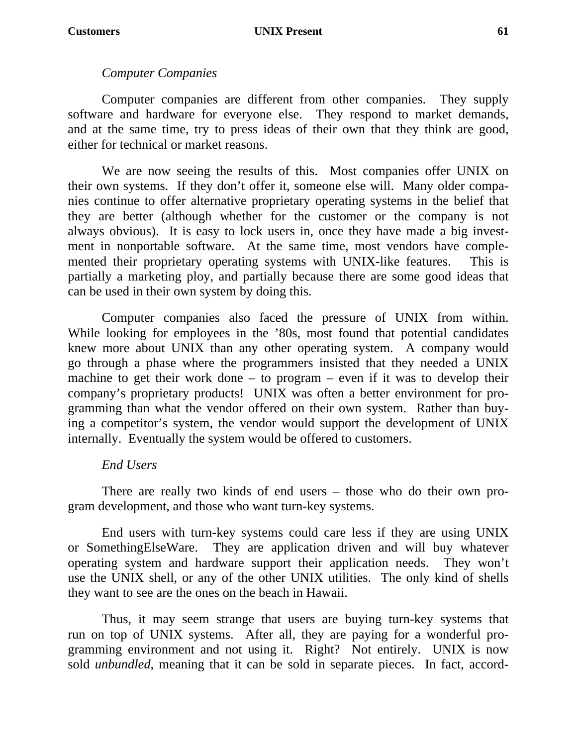*Computer Companies*

Computer companies are different from other companies. They supply software and hardware for everyone else. They respond to market demands, and at the same time, try to press ideas of their own that they think are good, either for technical or market reasons.

We are now seeing the results of this. Most companies offer UNIX on their own systems. If they don't offer it, someone else will. Many older companies continue to offer alternative proprietary operating systems in the belief that they are better (although whether for the customer or the company is not always obvious). It is easy to lock users in, once they have made a big investment in nonportable software. At the same time, most vendors have complemented their proprietary operating systems with UNIX-like features. This is partially a marketing ploy, and partially because there are some good ideas that can be used in their own system by doing this.

Computer companies also faced the pressure of UNIX from within. While looking for employees in the '80s, most found that potential candidates knew more about UNIX than any other operating system. A company would go through a phase where the programmers insisted that they needed a UNIX machine to get their work done – to program – even if it was to develop their company's proprietary products! UNIX was often a better environment for programming than what the vendor offered on their own system. Rather than buying a competitor's system, the vendor would support the development of UNIX internally. Eventually the system would be offered to customers.

*End Users*

There are really two kinds of end users – those who do their own program development, and those who want turn-key systems.

End users with turn-key systems could care less if they are using UNIX or SomethingElseWare. They are application driven and will buy whatever operating system and hardware support their application needs. They won't use the UNIX shell, or any of the other UNIX utilities. The only kind of shells they want to see are the ones on the beach in Hawaii.

Thus, it may seem strange that users are buying turn-key systems that run on top of UNIX systems. After all, they are paying for a wonderful programming environment and not using it. Right? Not entirely. UNIX is now sold *unbundled*, meaning that it can be sold in separate pieces. In fact, accord-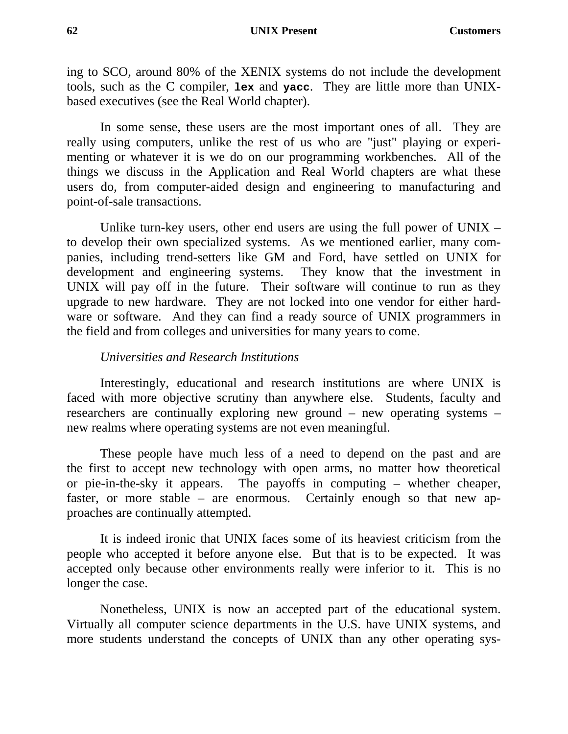ing to SCO, around 80% of the XENIX systems do not include the development tools, such as the C compiler, **lex** and **yacc**. They are little more than UNIX-based executives (see the Real World chapter).

In some sense, these users are the most important ones of all. They are really using computers, unlike the rest of us who are "just" playing or experimenting or whatever it is we do on our programming workbenches. All of the things we discuss in the Application and Real World chapters are what these users do, from computer-aided design and engineering to manufacturing and point-of-sale transactions.

Unlike turn-key users, other end users are using the full power of UNIX – to develop their own specialized systems. As we mentioned earlier, many companies, including trend-setters like GM and Ford, have settled on UNIX for development and engineering systems. They know that the investment in UNIX will pay off in the future. Their software will continue to run as they upgrade to new hardware. They are not locked into one vendor for either hardware or software. And they can find a ready source of UNIX programmers in the field and from colleges and universities for many years to come.

*Universities and Research Institutions*

Interestingly, educational and research institutions are where UNIX is faced with more objective scrutiny than anywhere else. Students, faculty and researchers are continually exploring new ground – new operating systems – new realms where operating systems are not even meaningful.

These people have much less of a need to depend on the past and are the first to accept new technology with open arms, no matter how theoretical or pie-in-the-sky it appears. The payoffs in computing – whether cheaper, faster, or more stable – are enormous. Certainly enough so that new approaches are continually attempted.

It is indeed ironic that UNIX faces some of its heaviest criticism from the people who accepted it before anyone else. But that is to be expected. It was accepted only because other environments really were inferior to it. This is no longer the case.

Nonetheless, UNIX is now an accepted part of the educational system. Virtually all computer science departments in the U.S. have UNIX systems, and more students understand the concepts of UNIX than any other operating sys-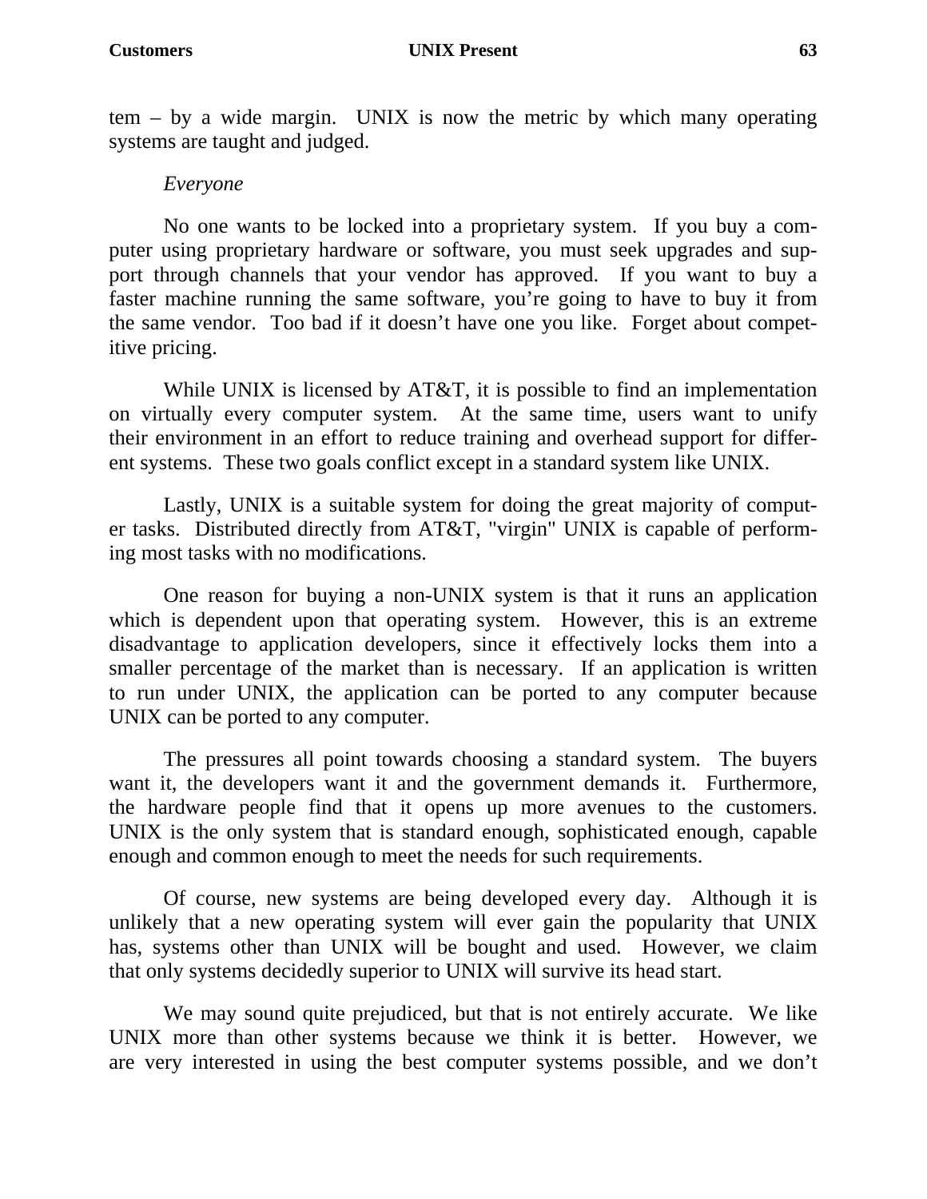tem – by a wide margin. UNIX is now the metric by which many operating systems are taught and judged.

*Everyone*

No one wants to be locked into a proprietary system. If you buy a computer using proprietary hardware or software, you must seek upgrades and support through channels that your vendor has approved. If you want to buy a faster machine running the same software, you're going to have to buy it from the same vendor. Too bad if it doesn't have one you like. Forget about competitive pricing.

While UNIX is licensed by AT&T, it is possible to find an implementation on virtually every computer system. At the same time, users want to unify their environment in an effort to reduce training and overhead support for different systems. These two goals conflict except in a standard system like UNIX.

Lastly, UNIX is a suitable system for doing the great majority of computer tasks. Distributed directly from AT&T, "virgin" UNIX is capable of performing most tasks with no modifications.

One reason for buying a non-UNIX system is that it runs an application which is dependent upon that operating system. However, this is an extreme disadvantage to application developers, since it effectively locks them into a smaller percentage of the market than is necessary. If an application is written to run under UNIX, the application can be ported to any computer because UNIX can be ported to any computer.

The pressures all point towards choosing a standard system. The buyers want it, the developers want it and the government demands it. Furthermore, the hardware people find that it opens up more avenues to the customers. UNIX is the only system that is standard enough, sophisticated enough, capable enough and common enough to meet the needs for such requirements.

Of course, new systems are being developed every day. Although it is unlikely that a new operating system will ever gain the popularity that UNIX has, systems other than UNIX will be bought and used. However, we claim that only systems decidedly superior to UNIX will survive its head start.

We may sound quite prejudiced, but that is not entirely accurate. We like UNIX more than other systems because we think it is better. However, we are very interested in using the best computer systems possible, and we don't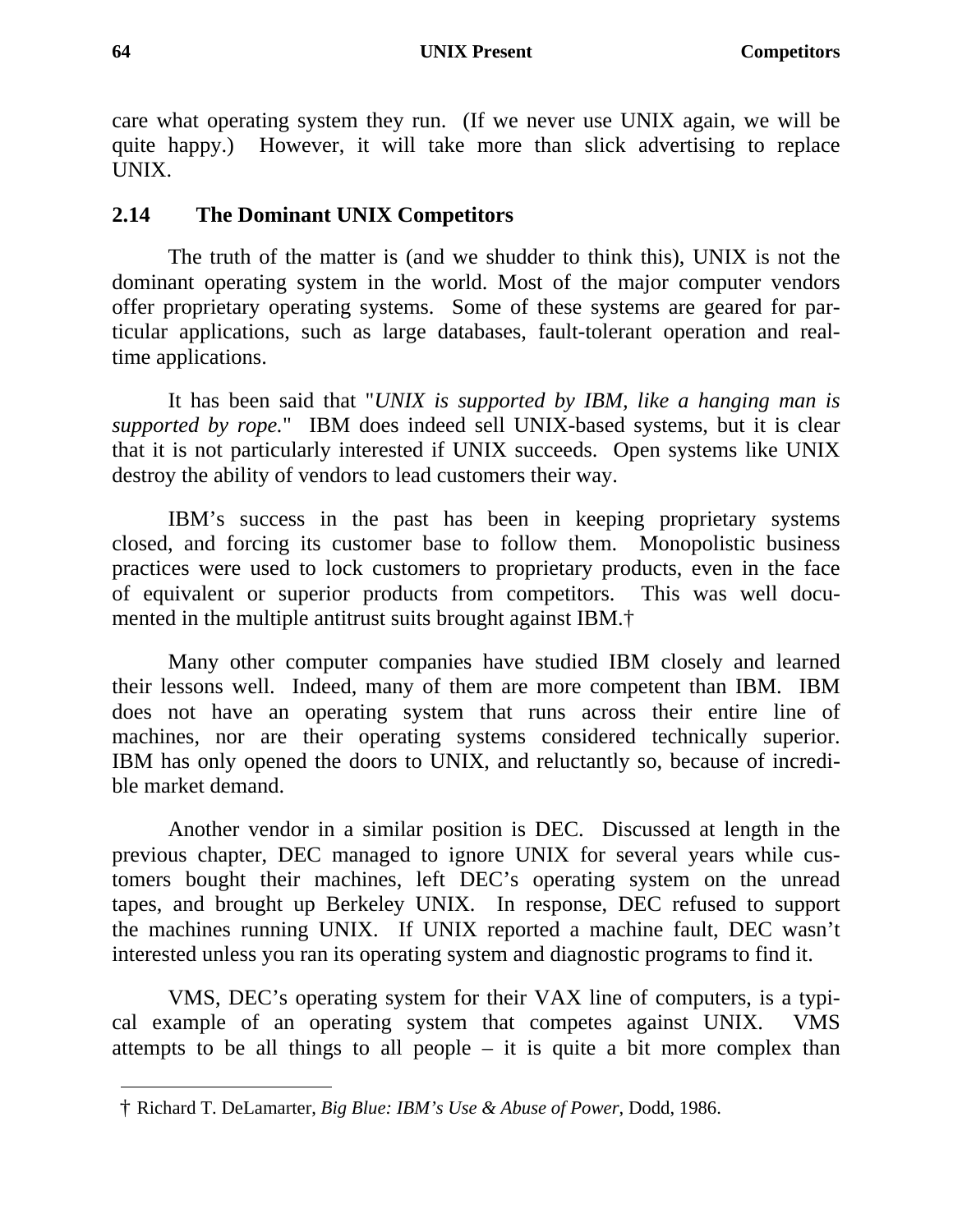care what operating system they run. (If we never use UNIX again, we will be quite happy.) However, it will take more than slick advertising to replace UNIX.

## 2.14 The Dominant UNIX Competitors

The truth of the matter is (and we shudder to think this), UNIX is not the dominant operating system in the world. Most of the major computer vendors offer proprietary operating systems. Some of these systems are geared for particular applications, such as large databases, fault-tolerant operation and real-time applications.

It has been said that "*UNIX is supported by IBM, like a hanging man is supported by rope.*" IBM does indeed sell UNIX-based systems, but it is clear that it is not particularly interested if UNIX succeeds. Open systems like UNIX destroy the ability of vendors to lead customers their way.

IBM's success in the past has been in keeping proprietary systems closed, and forcing its customer base to follow them. Monopolistic business practices were used to lock customers to proprietary products, even in the face of equivalent or superior products from competitors. This was well documented in the multiple antitrust suits brought against IBM.†

Many other computer companies have studied IBM closely and learned their lessons well. Indeed, many of them are more competent than IBM. IBM does not have an operating system that runs across their entire line of machines, nor are their operating systems considered technically superior. IBM has only opened the doors to UNIX, and reluctantly so, because of incredible market demand.

Another vendor in a similar position is DEC. Discussed at length in the previous chapter, DEC managed to ignore UNIX for several years while customers bought their machines, left DEC's operating system on the unread tapes, and brought up Berkeley UNIX. In response, DEC refused to support the machines running UNIX. If UNIX reported a machine fault, DEC wasn't interested unless you ran its operating system and diagnostic programs to find it.

VMS, DEC's operating system for their VAX line of computers, is a typical example of an operating system that competes against UNIX. VMS attempts to be all things to all people – it is quite a bit more complex than

† Richard T. DeLamarter, *Big Blue: IBM's Use & Abuse of Power*, Dodd, 1986.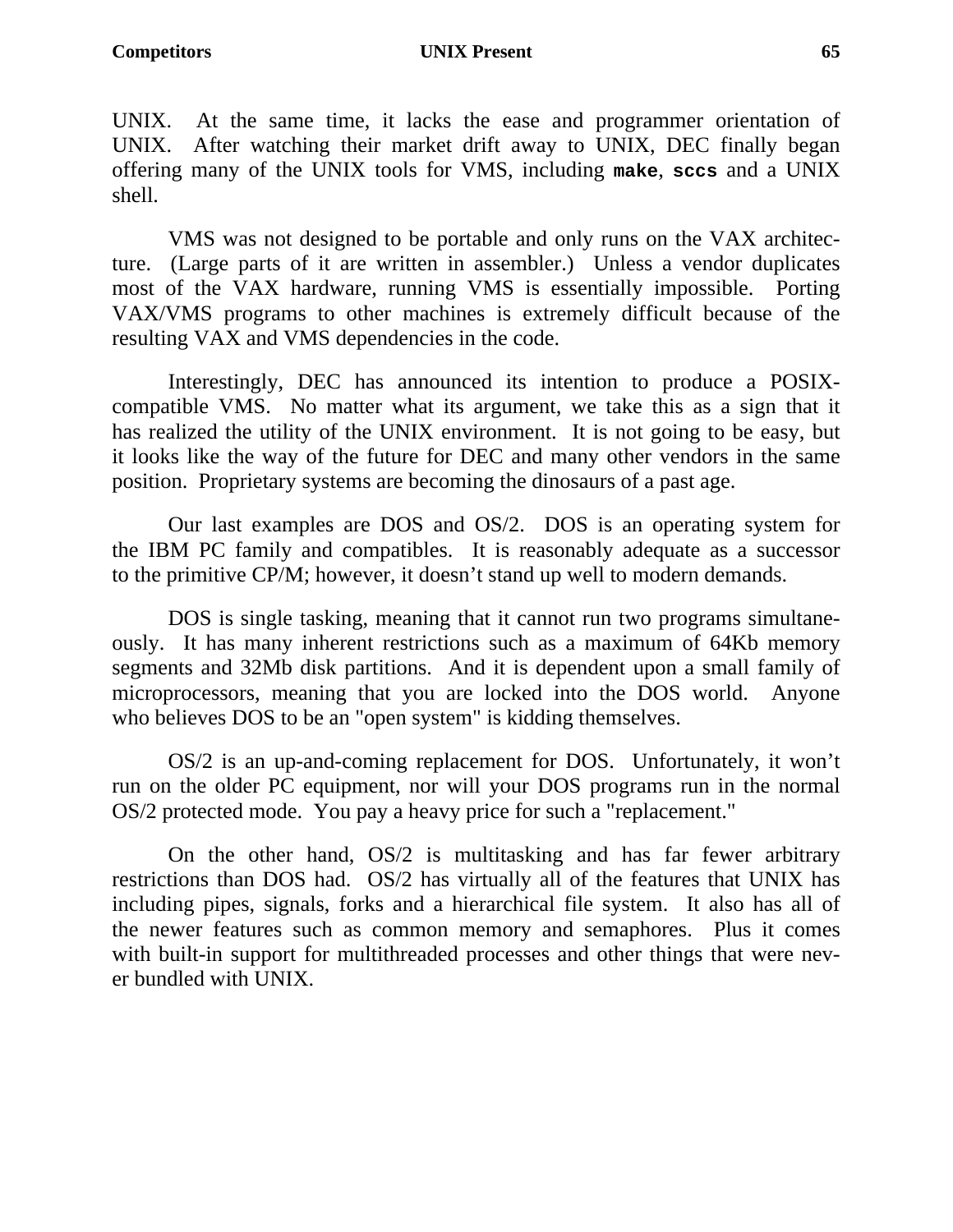UNIX. At the same time, it lacks the ease and programmer orientation of UNIX. After watching their market drift away to UNIX, DEC finally began offering many of the UNIX tools for VMS, including **make**, **sccs** and a UNIX shell.

VMS was not designed to be portable and only runs on the VAX architecture. (Large parts of it are written in assembler.) Unless a vendor duplicates most of the VAX hardware, running VMS is essentially impossible. Porting VAX/VMS programs to other machines is extremely difficult because of the resulting VAX and VMS dependencies in the code.

Interestingly, DEC has announced its intention to produce a POSIX-compatible VMS. No matter what its argument, we take this as a sign that it has realized the utility of the UNIX environment. It is not going to be easy, but it looks like the way of the future for DEC and many other vendors in the same position. Proprietary systems are becoming the dinosaurs of a past age.

Our last examples are DOS and OS/2. DOS is an operating system for the IBM PC family and compatibles. It is reasonably adequate as a successor to the primitive CP/M; however, it doesn't stand up well to modern demands.

DOS is single tasking, meaning that it cannot run two programs simultaneously. It has many inherent restrictions such as a maximum of 64Kb memory segments and 32Mb disk partitions. And it is dependent upon a small family of microprocessors, meaning that you are locked into the DOS world. Anyone who believes DOS to be an "open system" is kidding themselves.

OS/2 is an up-and-coming replacement for DOS. Unfortunately, it won't run on the older PC equipment, nor will your DOS programs run in the normal OS/2 protected mode. You pay a heavy price for such a "replacement."

On the other hand, OS/2 is multitasking and has far fewer arbitrary restrictions than DOS had. OS/2 has virtually all of the features that UNIX has including pipes, signals, forks and a hierarchical file system. It also has all of the newer features such as common memory and semaphores. Plus it comes with built-in support for multithreaded processes and other things that were never bundled with UNIX.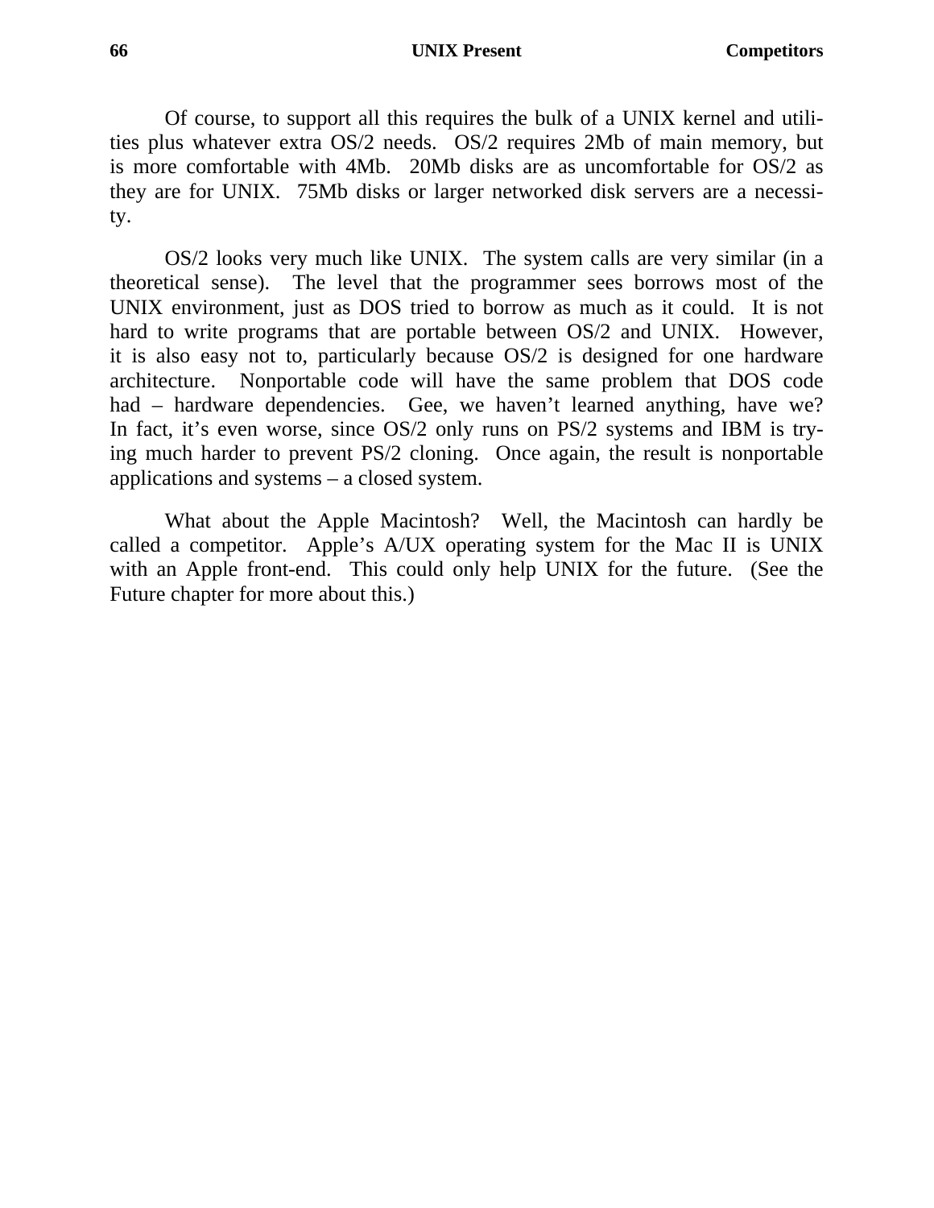Of course, to support all this requires the bulk of a UNIX kernel and utilities plus whatever extra OS/2 needs. OS/2 requires 2Mb of main memory, but is more comfortable with 4Mb. 20Mb disks are as uncomfortable for OS/2 as they are for UNIX. 75Mb disks or larger networked disk servers are a necessity.

OS/2 looks very much like UNIX. The system calls are very similar (in a theoretical sense). The level that the programmer sees borrows most of the UNIX environment, just as DOS tried to borrow as much as it could. It is not hard to write programs that are portable between OS/2 and UNIX. However, it is also easy not to, particularly because OS/2 is designed for one hardware architecture. Nonportable code will have the same problem that DOS code had – hardware dependencies. Gee, we haven't learned anything, have we? In fact, it's even worse, since OS/2 only runs on PS/2 systems and IBM is trying much harder to prevent PS/2 cloning. Once again, the result is nonportable applications and systems – a closed system.

What about the Apple Macintosh? Well, the Macintosh can hardly be called a competitor. Apple's A/UX operating system for the Mac II is UNIX with an Apple front-end. This could only help UNIX for the future. (See the Future chapter for more about this.)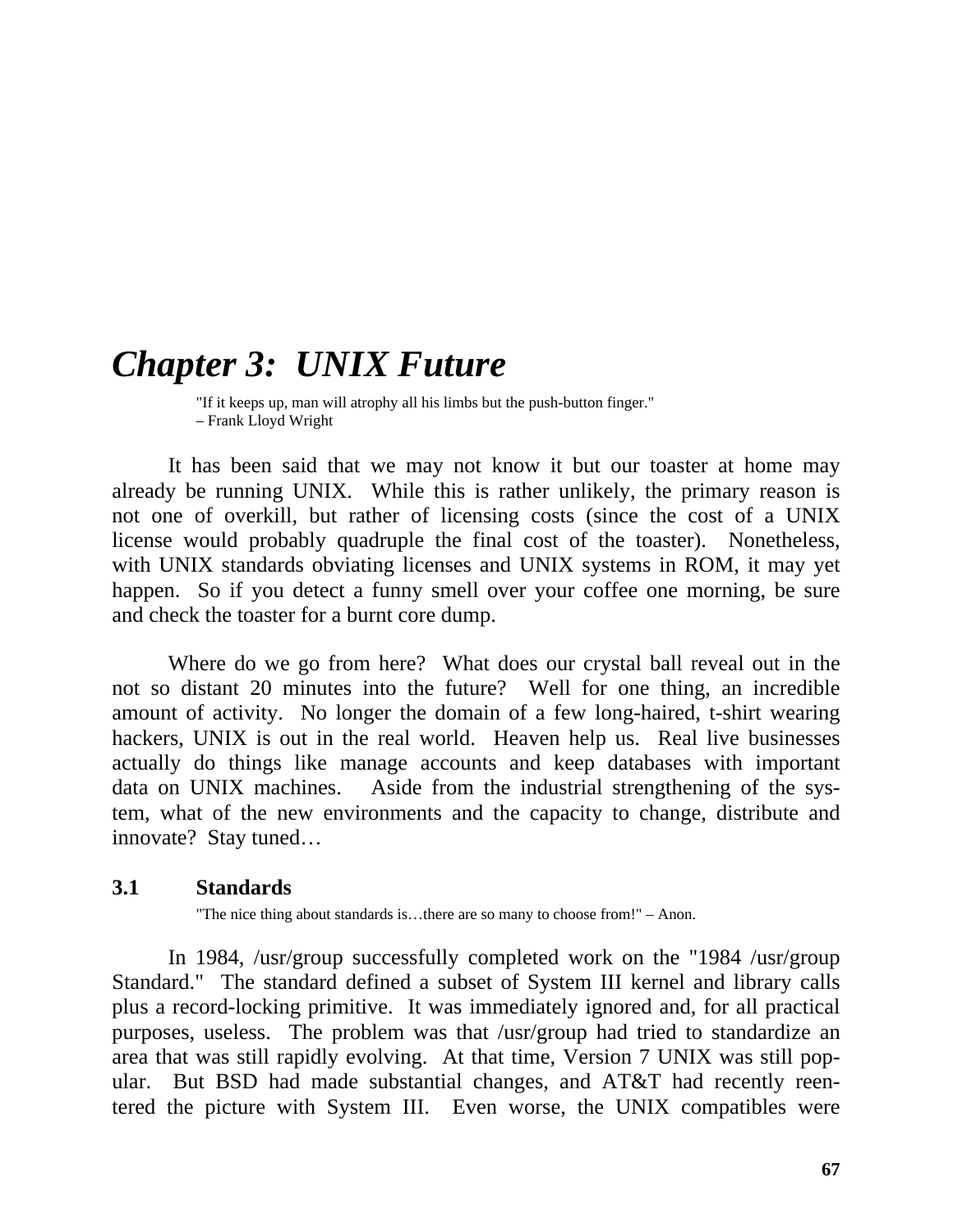# *Chapter 3: UNIX Future*

"If it keeps up, man will atrophy all his limbs but the push-button finger."
– Frank Lloyd Wright

It has been said that we may not know it but our toaster at home may already be running UNIX. While this is rather unlikely, the primary reason is not one of overkill, but rather of licensing costs (since the cost of a UNIX license would probably quadruple the final cost of the toaster). Nonetheless, with UNIX standards obviating licenses and UNIX systems in ROM, it may yet happen. So if you detect a funny smell over your coffee one morning, be sure and check the toaster for a burnt core dump.

Where do we go from here? What does our crystal ball reveal out in the not so distant 20 minutes into the future? Well for one thing, an incredible amount of activity. No longer the domain of a few long-haired, t-shirt wearing hackers, UNIX is out in the real world. Heaven help us. Real live businesses actually do things like manage accounts and keep databases with important data on UNIX machines. Aside from the industrial strengthening of the system, what of the new environments and the capacity to change, distribute and innovate? Stay tuned…

## 3.1 Standards

"The nice thing about standards is…there are so many to choose from!" – Anon.

In 1984, /usr/group successfully completed work on the "1984 /usr/group Standard." The standard defined a subset of System III kernel and library calls plus a record-locking primitive. It was immediately ignored and, for all practical purposes, useless. The problem was that /usr/group had tried to standardize an area that was still rapidly evolving. At that time, Version 7 UNIX was still popular. But BSD had made substantial changes, and AT&T had recently reentered the picture with System III. Even worse, the UNIX compatibles were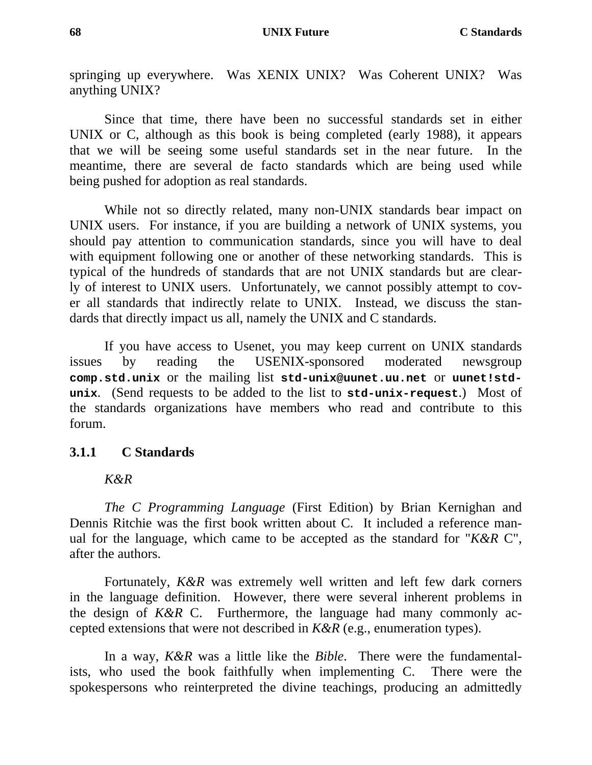springing up everywhere. Was XENIX UNIX? Was Coherent UNIX? Was anything UNIX?

Since that time, there have been no successful standards set in either UNIX or C, although as this book is being completed (early 1988), it appears that we will be seeing some useful standards set in the near future. In the meantime, there are several de facto standards which are being used while being pushed for adoption as real standards.

While not so directly related, many non-UNIX standards bear impact on UNIX users. For instance, if you are building a network of UNIX systems, you should pay attention to communication standards, since you will have to deal with equipment following one or another of these networking standards. This is typical of the hundreds of standards that are not UNIX standards but are clearly of interest to UNIX users. Unfortunately, we cannot possibly attempt to cover all standards that indirectly relate to UNIX. Instead, we discuss the standards that directly impact us all, namely the UNIX and C standards.

If you have access to Usenet, you may keep current on UNIX standards issues by reading the USENIX-sponsored moderated newsgroup **`comp.std.unix`** or the mailing list **`std-unix@uunet.uu.net`** or **`uunet!std-unix`**. (Send requests to be added to the list to **`std-unix-request`**.) Most of the standards organizations have members who read and contribute to this forum.

### 3.1.1 C Standards

*K&R*

*The C Programming Language* (First Edition) by Brian Kernighan and Dennis Ritchie was the first book written about C. It included a reference manual for the language, which came to be accepted as the standard for "*K&R* C", after the authors.

Fortunately, *K&R* was extremely well written and left few dark corners in the language definition. However, there were several inherent problems in the design of *K&R* C. Furthermore, the language had many commonly accepted extensions that were not described in *K&R* (e.g., enumeration types).

In a way, *K&R* was a little like the *Bible*. There were the fundamentalists, who used the book faithfully when implementing C. There were the spokespersons who reinterpreted the divine teachings, producing an admittedly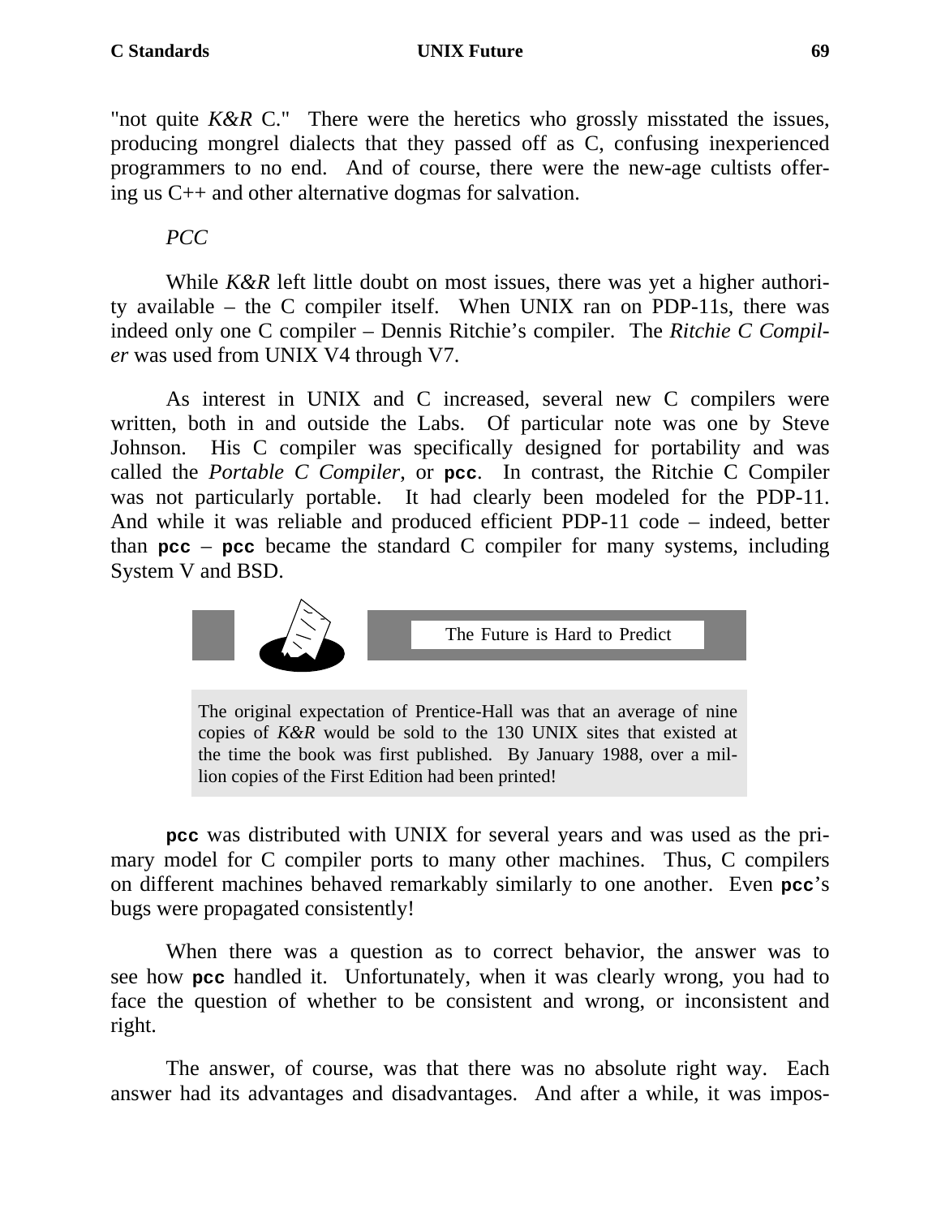"not quite *K&R* C." There were the heretics who grossly misstated the issues, producing mongrel dialects that they passed off as C, confusing inexperienced programmers to no end. And of course, there were the new-age cultists offering us C++ and other alternative dogmas for salvation.

### *PCC*

While *K&R* left little doubt on most issues, there was yet a higher authority available – the C compiler itself. When UNIX ran on PDP-11s, there was indeed only one C compiler – Dennis Ritchie's compiler. The *Ritchie C Compiler* was used from UNIX V4 through V7.

As interest in UNIX and C increased, several new C compilers were written, both in and outside the Labs. Of particular note was one by Steve Johnson. His C compiler was specifically designed for portability and was called the *Portable C Compiler*, or **`pcc`**. In contrast, the Ritchie C Compiler was not particularly portable. It had clearly been modeled for the PDP-11. And while it was reliable and produced efficient PDP-11 code – indeed, better than **`pcc`** – **`pcc`** became the standard C compiler for many systems, including System V and BSD.

> **The Future is Hard to Predict**
>
> The original expectation of Prentice-Hall was that an average of nine copies of *K&R* would be sold to the 130 UNIX sites that existed at the time the book was first published. By January 1988, over a million copies of the First Edition had been printed!

**`pcc`** was distributed with UNIX for several years and was used as the primary model for C compiler ports to many other machines. Thus, C compilers on different machines behaved remarkably similarly to one another. Even **`pcc`**'s bugs were propagated consistently!

When there was a question as to correct behavior, the answer was to see how **`pcc`** handled it. Unfortunately, when it was clearly wrong, you had to face the question of whether to be consistent and wrong, or inconsistent and right.

The answer, of course, was that there was no absolute right way. Each answer had its advantages and disadvantages. And after a while, it was impos-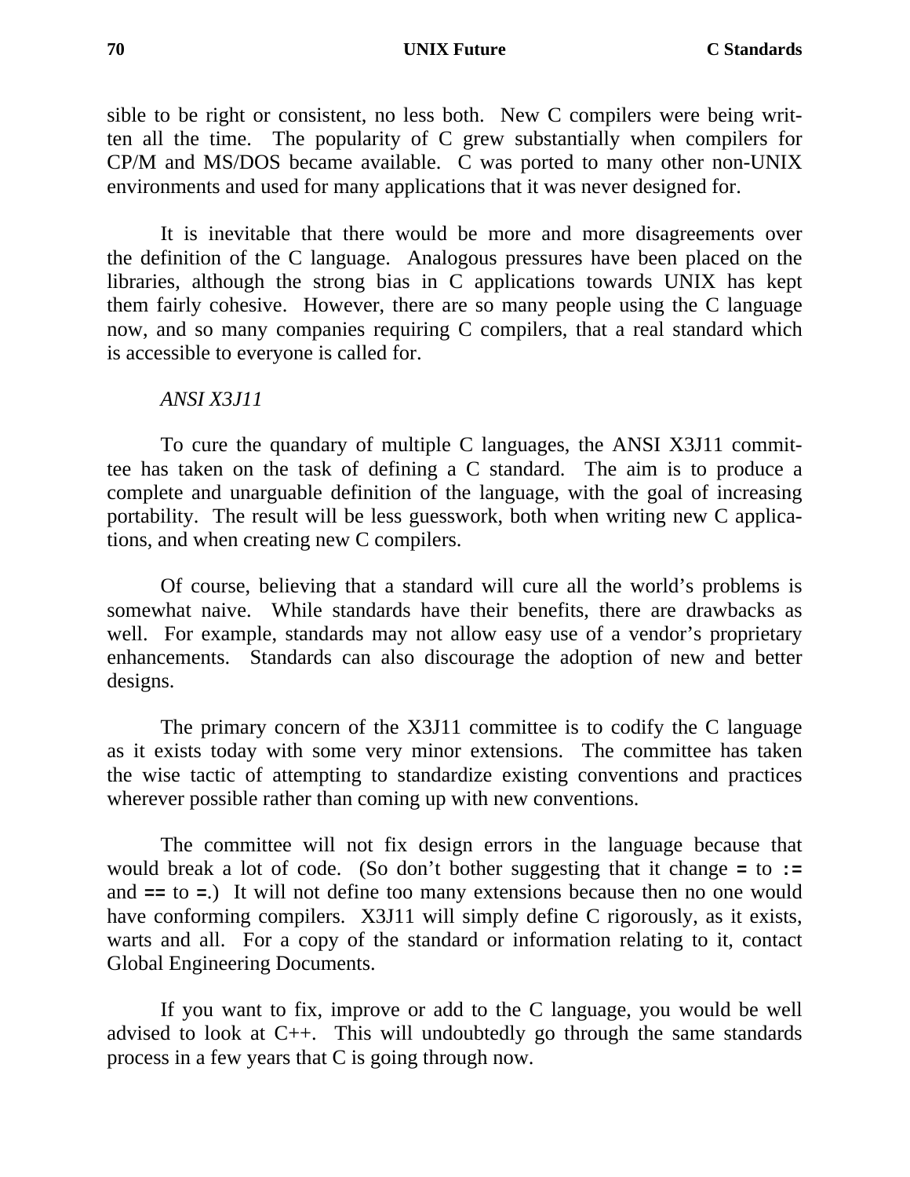sible to be right or consistent, no less both. New C compilers were being written all the time. The popularity of C grew substantially when compilers for CP/M and MS/DOS became available. C was ported to many other non-UNIX environments and used for many applications that it was never designed for.

It is inevitable that there would be more and more disagreements over the definition of the C language. Analogous pressures have been placed on the libraries, although the strong bias in C applications towards UNIX has kept them fairly cohesive. However, there are so many people using the C language now, and so many companies requiring C compilers, that a real standard which is accessible to everyone is called for.

### *ANSI X3J11*

To cure the quandary of multiple C languages, the ANSI X3J11 committee has taken on the task of defining a C standard. The aim is to produce a complete and unarguable definition of the language, with the goal of increasing portability. The result will be less guesswork, both when writing new C applications, and when creating new C compilers.

Of course, believing that a standard will cure all the world's problems is somewhat naive. While standards have their benefits, there are drawbacks as well. For example, standards may not allow easy use of a vendor's proprietary enhancements. Standards can also discourage the adoption of new and better designs.

The primary concern of the X3J11 committee is to codify the C language as it exists today with some very minor extensions. The committee has taken the wise tactic of attempting to standardize existing conventions and practices wherever possible rather than coming up with new conventions.

The committee will not fix design errors in the language because that would break a lot of code. (So don't bother suggesting that it change **=** to **:=** and **==** to **=**.) It will not define too many extensions because then no one would have conforming compilers. X3J11 will simply define C rigorously, as it exists, warts and all. For a copy of the standard or information relating to it, contact Global Engineering Documents.

If you want to fix, improve or add to the C language, you would be well advised to look at C++. This will undoubtedly go through the same standards process in a few years that C is going through now.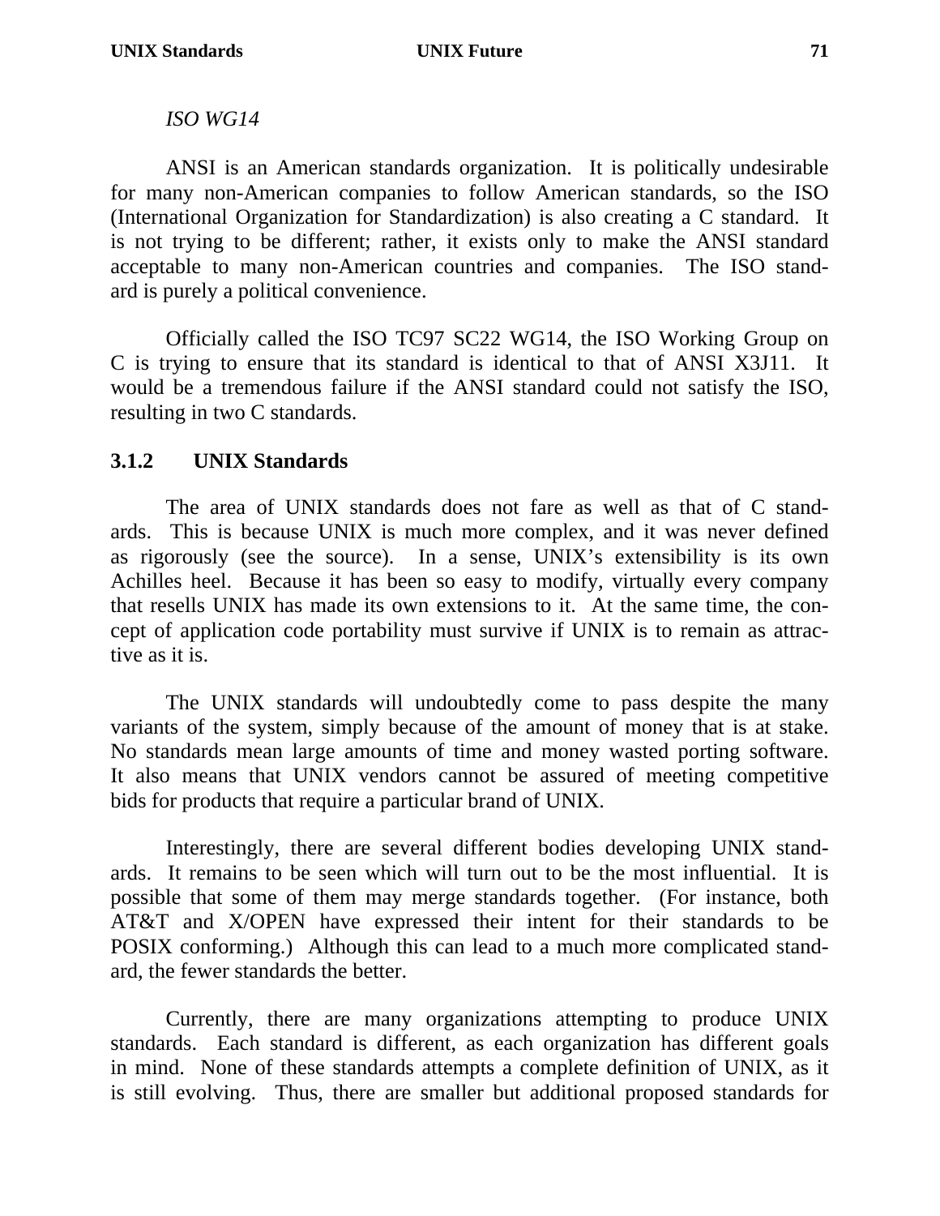*ISO WG14*

ANSI is an American standards organization. It is politically undesirable for many non-American companies to follow American standards, so the ISO (International Organization for Standardization) is also creating a C standard. It is not trying to be different; rather, it exists only to make the ANSI standard acceptable to many non-American countries and companies. The ISO standard is purely a political convenience.

Officially called the ISO TC97 SC22 WG14, the ISO Working Group on C is trying to ensure that its standard is identical to that of ANSI X3J11. It would be a tremendous failure if the ANSI standard could not satisfy the ISO, resulting in two C standards.

### 3.1.2 UNIX Standards

The area of UNIX standards does not fare as well as that of C standards. This is because UNIX is much more complex, and it was never defined as rigorously (see the source). In a sense, UNIX's extensibility is its own Achilles heel. Because it has been so easy to modify, virtually every company that resells UNIX has made its own extensions to it. At the same time, the concept of application code portability must survive if UNIX is to remain as attractive as it is.

The UNIX standards will undoubtedly come to pass despite the many variants of the system, simply because of the amount of money that is at stake. No standards mean large amounts of time and money wasted porting software. It also means that UNIX vendors cannot be assured of meeting competitive bids for products that require a particular brand of UNIX.

Interestingly, there are several different bodies developing UNIX standards. It remains to be seen which will turn out to be the most influential. It is possible that some of them may merge standards together. (For instance, both AT&T and X/OPEN have expressed their intent for their standards to be POSIX conforming.) Although this can lead to a much more complicated standard, the fewer standards the better.

Currently, there are many organizations attempting to produce UNIX standards. Each standard is different, as each organization has different goals in mind. None of these standards attempts a complete definition of UNIX, as it is still evolving. Thus, there are smaller but additional proposed standards for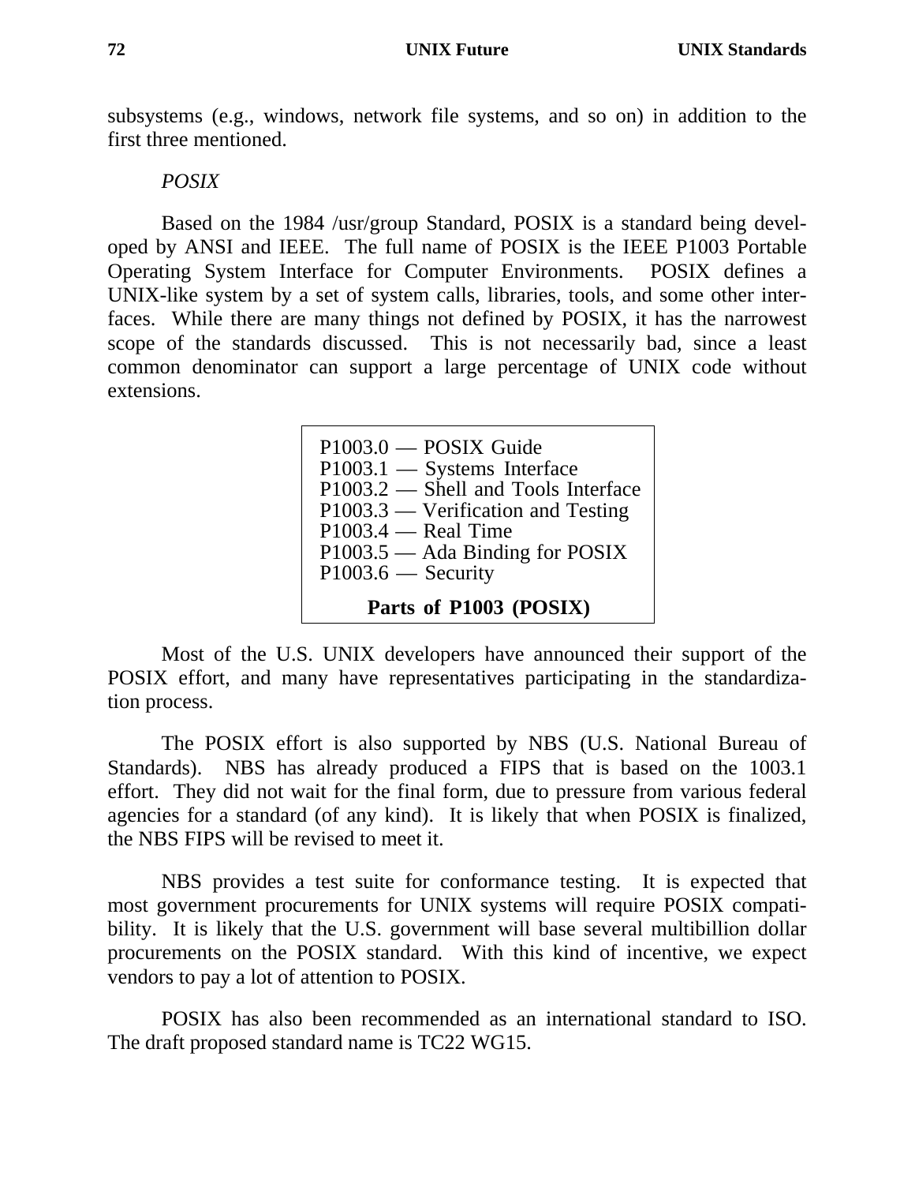subsystems (e.g., windows, network file systems, and so on) in addition to the first three mentioned.

*POSIX*

Based on the 1984 /usr/group Standard, POSIX is a standard being developed by ANSI and IEEE. The full name of POSIX is the IEEE P1003 Portable Operating System Interface for Computer Environments. POSIX defines a UNIX-like system by a set of system calls, libraries, tools, and some other interfaces. While there are many things not defined by POSIX, it has the narrowest scope of the standards discussed. This is not necessarily bad, since a least common denominator can support a large percentage of UNIX code without extensions.

P1003.0 — POSIX Guide
P1003.1 — Systems Interface
P1003.2 — Shell and Tools Interface
P1003.3 — Verification and Testing
P1003.4 — Real Time
P1003.5 — Ada Binding for POSIX
P1003.6 — Security

**Parts of P1003 (POSIX)**

Most of the U.S. UNIX developers have announced their support of the POSIX effort, and many have representatives participating in the standardization process.

The POSIX effort is also supported by NBS (U.S. National Bureau of Standards). NBS has already produced a FIPS that is based on the 1003.1 effort. They did not wait for the final form, due to pressure from various federal agencies for a standard (of any kind). It is likely that when POSIX is finalized, the NBS FIPS will be revised to meet it.

NBS provides a test suite for conformance testing. It is expected that most government procurements for UNIX systems will require POSIX compatibility. It is likely that the U.S. government will base several multibillion dollar procurements on the POSIX standard. With this kind of incentive, we expect vendors to pay a lot of attention to POSIX.

POSIX has also been recommended as an international standard to ISO. The draft proposed standard name is TC22 WG15.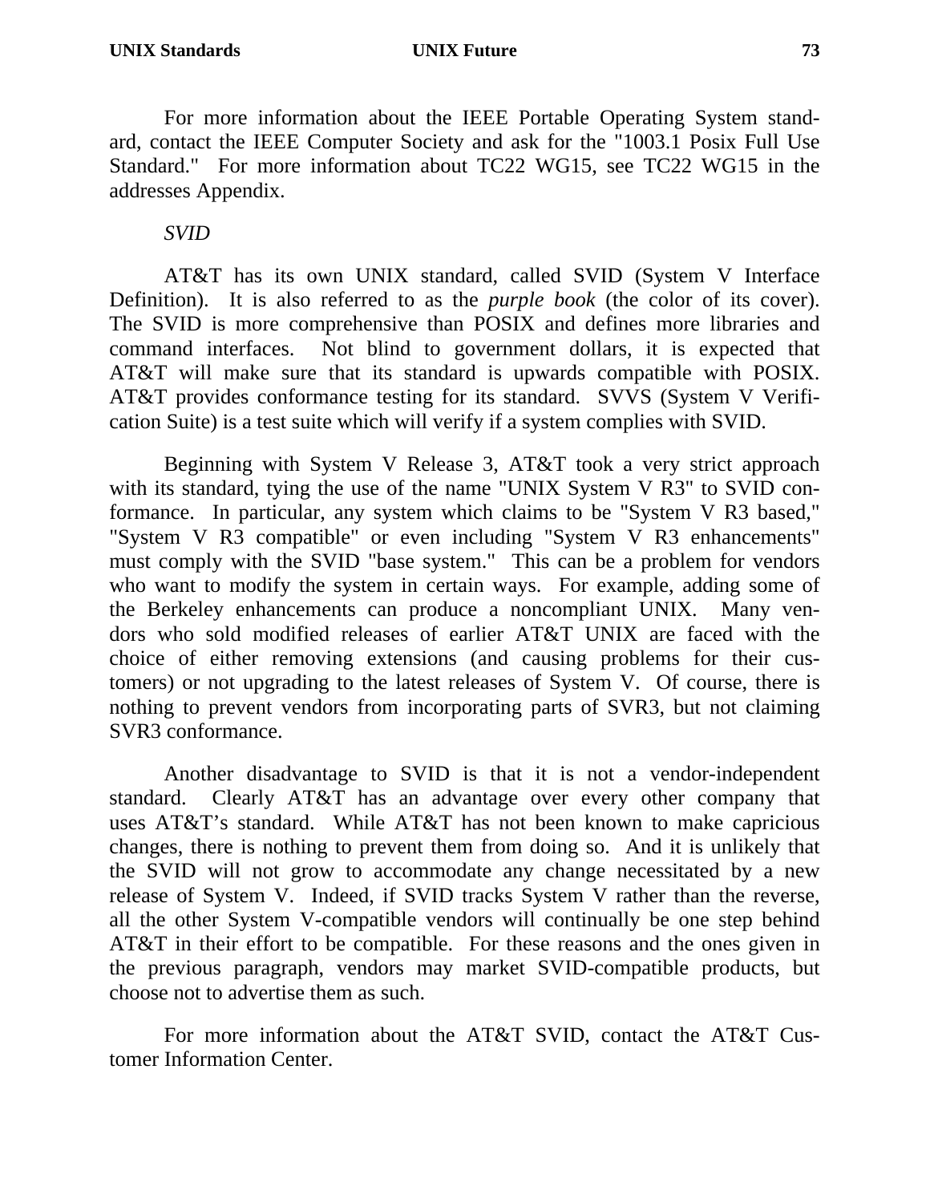For more information about the IEEE Portable Operating System standard, contact the IEEE Computer Society and ask for the "1003.1 Posix Full Use Standard." For more information about TC22 WG15, see TC22 WG15 in the addresses Appendix.

*SVID*

AT&T has its own UNIX standard, called SVID (System V Interface Definition). It is also referred to as the *purple book* (the color of its cover). The SVID is more comprehensive than POSIX and defines more libraries and command interfaces. Not blind to government dollars, it is expected that AT&T will make sure that its standard is upwards compatible with POSIX. AT&T provides conformance testing for its standard. SVVS (System V Verification Suite) is a test suite which will verify if a system complies with SVID.

Beginning with System V Release 3, AT&T took a very strict approach with its standard, tying the use of the name "UNIX System V R3" to SVID conformance. In particular, any system which claims to be "System V R3 based," "System V R3 compatible" or even including "System V R3 enhancements" must comply with the SVID "base system." This can be a problem for vendors who want to modify the system in certain ways. For example, adding some of the Berkeley enhancements can produce a noncompliant UNIX. Many vendors who sold modified releases of earlier AT&T UNIX are faced with the choice of either removing extensions (and causing problems for their customers) or not upgrading to the latest releases of System V. Of course, there is nothing to prevent vendors from incorporating parts of SVR3, but not claiming SVR3 conformance.

Another disadvantage to SVID is that it is not a vendor-independent standard. Clearly AT&T has an advantage over every other company that uses AT&T's standard. While AT&T has not been known to make capricious changes, there is nothing to prevent them from doing so. And it is unlikely that the SVID will not grow to accommodate any change necessitated by a new release of System V. Indeed, if SVID tracks System V rather than the reverse, all the other System V-compatible vendors will continually be one step behind AT&T in their effort to be compatible. For these reasons and the ones given in the previous paragraph, vendors may market SVID-compatible products, but choose not to advertise them as such.

For more information about the AT&T SVID, contact the AT&T Customer Information Center.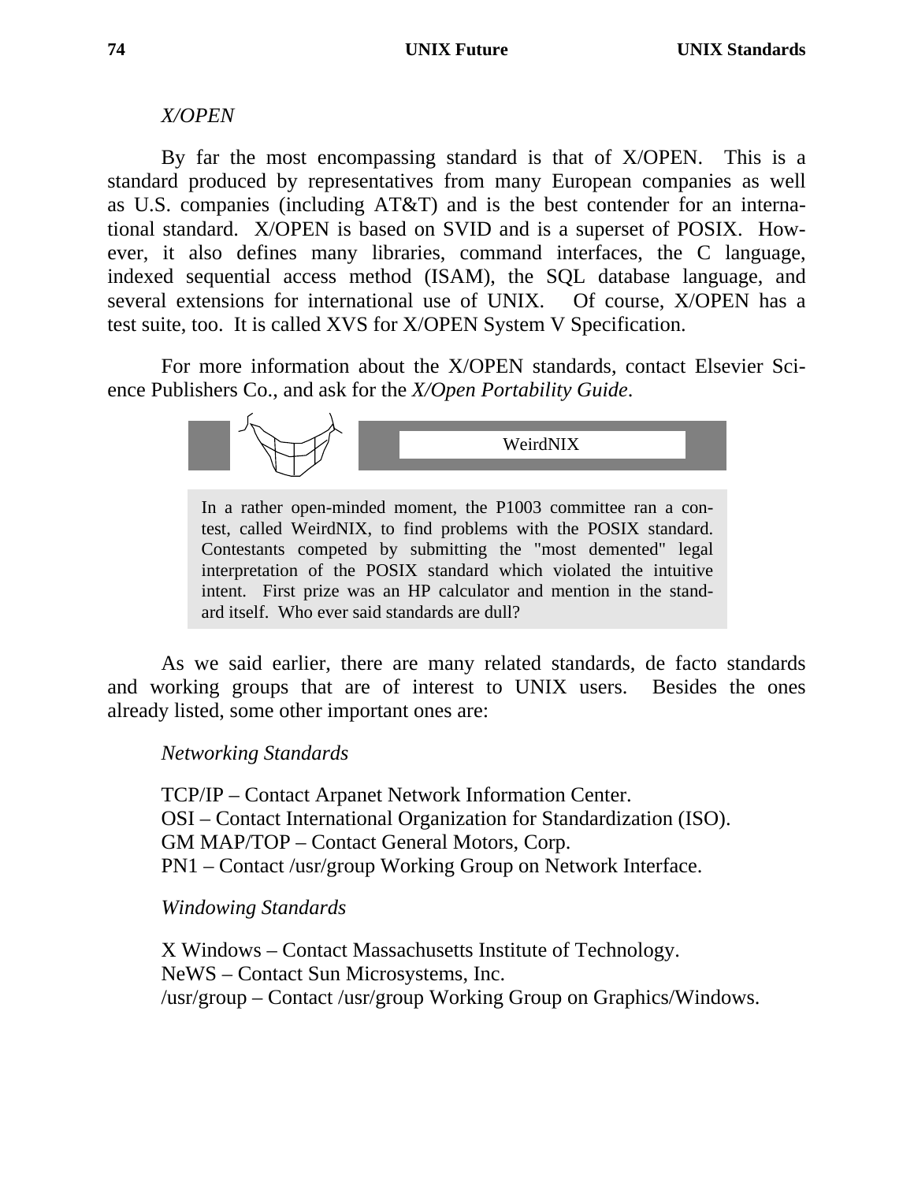*X/OPEN*

By far the most encompassing standard is that of X/OPEN. This is a standard produced by representatives from many European companies as well as U.S. companies (including AT&T) and is the best contender for an international standard. X/OPEN is based on SVID and is a superset of POSIX. However, it also defines many libraries, command interfaces, the C language, indexed sequential access method (ISAM), the SQL database language, and several extensions for international use of UNIX. Of course, X/OPEN has a test suite, too. It is called XVS for X/OPEN System V Specification.

For more information about the X/OPEN standards, contact Elsevier Science Publishers Co., and ask for the *X/Open Portability Guide*.

> **WeirdNIX**
>
> In a rather open-minded moment, the P1003 committee ran a contest, called WeirdNIX, to find problems with the POSIX standard. Contestants competed by submitting the "most demented" legal interpretation of the POSIX standard which violated the intuitive intent. First prize was an HP calculator and mention in the standard itself. Who ever said standards are dull?

As we said earlier, there are many related standards, de facto standards and working groups that are of interest to UNIX users. Besides the ones already listed, some other important ones are:

*Networking Standards*

TCP/IP – Contact Arpanet Network Information Center.
OSI – Contact International Organization for Standardization (ISO).
GM MAP/TOP – Contact General Motors, Corp.
PN1 – Contact /usr/group Working Group on Network Interface.

*Windowing Standards*

X Windows – Contact Massachusetts Institute of Technology.
NeWS – Contact Sun Microsystems, Inc.
/usr/group – Contact /usr/group Working Group on Graphics/Windows.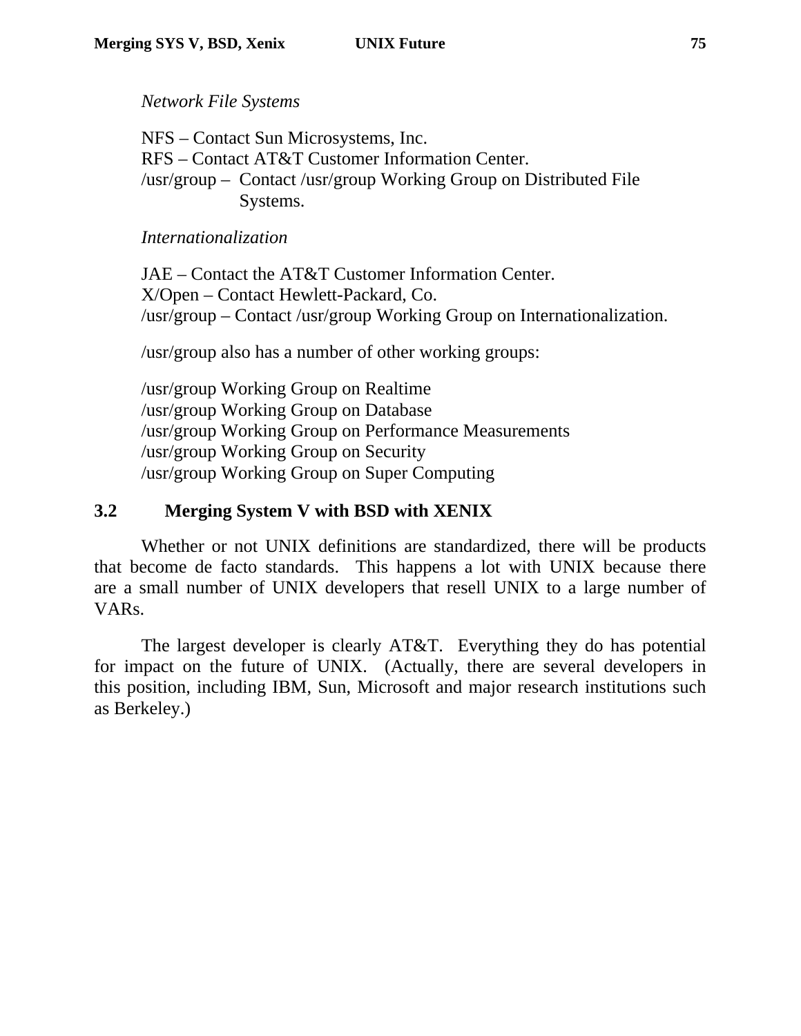*Network File Systems*

NFS – Contact Sun Microsystems, Inc.
RFS – Contact AT&T Customer Information Center.
/usr/group – Contact /usr/group Working Group on Distributed File Systems.

*Internationalization*

JAE – Contact the AT&T Customer Information Center.
X/Open – Contact Hewlett-Packard, Co.
/usr/group – Contact /usr/group Working Group on Internationalization.

/usr/group also has a number of other working groups:

/usr/group Working Group on Realtime
/usr/group Working Group on Database
/usr/group Working Group on Performance Measurements
/usr/group Working Group on Security
/usr/group Working Group on Super Computing

## 3.2 Merging System V with BSD with XENIX

Whether or not UNIX definitions are standardized, there will be products that become de facto standards. This happens a lot with UNIX because there are a small number of UNIX developers that resell UNIX to a large number of VARs.

The largest developer is clearly AT&T. Everything they do has potential for impact on the future of UNIX. (Actually, there are several developers in this position, including IBM, Sun, Microsoft and major research institutions such as Berkeley.)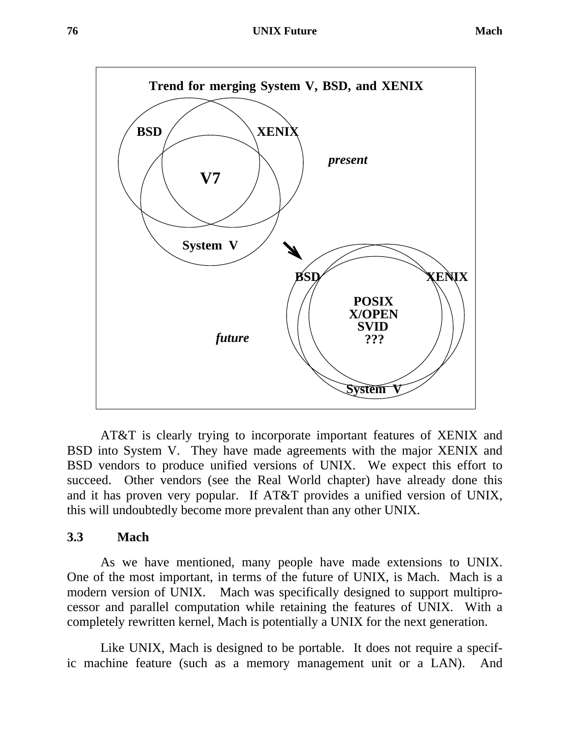**Trend for merging System V, BSD, and XENIX**

BSD XENIX

V7

*present*

System V

BSD XENIX

POSIX
X/OPEN
SVID
???

*future*

System V

AT&T is clearly trying to incorporate important features of XENIX and BSD into System V. They have made agreements with the major XENIX and BSD vendors to produce unified versions of UNIX. We expect this effort to succeed. Other vendors (see the Real World chapter) have already done this and it has proven very popular. If AT&T provides a unified version of UNIX, this will undoubtedly become more prevalent than any other UNIX.

## 3.3 Mach

As we have mentioned, many people have made extensions to UNIX. One of the most important, in terms of the future of UNIX, is Mach. Mach is a modern version of UNIX. Mach was specifically designed to support multiprocessor and parallel computation while retaining the features of UNIX. With a completely rewritten kernel, Mach is potentially a UNIX for the next generation.

Like UNIX, Mach is designed to be portable. It does not require a specific machine feature (such as a memory management unit or a LAN). And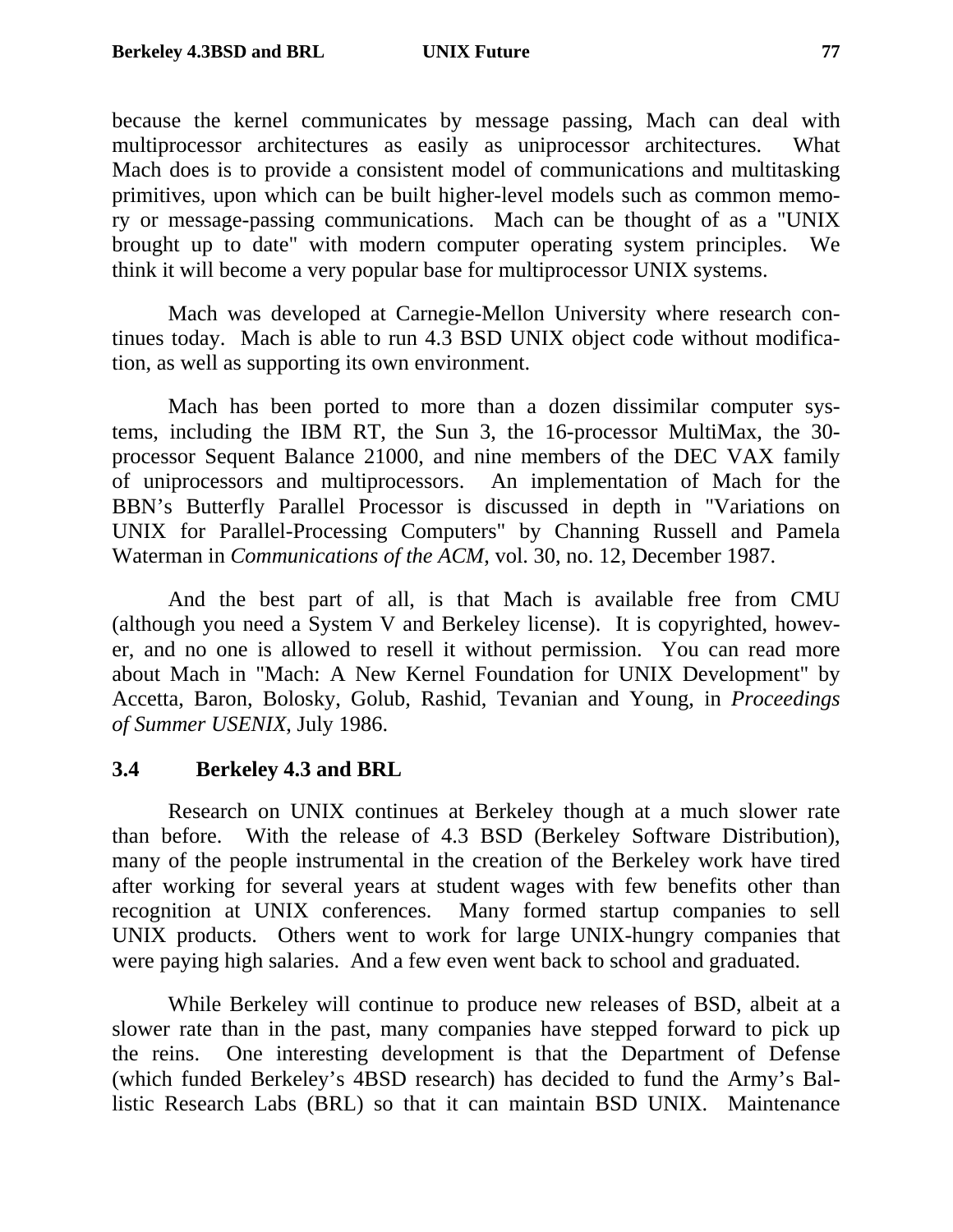because the kernel communicates by message passing, Mach can deal with multiprocessor architectures as easily as uniprocessor architectures. What Mach does is to provide a consistent model of communications and multitasking primitives, upon which can be built higher-level models such as common memory or message-passing communications. Mach can be thought of as a "UNIX brought up to date" with modern computer operating system principles. We think it will become a very popular base for multiprocessor UNIX systems.

Mach was developed at Carnegie-Mellon University where research continues today. Mach is able to run 4.3 BSD UNIX object code without modification, as well as supporting its own environment.

Mach has been ported to more than a dozen dissimilar computer systems, including the IBM RT, the Sun 3, the 16-processor MultiMax, the 30-processor Sequent Balance 21000, and nine members of the DEC VAX family of uniprocessors and multiprocessors. An implementation of Mach for the BBN's Butterfly Parallel Processor is discussed in depth in "Variations on UNIX for Parallel-Processing Computers" by Channing Russell and Pamela Waterman in *Communications of the ACM*, vol. 30, no. 12, December 1987.

And the best part of all, is that Mach is available free from CMU (although you need a System V and Berkeley license). It is copyrighted, however, and no one is allowed to resell it without permission. You can read more about Mach in "Mach: A New Kernel Foundation for UNIX Development" by Accetta, Baron, Bolosky, Golub, Rashid, Tevanian and Young, in *Proceedings of Summer USENIX*, July 1986.

## 3.4 Berkeley 4.3 and BRL

Research on UNIX continues at Berkeley though at a much slower rate than before. With the release of 4.3 BSD (Berkeley Software Distribution), many of the people instrumental in the creation of the Berkeley work have tired after working for several years at student wages with few benefits other than recognition at UNIX conferences. Many formed startup companies to sell UNIX products. Others went to work for large UNIX-hungry companies that were paying high salaries. And a few even went back to school and graduated.

While Berkeley will continue to produce new releases of BSD, albeit at a slower rate than in the past, many companies have stepped forward to pick up the reins. One interesting development is that the Department of Defense (which funded Berkeley's 4BSD research) has decided to fund the Army's Ballistic Research Labs (BRL) so that it can maintain BSD UNIX. Maintenance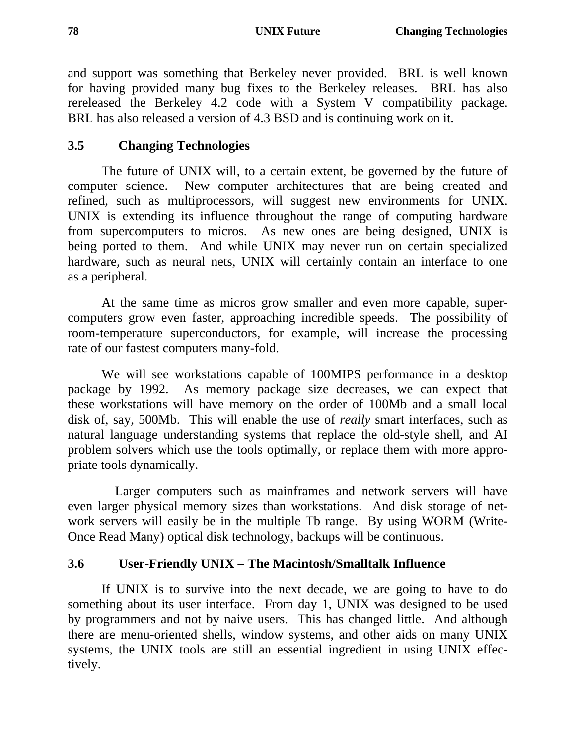and support was something that Berkeley never provided. BRL is well known for having provided many bug fixes to the Berkeley releases. BRL has also rereleased the Berkeley 4.2 code with a System V compatibility package. BRL has also released a version of 4.3 BSD and is continuing work on it.

## 3.5 Changing Technologies

The future of UNIX will, to a certain extent, be governed by the future of computer science. New computer architectures that are being created and refined, such as multiprocessors, will suggest new environments for UNIX. UNIX is extending its influence throughout the range of computing hardware from supercomputers to micros. As new ones are being designed, UNIX is being ported to them. And while UNIX may never run on certain specialized hardware, such as neural nets, UNIX will certainly contain an interface to one as a peripheral.

At the same time as micros grow smaller and even more capable, supercomputers grow even faster, approaching incredible speeds. The possibility of room-temperature superconductors, for example, will increase the processing rate of our fastest computers many-fold.

We will see workstations capable of 100MIPS performance in a desktop package by 1992. As memory package size decreases, we can expect that these workstations will have memory on the order of 100Mb and a small local disk of, say, 500Mb. This will enable the use of *really* smart interfaces, such as natural language understanding systems that replace the old-style shell, and AI problem solvers which use the tools optimally, or replace them with more appropriate tools dynamically.

Larger computers such as mainframes and network servers will have even larger physical memory sizes than workstations. And disk storage of network servers will easily be in the multiple Tb range. By using WORM (Write-Once Read Many) optical disk technology, backups will be continuous.

## 3.6 User-Friendly UNIX – The Macintosh/Smalltalk Influence

If UNIX is to survive into the next decade, we are going to have to do something about its user interface. From day 1, UNIX was designed to be used by programmers and not by naive users. This has changed little. And although there are menu-oriented shells, window systems, and other aids on many UNIX systems, the UNIX tools are still an essential ingredient in using UNIX effectively.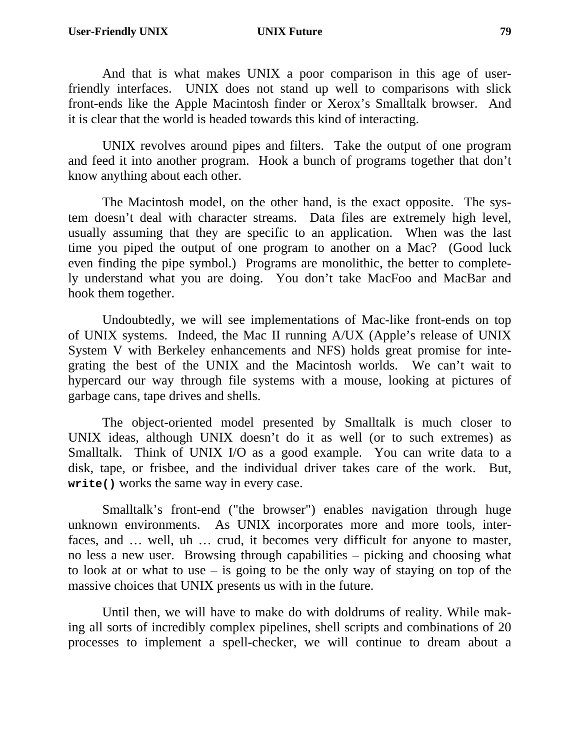And that is what makes UNIX a poor comparison in this age of user-friendly interfaces. UNIX does not stand up well to comparisons with slick front-ends like the Apple Macintosh finder or Xerox's Smalltalk browser. And it is clear that the world is headed towards this kind of interacting.

UNIX revolves around pipes and filters. Take the output of one program and feed it into another program. Hook a bunch of programs together that don't know anything about each other.

The Macintosh model, on the other hand, is the exact opposite. The system doesn't deal with character streams. Data files are extremely high level, usually assuming that they are specific to an application. When was the last time you piped the output of one program to another on a Mac? (Good luck even finding the pipe symbol.) Programs are monolithic, the better to completely understand what you are doing. You don't take MacFoo and MacBar and hook them together.

Undoubtedly, we will see implementations of Mac-like front-ends on top of UNIX systems. Indeed, the Mac II running A/UX (Apple's release of UNIX System V with Berkeley enhancements and NFS) holds great promise for integrating the best of the UNIX and the Macintosh worlds. We can't wait to hypercard our way through file systems with a mouse, looking at pictures of garbage cans, tape drives and shells.

The object-oriented model presented by Smalltalk is much closer to UNIX ideas, although UNIX doesn't do it as well (or to such extremes) as Smalltalk. Think of UNIX I/O as a good example. You can write data to a disk, tape, or frisbee, and the individual driver takes care of the work. But, **`write()`** works the same way in every case.

Smalltalk's front-end ("the browser") enables navigation through huge unknown environments. As UNIX incorporates more and more tools, interfaces, and … well, uh … crud, it becomes very difficult for anyone to master, no less a new user. Browsing through capabilities – picking and choosing what to look at or what to use – is going to be the only way of staying on top of the massive choices that UNIX presents us with in the future.

Until then, we will have to make do with doldrums of reality. While making all sorts of incredibly complex pipelines, shell scripts and combinations of 20 processes to implement a spell-checker, we will continue to dream about a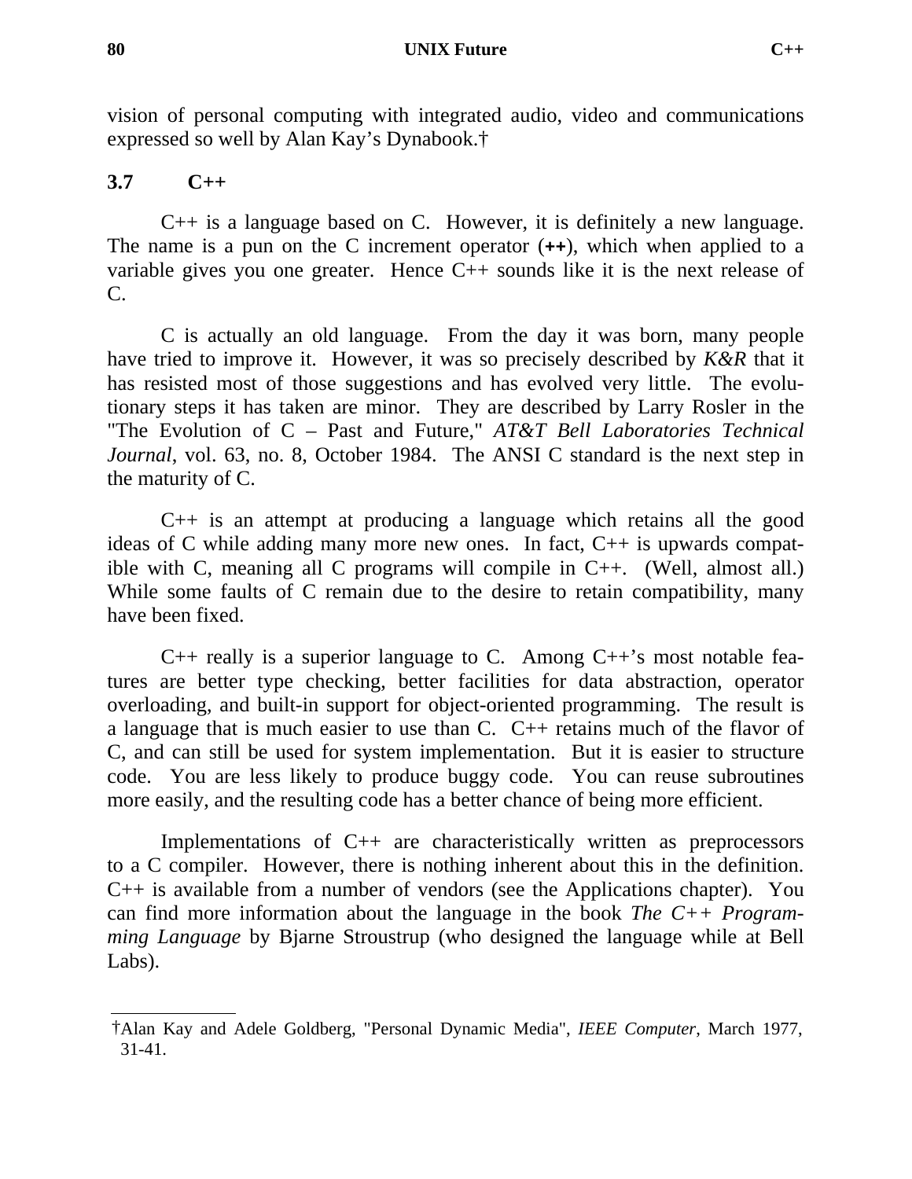vision of personal computing with integrated audio, video and communications expressed so well by Alan Kay's Dynabook.†

## 3.7 C++

C++ is a language based on C. However, it is definitely a new language. The name is a pun on the C increment operator (**++**), which when applied to a variable gives you one greater. Hence C++ sounds like it is the next release of C.

C is actually an old language. From the day it was born, many people have tried to improve it. However, it was so precisely described by *K&R* that it has resisted most of those suggestions and has evolved very little. The evolutionary steps it has taken are minor. They are described by Larry Rosler in the "The Evolution of C – Past and Future," *AT&T Bell Laboratories Technical Journal*, vol. 63, no. 8, October 1984. The ANSI C standard is the next step in the maturity of C.

C++ is an attempt at producing a language which retains all the good ideas of C while adding many more new ones. In fact, C++ is upwards compatible with C, meaning all C programs will compile in C++. (Well, almost all.) While some faults of C remain due to the desire to retain compatibility, many have been fixed.

C++ really is a superior language to C. Among C++'s most notable features are better type checking, better facilities for data abstraction, operator overloading, and built-in support for object-oriented programming. The result is a language that is much easier to use than C. C++ retains much of the flavor of C, and can still be used for system implementation. But it is easier to structure code. You are less likely to produce buggy code. You can reuse subroutines more easily, and the resulting code has a better chance of being more efficient.

Implementations of C++ are characteristically written as preprocessors to a C compiler. However, there is nothing inherent about this in the definition. C++ is available from a number of vendors (see the Applications chapter). You can find more information about the language in the book *The C++ Programming Language* by Bjarne Stroustrup (who designed the language while at Bell Labs).

---

†Alan Kay and Adele Goldberg, "Personal Dynamic Media", *IEEE Computer*, March 1977, 31-41.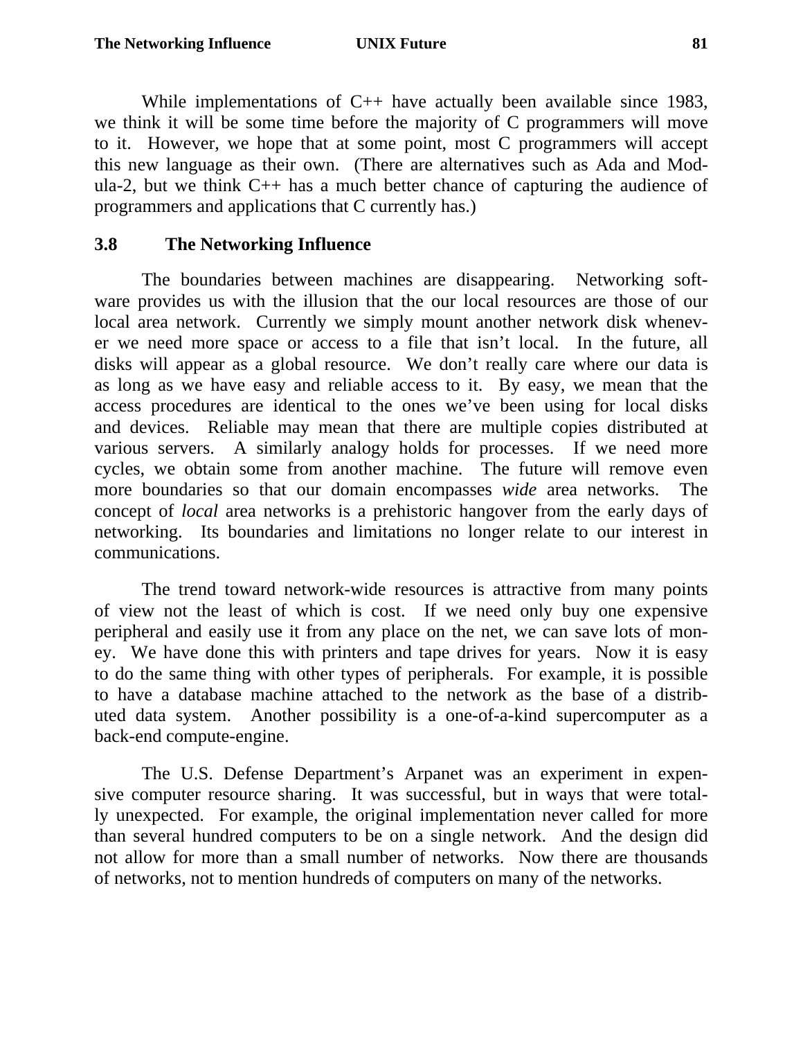While implementations of C++ have actually been available since 1983, we think it will be some time before the majority of C programmers will move to it. However, we hope that at some point, most C programmers will accept this new language as their own. (There are alternatives such as Ada and Modula-2, but we think C++ has a much better chance of capturing the audience of programmers and applications that C currently has.)

## 3.8 The Networking Influence

The boundaries between machines are disappearing. Networking software provides us with the illusion that the our local resources are those of our local area network. Currently we simply mount another network disk whenever we need more space or access to a file that isn't local. In the future, all disks will appear as a global resource. We don't really care where our data is as long as we have easy and reliable access to it. By easy, we mean that the access procedures are identical to the ones we've been using for local disks and devices. Reliable may mean that there are multiple copies distributed at various servers. A similarly analogy holds for processes. If we need more cycles, we obtain some from another machine. The future will remove even more boundaries so that our domain encompasses *wide* area networks. The concept of *local* area networks is a prehistoric hangover from the early days of networking. Its boundaries and limitations no longer relate to our interest in communications.

The trend toward network-wide resources is attractive from many points of view not the least of which is cost. If we need only buy one expensive peripheral and easily use it from any place on the net, we can save lots of money. We have done this with printers and tape drives for years. Now it is easy to do the same thing with other types of peripherals. For example, it is possible to have a database machine attached to the network as the base of a distributed data system. Another possibility is a one-of-a-kind supercomputer as a back-end compute-engine.

The U.S. Defense Department's Arpanet was an experiment in expensive computer resource sharing. It was successful, but in ways that were totally unexpected. For example, the original implementation never called for more than several hundred computers to be on a single network. And the design did not allow for more than a small number of networks. Now there are thousands of networks, not to mention hundreds of computers on many of the networks.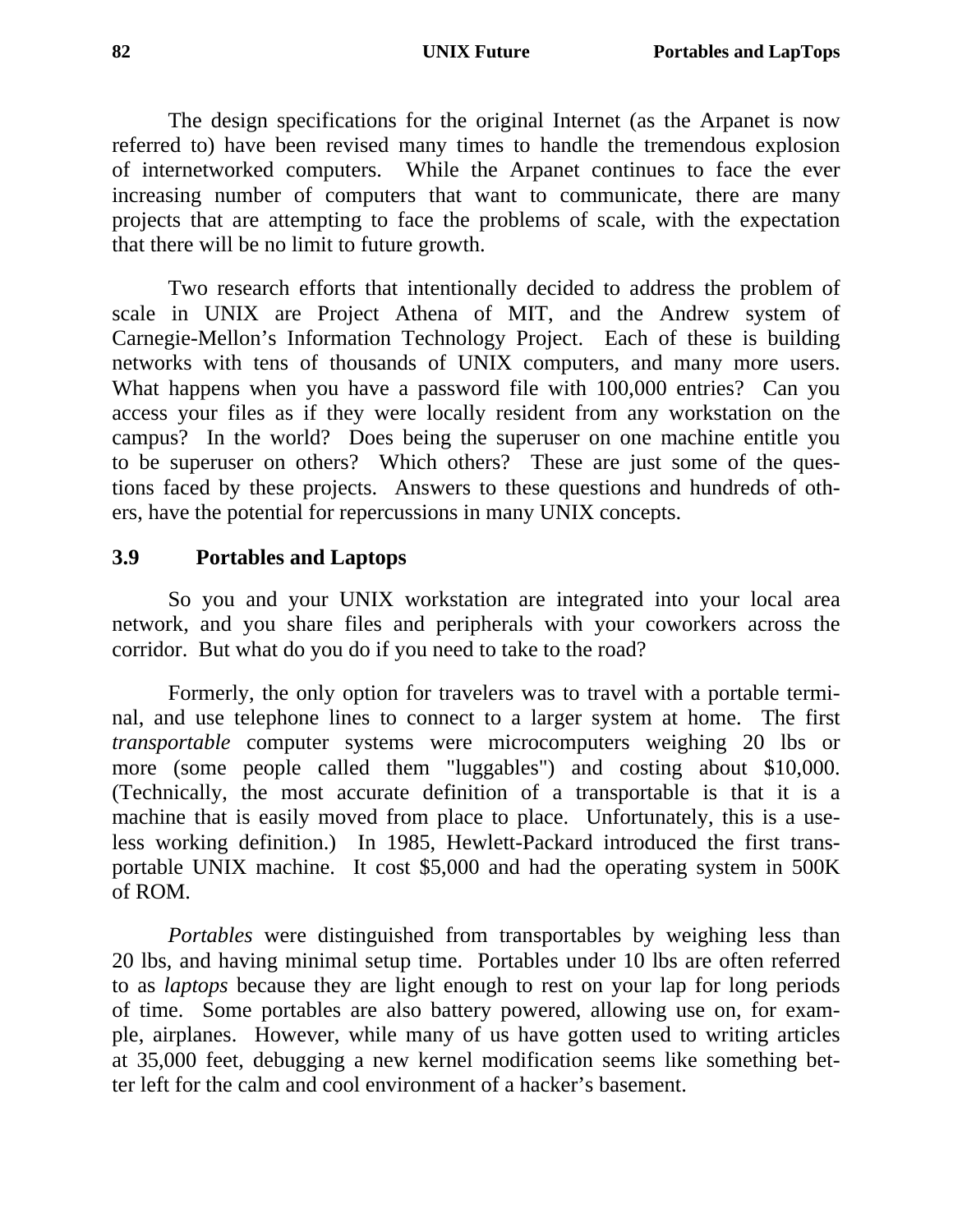The design specifications for the original Internet (as the Arpanet is now referred to) have been revised many times to handle the tremendous explosion of internetworked computers. While the Arpanet continues to face the ever increasing number of computers that want to communicate, there are many projects that are attempting to face the problems of scale, with the expectation that there will be no limit to future growth.

Two research efforts that intentionally decided to address the problem of scale in UNIX are Project Athena of MIT, and the Andrew system of Carnegie-Mellon's Information Technology Project. Each of these is building networks with tens of thousands of UNIX computers, and many more users. What happens when you have a password file with 100,000 entries? Can you access your files as if they were locally resident from any workstation on the campus? In the world? Does being the superuser on one machine entitle you to be superuser on others? Which others? These are just some of the questions faced by these projects. Answers to these questions and hundreds of others, have the potential for repercussions in many UNIX concepts.

## 3.9 Portables and Laptops

So you and your UNIX workstation are integrated into your local area network, and you share files and peripherals with your coworkers across the corridor. But what do you do if you need to take to the road?

Formerly, the only option for travelers was to travel with a portable terminal, and use telephone lines to connect to a larger system at home. The first *transportable* computer systems were microcomputers weighing 20 lbs or more (some people called them "luggables") and costing about $10,000. (Technically, the most accurate definition of a transportable is that it is a machine that is easily moved from place to place. Unfortunately, this is a useless working definition.) In 1985, Hewlett-Packard introduced the first transportable UNIX machine. It cost $5,000 and had the operating system in 500K of ROM.

*Portables* were distinguished from transportables by weighing less than 20 lbs, and having minimal setup time. Portables under 10 lbs are often referred to as *laptops* because they are light enough to rest on your lap for long periods of time. Some portables are also battery powered, allowing use on, for example, airplanes. However, while many of us have gotten used to writing articles at 35,000 feet, debugging a new kernel modification seems like something better left for the calm and cool environment of a hacker's basement.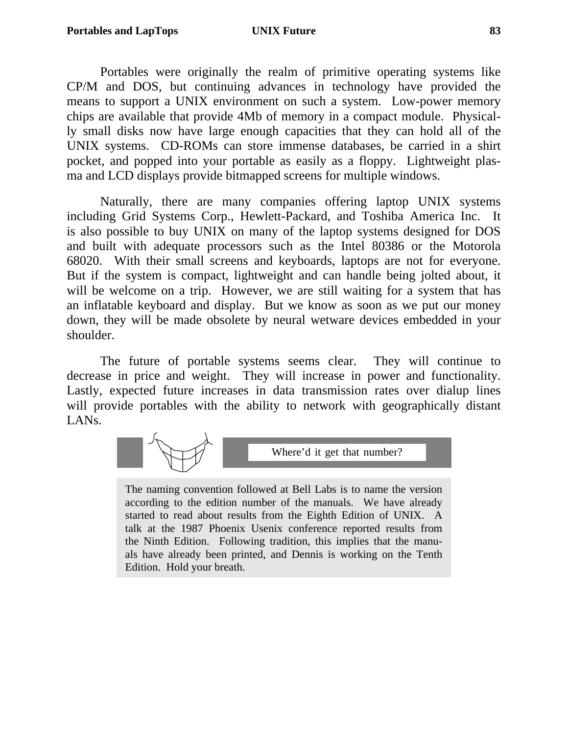Portables were originally the realm of primitive operating systems like CP/M and DOS, but continuing advances in technology have provided the means to support a UNIX environment on such a system. Low-power memory chips are available that provide 4Mb of memory in a compact module. Physically small disks now have large enough capacities that they can hold all of the UNIX systems. CD-ROMs can store immense databases, be carried in a shirt pocket, and popped into your portable as easily as a floppy. Lightweight plasma and LCD displays provide bitmapped screens for multiple windows.

Naturally, there are many companies offering laptop UNIX systems including Grid Systems Corp., Hewlett-Packard, and Toshiba America Inc. It is also possible to buy UNIX on many of the laptop systems designed for DOS and built with adequate processors such as the Intel 80386 or the Motorola 68020. With their small screens and keyboards, laptops are not for everyone. But if the system is compact, lightweight and can handle being jolted about, it will be welcome on a trip. However, we are still waiting for a system that has an inflatable keyboard and display. But we know as soon as we put our money down, they will be made obsolete by neural wetware devices embedded in your shoulder.

The future of portable systems seems clear. They will continue to decrease in price and weight. They will increase in power and functionality. Lastly, expected future increases in data transmission rates over dialup lines will provide portables with the ability to network with geographically distant LANs.

**Where'd it get that number?**

The naming convention followed at Bell Labs is to name the version according to the edition number of the manuals. We have already started to read about results from the Eighth Edition of UNIX. A talk at the 1987 Phoenix Usenix conference reported results from the Ninth Edition. Following tradition, this implies that the manuals have already been printed, and Dennis is working on the Tenth Edition. Hold your breath.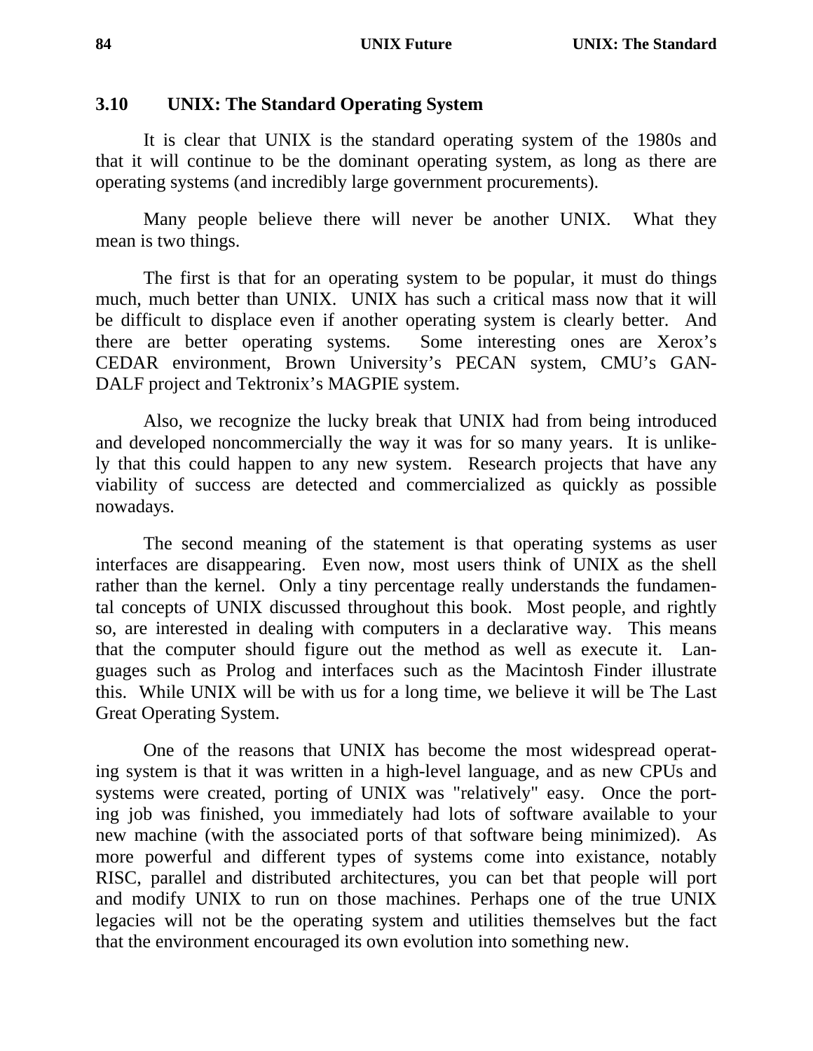## 3.10 UNIX: The Standard Operating System

It is clear that UNIX is the standard operating system of the 1980s and that it will continue to be the dominant operating system, as long as there are operating systems (and incredibly large government procurements).

Many people believe there will never be another UNIX. What they mean is two things.

The first is that for an operating system to be popular, it must do things much, much better than UNIX. UNIX has such a critical mass now that it will be difficult to displace even if another operating system is clearly better. And there are better operating systems. Some interesting ones are Xerox's CEDAR environment, Brown University's PECAN system, CMU's GANDALF project and Tektronix's MAGPIE system.

Also, we recognize the lucky break that UNIX had from being introduced and developed noncommercially the way it was for so many years. It is unlikely that this could happen to any new system. Research projects that have any viability of success are detected and commercialized as quickly as possible nowadays.

The second meaning of the statement is that operating systems as user interfaces are disappearing. Even now, most users think of UNIX as the shell rather than the kernel. Only a tiny percentage really understands the fundamental concepts of UNIX discussed throughout this book. Most people, and rightly so, are interested in dealing with computers in a declarative way. This means that the computer should figure out the method as well as execute it. Languages such as Prolog and interfaces such as the Macintosh Finder illustrate this. While UNIX will be with us for a long time, we believe it will be The Last Great Operating System.

One of the reasons that UNIX has become the most widespread operating system is that it was written in a high-level language, and as new CPUs and systems were created, porting of UNIX was "relatively" easy. Once the porting job was finished, you immediately had lots of software available to your new machine (with the associated ports of that software being minimized). As more powerful and different types of systems come into existance, notably RISC, parallel and distributed architectures, you can bet that people will port and modify UNIX to run on those machines. Perhaps one of the true UNIX legacies will not be the operating system and utilities themselves but the fact that the environment encouraged its own evolution into something new.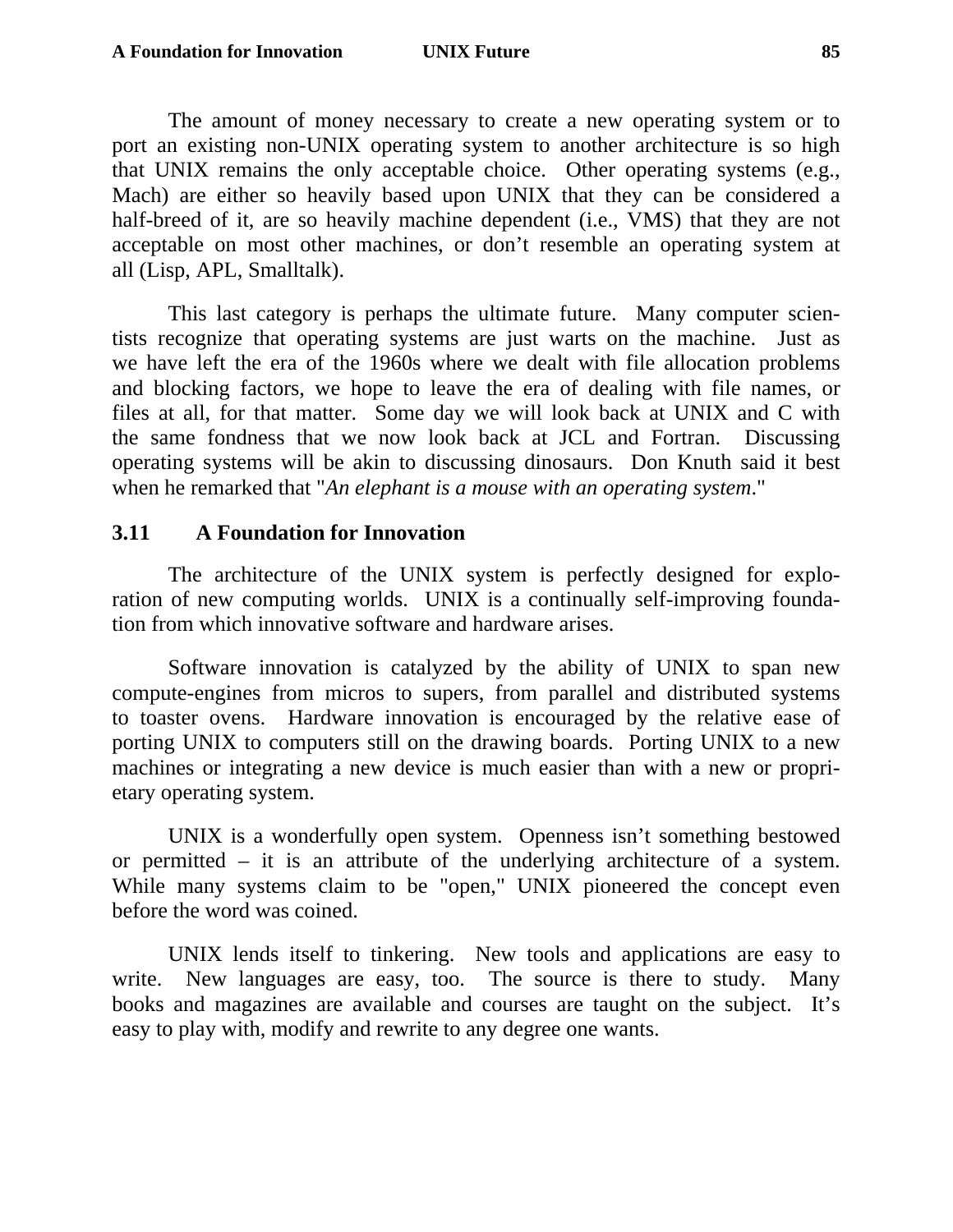The amount of money necessary to create a new operating system or to port an existing non-UNIX operating system to another architecture is so high that UNIX remains the only acceptable choice. Other operating systems (e.g., Mach) are either so heavily based upon UNIX that they can be considered a half-breed of it, are so heavily machine dependent (i.e., VMS) that they are not acceptable on most other machines, or don't resemble an operating system at all (Lisp, APL, Smalltalk).

This last category is perhaps the ultimate future. Many computer scientists recognize that operating systems are just warts on the machine. Just as we have left the era of the 1960s where we dealt with file allocation problems and blocking factors, we hope to leave the era of dealing with file names, or files at all, for that matter. Some day we will look back at UNIX and C with the same fondness that we now look back at JCL and Fortran. Discussing operating systems will be akin to discussing dinosaurs. Don Knuth said it best when he remarked that "*An elephant is a mouse with an operating system*."

## 3.11 A Foundation for Innovation

The architecture of the UNIX system is perfectly designed for exploration of new computing worlds. UNIX is a continually self-improving foundation from which innovative software and hardware arises.

Software innovation is catalyzed by the ability of UNIX to span new compute-engines from micros to supers, from parallel and distributed systems to toaster ovens. Hardware innovation is encouraged by the relative ease of porting UNIX to computers still on the drawing boards. Porting UNIX to a new machines or integrating a new device is much easier than with a new or proprietary operating system.

UNIX is a wonderfully open system. Openness isn't something bestowed or permitted – it is an attribute of the underlying architecture of a system. While many systems claim to be "open," UNIX pioneered the concept even before the word was coined.

UNIX lends itself to tinkering. New tools and applications are easy to write. New languages are easy, too. The source is there to study. Many books and magazines are available and courses are taught on the subject. It's easy to play with, modify and rewrite to any degree one wants.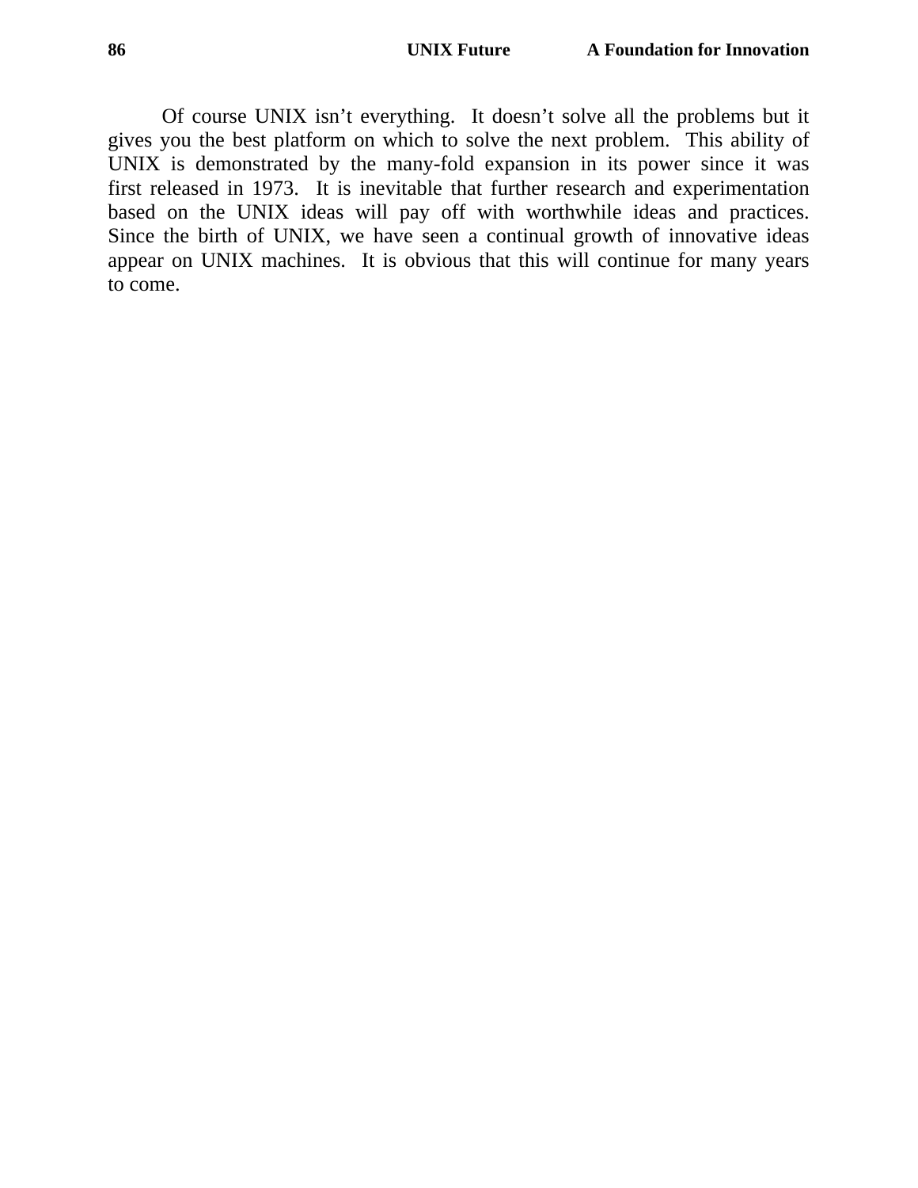Of course UNIX isn't everything. It doesn't solve all the problems but it gives you the best platform on which to solve the next problem. This ability of UNIX is demonstrated by the many-fold expansion in its power since it was first released in 1973. It is inevitable that further research and experimentation based on the UNIX ideas will pay off with worthwhile ideas and practices. Since the birth of UNIX, we have seen a continual growth of innovative ideas appear on UNIX machines. It is obvious that this will continue for many years to come.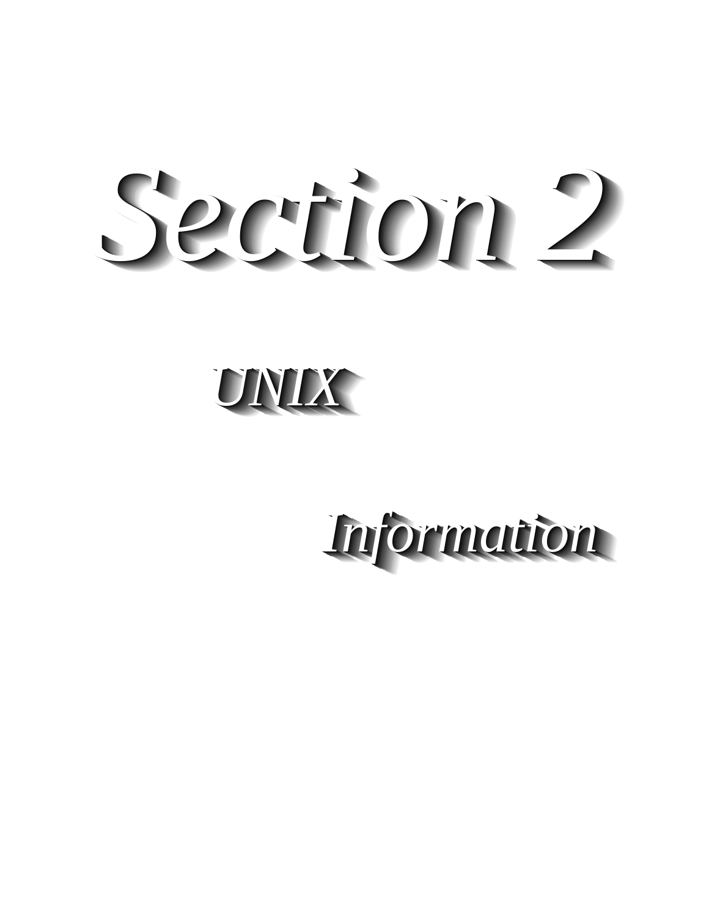# Section 2

## UNIX

## Information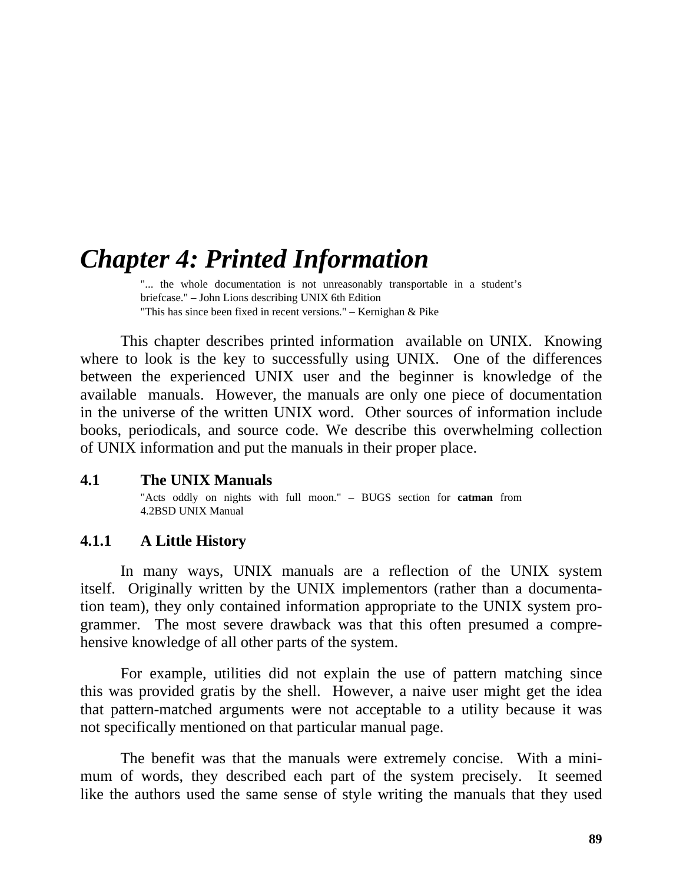# Chapter 4: Printed Information

> "... the whole documentation is not unreasonably transportable in a student's briefcase." – John Lions describing UNIX 6th Edition
> "This has since been fixed in recent versions." – Kernighan & Pike

This chapter describes printed information available on UNIX. Knowing where to look is the key to successfully using UNIX. One of the differences between the experienced UNIX user and the beginner is knowledge of the available manuals. However, the manuals are only one piece of documentation in the universe of the written UNIX word. Other sources of information include books, periodicals, and source code. We describe this overwhelming collection of UNIX information and put the manuals in their proper place.

## 4.1 The UNIX Manuals

> "Acts oddly on nights with full moon." – BUGS section for **catman** from 4.2BSD UNIX Manual

### 4.1.1 A Little History

In many ways, UNIX manuals are a reflection of the UNIX system itself. Originally written by the UNIX implementors (rather than a documentation team), they only contained information appropriate to the UNIX system programmer. The most severe drawback was that this often presumed a comprehensive knowledge of all other parts of the system.

For example, utilities did not explain the use of pattern matching since this was provided gratis by the shell. However, a naive user might get the idea that pattern-matched arguments were not acceptable to a utility because it was not specifically mentioned on that particular manual page.

The benefit was that the manuals were extremely concise. With a minimum of words, they described each part of the system precisely. It seemed like the authors used the same sense of style writing the manuals that they used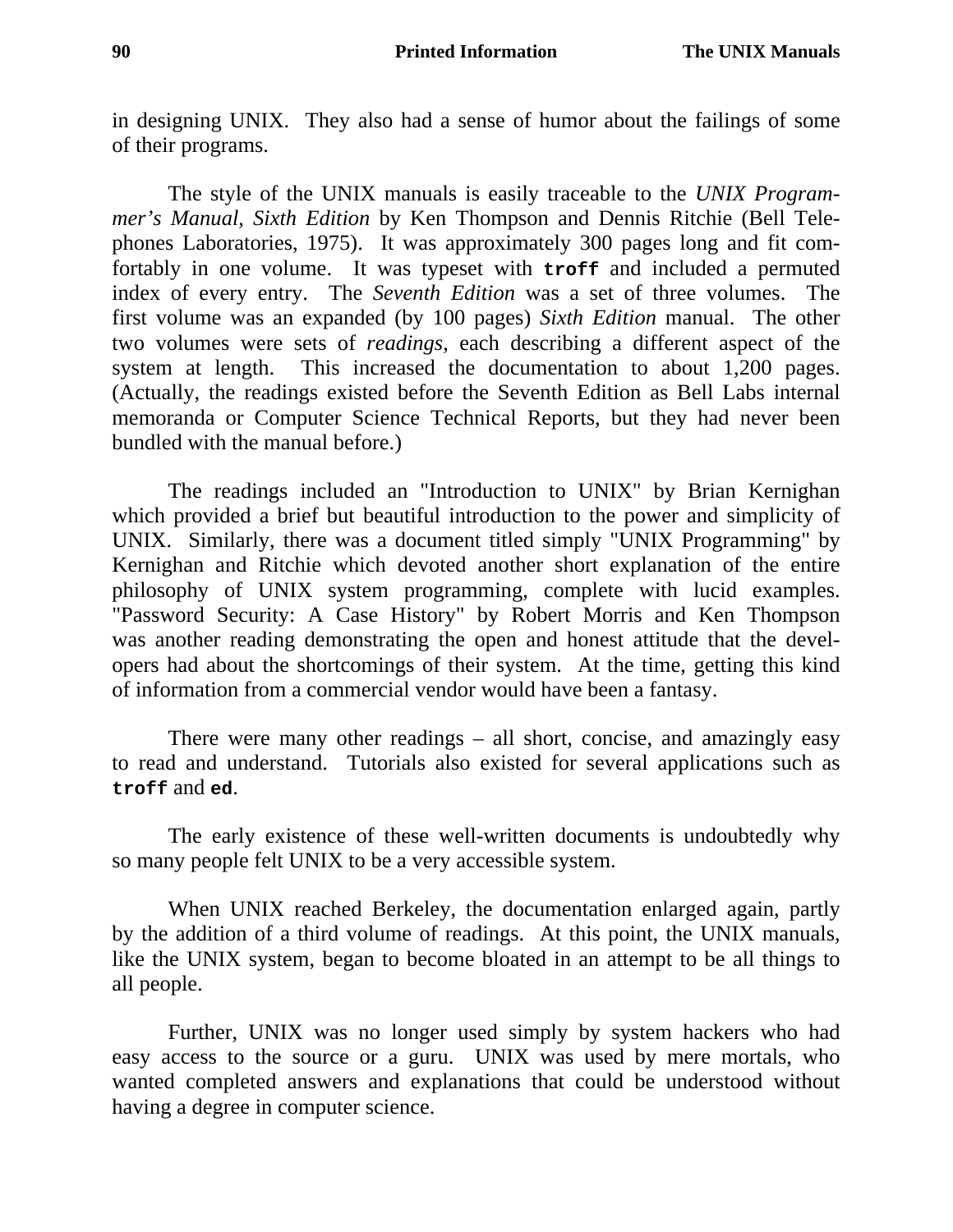in designing UNIX. They also had a sense of humor about the failings of some of their programs.

The style of the UNIX manuals is easily traceable to the *UNIX Programmer's Manual, Sixth Edition* by Ken Thompson and Dennis Ritchie (Bell Telephones Laboratories, 1975). It was approximately 300 pages long and fit comfortably in one volume. It was typeset with **`troff`** and included a permuted index of every entry. The *Seventh Edition* was a set of three volumes. The first volume was an expanded (by 100 pages) *Sixth Edition* manual. The other two volumes were sets of *readings*, each describing a different aspect of the system at length. This increased the documentation to about 1,200 pages. (Actually, the readings existed before the Seventh Edition as Bell Labs internal memoranda or Computer Science Technical Reports, but they had never been bundled with the manual before.)

The readings included an "Introduction to UNIX" by Brian Kernighan which provided a brief but beautiful introduction to the power and simplicity of UNIX. Similarly, there was a document titled simply "UNIX Programming" by Kernighan and Ritchie which devoted another short explanation of the entire philosophy of UNIX system programming, complete with lucid examples. "Password Security: A Case History" by Robert Morris and Ken Thompson was another reading demonstrating the open and honest attitude that the developers had about the shortcomings of their system. At the time, getting this kind of information from a commercial vendor would have been a fantasy.

There were many other readings – all short, concise, and amazingly easy to read and understand. Tutorials also existed for several applications such as **`troff`** and **`ed`**.

The early existence of these well-written documents is undoubtedly why so many people felt UNIX to be a very accessible system.

When UNIX reached Berkeley, the documentation enlarged again, partly by the addition of a third volume of readings. At this point, the UNIX manuals, like the UNIX system, began to become bloated in an attempt to be all things to all people.

Further, UNIX was no longer used simply by system hackers who had easy access to the source or a guru. UNIX was used by mere mortals, who wanted completed answers and explanations that could be understood without having a degree in computer science.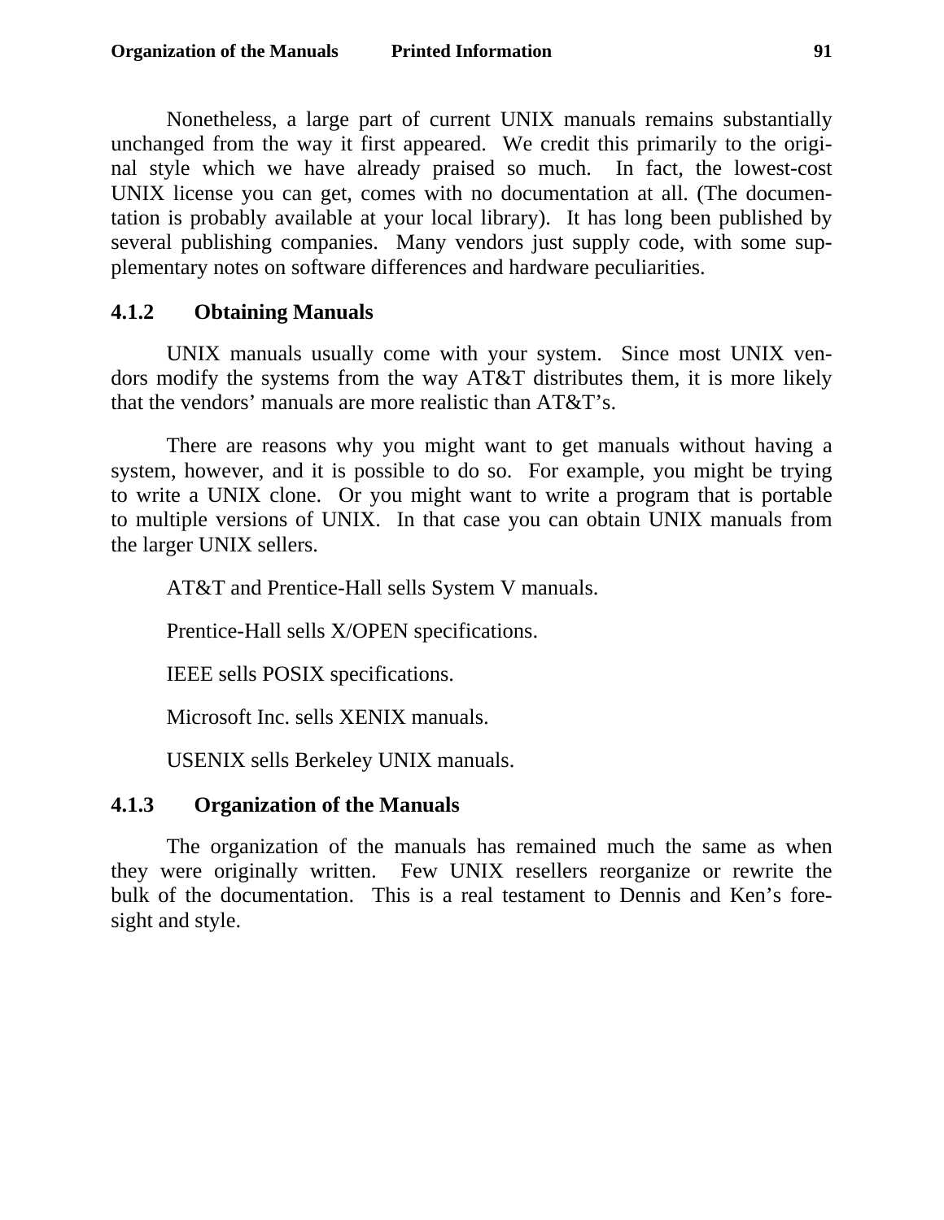Nonetheless, a large part of current UNIX manuals remains substantially unchanged from the way it first appeared. We credit this primarily to the original style which we have already praised so much. In fact, the lowest-cost UNIX license you can get, comes with no documentation at all. (The documentation is probably available at your local library). It has long been published by several publishing companies. Many vendors just supply code, with some supplementary notes on software differences and hardware peculiarities.

### 4.1.2 Obtaining Manuals

UNIX manuals usually come with your system. Since most UNIX vendors modify the systems from the way AT&T distributes them, it is more likely that the vendors' manuals are more realistic than AT&T's.

There are reasons why you might want to get manuals without having a system, however, and it is possible to do so. For example, you might be trying to write a UNIX clone. Or you might want to write a program that is portable to multiple versions of UNIX. In that case you can obtain UNIX manuals from the larger UNIX sellers.

AT&T and Prentice-Hall sells System V manuals.

Prentice-Hall sells X/OPEN specifications.

IEEE sells POSIX specifications.

Microsoft Inc. sells XENIX manuals.

USENIX sells Berkeley UNIX manuals.

### 4.1.3 Organization of the Manuals

The organization of the manuals has remained much the same as when they were originally written. Few UNIX resellers reorganize or rewrite the bulk of the documentation. This is a real testament to Dennis and Ken's foresight and style.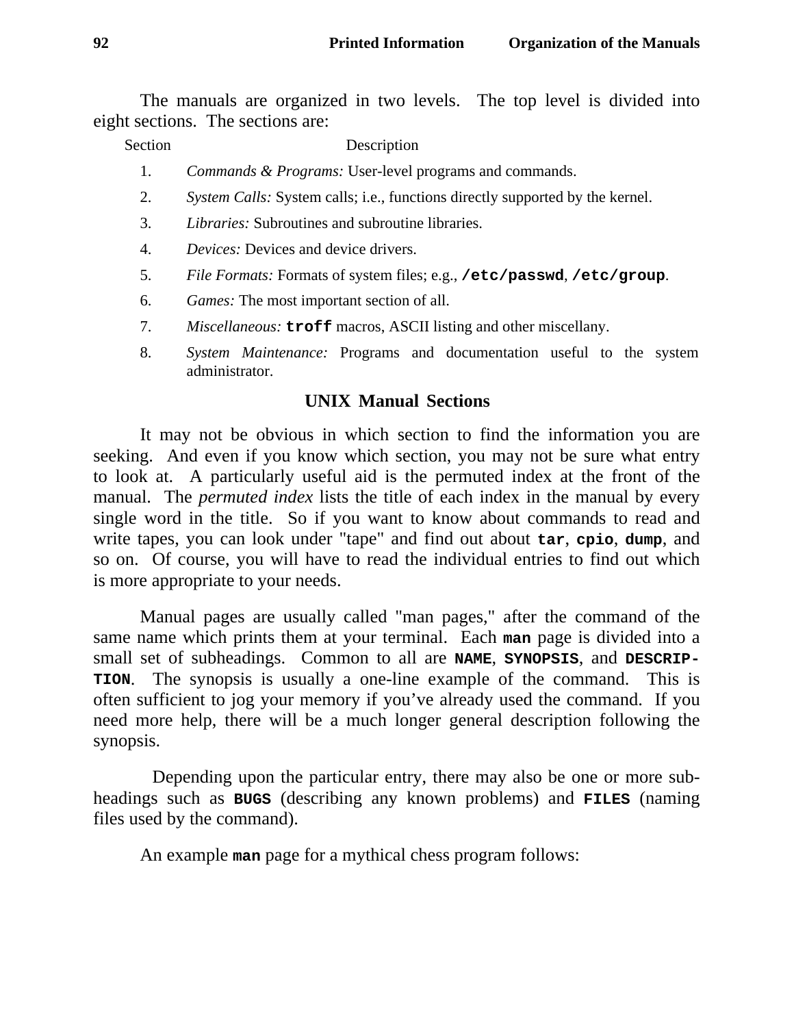The manuals are organized in two levels. The top level is divided into eight sections. The sections are:

| Section | Description |
|---|---|
| 1. | *Commands & Programs:* User-level programs and commands. |
| 2. | *System Calls:* System calls; i.e., functions directly supported by the kernel. |
| 3. | *Libraries:* Subroutines and subroutine libraries. |
| 4. | *Devices:* Devices and device drivers. |
| 5. | *File Formats:* Formats of system files; e.g., **`/etc/passwd`**, **`/etc/group`**. |
| 6. | *Games:* The most important section of all. |
| 7. | *Miscellaneous:* **`troff`** macros, ASCII listing and other miscellany. |
| 8. | *System Maintenance:* Programs and documentation useful to the system administrator. |

**UNIX Manual Sections**

It may not be obvious in which section to find the information you are seeking. And even if you know which section, you may not be sure what entry to look at. A particularly useful aid is the permuted index at the front of the manual. The *permuted index* lists the title of each index in the manual by every single word in the title. So if you want to know about commands to read and write tapes, you can look under "tape" and find out about **`tar`**, **`cpio`**, **`dump`**, and so on. Of course, you will have to read the individual entries to find out which is more appropriate to your needs.

Manual pages are usually called "man pages," after the command of the same name which prints them at your terminal. Each **`man`** page is divided into a small set of subheadings. Common to all are **`NAME`**, **`SYNOPSIS`**, and **`DESCRIPTION`**. The synopsis is usually a one-line example of the command. This is often sufficient to jog your memory if you've already used the command. If you need more help, there will be a much longer general description following the synopsis.

Depending upon the particular entry, there may also be one or more subheadings such as **`BUGS`** (describing any known problems) and **`FILES`** (naming files used by the command).

An example **`man`** page for a mythical chess program follows: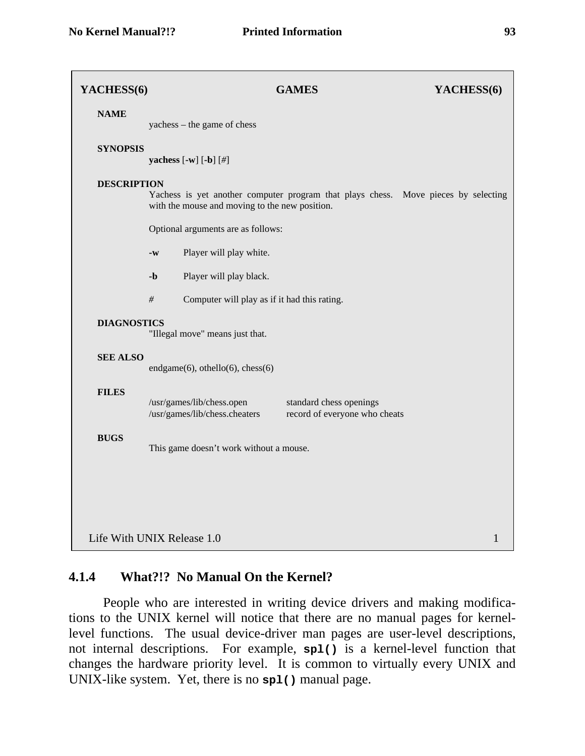**YACHESS(6)** GAMES **YACHESS(6)**

**NAME**

yachess – the game of chess

**SYNOPSIS**

**yachess** [**-w**] [**-b**] [#]

**DESCRIPTION**

Yachess is yet another computer program that plays chess. Move pieces by selecting with the mouse and moving to the new position.

Optional arguments are as follows:

**-w** Player will play white.

**-b** Player will play black.

\# Computer will play as if it had this rating.

**DIAGNOSTICS**

"Illegal move" means just that.

**SEE ALSO**

endgame(6), othello(6), chess(6)

**FILES**

| | |
|---|---|
| /usr/games/lib/chess.open | standard chess openings |
| /usr/games/lib/chess.cheaters | record of everyone who cheats |

**BUGS**

This game doesn't work without a mouse.

Life With UNIX Release 1.0 1

### 4.1.4 What?!? No Manual On the Kernel?

People who are interested in writing device drivers and making modifications to the UNIX kernel will notice that there are no manual pages for kernel-level functions. The usual device-driver man pages are user-level descriptions, not internal descriptions. For example, **`spl()`** is a kernel-level function that changes the hardware priority level. It is common to virtually every UNIX and UNIX-like system. Yet, there is no **`spl()`** manual page.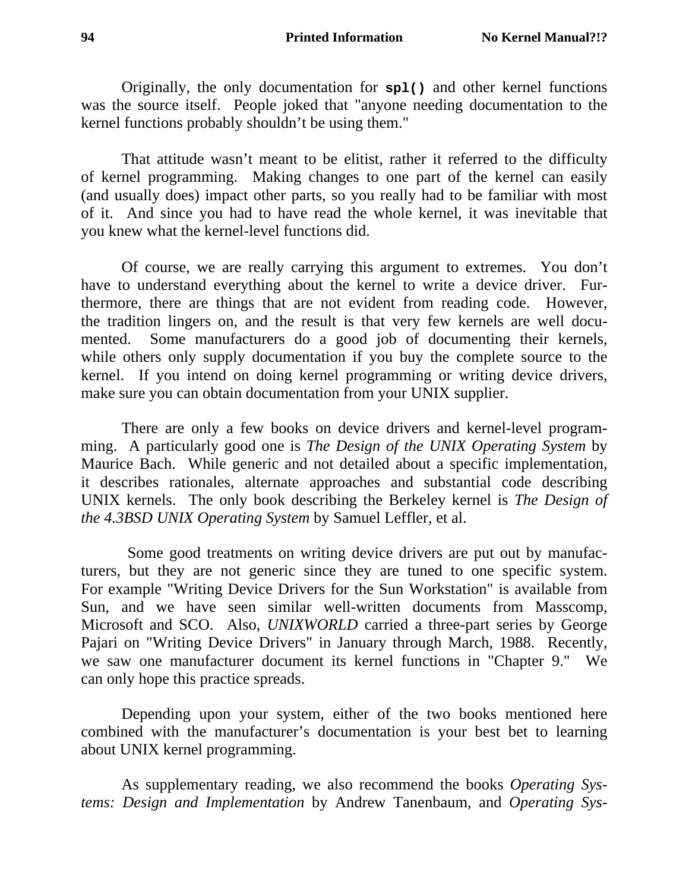Originally, the only documentation for **`spl()`** and other kernel functions was the source itself. People joked that "anyone needing documentation to the kernel functions probably shouldn't be using them."

That attitude wasn't meant to be elitist, rather it referred to the difficulty of kernel programming. Making changes to one part of the kernel can easily (and usually does) impact other parts, so you really had to be familiar with most of it. And since you had to have read the whole kernel, it was inevitable that you knew what the kernel-level functions did.

Of course, we are really carrying this argument to extremes. You don't have to understand everything about the kernel to write a device driver. Furthermore, there are things that are not evident from reading code. However, the tradition lingers on, and the result is that very few kernels are well documented. Some manufacturers do a good job of documenting their kernels, while others only supply documentation if you buy the complete source to the kernel. If you intend on doing kernel programming or writing device drivers, make sure you can obtain documentation from your UNIX supplier.

There are only a few books on device drivers and kernel-level programming. A particularly good one is *The Design of the UNIX Operating System* by Maurice Bach. While generic and not detailed about a specific implementation, it describes rationales, alternate approaches and substantial code describing UNIX kernels. The only book describing the Berkeley kernel is *The Design of the 4.3BSD UNIX Operating System* by Samuel Leffler, et al.

Some good treatments on writing device drivers are put out by manufacturers, but they are not generic since they are tuned to one specific system. For example "Writing Device Drivers for the Sun Workstation" is available from Sun, and we have seen similar well-written documents from Masscomp, Microsoft and SCO. Also, *UNIXWORLD* carried a three-part series by George Pajari on "Writing Device Drivers" in January through March, 1988. Recently, we saw one manufacturer document its kernel functions in "Chapter 9." We can only hope this practice spreads.

Depending upon your system, either of the two books mentioned here combined with the manufacturer's documentation is your best bet to learning about UNIX kernel programming.

As supplementary reading, we also recommend the books *Operating Systems: Design and Implementation* by Andrew Tanenbaum, and *Operating Sys-*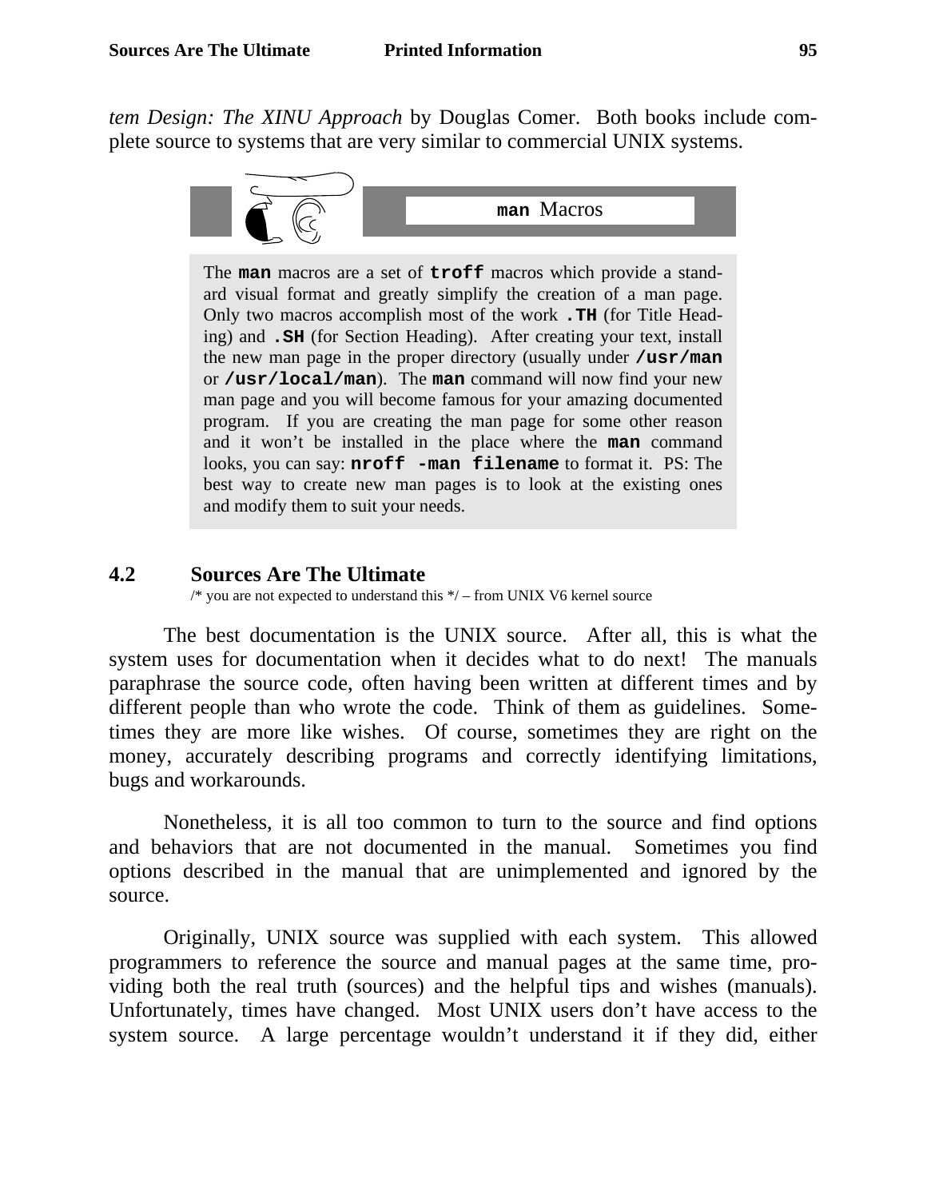*tem Design: The XINU Approach* by Douglas Comer. Both books include complete source to systems that are very similar to commercial UNIX systems.

**`man` Macros**

The **`man`** macros are a set of **`troff`** macros which provide a standard visual format and greatly simplify the creation of a man page. Only two macros accomplish most of the work **`.TH`** (for Title Heading) and **`.SH`** (for Section Heading). After creating your text, install the new man page in the proper directory (usually under **`/usr/man`** or **`/usr/local/man`**). The **`man`** command will now find your new man page and you will become famous for your amazing documented program. If you are creating the man page for some other reason and it won't be installed in the place where the **`man`** command looks, you can say: **`nroff -man filename`** to format it. PS: The best way to create new man pages is to look at the existing ones and modify them to suit your needs.

## 4.2 Sources Are The Ultimate

/* you are not expected to understand this */ – from UNIX V6 kernel source

The best documentation is the UNIX source. After all, this is what the system uses for documentation when it decides what to do next! The manuals paraphrase the source code, often having been written at different times and by different people than who wrote the code. Think of them as guidelines. Sometimes they are more like wishes. Of course, sometimes they are right on the money, accurately describing programs and correctly identifying limitations, bugs and workarounds.

Nonetheless, it is all too common to turn to the source and find options and behaviors that are not documented in the manual. Sometimes you find options described in the manual that are unimplemented and ignored by the source.

Originally, UNIX source was supplied with each system. This allowed programmers to reference the source and manual pages at the same time, providing both the real truth (sources) and the helpful tips and wishes (manuals). Unfortunately, times have changed. Most UNIX users don't have access to the system source. A large percentage wouldn't understand it if they did, either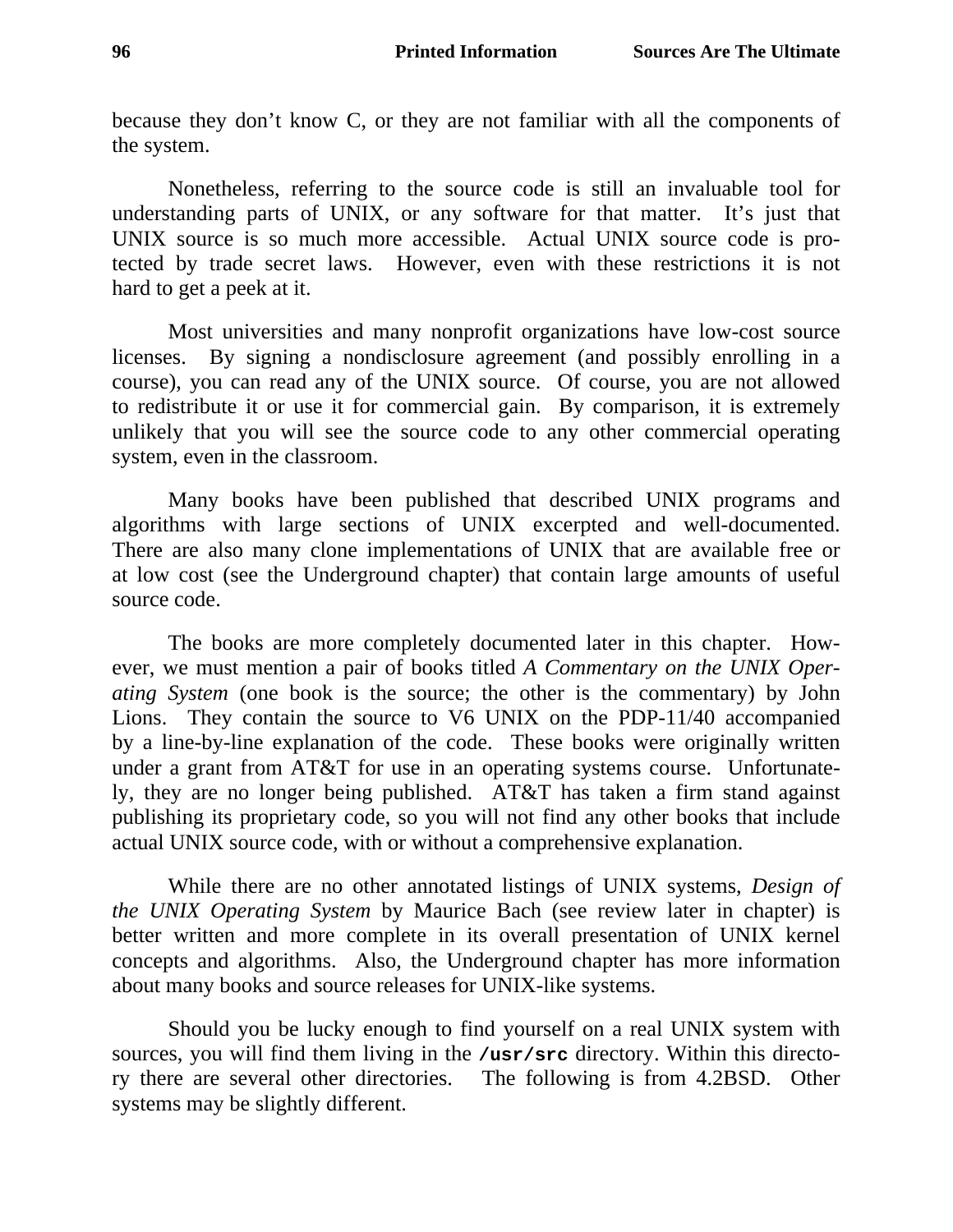because they don't know C, or they are not familiar with all the components of the system.

Nonetheless, referring to the source code is still an invaluable tool for understanding parts of UNIX, or any software for that matter. It's just that UNIX source is so much more accessible. Actual UNIX source code is protected by trade secret laws. However, even with these restrictions it is not hard to get a peek at it.

Most universities and many nonprofit organizations have low-cost source licenses. By signing a nondisclosure agreement (and possibly enrolling in a course), you can read any of the UNIX source. Of course, you are not allowed to redistribute it or use it for commercial gain. By comparison, it is extremely unlikely that you will see the source code to any other commercial operating system, even in the classroom.

Many books have been published that described UNIX programs and algorithms with large sections of UNIX excerpted and well-documented. There are also many clone implementations of UNIX that are available free or at low cost (see the Underground chapter) that contain large amounts of useful source code.

The books are more completely documented later in this chapter. However, we must mention a pair of books titled *A Commentary on the UNIX Operating System* (one book is the source; the other is the commentary) by John Lions. They contain the source to V6 UNIX on the PDP-11/40 accompanied by a line-by-line explanation of the code. These books were originally written under a grant from AT&T for use in an operating systems course. Unfortunately, they are no longer being published. AT&T has taken a firm stand against publishing its proprietary code, so you will not find any other books that include actual UNIX source code, with or without a comprehensive explanation.

While there are no other annotated listings of UNIX systems, *Design of the UNIX Operating System* by Maurice Bach (see review later in chapter) is better written and more complete in its overall presentation of UNIX kernel concepts and algorithms. Also, the Underground chapter has more information about many books and source releases for UNIX-like systems.

Should you be lucky enough to find yourself on a real UNIX system with sources, you will find them living in the **`/usr/src`** directory. Within this directory there are several other directories. The following is from 4.2BSD. Other systems may be slightly different.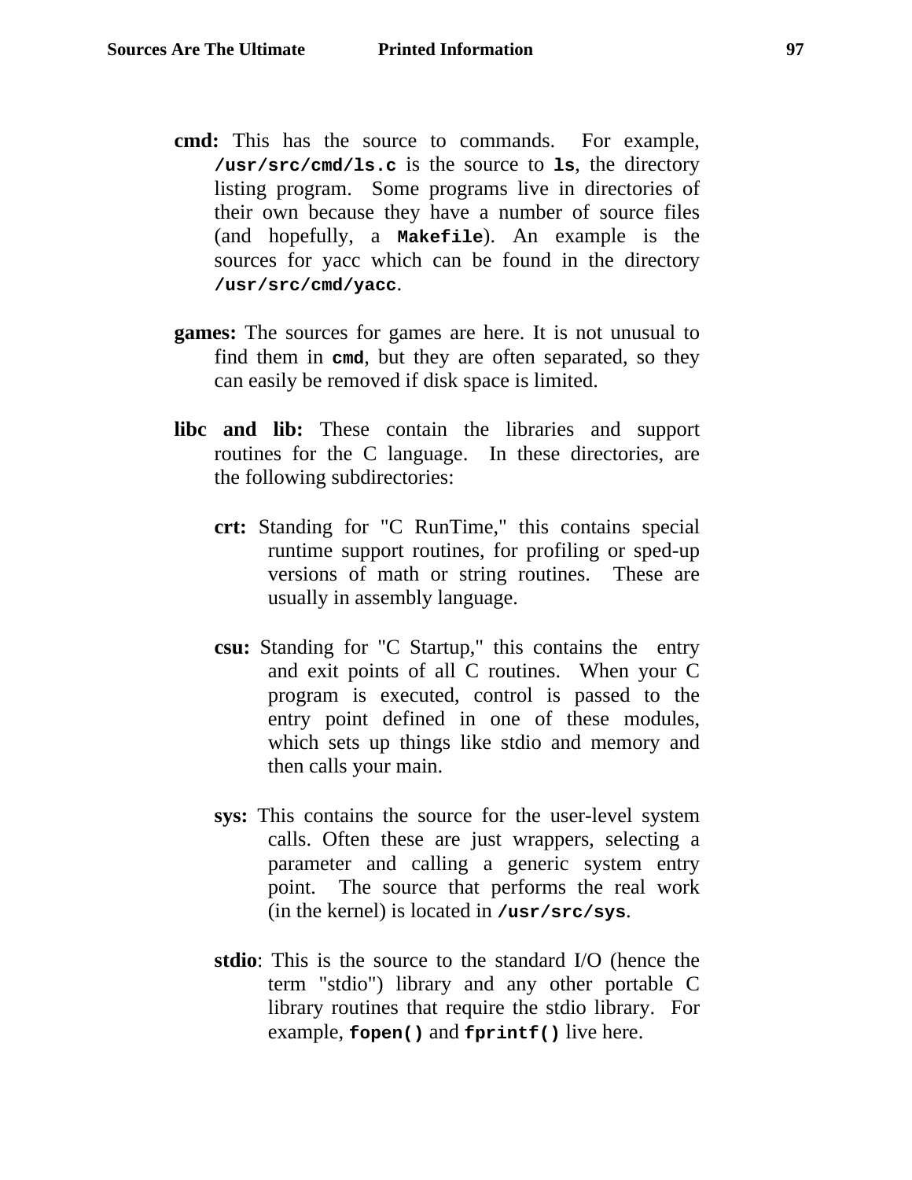**cmd:** This has the source to commands. For example, **`/usr/src/cmd/ls.c`** is the source to **`ls`**, the directory listing program. Some programs live in directories of their own because they have a number of source files (and hopefully, a **`Makefile`**). An example is the sources for yacc which can be found in the directory **`/usr/src/cmd/yacc`**.

**games:** The sources for games are here. It is not unusual to find them in **`cmd`**, but they are often separated, so they can easily be removed if disk space is limited.

**libc and lib:** These contain the libraries and support routines for the C language. In these directories, are the following subdirectories:

- **crt:** Standing for "C RunTime," this contains special runtime support routines, for profiling or sped-up versions of math or string routines. These are usually in assembly language.

- **csu:** Standing for "C Startup," this contains the entry and exit points of all C routines. When your C program is executed, control is passed to the entry point defined in one of these modules, which sets up things like stdio and memory and then calls your main.

- **sys:** This contains the source for the user-level system calls. Often these are just wrappers, selecting a parameter and calling a generic system entry point. The source that performs the real work (in the kernel) is located in **`/usr/src/sys`**.

- **stdio**: This is the source to the standard I/O (hence the term "stdio") library and any other portable C library routines that require the stdio library. For example, **`fopen()`** and **`fprintf()`** live here.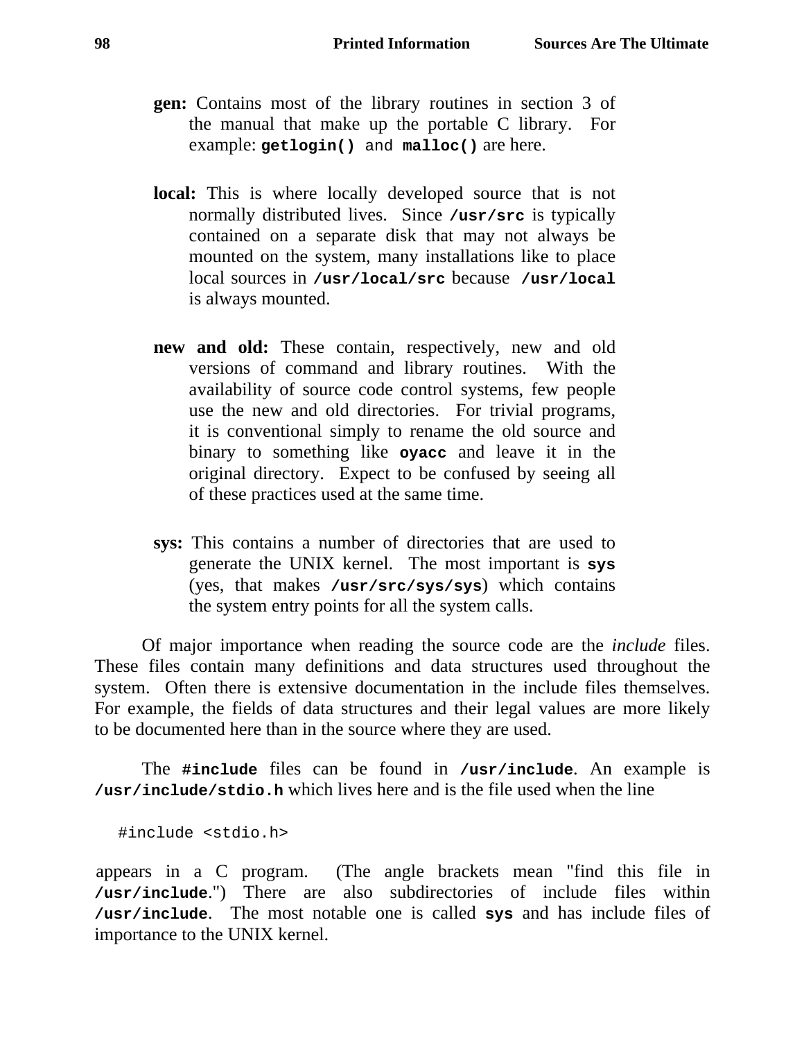**gen:** Contains most of the library routines in section 3 of the manual that make up the portable C library. For example: **`getlogin()`** and **`malloc()`** are here.

**local:** This is where locally developed source that is not normally distributed lives. Since **`/usr/src`** is typically contained on a separate disk that may not always be mounted on the system, many installations like to place local sources in **`/usr/local/src`** because **`/usr/local`** is always mounted.

**new and old:** These contain, respectively, new and old versions of command and library routines. With the availability of source code control systems, few people use the new and old directories. For trivial programs, it is conventional simply to rename the old source and binary to something like **`oyacc`** and leave it in the original directory. Expect to be confused by seeing all of these practices used at the same time.

**sys:** This contains a number of directories that are used to generate the UNIX kernel. The most important is **`sys`** (yes, that makes **`/usr/src/sys/sys`**) which contains the system entry points for all the system calls.

Of major importance when reading the source code are the *include* files. These files contain many definitions and data structures used throughout the system. Often there is extensive documentation in the include files themselves. For example, the fields of data structures and their legal values are more likely to be documented here than in the source where they are used.

The **`#include`** files can be found in **`/usr/include`**. An example is **`/usr/include/stdio.h`** which lives here and is the file used when the line

```
#include <stdio.h>
```

appears in a C program. (The angle brackets mean "find this file in **`/usr/include`**.") There are also subdirectories of include files within **`/usr/include`**. The most notable one is called **`sys`** and has include files of importance to the UNIX kernel.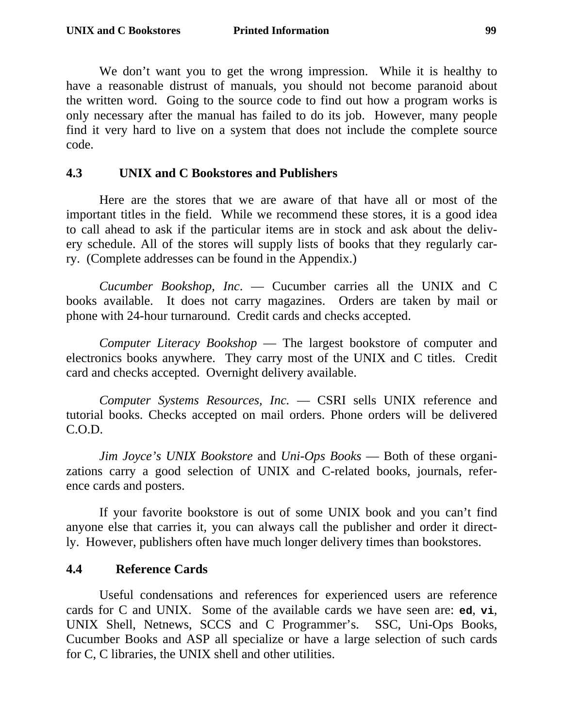We don't want you to get the wrong impression. While it is healthy to have a reasonable distrust of manuals, you should not become paranoid about the written word. Going to the source code to find out how a program works is only necessary after the manual has failed to do its job. However, many people find it very hard to live on a system that does not include the complete source code.

## 4.3 UNIX and C Bookstores and Publishers

Here are the stores that we are aware of that have all or most of the important titles in the field. While we recommend these stores, it is a good idea to call ahead to ask if the particular items are in stock and ask about the delivery schedule. All of the stores will supply lists of books that they regularly carry. (Complete addresses can be found in the Appendix.)

*Cucumber Bookshop, Inc.* — Cucumber carries all the UNIX and C books available. It does not carry magazines. Orders are taken by mail or phone with 24-hour turnaround. Credit cards and checks accepted.

*Computer Literacy Bookshop* — The largest bookstore of computer and electronics books anywhere. They carry most of the UNIX and C titles. Credit card and checks accepted. Overnight delivery available.

*Computer Systems Resources, Inc.* — CSRI sells UNIX reference and tutorial books. Checks accepted on mail orders. Phone orders will be delivered C.O.D.

*Jim Joyce's UNIX Bookstore* and *Uni-Ops Books* — Both of these organizations carry a good selection of UNIX and C-related books, journals, reference cards and posters.

If your favorite bookstore is out of some UNIX book and you can't find anyone else that carries it, you can always call the publisher and order it directly. However, publishers often have much longer delivery times than bookstores.

## 4.4 Reference Cards

Useful condensations and references for experienced users are reference cards for C and UNIX. Some of the available cards we have seen are: **`ed`**, **`vi`**, UNIX Shell, Netnews, SCCS and C Programmer's. SSC, Uni-Ops Books, Cucumber Books and ASP all specialize or have a large selection of such cards for C, C libraries, the UNIX shell and other utilities.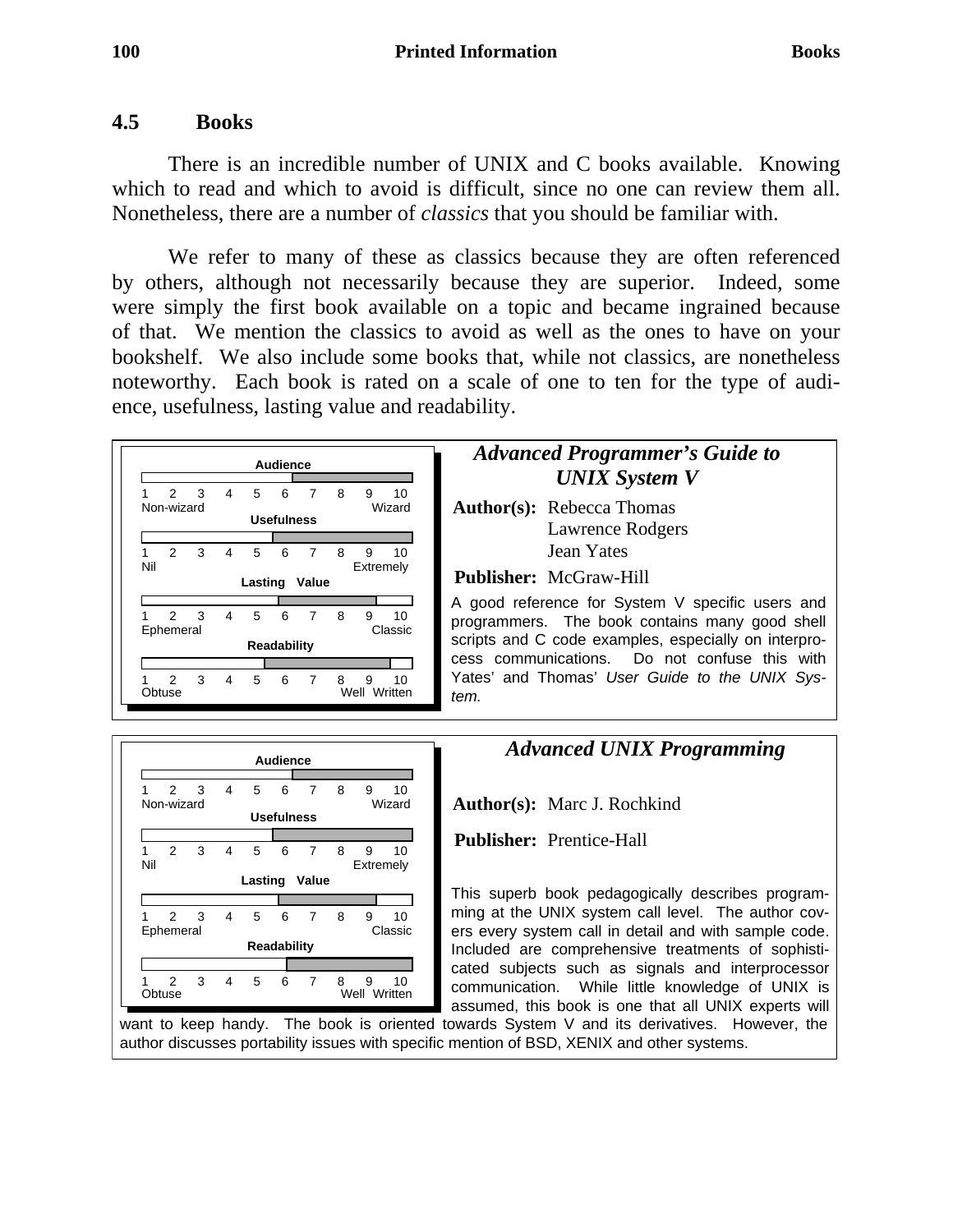## 4.5 Books

There is an incredible number of UNIX and C books available. Knowing which to read and which to avoid is difficult, since no one can review them all. Nonetheless, there are a number of *classics* that you should be familiar with.

We refer to many of these as classics because they are often referenced by others, although not necessarily because they are superior. Indeed, some were simply the first book available on a topic and became ingrained because of that. We mention the classics to avoid as well as the ones to have on your bookshelf. We also include some books that, while not classics, are nonetheless noteworthy. Each book is rated on a scale of one to ten for the type of audience, usefulness, lasting value and readability.

### *Advanced Programmer's Guide to UNIX System V*

| Rating | Scale (1–10) |
|---|---|
| Audience | 1 Non-wizard … 10 Wizard |
| Usefulness | 1 Nil … 10 Extremely |
| Lasting Value | 1 Ephemeral … 10 Classic |
| Readability | 1 Obtuse … 10 Well Written |

**Author(s):** Rebecca Thomas
Lawrence Rodgers
Jean Yates

**Publisher:** McGraw-Hill

A good reference for System V specific users and programmers. The book contains many good shell scripts and C code examples, especially on interprocess communications. Do not confuse this with Yates' and Thomas' *User Guide to the UNIX System.*

### *Advanced UNIX Programming*

| Rating | Scale (1–10) |
|---|---|
| Audience | 1 Non-wizard … 10 Wizard |
| Usefulness | 1 Nil … 10 Extremely |
| Lasting Value | 1 Ephemeral … 10 Classic |
| Readability | 1 Obtuse … 10 Well Written |

**Author(s):** Marc J. Rochkind

**Publisher:** Prentice-Hall

This superb book pedagogically describes programming at the UNIX system call level. The author covers every system call in detail and with sample code. Included are comprehensive treatments of sophisticated subjects such as signals and interprocessor communication. While little knowledge of UNIX is assumed, this book is one that all UNIX experts will want to keep handy. The book is oriented towards System V and its derivatives. However, the author discusses portability issues with specific mention of BSD, XENIX and other systems.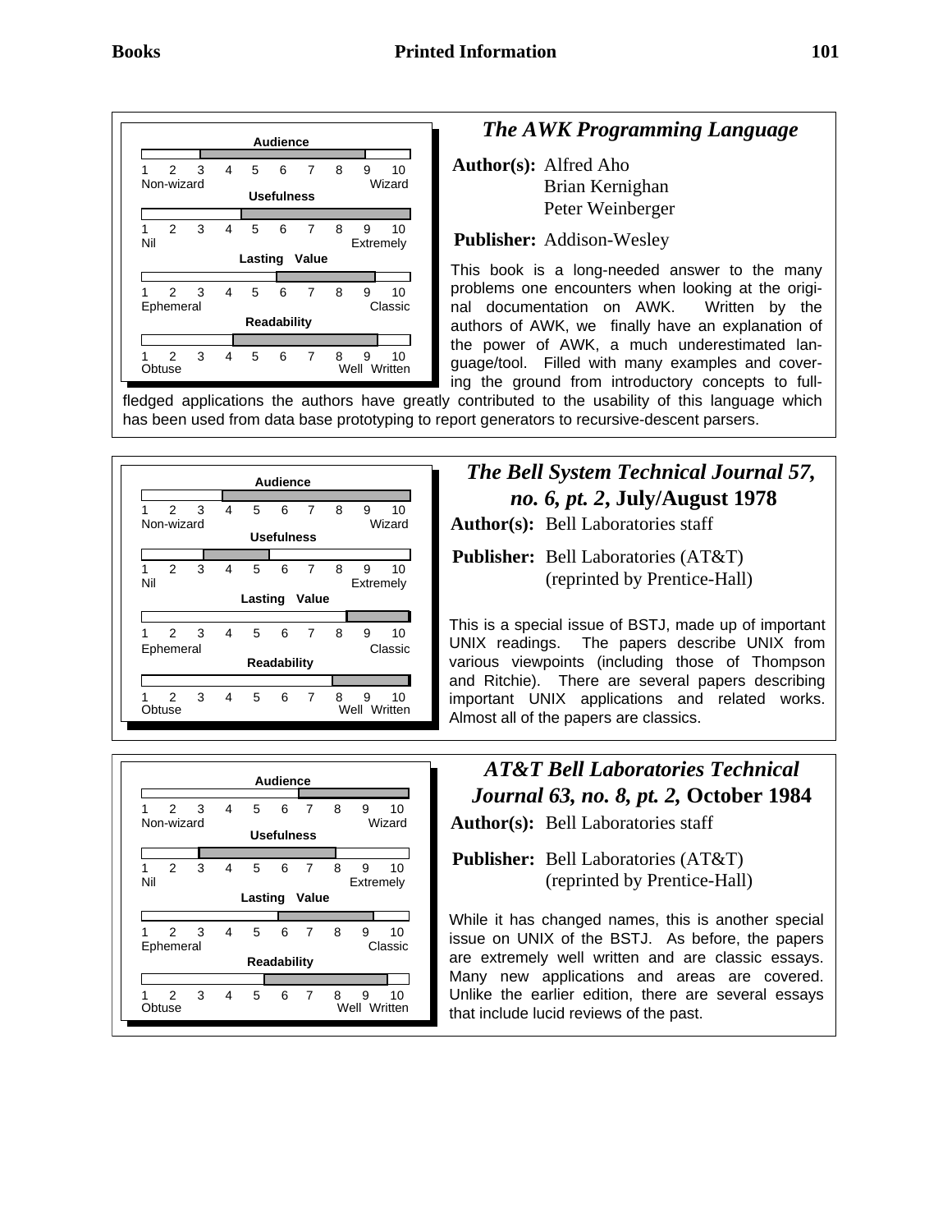## *The AWK Programming Language*

**Audience**

1 2 3 4 5 6 7 8 9 10
Non-wizard — Wizard

**Usefulness**

1 2 3 4 5 6 7 8 9 10
Nil — Extremely

**Lasting Value**

1 2 3 4 5 6 7 8 9 10
Ephemeral — Classic

**Readability**

1 2 3 4 5 6 7 8 9 10
Obtuse — Well Written

**Author(s):** Alfred Aho
Brian Kernighan
Peter Weinberger

**Publisher:** Addison-Wesley

This book is a long-needed answer to the many problems one encounters when looking at the original documentation on AWK. Written by the authors of AWK, we finally have an explanation of the power of AWK, a much underestimated language/tool. Filled with many examples and covering the ground from introductory concepts to full-fledged applications the authors have greatly contributed to the usability of this language which has been used from data base prototyping to report generators to recursive-descent parsers.

## *The Bell System Technical Journal 57, no. 6, pt. 2,* July/August 1978

**Audience**

1 2 3 4 5 6 7 8 9 10
Non-wizard — Wizard

**Usefulness**

1 2 3 4 5 6 7 8 9 10
Nil — Extremely

**Lasting Value**

1 2 3 4 5 6 7 8 9 10
Ephemeral — Classic

**Readability**

1 2 3 4 5 6 7 8 9 10
Obtuse — Well Written

**Author(s):** Bell Laboratories staff

**Publisher:** Bell Laboratories (AT&T)
(reprinted by Prentice-Hall)

This is a special issue of BSTJ, made up of important UNIX readings. The papers describe UNIX from various viewpoints (including those of Thompson and Ritchie). There are several papers describing important UNIX applications and related works. Almost all of the papers are classics.

## *AT&T Bell Laboratories Technical Journal 63, no. 8, pt. 2,* October 1984

**Audience**

1 2 3 4 5 6 7 8 9 10
Non-wizard — Wizard

**Usefulness**

1 2 3 4 5 6 7 8 9 10
Nil — Extremely

**Lasting Value**

1 2 3 4 5 6 7 8 9 10
Ephemeral — Classic

**Readability**

1 2 3 4 5 6 7 8 9 10
Obtuse — Well Written

**Author(s):** Bell Laboratories staff

**Publisher:** Bell Laboratories (AT&T)
(reprinted by Prentice-Hall)

While it has changed names, this is another special issue on UNIX of the BSTJ. As before, the papers are extremely well written and are classic essays. Many new applications and areas are covered. Unlike the earlier edition, there are several essays that include lucid reviews of the past.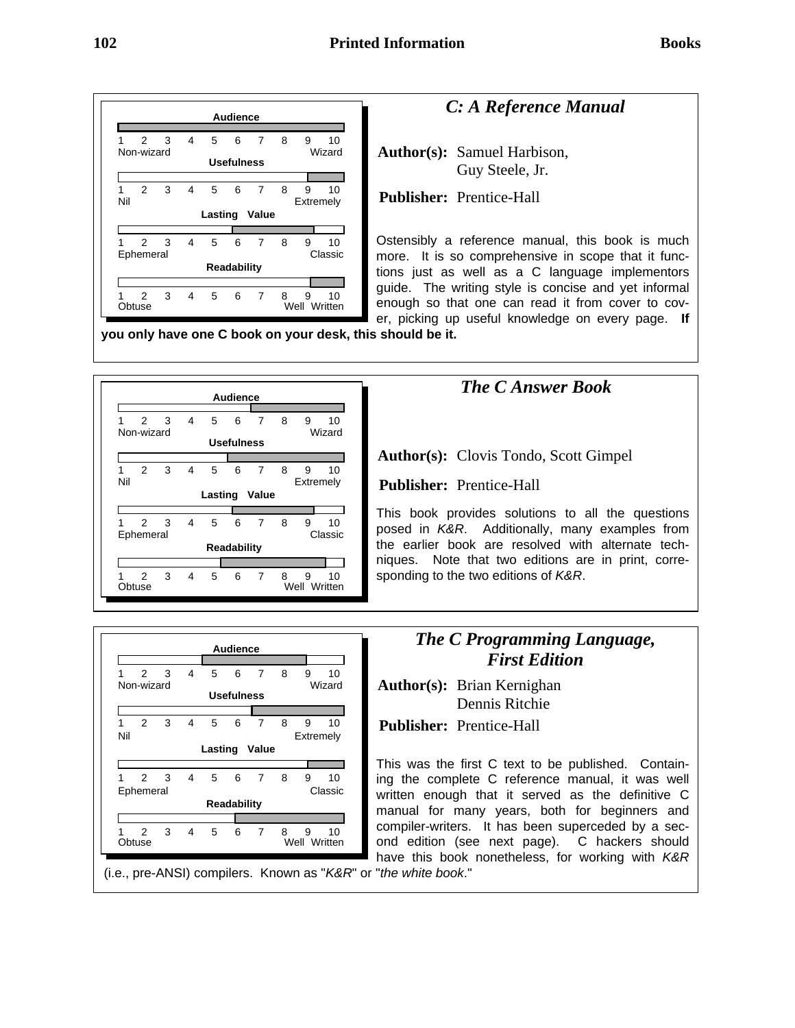## *C: A Reference Manual*

**Author(s):** Samuel Harbison, Guy Steele, Jr.

**Publisher:** Prentice-Hall

| Rating | Scale | Range |
|---|---|---|
| Audience | 1 Non-wizard – 10 Wizard | 1–10 |
| Usefulness | 1 Nil – 10 Extremely | 9–10 |
| Lasting Value | 1 Ephemeral – 10 Classic | 6–9 |
| Readability | 1 Obtuse – 10 Well Written | 9–10 |

Ostensibly a reference manual, this book is much more. It is so comprehensive in scope that it functions just as well as a C language implementors guide. The writing style is concise and yet informal enough so that one can read it from cover to cover, picking up useful knowledge on every page. **If you only have one C book on your desk, this should be it.**

## *The C Answer Book*

**Author(s):** Clovis Tondo, Scott Gimpel

**Publisher:** Prentice-Hall

| Rating | Scale | Range |
|---|---|---|
| Audience | 1 Non-wizard – 10 Wizard | 7–10 |
| Usefulness | 1 Nil – 10 Extremely | 6–10 |
| Lasting Value | 1 Ephemeral – 10 Classic | 6–9 |
| Readability | 1 Obtuse – 10 Well Written | 5–9 |

This book provides solutions to all the questions posed in *K&R*. Additionally, many examples from the earlier book are resolved with alternate techniques. Note that two editions are in print, corresponding to the two editions of *K&R*.

## *The C Programming Language, First Edition*

**Author(s):** Brian Kernighan, Dennis Ritchie

**Publisher:** Prentice-Hall

| Rating | Scale | Range |
|---|---|---|
| Audience | 1 Non-wizard – 10 Wizard | 4–9 |
| Usefulness | 1 Nil – 10 Extremely | 7–10 |
| Lasting Value | 1 Ephemeral – 10 Classic | 9–10 |
| Readability | 1 Obtuse – 10 Well Written | 6–10 |

This was the first C text to be published. Containing the complete C reference manual, it was well written enough that it served as the definitive C manual for many years, both for beginners and compiler-writers. It has been superceded by a second edition (see next page). C hackers should have this book nonetheless, for working with *K&R* (i.e., pre-ANSI) compilers. Known as "*K&R*" or "*the white book*."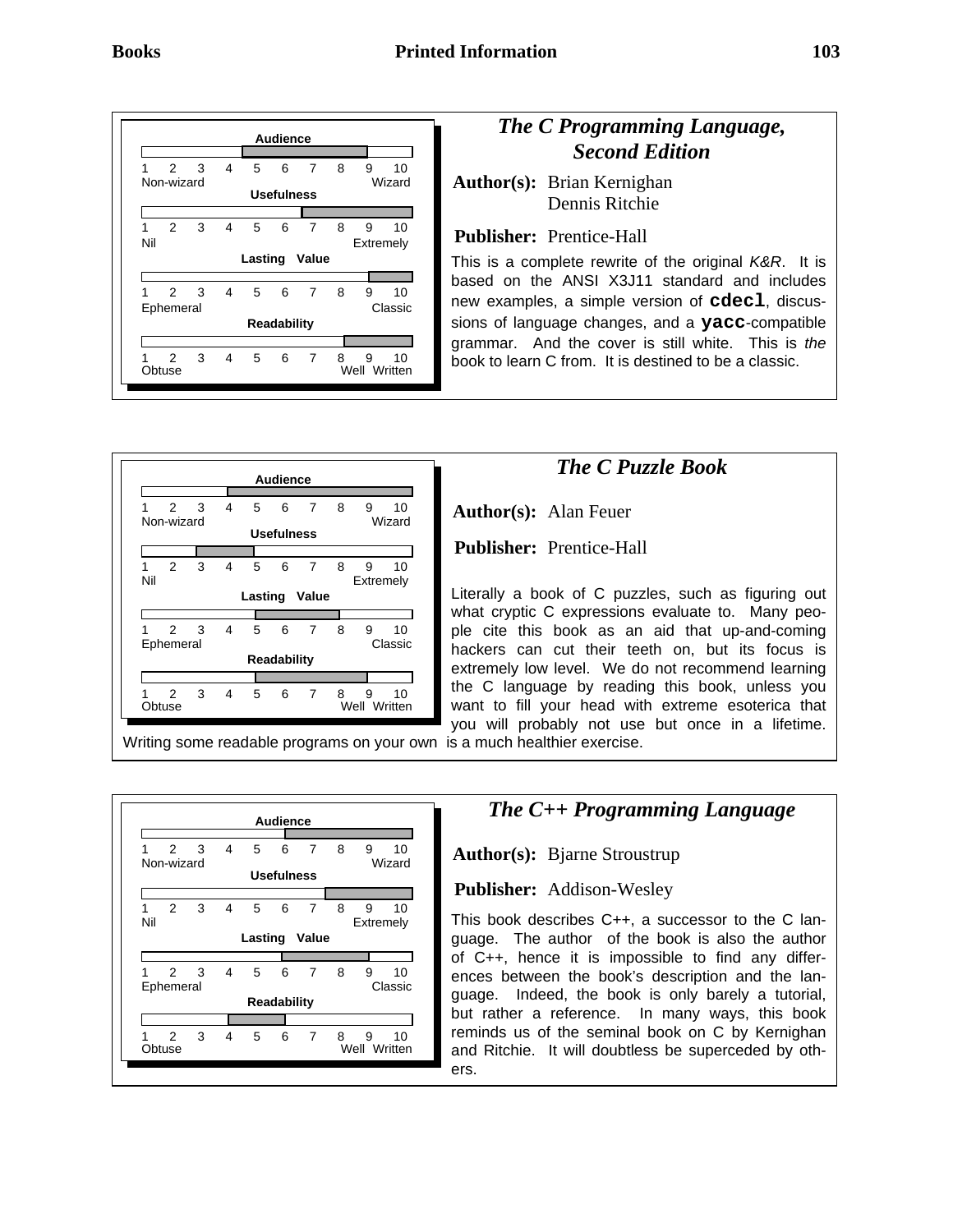## *The C Programming Language, Second Edition*

| Rating | Low end | Range | High end |
|---|---|---|---|
| Audience | Non-wizard | 5–9 | Wizard |
| Usefulness | Nil | 7–10 | Extremely |
| Lasting Value | Ephemeral | 9–10 | Classic |
| Readability | Obtuse | 8–10 | Well Written |

**Author(s):** Brian Kernighan
Dennis Ritchie

**Publisher:** Prentice-Hall

This is a complete rewrite of the original *K&R*. It is based on the ANSI X3J11 standard and includes new examples, a simple version of **`cdecl`**, discussions of language changes, and a **`yacc`**-compatible grammar. And the cover is still white. This is *the* book to learn C from. It is destined to be a classic.

## *The C Puzzle Book*

| Rating | Low end | Range | High end |
|---|---|---|---|
| Audience | Non-wizard | 4–10 | Wizard |
| Usefulness | Nil | 3–5 | Extremely |
| Lasting Value | Ephemeral | 5–8 | Classic |
| Readability | Obtuse | 5–9 | Well Written |

**Author(s):** Alan Feuer

**Publisher:** Prentice-Hall

Literally a book of C puzzles, such as figuring out what cryptic C expressions evaluate to. Many people cite this book as an aid that up-and-coming hackers can cut their teeth on, but its focus is extremely low level. We do not recommend learning the C language by reading this book, unless you want to fill your head with extreme esoterica that you will probably not use but once in a lifetime. Writing some readable programs on your own is a much healthier exercise.

## *The C++ Programming Language*

| Rating | Low end | Range | High end |
|---|---|---|---|
| Audience | Non-wizard | 6–10 | Wizard |
| Usefulness | Nil | 8–10 | Extremely |
| Lasting Value | Ephemeral | 6–9 | Classic |
| Readability | Obtuse | 4–6 | Well Written |

**Author(s):** Bjarne Stroustrup

**Publisher:** Addison-Wesley

This book describes C++, a successor to the C language. The author of the book is also the author of C++, hence it is impossible to find any differences between the book's description and the language. Indeed, the book is only barely a tutorial, but rather a reference. In many ways, this book reminds us of the seminal book on C by Kernighan and Ritchie. It will doubtless be superceded by others.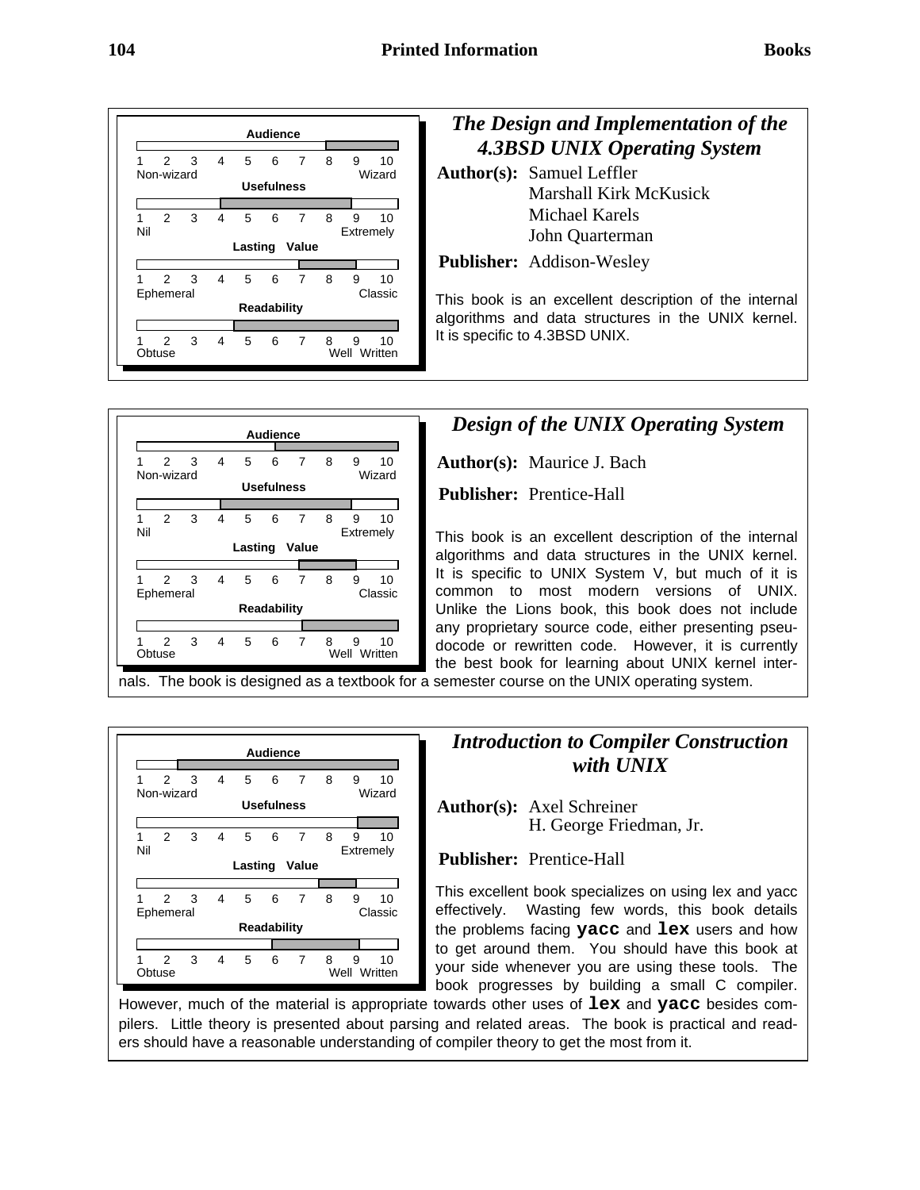## *The Design and Implementation of the 4.3BSD UNIX Operating System*

| Rating | Range | Scale |
| --- | --- | --- |
| Audience | 8–10 | 1 = Non-wizard, 10 = Wizard |
| Usefulness | 4–8.9 | 1 = Nil, 10 = Extremely |
| Lasting Value | 7–9 | 1 = Ephemeral, 10 = Classic |
| Readability | 4.5–10 | 1 = Obtuse, 10 = Well Written |

**Author(s):** Samuel Leffler
Marshall Kirk McKusick
Michael Karels
John Quarterman

**Publisher:** Addison-Wesley

This book is an excellent description of the internal algorithms and data structures in the UNIX kernel. It is specific to 4.3BSD UNIX.

## *Design of the UNIX Operating System*

| Rating | Range | Scale |
| --- | --- | --- |
| Audience | 6–10 | 1 = Non-wizard, 10 = Wizard |
| Usefulness | 4–8.9 | 1 = Nil, 10 = Extremely |
| Lasting Value | 7–9 | 1 = Ephemeral, 10 = Classic |
| Readability | 7–10 | 1 = Obtuse, 10 = Well Written |

**Author(s):** Maurice J. Bach

**Publisher:** Prentice-Hall

This book is an excellent description of the internal algorithms and data structures in the UNIX kernel. It is specific to UNIX System V, but much of it is common to most modern versions of UNIX. Unlike the Lions book, this book does not include any proprietary source code, either presenting pseudocode or rewritten code. However, it is currently the best book for learning about UNIX kernel internals. The book is designed as a textbook for a semester course on the UNIX operating system.

## *Introduction to Compiler Construction with UNIX*

| Rating | Range | Scale |
| --- | --- | --- |
| Audience | 2.5–10 | 1 = Non-wizard, 10 = Wizard |
| Usefulness | 9–10 | 1 = Nil, 10 = Extremely |
| Lasting Value | 7.7–9 | 1 = Ephemeral, 10 = Classic |
| Readability | 6–9.1 | 1 = Obtuse, 10 = Well Written |

**Author(s):** Axel Schreiner
H. George Friedman, Jr.

**Publisher:** Prentice-Hall

This excellent book specializes on using lex and yacc effectively. Wasting few words, this book details the problems facing **`yacc`** and **`lex`** users and how to get around them. You should have this book at your side whenever you are using these tools. The book progresses by building a small C compiler. However, much of the material is appropriate towards other uses of **`lex`** and **`yacc`** besides compilers. Little theory is presented about parsing and related areas. The book is practical and readers should have a reasonable understanding of compiler theory to get the most from it.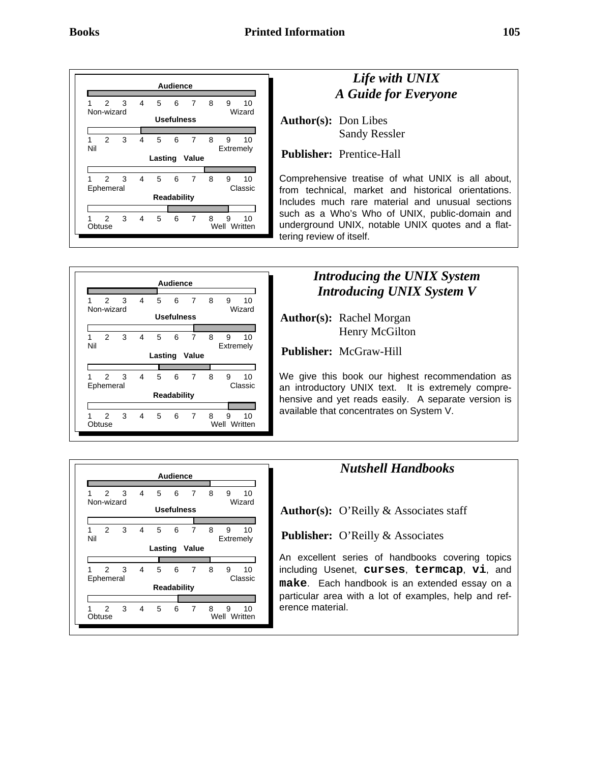## *Life with UNIX* *A Guide for Everyone*

**Audience**

1 2 3 4 5 6 7 8 9 10
Non-wizard — Wizard

**Usefulness**

1 2 3 4 5 6 7 8 9 10
Nil — Extremely

**Lasting Value**

1 2 3 4 5 6 7 8 9 10
Ephemeral — Classic

**Readability**

1 2 3 4 5 6 7 8 9 10
Obtuse — Well Written

**Author(s):** Don Libes
Sandy Ressler

**Publisher:** Prentice-Hall

Comprehensive treatise of what UNIX is all about, from technical, market and historical orientations. Includes much rare material and unusual sections such as a Who's Who of UNIX, public-domain and underground UNIX, notable UNIX quotes and a flattering review of itself.

## *Introducing the UNIX System* *Introducing UNIX System V*

**Audience**

1 2 3 4 5 6 7 8 9 10
Non-wizard — Wizard

**Usefulness**

1 2 3 4 5 6 7 8 9 10
Nil — Extremely

**Lasting Value**

1 2 3 4 5 6 7 8 9 10
Ephemeral — Classic

**Readability**

1 2 3 4 5 6 7 8 9 10
Obtuse — Well Written

**Author(s):** Rachel Morgan
Henry McGilton

**Publisher:** McGraw-Hill

We give this book our highest recommendation as an introductory UNIX text. It is extremely comprehensive and yet reads easily. A separate version is available that concentrates on System V.

## *Nutshell Handbooks*

**Audience**

1 2 3 4 5 6 7 8 9 10
Non-wizard — Wizard

**Usefulness**

1 2 3 4 5 6 7 8 9 10
Nil — Extremely

**Lasting Value**

1 2 3 4 5 6 7 8 9 10
Ephemeral — Classic

**Readability**

1 2 3 4 5 6 7 8 9 10
Obtuse — Well Written

**Author(s):** O'Reilly & Associates staff

**Publisher:** O'Reilly & Associates

An excellent series of handbooks covering topics including Usenet, **`curses`**, **`termcap`**, **`vi`**, and **`make`**. Each handbook is an extended essay on a particular area with a lot of examples, help and reference material.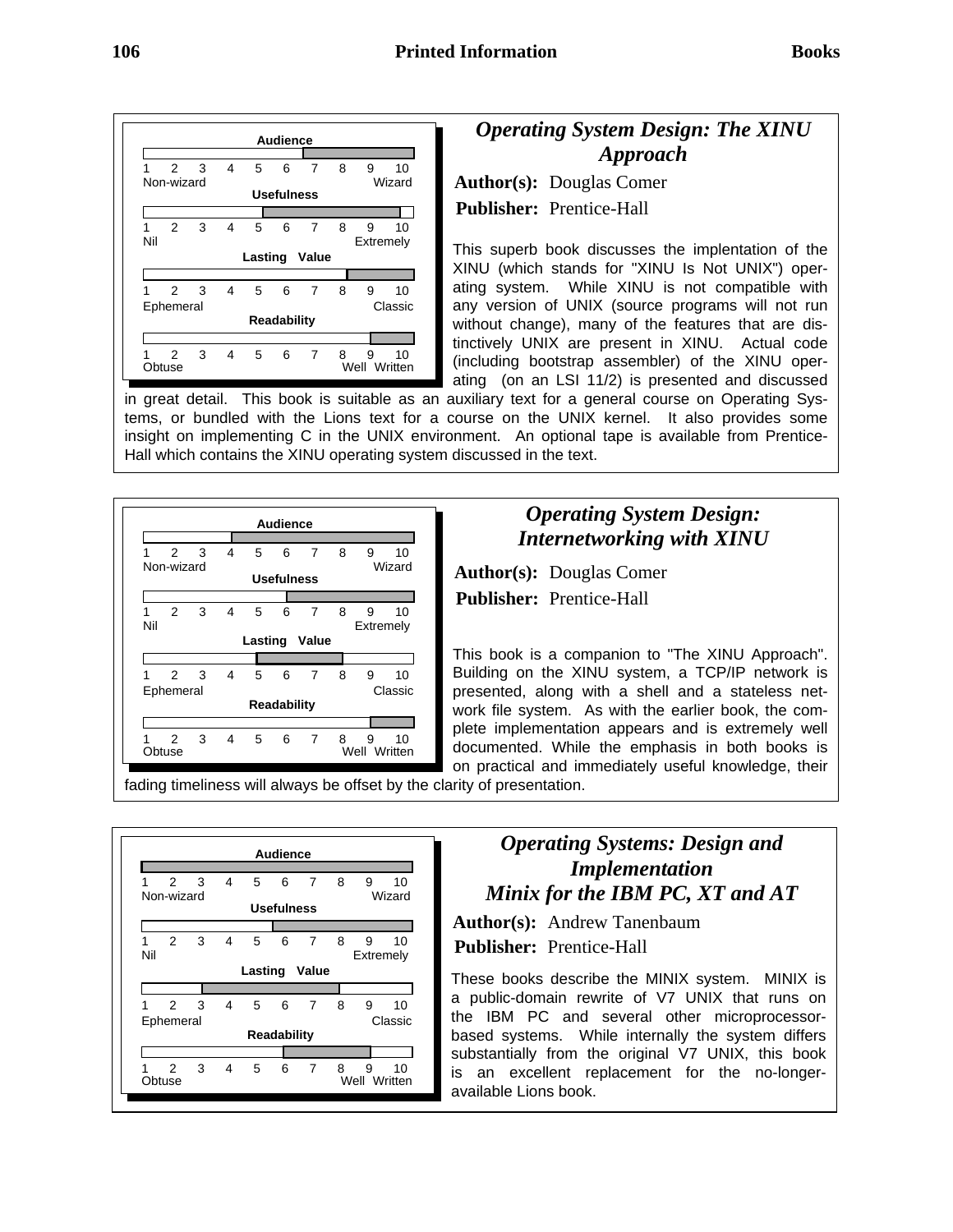## *Operating System Design: The XINU Approach*

**Author(s):** Douglas Comer

**Publisher:** Prentice-Hall

**Audience**

1 2 3 4 5 6 7 8 9 10
Non-wizard — Wizard

**Usefulness**

1 2 3 4 5 6 7 8 9 10
Nil — Extremely

**Lasting Value**

1 2 3 4 5 6 7 8 9 10
Ephemeral — Classic

**Readability**

1 2 3 4 5 6 7 8 9 10
Obtuse — Well Written

This superb book discusses the implentation of the XINU (which stands for "XINU Is Not UNIX") operating system. While XINU is not compatible with any version of UNIX (source programs will not run without change), many of the features that are distinctively UNIX are present in XINU. Actual code (including bootstrap assembler) of the XINU operating (on an LSI 11/2) is presented and discussed in great detail. This book is suitable as an auxiliary text for a general course on Operating Systems, or bundled with the Lions text for a course on the UNIX kernel. It also provides some insight on implementing C in the UNIX environment. An optional tape is available from Prentice-Hall which contains the XINU operating system discussed in the text.

## *Operating System Design: Internetworking with XINU*

**Author(s):** Douglas Comer

**Publisher:** Prentice-Hall

**Audience**

1 2 3 4 5 6 7 8 9 10
Non-wizard — Wizard

**Usefulness**

1 2 3 4 5 6 7 8 9 10
Nil — Extremely

**Lasting Value**

1 2 3 4 5 6 7 8 9 10
Ephemeral — Classic

**Readability**

1 2 3 4 5 6 7 8 9 10
Obtuse — Well Written

This book is a companion to "The XINU Approach". Building on the XINU system, a TCP/IP network is presented, along with a shell and a stateless network file system. As with the earlier book, the complete implementation appears and is extremely well documented. While the emphasis in both books is on practical and immediately useful knowledge, their fading timeliness will always be offset by the clarity of presentation.

## *Operating Systems: Design and Implementation Minix for the IBM PC, XT and AT*

**Author(s):** Andrew Tanenbaum

**Publisher:** Prentice-Hall

**Audience**

1 2 3 4 5 6 7 8 9 10
Non-wizard — Wizard

**Usefulness**

1 2 3 4 5 6 7 8 9 10
Nil — Extremely

**Lasting Value**

1 2 3 4 5 6 7 8 9 10
Ephemeral — Classic

**Readability**

1 2 3 4 5 6 7 8 9 10
Obtuse — Well Written

These books describe the MINIX system. MINIX is a public-domain rewrite of V7 UNIX that runs on the IBM PC and several other microprocessor-based systems. While internally the system differs substantially from the original V7 UNIX, this book is an excellent replacement for the no-longer-available Lions book.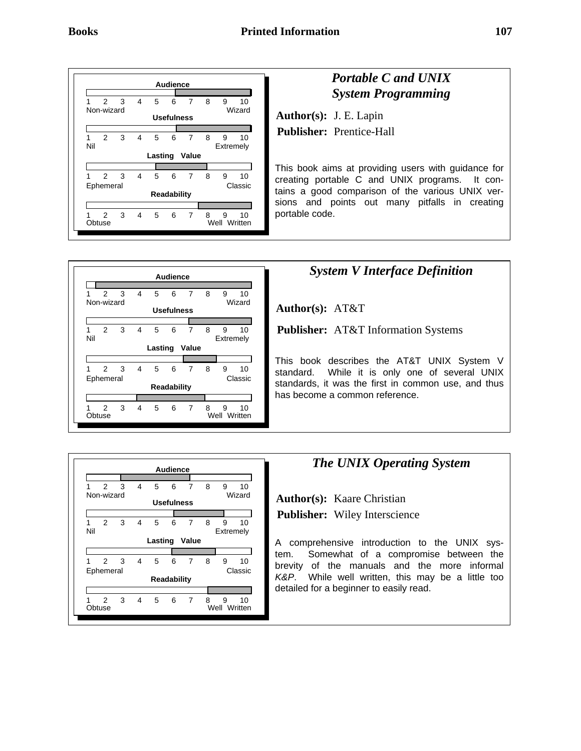### *Portable C and UNIX System Programming*

| Audience | |
|---|---|
| Non-wizard (1) — Wizard (10) | 6–10 |

| Usefulness | |
|---|---|
| Nil (1) — Extremely (10) | 6–10 |

| Lasting Value | |
|---|---|
| Ephemeral (1) — Classic (10) | 5–8 |

| Readability | |
|---|---|
| Obtuse (1) — Well Written (10) | 7.5–10 |

**Author(s):** J. E. Lapin

**Publisher:** Prentice-Hall

This book aims at providing users with guidance for creating portable C and UNIX programs. It contains a good comparison of the various UNIX versions and points out many pitfalls in creating portable code.

### *System V Interface Definition*

| Audience | |
|---|---|
| Non-wizard (1) — Wizard (10) | 1.5–10 |

| Usefulness | |
|---|---|
| Nil (1) — Extremely (10) | 7–10 |

| Lasting Value | |
|---|---|
| Ephemeral (1) — Classic (10) | 6.5–8.5 |

| Readability | |
|---|---|
| Obtuse (1) — Well Written (10) | 4–8 |

**Author(s):** AT&T

**Publisher:** AT&T Information Systems

This book describes the AT&T UNIX System V standard. While it is only one of several UNIX standards, it was the first in common use, and thus has become a common reference.

### *The UNIX Operating System*

| Audience | |
|---|---|
| Non-wizard (1) — Wizard (10) | 3–7 |

| Usefulness | |
|---|---|
| Nil (1) — Extremely (10) | 6–9 |

| Lasting Value | |
|---|---|
| Ephemeral (1) — Classic (10) | 6–8.5 |

| Readability | |
|---|---|
| Obtuse (1) — Well Written (10) | 8–10 |

**Author(s):** Kaare Christian

**Publisher:** Wiley Interscience

A comprehensive introduction to the UNIX system. Somewhat of a compromise between the brevity of the manuals and the more informal *K&P*. While well written, this may be a little too detailed for a beginner to easily read.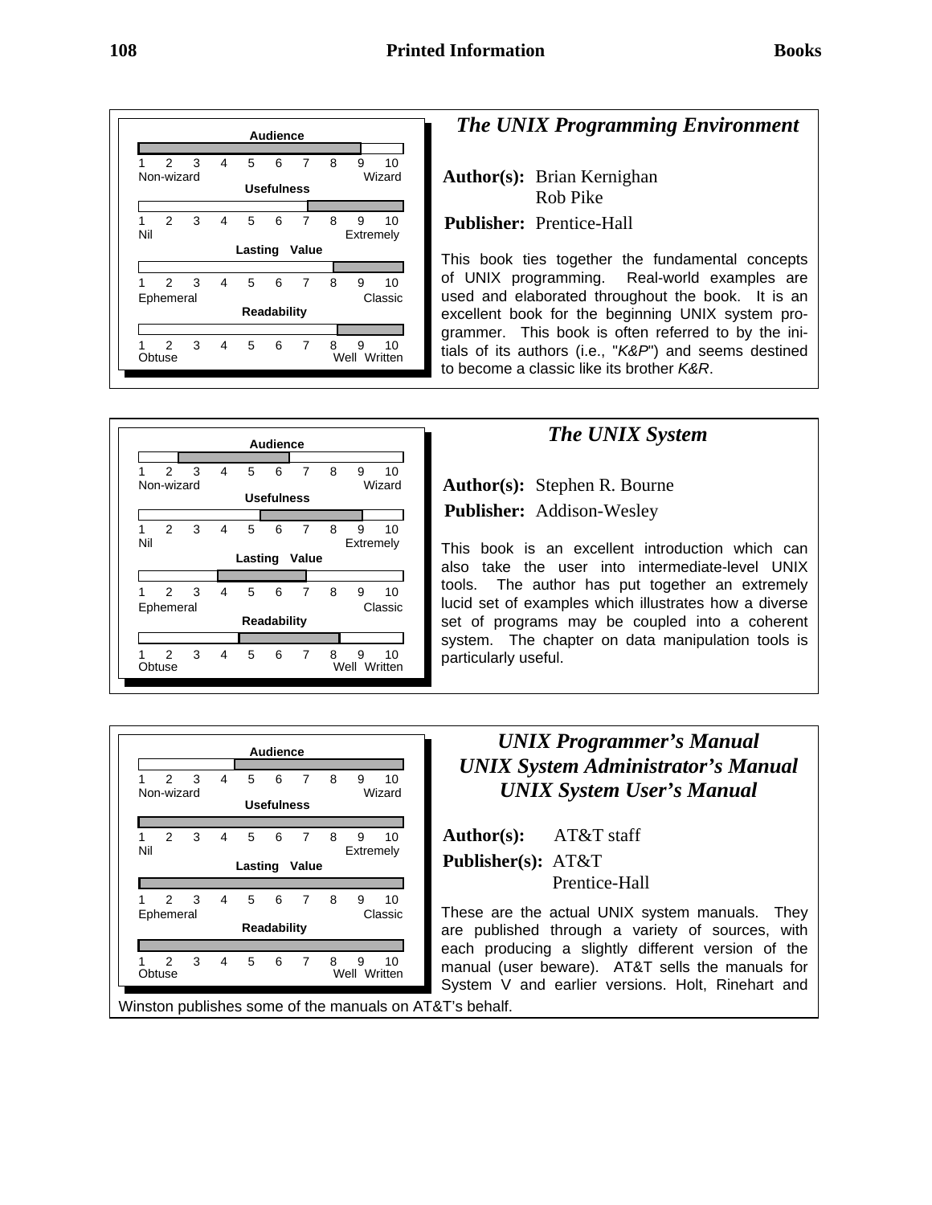## *The UNIX Programming Environment*

| Rating | Scale | Value |
|---|---|---|
| Audience | 1 Non-wizard – 10 Wizard | 1–9 |
| Usefulness | 1 Nil – 10 Extremely | 7–10 |
| Lasting Value | 1 Ephemeral – 10 Classic | 8–10 |
| Readability | 1 Obtuse – 10 Well Written | 8–10 |

**Author(s):** Brian Kernighan
Rob Pike

**Publisher:** Prentice-Hall

This book ties together the fundamental concepts of UNIX programming. Real-world examples are used and elaborated throughout the book. It is an excellent book for the beginning UNIX system programmer. This book is often referred to by the initials of its authors (i.e., "*K&P*") and seems destined to become a classic like its brother *K&R*.

## *The UNIX System*

| Rating | Scale | Value |
|---|---|---|
| Audience | 1 Non-wizard – 10 Wizard | 2.5–6.5 |
| Usefulness | 1 Nil – 10 Extremely | 5.5–9 |
| Lasting Value | 1 Ephemeral – 10 Classic | 4–7 |
| Readability | 1 Obtuse – 10 Well Written | 4.5–8 |

**Author(s):** Stephen R. Bourne

**Publisher:** Addison-Wesley

This book is an excellent introduction which can also take the user into intermediate-level UNIX tools. The author has put together an extremely lucid set of examples which illustrates how a diverse set of programs may be coupled into a coherent system. The chapter on data manipulation tools is particularly useful.

## *UNIX Programmer's Manual*
## *UNIX System Administrator's Manual*
## *UNIX System User's Manual*

| Rating | Scale | Value |
|---|---|---|
| Audience | 1 Non-wizard – 10 Wizard | 4.5–10 |
| Usefulness | 1 Nil – 10 Extremely | 1–10 |
| Lasting Value | 1 Ephemeral – 10 Classic | 1–10 |
| Readability | 1 Obtuse – 10 Well Written | 1–10 |

**Author(s):** AT&T staff

**Publisher(s):** AT&T
Prentice-Hall

These are the actual UNIX system manuals. They are published through a variety of sources, with each producing a slightly different version of the manual (user beware). AT&T sells the manuals for System V and earlier versions. Holt, Rinehart and Winston publishes some of the manuals on AT&T's behalf.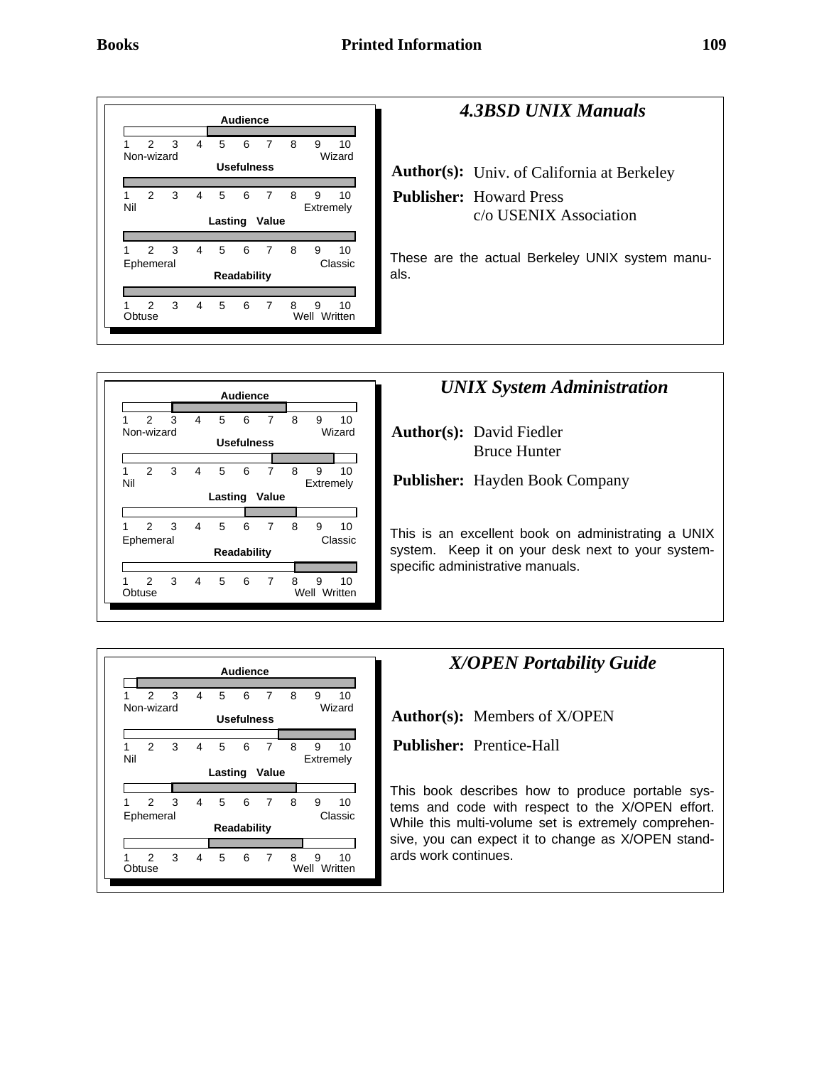## 4.3BSD UNIX Manuals

| Rating | Range | Scale |
|---|---|---|
| Audience | 5–10 | 1 Non-wizard … 10 Wizard |
| Usefulness | 1–10 | 1 Nil … 10 Extremely |
| Lasting Value | 1–10 | 1 Ephemeral … 10 Classic |
| Readability | 1–10 | 1 Obtuse … 10 Well Written |

**Author(s):** Univ. of California at Berkeley

**Publisher:** Howard Press
c/o USENIX Association

These are the actual Berkeley UNIX system manuals.

## UNIX System Administration

| Rating | Range | Scale |
|---|---|---|
| Audience | 3–8 | 1 Non-wizard … 10 Wizard |
| Usefulness | 7–9 | 1 Nil … 10 Extremely |
| Lasting Value | 6–8 | 1 Ephemeral … 10 Classic |
| Readability | 8–10 | 1 Obtuse … 10 Well Written |

**Author(s):** David Fiedler
Bruce Hunter

**Publisher:** Hayden Book Company

This is an excellent book on administrating a UNIX system. Keep it on your desk next to your system-specific administrative manuals.

## X/OPEN Portability Guide

| Rating | Range | Scale |
|---|---|---|
| Audience | 2–10 | 1 Non-wizard … 10 Wizard |
| Usefulness | 8–10 | 1 Nil … 10 Extremely |
| Lasting Value | 3–8 | 1 Ephemeral … 10 Classic |
| Readability | 5–8 | 1 Obtuse … 10 Well Written |

**Author(s):** Members of X/OPEN

**Publisher:** Prentice-Hall

This book describes how to produce portable systems and code with respect to the X/OPEN effort. While this multi-volume set is extremely comprehensive, you can expect it to change as X/OPEN standards work continues.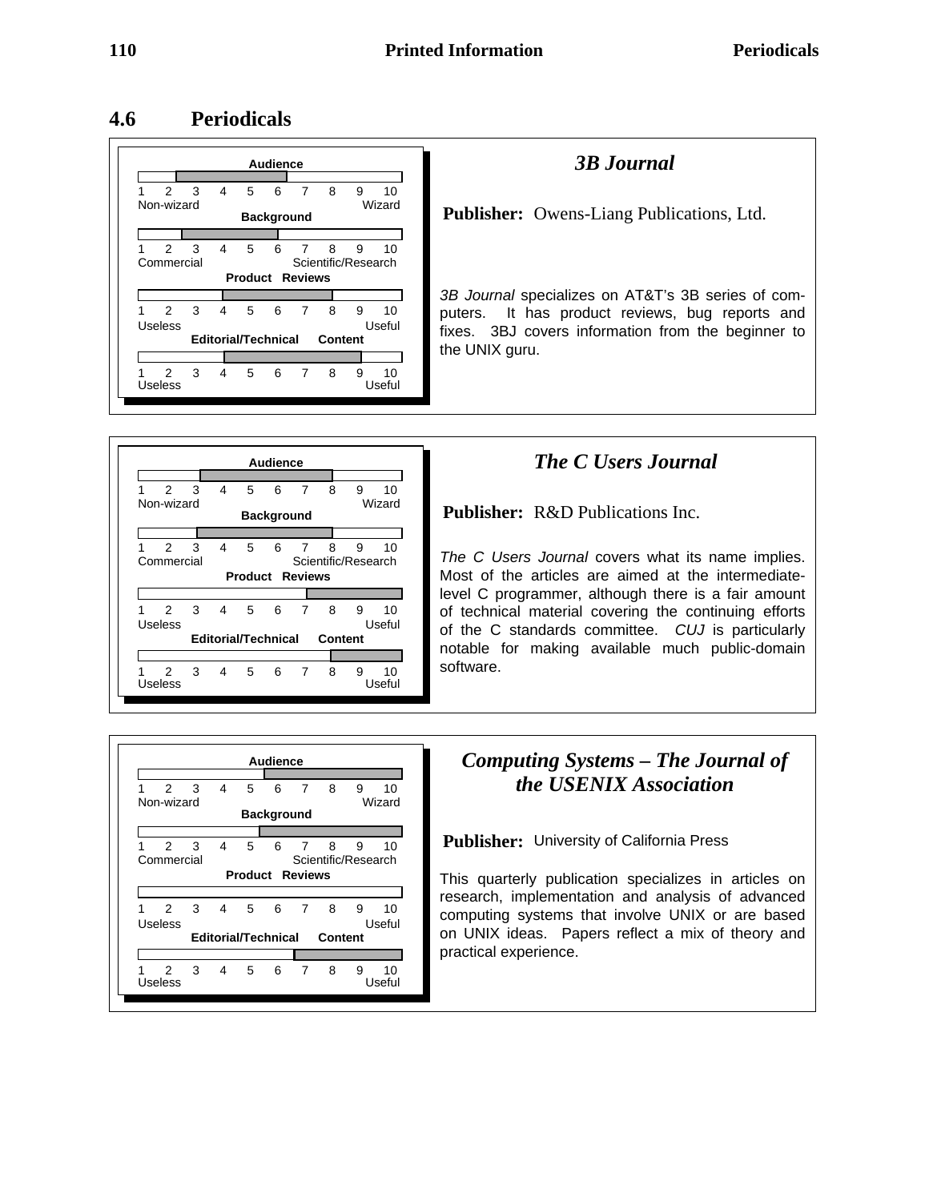## 4.6 Periodicals

### *3B Journal*

**Audience:** 1 2 3 4 5 6 7 8 9 10 (Non-wizard … Wizard)

**Background:** 1 2 3 4 5 6 7 8 9 10 (Commercial … Scientific/Research)

**Product Reviews:** 1 2 3 4 5 6 7 8 9 10 (Useless … Useful)

**Editorial/Technical Content:** 1 2 3 4 5 6 7 8 9 10 (Useless … Useful)

**Publisher:** Owens-Liang Publications, Ltd.

*3B Journal* specializes on AT&T's 3B series of computers. It has product reviews, bug reports and fixes. 3BJ covers information from the beginner to the UNIX guru.

### *The C Users Journal*

**Audience:** 1 2 3 4 5 6 7 8 9 10 (Non-wizard … Wizard)

**Background:** 1 2 3 4 5 6 7 8 9 10 (Commercial … Scientific/Research)

**Product Reviews:** 1 2 3 4 5 6 7 8 9 10 (Useless … Useful)

**Editorial/Technical Content:** 1 2 3 4 5 6 7 8 9 10 (Useless … Useful)

**Publisher:** R&D Publications Inc.

*The C Users Journal* covers what its name implies. Most of the articles are aimed at the intermediate-level C programmer, although there is a fair amount of technical material covering the continuing efforts of the C standards committee. *CUJ* is particularly notable for making available much public-domain software.

### *Computing Systems – The Journal of the USENIX Association*

**Audience:** 1 2 3 4 5 6 7 8 9 10 (Non-wizard … Wizard)

**Background:** 1 2 3 4 5 6 7 8 9 10 (Commercial … Scientific/Research)

**Product Reviews:** 1 2 3 4 5 6 7 8 9 10 (Useless … Useful)

**Editorial/Technical Content:** 1 2 3 4 5 6 7 8 9 10 (Useless … Useful)

**Publisher:** University of California Press

This quarterly publication specializes in articles on research, implementation and analysis of advanced computing systems that involve UNIX or are based on UNIX ideas. Papers reflect a mix of theory and practical experience.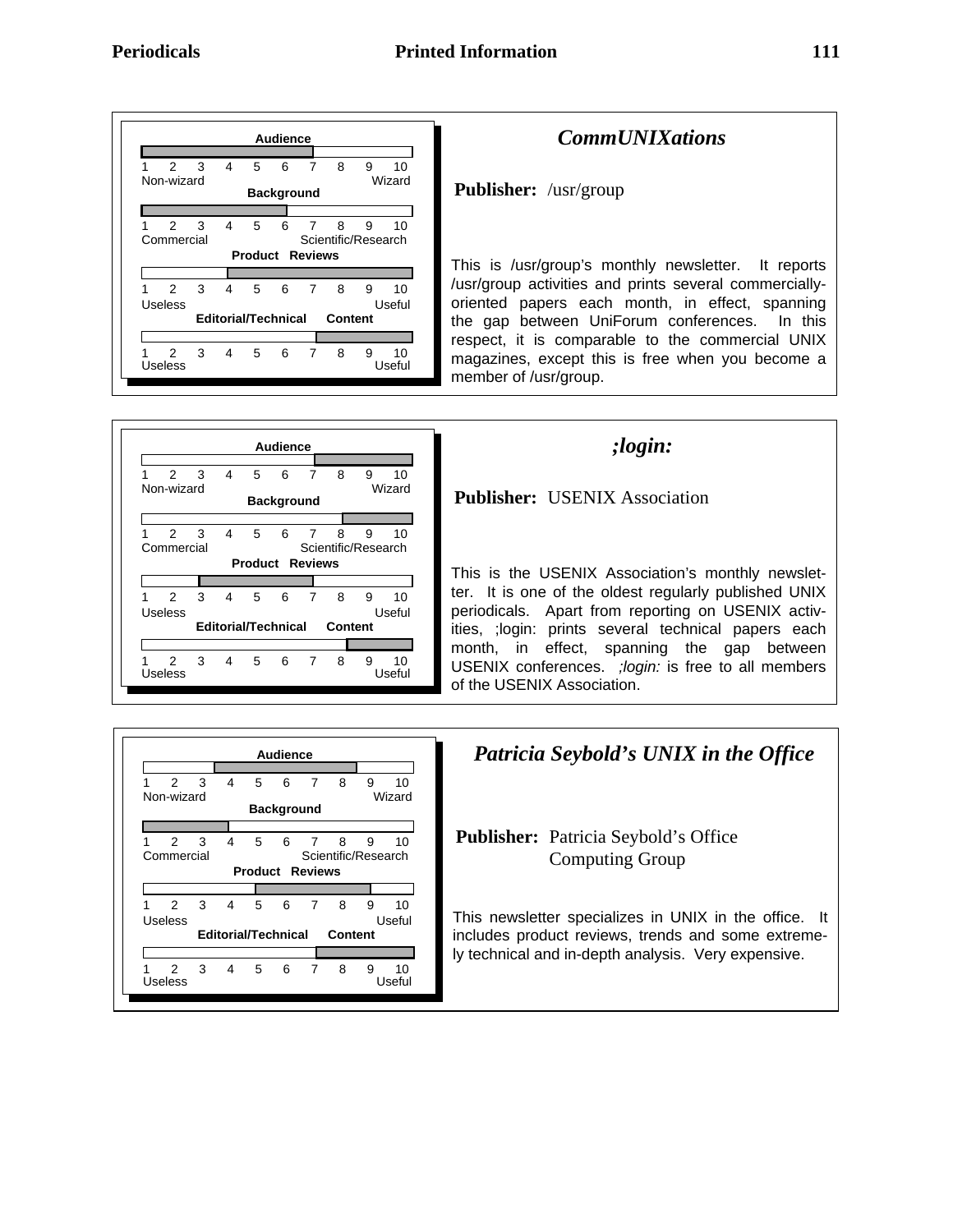## *CommUNIXations*

**Publisher:** /usr/group

| Rating | Scale | Range |
|---|---|---|
| Audience | 1 (Non-wizard) – 10 (Wizard) | 1–7 |
| Background | 1 (Commercial) – 10 (Scientific/Research) | 1–6 |
| Product Reviews | 1 (Useless) – 10 (Useful) | 4–10 |
| Editorial/Technical Content | 1 (Useless) – 10 (Useful) | 7–10 |

This is /usr/group's monthly newsletter. It reports /usr/group activities and prints several commercially-oriented papers each month, in effect, spanning the gap between UniForum conferences. In this respect, it is comparable to the commercial UNIX magazines, except this is free when you become a member of /usr/group.

## *;login:*

**Publisher:** USENIX Association

| Rating | Scale | Range |
|---|---|---|
| Audience | 1 (Non-wizard) – 10 (Wizard) | 7–10 |
| Background | 1 (Commercial) – 10 (Scientific/Research) | 8–10 |
| Product Reviews | 1 (Useless) – 10 (Useful) | 3–7 |
| Editorial/Technical Content | 1 (Useless) – 10 (Useful) | 8–10 |

This is the USENIX Association's monthly newsletter. It is one of the oldest regularly published UNIX periodicals. Apart from reporting on USENIX activities, ;login: prints several technical papers each month, in effect, spanning the gap between USENIX conferences. *;login:* is free to all members of the USENIX Association.

## *Patricia Seybold's UNIX in the Office*

**Publisher:** Patricia Seybold's Office Computing Group

| Rating | Scale | Range |
|---|---|---|
| Audience | 1 (Non-wizard) – 10 (Wizard) | 3.5–8.5 |
| Background | 1 (Commercial) – 10 (Scientific/Research) | 1–4 |
| Product Reviews | 1 (Useless) – 10 (Useful) | 5–9 |
| Editorial/Technical Content | 1 (Useless) – 10 (Useful) | 7–10 |

This newsletter specializes in UNIX in the office. It includes product reviews, trends and some extremely technical and in-depth analysis. Very expensive.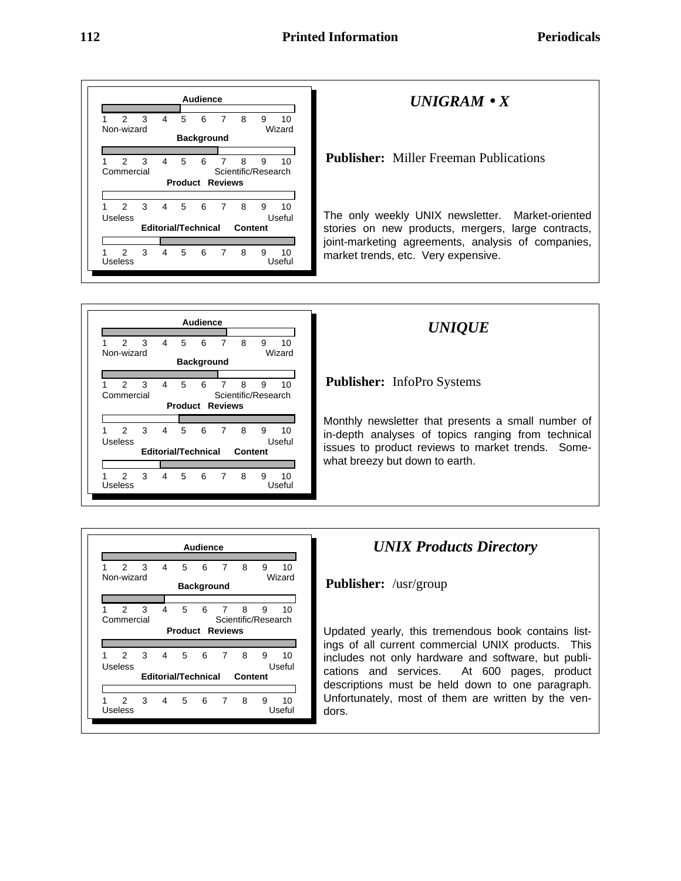## *UNIGRAM • X*

**Audience:** Non-wizard 1 2 3 4 5 6 7 8 9 10 Wizard

**Background:** Commercial 1 2 3 4 5 6 7 8 9 10 Scientific/Research

**Product Reviews:** Useless 1 2 3 4 5 6 7 8 9 10 Useful

**Editorial/Technical Content:** Useless 1 2 3 4 5 6 7 8 9 10 Useful

**Publisher:** Miller Freeman Publications

The only weekly UNIX newsletter. Market-oriented stories on new products, mergers, large contracts, joint-marketing agreements, analysis of companies, market trends, etc. Very expensive.

## *UNIQUE*

**Audience:** Non-wizard 1 2 3 4 5 6 7 8 9 10 Wizard

**Background:** Commercial 1 2 3 4 5 6 7 8 9 10 Scientific/Research

**Product Reviews:** Useless 1 2 3 4 5 6 7 8 9 10 Useful

**Editorial/Technical Content:** Useless 1 2 3 4 5 6 7 8 9 10 Useful

**Publisher:** InfoPro Systems

Monthly newsletter that presents a small number of in-depth analyses of topics ranging from technical issues to product reviews to market trends. Somewhat breezy but down to earth.

## *UNIX Products Directory*

**Audience:** Non-wizard 1 2 3 4 5 6 7 8 9 10 Wizard

**Background:** Commercial 1 2 3 4 5 6 7 8 9 10 Scientific/Research

**Product Reviews:** Useless 1 2 3 4 5 6 7 8 9 10 Useful

**Editorial/Technical Content:** Useless 1 2 3 4 5 6 7 8 9 10 Useful

**Publisher:** /usr/group

Updated yearly, this tremendous book contains listings of all current commercial UNIX products. This includes not only hardware and software, but publications and services. At 600 pages, product descriptions must be held down to one paragraph. Unfortunately, most of them are written by the vendors.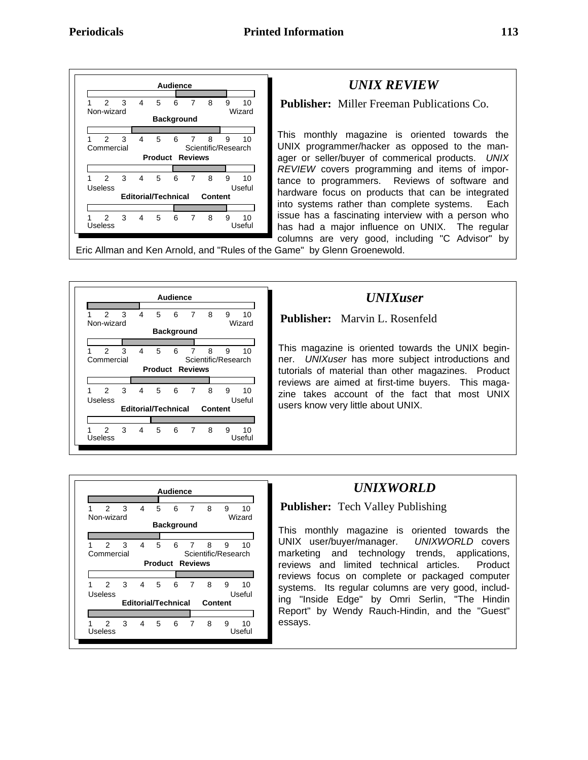### *UNIX REVIEW*

**Audience:** Non-wizard 1 — 10 Wizard (rated approx. 6–9)

**Background:** Commercial 1 — 10 Scientific/Research (rated approx. 4–8)

**Product Reviews:** Useless 1 — 10 Useful (rated approx. 6–9)

**Editorial/Technical Content:** Useless 1 — 10 Useful (rated approx. 6–9)

**Publisher:** Miller Freeman Publications Co.

This monthly magazine is oriented towards the UNIX programmer/hacker as opposed to the manager or seller/buyer of commerical products. *UNIX REVIEW* covers programming and items of importance to programmers. Reviews of software and hardware focus on products that can be integrated into systems rather than complete systems. Each issue has a fascinating interview with a person who has had a major influence on UNIX. The regular columns are very good, including "C Advisor" by Eric Allman and Ken Arnold, and "Rules of the Game" by Glenn Groenewold.

### *UNIXuser*

**Audience:** Non-wizard 1 — 10 Wizard (rated approx. 1–4)

**Background:** Commercial 1 — 10 Scientific/Research (rated approx. 3–7)

**Product Reviews:** Useless 1 — 10 Useful (rated approx. 4–8)

**Editorial/Technical Content:** Useless 1 — 10 Useful (rated approx. 4–10)

**Publisher:** Marvin L. Rosenfeld

This magazine is oriented towards the UNIX beginner. *UNIXuser* has more subject introductions and tutorials of material than other magazines. Product reviews are aimed at first-time buyers. This magazine takes account of the fact that most UNIX users know very little about UNIX.

### *UNIXWORLD*

**Audience:** Non-wizard 1 — 10 Wizard (rated approx. 1–5)

**Background:** Commercial 1 — 10 Scientific/Research (rated approx. 1–5)

**Product Reviews:** Useless 1 — 10 Useful (rated approx. 6–10)

**Editorial/Technical Content:** Useless 1 — 10 Useful (rated approx. 1–7)

**Publisher:** Tech Valley Publishing

This monthly magazine is oriented towards the UNIX user/buyer/manager. *UNIXWORLD* covers marketing and technology trends, applications, reviews and limited technical articles. Product reviews focus on complete or packaged computer systems. Its regular columns are very good, including "Inside Edge" by Omri Serlin, "The Hindin Report" by Wendy Rauch-Hindin, and the "Guest" essays.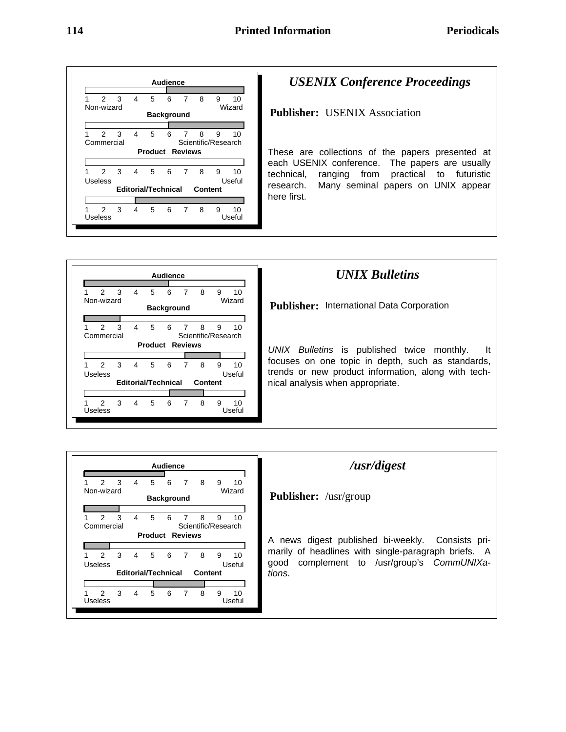## *USENIX Conference Proceedings*

**Audience**

1 2 3 4 5 6 7 8 9 10
Non-wizard — Wizard

**Background**

1 2 3 4 5 6 7 8 9 10
Commercial — Scientific/Research

**Product Reviews**

1 2 3 4 5 6 7 8 9 10
Useless — Useful

**Editorial/Technical Content**

1 2 3 4 5 6 7 8 9 10
Useless — Useful

**Publisher:** USENIX Association

These are collections of the papers presented at each USENIX conference. The papers are usually technical, ranging from practical to futuristic research. Many seminal papers on UNIX appear here first.

## *UNIX Bulletins*

**Audience**

1 2 3 4 5 6 7 8 9 10
Non-wizard — Wizard

**Background**

1 2 3 4 5 6 7 8 9 10
Commercial — Scientific/Research

**Product Reviews**

1 2 3 4 5 6 7 8 9 10
Useless — Useful

**Editorial/Technical Content**

1 2 3 4 5 6 7 8 9 10
Useless — Useful

**Publisher:** International Data Corporation

*UNIX Bulletins* is published twice monthly. It focuses on one topic in depth, such as standards, trends or new product information, along with technical analysis when appropriate.

## */usr/digest*

**Audience**

1 2 3 4 5 6 7 8 9 10
Non-wizard — Wizard

**Background**

1 2 3 4 5 6 7 8 9 10
Commercial — Scientific/Research

**Product Reviews**

1 2 3 4 5 6 7 8 9 10
Useless — Useful

**Editorial/Technical Content**

1 2 3 4 5 6 7 8 9 10
Useless — Useful

**Publisher:** /usr/group

A news digest published bi-weekly. Consists primarily of headlines with single-paragraph briefs. A good complement to /usr/group's *CommUNIXations*.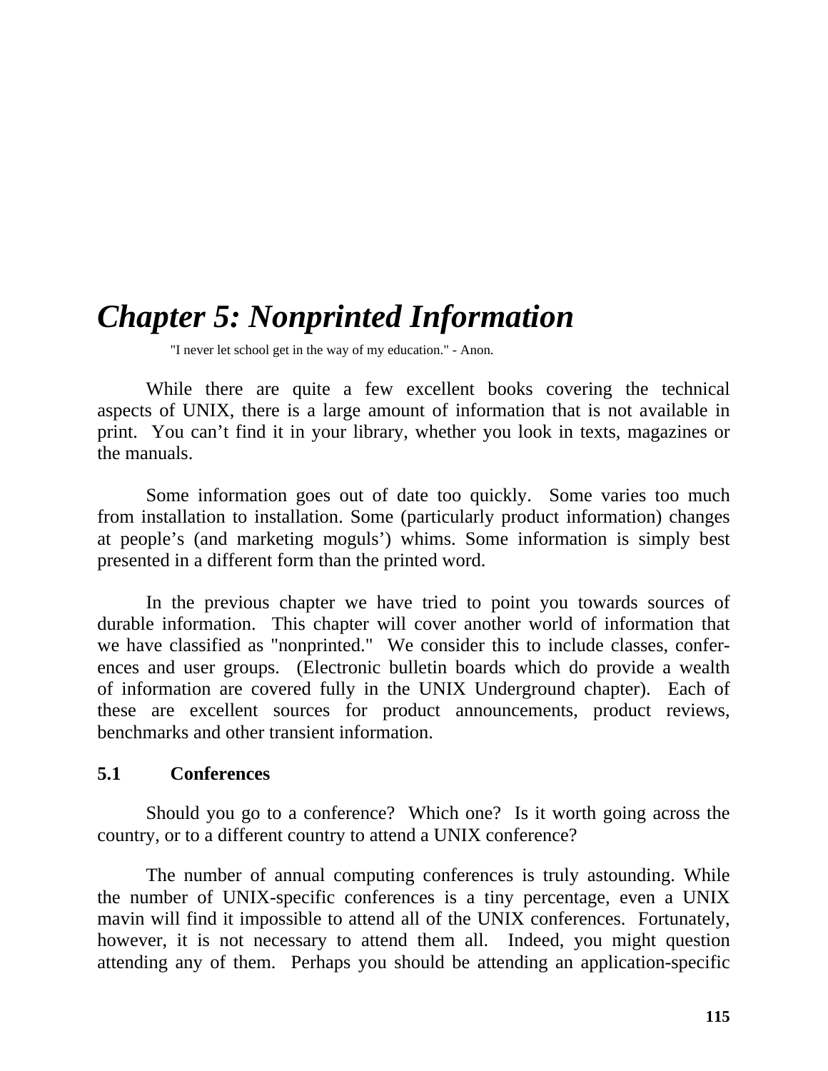# *Chapter 5: Nonprinted Information*

"I never let school get in the way of my education." - Anon.

While there are quite a few excellent books covering the technical aspects of UNIX, there is a large amount of information that is not available in print. You can't find it in your library, whether you look in texts, magazines or the manuals.

Some information goes out of date too quickly. Some varies too much from installation to installation. Some (particularly product information) changes at people's (and marketing moguls') whims. Some information is simply best presented in a different form than the printed word.

In the previous chapter we have tried to point you towards sources of durable information. This chapter will cover another world of information that we have classified as "nonprinted." We consider this to include classes, conferences and user groups. (Electronic bulletin boards which do provide a wealth of information are covered fully in the UNIX Underground chapter). Each of these are excellent sources for product announcements, product reviews, benchmarks and other transient information.

## 5.1 Conferences

Should you go to a conference? Which one? Is it worth going across the country, or to a different country to attend a UNIX conference?

The number of annual computing conferences is truly astounding. While the number of UNIX-specific conferences is a tiny percentage, even a UNIX mavin will find it impossible to attend all of the UNIX conferences. Fortunately, however, it is not necessary to attend them all. Indeed, you might question attending any of them. Perhaps you should be attending an application-specific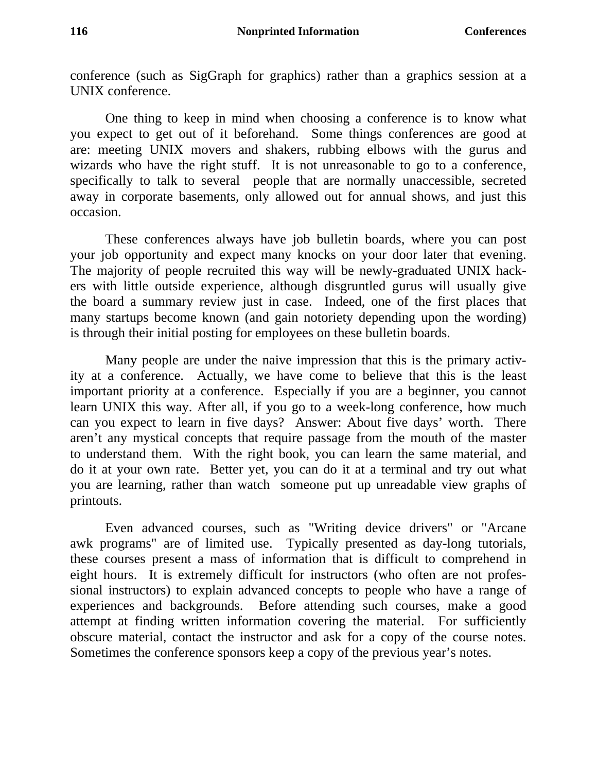conference (such as SigGraph for graphics) rather than a graphics session at a UNIX conference.

One thing to keep in mind when choosing a conference is to know what you expect to get out of it beforehand. Some things conferences are good at are: meeting UNIX movers and shakers, rubbing elbows with the gurus and wizards who have the right stuff. It is not unreasonable to go to a conference, specifically to talk to several people that are normally unaccessible, secreted away in corporate basements, only allowed out for annual shows, and just this occasion.

These conferences always have job bulletin boards, where you can post your job opportunity and expect many knocks on your door later that evening. The majority of people recruited this way will be newly-graduated UNIX hackers with little outside experience, although disgruntled gurus will usually give the board a summary review just in case. Indeed, one of the first places that many startups become known (and gain notoriety depending upon the wording) is through their initial posting for employees on these bulletin boards.

Many people are under the naive impression that this is the primary activity at a conference. Actually, we have come to believe that this is the least important priority at a conference. Especially if you are a beginner, you cannot learn UNIX this way. After all, if you go to a week-long conference, how much can you expect to learn in five days? Answer: About five days' worth. There aren't any mystical concepts that require passage from the mouth of the master to understand them. With the right book, you can learn the same material, and do it at your own rate. Better yet, you can do it at a terminal and try out what you are learning, rather than watch someone put up unreadable view graphs of printouts.

Even advanced courses, such as "Writing device drivers" or "Arcane awk programs" are of limited use. Typically presented as day-long tutorials, these courses present a mass of information that is difficult to comprehend in eight hours. It is extremely difficult for instructors (who often are not professional instructors) to explain advanced concepts to people who have a range of experiences and backgrounds. Before attending such courses, make a good attempt at finding written information covering the material. For sufficiently obscure material, contact the instructor and ask for a copy of the course notes. Sometimes the conference sponsors keep a copy of the previous year's notes.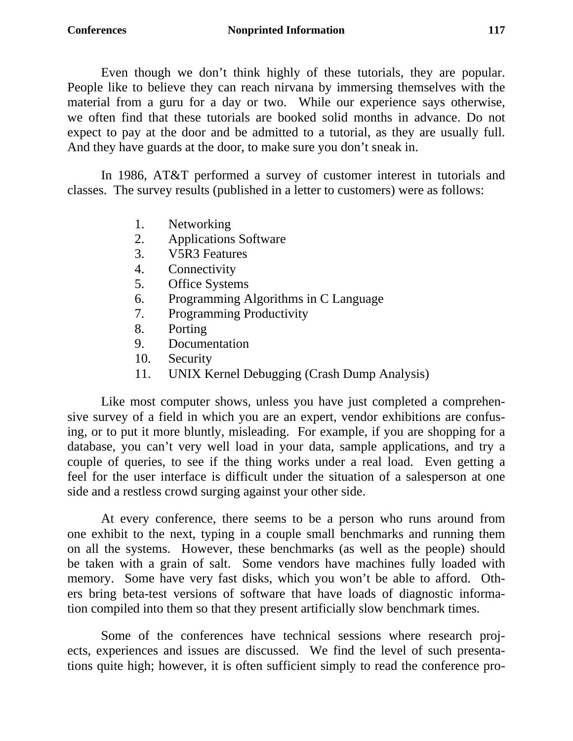Even though we don't think highly of these tutorials, they are popular. People like to believe they can reach nirvana by immersing themselves with the material from a guru for a day or two. While our experience says otherwise, we often find that these tutorials are booked solid months in advance. Do not expect to pay at the door and be admitted to a tutorial, as they are usually full. And they have guards at the door, to make sure you don't sneak in.

In 1986, AT&T performed a survey of customer interest in tutorials and classes. The survey results (published in a letter to customers) were as follows:

1. Networking
2. Applications Software
3. V5R3 Features
4. Connectivity
5. Office Systems
6. Programming Algorithms in C Language
7. Programming Productivity
8. Porting
9. Documentation
10. Security
11. UNIX Kernel Debugging (Crash Dump Analysis)

Like most computer shows, unless you have just completed a comprehensive survey of a field in which you are an expert, vendor exhibitions are confusing, or to put it more bluntly, misleading. For example, if you are shopping for a database, you can't very well load in your data, sample applications, and try a couple of queries, to see if the thing works under a real load. Even getting a feel for the user interface is difficult under the situation of a salesperson at one side and a restless crowd surging against your other side.

At every conference, there seems to be a person who runs around from one exhibit to the next, typing in a couple small benchmarks and running them on all the systems. However, these benchmarks (as well as the people) should be taken with a grain of salt. Some vendors have machines fully loaded with memory. Some have very fast disks, which you won't be able to afford. Others bring beta-test versions of software that have loads of diagnostic information compiled into them so that they present artificially slow benchmark times.

Some of the conferences have technical sessions where research projects, experiences and issues are discussed. We find the level of such presentations quite high; however, it is often sufficient simply to read the conference pro-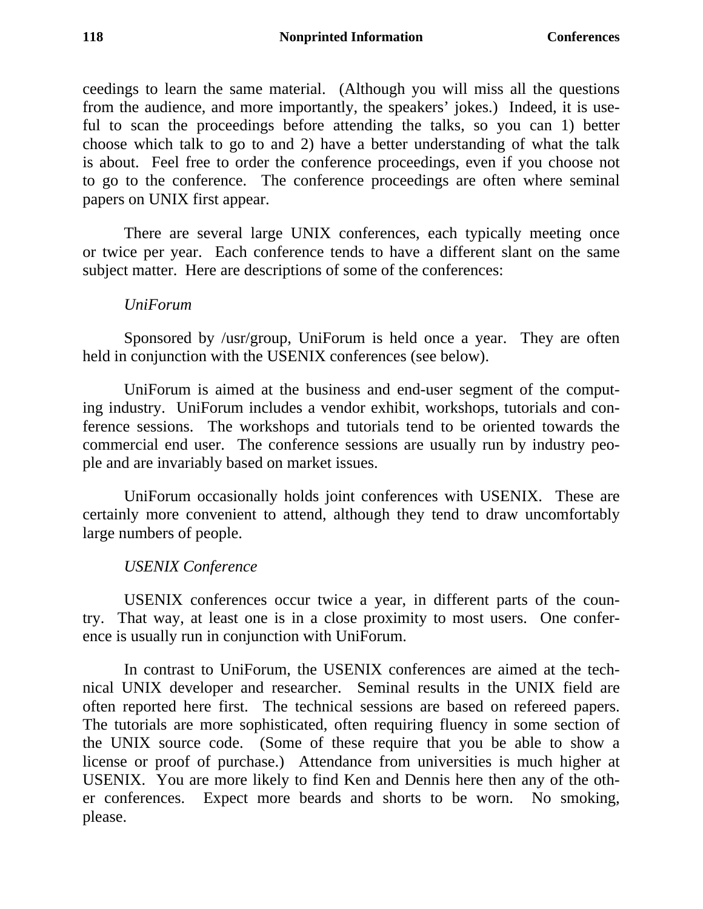ceedings to learn the same material. (Although you will miss all the questions from the audience, and more importantly, the speakers' jokes.) Indeed, it is useful to scan the proceedings before attending the talks, so you can 1) better choose which talk to go to and 2) have a better understanding of what the talk is about. Feel free to order the conference proceedings, even if you choose not to go to the conference. The conference proceedings are often where seminal papers on UNIX first appear.

There are several large UNIX conferences, each typically meeting once or twice per year. Each conference tends to have a different slant on the same subject matter. Here are descriptions of some of the conferences:

*UniForum*

Sponsored by /usr/group, UniForum is held once a year. They are often held in conjunction with the USENIX conferences (see below).

UniForum is aimed at the business and end-user segment of the computing industry. UniForum includes a vendor exhibit, workshops, tutorials and conference sessions. The workshops and tutorials tend to be oriented towards the commercial end user. The conference sessions are usually run by industry people and are invariably based on market issues.

UniForum occasionally holds joint conferences with USENIX. These are certainly more convenient to attend, although they tend to draw uncomfortably large numbers of people.

*USENIX Conference*

USENIX conferences occur twice a year, in different parts of the country. That way, at least one is in a close proximity to most users. One conference is usually run in conjunction with UniForum.

In contrast to UniForum, the USENIX conferences are aimed at the technical UNIX developer and researcher. Seminal results in the UNIX field are often reported here first. The technical sessions are based on refereed papers. The tutorials are more sophisticated, often requiring fluency in some section of the UNIX source code. (Some of these require that you be able to show a license or proof of purchase.) Attendance from universities is much higher at USENIX. You are more likely to find Ken and Dennis here then any of the other conferences. Expect more beards and shorts to be worn. No smoking, please.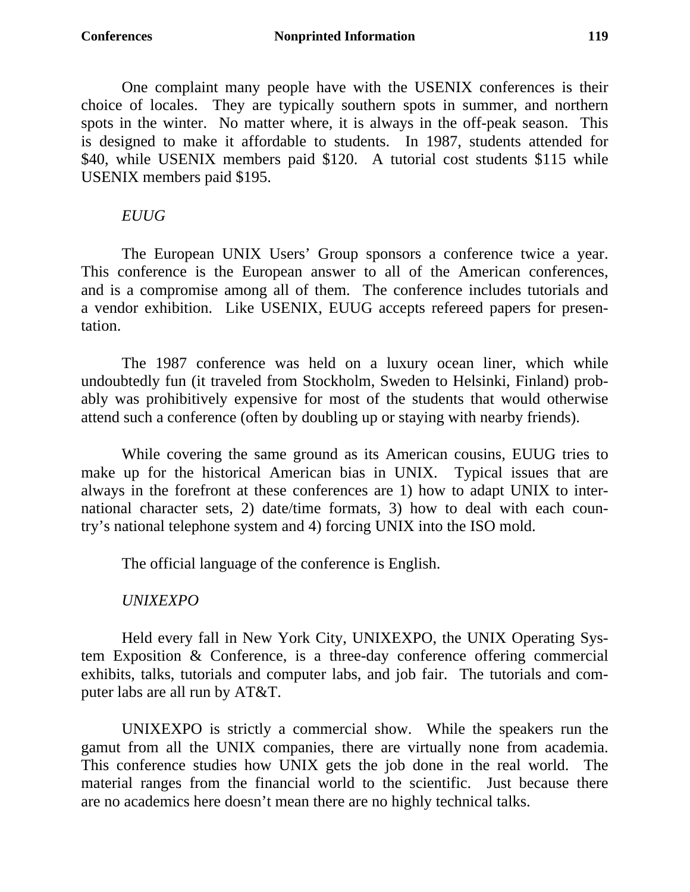One complaint many people have with the USENIX conferences is their choice of locales. They are typically southern spots in summer, and northern spots in the winter. No matter where, it is always in the off-peak season. This is designed to make it affordable to students. In 1987, students attended for $40, while USENIX members paid $120. A tutorial cost students $115 while USENIX members paid $195.

*EUUG*

The European UNIX Users' Group sponsors a conference twice a year. This conference is the European answer to all of the American conferences, and is a compromise among all of them. The conference includes tutorials and a vendor exhibition. Like USENIX, EUUG accepts refereed papers for presentation.

The 1987 conference was held on a luxury ocean liner, which while undoubtedly fun (it traveled from Stockholm, Sweden to Helsinki, Finland) probably was prohibitively expensive for most of the students that would otherwise attend such a conference (often by doubling up or staying with nearby friends).

While covering the same ground as its American cousins, EUUG tries to make up for the historical American bias in UNIX. Typical issues that are always in the forefront at these conferences are 1) how to adapt UNIX to international character sets, 2) date/time formats, 3) how to deal with each country's national telephone system and 4) forcing UNIX into the ISO mold.

The official language of the conference is English.

*UNIXEXPO*

Held every fall in New York City, UNIXEXPO, the UNIX Operating System Exposition & Conference, is a three-day conference offering commercial exhibits, talks, tutorials and computer labs, and job fair. The tutorials and computer labs are all run by AT&T.

UNIXEXPO is strictly a commercial show. While the speakers run the gamut from all the UNIX companies, there are virtually none from academia. This conference studies how UNIX gets the job done in the real world. The material ranges from the financial world to the scientific. Just because there are no academics here doesn't mean there are no highly technical talks.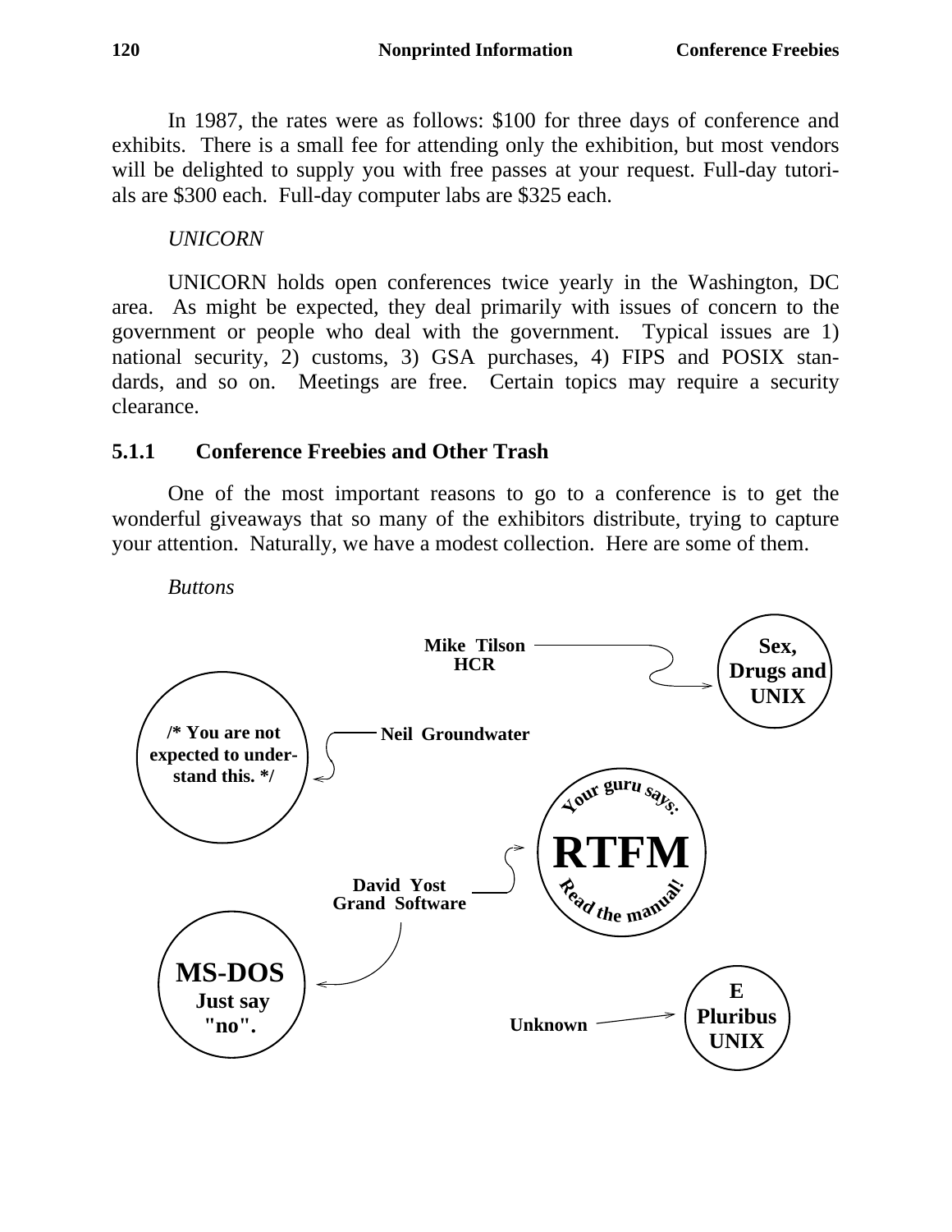In 1987, the rates were as follows: $100 for three days of conference and exhibits. There is a small fee for attending only the exhibition, but most vendors will be delighted to supply you with free passes at your request. Full-day tutorials are $300 each. Full-day computer labs are $325 each.

*UNICORN*

UNICORN holds open conferences twice yearly in the Washington, DC area. As might be expected, they deal primarily with issues of concern to the government or people who deal with the government. Typical issues are 1) national security, 2) customs, 3) GSA purchases, 4) FIPS and POSIX standards, and so on. Meetings are free. Certain topics may require a security clearance.

### 5.1.1 Conference Freebies and Other Trash

One of the most important reasons to go to a conference is to get the wonderful giveaways that so many of the exhibitors distribute, trying to capture your attention. Naturally, we have a modest collection. Here are some of them.

*Buttons*

**Mike Tilson, HCR** → **Sex, Drugs and UNIX**

**Neil Groundwater** → **/* You are not expected to understand this. */**

**David Yost, Grand Software** → **Your guru says: RTFM Read the manual!**

**David Yost, Grand Software** → **MS-DOS Just say "no".**

**Unknown** → **E Pluribus UNIX**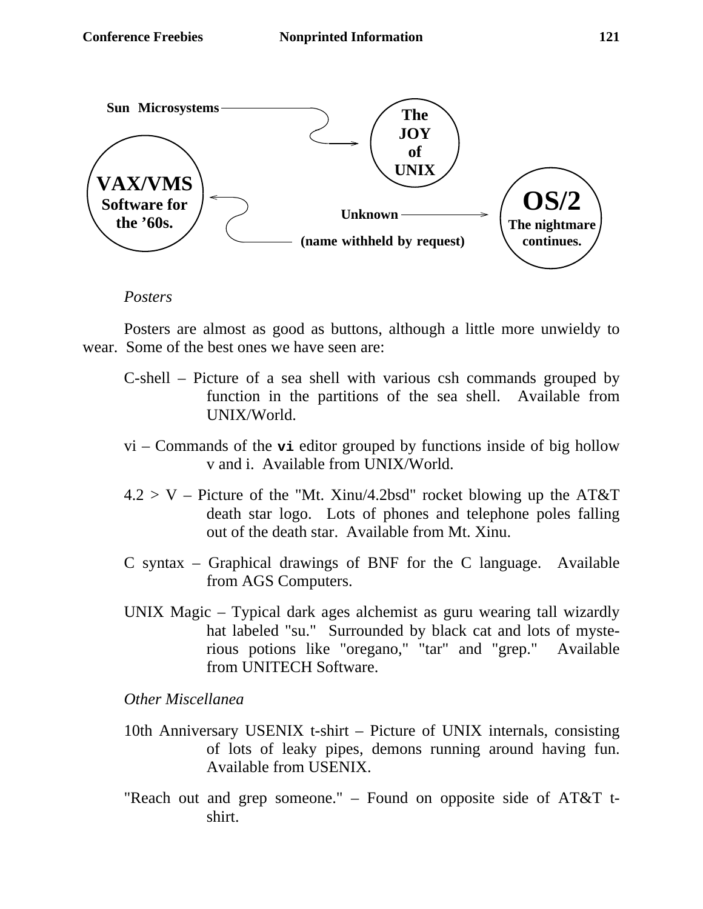Sun Microsystems → The JOY of UNIX

VAX/VMS Software for the '60s. ← (name withheld by request)

Unknown → OS/2 The nightmare continues.

*Posters*

Posters are almost as good as buttons, although a little more unwieldy to wear. Some of the best ones we have seen are:

C-shell – Picture of a sea shell with various csh commands grouped by function in the partitions of the sea shell. Available from UNIX/World.

vi – Commands of the **vi** editor grouped by functions inside of big hollow v and i. Available from UNIX/World.

4.2 > V – Picture of the "Mt. Xinu/4.2bsd" rocket blowing up the AT&T death star logo. Lots of phones and telephone poles falling out of the death star. Available from Mt. Xinu.

C syntax – Graphical drawings of BNF for the C language. Available from AGS Computers.

UNIX Magic – Typical dark ages alchemist as guru wearing tall wizardly hat labeled "su." Surrounded by black cat and lots of mysterious potions like "oregano," "tar" and "grep." Available from UNITECH Software.

*Other Miscellanea*

10th Anniversary USENIX t-shirt – Picture of UNIX internals, consisting of lots of leaky pipes, demons running around having fun. Available from USENIX.

"Reach out and grep someone." – Found on opposite side of AT&T t-shirt.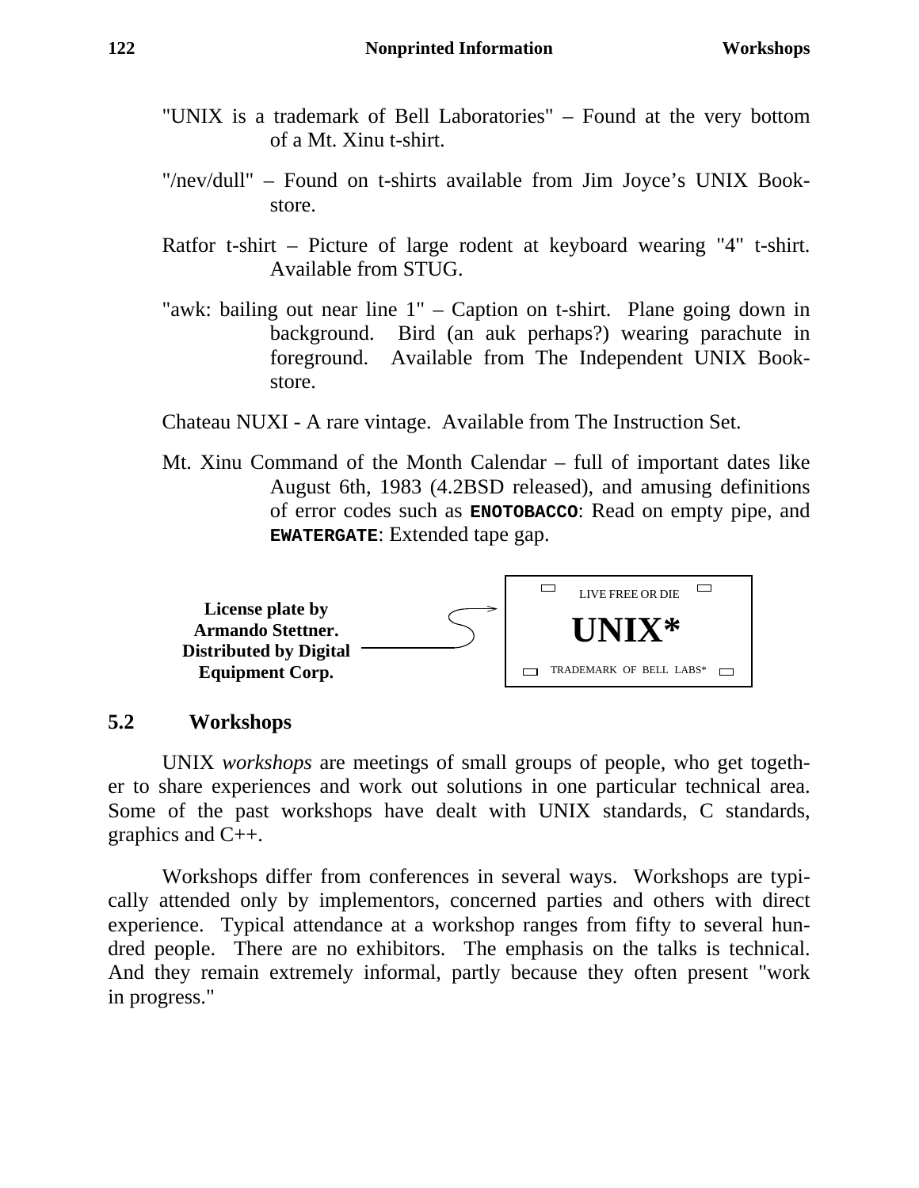"UNIX is a trademark of Bell Laboratories" – Found at the very bottom of a Mt. Xinu t-shirt.

"/nev/dull" – Found on t-shirts available from Jim Joyce's UNIX Bookstore.

Ratfor t-shirt – Picture of large rodent at keyboard wearing "4" t-shirt. Available from STUG.

"awk: bailing out near line 1" – Caption on t-shirt. Plane going down in background. Bird (an auk perhaps?) wearing parachute in foreground. Available from The Independent UNIX Bookstore.

Chateau NUXI - A rare vintage. Available from The Instruction Set.

Mt. Xinu Command of the Month Calendar – full of important dates like August 6th, 1983 (4.2BSD released), and amusing definitions of error codes such as **`ENOTOBACCO`**: Read on empty pipe, and **`EWATERGATE`**: Extended tape gap.

**License plate by Armando Stettner. Distributed by Digital Equipment Corp.**

LIVE FREE OR DIE

**UNIX***

TRADEMARK OF BELL LABS*

## 5.2 Workshops

UNIX *workshops* are meetings of small groups of people, who get together to share experiences and work out solutions in one particular technical area. Some of the past workshops have dealt with UNIX standards, C standards, graphics and C++.

Workshops differ from conferences in several ways. Workshops are typically attended only by implementors, concerned parties and others with direct experience. Typical attendance at a workshop ranges from fifty to several hundred people. There are no exhibitors. The emphasis on the talks is technical. And they remain extremely informal, partly because they often present "work in progress."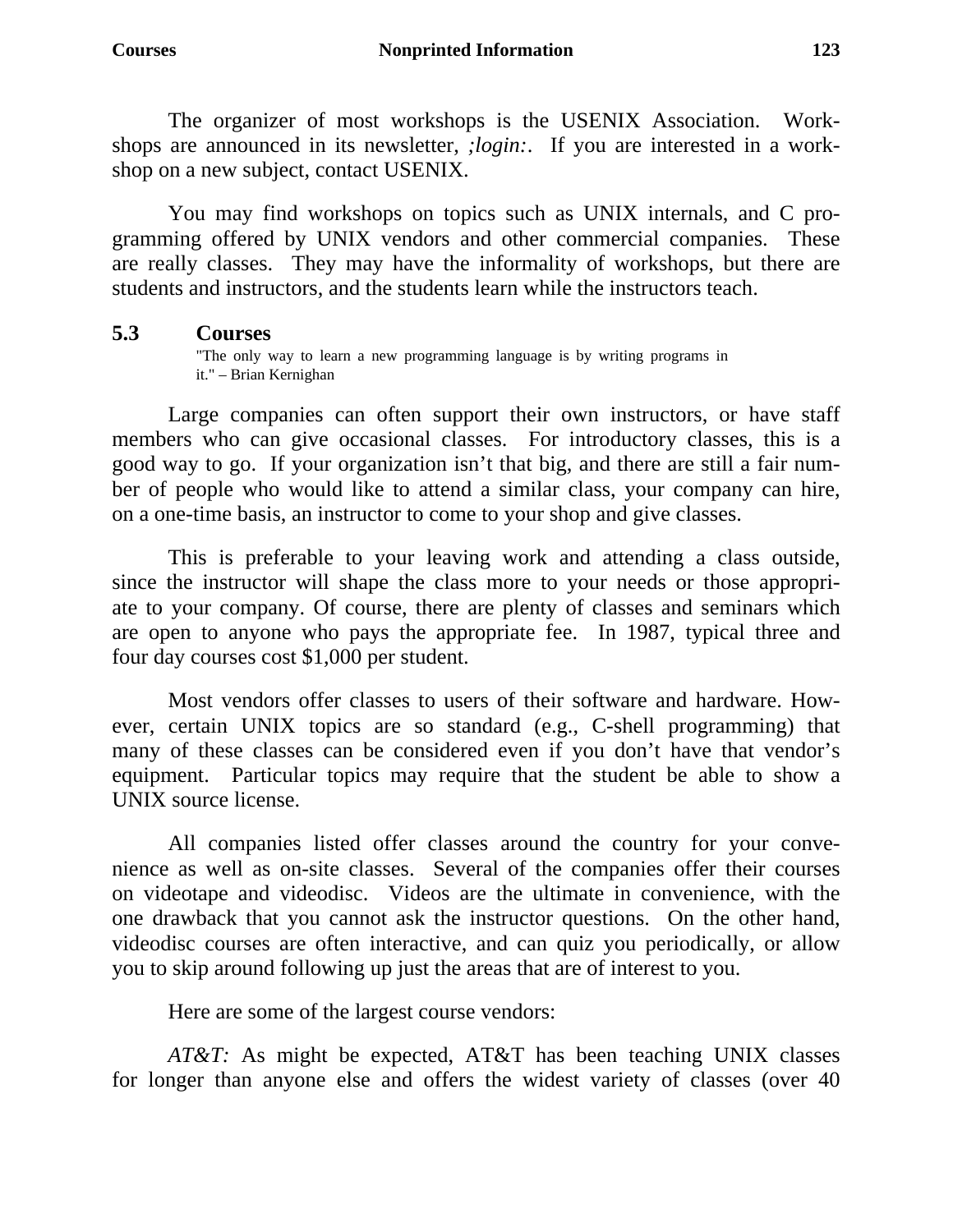The organizer of most workshops is the USENIX Association. Workshops are announced in its newsletter, *;login:*. If you are interested in a workshop on a new subject, contact USENIX.

You may find workshops on topics such as UNIX internals, and C programming offered by UNIX vendors and other commercial companies. These are really classes. They may have the informality of workshops, but there are students and instructors, and the students learn while the instructors teach.

## 5.3 Courses

"The only way to learn a new programming language is by writing programs in it." – Brian Kernighan

Large companies can often support their own instructors, or have staff members who can give occasional classes. For introductory classes, this is a good way to go. If your organization isn't that big, and there are still a fair number of people who would like to attend a similar class, your company can hire, on a one-time basis, an instructor to come to your shop and give classes.

This is preferable to your leaving work and attending a class outside, since the instructor will shape the class more to your needs or those appropriate to your company. Of course, there are plenty of classes and seminars which are open to anyone who pays the appropriate fee. In 1987, typical three and four day courses cost $1,000 per student.

Most vendors offer classes to users of their software and hardware. However, certain UNIX topics are so standard (e.g., C-shell programming) that many of these classes can be considered even if you don't have that vendor's equipment. Particular topics may require that the student be able to show a UNIX source license.

All companies listed offer classes around the country for your convenience as well as on-site classes. Several of the companies offer their courses on videotape and videodisc. Videos are the ultimate in convenience, with the one drawback that you cannot ask the instructor questions. On the other hand, videodisc courses are often interactive, and can quiz you periodically, or allow you to skip around following up just the areas that are of interest to you.

Here are some of the largest course vendors:

*AT&T:* As might be expected, AT&T has been teaching UNIX classes for longer than anyone else and offers the widest variety of classes (over 40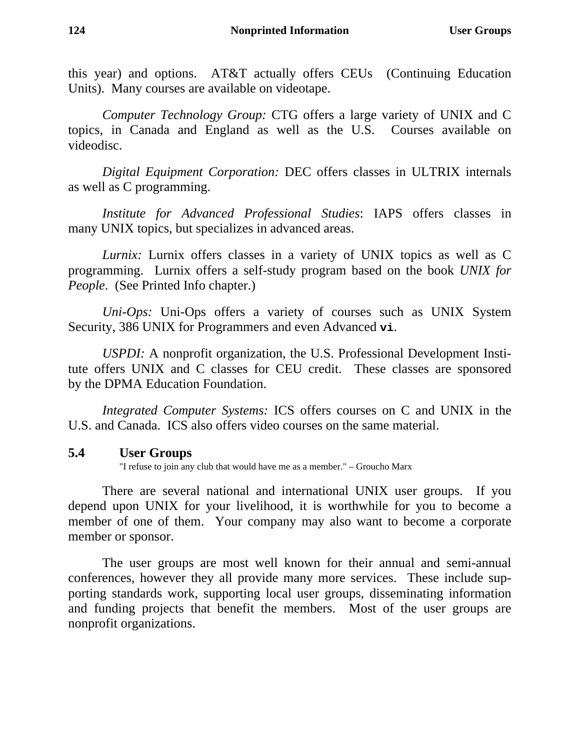this year) and options. AT&T actually offers CEUs (Continuing Education Units). Many courses are available on videotape.

*Computer Technology Group:* CTG offers a large variety of UNIX and C topics, in Canada and England as well as the U.S. Courses available on videodisc.

*Digital Equipment Corporation:* DEC offers classes in ULTRIX internals as well as C programming.

*Institute for Advanced Professional Studies*: IAPS offers classes in many UNIX topics, but specializes in advanced areas.

*Lurnix:* Lurnix offers classes in a variety of UNIX topics as well as C programming. Lurnix offers a self-study program based on the book *UNIX for People*. (See Printed Info chapter.)

*Uni-Ops:* Uni-Ops offers a variety of courses such as UNIX System Security, 386 UNIX for Programmers and even Advanced **`vi`**.

*USPDI:* A nonprofit organization, the U.S. Professional Development Institute offers UNIX and C classes for CEU credit. These classes are sponsored by the DPMA Education Foundation.

*Integrated Computer Systems:* ICS offers courses on C and UNIX in the U.S. and Canada. ICS also offers video courses on the same material.

## 5.4 User Groups

"I refuse to join any club that would have me as a member." – Groucho Marx

There are several national and international UNIX user groups. If you depend upon UNIX for your livelihood, it is worthwhile for you to become a member of one of them. Your company may also want to become a corporate member or sponsor.

The user groups are most well known for their annual and semi-annual conferences, however they all provide many more services. These include supporting standards work, supporting local user groups, disseminating information and funding projects that benefit the members. Most of the user groups are nonprofit organizations.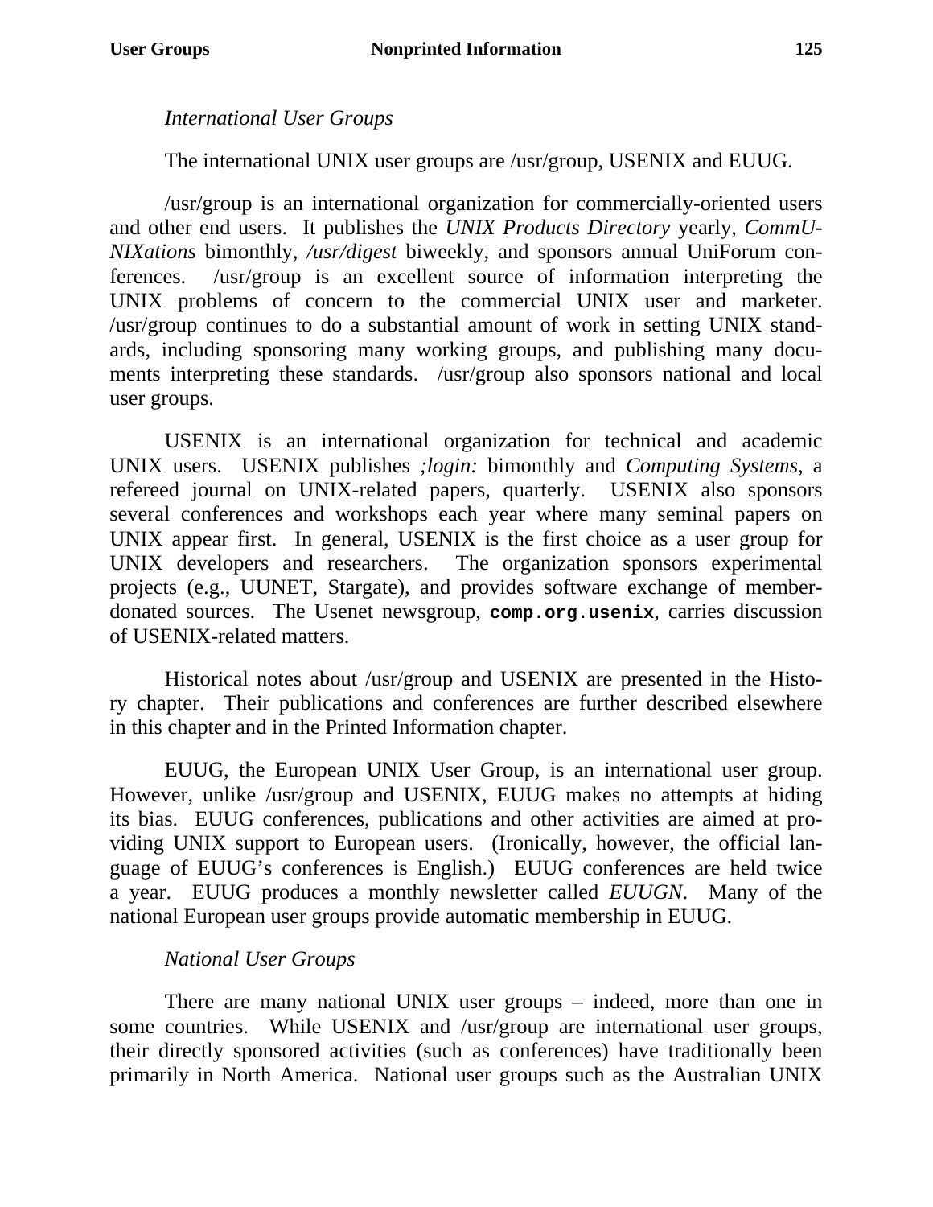*International User Groups*

The international UNIX user groups are /usr/group, USENIX and EUUG.

/usr/group is an international organization for commercially-oriented users and other end users. It publishes the *UNIX Products Directory* yearly, *CommUNIXations* bimonthly, */usr/digest* biweekly, and sponsors annual UniForum conferences. /usr/group is an excellent source of information interpreting the UNIX problems of concern to the commercial UNIX user and marketer. /usr/group continues to do a substantial amount of work in setting UNIX standards, including sponsoring many working groups, and publishing many documents interpreting these standards. /usr/group also sponsors national and local user groups.

USENIX is an international organization for technical and academic UNIX users. USENIX publishes *;login:* bimonthly and *Computing Systems*, a refereed journal on UNIX-related papers, quarterly. USENIX also sponsors several conferences and workshops each year where many seminal papers on UNIX appear first. In general, USENIX is the first choice as a user group for UNIX developers and researchers. The organization sponsors experimental projects (e.g., UUNET, Stargate), and provides software exchange of member-donated sources. The Usenet newsgroup, **`comp.org.usenix`**, carries discussion of USENIX-related matters.

Historical notes about /usr/group and USENIX are presented in the History chapter. Their publications and conferences are further described elsewhere in this chapter and in the Printed Information chapter.

EUUG, the European UNIX User Group, is an international user group. However, unlike /usr/group and USENIX, EUUG makes no attempts at hiding its bias. EUUG conferences, publications and other activities are aimed at providing UNIX support to European users. (Ironically, however, the official language of EUUG's conferences is English.) EUUG conferences are held twice a year. EUUG produces a monthly newsletter called *EUUGN*. Many of the national European user groups provide automatic membership in EUUG.

*National User Groups*

There are many national UNIX user groups – indeed, more than one in some countries. While USENIX and /usr/group are international user groups, their directly sponsored activities (such as conferences) have traditionally been primarily in North America. National user groups such as the Australian UNIX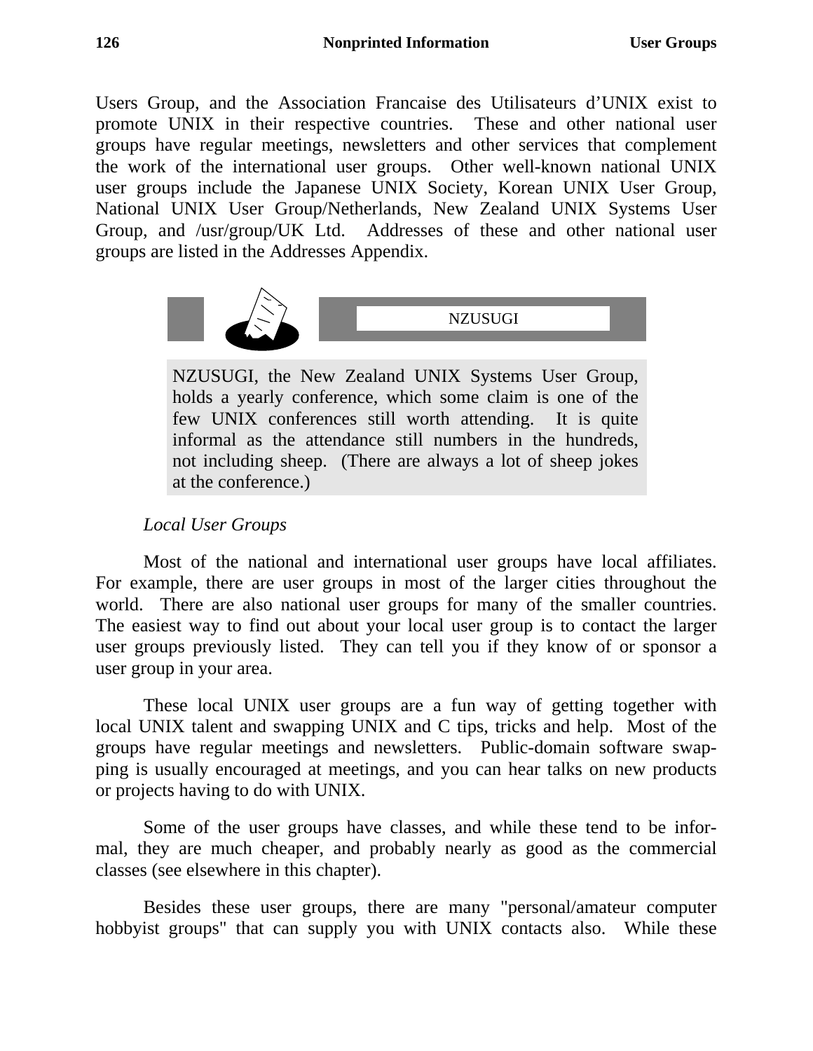Users Group, and the Association Francaise des Utilisateurs d'UNIX exist to promote UNIX in their respective countries. These and other national user groups have regular meetings, newsletters and other services that complement the work of the international user groups. Other well-known national UNIX user groups include the Japanese UNIX Society, Korean UNIX User Group, National UNIX User Group/Netherlands, New Zealand UNIX Systems User Group, and /usr/group/UK Ltd. Addresses of these and other national user groups are listed in the Addresses Appendix.

> **NZUSUGI**
>
> NZUSUGI, the New Zealand UNIX Systems User Group, holds a yearly conference, which some claim is one of the few UNIX conferences still worth attending. It is quite informal as the attendance still numbers in the hundreds, not including sheep. (There are always a lot of sheep jokes at the conference.)

*Local User Groups*

Most of the national and international user groups have local affiliates. For example, there are user groups in most of the larger cities throughout the world. There are also national user groups for many of the smaller countries. The easiest way to find out about your local user group is to contact the larger user groups previously listed. They can tell you if they know of or sponsor a user group in your area.

These local UNIX user groups are a fun way of getting together with local UNIX talent and swapping UNIX and C tips, tricks and help. Most of the groups have regular meetings and newsletters. Public-domain software swapping is usually encouraged at meetings, and you can hear talks on new products or projects having to do with UNIX.

Some of the user groups have classes, and while these tend to be informal, they are much cheaper, and probably nearly as good as the commercial classes (see elsewhere in this chapter).

Besides these user groups, there are many "personal/amateur computer hobbyist groups" that can supply you with UNIX contacts also. While these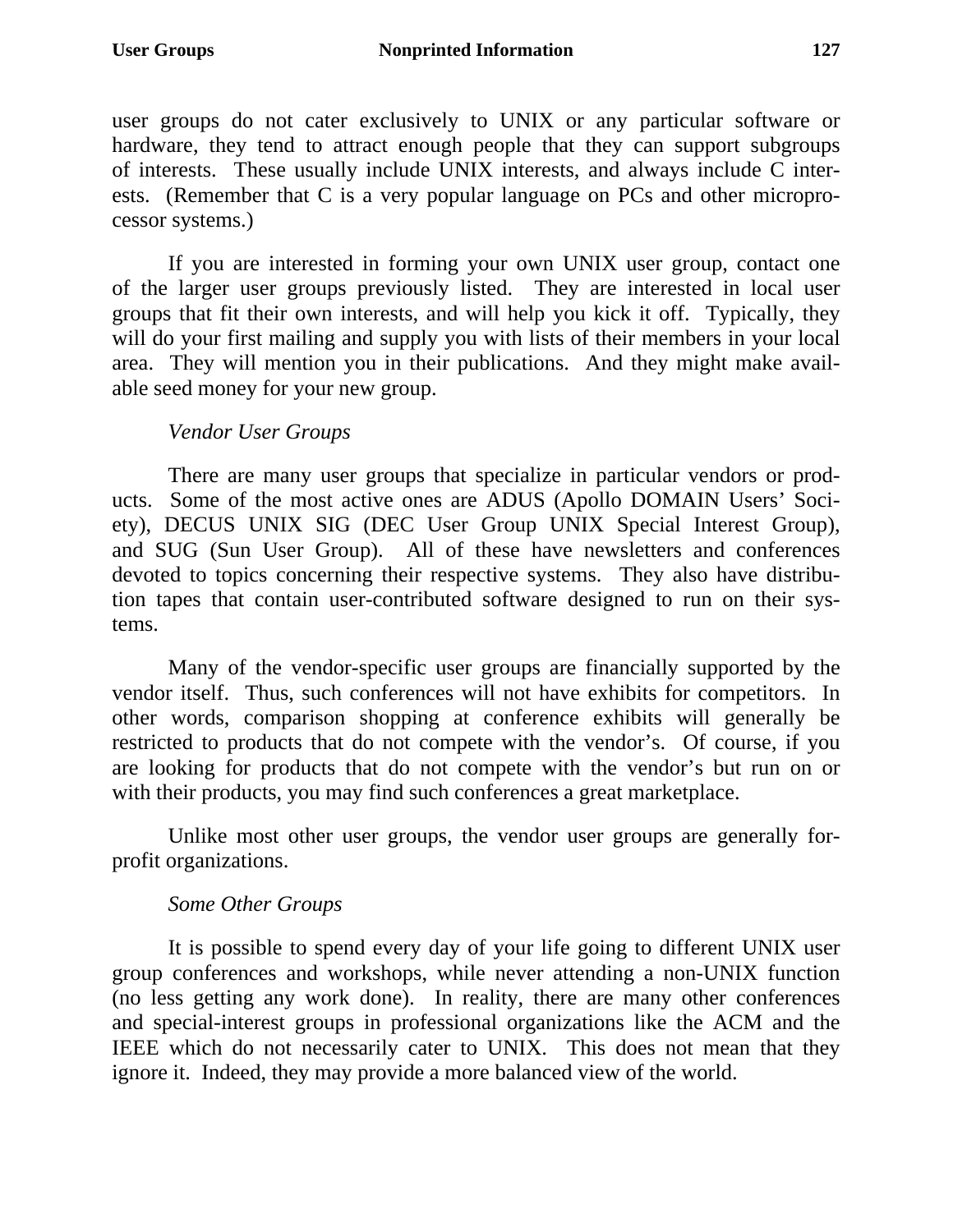user groups do not cater exclusively to UNIX or any particular software or hardware, they tend to attract enough people that they can support subgroups of interests. These usually include UNIX interests, and always include C interests. (Remember that C is a very popular language on PCs and other microprocessor systems.)

If you are interested in forming your own UNIX user group, contact one of the larger user groups previously listed. They are interested in local user groups that fit their own interests, and will help you kick it off. Typically, they will do your first mailing and supply you with lists of their members in your local area. They will mention you in their publications. And they might make available seed money for your new group.

*Vendor User Groups*

There are many user groups that specialize in particular vendors or products. Some of the most active ones are ADUS (Apollo DOMAIN Users' Society), DECUS UNIX SIG (DEC User Group UNIX Special Interest Group), and SUG (Sun User Group). All of these have newsletters and conferences devoted to topics concerning their respective systems. They also have distribution tapes that contain user-contributed software designed to run on their systems.

Many of the vendor-specific user groups are financially supported by the vendor itself. Thus, such conferences will not have exhibits for competitors. In other words, comparison shopping at conference exhibits will generally be restricted to products that do not compete with the vendor's. Of course, if you are looking for products that do not compete with the vendor's but run on or with their products, you may find such conferences a great marketplace.

Unlike most other user groups, the vendor user groups are generally for-profit organizations.

*Some Other Groups*

It is possible to spend every day of your life going to different UNIX user group conferences and workshops, while never attending a non-UNIX function (no less getting any work done). In reality, there are many other conferences and special-interest groups in professional organizations like the ACM and the IEEE which do not necessarily cater to UNIX. This does not mean that they ignore it. Indeed, they may provide a more balanced view of the world.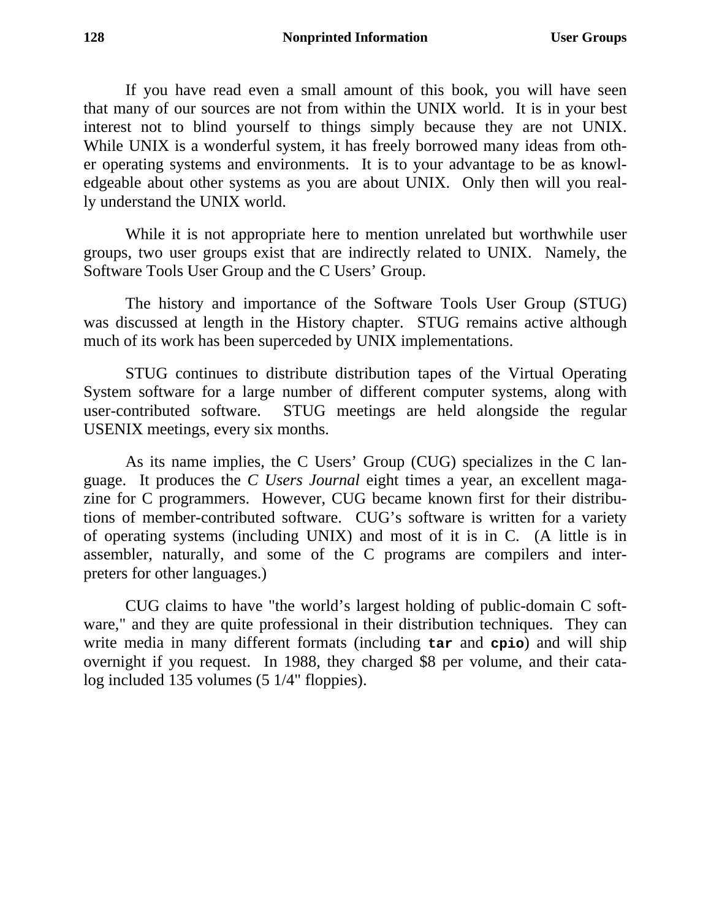If you have read even a small amount of this book, you will have seen that many of our sources are not from within the UNIX world. It is in your best interest not to blind yourself to things simply because they are not UNIX. While UNIX is a wonderful system, it has freely borrowed many ideas from other operating systems and environments. It is to your advantage to be as knowledgeable about other systems as you are about UNIX. Only then will you really understand the UNIX world.

While it is not appropriate here to mention unrelated but worthwhile user groups, two user groups exist that are indirectly related to UNIX. Namely, the Software Tools User Group and the C Users' Group.

The history and importance of the Software Tools User Group (STUG) was discussed at length in the History chapter. STUG remains active although much of its work has been superceded by UNIX implementations.

STUG continues to distribute distribution tapes of the Virtual Operating System software for a large number of different computer systems, along with user-contributed software. STUG meetings are held alongside the regular USENIX meetings, every six months.

As its name implies, the C Users' Group (CUG) specializes in the C language. It produces the *C Users Journal* eight times a year, an excellent magazine for C programmers. However, CUG became known first for their distributions of member-contributed software. CUG's software is written for a variety of operating systems (including UNIX) and most of it is in C. (A little is in assembler, naturally, and some of the C programs are compilers and interpreters for other languages.)

CUG claims to have "the world's largest holding of public-domain C software," and they are quite professional in their distribution techniques. They can write media in many different formats (including **tar** and **cpio**) and will ship overnight if you request. In 1988, they charged $8 per volume, and their catalog included 135 volumes (5 1/4" floppies).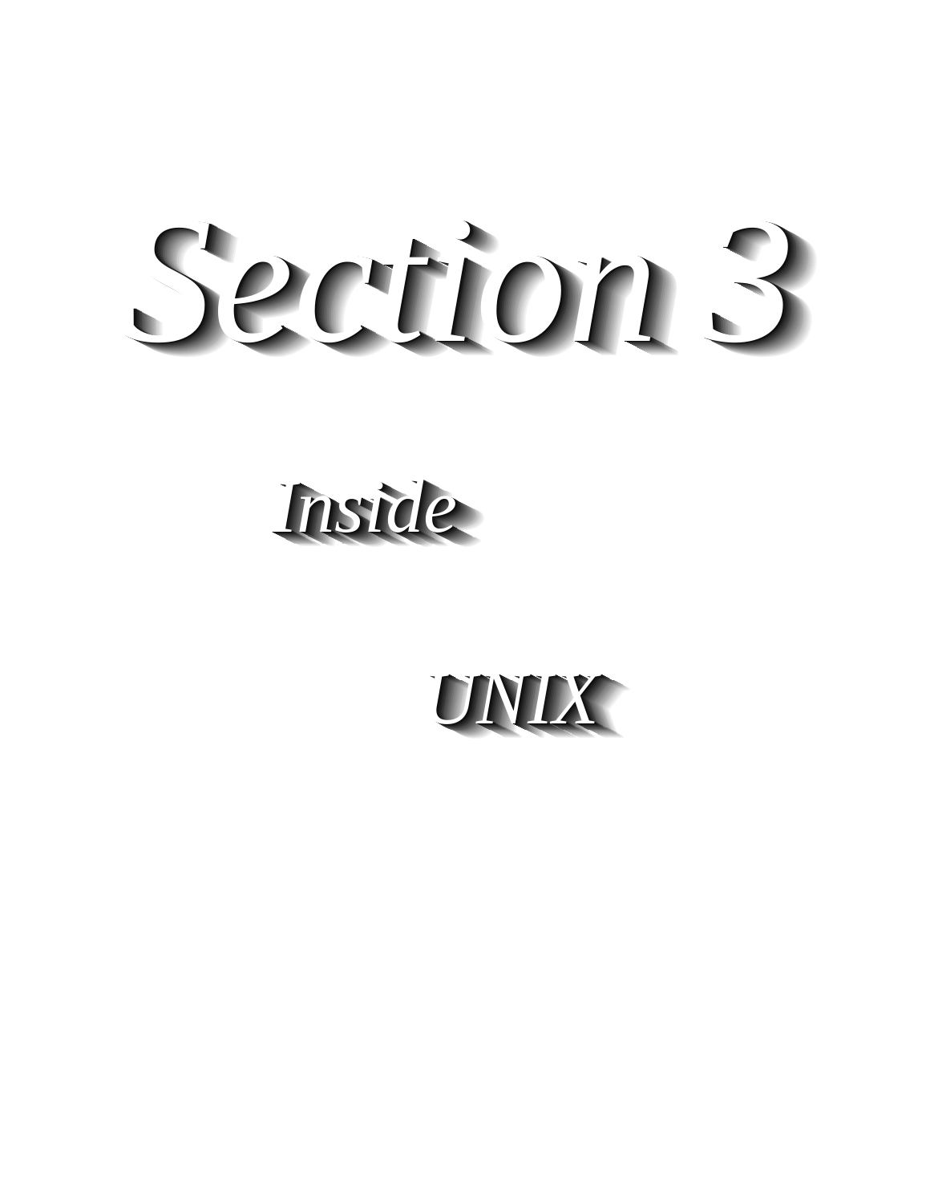# Section 3

## Inside

## UNIX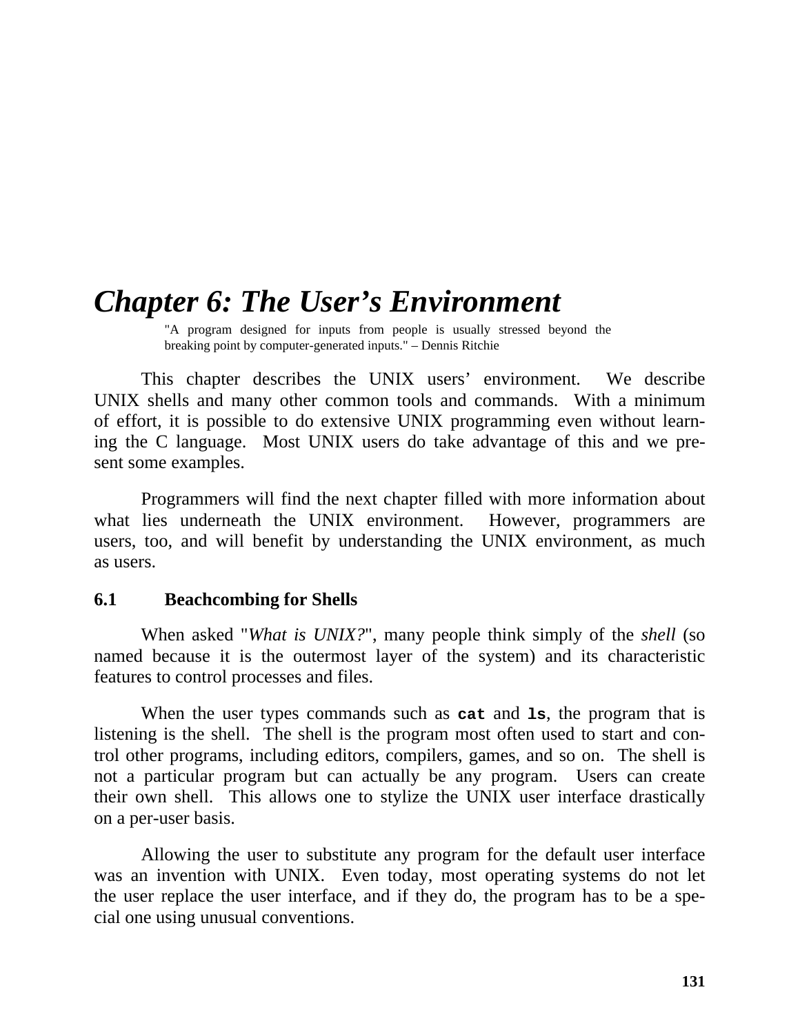# Chapter 6: The User's Environment

> "A program designed for inputs from people is usually stressed beyond the breaking point by computer-generated inputs." – Dennis Ritchie

This chapter describes the UNIX users' environment. We describe UNIX shells and many other common tools and commands. With a minimum of effort, it is possible to do extensive UNIX programming even without learning the C language. Most UNIX users do take advantage of this and we present some examples.

Programmers will find the next chapter filled with more information about what lies underneath the UNIX environment. However, programmers are users, too, and will benefit by understanding the UNIX environment, as much as users.

## 6.1 Beachcombing for Shells

When asked "*What is UNIX?*", many people think simply of the *shell* (so named because it is the outermost layer of the system) and its characteristic features to control processes and files.

When the user types commands such as **`cat`** and **`ls`**, the program that is listening is the shell. The shell is the program most often used to start and control other programs, including editors, compilers, games, and so on. The shell is not a particular program but can actually be any program. Users can create their own shell. This allows one to stylize the UNIX user interface drastically on a per-user basis.

Allowing the user to substitute any program for the default user interface was an invention with UNIX. Even today, most operating systems do not let the user replace the user interface, and if they do, the program has to be a special one using unusual conventions.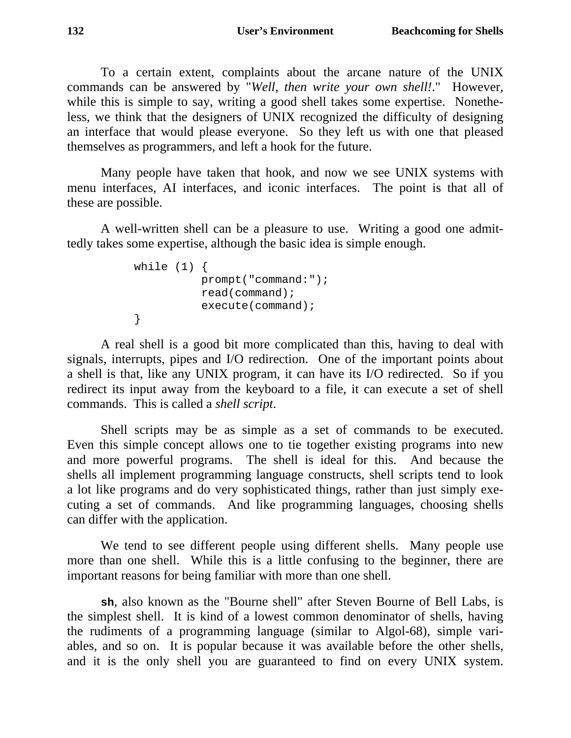To a certain extent, complaints about the arcane nature of the UNIX commands can be answered by "*Well, then write your own shell!*." However, while this is simple to say, writing a good shell takes some expertise. Nonetheless, we think that the designers of UNIX recognized the difficulty of designing an interface that would please everyone. So they left us with one that pleased themselves as programmers, and left a hook for the future.

Many people have taken that hook, and now we see UNIX systems with menu interfaces, AI interfaces, and iconic interfaces. The point is that all of these are possible.

A well-written shell can be a pleasure to use. Writing a good one admittedly takes some expertise, although the basic idea is simple enough.

```
while (1) {
          prompt("command:");
          read(command);
          execute(command);
}
```

A real shell is a good bit more complicated than this, having to deal with signals, interrupts, pipes and I/O redirection. One of the important points about a shell is that, like any UNIX program, it can have its I/O redirected. So if you redirect its input away from the keyboard to a file, it can execute a set of shell commands. This is called a *shell script*.

Shell scripts may be as simple as a set of commands to be executed. Even this simple concept allows one to tie together existing programs into new and more powerful programs. The shell is ideal for this. And because the shells all implement programming language constructs, shell scripts tend to look a lot like programs and do very sophisticated things, rather than just simply executing a set of commands. And like programming languages, choosing shells can differ with the application.

We tend to see different people using different shells. Many people use more than one shell. While this is a little confusing to the beginner, there are important reasons for being familiar with more than one shell.

**sh**, also known as the "Bourne shell" after Steven Bourne of Bell Labs, is the simplest shell. It is kind of a lowest common denominator of shells, having the rudiments of a programming language (similar to Algol-68), simple variables, and so on. It is popular because it was available before the other shells, and it is the only shell you are guaranteed to find on every UNIX system.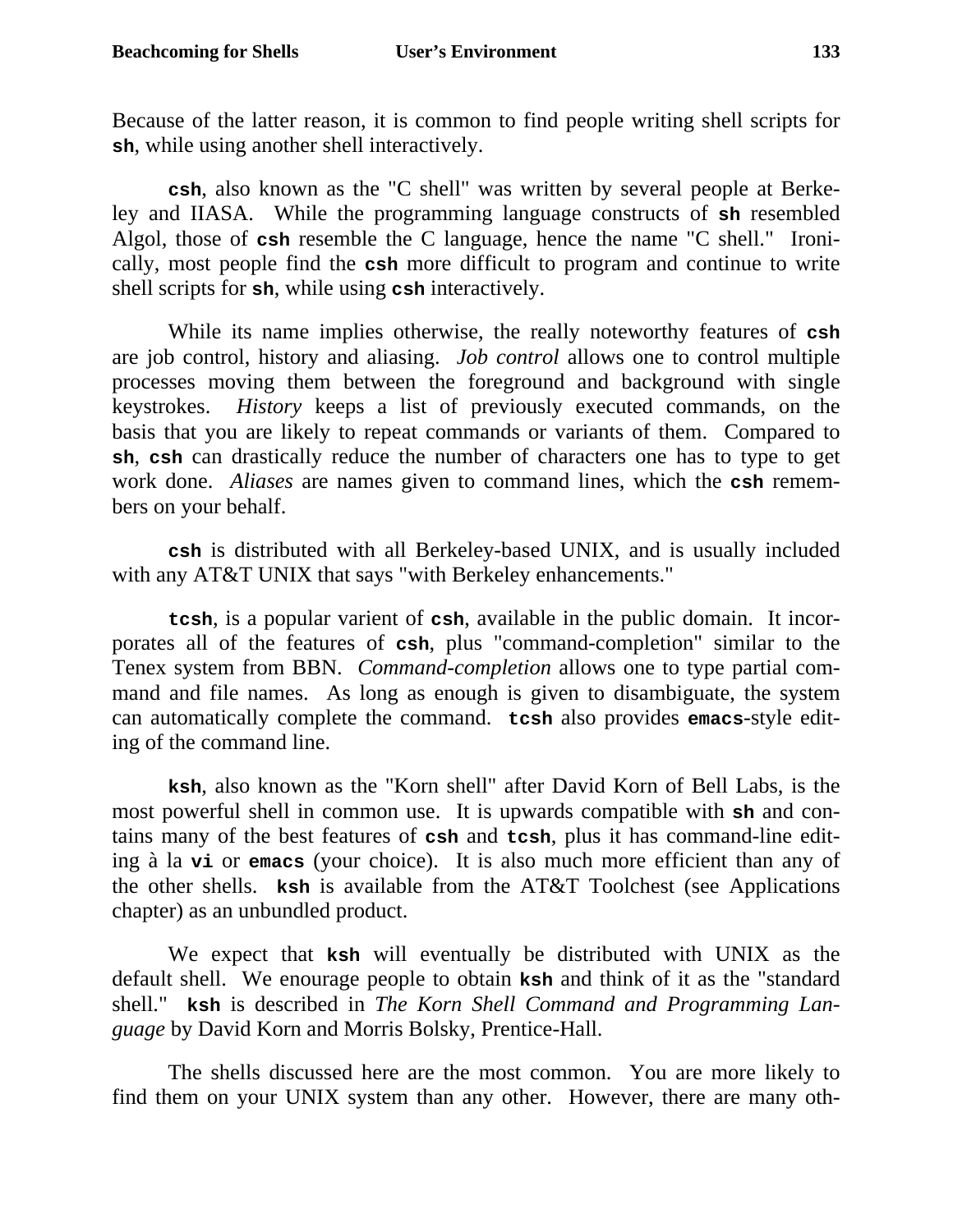Because of the latter reason, it is common to find people writing shell scripts for **sh**, while using another shell interactively.

**csh**, also known as the "C shell" was written by several people at Berkeley and IIASA. While the programming language constructs of **sh** resembled Algol, those of **csh** resemble the C language, hence the name "C shell." Ironically, most people find the **csh** more difficult to program and continue to write shell scripts for **sh**, while using **csh** interactively.

While its name implies otherwise, the really noteworthy features of **csh** are job control, history and aliasing. *Job control* allows one to control multiple processes moving them between the foreground and background with single keystrokes. *History* keeps a list of previously executed commands, on the basis that you are likely to repeat commands or variants of them. Compared to **sh**, **csh** can drastically reduce the number of characters one has to type to get work done. *Aliases* are names given to command lines, which the **csh** remembers on your behalf.

**csh** is distributed with all Berkeley-based UNIX, and is usually included with any AT&T UNIX that says "with Berkeley enhancements."

**tcsh**, is a popular varient of **csh**, available in the public domain. It incorporates all of the features of **csh**, plus "command-completion" similar to the Tenex system from BBN. *Command-completion* allows one to type partial command and file names. As long as enough is given to disambiguate, the system can automatically complete the command. **tcsh** also provides **emacs**-style editing of the command line.

**ksh**, also known as the "Korn shell" after David Korn of Bell Labs, is the most powerful shell in common use. It is upwards compatible with **sh** and contains many of the best features of **csh** and **tcsh**, plus it has command-line editing à la **vi** or **emacs** (your choice). It is also much more efficient than any of the other shells. **ksh** is available from the AT&T Toolchest (see Applications chapter) as an unbundled product.

We expect that **ksh** will eventually be distributed with UNIX as the default shell. We enourage people to obtain **ksh** and think of it as the "standard shell." **ksh** is described in *The Korn Shell Command and Programming Language* by David Korn and Morris Bolsky, Prentice-Hall.

The shells discussed here are the most common. You are more likely to find them on your UNIX system than any other. However, there are many oth-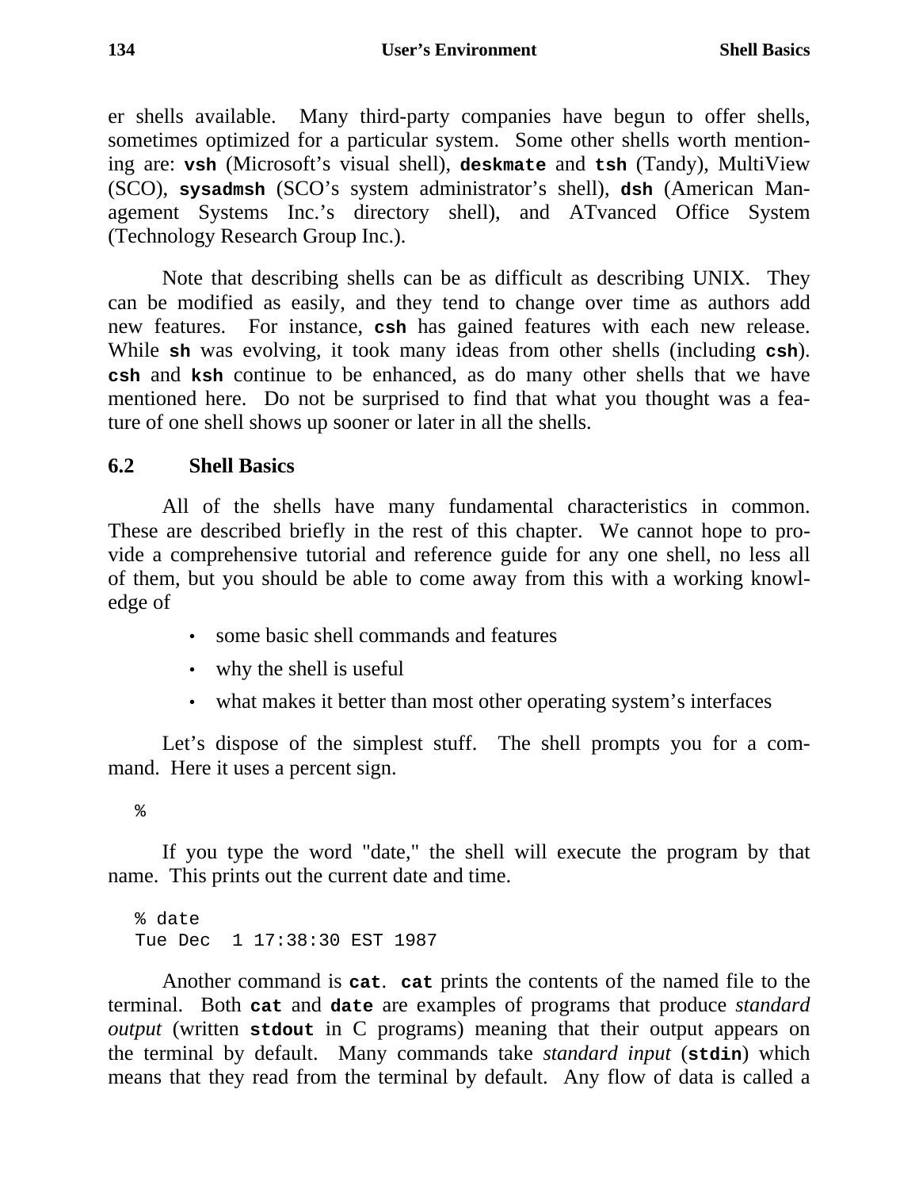er shells available. Many third-party companies have begun to offer shells, sometimes optimized for a particular system. Some other shells worth mentioning are: **vsh** (Microsoft's visual shell), **deskmate** and **tsh** (Tandy), MultiView (SCO), **sysadmsh** (SCO's system administrator's shell), **dsh** (American Management Systems Inc.'s directory shell), and ATvanced Office System (Technology Research Group Inc.).

Note that describing shells can be as difficult as describing UNIX. They can be modified as easily, and they tend to change over time as authors add new features. For instance, **csh** has gained features with each new release. While **sh** was evolving, it took many ideas from other shells (including **csh**). **csh** and **ksh** continue to be enhanced, as do many other shells that we have mentioned here. Do not be surprised to find that what you thought was a feature of one shell shows up sooner or later in all the shells.

## 6.2 Shell Basics

All of the shells have many fundamental characteristics in common. These are described briefly in the rest of this chapter. We cannot hope to provide a comprehensive tutorial and reference guide for any one shell, no less all of them, but you should be able to come away from this with a working knowledge of

- some basic shell commands and features
- why the shell is useful
- what makes it better than most other operating system's interfaces

Let's dispose of the simplest stuff. The shell prompts you for a command. Here it uses a percent sign.

```
%
```

If you type the word "date," the shell will execute the program by that name. This prints out the current date and time.

```
% date
Tue Dec  1 17:38:30 EST 1987
```

Another command is **cat**. **cat** prints the contents of the named file to the terminal. Both **cat** and **date** are examples of programs that produce *standard output* (written **stdout** in C programs) meaning that their output appears on the terminal by default. Many commands take *standard input* (**stdin**) which means that they read from the terminal by default. Any flow of data is called a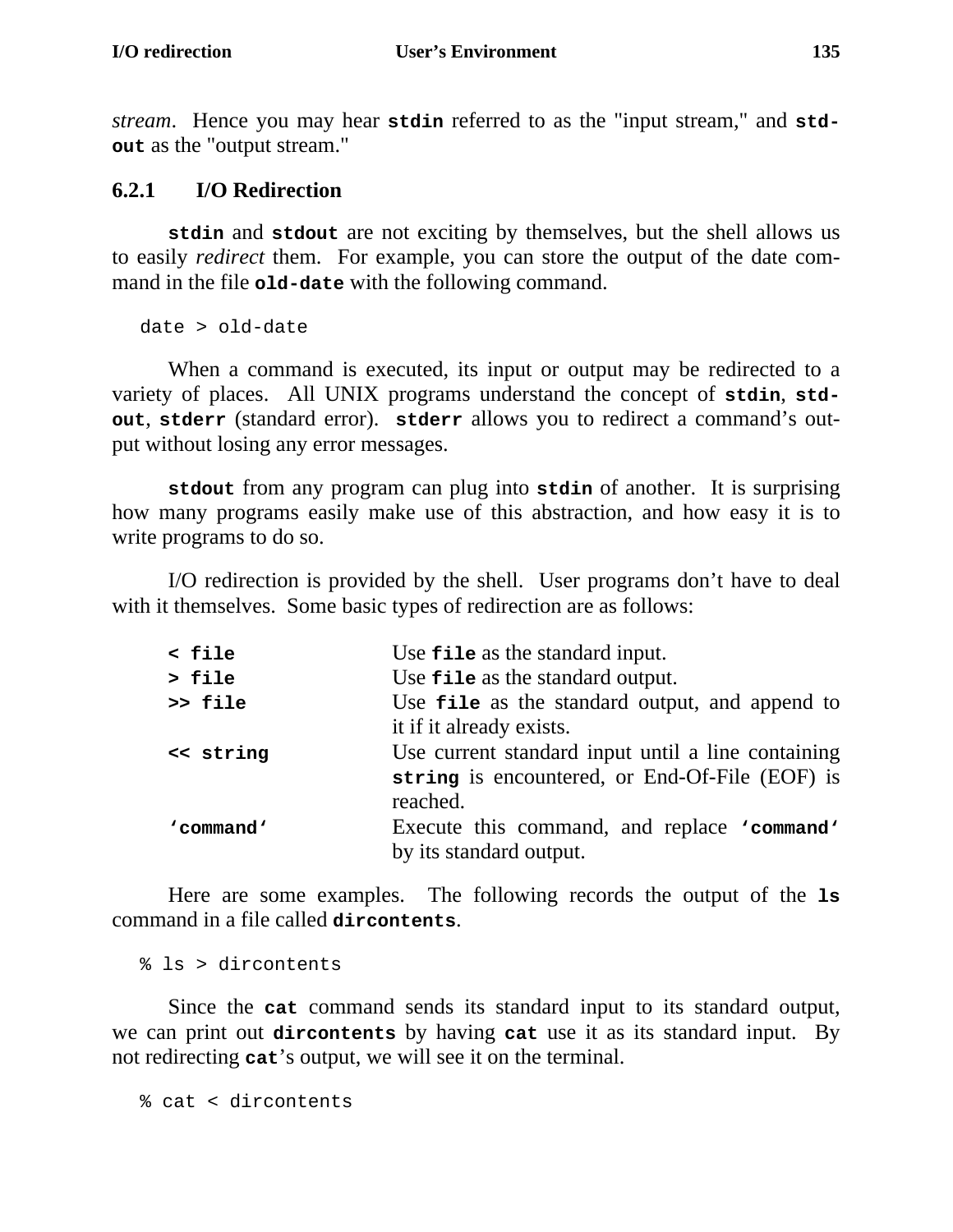*stream*. Hence you may hear **stdin** referred to as the "input stream," and **stdout** as the "output stream."

### 6.2.1 I/O Redirection

**stdin** and **stdout** are not exciting by themselves, but the shell allows us to easily *redirect* them. For example, you can store the output of the date command in the file **old-date** with the following command.

```
date > old-date
```

When a command is executed, its input or output may be redirected to a variety of places. All UNIX programs understand the concept of **stdin**, **stdout**, **stderr** (standard error). **stderr** allows you to redirect a command's output without losing any error messages.

**stdout** from any program can plug into **stdin** of another. It is surprising how many programs easily make use of this abstraction, and how easy it is to write programs to do so.

I/O redirection is provided by the shell. User programs don't have to deal with it themselves. Some basic types of redirection are as follows:

| | |
|---|---|
| **< file** | Use **file** as the standard input. |
| **> file** | Use **file** as the standard output. |
| **>> file** | Use **file** as the standard output, and append to it if it already exists. |
| **<< string** | Use current standard input until a line containing **string** is encountered, or End-Of-File (EOF) is reached. |
| **'command'** | Execute this command, and replace **'command'** by its standard output. |

Here are some examples. The following records the output of the **ls** command in a file called **dircontents**.

```
% ls > dircontents
```

Since the **cat** command sends its standard input to its standard output, we can print out **dircontents** by having **cat** use it as its standard input. By not redirecting **cat**'s output, we will see it on the terminal.

```
% cat < dircontents
```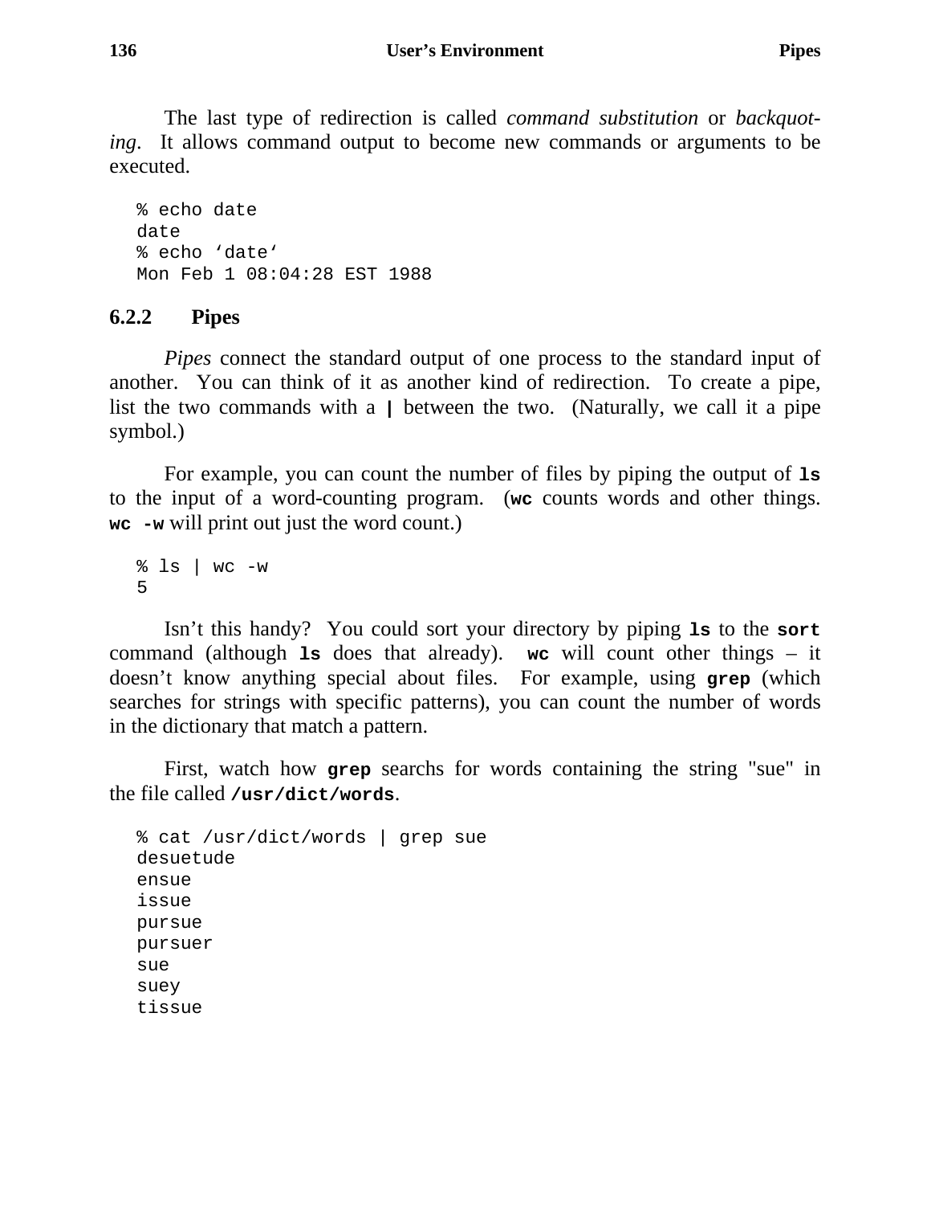The last type of redirection is called *command substitution* or *backquoting*. It allows command output to become new commands or arguments to be executed.

```
% echo date
date
% echo ‘date‘
Mon Feb 1 08:04:28 EST 1988
```

### 6.2.2 Pipes

*Pipes* connect the standard output of one process to the standard input of another. You can think of it as another kind of redirection. To create a pipe, list the two commands with a **|** between the two. (Naturally, we call it a pipe symbol.)

For example, you can count the number of files by piping the output of **ls** to the input of a word-counting program. (**wc** counts words and other things. **wc -w** will print out just the word count.)

```
% ls | wc -w
5
```

Isn’t this handy? You could sort your directory by piping **ls** to the **sort** command (although **ls** does that already). **wc** will count other things – it doesn’t know anything special about files. For example, using **grep** (which searches for strings with specific patterns), you can count the number of words in the dictionary that match a pattern.

First, watch how **grep** searchs for words containing the string "sue" in the file called **/usr/dict/words**.

```
% cat /usr/dict/words | grep sue
desuetude
ensue
issue
pursue
pursuer
sue
suey
tissue
```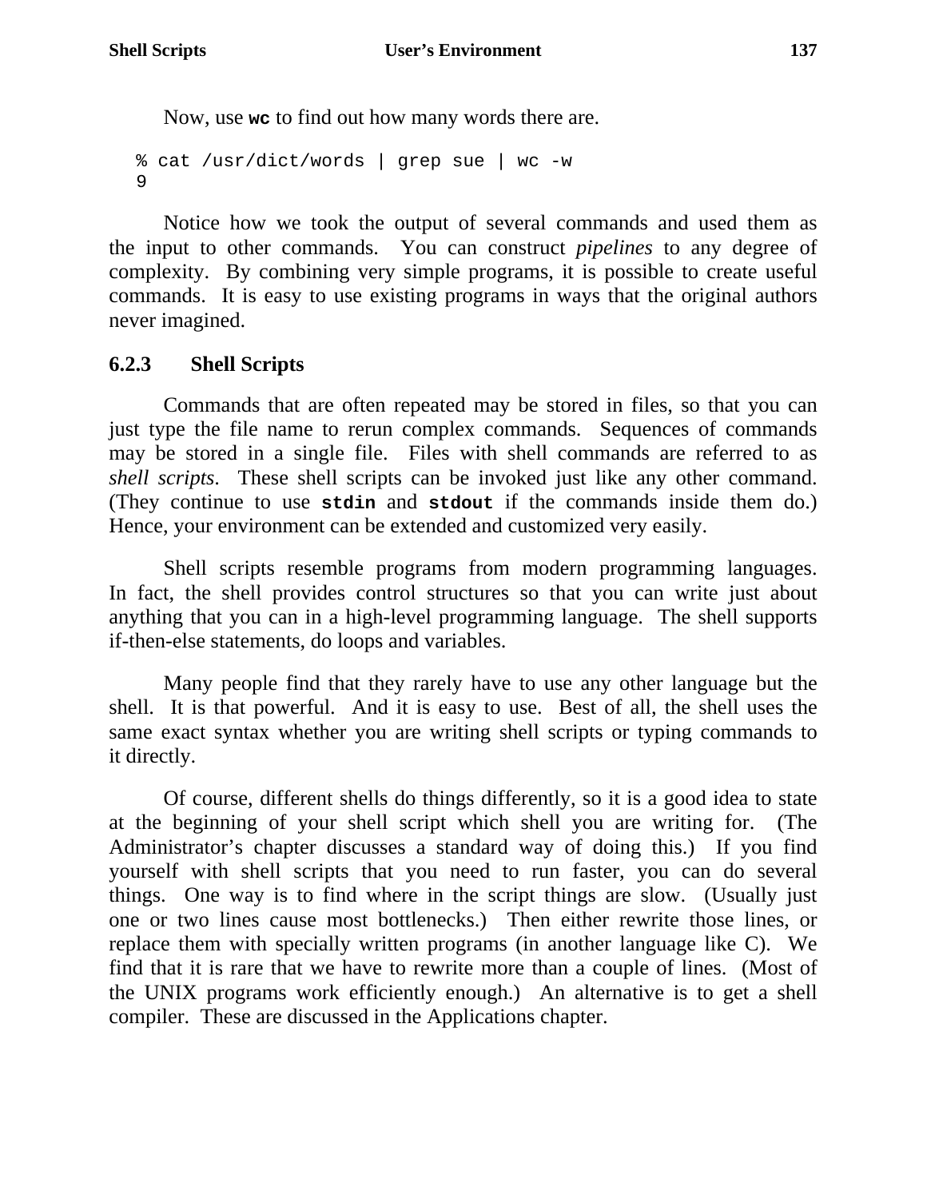Now, use **wc** to find out how many words there are.

```
% cat /usr/dict/words | grep sue | wc -w
9
```

Notice how we took the output of several commands and used them as the input to other commands. You can construct *pipelines* to any degree of complexity. By combining very simple programs, it is possible to create useful commands. It is easy to use existing programs in ways that the original authors never imagined.

### 6.2.3 Shell Scripts

Commands that are often repeated may be stored in files, so that you can just type the file name to rerun complex commands. Sequences of commands may be stored in a single file. Files with shell commands are referred to as *shell scripts*. These shell scripts can be invoked just like any other command. (They continue to use **stdin** and **stdout** if the commands inside them do.) Hence, your environment can be extended and customized very easily.

Shell scripts resemble programs from modern programming languages. In fact, the shell provides control structures so that you can write just about anything that you can in a high-level programming language. The shell supports if-then-else statements, do loops and variables.

Many people find that they rarely have to use any other language but the shell. It is that powerful. And it is easy to use. Best of all, the shell uses the same exact syntax whether you are writing shell scripts or typing commands to it directly.

Of course, different shells do things differently, so it is a good idea to state at the beginning of your shell script which shell you are writing for. (The Administrator's chapter discusses a standard way of doing this.) If you find yourself with shell scripts that you need to run faster, you can do several things. One way is to find where in the script things are slow. (Usually just one or two lines cause most bottlenecks.) Then either rewrite those lines, or replace them with specially written programs (in another language like C). We find that it is rare that we have to rewrite more than a couple of lines. (Most of the UNIX programs work efficiently enough.) An alternative is to get a shell compiler. These are discussed in the Applications chapter.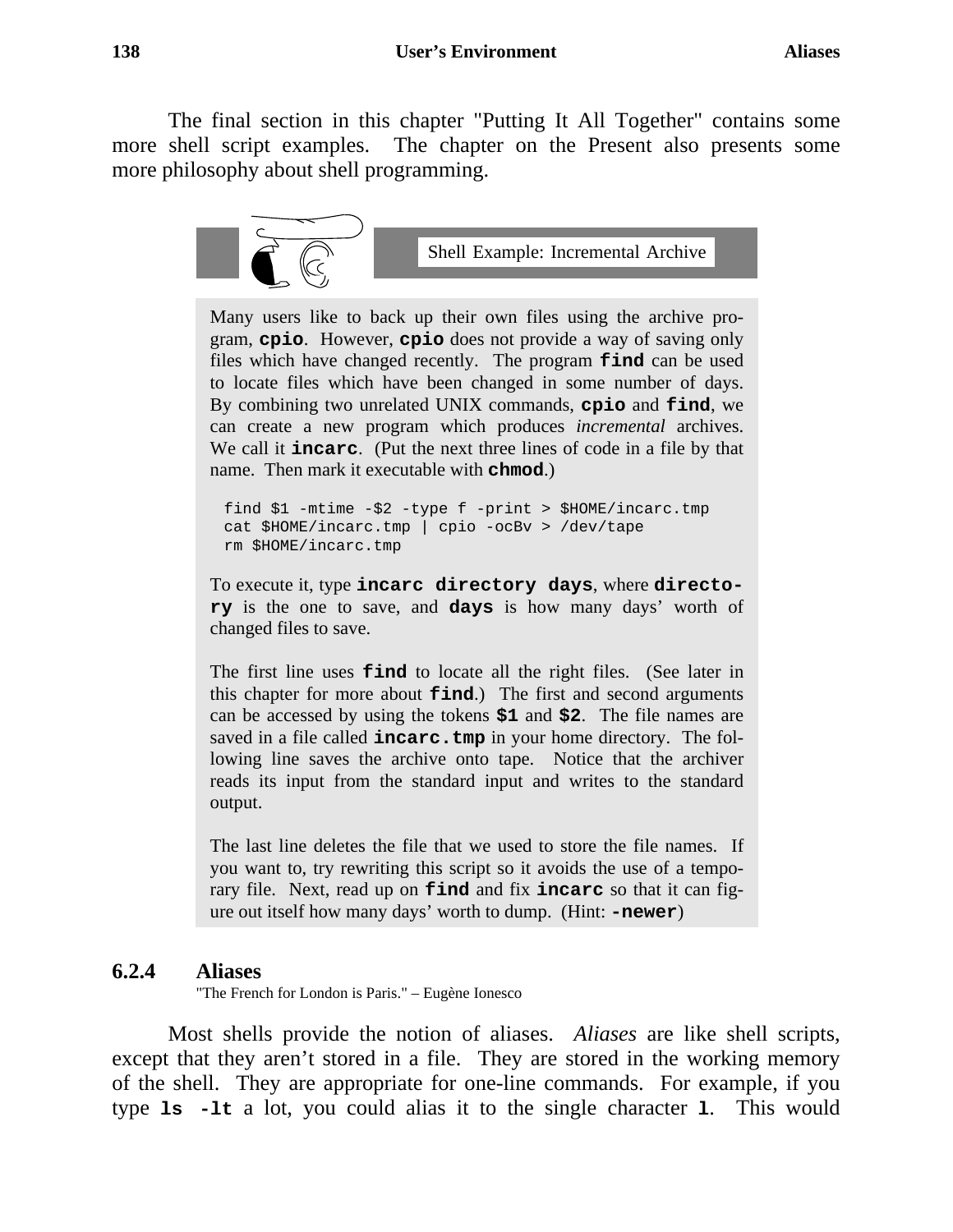The final section in this chapter "Putting It All Together" contains some more shell script examples. The chapter on the Present also presents some more philosophy about shell programming.

**Shell Example: Incremental Archive**

Many users like to back up their own files using the archive program, **cpio**. However, **cpio** does not provide a way of saving only files which have changed recently. The program **find** can be used to locate files which have been changed in some number of days. By combining two unrelated UNIX commands, **cpio** and **find**, we can create a new program which produces *incremental* archives. We call it **incarc**. (Put the next three lines of code in a file by that name. Then mark it executable with **chmod**.)

```
find $1 -mtime -$2 -type f -print > $HOME/incarc.tmp
cat $HOME/incarc.tmp | cpio -ocBv > /dev/tape
rm $HOME/incarc.tmp
```

To execute it, type **incarc directory days**, where **directory** is the one to save, and **days** is how many days' worth of changed files to save.

The first line uses **find** to locate all the right files. (See later in this chapter for more about **find**.) The first and second arguments can be accessed by using the tokens **$1** and **$2**. The file names are saved in a file called **incarc.tmp** in your home directory. The following line saves the archive onto tape. Notice that the archiver reads its input from the standard input and writes to the standard output.

The last line deletes the file that we used to store the file names. If you want to, try rewriting this script so it avoids the use of a temporary file. Next, read up on **find** and fix **incarc** so that it can figure out itself how many days' worth to dump. (Hint: **-newer**)

### 6.2.4 Aliases

"The French for London is Paris." – Eugène Ionesco

Most shells provide the notion of aliases. *Aliases* are like shell scripts, except that they aren't stored in a file. They are stored in the working memory of the shell. They are appropriate for one-line commands. For example, if you type **ls -lt** a lot, you could alias it to the single character **l**. This would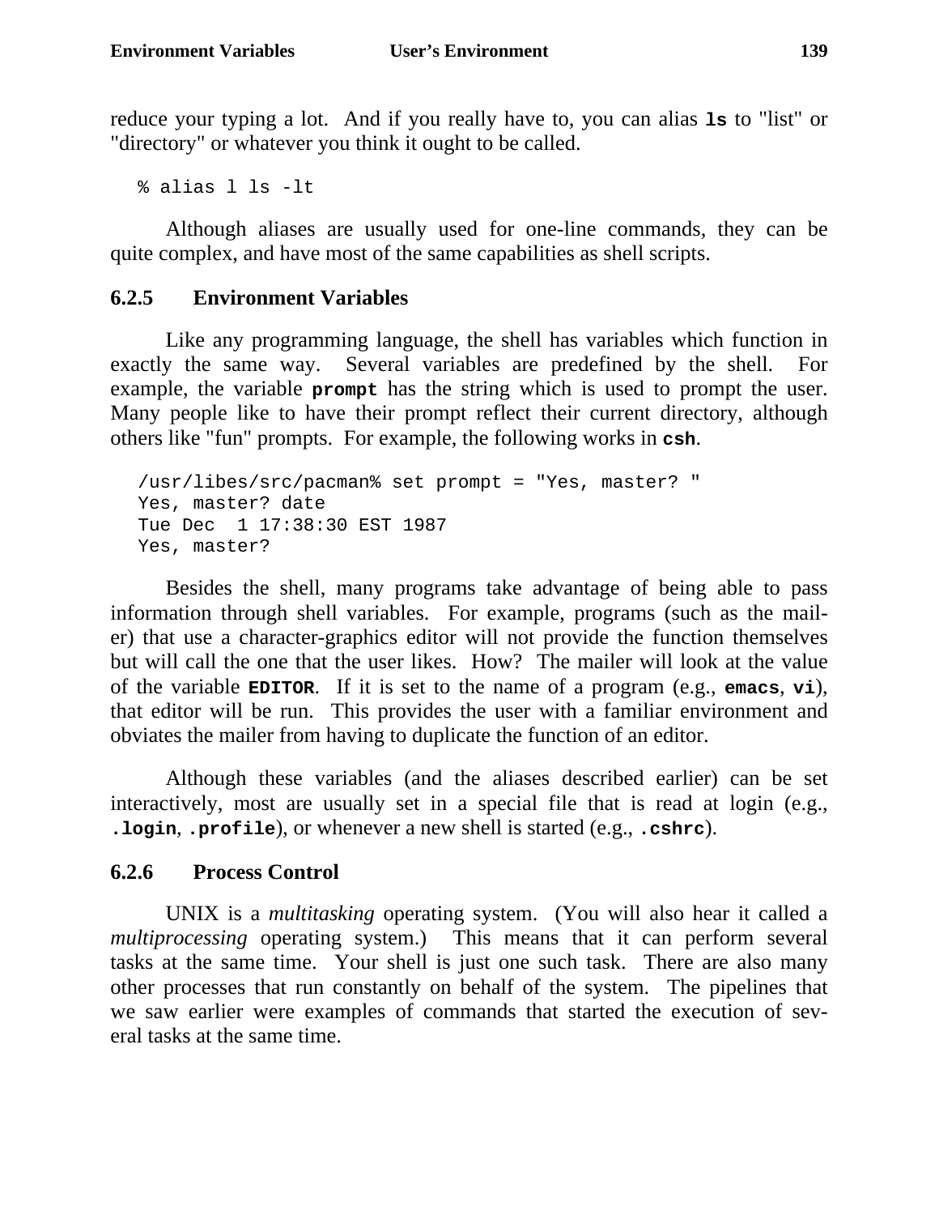reduce your typing a lot. And if you really have to, you can alias **ls** to "list" or "directory" or whatever you think it ought to be called.

```
% alias l ls -lt
```

Although aliases are usually used for one-line commands, they can be quite complex, and have most of the same capabilities as shell scripts.

### 6.2.5 Environment Variables

Like any programming language, the shell has variables which function in exactly the same way. Several variables are predefined by the shell. For example, the variable **prompt** has the string which is used to prompt the user. Many people like to have their prompt reflect their current directory, although others like "fun" prompts. For example, the following works in **csh**.

```
/usr/libes/src/pacman% set prompt = "Yes, master? "
Yes, master? date
Tue Dec  1 17:38:30 EST 1987
Yes, master?
```

Besides the shell, many programs take advantage of being able to pass information through shell variables. For example, programs (such as the mailer) that use a character-graphics editor will not provide the function themselves but will call the one that the user likes. How? The mailer will look at the value of the variable **EDITOR**. If it is set to the name of a program (e.g., **emacs**, **vi**), that editor will be run. This provides the user with a familiar environment and obviates the mailer from having to duplicate the function of an editor.

Although these variables (and the aliases described earlier) can be set interactively, most are usually set in a special file that is read at login (e.g., **.login**, **.profile**), or whenever a new shell is started (e.g., **.cshrc**).

### 6.2.6 Process Control

UNIX is a *multitasking* operating system. (You will also hear it called a *multiprocessing* operating system.) This means that it can perform several tasks at the same time. Your shell is just one such task. There are also many other processes that run constantly on behalf of the system. The pipelines that we saw earlier were examples of commands that started the execution of several tasks at the same time.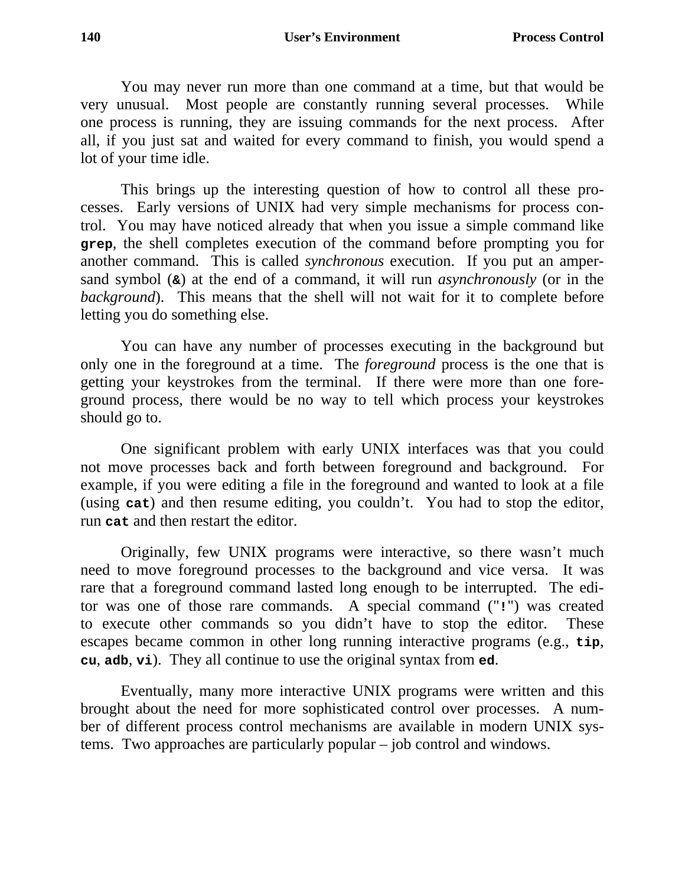You may never run more than one command at a time, but that would be very unusual. Most people are constantly running several processes. While one process is running, they are issuing commands for the next process. After all, if you just sat and waited for every command to finish, you would spend a lot of your time idle.

This brings up the interesting question of how to control all these processes. Early versions of UNIX had very simple mechanisms for process control. You may have noticed already that when you issue a simple command like **grep**, the shell completes execution of the command before prompting you for another command. This is called *synchronous* execution. If you put an ampersand symbol (**&**) at the end of a command, it will run *asynchronously* (or in the *background*). This means that the shell will not wait for it to complete before letting you do something else.

You can have any number of processes executing in the background but only one in the foreground at a time. The *foreground* process is the one that is getting your keystrokes from the terminal. If there were more than one foreground process, there would be no way to tell which process your keystrokes should go to.

One significant problem with early UNIX interfaces was that you could not move processes back and forth between foreground and background. For example, if you were editing a file in the foreground and wanted to look at a file (using **cat**) and then resume editing, you couldn't. You had to stop the editor, run **cat** and then restart the editor.

Originally, few UNIX programs were interactive, so there wasn't much need to move foreground processes to the background and vice versa. It was rare that a foreground command lasted long enough to be interrupted. The editor was one of those rare commands. A special command ("**!**") was created to execute other commands so you didn't have to stop the editor. These escapes became common in other long running interactive programs (e.g., **tip**, **cu**, **adb**, **vi**). They all continue to use the original syntax from **ed**.

Eventually, many more interactive UNIX programs were written and this brought about the need for more sophisticated control over processes. A number of different process control mechanisms are available in modern UNIX systems. Two approaches are particularly popular – job control and windows.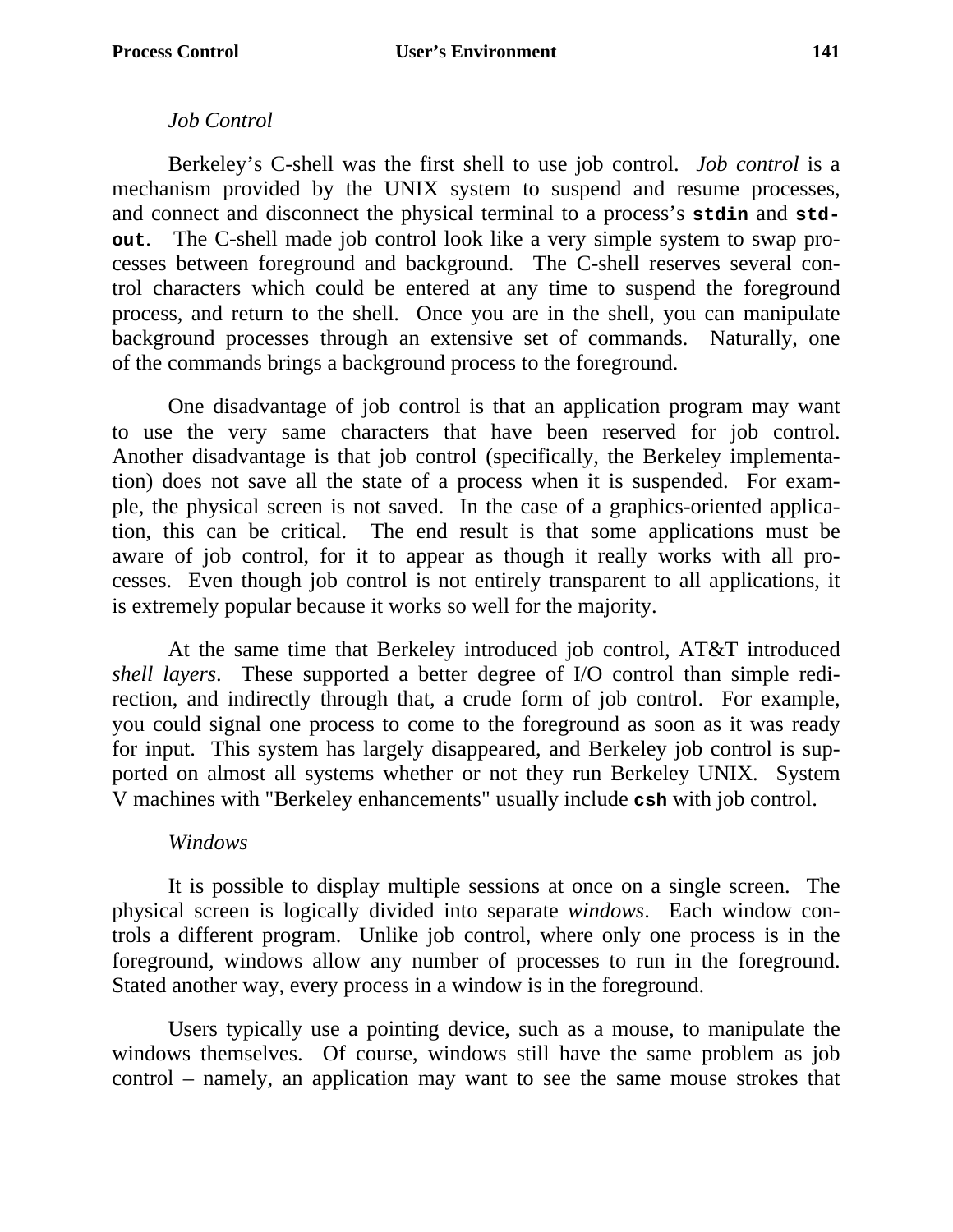*Job Control*

Berkeley's C-shell was the first shell to use job control. *Job control* is a mechanism provided by the UNIX system to suspend and resume processes, and connect and disconnect the physical terminal to a process's **stdin** and **stdout**. The C-shell made job control look like a very simple system to swap processes between foreground and background. The C-shell reserves several control characters which could be entered at any time to suspend the foreground process, and return to the shell. Once you are in the shell, you can manipulate background processes through an extensive set of commands. Naturally, one of the commands brings a background process to the foreground.

One disadvantage of job control is that an application program may want to use the very same characters that have been reserved for job control. Another disadvantage is that job control (specifically, the Berkeley implementation) does not save all the state of a process when it is suspended. For example, the physical screen is not saved. In the case of a graphics-oriented application, this can be critical. The end result is that some applications must be aware of job control, for it to appear as though it really works with all processes. Even though job control is not entirely transparent to all applications, it is extremely popular because it works so well for the majority.

At the same time that Berkeley introduced job control, AT&T introduced *shell layers*. These supported a better degree of I/O control than simple redirection, and indirectly through that, a crude form of job control. For example, you could signal one process to come to the foreground as soon as it was ready for input. This system has largely disappeared, and Berkeley job control is supported on almost all systems whether or not they run Berkeley UNIX. System V machines with "Berkeley enhancements" usually include **csh** with job control.

*Windows*

It is possible to display multiple sessions at once on a single screen. The physical screen is logically divided into separate *windows*. Each window controls a different program. Unlike job control, where only one process is in the foreground, windows allow any number of processes to run in the foreground. Stated another way, every process in a window is in the foreground.

Users typically use a pointing device, such as a mouse, to manipulate the windows themselves. Of course, windows still have the same problem as job control – namely, an application may want to see the same mouse strokes that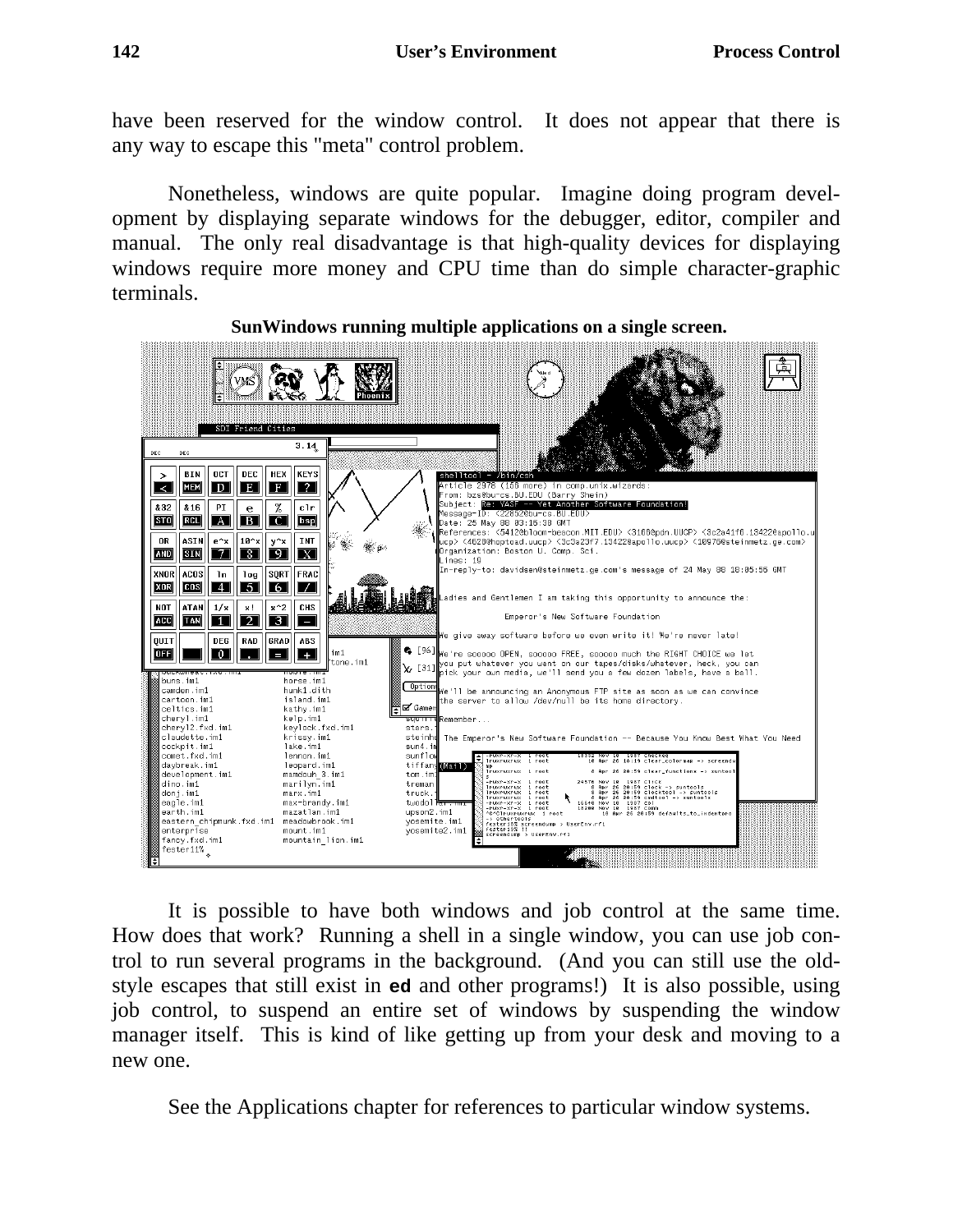have been reserved for the window control. It does not appear that there is any way to escape this "meta" control problem.

Nonetheless, windows are quite popular. Imagine doing program development by displaying separate windows for the debugger, editor, compiler and manual. The only real disadvantage is that high-quality devices for displaying windows require more money and CPU time than do simple character-graphic terminals.

**SunWindows running multiple applications on a single screen.**

It is possible to have both windows and job control at the same time. How does that work? Running a shell in a single window, you can use job control to run several programs in the background. (And you can still use the old-style escapes that still exist in **ed** and other programs!) It is also possible, using job control, to suspend an entire set of windows by suspending the window manager itself. This is kind of like getting up from your desk and moving to a new one.

See the Applications chapter for references to particular window systems.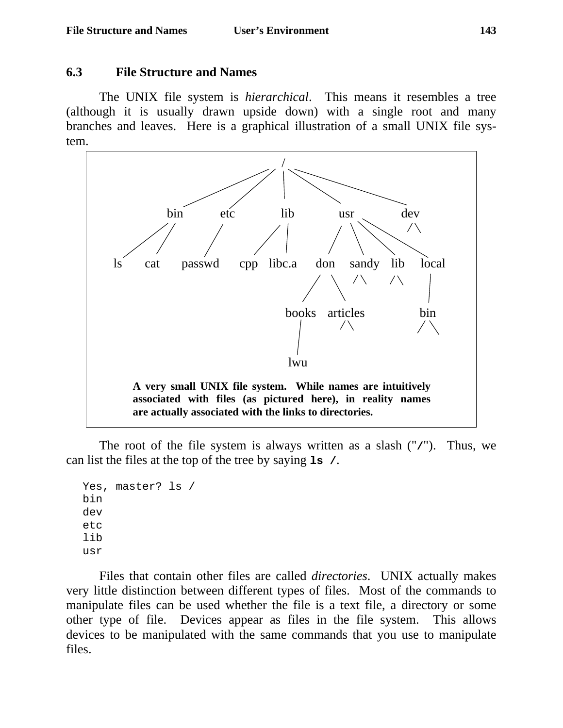## 6.3 File Structure and Names

The UNIX file system is *hierarchical*. This means it resembles a tree (although it is usually drawn upside down) with a single root and many branches and leaves. Here is a graphical illustration of a small UNIX file system.

```
                              /
        bin      etc        lib        usr          dev
       /   \      |        /   \     /   |   \   \
     ls    cat  passwd   cpp  libc.a don sandy lib local
                                    /   \              |
                                 books articles       bin
                                   |
                                  lwu
```

**A very small UNIX file system. While names are intuitively associated with files (as pictured here), in reality names are actually associated with the links to directories.**

The root of the file system is always written as a slash ("`/`"). Thus, we can list the files at the top of the tree by saying **`ls /`**.

```
Yes, master? ls /
bin
dev
etc
lib
usr
```

Files that contain other files are called *directories*. UNIX actually makes very little distinction between different types of files. Most of the commands to manipulate files can be used whether the file is a text file, a directory or some other type of file. Devices appear as files in the file system. This allows devices to be manipulated with the same commands that you use to manipulate files.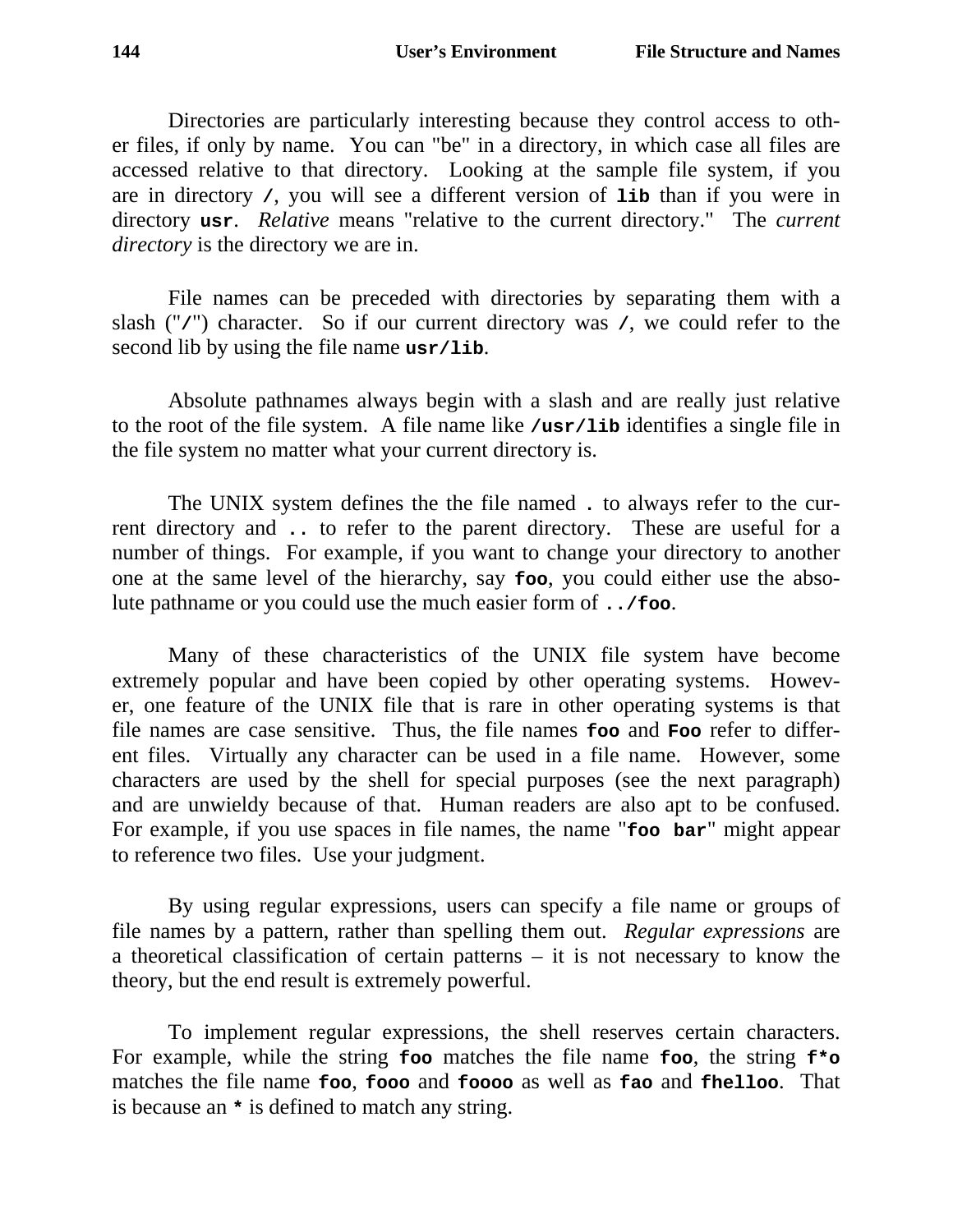Directories are particularly interesting because they control access to other files, if only by name. You can "be" in a directory, in which case all files are accessed relative to that directory. Looking at the sample file system, if you are in directory **/**, you will see a different version of **lib** than if you were in directory **usr**. *Relative* means "relative to the current directory." The *current directory* is the directory we are in.

File names can be preceded with directories by separating them with a slash ("**/**") character. So if our current directory was **/**, we could refer to the second lib by using the file name **usr/lib**.

Absolute pathnames always begin with a slash and are really just relative to the root of the file system. A file name like **/usr/lib** identifies a single file in the file system no matter what your current directory is.

The UNIX system defines the the file named **.** to always refer to the current directory and **..** to refer to the parent directory. These are useful for a number of things. For example, if you want to change your directory to another one at the same level of the hierarchy, say **foo**, you could either use the absolute pathname or you could use the much easier form of **../foo**.

Many of these characteristics of the UNIX file system have become extremely popular and have been copied by other operating systems. However, one feature of the UNIX file that is rare in other operating systems is that file names are case sensitive. Thus, the file names **foo** and **Foo** refer to different files. Virtually any character can be used in a file name. However, some characters are used by the shell for special purposes (see the next paragraph) and are unwieldy because of that. Human readers are also apt to be confused. For example, if you use spaces in file names, the name "**foo bar**" might appear to reference two files. Use your judgment.

By using regular expressions, users can specify a file name or groups of file names by a pattern, rather than spelling them out. *Regular expressions* are a theoretical classification of certain patterns – it is not necessary to know the theory, but the end result is extremely powerful.

To implement regular expressions, the shell reserves certain characters. For example, while the string **foo** matches the file name **foo**, the string **f*o** matches the file name **foo**, **fooo** and **foooo** as well as **fao** and **fhelloo**. That is because an ***** is defined to match any string.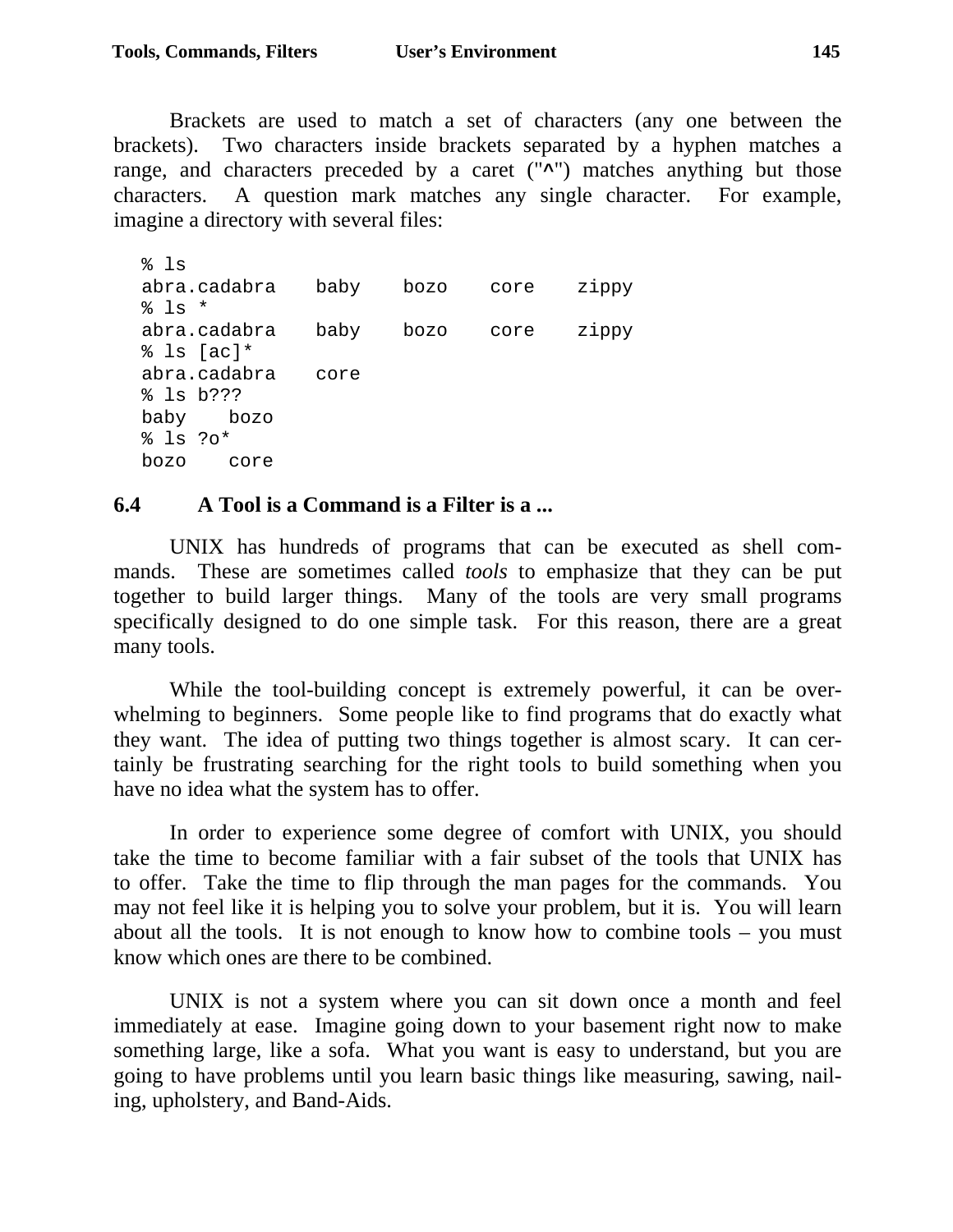Brackets are used to match a set of characters (any one between the brackets). Two characters inside brackets separated by a hyphen matches a range, and characters preceded by a caret ("^") matches anything but those characters. A question mark matches any single character. For example, imagine a directory with several files:

```
% ls
abra.cadabra   baby   bozo   core   zippy
% ls *
abra.cadabra   baby   bozo   core   zippy
% ls [ac]*
abra.cadabra   core
% ls b???
baby   bozo
% ls ?o*
bozo   core
```

## 6.4 A Tool is a Command is a Filter is a ...

UNIX has hundreds of programs that can be executed as shell commands. These are sometimes called *tools* to emphasize that they can be put together to build larger things. Many of the tools are very small programs specifically designed to do one simple task. For this reason, there are a great many tools.

While the tool-building concept is extremely powerful, it can be overwhelming to beginners. Some people like to find programs that do exactly what they want. The idea of putting two things together is almost scary. It can certainly be frustrating searching for the right tools to build something when you have no idea what the system has to offer.

In order to experience some degree of comfort with UNIX, you should take the time to become familiar with a fair subset of the tools that UNIX has to offer. Take the time to flip through the man pages for the commands. You may not feel like it is helping you to solve your problem, but it is. You will learn about all the tools. It is not enough to know how to combine tools – you must know which ones are there to be combined.

UNIX is not a system where you can sit down once a month and feel immediately at ease. Imagine going down to your basement right now to make something large, like a sofa. What you want is easy to understand, but you are going to have problems until you learn basic things like measuring, sawing, nailing, upholstery, and Band-Aids.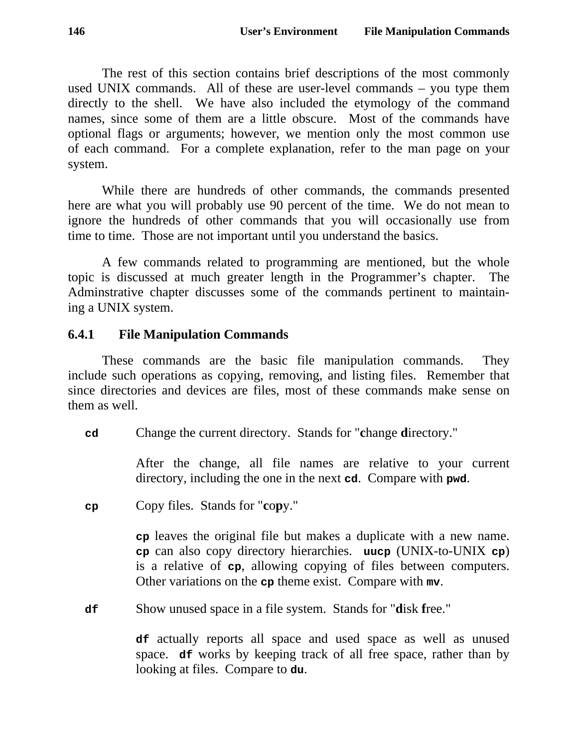The rest of this section contains brief descriptions of the most commonly used UNIX commands. All of these are user-level commands – you type them directly to the shell. We have also included the etymology of the command names, since some of them are a little obscure. Most of the commands have optional flags or arguments; however, we mention only the most common use of each command. For a complete explanation, refer to the man page on your system.

While there are hundreds of other commands, the commands presented here are what you will probably use 90 percent of the time. We do not mean to ignore the hundreds of other commands that you will occasionally use from time to time. Those are not important until you understand the basics.

A few commands related to programming are mentioned, but the whole topic is discussed at much greater length in the Programmer's chapter. The Adminstrative chapter discusses some of the commands pertinent to maintaining a UNIX system.

### 6.4.1 File Manipulation Commands

These commands are the basic file manipulation commands. They include such operations as copying, removing, and listing files. Remember that since directories and devices are files, most of these commands make sense on them as well.

**`cd`** Change the current directory. Stands for "**c**hange **d**irectory."

After the change, all file names are relative to your current directory, including the one in the next **`cd`**. Compare with **`pwd`**.

**`cp`** Copy files. Stands for "**c**o**p**y."

**`cp`** leaves the original file but makes a duplicate with a new name. **`cp`** can also copy directory hierarchies. **`uucp`** (UNIX-to-UNIX **`cp`**) is a relative of **`cp`**, allowing copying of files between computers. Other variations on the **`cp`** theme exist. Compare with **`mv`**.

**`df`** Show unused space in a file system. Stands for "**d**isk **f**ree."

**`df`** actually reports all space and used space as well as unused space. **`df`** works by keeping track of all free space, rather than by looking at files. Compare to **`du`**.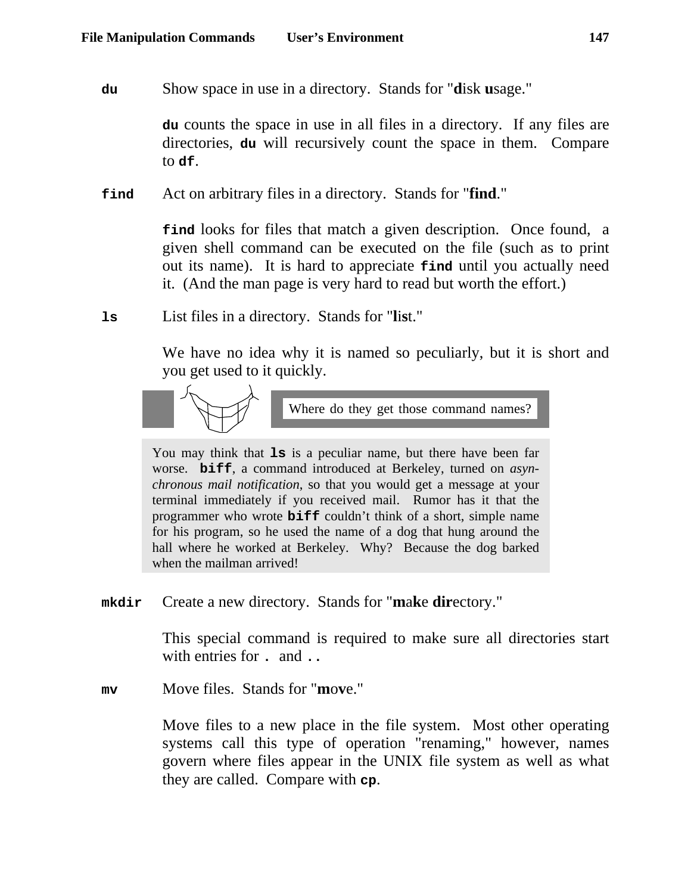**du** Show space in use in a directory. Stands for "**d**isk **u**sage."

**du** counts the space in use in all files in a directory. If any files are directories, **du** will recursively count the space in them. Compare to **df**.

**find** Act on arbitrary files in a directory. Stands for "**find**."

**find** looks for files that match a given description. Once found, a given shell command can be executed on the file (such as to print out its name). It is hard to appreciate **find** until you actually need it. (And the man page is very hard to read but worth the effort.)

**ls** List files in a directory. Stands for "**l**i**s**t."

We have no idea why it is named so peculiarly, but it is short and you get used to it quickly.

Where do they get those command names?

You may think that **ls** is a peculiar name, but there have been far worse. **biff**, a command introduced at Berkeley, turned on *asynchronous mail notification*, so that you would get a message at your terminal immediately if you received mail. Rumor has it that the programmer who wrote **biff** couldn't think of a short, simple name for his program, so he used the name of a dog that hung around the hall where he worked at Berkeley. Why? Because the dog barked when the mailman arrived!

**mkdir** Create a new directory. Stands for "**m**a**k**e **dir**ectory."

This special command is required to make sure all directories start with entries for **.** and **..**

**mv** Move files. Stands for "**m**o**v**e."

Move files to a new place in the file system. Most other operating systems call this type of operation "renaming," however, names govern where files appear in the UNIX file system as well as what they are called. Compare with **cp**.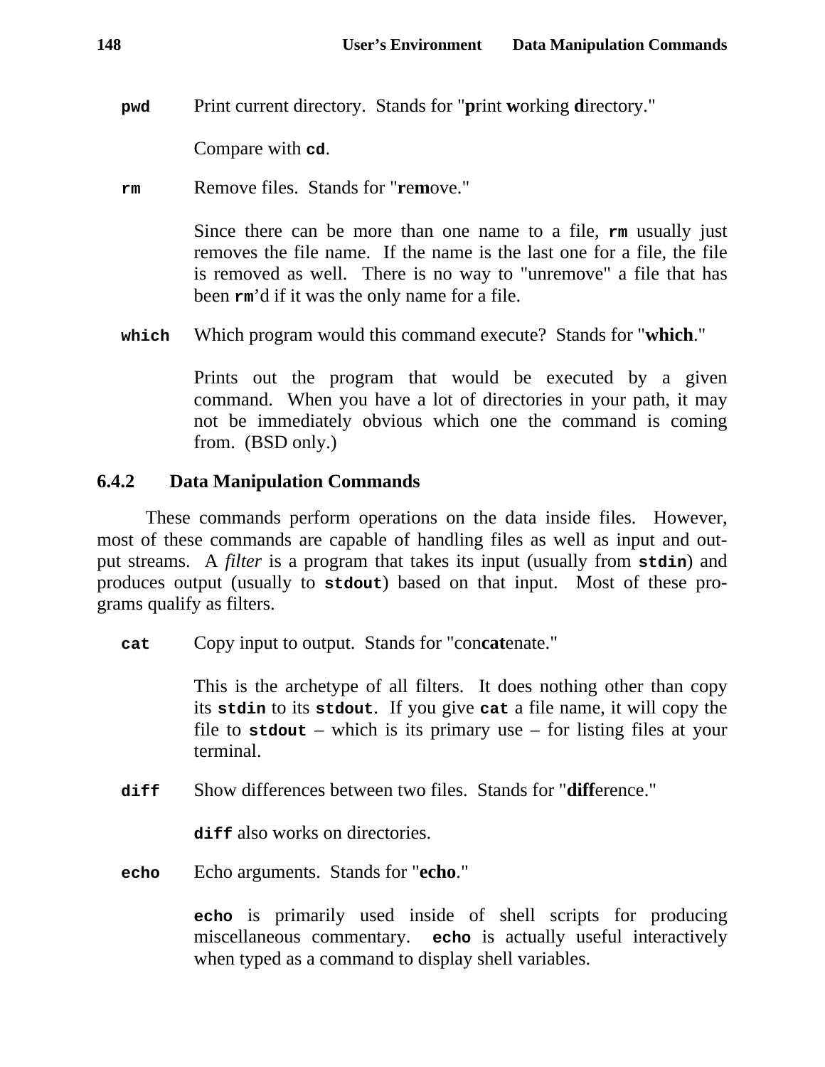**`pwd`** Print current directory. Stands for "**p**rint **w**orking **d**irectory."

Compare with **`cd`**.

**`rm`** Remove files. Stands for "**re**mo**ve**."

Since there can be more than one name to a file, **`rm`** usually just removes the file name. If the name is the last one for a file, the file is removed as well. There is no way to "unremove" a file that has been **`rm`**'d if it was the only name for a file.

**`which`** Which program would this command execute? Stands for "**which**."

Prints out the program that would be executed by a given command. When you have a lot of directories in your path, it may not be immediately obvious which one the command is coming from. (BSD only.)

### 6.4.2 Data Manipulation Commands

These commands perform operations on the data inside files. However, most of these commands are capable of handling files as well as input and output streams. A *filter* is a program that takes its input (usually from **`stdin`**) and produces output (usually to **`stdout`**) based on that input. Most of these programs qualify as filters.

**`cat`** Copy input to output. Stands for "con**cat**enate."

This is the archetype of all filters. It does nothing other than copy its **`stdin`** to its **`stdout`**. If you give **`cat`** a file name, it will copy the file to **`stdout`** – which is its primary use – for listing files at your terminal.

**`diff`** Show differences between two files. Stands for "**diff**erence."

**`diff`** also works on directories.

**`echo`** Echo arguments. Stands for "**echo**."

**`echo`** is primarily used inside of shell scripts for producing miscellaneous commentary. **`echo`** is actually useful interactively when typed as a command to display shell variables.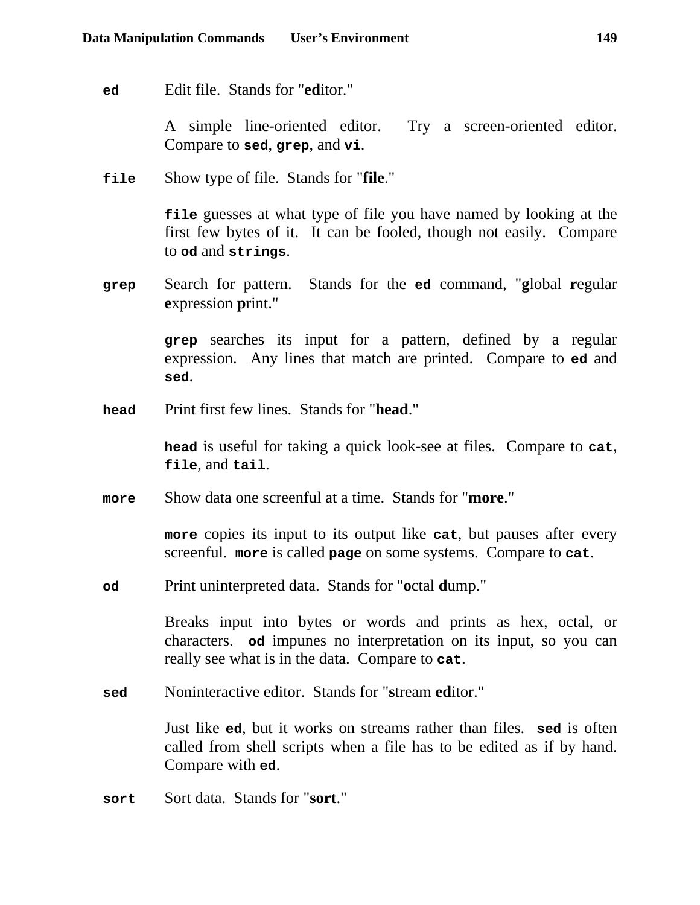**ed** Edit file. Stands for "**ed**itor."

A simple line-oriented editor. Try a screen-oriented editor. Compare to **sed**, **grep**, and **vi**.

**file** Show type of file. Stands for "**file**."

**file** guesses at what type of file you have named by looking at the first few bytes of it. It can be fooled, though not easily. Compare to **od** and **strings**.

**grep** Search for pattern. Stands for the **ed** command, "**g**lobal **r**egular **e**xpression **p**rint."

**grep** searches its input for a pattern, defined by a regular expression. Any lines that match are printed. Compare to **ed** and **sed**.

**head** Print first few lines. Stands for "**head**."

**head** is useful for taking a quick look-see at files. Compare to **cat**, **file**, and **tail**.

**more** Show data one screenful at a time. Stands for "**more**."

**more** copies its input to its output like **cat**, but pauses after every screenful. **more** is called **page** on some systems. Compare to **cat**.

**od** Print uninterpreted data. Stands for "**o**ctal **d**ump."

Breaks input into bytes or words and prints as hex, octal, or characters. **od** impunes no interpretation on its input, so you can really see what is in the data. Compare to **cat**.

**sed** Noninteractive editor. Stands for "**s**tream **ed**itor."

Just like **ed**, but it works on streams rather than files. **sed** is often called from shell scripts when a file has to be edited as if by hand. Compare with **ed**.

**sort** Sort data. Stands for "**sort**."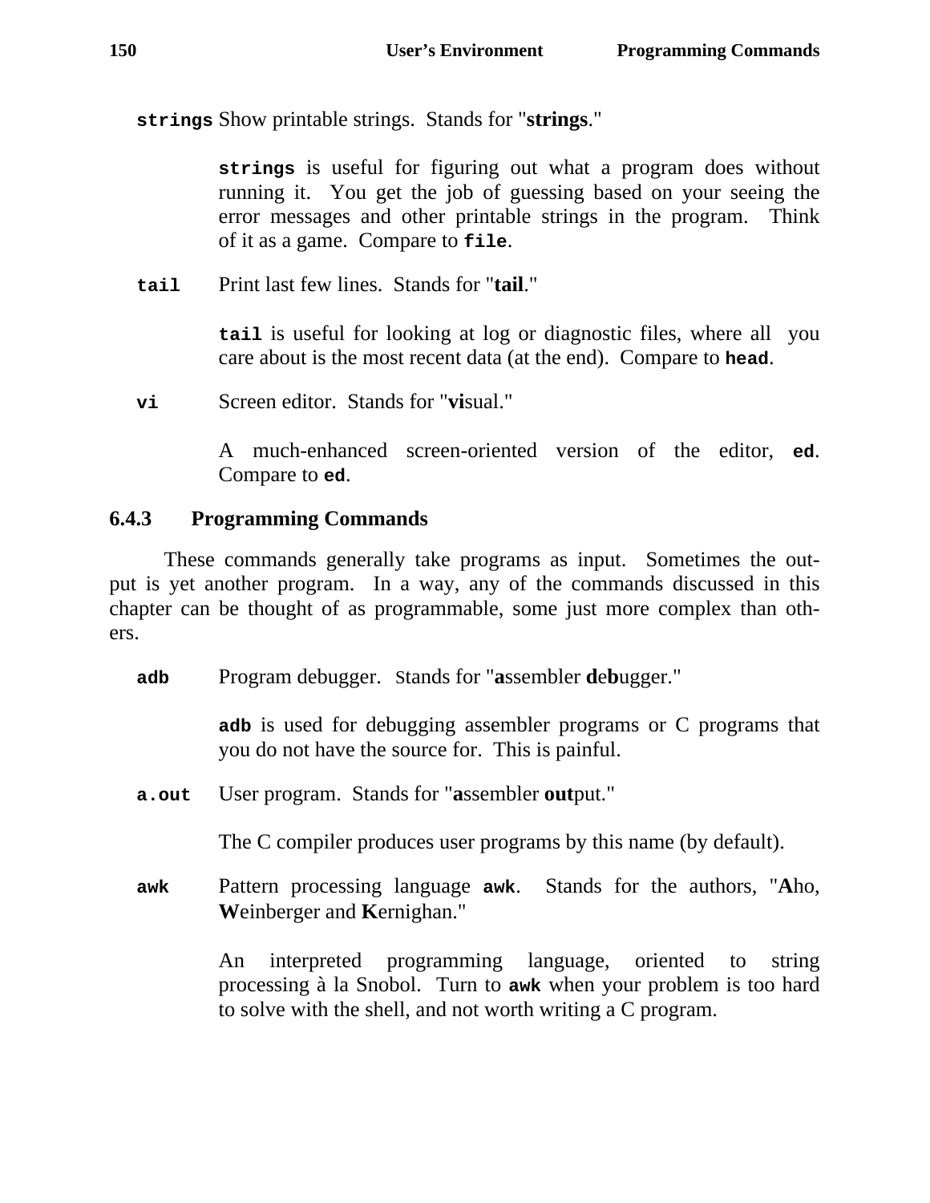**`strings`** Show printable strings. Stands for "**strings**."

> **`strings`** is useful for figuring out what a program does without running it. You get the job of guessing based on your seeing the error messages and other printable strings in the program. Think of it as a game. Compare to **`file`**.

**`tail`** Print last few lines. Stands for "**tail**."

> **`tail`** is useful for looking at log or diagnostic files, where all you care about is the most recent data (at the end). Compare to **`head`**.

**`vi`** Screen editor. Stands for "**vi**sual."

> A much-enhanced screen-oriented version of the editor, **`ed`**. Compare to **`ed`**.

### 6.4.3 Programming Commands

These commands generally take programs as input. Sometimes the output is yet another program. In a way, any of the commands discussed in this chapter can be thought of as programmable, some just more complex than others.

**`adb`** Program debugger. Stands for "**a**ssembler **d**e**b**ugger."

> **`adb`** is used for debugging assembler programs or C programs that you do not have the source for. This is painful.

**`a.out`** User program. Stands for "**a**ssembler **out**put."

> The C compiler produces user programs by this name (by default).

**`awk`** Pattern processing language **`awk`**. Stands for the authors, "**A**ho, **W**einberger and **K**ernighan."

> An interpreted programming language, oriented to string processing à la Snobol. Turn to **`awk`** when your problem is too hard to solve with the shell, and not worth writing a C program.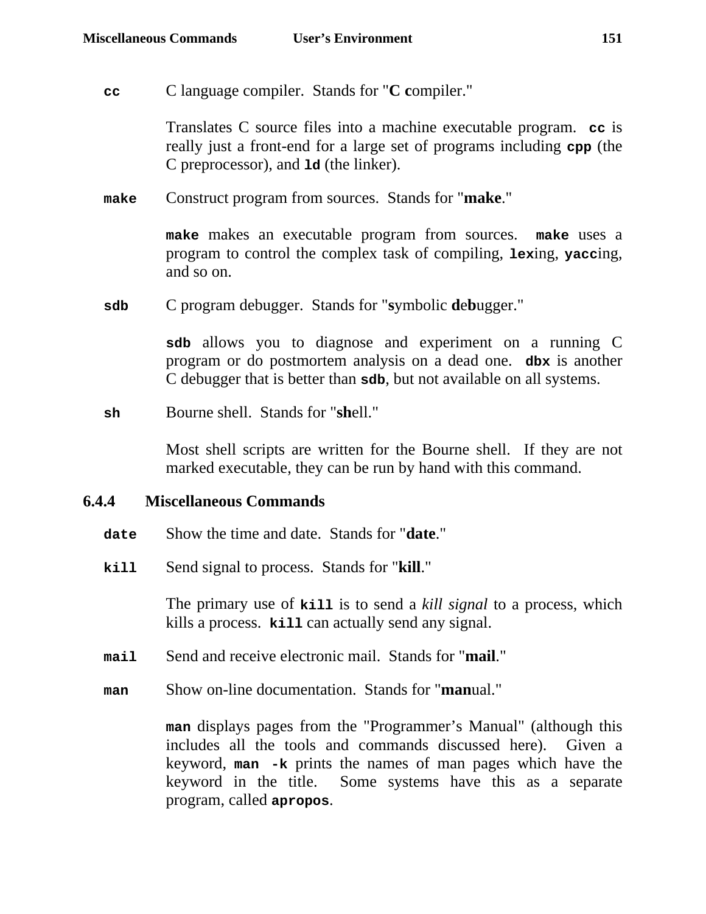**`cc`** C language compiler. Stands for "**C c**ompiler."

Translates C source files into a machine executable program. **`cc`** is really just a front-end for a large set of programs including **`cpp`** (the C preprocessor), and **`ld`** (the linker).

**`make`** Construct program from sources. Stands for "**make**."

**`make`** makes an executable program from sources. **`make`** uses a program to control the complex task of compiling, **`lex`**ing, **`yacc`**ing, and so on.

**`sdb`** C program debugger. Stands for "**s**ymbolic **d**e**b**ugger."

**`sdb`** allows you to diagnose and experiment on a running C program or do postmortem analysis on a dead one. **`dbx`** is another C debugger that is better than **`sdb`**, but not available on all systems.

**`sh`** Bourne shell. Stands for "**sh**ell."

Most shell scripts are written for the Bourne shell. If they are not marked executable, they can be run by hand with this command.

### 6.4.4 Miscellaneous Commands

**`date`** Show the time and date. Stands for "**date**."

**`kill`** Send signal to process. Stands for "**kill**."

The primary use of **`kill`** is to send a *kill signal* to a process, which kills a process. **`kill`** can actually send any signal.

**`mail`** Send and receive electronic mail. Stands for "**mail**."

**`man`** Show on-line documentation. Stands for "**man**ual."

**`man`** displays pages from the "Programmer's Manual" (although this includes all the tools and commands discussed here). Given a keyword, **`man -k`** prints the names of man pages which have the keyword in the title. Some systems have this as a separate program, called **`apropos`**.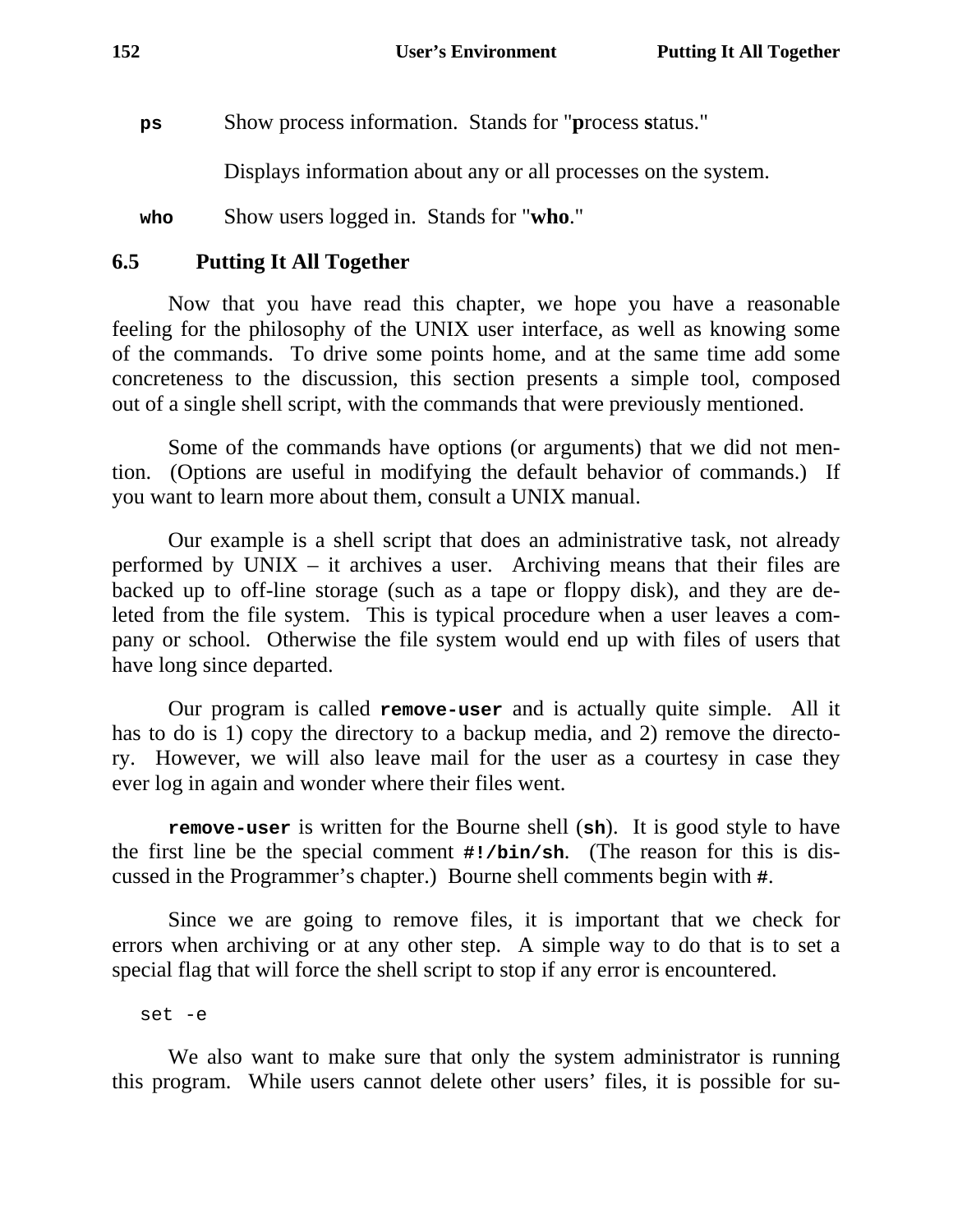**`ps`** Show process information. Stands for "**p**rocess **s**tatus."

Displays information about any or all processes on the system.

**`who`** Show users logged in. Stands for "**who**."

## 6.5 Putting It All Together

Now that you have read this chapter, we hope you have a reasonable feeling for the philosophy of the UNIX user interface, as well as knowing some of the commands. To drive some points home, and at the same time add some concreteness to the discussion, this section presents a simple tool, composed out of a single shell script, with the commands that were previously mentioned.

Some of the commands have options (or arguments) that we did not mention. (Options are useful in modifying the default behavior of commands.) If you want to learn more about them, consult a UNIX manual.

Our example is a shell script that does an administrative task, not already performed by UNIX – it archives a user. Archiving means that their files are backed up to off-line storage (such as a tape or floppy disk), and they are deleted from the file system. This is typical procedure when a user leaves a company or school. Otherwise the file system would end up with files of users that have long since departed.

Our program is called **`remove-user`** and is actually quite simple. All it has to do is 1) copy the directory to a backup media, and 2) remove the directory. However, we will also leave mail for the user as a courtesy in case they ever log in again and wonder where their files went.

**`remove-user`** is written for the Bourne shell (**`sh`**). It is good style to have the first line be the special comment **`#!/bin/sh`**. (The reason for this is discussed in the Programmer's chapter.) Bourne shell comments begin with **`#`**.

Since we are going to remove files, it is important that we check for errors when archiving or at any other step. A simple way to do that is to set a special flag that will force the shell script to stop if any error is encountered.

```
set -e
```

We also want to make sure that only the system administrator is running this program. While users cannot delete other users' files, it is possible for su-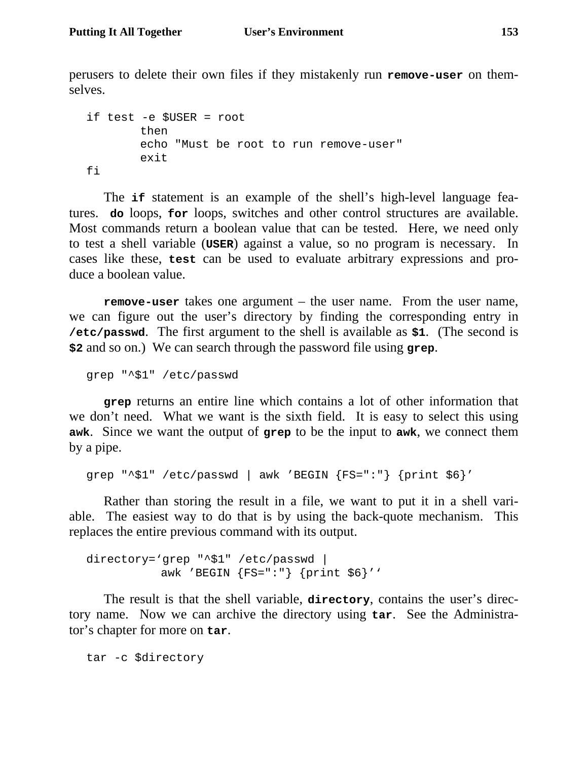perusers to delete their own files if they mistakenly run **remove-user** on themselves.

```
if test -e $USER = root
        then
        echo "Must be root to run remove-user"
        exit
fi
```

The **if** statement is an example of the shell's high-level language features. **do** loops, **for** loops, switches and other control structures are available. Most commands return a boolean value that can be tested. Here, we need only to test a shell variable (**USER**) against a value, so no program is necessary. In cases like these, **test** can be used to evaluate arbitrary expressions and produce a boolean value.

**remove-user** takes one argument – the user name. From the user name, we can figure out the user's directory by finding the corresponding entry in **/etc/passwd**. The first argument to the shell is available as **$1**. (The second is **$2** and so on.) We can search through the password file using **grep**.

```
grep "^$1" /etc/passwd
```

**grep** returns an entire line which contains a lot of other information that we don't need. What we want is the sixth field. It is easy to select this using **awk**. Since we want the output of **grep** to be the input to **awk**, we connect them by a pipe.

```
grep "^$1" /etc/passwd | awk 'BEGIN {FS=":"} {print $6}'
```

Rather than storing the result in a file, we want to put it in a shell variable. The easiest way to do that is by using the back-quote mechanism. This replaces the entire previous command with its output.

```
directory=`grep "^$1" /etc/passwd |
           awk 'BEGIN {FS=":"} {print $6}'`
```

The result is that the shell variable, **directory**, contains the user's directory name. Now we can archive the directory using **tar**. See the Administrator's chapter for more on **tar**.

```
tar -c $directory
```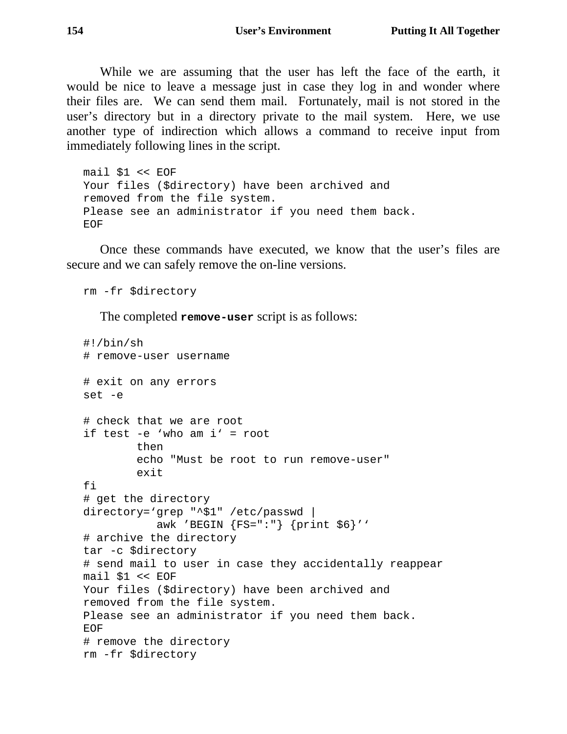While we are assuming that the user has left the face of the earth, it would be nice to leave a message just in case they log in and wonder where their files are. We can send them mail. Fortunately, mail is not stored in the user's directory but in a directory private to the mail system. Here, we use another type of indirection which allows a command to receive input from immediately following lines in the script.

```
mail $1 << EOF
Your files ($directory) have been archived and
removed from the file system.
Please see an administrator if you need them back.
EOF
```

Once these commands have executed, we know that the user's files are secure and we can safely remove the on-line versions.

```
rm -fr $directory
```

The completed **`remove-user`** script is as follows:

```
#!/bin/sh
# remove-user username

# exit on any errors
set -e

# check that we are root
if test -e ‘who am i‘ = root
        then
        echo "Must be root to run remove-user"
        exit
fi
# get the directory
directory=‘grep "^$1" /etc/passwd |
           awk ’BEGIN {FS=":"} {print $6}’‘
# archive the directory
tar -c $directory
# send mail to user in case they accidentally reappear
mail $1 << EOF
Your files ($directory) have been archived and
removed from the file system.
Please see an administrator if you need them back.
EOF
# remove the directory
rm -fr $directory
```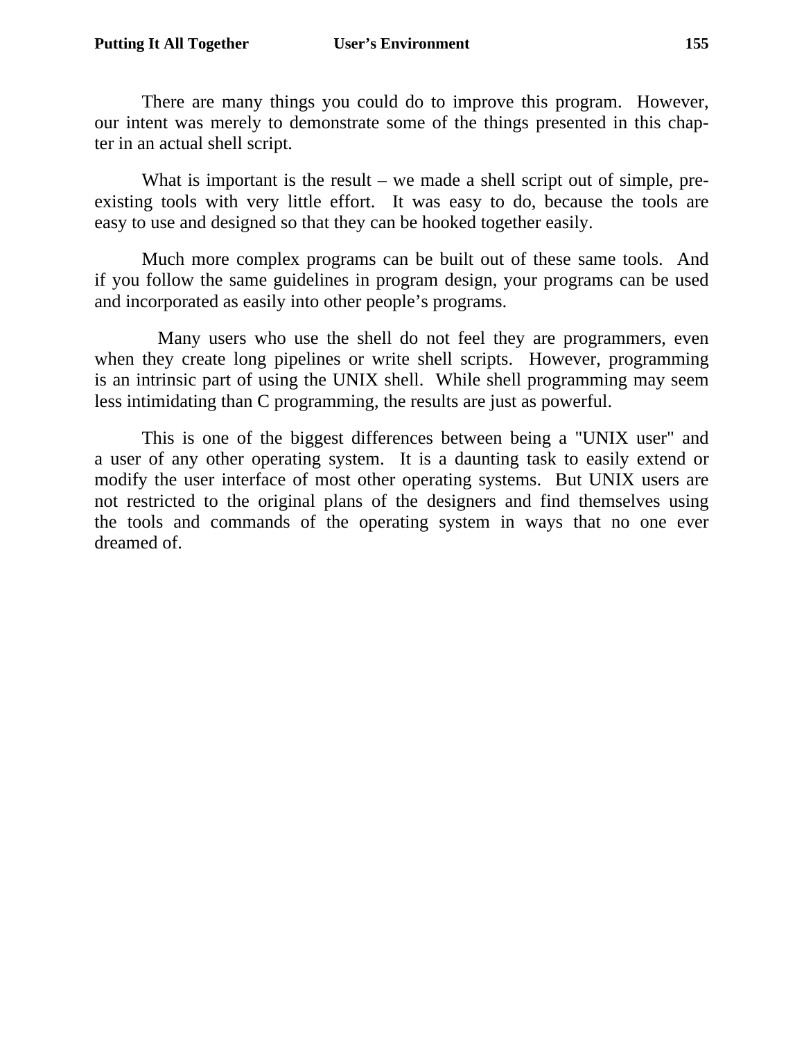There are many things you could do to improve this program. However, our intent was merely to demonstrate some of the things presented in this chapter in an actual shell script.

What is important is the result – we made a shell script out of simple, pre-existing tools with very little effort. It was easy to do, because the tools are easy to use and designed so that they can be hooked together easily.

Much more complex programs can be built out of these same tools. And if you follow the same guidelines in program design, your programs can be used and incorporated as easily into other people's programs.

Many users who use the shell do not feel they are programmers, even when they create long pipelines or write shell scripts. However, programming is an intrinsic part of using the UNIX shell. While shell programming may seem less intimidating than C programming, the results are just as powerful.

This is one of the biggest differences between being a "UNIX user" and a user of any other operating system. It is a daunting task to easily extend or modify the user interface of most other operating systems. But UNIX users are not restricted to the original plans of the designers and find themselves using the tools and commands of the operating system in ways that no one ever dreamed of.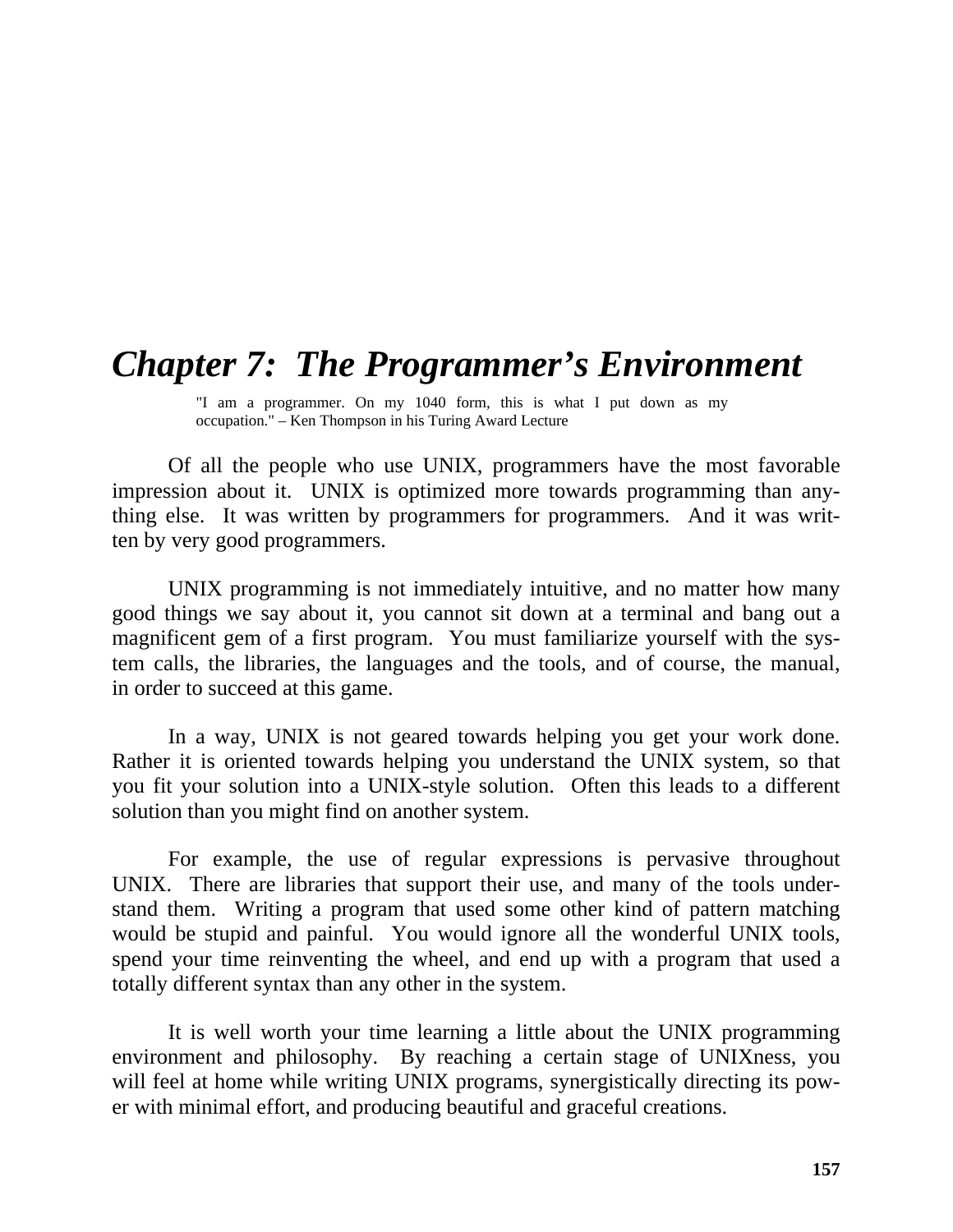# *Chapter 7: The Programmer's Environment*

> "I am a programmer. On my 1040 form, this is what I put down as my occupation." – Ken Thompson in his Turing Award Lecture

Of all the people who use UNIX, programmers have the most favorable impression about it. UNIX is optimized more towards programming than anything else. It was written by programmers for programmers. And it was written by very good programmers.

UNIX programming is not immediately intuitive, and no matter how many good things we say about it, you cannot sit down at a terminal and bang out a magnificent gem of a first program. You must familiarize yourself with the system calls, the libraries, the languages and the tools, and of course, the manual, in order to succeed at this game.

In a way, UNIX is not geared towards helping you get your work done. Rather it is oriented towards helping you understand the UNIX system, so that you fit your solution into a UNIX-style solution. Often this leads to a different solution than you might find on another system.

For example, the use of regular expressions is pervasive throughout UNIX. There are libraries that support their use, and many of the tools understand them. Writing a program that used some other kind of pattern matching would be stupid and painful. You would ignore all the wonderful UNIX tools, spend your time reinventing the wheel, and end up with a program that used a totally different syntax than any other in the system.

It is well worth your time learning a little about the UNIX programming environment and philosophy. By reaching a certain stage of UNIXness, you will feel at home while writing UNIX programs, synergistically directing its power with minimal effort, and producing beautiful and graceful creations.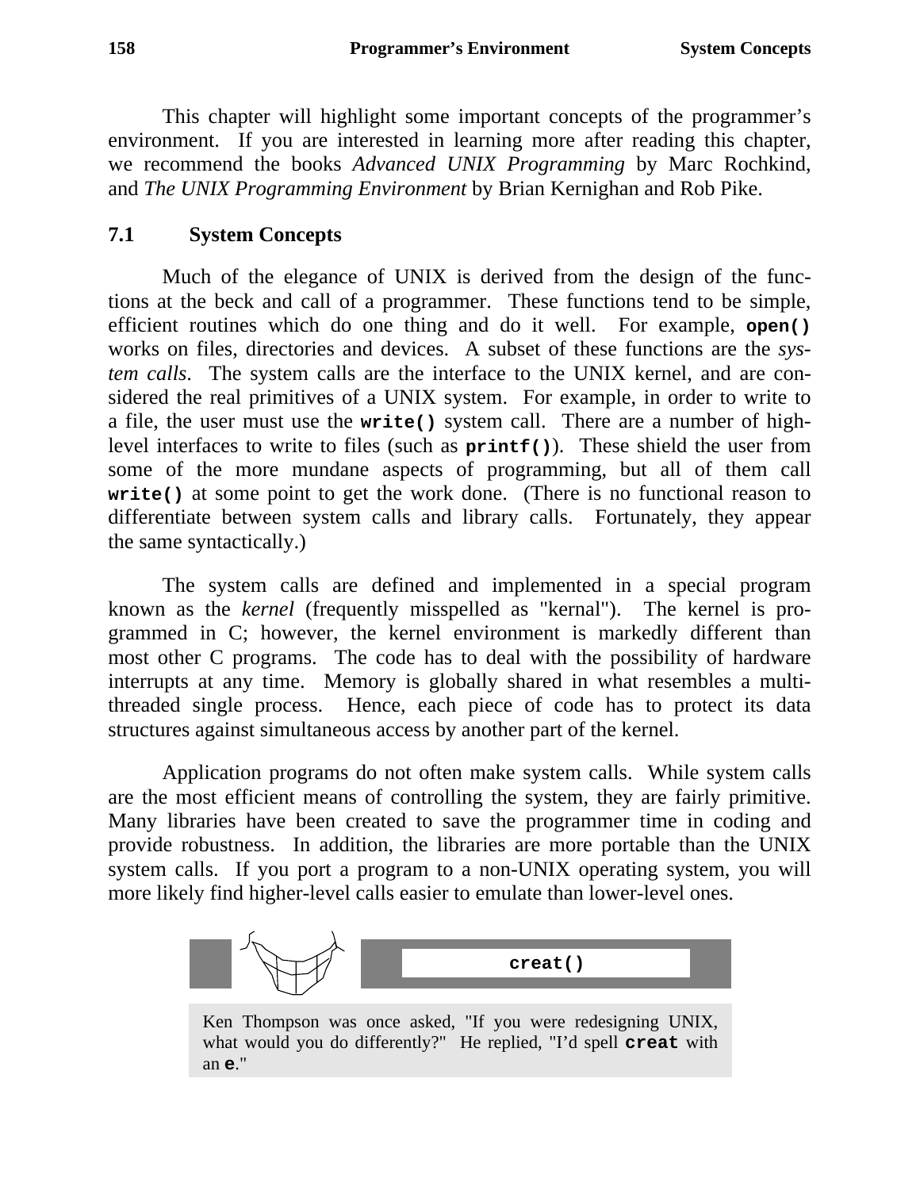This chapter will highlight some important concepts of the programmer's environment. If you are interested in learning more after reading this chapter, we recommend the books *Advanced UNIX Programming* by Marc Rochkind, and *The UNIX Programming Environment* by Brian Kernighan and Rob Pike.

## 7.1 System Concepts

Much of the elegance of UNIX is derived from the design of the functions at the beck and call of a programmer. These functions tend to be simple, efficient routines which do one thing and do it well. For example, **`open()`** works on files, directories and devices. A subset of these functions are the *system calls*. The system calls are the interface to the UNIX kernel, and are considered the real primitives of a UNIX system. For example, in order to write to a file, the user must use the **`write()`** system call. There are a number of high-level interfaces to write to files (such as **`printf()`**). These shield the user from some of the more mundane aspects of programming, but all of them call **`write()`** at some point to get the work done. (There is no functional reason to differentiate between system calls and library calls. Fortunately, they appear the same syntactically.)

The system calls are defined and implemented in a special program known as the *kernel* (frequently misspelled as "kernal"). The kernel is programmed in C; however, the kernel environment is markedly different than most other C programs. The code has to deal with the possibility of hardware interrupts at any time. Memory is globally shared in what resembles a multi-threaded single process. Hence, each piece of code has to protect its data structures against simultaneous access by another part of the kernel.

Application programs do not often make system calls. While system calls are the most efficient means of controlling the system, they are fairly primitive. Many libraries have been created to save the programmer time in coding and provide robustness. In addition, the libraries are more portable than the UNIX system calls. If you port a program to a non-UNIX operating system, you will more likely find higher-level calls easier to emulate than lower-level ones.

**`creat()`**

Ken Thompson was once asked, "If you were redesigning UNIX, what would you do differently?" He replied, "I'd spell **`creat`** with an **`e`**."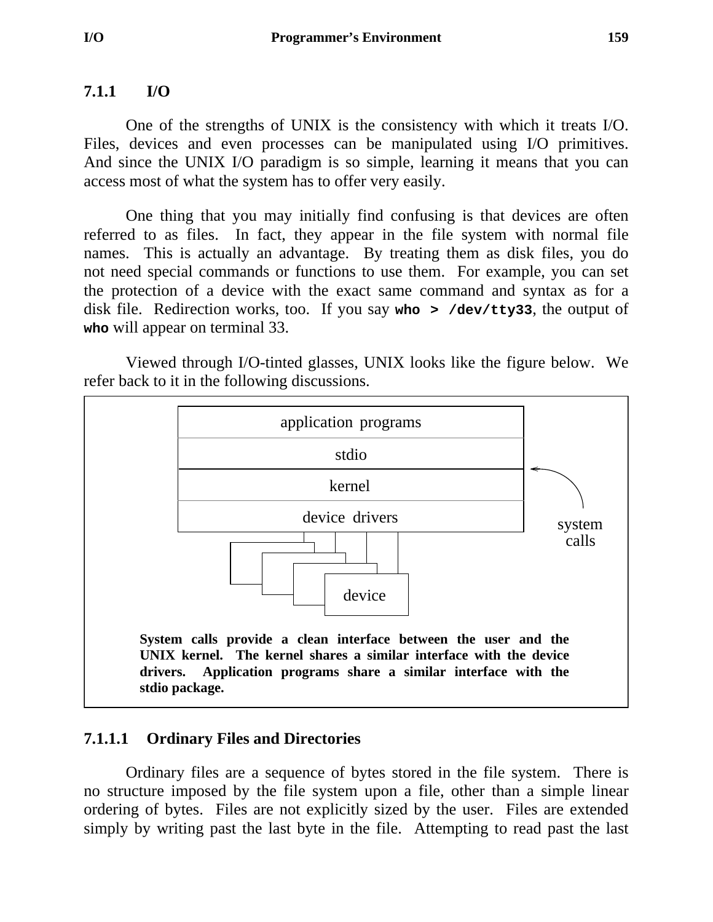### 7.1.1 I/O

One of the strengths of UNIX is the consistency with which it treats I/O. Files, devices and even processes can be manipulated using I/O primitives. And since the UNIX I/O paradigm is so simple, learning it means that you can access most of what the system has to offer very easily.

One thing that you may initially find confusing is that devices are often referred to as files. In fact, they appear in the file system with normal file names. This is actually an advantage. By treating them as disk files, you do not need special commands or functions to use them. For example, you can set the protection of a device with the exact same command and syntax as for a disk file. Redirection works, too. If you say **`who > /dev/tty33`**, the output of **`who`** will appear on terminal 33.

Viewed through I/O-tinted glasses, UNIX looks like the figure below. We refer back to it in the following discussions.

```
        +----------------------------+
        |    application programs    |
        +----------------------------+
        |           stdio            |
        +----------------------------+  <--.
        |           kernel           |      \
        +----------------------------+       |
        |       device drivers       |     system
        +----------------------------+     calls
              |    |    |    |
          +------------------+
          |   |    |    |    |
          |  +-------------+ |
          |  |    |    |   | |
             +-----------------+
                | |  device   |
                  +-----------+
```

**System calls provide a clean interface between the user and the UNIX kernel. The kernel shares a similar interface with the device drivers. Application programs share a similar interface with the stdio package.**

#### 7.1.1.1 Ordinary Files and Directories

Ordinary files are a sequence of bytes stored in the file system. There is no structure imposed by the file system upon a file, other than a simple linear ordering of bytes. Files are not explicitly sized by the user. Files are extended simply by writing past the last byte in the file. Attempting to read past the last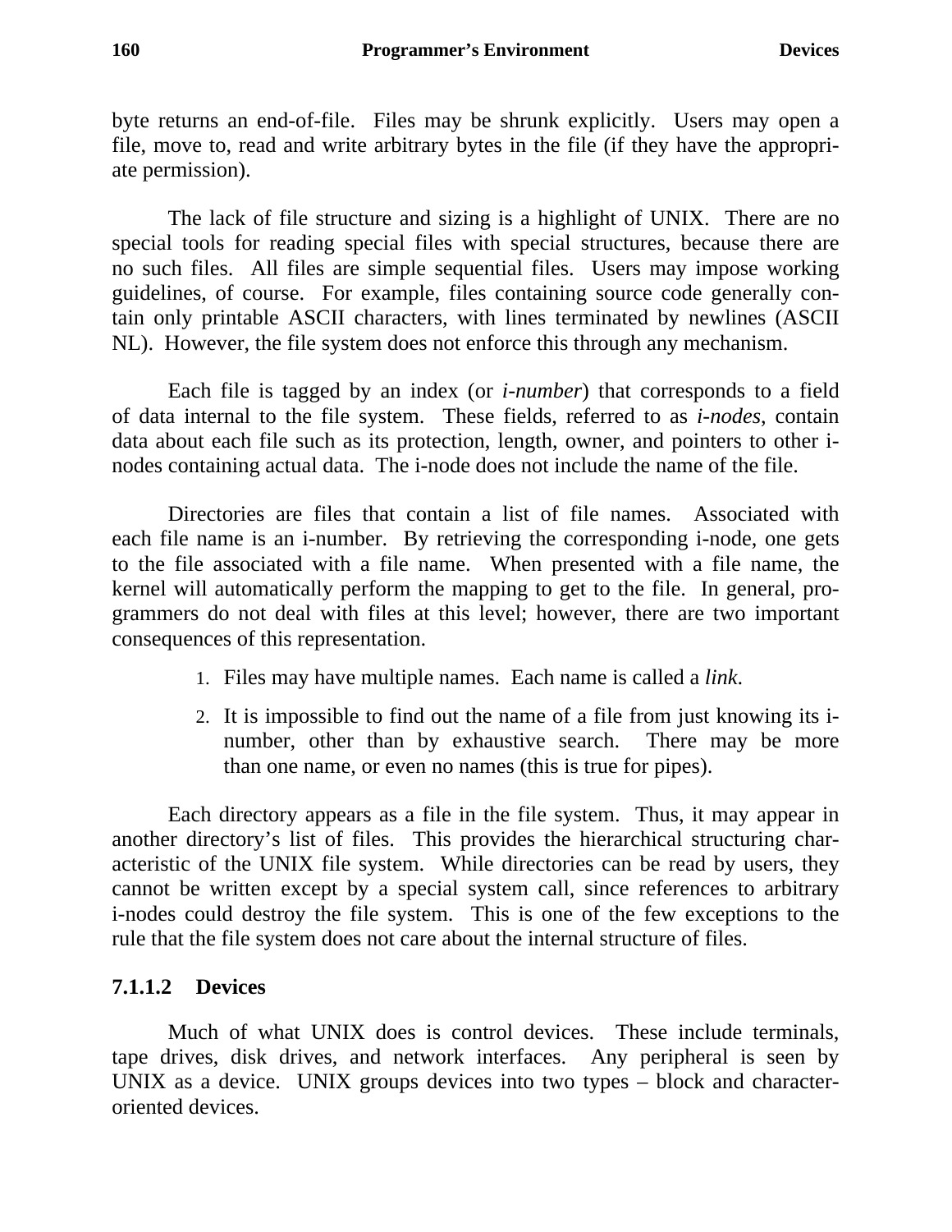byte returns an end-of-file. Files may be shrunk explicitly. Users may open a file, move to, read and write arbitrary bytes in the file (if they have the appropriate permission).

The lack of file structure and sizing is a highlight of UNIX. There are no special tools for reading special files with special structures, because there are no such files. All files are simple sequential files. Users may impose working guidelines, of course. For example, files containing source code generally contain only printable ASCII characters, with lines terminated by newlines (ASCII NL). However, the file system does not enforce this through any mechanism.

Each file is tagged by an index (or *i-number*) that corresponds to a field of data internal to the file system. These fields, referred to as *i-nodes*, contain data about each file such as its protection, length, owner, and pointers to other i-nodes containing actual data. The i-node does not include the name of the file.

Directories are files that contain a list of file names. Associated with each file name is an i-number. By retrieving the corresponding i-node, one gets to the file associated with a file name. When presented with a file name, the kernel will automatically perform the mapping to get to the file. In general, programmers do not deal with files at this level; however, there are two important consequences of this representation.

1. Files may have multiple names. Each name is called a *link*.
2. It is impossible to find out the name of a file from just knowing its i-number, other than by exhaustive search. There may be more than one name, or even no names (this is true for pipes).

Each directory appears as a file in the file system. Thus, it may appear in another directory's list of files. This provides the hierarchical structuring characteristic of the UNIX file system. While directories can be read by users, they cannot be written except by a special system call, since references to arbitrary i-nodes could destroy the file system. This is one of the few exceptions to the rule that the file system does not care about the internal structure of files.

#### 7.1.1.2 Devices

Much of what UNIX does is control devices. These include terminals, tape drives, disk drives, and network interfaces. Any peripheral is seen by UNIX as a device. UNIX groups devices into two types – block and character-oriented devices.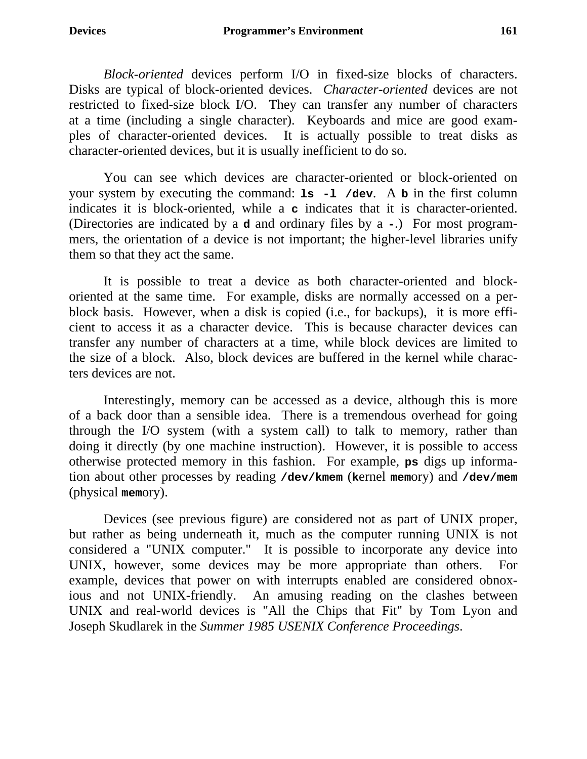*Block-oriented* devices perform I/O in fixed-size blocks of characters. Disks are typical of block-oriented devices. *Character-oriented* devices are not restricted to fixed-size block I/O. They can transfer any number of characters at a time (including a single character). Keyboards and mice are good examples of character-oriented devices. It is actually possible to treat disks as character-oriented devices, but it is usually inefficient to do so.

You can see which devices are character-oriented or block-oriented on your system by executing the command: **`ls -l /dev`**. A **`b`** in the first column indicates it is block-oriented, while a **`c`** indicates that it is character-oriented. (Directories are indicated by a **`d`** and ordinary files by a **`-`**.) For most programmers, the orientation of a device is not important; the higher-level libraries unify them so that they act the same.

It is possible to treat a device as both character-oriented and block-oriented at the same time. For example, disks are normally accessed on a per-block basis. However, when a disk is copied (i.e., for backups), it is more efficient to access it as a character device. This is because character devices can transfer any number of characters at a time, while block devices are limited to the size of a block. Also, block devices are buffered in the kernel while characters devices are not.

Interestingly, memory can be accessed as a device, although this is more of a back door than a sensible idea. There is a tremendous overhead for going through the I/O system (with a system call) to talk to memory, rather than doing it directly (by one machine instruction). However, it is possible to access otherwise protected memory in this fashion. For example, **`ps`** digs up information about other processes by reading **`/dev/kmem`** (**`k`**ernel **`mem`**ory) and **`/dev/mem`** (physical **`mem`**ory).

Devices (see previous figure) are considered not as part of UNIX proper, but rather as being underneath it, much as the computer running UNIX is not considered a "UNIX computer." It is possible to incorporate any device into UNIX, however, some devices may be more appropriate than others. For example, devices that power on with interrupts enabled are considered obnoxious and not UNIX-friendly. An amusing reading on the clashes between UNIX and real-world devices is "All the Chips that Fit" by Tom Lyon and Joseph Skudlarek in the *Summer 1985 USENIX Conference Proceedings*.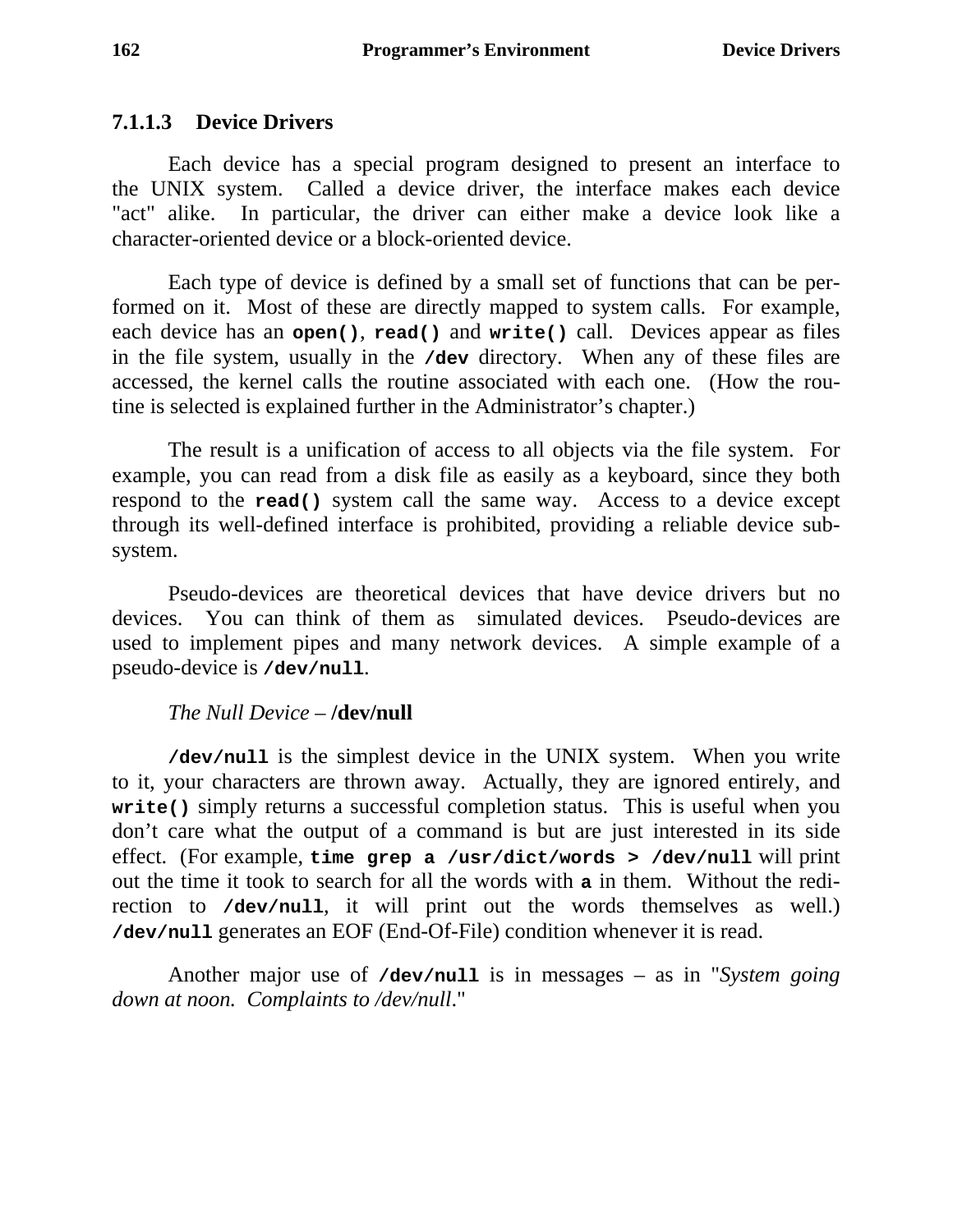### 7.1.1.3 Device Drivers

Each device has a special program designed to present an interface to the UNIX system. Called a device driver, the interface makes each device "act" alike. In particular, the driver can either make a device look like a character-oriented device or a block-oriented device.

Each type of device is defined by a small set of functions that can be performed on it. Most of these are directly mapped to system calls. For example, each device has an **`open()`**, **`read()`** and **`write()`** call. Devices appear as files in the file system, usually in the **`/dev`** directory. When any of these files are accessed, the kernel calls the routine associated with each one. (How the routine is selected is explained further in the Administrator's chapter.)

The result is a unification of access to all objects via the file system. For example, you can read from a disk file as easily as a keyboard, since they both respond to the **`read()`** system call the same way. Access to a device except through its well-defined interface is prohibited, providing a reliable device subsystem.

Pseudo-devices are theoretical devices that have device drivers but no devices. You can think of them as simulated devices. Pseudo-devices are used to implement pipes and many network devices. A simple example of a pseudo-device is **`/dev/null`**.

*The Null Device* – **/dev/null**

**`/dev/null`** is the simplest device in the UNIX system. When you write to it, your characters are thrown away. Actually, they are ignored entirely, and **`write()`** simply returns a successful completion status. This is useful when you don't care what the output of a command is but are just interested in its side effect. (For example, **`time grep a /usr/dict/words > /dev/null`** will print out the time it took to search for all the words with **`a`** in them. Without the redirection to **`/dev/null`**, it will print out the words themselves as well.) **`/dev/null`** generates an EOF (End-Of-File) condition whenever it is read.

Another major use of **`/dev/null`** is in messages – as in "*System going down at noon. Complaints to /dev/null*."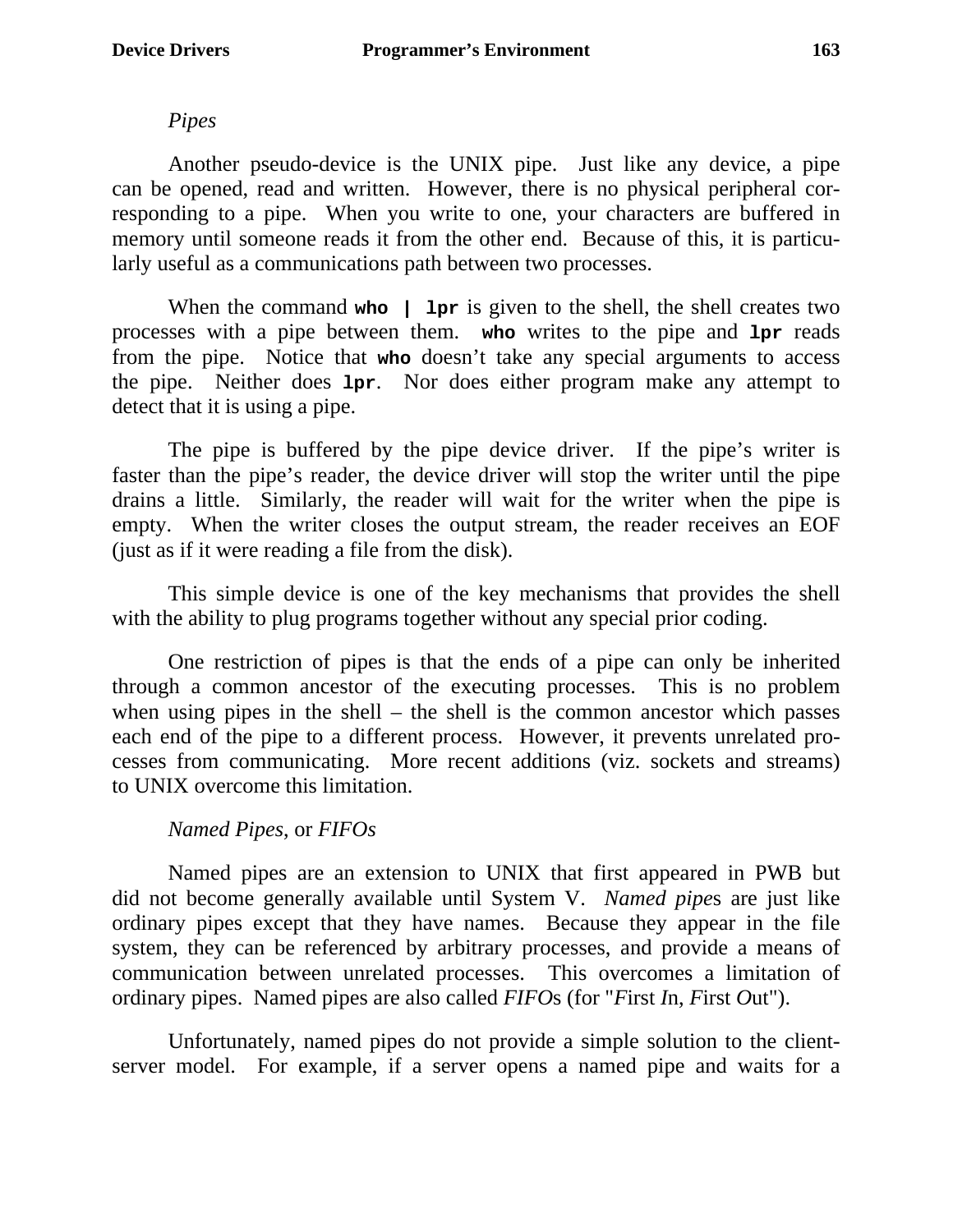### *Pipes*

Another pseudo-device is the UNIX pipe. Just like any device, a pipe can be opened, read and written. However, there is no physical peripheral corresponding to a pipe. When you write to one, your characters are buffered in memory until someone reads it from the other end. Because of this, it is particularly useful as a communications path between two processes.

When the command **`who | lpr`** is given to the shell, the shell creates two processes with a pipe between them. **`who`** writes to the pipe and **`lpr`** reads from the pipe. Notice that **`who`** doesn't take any special arguments to access the pipe. Neither does **`lpr`**. Nor does either program make any attempt to detect that it is using a pipe.

The pipe is buffered by the pipe device driver. If the pipe's writer is faster than the pipe's reader, the device driver will stop the writer until the pipe drains a little. Similarly, the reader will wait for the writer when the pipe is empty. When the writer closes the output stream, the reader receives an EOF (just as if it were reading a file from the disk).

This simple device is one of the key mechanisms that provides the shell with the ability to plug programs together without any special prior coding.

One restriction of pipes is that the ends of a pipe can only be inherited through a common ancestor of the executing processes. This is no problem when using pipes in the shell – the shell is the common ancestor which passes each end of the pipe to a different process. However, it prevents unrelated processes from communicating. More recent additions (viz. sockets and streams) to UNIX overcome this limitation.

### *Named Pipes*, or *FIFOs*

Named pipes are an extension to UNIX that first appeared in PWB but did not become generally available until System V. *Named pipe*s are just like ordinary pipes except that they have names. Because they appear in the file system, they can be referenced by arbitrary processes, and provide a means of communication between unrelated processes. This overcomes a limitation of ordinary pipes. Named pipes are also called *FIFO*s (for "*F*irst *I*n, *F*irst *O*ut").

Unfortunately, named pipes do not provide a simple solution to the client-server model. For example, if a server opens a named pipe and waits for a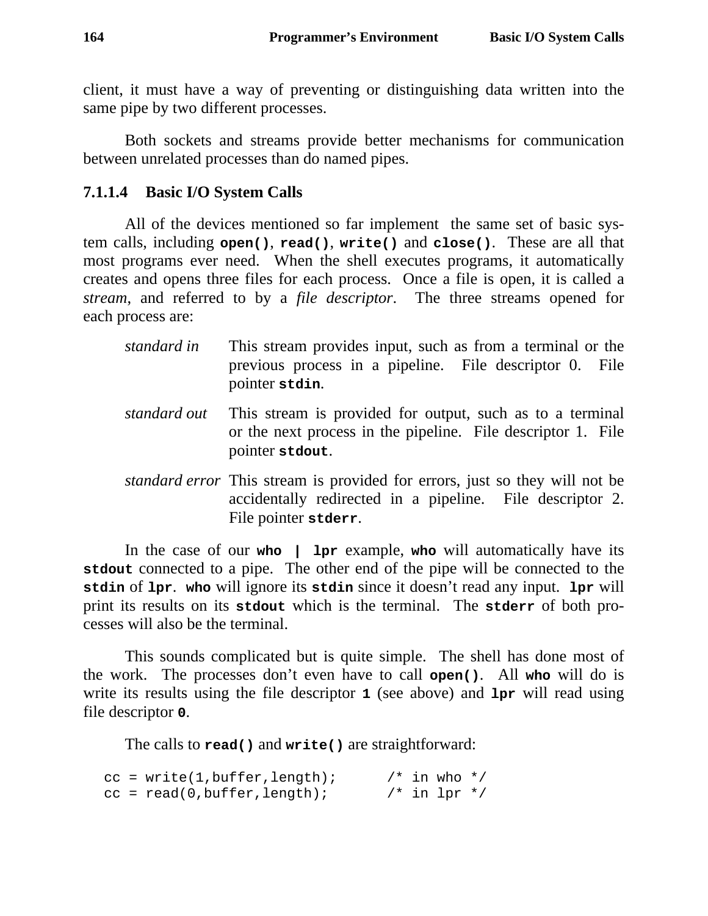client, it must have a way of preventing or distinguishing data written into the same pipe by two different processes.

Both sockets and streams provide better mechanisms for communication between unrelated processes than do named pipes.

### 7.1.1.4 Basic I/O System Calls

All of the devices mentioned so far implement the same set of basic system calls, including **`open()`**, **`read()`**, **`write()`** and **`close()`**. These are all that most programs ever need. When the shell executes programs, it automatically creates and opens three files for each process. Once a file is open, it is called a *stream*, and referred to by a *file descriptor*. The three streams opened for each process are:

*standard in* This stream provides input, such as from a terminal or the previous process in a pipeline. File descriptor 0. File pointer **`stdin`**.

*standard out* This stream is provided for output, such as to a terminal or the next process in the pipeline. File descriptor 1. File pointer **`stdout`**.

*standard error* This stream is provided for errors, just so they will not be accidentally redirected in a pipeline. File descriptor 2. File pointer **`stderr`**.

In the case of our **`who | lpr`** example, **`who`** will automatically have its **`stdout`** connected to a pipe. The other end of the pipe will be connected to the **`stdin`** of **`lpr`**. **`who`** will ignore its **`stdin`** since it doesn't read any input. **`lpr`** will print its results on its **`stdout`** which is the terminal. The **`stderr`** of both processes will also be the terminal.

This sounds complicated but is quite simple. The shell has done most of the work. The processes don't even have to call **`open()`**. All **`who`** will do is write its results using the file descriptor **`1`** (see above) and **`lpr`** will read using file descriptor **`0`**.

The calls to **`read()`** and **`write()`** are straightforward:

```
cc = write(1,buffer,length);       /* in who */
cc = read(0,buffer,length);        /* in lpr */
```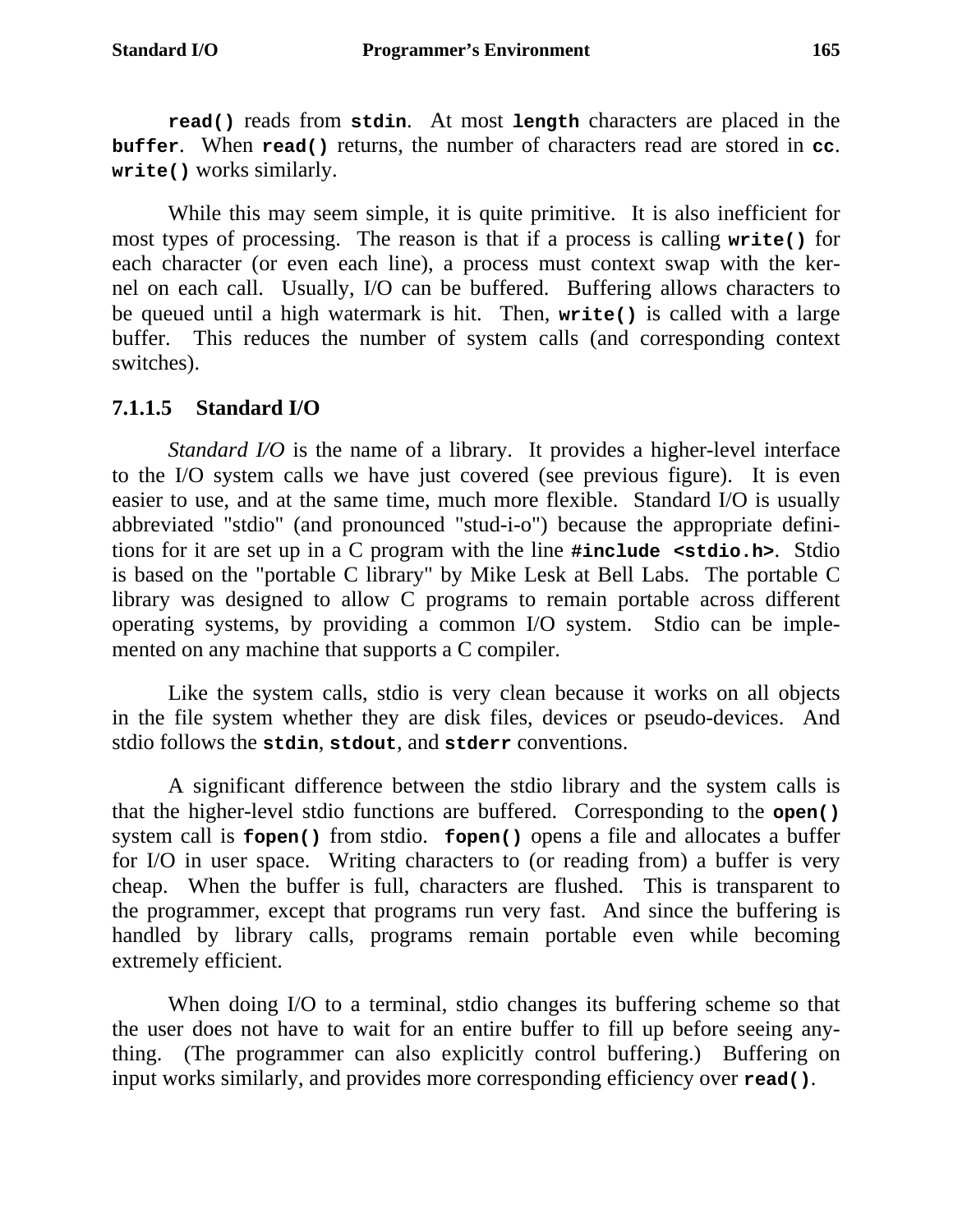**read()** reads from **stdin**. At most **length** characters are placed in the **buffer**. When **read()** returns, the number of characters read are stored in **cc**. **write()** works similarly.

While this may seem simple, it is quite primitive. It is also inefficient for most types of processing. The reason is that if a process is calling **write()** for each character (or even each line), a process must context swap with the kernel on each call. Usually, I/O can be buffered. Buffering allows characters to be queued until a high watermark is hit. Then, **write()** is called with a large buffer. This reduces the number of system calls (and corresponding context switches).

#### 7.1.1.5 Standard I/O

*Standard I/O* is the name of a library. It provides a higher-level interface to the I/O system calls we have just covered (see previous figure). It is even easier to use, and at the same time, much more flexible. Standard I/O is usually abbreviated "stdio" (and pronounced "stud-i-o") because the appropriate definitions for it are set up in a C program with the line **#include <stdio.h>**. Stdio is based on the "portable C library" by Mike Lesk at Bell Labs. The portable C library was designed to allow C programs to remain portable across different operating systems, by providing a common I/O system. Stdio can be implemented on any machine that supports a C compiler.

Like the system calls, stdio is very clean because it works on all objects in the file system whether they are disk files, devices or pseudo-devices. And stdio follows the **stdin**, **stdout**, and **stderr** conventions.

A significant difference between the stdio library and the system calls is that the higher-level stdio functions are buffered. Corresponding to the **open()** system call is **fopen()** from stdio. **fopen()** opens a file and allocates a buffer for I/O in user space. Writing characters to (or reading from) a buffer is very cheap. When the buffer is full, characters are flushed. This is transparent to the programmer, except that programs run very fast. And since the buffering is handled by library calls, programs remain portable even while becoming extremely efficient.

When doing I/O to a terminal, stdio changes its buffering scheme so that the user does not have to wait for an entire buffer to fill up before seeing anything. (The programmer can also explicitly control buffering.) Buffering on input works similarly, and provides more corresponding efficiency over **read()**.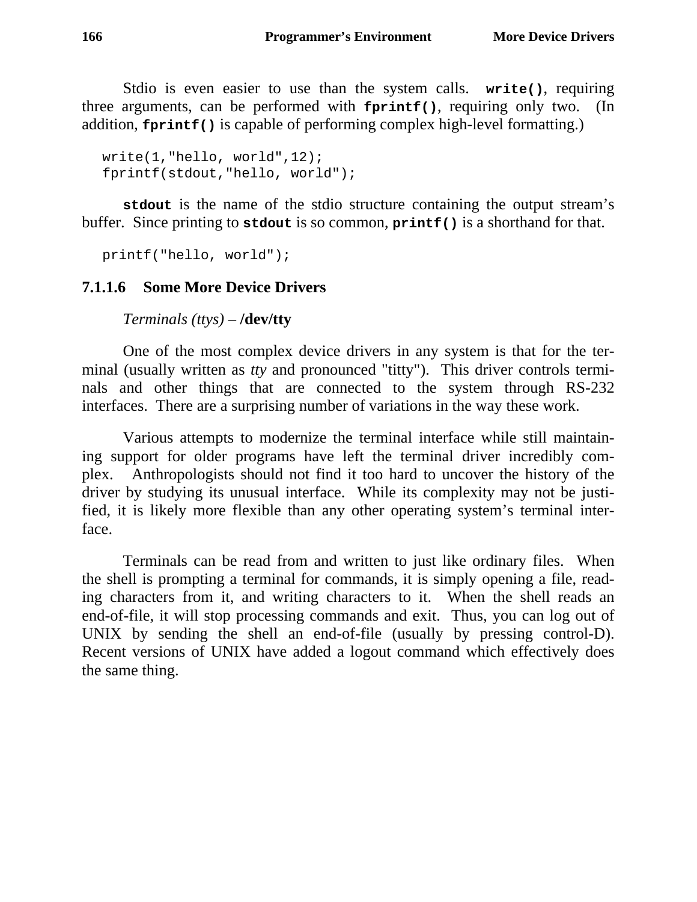Stdio is even easier to use than the system calls. **`write()`**, requiring three arguments, can be performed with **`fprintf()`**, requiring only two. (In addition, **`fprintf()`** is capable of performing complex high-level formatting.)

```
write(1,"hello, world",12);
fprintf(stdout,"hello, world");
```

**`stdout`** is the name of the stdio structure containing the output stream's buffer. Since printing to **`stdout`** is so common, **`printf()`** is a shorthand for that.

```
printf("hello, world");
```

### 7.1.1.6 Some More Device Drivers

*Terminals (ttys)* – **/dev/tty**

One of the most complex device drivers in any system is that for the terminal (usually written as *tty* and pronounced "titty"). This driver controls terminals and other things that are connected to the system through RS-232 interfaces. There are a surprising number of variations in the way these work.

Various attempts to modernize the terminal interface while still maintaining support for older programs have left the terminal driver incredibly complex. Anthropologists should not find it too hard to uncover the history of the driver by studying its unusual interface. While its complexity may not be justified, it is likely more flexible than any other operating system's terminal interface.

Terminals can be read from and written to just like ordinary files. When the shell is prompting a terminal for commands, it is simply opening a file, reading characters from it, and writing characters to it. When the shell reads an end-of-file, it will stop processing commands and exit. Thus, you can log out of UNIX by sending the shell an end-of-file (usually by pressing control-D). Recent versions of UNIX have added a logout command which effectively does the same thing.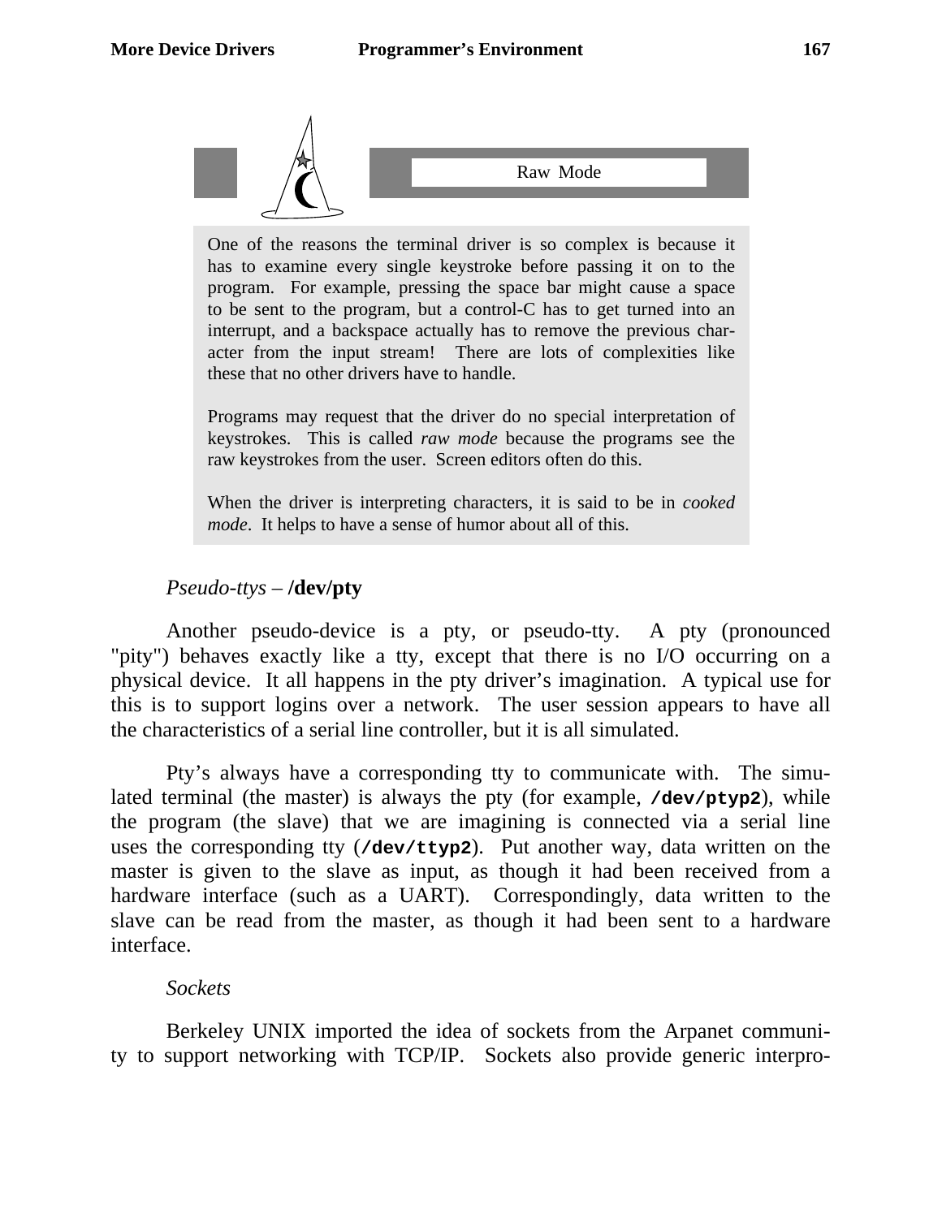### Raw Mode

One of the reasons the terminal driver is so complex is because it has to examine every single keystroke before passing it on to the program. For example, pressing the space bar might cause a space to be sent to the program, but a control-C has to get turned into an interrupt, and a backspace actually has to remove the previous character from the input stream! There are lots of complexities like these that no other drivers have to handle.

Programs may request that the driver do no special interpretation of keystrokes. This is called *raw mode* because the programs see the raw keystrokes from the user. Screen editors often do this.

When the driver is interpreting characters, it is said to be in *cooked mode*. It helps to have a sense of humor about all of this.

*Pseudo-ttys* – **/dev/pty**

Another pseudo-device is a pty, or pseudo-tty. A pty (pronounced "pity") behaves exactly like a tty, except that there is no I/O occurring on a physical device. It all happens in the pty driver's imagination. A typical use for this is to support logins over a network. The user session appears to have all the characteristics of a serial line controller, but it is all simulated.

Pty's always have a corresponding tty to communicate with. The simulated terminal (the master) is always the pty (for example, **`/dev/ptyp2`**), while the program (the slave) that we are imagining is connected via a serial line uses the corresponding tty (**`/dev/ttyp2`**). Put another way, data written on the master is given to the slave as input, as though it had been received from a hardware interface (such as a UART). Correspondingly, data written to the slave can be read from the master, as though it had been sent to a hardware interface.

*Sockets*

Berkeley UNIX imported the idea of sockets from the Arpanet community to support networking with TCP/IP. Sockets also provide generic interpro-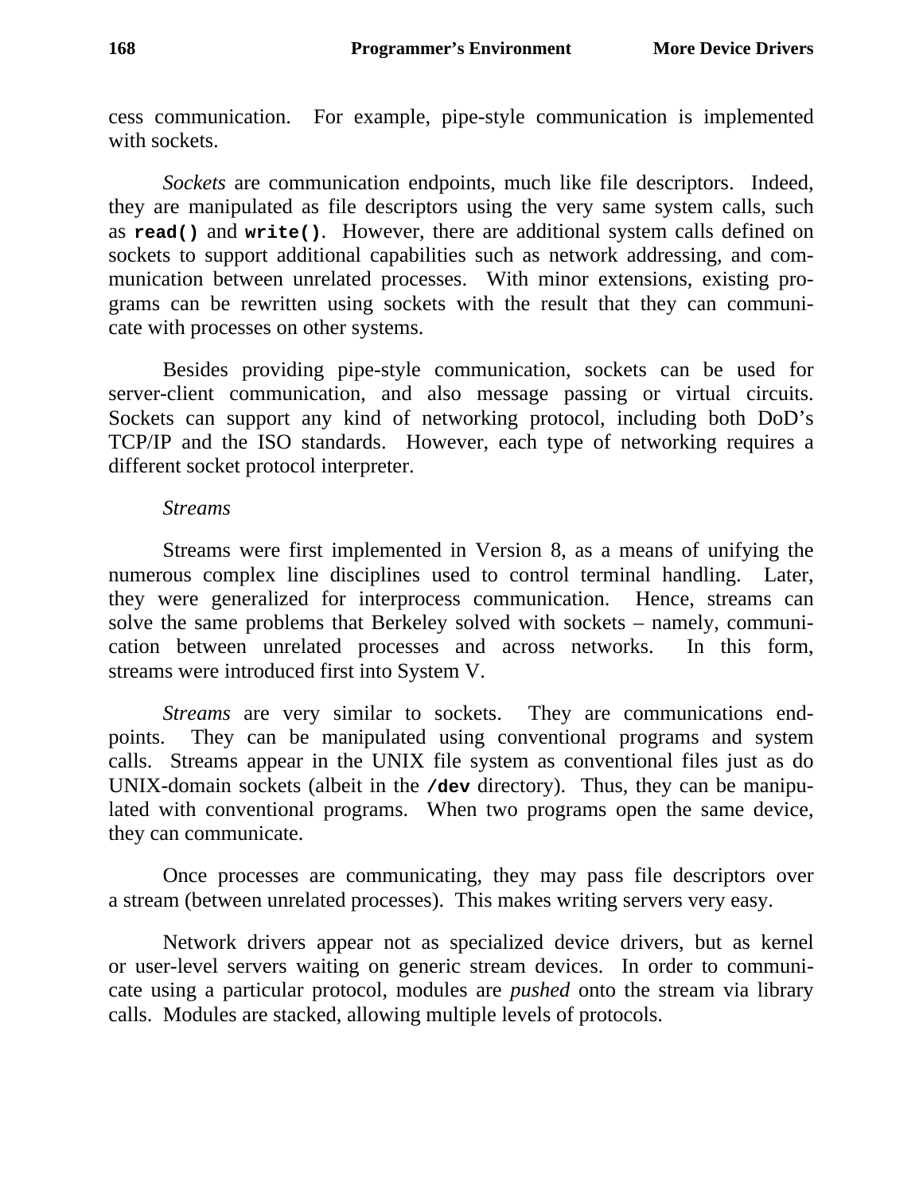cess communication. For example, pipe-style communication is implemented with sockets.

*Sockets* are communication endpoints, much like file descriptors. Indeed, they are manipulated as file descriptors using the very same system calls, such as **`read()`** and **`write()`**. However, there are additional system calls defined on sockets to support additional capabilities such as network addressing, and communication between unrelated processes. With minor extensions, existing programs can be rewritten using sockets with the result that they can communicate with processes on other systems.

Besides providing pipe-style communication, sockets can be used for server-client communication, and also message passing or virtual circuits. Sockets can support any kind of networking protocol, including both DoD's TCP/IP and the ISO standards. However, each type of networking requires a different socket protocol interpreter.

### *Streams*

Streams were first implemented in Version 8, as a means of unifying the numerous complex line disciplines used to control terminal handling. Later, they were generalized for interprocess communication. Hence, streams can solve the same problems that Berkeley solved with sockets – namely, communication between unrelated processes and across networks. In this form, streams were introduced first into System V.

*Streams* are very similar to sockets. They are communications endpoints. They can be manipulated using conventional programs and system calls. Streams appear in the UNIX file system as conventional files just as do UNIX-domain sockets (albeit in the **`/dev`** directory). Thus, they can be manipulated with conventional programs. When two programs open the same device, they can communicate.

Once processes are communicating, they may pass file descriptors over a stream (between unrelated processes). This makes writing servers very easy.

Network drivers appear not as specialized device drivers, but as kernel or user-level servers waiting on generic stream devices. In order to communicate using a particular protocol, modules are *pushed* onto the stream via library calls. Modules are stacked, allowing multiple levels of protocols.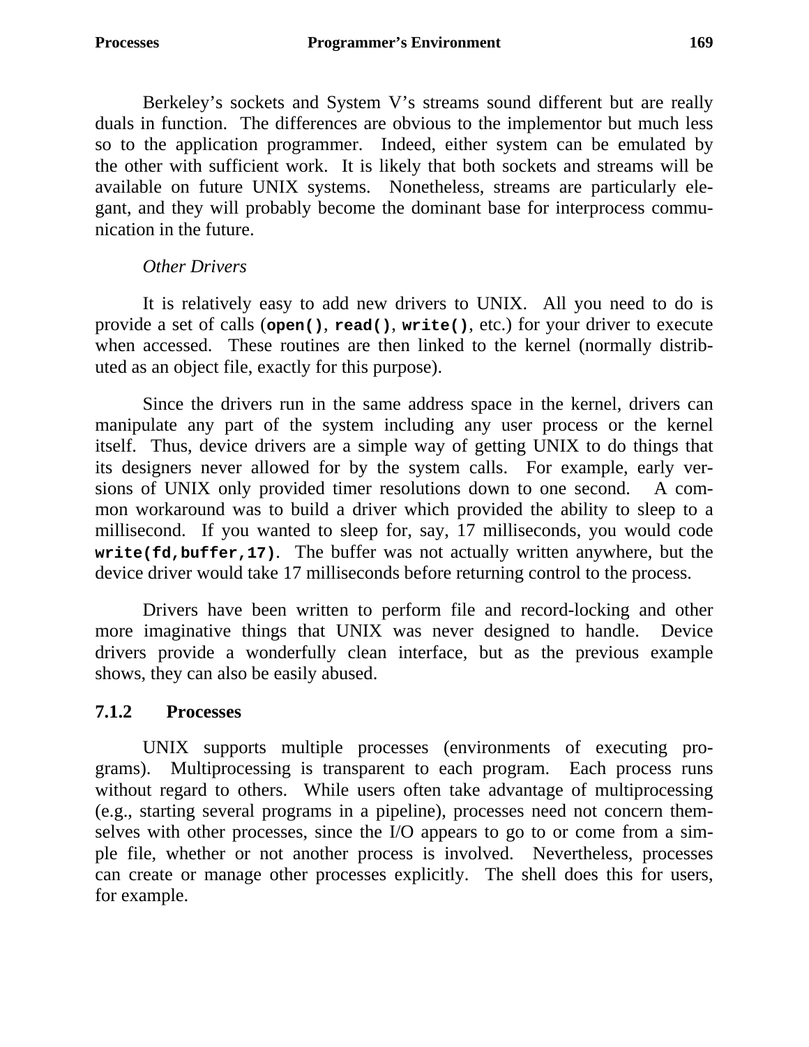Berkeley's sockets and System V's streams sound different but are really duals in function. The differences are obvious to the implementor but much less so to the application programmer. Indeed, either system can be emulated by the other with sufficient work. It is likely that both sockets and streams will be available on future UNIX systems. Nonetheless, streams are particularly elegant, and they will probably become the dominant base for interprocess communication in the future.

*Other Drivers*

It is relatively easy to add new drivers to UNIX. All you need to do is provide a set of calls (**`open()`**, **`read()`**, **`write()`**, etc.) for your driver to execute when accessed. These routines are then linked to the kernel (normally distributed as an object file, exactly for this purpose).

Since the drivers run in the same address space in the kernel, drivers can manipulate any part of the system including any user process or the kernel itself. Thus, device drivers are a simple way of getting UNIX to do things that its designers never allowed for by the system calls. For example, early versions of UNIX only provided timer resolutions down to one second. A common workaround was to build a driver which provided the ability to sleep to a millisecond. If you wanted to sleep for, say, 17 milliseconds, you would code **`write(fd,buffer,17)`**. The buffer was not actually written anywhere, but the device driver would take 17 milliseconds before returning control to the process.

Drivers have been written to perform file and record-locking and other more imaginative things that UNIX was never designed to handle. Device drivers provide a wonderfully clean interface, but as the previous example shows, they can also be easily abused.

### 7.1.2 Processes

UNIX supports multiple processes (environments of executing programs). Multiprocessing is transparent to each program. Each process runs without regard to others. While users often take advantage of multiprocessing (e.g., starting several programs in a pipeline), processes need not concern themselves with other processes, since the I/O appears to go to or come from a simple file, whether or not another process is involved. Nevertheless, processes can create or manage other processes explicitly. The shell does this for users, for example.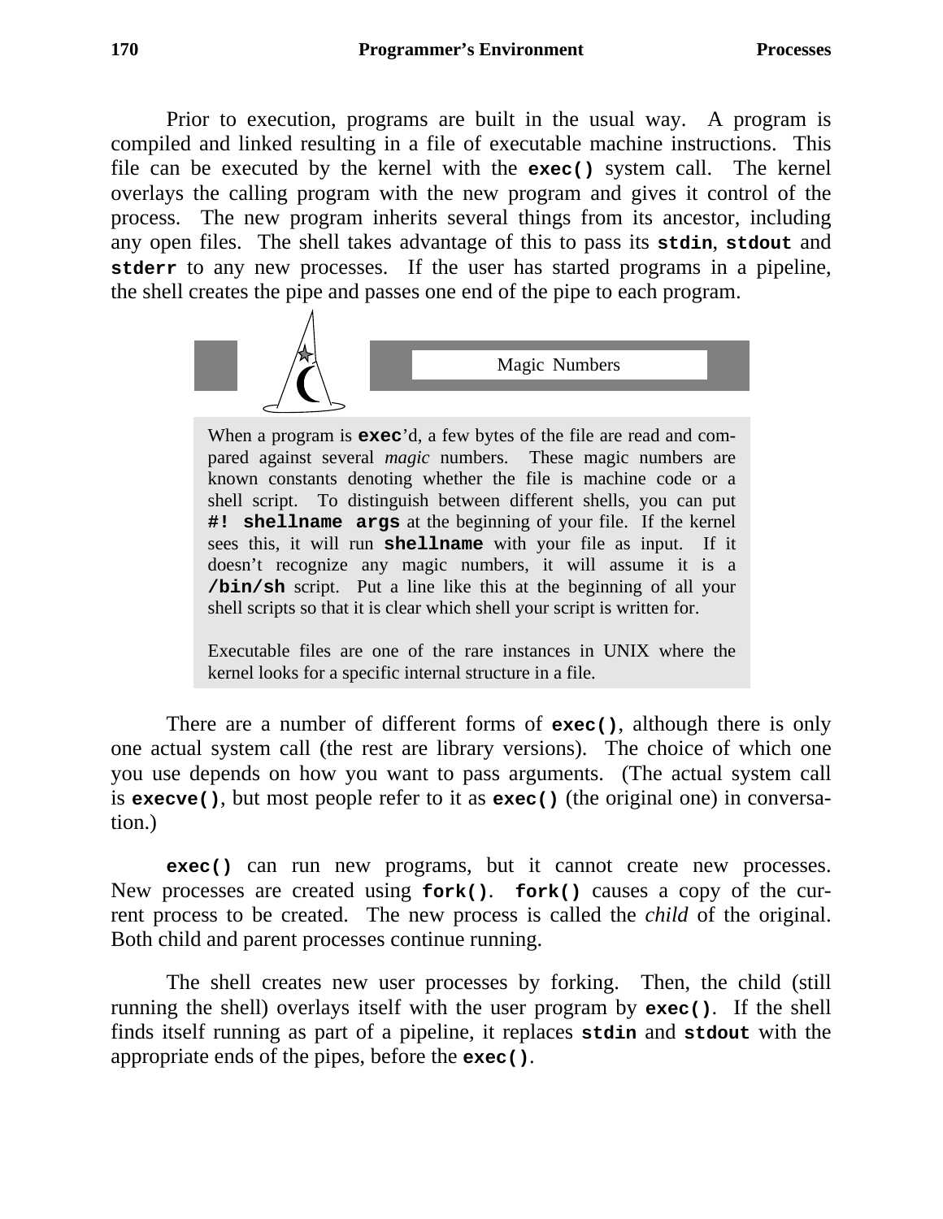Prior to execution, programs are built in the usual way. A program is compiled and linked resulting in a file of executable machine instructions. This file can be executed by the kernel with the **exec()** system call. The kernel overlays the calling program with the new program and gives it control of the process. The new program inherits several things from its ancestor, including any open files. The shell takes advantage of this to pass its **stdin**, **stdout** and **stderr** to any new processes. If the user has started programs in a pipeline, the shell creates the pipe and passes one end of the pipe to each program.

> **Magic Numbers**
>
> When a program is **exec**'d, a few bytes of the file are read and compared against several *magic* numbers. These magic numbers are known constants denoting whether the file is machine code or a shell script. To distinguish between different shells, you can put **#! shellname args** at the beginning of your file. If the kernel sees this, it will run **shellname** with your file as input. If it doesn't recognize any magic numbers, it will assume it is a **/bin/sh** script. Put a line like this at the beginning of all your shell scripts so that it is clear which shell your script is written for.
>
> Executable files are one of the rare instances in UNIX where the kernel looks for a specific internal structure in a file.

There are a number of different forms of **exec()**, although there is only one actual system call (the rest are library versions). The choice of which one you use depends on how you want to pass arguments. (The actual system call is **execve()**, but most people refer to it as **exec()** (the original one) in conversation.)

**exec()** can run new programs, but it cannot create new processes. New processes are created using **fork()**. **fork()** causes a copy of the current process to be created. The new process is called the *child* of the original. Both child and parent processes continue running.

The shell creates new user processes by forking. Then, the child (still running the shell) overlays itself with the user program by **exec()**. If the shell finds itself running as part of a pipeline, it replaces **stdin** and **stdout** with the appropriate ends of the pipes, before the **exec()**.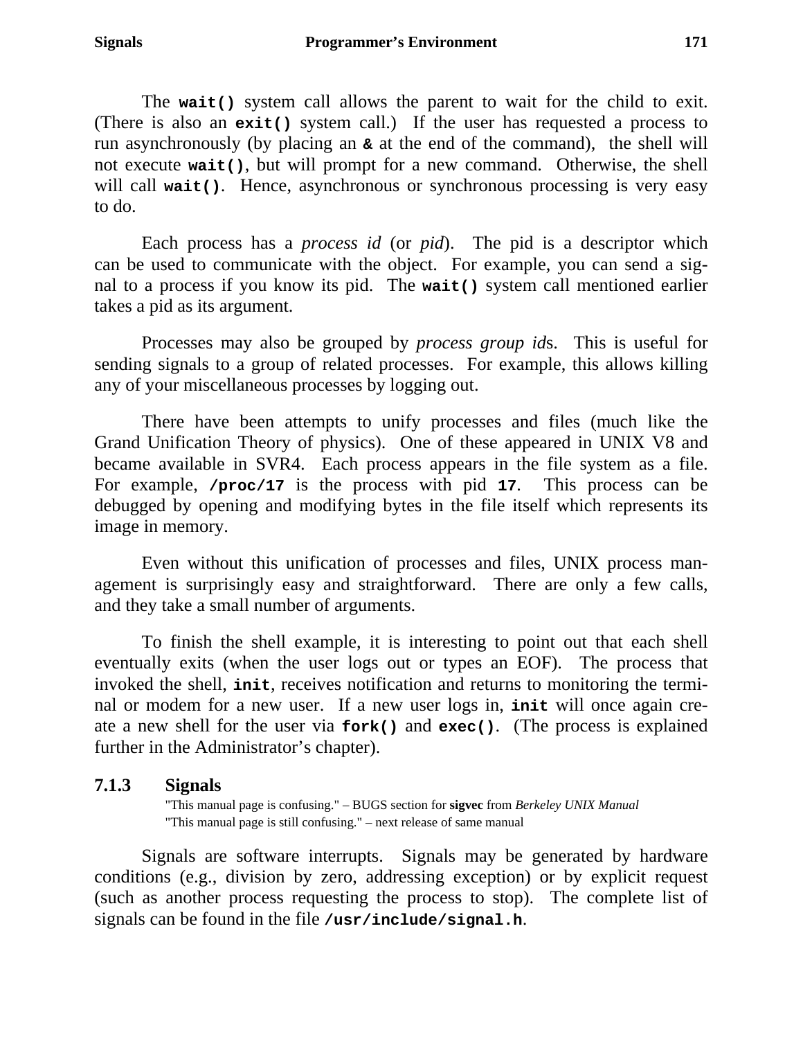The **wait()** system call allows the parent to wait for the child to exit. (There is also an **exit()** system call.) If the user has requested a process to run asynchronously (by placing an **&** at the end of the command), the shell will not execute **wait()**, but will prompt for a new command. Otherwise, the shell will call **wait()**. Hence, asynchronous or synchronous processing is very easy to do.

Each process has a *process id* (or *pid*). The pid is a descriptor which can be used to communicate with the object. For example, you can send a signal to a process if you know its pid. The **wait()** system call mentioned earlier takes a pid as its argument.

Processes may also be grouped by *process group id*s. This is useful for sending signals to a group of related processes. For example, this allows killing any of your miscellaneous processes by logging out.

There have been attempts to unify processes and files (much like the Grand Unification Theory of physics). One of these appeared in UNIX V8 and became available in SVR4. Each process appears in the file system as a file. For example, **/proc/17** is the process with pid **17**. This process can be debugged by opening and modifying bytes in the file itself which represents its image in memory.

Even without this unification of processes and files, UNIX process management is surprisingly easy and straightforward. There are only a few calls, and they take a small number of arguments.

To finish the shell example, it is interesting to point out that each shell eventually exits (when the user logs out or types an EOF). The process that invoked the shell, **init**, receives notification and returns to monitoring the terminal or modem for a new user. If a new user logs in, **init** will once again create a new shell for the user via **fork()** and **exec()**. (The process is explained further in the Administrator's chapter).

### 7.1.3 Signals

"This manual page is confusing." – BUGS section for **sigvec** from *Berkeley UNIX Manual*
"This manual page is still confusing." – next release of same manual

Signals are software interrupts. Signals may be generated by hardware conditions (e.g., division by zero, addressing exception) or by explicit request (such as another process requesting the process to stop). The complete list of signals can be found in the file **/usr/include/signal.h**.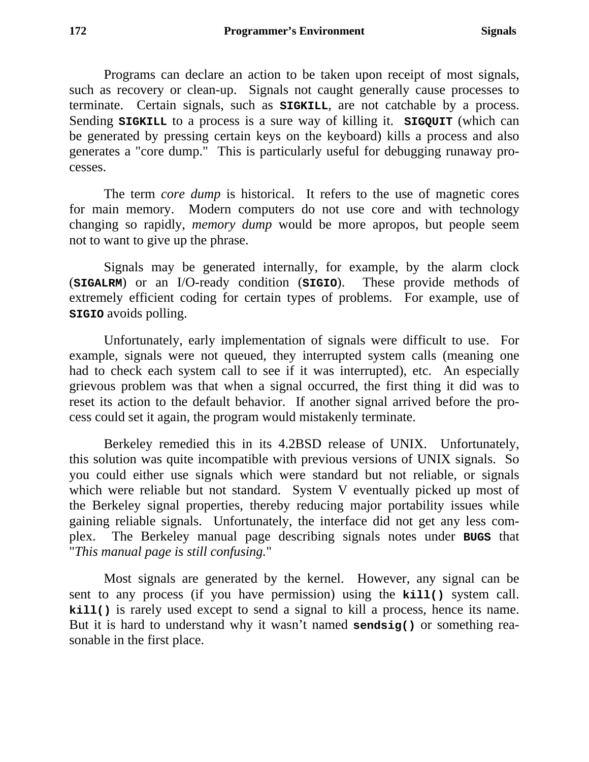Programs can declare an action to be taken upon receipt of most signals, such as recovery or clean-up. Signals not caught generally cause processes to terminate. Certain signals, such as **`SIGKILL`**, are not catchable by a process. Sending **`SIGKILL`** to a process is a sure way of killing it. **`SIGQUIT`** (which can be generated by pressing certain keys on the keyboard) kills a process and also generates a "core dump." This is particularly useful for debugging runaway processes.

The term *core dump* is historical. It refers to the use of magnetic cores for main memory. Modern computers do not use core and with technology changing so rapidly, *memory dump* would be more apropos, but people seem not to want to give up the phrase.

Signals may be generated internally, for example, by the alarm clock (**`SIGALRM`**) or an I/O-ready condition (**`SIGIO`**). These provide methods of extremely efficient coding for certain types of problems. For example, use of **`SIGIO`** avoids polling.

Unfortunately, early implementation of signals were difficult to use. For example, signals were not queued, they interrupted system calls (meaning one had to check each system call to see if it was interrupted), etc. An especially grievous problem was that when a signal occurred, the first thing it did was to reset its action to the default behavior. If another signal arrived before the process could set it again, the program would mistakenly terminate.

Berkeley remedied this in its 4.2BSD release of UNIX. Unfortunately, this solution was quite incompatible with previous versions of UNIX signals. So you could either use signals which were standard but not reliable, or signals which were reliable but not standard. System V eventually picked up most of the Berkeley signal properties, thereby reducing major portability issues while gaining reliable signals. Unfortunately, the interface did not get any less complex. The Berkeley manual page describing signals notes under **`BUGS`** that "*This manual page is still confusing.*"

Most signals are generated by the kernel. However, any signal can be sent to any process (if you have permission) using the **`kill()`** system call. **`kill()`** is rarely used except to send a signal to kill a process, hence its name. But it is hard to understand why it wasn't named **`sendsig()`** or something reasonable in the first place.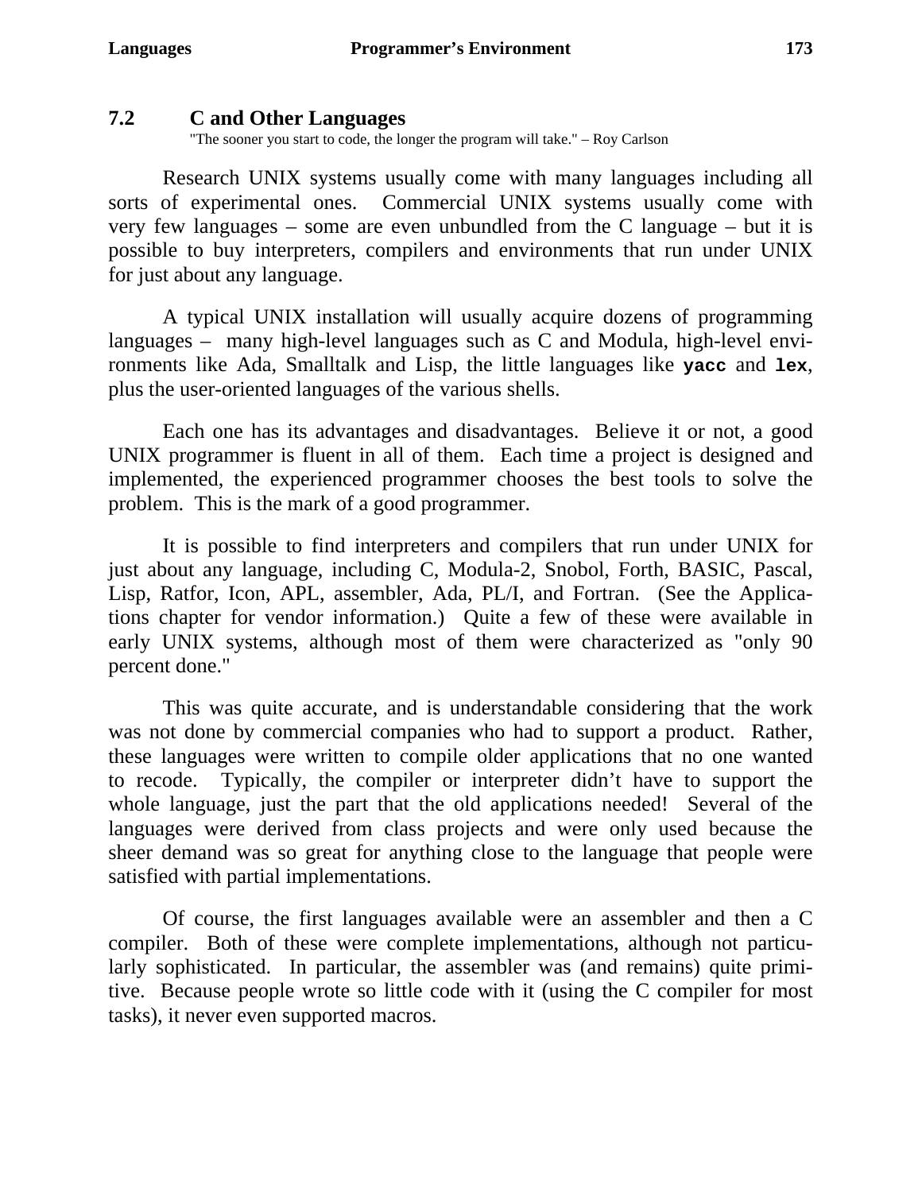## 7.2 C and Other Languages

"The sooner you start to code, the longer the program will take." – Roy Carlson

Research UNIX systems usually come with many languages including all sorts of experimental ones. Commercial UNIX systems usually come with very few languages – some are even unbundled from the C language – but it is possible to buy interpreters, compilers and environments that run under UNIX for just about any language.

A typical UNIX installation will usually acquire dozens of programming languages – many high-level languages such as C and Modula, high-level environments like Ada, Smalltalk and Lisp, the little languages like **`yacc`** and **`lex`**, plus the user-oriented languages of the various shells.

Each one has its advantages and disadvantages. Believe it or not, a good UNIX programmer is fluent in all of them. Each time a project is designed and implemented, the experienced programmer chooses the best tools to solve the problem. This is the mark of a good programmer.

It is possible to find interpreters and compilers that run under UNIX for just about any language, including C, Modula-2, Snobol, Forth, BASIC, Pascal, Lisp, Ratfor, Icon, APL, assembler, Ada, PL/I, and Fortran. (See the Applications chapter for vendor information.) Quite a few of these were available in early UNIX systems, although most of them were characterized as "only 90 percent done."

This was quite accurate, and is understandable considering that the work was not done by commercial companies who had to support a product. Rather, these languages were written to compile older applications that no one wanted to recode. Typically, the compiler or interpreter didn't have to support the whole language, just the part that the old applications needed! Several of the languages were derived from class projects and were only used because the sheer demand was so great for anything close to the language that people were satisfied with partial implementations.

Of course, the first languages available were an assembler and then a C compiler. Both of these were complete implementations, although not particularly sophisticated. In particular, the assembler was (and remains) quite primitive. Because people wrote so little code with it (using the C compiler for most tasks), it never even supported macros.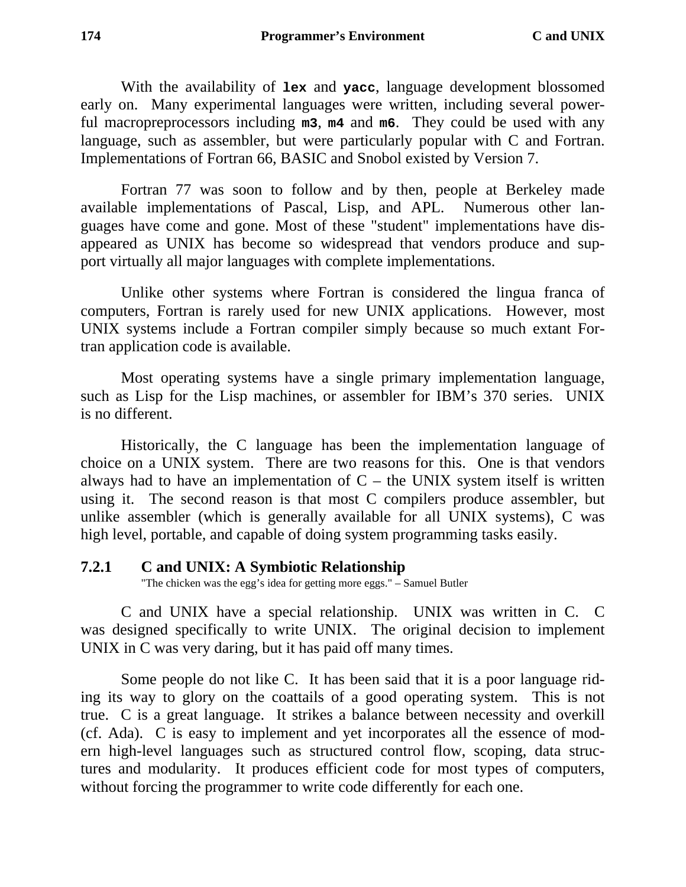With the availability of **lex** and **yacc**, language development blossomed early on. Many experimental languages were written, including several powerful macropreprocessors including **m3**, **m4** and **m6**. They could be used with any language, such as assembler, but were particularly popular with C and Fortran. Implementations of Fortran 66, BASIC and Snobol existed by Version 7.

Fortran 77 was soon to follow and by then, people at Berkeley made available implementations of Pascal, Lisp, and APL. Numerous other languages have come and gone. Most of these "student" implementations have disappeared as UNIX has become so widespread that vendors produce and support virtually all major languages with complete implementations.

Unlike other systems where Fortran is considered the lingua franca of computers, Fortran is rarely used for new UNIX applications. However, most UNIX systems include a Fortran compiler simply because so much extant Fortran application code is available.

Most operating systems have a single primary implementation language, such as Lisp for the Lisp machines, or assembler for IBM's 370 series. UNIX is no different.

Historically, the C language has been the implementation language of choice on a UNIX system. There are two reasons for this. One is that vendors always had to have an implementation of C – the UNIX system itself is written using it. The second reason is that most C compilers produce assembler, but unlike assembler (which is generally available for all UNIX systems), C was high level, portable, and capable of doing system programming tasks easily.

### 7.2.1 C and UNIX: A Symbiotic Relationship

"The chicken was the egg's idea for getting more eggs." – Samuel Butler

C and UNIX have a special relationship. UNIX was written in C. C was designed specifically to write UNIX. The original decision to implement UNIX in C was very daring, but it has paid off many times.

Some people do not like C. It has been said that it is a poor language riding its way to glory on the coattails of a good operating system. This is not true. C is a great language. It strikes a balance between necessity and overkill (cf. Ada). C is easy to implement and yet incorporates all the essence of modern high-level languages such as structured control flow, scoping, data structures and modularity. It produces efficient code for most types of computers, without forcing the programmer to write code differently for each one.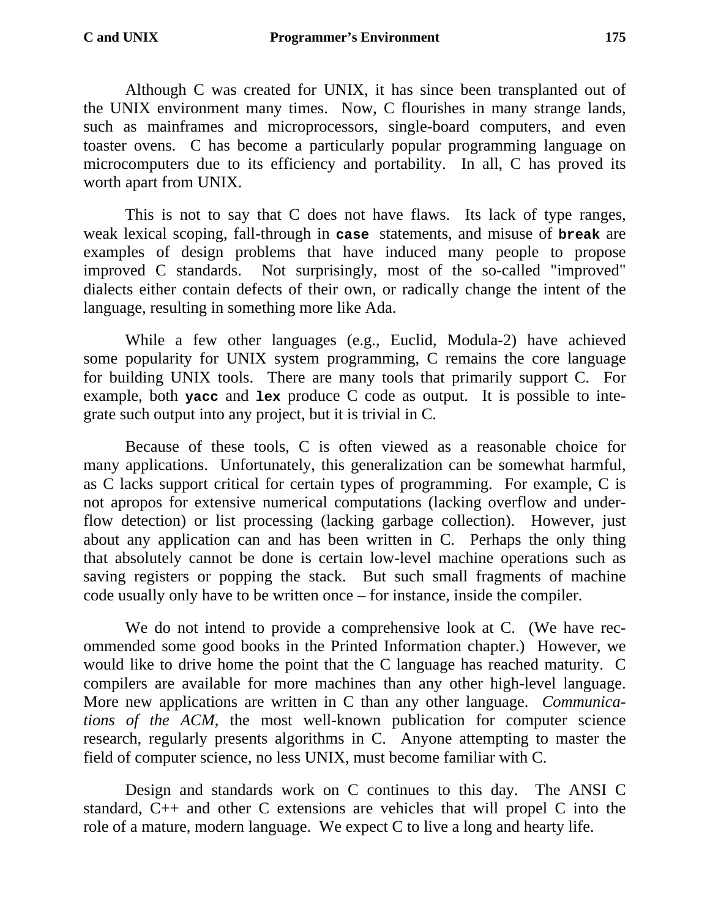Although C was created for UNIX, it has since been transplanted out of the UNIX environment many times. Now, C flourishes in many strange lands, such as mainframes and microprocessors, single-board computers, and even toaster ovens. C has become a particularly popular programming language on microcomputers due to its efficiency and portability. In all, C has proved its worth apart from UNIX.

This is not to say that C does not have flaws. Its lack of type ranges, weak lexical scoping, fall-through in **`case`** statements, and misuse of **`break`** are examples of design problems that have induced many people to propose improved C standards. Not surprisingly, most of the so-called "improved" dialects either contain defects of their own, or radically change the intent of the language, resulting in something more like Ada.

While a few other languages (e.g., Euclid, Modula-2) have achieved some popularity for UNIX system programming, C remains the core language for building UNIX tools. There are many tools that primarily support C. For example, both **`yacc`** and **`lex`** produce C code as output. It is possible to integrate such output into any project, but it is trivial in C.

Because of these tools, C is often viewed as a reasonable choice for many applications. Unfortunately, this generalization can be somewhat harmful, as C lacks support critical for certain types of programming. For example, C is not apropos for extensive numerical computations (lacking overflow and underflow detection) or list processing (lacking garbage collection). However, just about any application can and has been written in C. Perhaps the only thing that absolutely cannot be done is certain low-level machine operations such as saving registers or popping the stack. But such small fragments of machine code usually only have to be written once – for instance, inside the compiler.

We do not intend to provide a comprehensive look at C. (We have recommended some good books in the Printed Information chapter.) However, we would like to drive home the point that the C language has reached maturity. C compilers are available for more machines than any other high-level language. More new applications are written in C than any other language. *Communications of the ACM*, the most well-known publication for computer science research, regularly presents algorithms in C. Anyone attempting to master the field of computer science, no less UNIX, must become familiar with C.

Design and standards work on C continues to this day. The ANSI C standard, C++ and other C extensions are vehicles that will propel C into the role of a mature, modern language. We expect C to live a long and hearty life.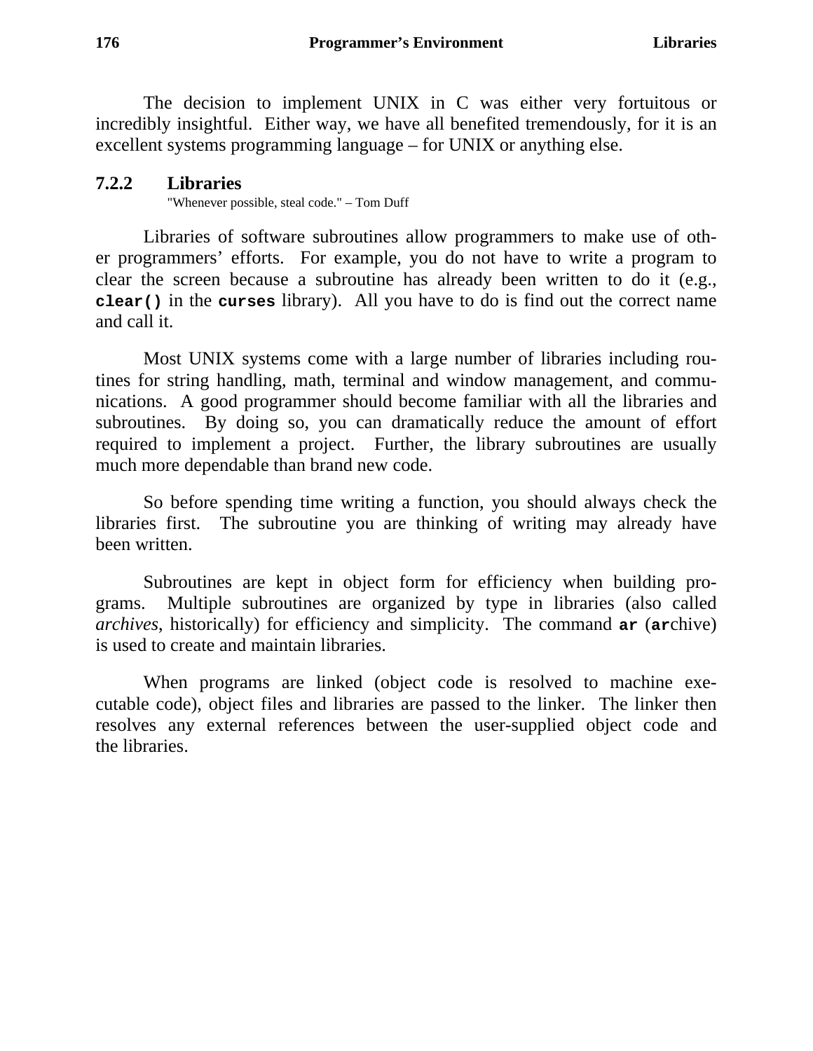The decision to implement UNIX in C was either very fortuitous or incredibly insightful. Either way, we have all benefited tremendously, for it is an excellent systems programming language – for UNIX or anything else.

### 7.2.2 Libraries

"Whenever possible, steal code." – Tom Duff

Libraries of software subroutines allow programmers to make use of other programmers' efforts. For example, you do not have to write a program to clear the screen because a subroutine has already been written to do it (e.g., **`clear()`** in the **`curses`** library). All you have to do is find out the correct name and call it.

Most UNIX systems come with a large number of libraries including routines for string handling, math, terminal and window management, and communications. A good programmer should become familiar with all the libraries and subroutines. By doing so, you can dramatically reduce the amount of effort required to implement a project. Further, the library subroutines are usually much more dependable than brand new code.

So before spending time writing a function, you should always check the libraries first. The subroutine you are thinking of writing may already have been written.

Subroutines are kept in object form for efficiency when building programs. Multiple subroutines are organized by type in libraries (also called *archives*, historically) for efficiency and simplicity. The command **`ar`** (**`ar`**chive) is used to create and maintain libraries.

When programs are linked (object code is resolved to machine executable code), object files and libraries are passed to the linker. The linker then resolves any external references between the user-supplied object code and the libraries.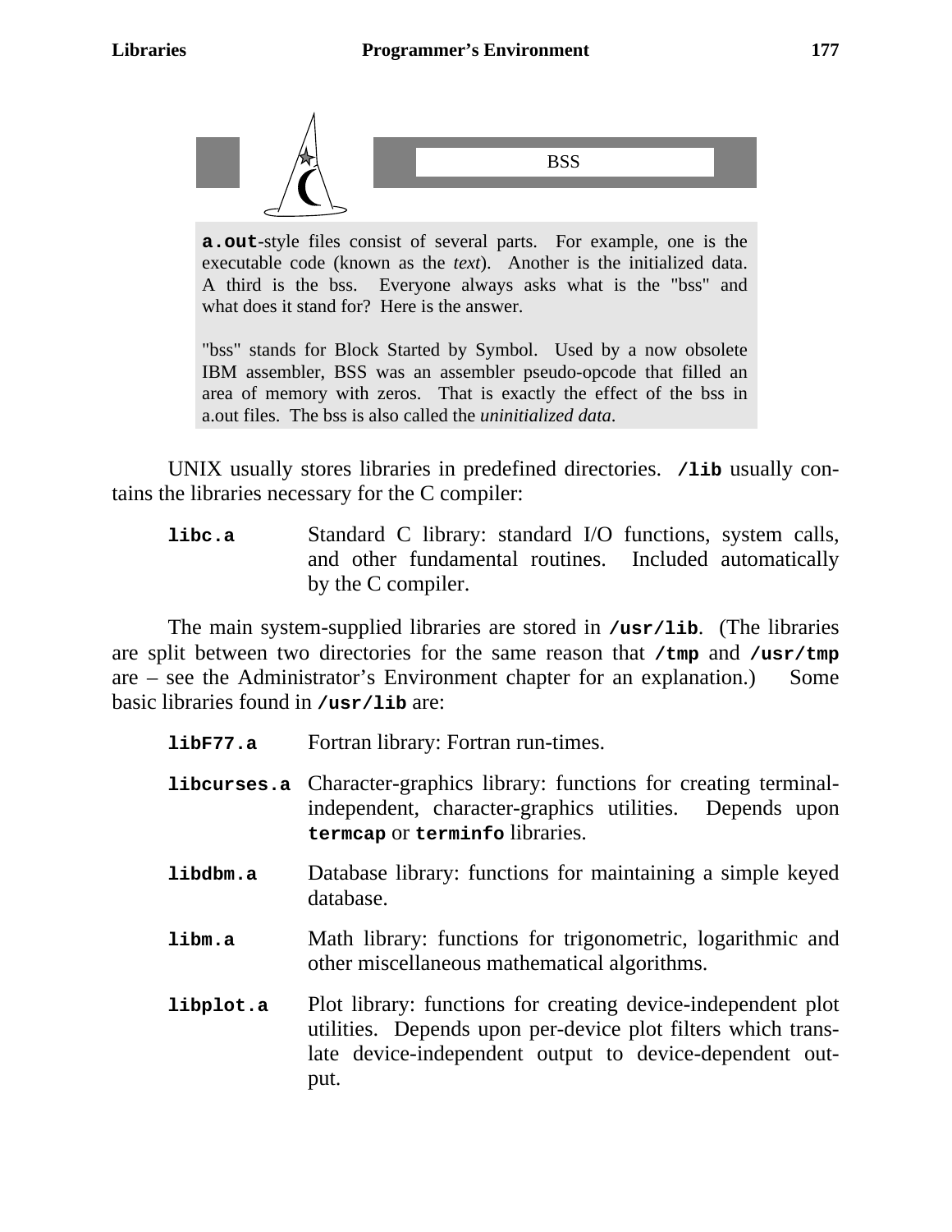### BSS

**a.out**-style files consist of several parts. For example, one is the executable code (known as the *text*). Another is the initialized data. A third is the bss. Everyone always asks what is the "bss" and what does it stand for? Here is the answer.

"bss" stands for Block Started by Symbol. Used by a now obsolete IBM assembler, BSS was an assembler pseudo-opcode that filled an area of memory with zeros. That is exactly the effect of the bss in a.out files. The bss is also called the *uninitialized data*.

UNIX usually stores libraries in predefined directories. **/lib** usually contains the libraries necessary for the C compiler:

**libc.a** Standard C library: standard I/O functions, system calls, and other fundamental routines. Included automatically by the C compiler.

The main system-supplied libraries are stored in **/usr/lib**. (The libraries are split between two directories for the same reason that **/tmp** and **/usr/tmp** are – see the Administrator's Environment chapter for an explanation.) Some basic libraries found in **/usr/lib** are:

**libF77.a** Fortran library: Fortran run-times.

**libcurses.a** Character-graphics library: functions for creating terminal-independent, character-graphics utilities. Depends upon **termcap** or **terminfo** libraries.

**libdbm.a** Database library: functions for maintaining a simple keyed database.

**libm.a** Math library: functions for trigonometric, logarithmic and other miscellaneous mathematical algorithms.

**libplot.a** Plot library: functions for creating device-independent plot utilities. Depends upon per-device plot filters which translate device-independent output to device-dependent output.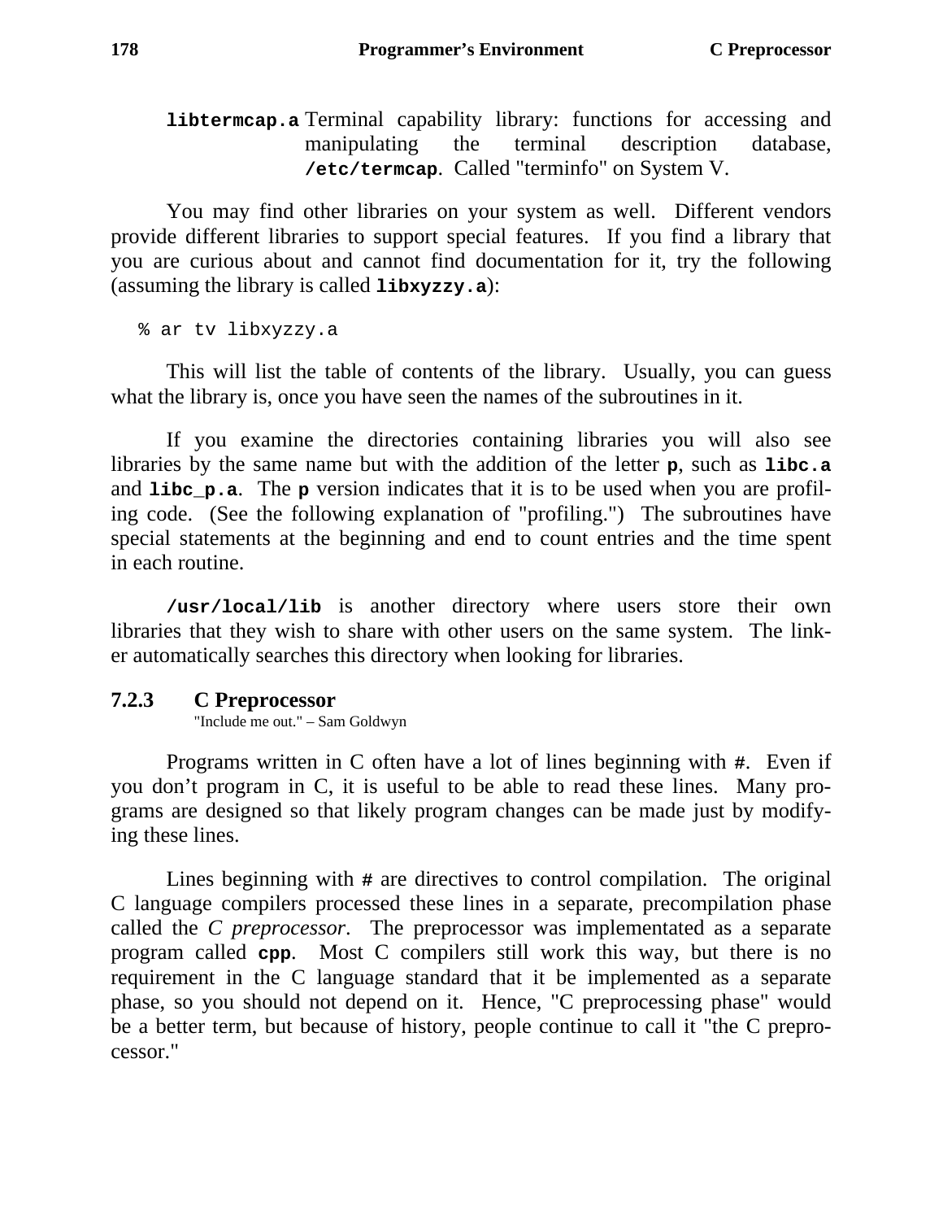**libtermcap.a** Terminal capability library: functions for accessing and manipulating the terminal description database, **/etc/termcap**. Called "terminfo" on System V.

You may find other libraries on your system as well. Different vendors provide different libraries to support special features. If you find a library that you are curious about and cannot find documentation for it, try the following (assuming the library is called **libxyzzy.a**):

```
% ar tv libxyzzy.a
```

This will list the table of contents of the library. Usually, you can guess what the library is, once you have seen the names of the subroutines in it.

If you examine the directories containing libraries you will also see libraries by the same name but with the addition of the letter **p**, such as **libc.a** and **libc_p.a**. The **p** version indicates that it is to be used when you are profiling code. (See the following explanation of "profiling.") The subroutines have special statements at the beginning and end to count entries and the time spent in each routine.

**/usr/local/lib** is another directory where users store their own libraries that they wish to share with other users on the same system. The linker automatically searches this directory when looking for libraries.

### 7.2.3 C Preprocessor

"Include me out." – Sam Goldwyn

Programs written in C often have a lot of lines beginning with **#**. Even if you don't program in C, it is useful to be able to read these lines. Many programs are designed so that likely program changes can be made just by modifying these lines.

Lines beginning with **#** are directives to control compilation. The original C language compilers processed these lines in a separate, precompilation phase called the *C preprocessor*. The preprocessor was implementated as a separate program called **cpp**. Most C compilers still work this way, but there is no requirement in the C language standard that it be implemented as a separate phase, so you should not depend on it. Hence, "C preprocessing phase" would be a better term, but because of history, people continue to call it "the C preprocessor."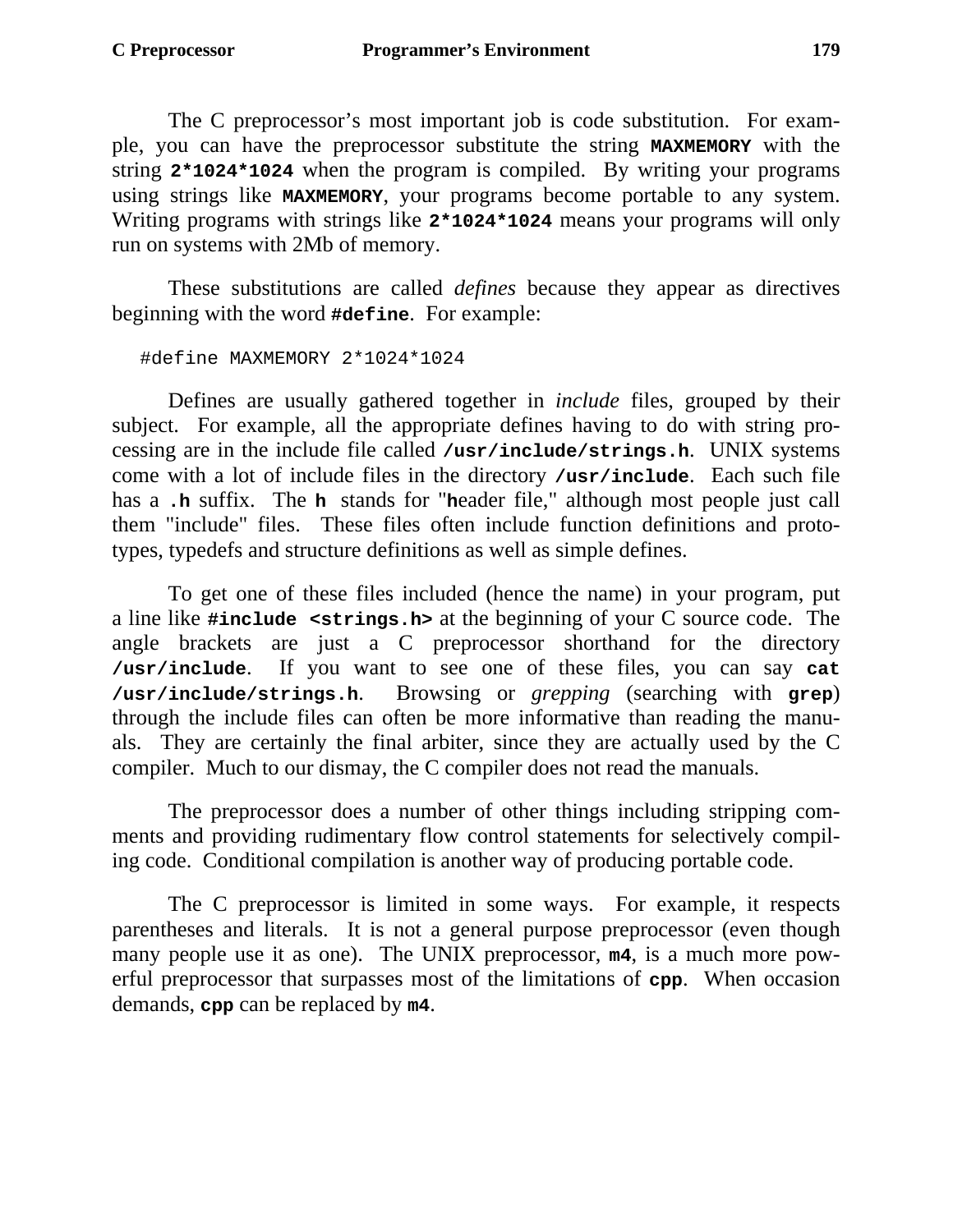The C preprocessor's most important job is code substitution. For example, you can have the preprocessor substitute the string **MAXMEMORY** with the string **2*1024*1024** when the program is compiled. By writing your programs using strings like **MAXMEMORY**, your programs become portable to any system. Writing programs with strings like **2*1024*1024** means your programs will only run on systems with 2Mb of memory.

These substitutions are called *defines* because they appear as directives beginning with the word **#define**. For example:

```
#define MAXMEMORY 2*1024*1024
```

Defines are usually gathered together in *include* files, grouped by their subject. For example, all the appropriate defines having to do with string processing are in the include file called **/usr/include/strings.h**. UNIX systems come with a lot of include files in the directory **/usr/include**. Each such file has a **.h** suffix. The **h** stands for "**h**eader file," although most people just call them "include" files. These files often include function definitions and prototypes, typedefs and structure definitions as well as simple defines.

To get one of these files included (hence the name) in your program, put a line like **#include <strings.h>** at the beginning of your C source code. The angle brackets are just a C preprocessor shorthand for the directory **/usr/include**. If you want to see one of these files, you can say **cat /usr/include/strings.h**. Browsing or *grepping* (searching with **grep**) through the include files can often be more informative than reading the manuals. They are certainly the final arbiter, since they are actually used by the C compiler. Much to our dismay, the C compiler does not read the manuals.

The preprocessor does a number of other things including stripping comments and providing rudimentary flow control statements for selectively compiling code. Conditional compilation is another way of producing portable code.

The C preprocessor is limited in some ways. For example, it respects parentheses and literals. It is not a general purpose preprocessor (even though many people use it as one). The UNIX preprocessor, **m4**, is a much more powerful preprocessor that surpasses most of the limitations of **cpp**. When occasion demands, **cpp** can be replaced by **m4**.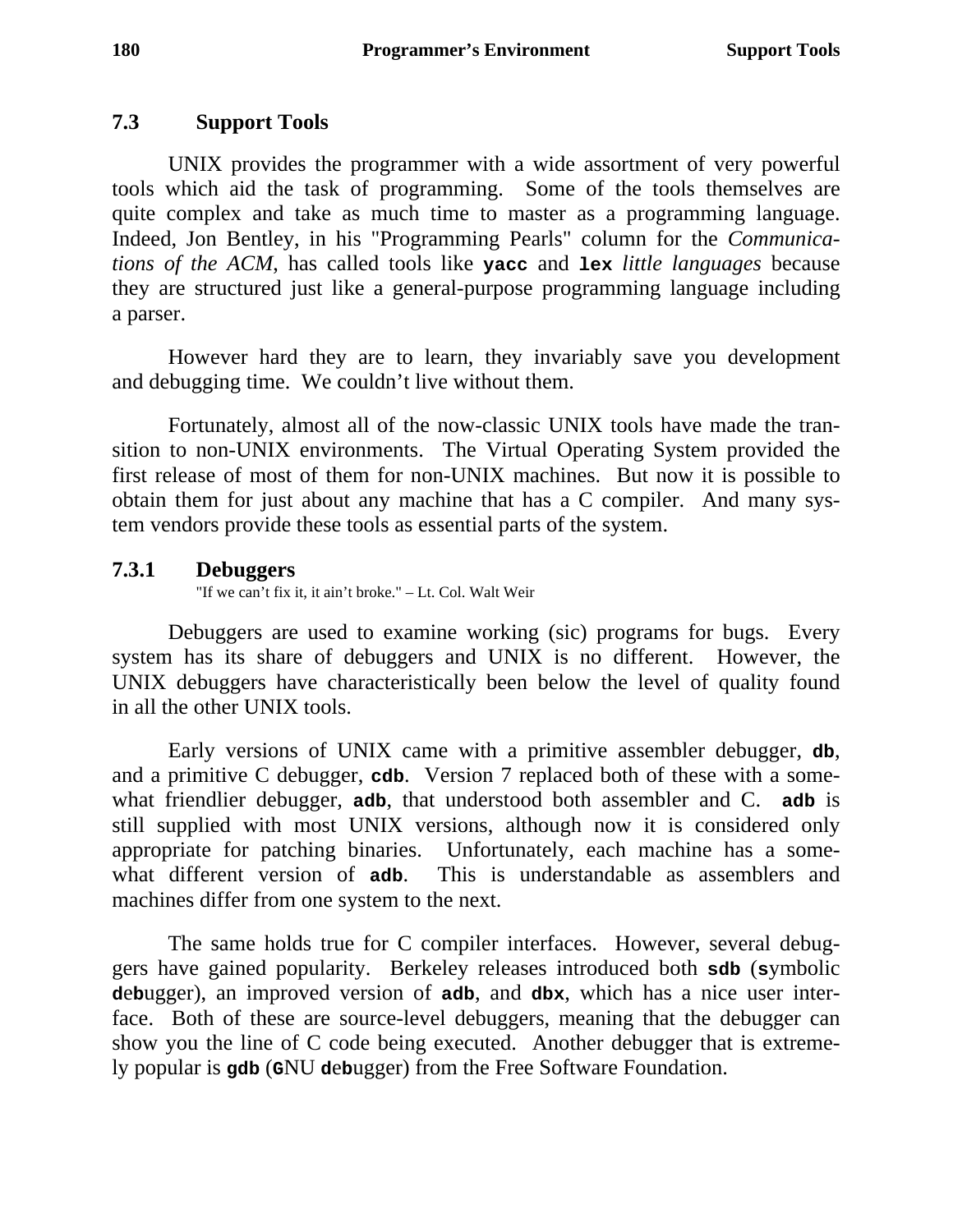## 7.3 Support Tools

UNIX provides the programmer with a wide assortment of very powerful tools which aid the task of programming. Some of the tools themselves are quite complex and take as much time to master as a programming language. Indeed, Jon Bentley, in his "Programming Pearls" column for the *Communications of the ACM*, has called tools like **yacc** and **lex** *little languages* because they are structured just like a general-purpose programming language including a parser.

However hard they are to learn, they invariably save you development and debugging time. We couldn't live without them.

Fortunately, almost all of the now-classic UNIX tools have made the transition to non-UNIX environments. The Virtual Operating System provided the first release of most of them for non-UNIX machines. But now it is possible to obtain them for just about any machine that has a C compiler. And many system vendors provide these tools as essential parts of the system.

### 7.3.1 Debuggers

"If we can't fix it, it ain't broke." – Lt. Col. Walt Weir

Debuggers are used to examine working (sic) programs for bugs. Every system has its share of debuggers and UNIX is no different. However, the UNIX debuggers have characteristically been below the level of quality found in all the other UNIX tools.

Early versions of UNIX came with a primitive assembler debugger, **db**, and a primitive C debugger, **cdb**. Version 7 replaced both of these with a somewhat friendlier debugger, **adb**, that understood both assembler and C. **adb** is still supplied with most UNIX versions, although now it is considered only appropriate for patching binaries. Unfortunately, each machine has a somewhat different version of **adb**. This is understandable as assemblers and machines differ from one system to the next.

The same holds true for C compiler interfaces. However, several debuggers have gained popularity. Berkeley releases introduced both **sdb** (**s**ymbolic **deb**ugger), an improved version of **adb**, and **dbx**, which has a nice user interface. Both of these are source-level debuggers, meaning that the debugger can show you the line of C code being executed. Another debugger that is extremely popular is **gdb** (**G**NU **deb**ugger) from the Free Software Foundation.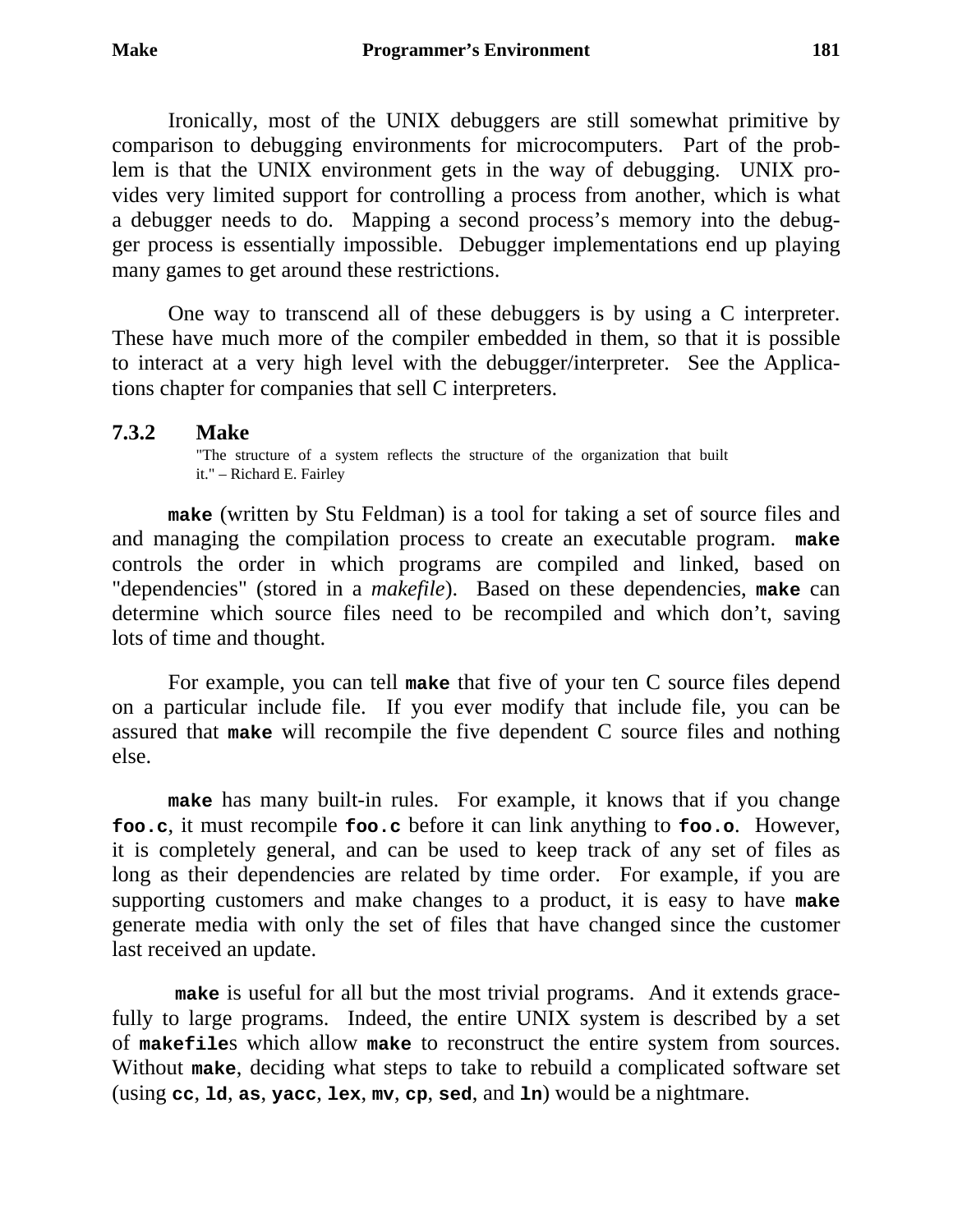Ironically, most of the UNIX debuggers are still somewhat primitive by comparison to debugging environments for microcomputers. Part of the problem is that the UNIX environment gets in the way of debugging. UNIX provides very limited support for controlling a process from another, which is what a debugger needs to do. Mapping a second process's memory into the debugger process is essentially impossible. Debugger implementations end up playing many games to get around these restrictions.

One way to transcend all of these debuggers is by using a C interpreter. These have much more of the compiler embedded in them, so that it is possible to interact at a very high level with the debugger/interpreter. See the Applications chapter for companies that sell C interpreters.

### 7.3.2 Make

"The structure of a system reflects the structure of the organization that built it." – Richard E. Fairley

**make** (written by Stu Feldman) is a tool for taking a set of source files and and managing the compilation process to create an executable program. **make** controls the order in which programs are compiled and linked, based on "dependencies" (stored in a *makefile*). Based on these dependencies, **make** can determine which source files need to be recompiled and which don't, saving lots of time and thought.

For example, you can tell **make** that five of your ten C source files depend on a particular include file. If you ever modify that include file, you can be assured that **make** will recompile the five dependent C source files and nothing else.

**make** has many built-in rules. For example, it knows that if you change **foo.c**, it must recompile **foo.c** before it can link anything to **foo.o**. However, it is completely general, and can be used to keep track of any set of files as long as their dependencies are related by time order. For example, if you are supporting customers and make changes to a product, it is easy to have **make** generate media with only the set of files that have changed since the customer last received an update.

**make** is useful for all but the most trivial programs. And it extends gracefully to large programs. Indeed, the entire UNIX system is described by a set of **makefile**s which allow **make** to reconstruct the entire system from sources. Without **make**, deciding what steps to take to rebuild a complicated software set (using **cc**, **ld**, **as**, **yacc**, **lex**, **mv**, **cp**, **sed**, and **ln**) would be a nightmare.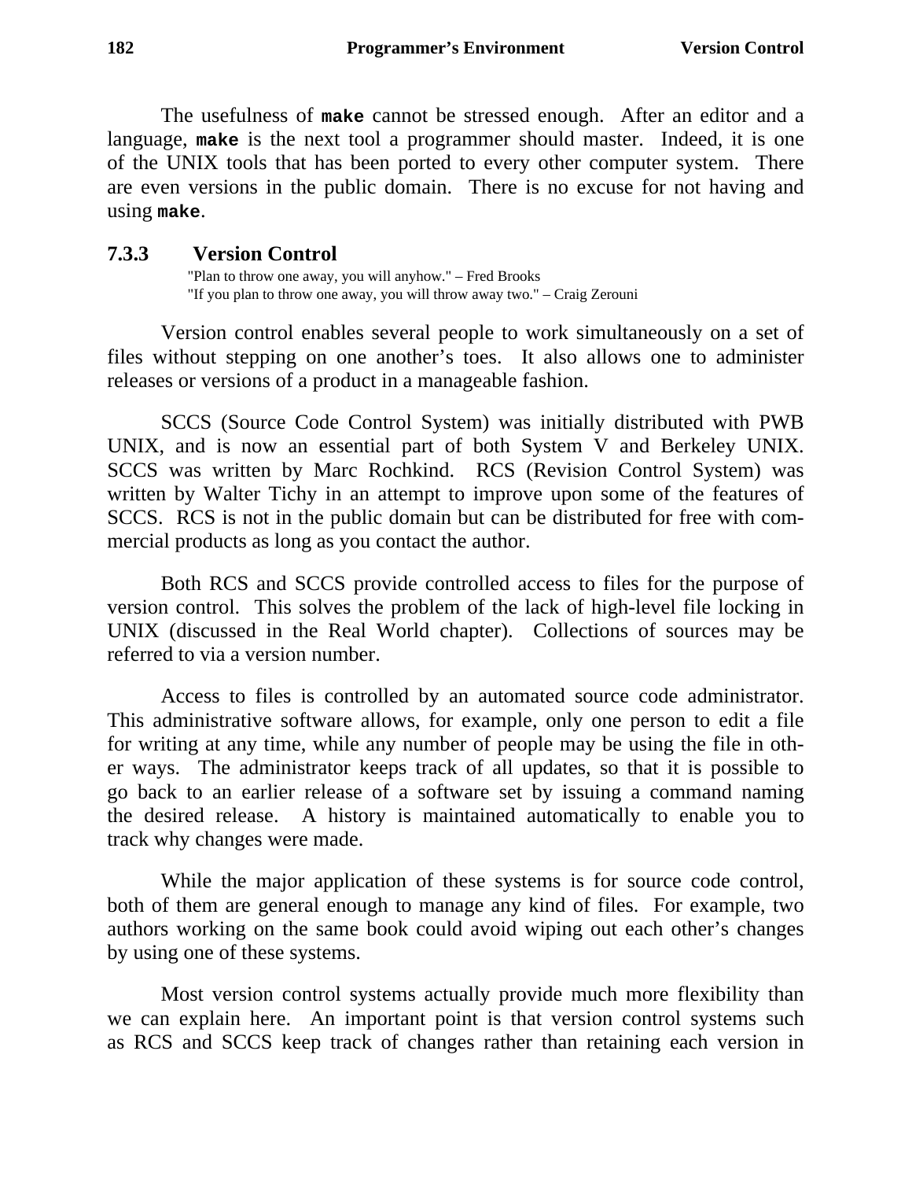The usefulness of **`make`** cannot be stressed enough. After an editor and a language, **`make`** is the next tool a programmer should master. Indeed, it is one of the UNIX tools that has been ported to every other computer system. There are even versions in the public domain. There is no excuse for not having and using **`make`**.

### 7.3.3 Version Control

"Plan to throw one away, you will anyhow." – Fred Brooks
"If you plan to throw one away, you will throw away two." – Craig Zerouni

Version control enables several people to work simultaneously on a set of files without stepping on one another's toes. It also allows one to administer releases or versions of a product in a manageable fashion.

SCCS (Source Code Control System) was initially distributed with PWB UNIX, and is now an essential part of both System V and Berkeley UNIX. SCCS was written by Marc Rochkind. RCS (Revision Control System) was written by Walter Tichy in an attempt to improve upon some of the features of SCCS. RCS is not in the public domain but can be distributed for free with commercial products as long as you contact the author.

Both RCS and SCCS provide controlled access to files for the purpose of version control. This solves the problem of the lack of high-level file locking in UNIX (discussed in the Real World chapter). Collections of sources may be referred to via a version number.

Access to files is controlled by an automated source code administrator. This administrative software allows, for example, only one person to edit a file for writing at any time, while any number of people may be using the file in other ways. The administrator keeps track of all updates, so that it is possible to go back to an earlier release of a software set by issuing a command naming the desired release. A history is maintained automatically to enable you to track why changes were made.

While the major application of these systems is for source code control, both of them are general enough to manage any kind of files. For example, two authors working on the same book could avoid wiping out each other's changes by using one of these systems.

Most version control systems actually provide much more flexibility than we can explain here. An important point is that version control systems such as RCS and SCCS keep track of changes rather than retaining each version in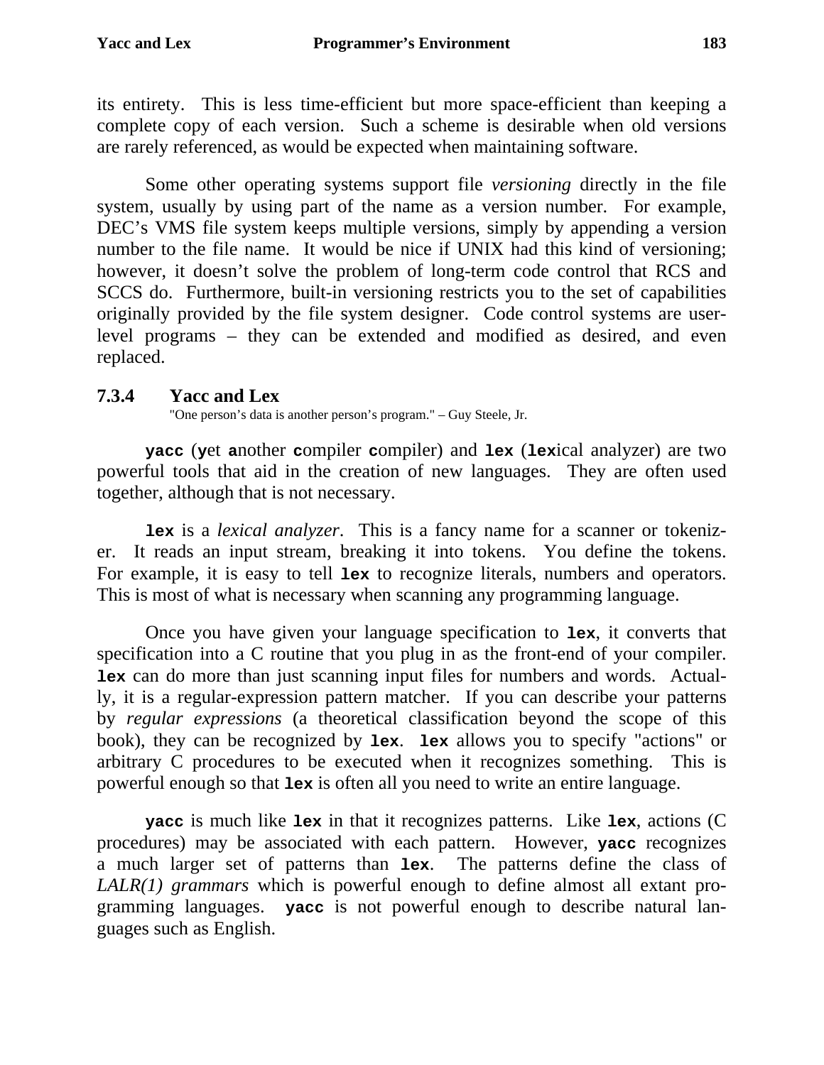its entirety. This is less time-efficient but more space-efficient than keeping a complete copy of each version. Such a scheme is desirable when old versions are rarely referenced, as would be expected when maintaining software.

Some other operating systems support file *versioning* directly in the file system, usually by using part of the name as a version number. For example, DEC's VMS file system keeps multiple versions, simply by appending a version number to the file name. It would be nice if UNIX had this kind of versioning; however, it doesn't solve the problem of long-term code control that RCS and SCCS do. Furthermore, built-in versioning restricts you to the set of capabilities originally provided by the file system designer. Code control systems are user-level programs – they can be extended and modified as desired, and even replaced.

### 7.3.4 Yacc and Lex

"One person's data is another person's program." – Guy Steele, Jr.

**yacc** (**y**et **a**nother **c**ompiler **c**ompiler) and **lex** (**lex**ical analyzer) are two powerful tools that aid in the creation of new languages. They are often used together, although that is not necessary.

**lex** is a *lexical analyzer*. This is a fancy name for a scanner or tokenizer. It reads an input stream, breaking it into tokens. You define the tokens. For example, it is easy to tell **lex** to recognize literals, numbers and operators. This is most of what is necessary when scanning any programming language.

Once you have given your language specification to **lex**, it converts that specification into a C routine that you plug in as the front-end of your compiler. **lex** can do more than just scanning input files for numbers and words. Actually, it is a regular-expression pattern matcher. If you can describe your patterns by *regular expressions* (a theoretical classification beyond the scope of this book), they can be recognized by **lex**. **lex** allows you to specify "actions" or arbitrary C procedures to be executed when it recognizes something. This is powerful enough so that **lex** is often all you need to write an entire language.

**yacc** is much like **lex** in that it recognizes patterns. Like **lex**, actions (C procedures) may be associated with each pattern. However, **yacc** recognizes a much larger set of patterns than **lex**. The patterns define the class of *LALR(1) grammars* which is powerful enough to define almost all extant programming languages. **yacc** is not powerful enough to describe natural languages such as English.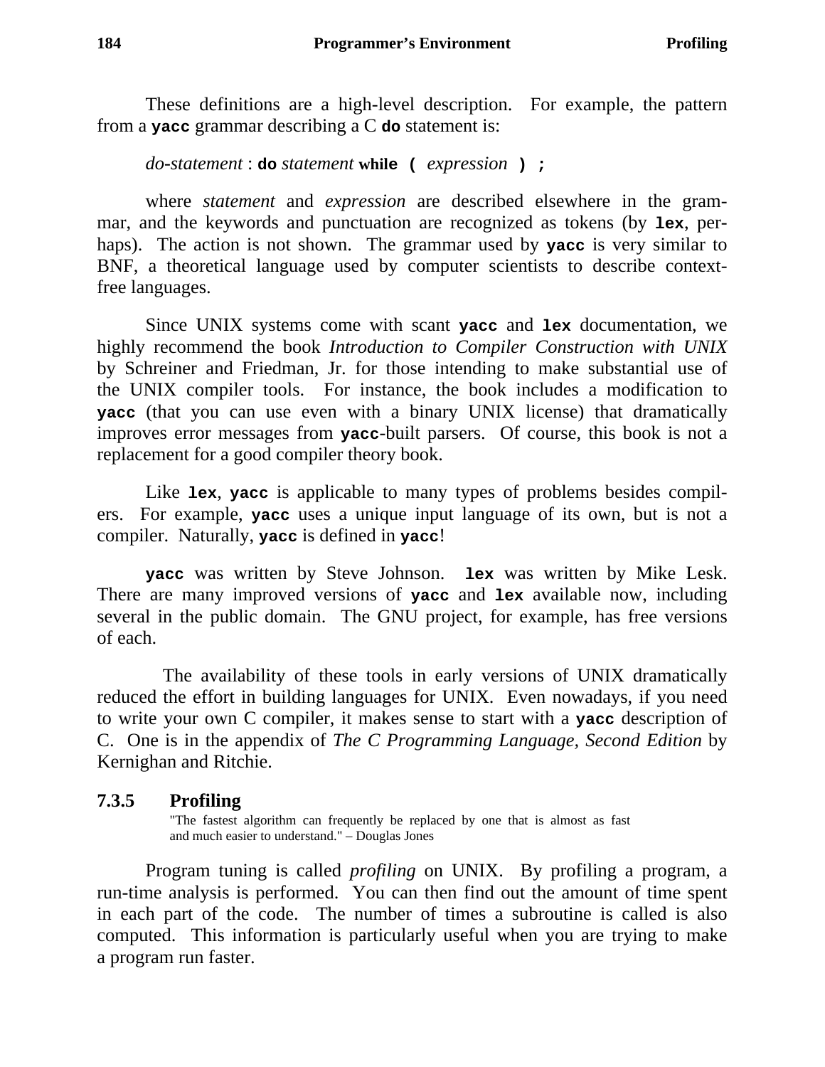These definitions are a high-level description. For example, the pattern from a **yacc** grammar describing a C **do** statement is:

*do-statement* : **do** *statement* **while ( ** *expression* **) ;**

where *statement* and *expression* are described elsewhere in the grammar, and the keywords and punctuation are recognized as tokens (by **lex**, perhaps). The action is not shown. The grammar used by **yacc** is very similar to BNF, a theoretical language used by computer scientists to describe context-free languages.

Since UNIX systems come with scant **yacc** and **lex** documentation, we highly recommend the book *Introduction to Compiler Construction with UNIX* by Schreiner and Friedman, Jr. for those intending to make substantial use of the UNIX compiler tools. For instance, the book includes a modification to **yacc** (that you can use even with a binary UNIX license) that dramatically improves error messages from **yacc**-built parsers. Of course, this book is not a replacement for a good compiler theory book.

Like **lex**, **yacc** is applicable to many types of problems besides compilers. For example, **yacc** uses a unique input language of its own, but is not a compiler. Naturally, **yacc** is defined in **yacc**!

**yacc** was written by Steve Johnson. **lex** was written by Mike Lesk. There are many improved versions of **yacc** and **lex** available now, including several in the public domain. The GNU project, for example, has free versions of each.

The availability of these tools in early versions of UNIX dramatically reduced the effort in building languages for UNIX. Even nowadays, if you need to write your own C compiler, it makes sense to start with a **yacc** description of C. One is in the appendix of *The C Programming Language, Second Edition* by Kernighan and Ritchie.

### 7.3.5 Profiling

"The fastest algorithm can frequently be replaced by one that is almost as fast and much easier to understand." – Douglas Jones

Program tuning is called *profiling* on UNIX. By profiling a program, a run-time analysis is performed. You can then find out the amount of time spent in each part of the code. The number of times a subroutine is called is also computed. This information is particularly useful when you are trying to make a program run faster.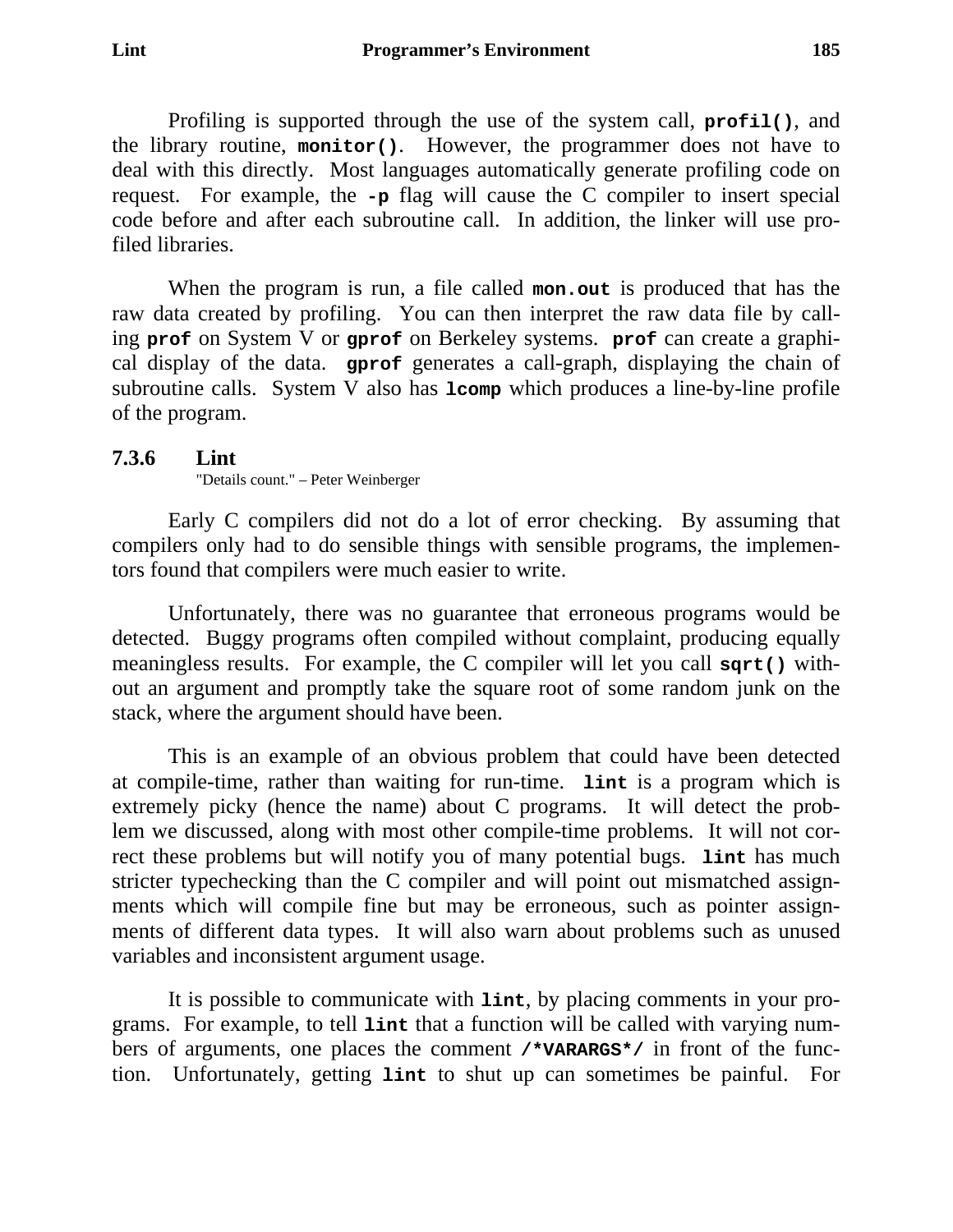Profiling is supported through the use of the system call, **`profil()`**, and the library routine, **`monitor()`**. However, the programmer does not have to deal with this directly. Most languages automatically generate profiling code on request. For example, the **`-p`** flag will cause the C compiler to insert special code before and after each subroutine call. In addition, the linker will use profiled libraries.

When the program is run, a file called **`mon.out`** is produced that has the raw data created by profiling. You can then interpret the raw data file by calling **`prof`** on System V or **`gprof`** on Berkeley systems. **`prof`** can create a graphical display of the data. **`gprof`** generates a call-graph, displaying the chain of subroutine calls. System V also has **`lcomp`** which produces a line-by-line profile of the program.

### 7.3.6 Lint

"Details count." – Peter Weinberger

Early C compilers did not do a lot of error checking. By assuming that compilers only had to do sensible things with sensible programs, the implementors found that compilers were much easier to write.

Unfortunately, there was no guarantee that erroneous programs would be detected. Buggy programs often compiled without complaint, producing equally meaningless results. For example, the C compiler will let you call **`sqrt()`** without an argument and promptly take the square root of some random junk on the stack, where the argument should have been.

This is an example of an obvious problem that could have been detected at compile-time, rather than waiting for run-time. **`lint`** is a program which is extremely picky (hence the name) about C programs. It will detect the problem we discussed, along with most other compile-time problems. It will not correct these problems but will notify you of many potential bugs. **`lint`** has much stricter typechecking than the C compiler and will point out mismatched assignments which will compile fine but may be erroneous, such as pointer assignments of different data types. It will also warn about problems such as unused variables and inconsistent argument usage.

It is possible to communicate with **`lint`**, by placing comments in your programs. For example, to tell **`lint`** that a function will be called with varying numbers of arguments, one places the comment **`/*VARARGS*/`** in front of the function. Unfortunately, getting **`lint`** to shut up can sometimes be painful. For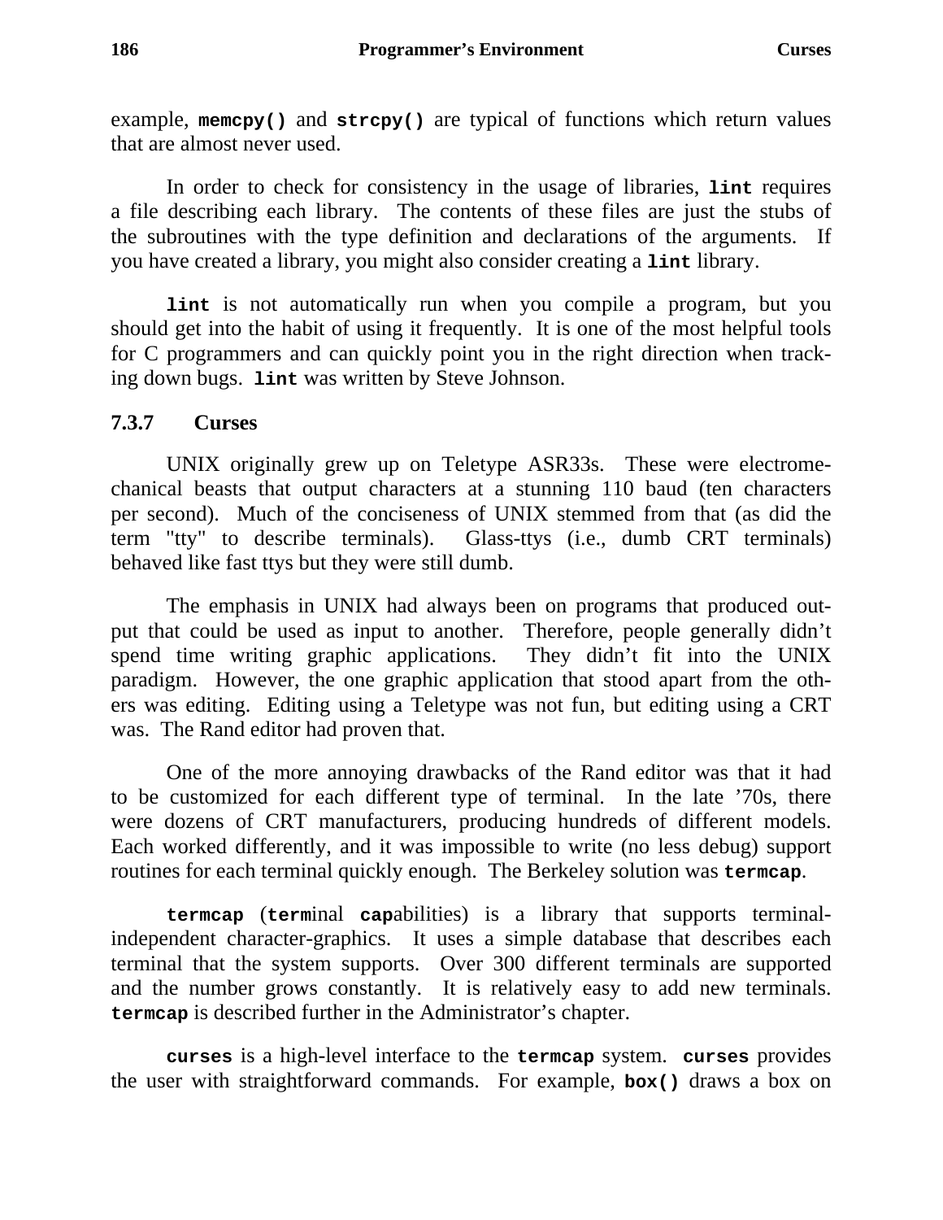example, **memcpy()** and **strcpy()** are typical of functions which return values that are almost never used.

In order to check for consistency in the usage of libraries, **lint** requires a file describing each library. The contents of these files are just the stubs of the subroutines with the type definition and declarations of the arguments. If you have created a library, you might also consider creating a **lint** library.

**lint** is not automatically run when you compile a program, but you should get into the habit of using it frequently. It is one of the most helpful tools for C programmers and can quickly point you in the right direction when tracking down bugs. **lint** was written by Steve Johnson.

### 7.3.7 Curses

UNIX originally grew up on Teletype ASR33s. These were electromechanical beasts that output characters at a stunning 110 baud (ten characters per second). Much of the conciseness of UNIX stemmed from that (as did the term "tty" to describe terminals). Glass-ttys (i.e., dumb CRT terminals) behaved like fast ttys but they were still dumb.

The emphasis in UNIX had always been on programs that produced output that could be used as input to another. Therefore, people generally didn't spend time writing graphic applications. They didn't fit into the UNIX paradigm. However, the one graphic application that stood apart from the others was editing. Editing using a Teletype was not fun, but editing using a CRT was. The Rand editor had proven that.

One of the more annoying drawbacks of the Rand editor was that it had to be customized for each different type of terminal. In the late '70s, there were dozens of CRT manufacturers, producing hundreds of different models. Each worked differently, and it was impossible to write (no less debug) support routines for each terminal quickly enough. The Berkeley solution was **termcap**.

**termcap** (**term**inal **cap**abilities) is a library that supports terminal-independent character-graphics. It uses a simple database that describes each terminal that the system supports. Over 300 different terminals are supported and the number grows constantly. It is relatively easy to add new terminals. **termcap** is described further in the Administrator's chapter.

**curses** is a high-level interface to the **termcap** system. **curses** provides the user with straightforward commands. For example, **box()** draws a box on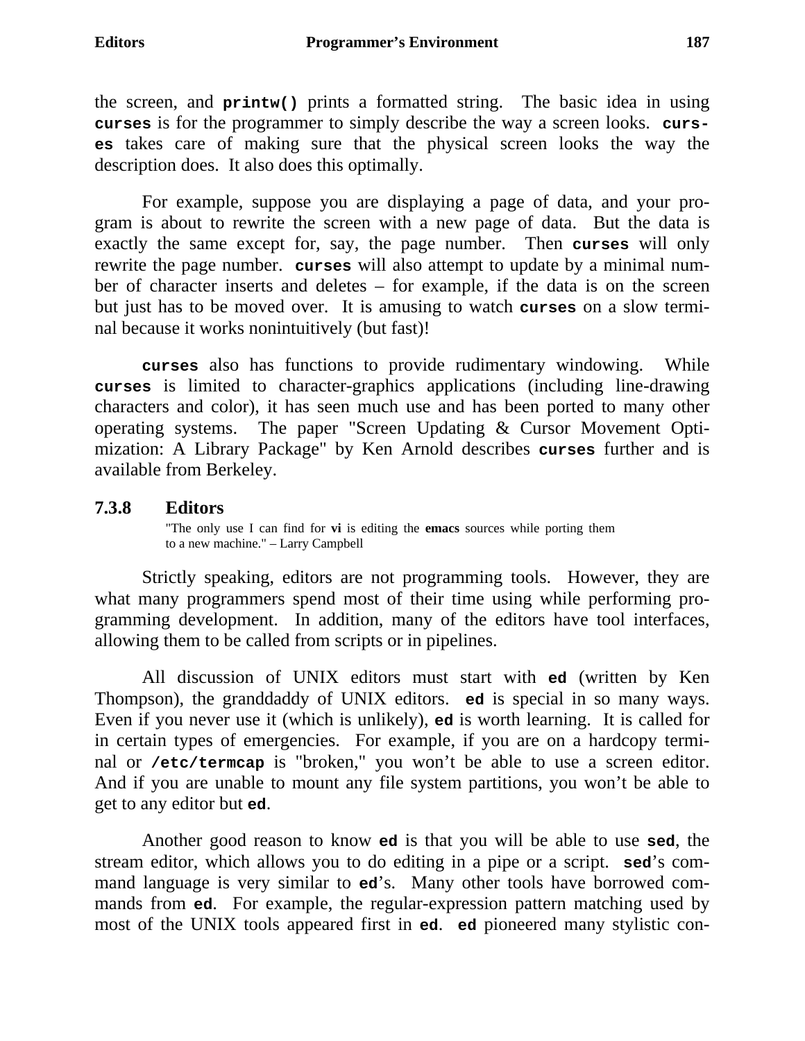the screen, and **printw()** prints a formatted string. The basic idea in using **curses** is for the programmer to simply describe the way a screen looks. **curses** takes care of making sure that the physical screen looks the way the description does. It also does this optimally.

For example, suppose you are displaying a page of data, and your program is about to rewrite the screen with a new page of data. But the data is exactly the same except for, say, the page number. Then **curses** will only rewrite the page number. **curses** will also attempt to update by a minimal number of character inserts and deletes – for example, if the data is on the screen but just has to be moved over. It is amusing to watch **curses** on a slow terminal because it works nonintuitively (but fast)!

**curses** also has functions to provide rudimentary windowing. While **curses** is limited to character-graphics applications (including line-drawing characters and color), it has seen much use and has been ported to many other operating systems. The paper "Screen Updating & Cursor Movement Optimization: A Library Package" by Ken Arnold describes **curses** further and is available from Berkeley.

### 7.3.8 Editors

> "The only use I can find for **vi** is editing the **emacs** sources while porting them to a new machine." – Larry Campbell

Strictly speaking, editors are not programming tools. However, they are what many programmers spend most of their time using while performing programming development. In addition, many of the editors have tool interfaces, allowing them to be called from scripts or in pipelines.

All discussion of UNIX editors must start with **ed** (written by Ken Thompson), the granddaddy of UNIX editors. **ed** is special in so many ways. Even if you never use it (which is unlikely), **ed** is worth learning. It is called for in certain types of emergencies. For example, if you are on a hardcopy terminal or **/etc/termcap** is "broken," you won't be able to use a screen editor. And if you are unable to mount any file system partitions, you won't be able to get to any editor but **ed**.

Another good reason to know **ed** is that you will be able to use **sed**, the stream editor, which allows you to do editing in a pipe or a script. **sed**'s command language is very similar to **ed**'s. Many other tools have borrowed commands from **ed**. For example, the regular-expression pattern matching used by most of the UNIX tools appeared first in **ed**. **ed** pioneered many stylistic con-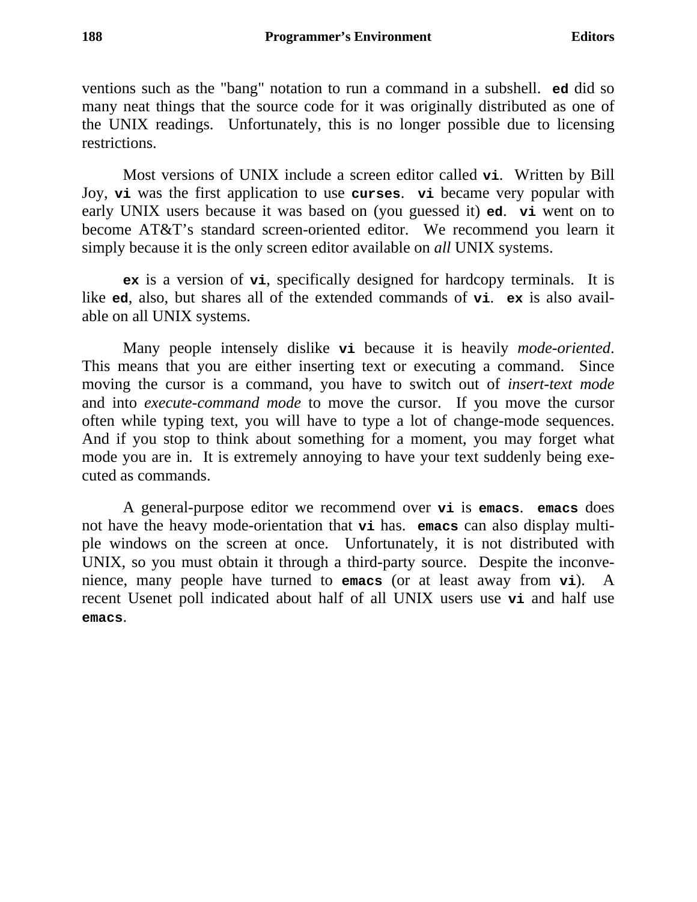ventions such as the "bang" notation to run a command in a subshell. **ed** did so many neat things that the source code for it was originally distributed as one of the UNIX readings. Unfortunately, this is no longer possible due to licensing restrictions.

Most versions of UNIX include a screen editor called **vi**. Written by Bill Joy, **vi** was the first application to use **curses**. **vi** became very popular with early UNIX users because it was based on (you guessed it) **ed**. **vi** went on to become AT&T's standard screen-oriented editor. We recommend you learn it simply because it is the only screen editor available on *all* UNIX systems.

**ex** is a version of **vi**, specifically designed for hardcopy terminals. It is like **ed**, also, but shares all of the extended commands of **vi**. **ex** is also available on all UNIX systems.

Many people intensely dislike **vi** because it is heavily *mode-oriented*. This means that you are either inserting text or executing a command. Since moving the cursor is a command, you have to switch out of *insert-text mode* and into *execute-command mode* to move the cursor. If you move the cursor often while typing text, you will have to type a lot of change-mode sequences. And if you stop to think about something for a moment, you may forget what mode you are in. It is extremely annoying to have your text suddenly being executed as commands.

A general-purpose editor we recommend over **vi** is **emacs**. **emacs** does not have the heavy mode-orientation that **vi** has. **emacs** can also display multiple windows on the screen at once. Unfortunately, it is not distributed with UNIX, so you must obtain it through a third-party source. Despite the inconvenience, many people have turned to **emacs** (or at least away from **vi**). A recent Usenet poll indicated about half of all UNIX users use **vi** and half use **emacs**.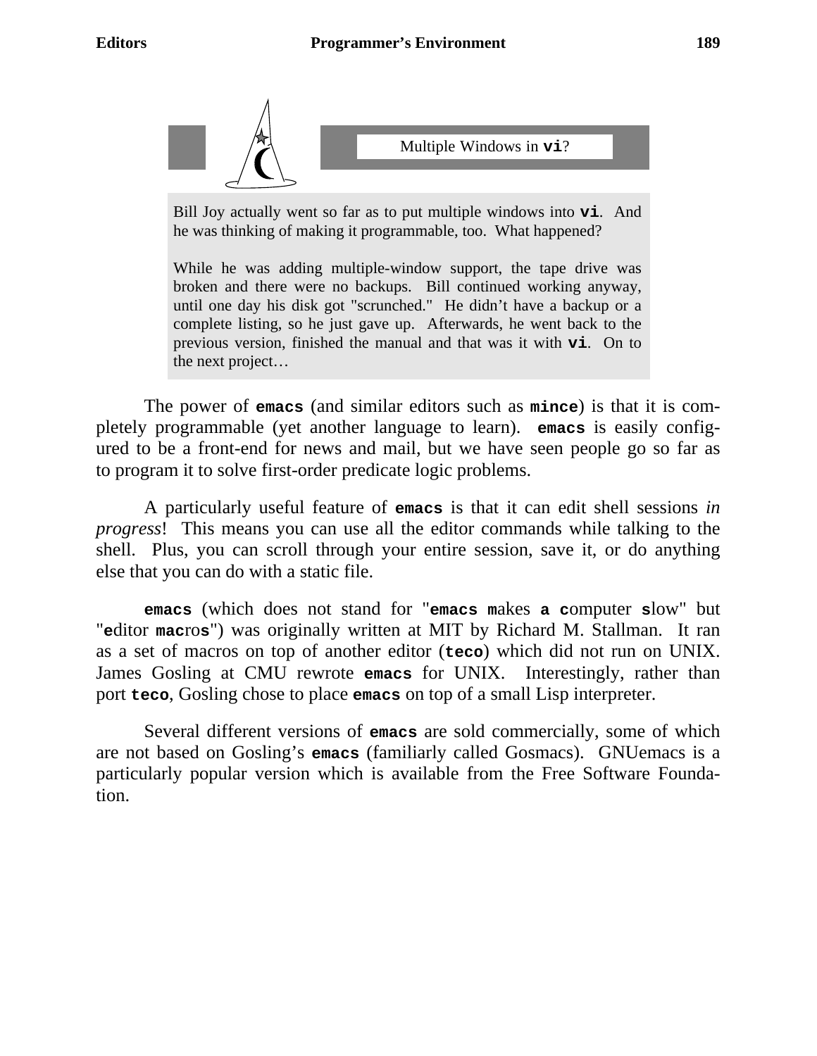### Multiple Windows in **vi**?

Bill Joy actually went so far as to put multiple windows into **vi**. And he was thinking of making it programmable, too. What happened?

While he was adding multiple-window support, the tape drive was broken and there were no backups. Bill continued working anyway, until one day his disk got "scrunched." He didn't have a backup or a complete listing, so he just gave up. Afterwards, he went back to the previous version, finished the manual and that was it with **vi**. On to the next project…

The power of **emacs** (and similar editors such as **mince**) is that it is completely programmable (yet another language to learn). **emacs** is easily configured to be a front-end for news and mail, but we have seen people go so far as to program it to solve first-order predicate logic problems.

A particularly useful feature of **emacs** is that it can edit shell sessions *in progress*! This means you can use all the editor commands while talking to the shell. Plus, you can scroll through your entire session, save it, or do anything else that you can do with a static file.

**emacs** (which does not stand for "**emacs m**akes **a c**omputer **s**low" but "**e**ditor **mac**ro**s**") was originally written at MIT by Richard M. Stallman. It ran as a set of macros on top of another editor (**teco**) which did not run on UNIX. James Gosling at CMU rewrote **emacs** for UNIX. Interestingly, rather than port **teco**, Gosling chose to place **emacs** on top of a small Lisp interpreter.

Several different versions of **emacs** are sold commercially, some of which are not based on Gosling's **emacs** (familiarly called Gosmacs). GNUemacs is a particularly popular version which is available from the Free Software Foundation.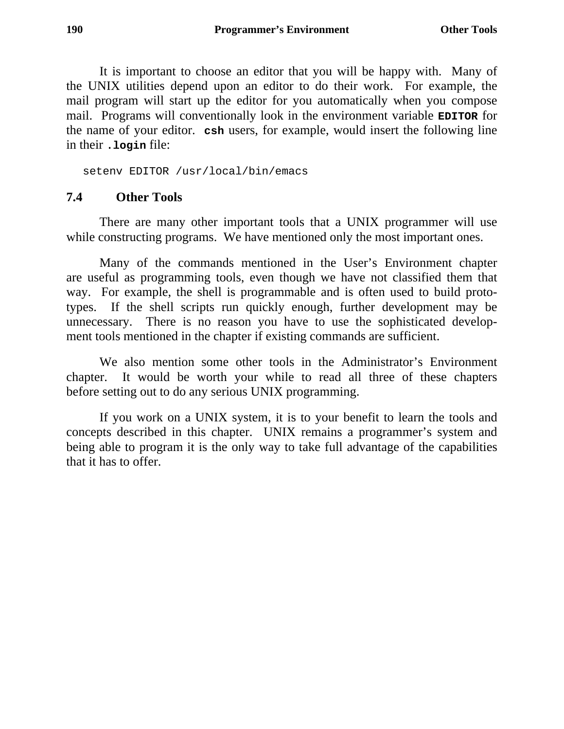It is important to choose an editor that you will be happy with. Many of the UNIX utilities depend upon an editor to do their work. For example, the mail program will start up the editor for you automatically when you compose mail. Programs will conventionally look in the environment variable **`EDITOR`** for the name of your editor. **`csh`** users, for example, would insert the following line in their **`.login`** file:

```
setenv EDITOR /usr/local/bin/emacs
```

## 7.4 Other Tools

There are many other important tools that a UNIX programmer will use while constructing programs. We have mentioned only the most important ones.

Many of the commands mentioned in the User's Environment chapter are useful as programming tools, even though we have not classified them that way. For example, the shell is programmable and is often used to build prototypes. If the shell scripts run quickly enough, further development may be unnecessary. There is no reason you have to use the sophisticated development tools mentioned in the chapter if existing commands are sufficient.

We also mention some other tools in the Administrator's Environment chapter. It would be worth your while to read all three of these chapters before setting out to do any serious UNIX programming.

If you work on a UNIX system, it is to your benefit to learn the tools and concepts described in this chapter. UNIX remains a programmer's system and being able to program it is the only way to take full advantage of the capabilities that it has to offer.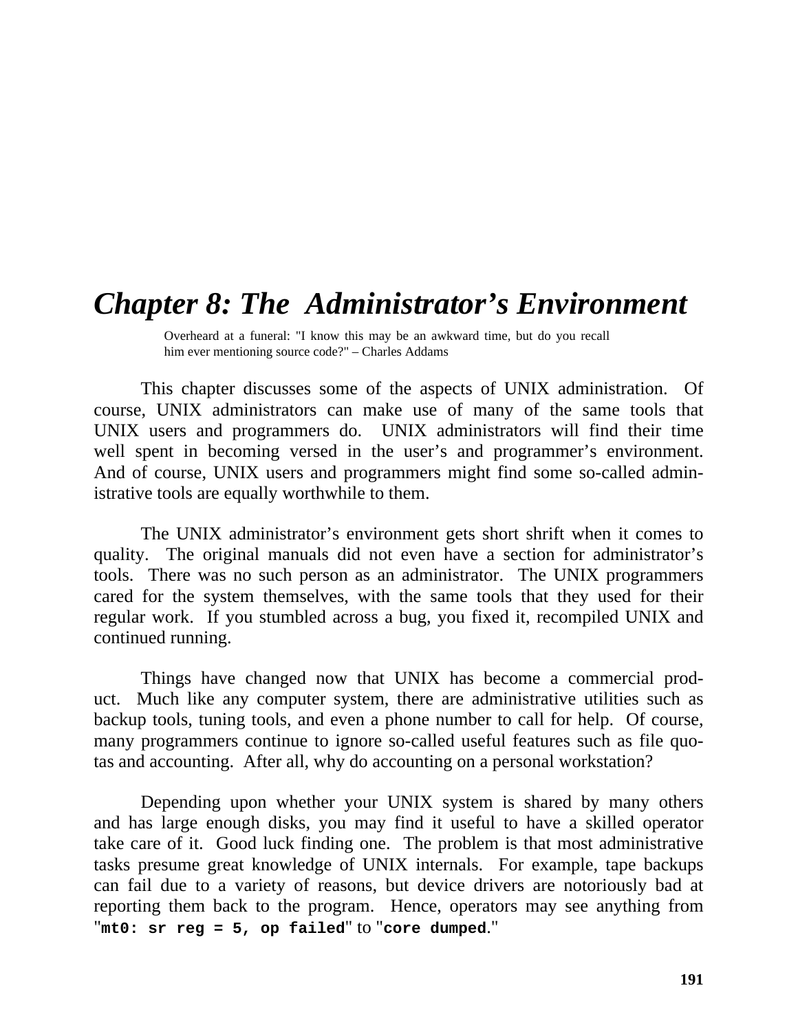# *Chapter 8: The Administrator's Environment*

Overheard at a funeral: "I know this may be an awkward time, but do you recall him ever mentioning source code?" – Charles Addams

This chapter discusses some of the aspects of UNIX administration. Of course, UNIX administrators can make use of many of the same tools that UNIX users and programmers do. UNIX administrators will find their time well spent in becoming versed in the user's and programmer's environment. And of course, UNIX users and programmers might find some so-called administrative tools are equally worthwhile to them.

The UNIX administrator's environment gets short shrift when it comes to quality. The original manuals did not even have a section for administrator's tools. There was no such person as an administrator. The UNIX programmers cared for the system themselves, with the same tools that they used for their regular work. If you stumbled across a bug, you fixed it, recompiled UNIX and continued running.

Things have changed now that UNIX has become a commercial product. Much like any computer system, there are administrative utilities such as backup tools, tuning tools, and even a phone number to call for help. Of course, many programmers continue to ignore so-called useful features such as file quotas and accounting. After all, why do accounting on a personal workstation?

Depending upon whether your UNIX system is shared by many others and has large enough disks, you may find it useful to have a skilled operator take care of it. Good luck finding one. The problem is that most administrative tasks presume great knowledge of UNIX internals. For example, tape backups can fail due to a variety of reasons, but device drivers are notoriously bad at reporting them back to the program. Hence, operators may see anything from "**`mt0: sr reg = 5, op failed`**" to "**`core dumped`**."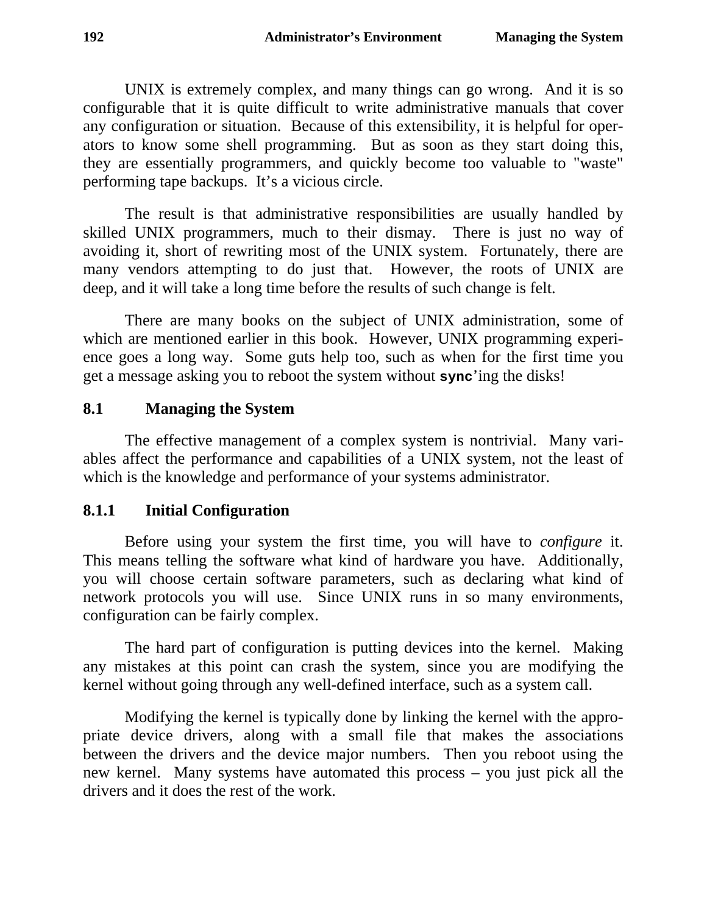UNIX is extremely complex, and many things can go wrong. And it is so configurable that it is quite difficult to write administrative manuals that cover any configuration or situation. Because of this extensibility, it is helpful for operators to know some shell programming. But as soon as they start doing this, they are essentially programmers, and quickly become too valuable to "waste" performing tape backups. It's a vicious circle.

The result is that administrative responsibilities are usually handled by skilled UNIX programmers, much to their dismay. There is just no way of avoiding it, short of rewriting most of the UNIX system. Fortunately, there are many vendors attempting to do just that. However, the roots of UNIX are deep, and it will take a long time before the results of such change is felt.

There are many books on the subject of UNIX administration, some of which are mentioned earlier in this book. However, UNIX programming experience goes a long way. Some guts help too, such as when for the first time you get a message asking you to reboot the system without **sync**'ing the disks!

## 8.1 Managing the System

The effective management of a complex system is nontrivial. Many variables affect the performance and capabilities of a UNIX system, not the least of which is the knowledge and performance of your systems administrator.

### 8.1.1 Initial Configuration

Before using your system the first time, you will have to *configure* it. This means telling the software what kind of hardware you have. Additionally, you will choose certain software parameters, such as declaring what kind of network protocols you will use. Since UNIX runs in so many environments, configuration can be fairly complex.

The hard part of configuration is putting devices into the kernel. Making any mistakes at this point can crash the system, since you are modifying the kernel without going through any well-defined interface, such as a system call.

Modifying the kernel is typically done by linking the kernel with the appropriate device drivers, along with a small file that makes the associations between the drivers and the device major numbers. Then you reboot using the new kernel. Many systems have automated this process – you just pick all the drivers and it does the rest of the work.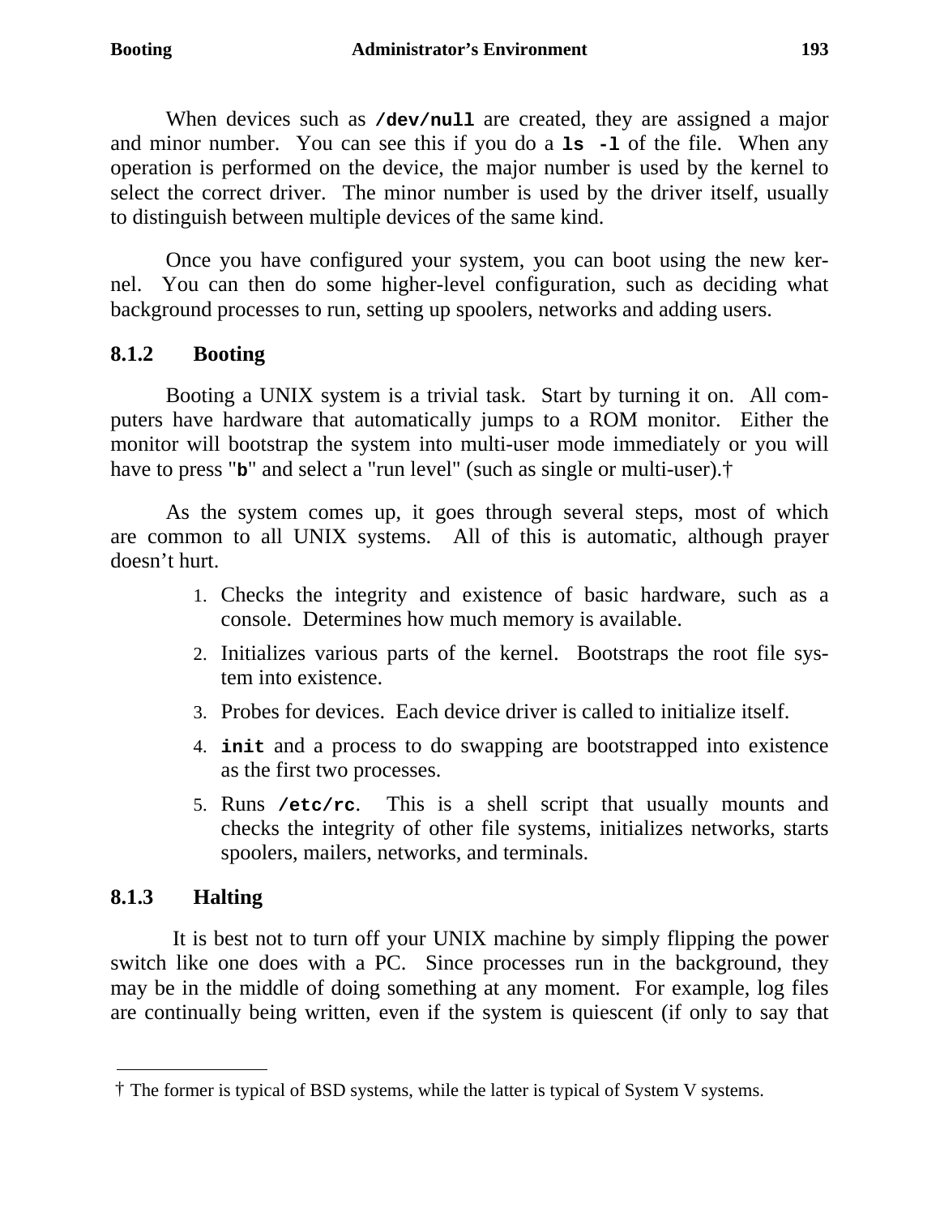When devices such as **`/dev/null`** are created, they are assigned a major and minor number. You can see this if you do a **`ls -l`** of the file. When any operation is performed on the device, the major number is used by the kernel to select the correct driver. The minor number is used by the driver itself, usually to distinguish between multiple devices of the same kind.

Once you have configured your system, you can boot using the new kernel. You can then do some higher-level configuration, such as deciding what background processes to run, setting up spoolers, networks and adding users.

### 8.1.2 Booting

Booting a UNIX system is a trivial task. Start by turning it on. All computers have hardware that automatically jumps to a ROM monitor. Either the monitor will bootstrap the system into multi-user mode immediately or you will have to press "**`b`**" and select a "run level" (such as single or multi-user).†

As the system comes up, it goes through several steps, most of which are common to all UNIX systems. All of this is automatic, although prayer doesn't hurt.

1. Checks the integrity and existence of basic hardware, such as a console. Determines how much memory is available.
2. Initializes various parts of the kernel. Bootstraps the root file system into existence.
3. Probes for devices. Each device driver is called to initialize itself.
4. **`init`** and a process to do swapping are bootstrapped into existence as the first two processes.
5. Runs **`/etc/rc`**. This is a shell script that usually mounts and checks the integrity of other file systems, initializes networks, starts spoolers, mailers, networks, and terminals.

### 8.1.3 Halting

It is best not to turn off your UNIX machine by simply flipping the power switch like one does with a PC. Since processes run in the background, they may be in the middle of doing something at any moment. For example, log files are continually being written, even if the system is quiescent (if only to say that

---

† The former is typical of BSD systems, while the latter is typical of System V systems.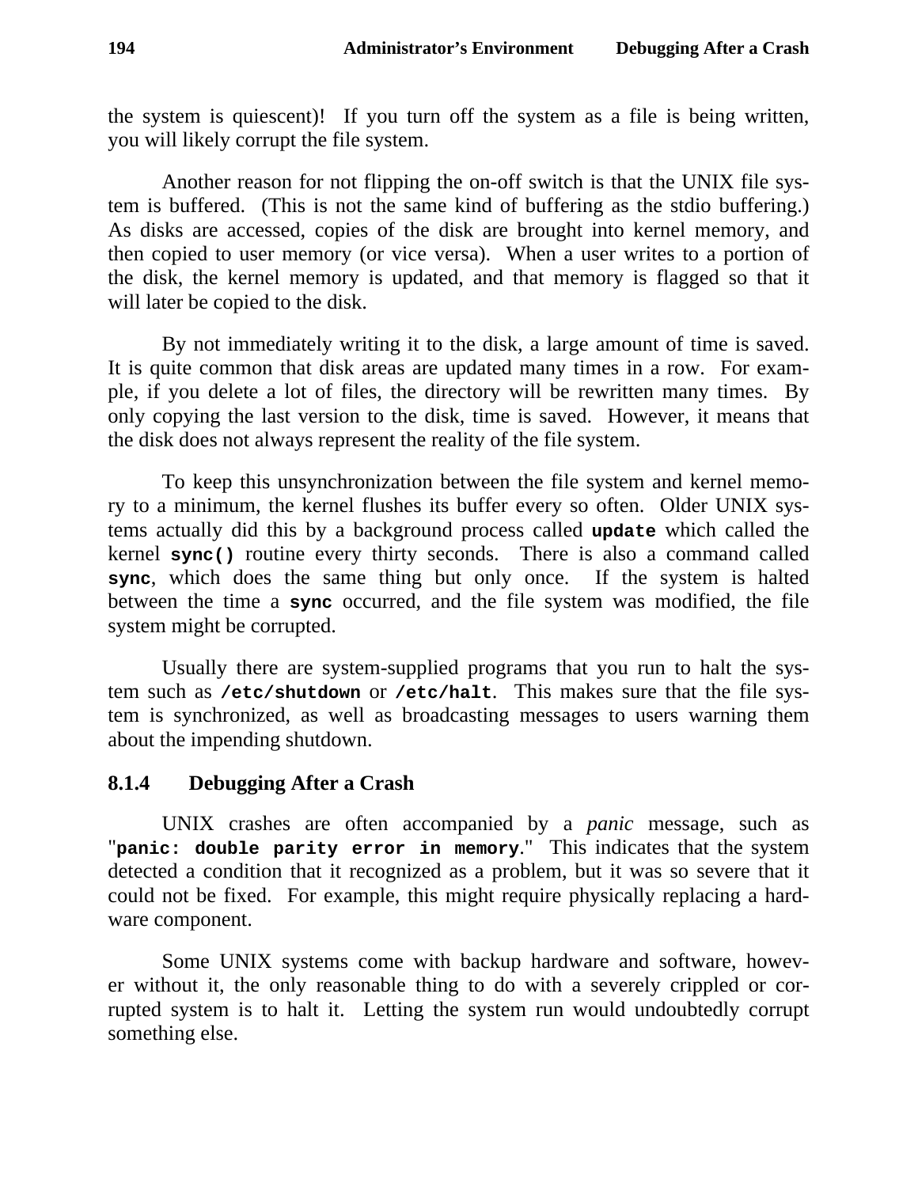the system is quiescent)! If you turn off the system as a file is being written, you will likely corrupt the file system.

Another reason for not flipping the on-off switch is that the UNIX file system is buffered. (This is not the same kind of buffering as the stdio buffering.) As disks are accessed, copies of the disk are brought into kernel memory, and then copied to user memory (or vice versa). When a user writes to a portion of the disk, the kernel memory is updated, and that memory is flagged so that it will later be copied to the disk.

By not immediately writing it to the disk, a large amount of time is saved. It is quite common that disk areas are updated many times in a row. For example, if you delete a lot of files, the directory will be rewritten many times. By only copying the last version to the disk, time is saved. However, it means that the disk does not always represent the reality of the file system.

To keep this unsynchronization between the file system and kernel memory to a minimum, the kernel flushes its buffer every so often. Older UNIX systems actually did this by a background process called **`update`** which called the kernel **`sync()`** routine every thirty seconds. There is also a command called **`sync`**, which does the same thing but only once. If the system is halted between the time a **`sync`** occurred, and the file system was modified, the file system might be corrupted.

Usually there are system-supplied programs that you run to halt the system such as **`/etc/shutdown`** or **`/etc/halt`**. This makes sure that the file system is synchronized, as well as broadcasting messages to users warning them about the impending shutdown.

### 8.1.4 Debugging After a Crash

UNIX crashes are often accompanied by a *panic* message, such as "**`panic: double parity error in memory`**." This indicates that the system detected a condition that it recognized as a problem, but it was so severe that it could not be fixed. For example, this might require physically replacing a hardware component.

Some UNIX systems come with backup hardware and software, however without it, the only reasonable thing to do with a severely crippled or corrupted system is to halt it. Letting the system run would undoubtedly corrupt something else.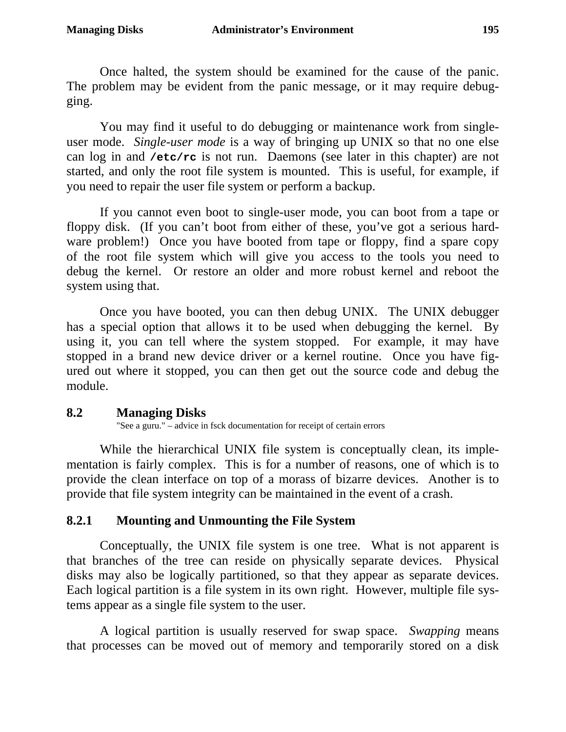Once halted, the system should be examined for the cause of the panic. The problem may be evident from the panic message, or it may require debugging.

You may find it useful to do debugging or maintenance work from single-user mode. *Single-user mode* is a way of bringing up UNIX so that no one else can log in and **`/etc/rc`** is not run. Daemons (see later in this chapter) are not started, and only the root file system is mounted. This is useful, for example, if you need to repair the user file system or perform a backup.

If you cannot even boot to single-user mode, you can boot from a tape or floppy disk. (If you can't boot from either of these, you've got a serious hardware problem!) Once you have booted from tape or floppy, find a spare copy of the root file system which will give you access to the tools you need to debug the kernel. Or restore an older and more robust kernel and reboot the system using that.

Once you have booted, you can then debug UNIX. The UNIX debugger has a special option that allows it to be used when debugging the kernel. By using it, you can tell where the system stopped. For example, it may have stopped in a brand new device driver or a kernel routine. Once you have figured out where it stopped, you can then get out the source code and debug the module.

## 8.2 Managing Disks

"See a guru." – advice in fsck documentation for receipt of certain errors

While the hierarchical UNIX file system is conceptually clean, its implementation is fairly complex. This is for a number of reasons, one of which is to provide the clean interface on top of a morass of bizarre devices. Another is to provide that file system integrity can be maintained in the event of a crash.

### 8.2.1 Mounting and Unmounting the File System

Conceptually, the UNIX file system is one tree. What is not apparent is that branches of the tree can reside on physically separate devices. Physical disks may also be logically partitioned, so that they appear as separate devices. Each logical partition is a file system in its own right. However, multiple file systems appear as a single file system to the user.

A logical partition is usually reserved for swap space. *Swapping* means that processes can be moved out of memory and temporarily stored on a disk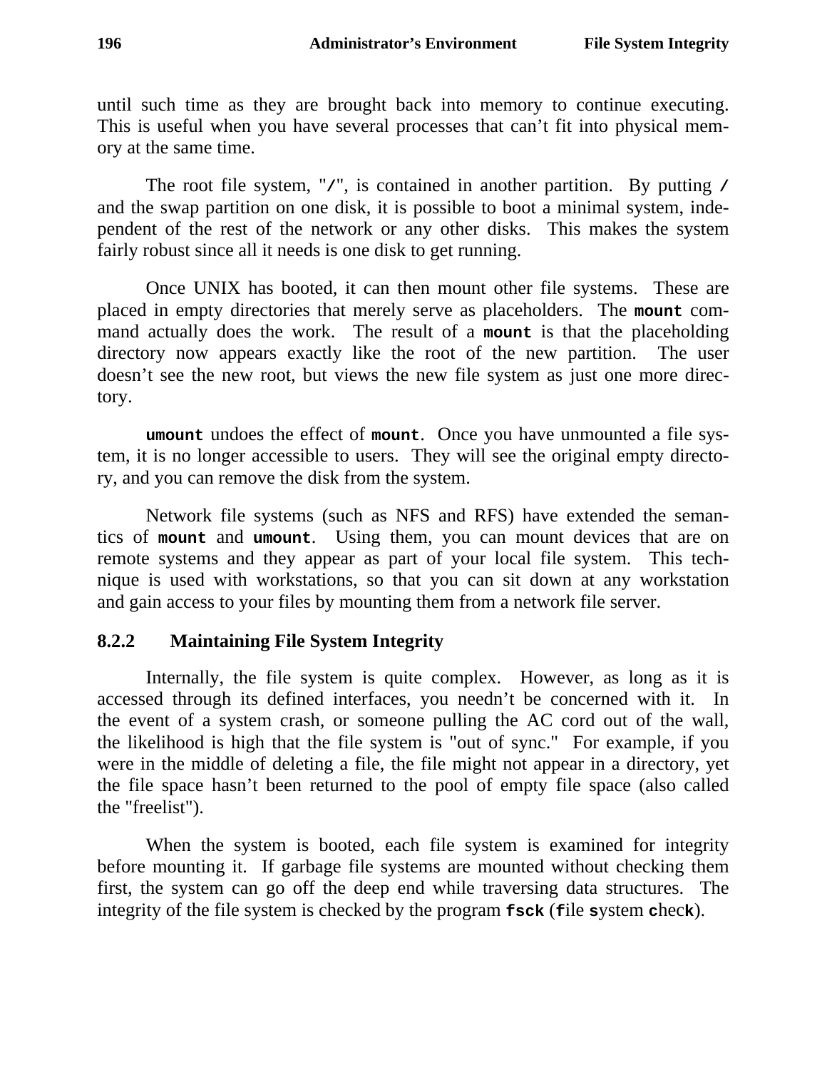until such time as they are brought back into memory to continue executing. This is useful when you have several processes that can't fit into physical memory at the same time.

The root file system, "`/`", is contained in another partition. By putting `/` and the swap partition on one disk, it is possible to boot a minimal system, independent of the rest of the network or any other disks. This makes the system fairly robust since all it needs is one disk to get running.

Once UNIX has booted, it can then mount other file systems. These are placed in empty directories that merely serve as placeholders. The **`mount`** command actually does the work. The result of a **`mount`** is that the placeholding directory now appears exactly like the root of the new partition. The user doesn't see the new root, but views the new file system as just one more directory.

**`umount`** undoes the effect of **`mount`**. Once you have unmounted a file system, it is no longer accessible to users. They will see the original empty directory, and you can remove the disk from the system.

Network file systems (such as NFS and RFS) have extended the semantics of **`mount`** and **`umount`**. Using them, you can mount devices that are on remote systems and they appear as part of your local file system. This technique is used with workstations, so that you can sit down at any workstation and gain access to your files by mounting them from a network file server.

### 8.2.2 Maintaining File System Integrity

Internally, the file system is quite complex. However, as long as it is accessed through its defined interfaces, you needn't be concerned with it. In the event of a system crash, or someone pulling the AC cord out of the wall, the likelihood is high that the file system is "out of sync." For example, if you were in the middle of deleting a file, the file might not appear in a directory, yet the file space hasn't been returned to the pool of empty file space (also called the "freelist").

When the system is booted, each file system is examined for integrity before mounting it. If garbage file systems are mounted without checking them first, the system can go off the deep end while traversing data structures. The integrity of the file system is checked by the program **`fsck`** (**`f`**ile **`s`**ystem **`c`**hec**`k`**).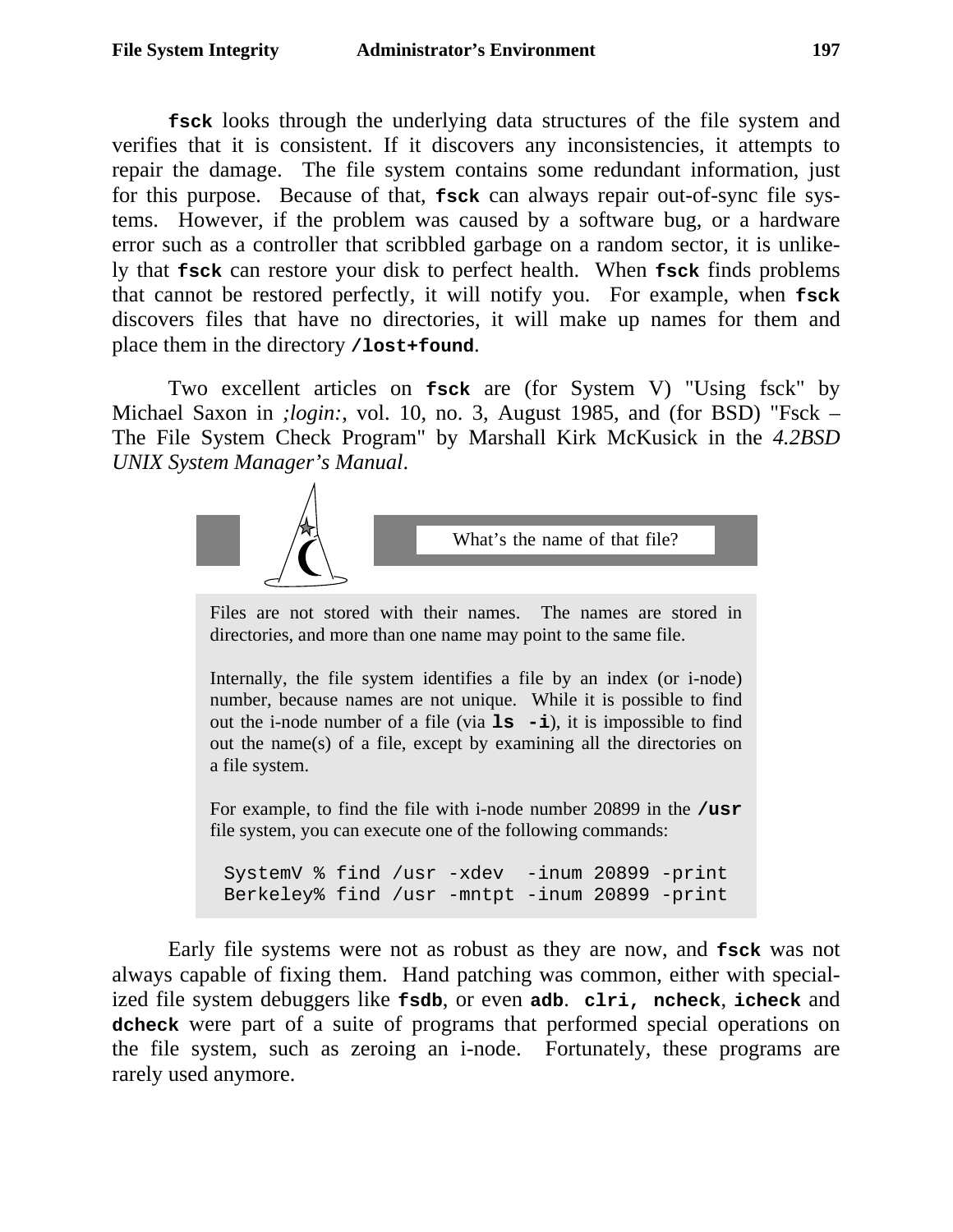**fsck** looks through the underlying data structures of the file system and verifies that it is consistent. If it discovers any inconsistencies, it attempts to repair the damage. The file system contains some redundant information, just for this purpose. Because of that, **fsck** can always repair out-of-sync file systems. However, if the problem was caused by a software bug, or a hardware error such as a controller that scribbled garbage on a random sector, it is unlikely that **fsck** can restore your disk to perfect health. When **fsck** finds problems that cannot be restored perfectly, it will notify you. For example, when **fsck** discovers files that have no directories, it will make up names for them and place them in the directory **/lost+found**.

Two excellent articles on **fsck** are (for System V) "Using fsck" by Michael Saxon in *;login:*, vol. 10, no. 3, August 1985, and (for BSD) "Fsck – The File System Check Program" by Marshall Kirk McKusick in the *4.2BSD UNIX System Manager's Manual*.

> **What's the name of that file?**
>
> Files are not stored with their names. The names are stored in directories, and more than one name may point to the same file.
>
> Internally, the file system identifies a file by an index (or i-node) number, because names are not unique. While it is possible to find out the i-node number of a file (via **ls -i**), it is impossible to find out the name(s) of a file, except by examining all the directories on a file system.
>
> For example, to find the file with i-node number 20899 in the **/usr** file system, you can execute one of the following commands:
>
> ```
> SystemV % find /usr -xdev  -inum 20899 -print
> Berkeley% find /usr -mntpt -inum 20899 -print
> ```

Early file systems were not as robust as they are now, and **fsck** was not always capable of fixing them. Hand patching was common, either with specialized file system debuggers like **fsdb**, or even **adb**. **clri, ncheck**, **icheck** and **dcheck** were part of a suite of programs that performed special operations on the file system, such as zeroing an i-node. Fortunately, these programs are rarely used anymore.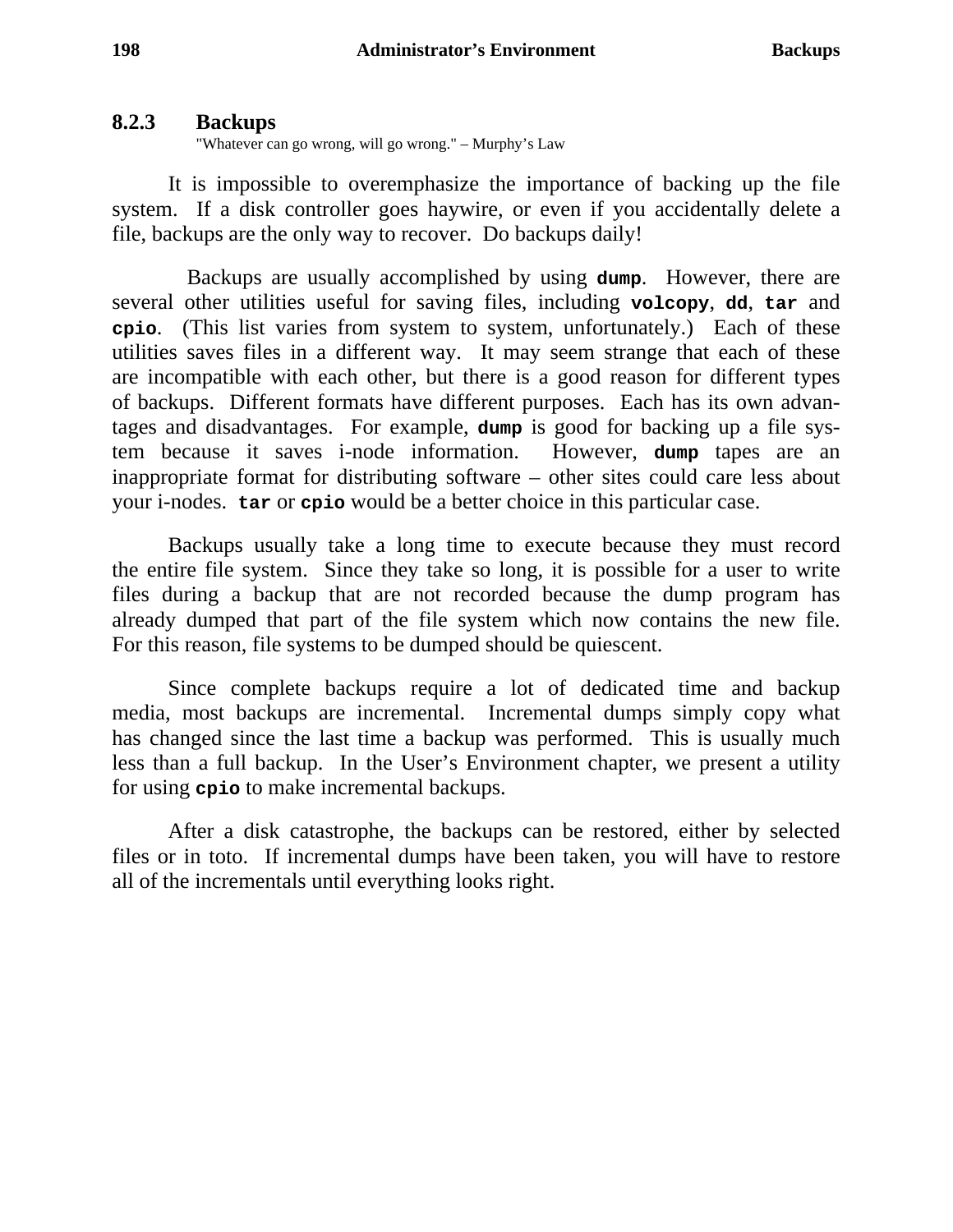### 8.2.3 Backups

"Whatever can go wrong, will go wrong." – Murphy's Law

It is impossible to overemphasize the importance of backing up the file system. If a disk controller goes haywire, or even if you accidentally delete a file, backups are the only way to recover. Do backups daily!

Backups are usually accomplished by using **dump**. However, there are several other utilities useful for saving files, including **volcopy**, **dd**, **tar** and **cpio**. (This list varies from system to system, unfortunately.) Each of these utilities saves files in a different way. It may seem strange that each of these are incompatible with each other, but there is a good reason for different types of backups. Different formats have different purposes. Each has its own advantages and disadvantages. For example, **dump** is good for backing up a file system because it saves i-node information. However, **dump** tapes are an inappropriate format for distributing software – other sites could care less about your i-nodes. **tar** or **cpio** would be a better choice in this particular case.

Backups usually take a long time to execute because they must record the entire file system. Since they take so long, it is possible for a user to write files during a backup that are not recorded because the dump program has already dumped that part of the file system which now contains the new file. For this reason, file systems to be dumped should be quiescent.

Since complete backups require a lot of dedicated time and backup media, most backups are incremental. Incremental dumps simply copy what has changed since the last time a backup was performed. This is usually much less than a full backup. In the User's Environment chapter, we present a utility for using **cpio** to make incremental backups.

After a disk catastrophe, the backups can be restored, either by selected files or in toto. If incremental dumps have been taken, you will have to restore all of the incrementals until everything looks right.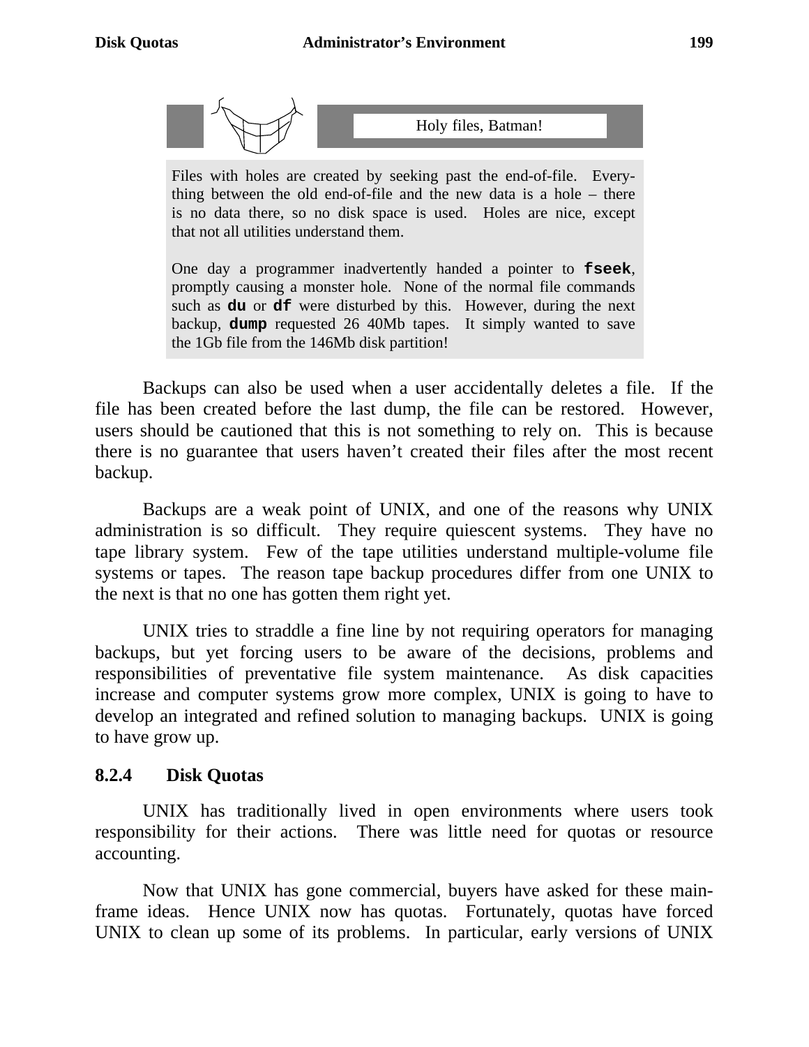Holy files, Batman!

Files with holes are created by seeking past the end-of-file. Everything between the old end-of-file and the new data is a hole – there is no data there, so no disk space is used. Holes are nice, except that not all utilities understand them.

One day a programmer inadvertently handed a pointer to **fseek**, promptly causing a monster hole. None of the normal file commands such as **du** or **df** were disturbed by this. However, during the next backup, **dump** requested 26 40Mb tapes. It simply wanted to save the 1Gb file from the 146Mb disk partition!

Backups can also be used when a user accidentally deletes a file. If the file has been created before the last dump, the file can be restored. However, users should be cautioned that this is not something to rely on. This is because there is no guarantee that users haven't created their files after the most recent backup.

Backups are a weak point of UNIX, and one of the reasons why UNIX administration is so difficult. They require quiescent systems. They have no tape library system. Few of the tape utilities understand multiple-volume file systems or tapes. The reason tape backup procedures differ from one UNIX to the next is that no one has gotten them right yet.

UNIX tries to straddle a fine line by not requiring operators for managing backups, but yet forcing users to be aware of the decisions, problems and responsibilities of preventative file system maintenance. As disk capacities increase and computer systems grow more complex, UNIX is going to have to develop an integrated and refined solution to managing backups. UNIX is going to have grow up.

### 8.2.4 Disk Quotas

UNIX has traditionally lived in open environments where users took responsibility for their actions. There was little need for quotas or resource accounting.

Now that UNIX has gone commercial, buyers have asked for these mainframe ideas. Hence UNIX now has quotas. Fortunately, quotas have forced UNIX to clean up some of its problems. In particular, early versions of UNIX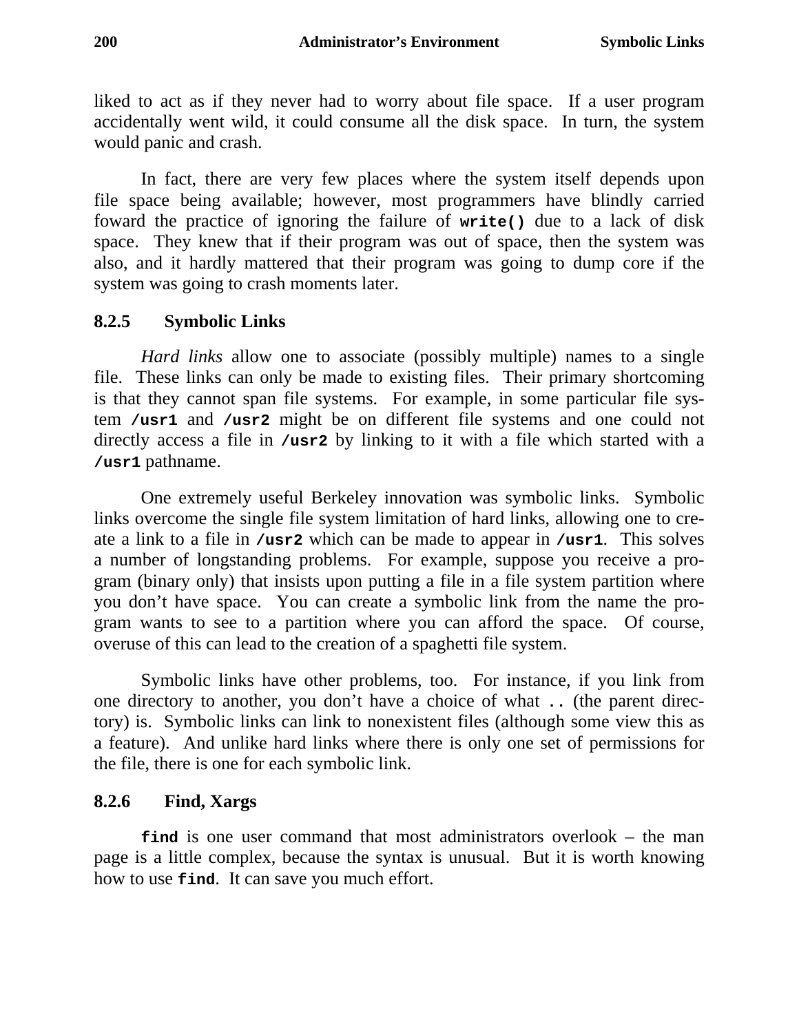liked to act as if they never had to worry about file space. If a user program accidentally went wild, it could consume all the disk space. In turn, the system would panic and crash.

In fact, there are very few places where the system itself depends upon file space being available; however, most programmers have blindly carried foward the practice of ignoring the failure of **`write()`** due to a lack of disk space. They knew that if their program was out of space, then the system was also, and it hardly mattered that their program was going to dump core if the system was going to crash moments later.

### 8.2.5 Symbolic Links

*Hard links* allow one to associate (possibly multiple) names to a single file. These links can only be made to existing files. Their primary shortcoming is that they cannot span file systems. For example, in some particular file system **`/usr1`** and **`/usr2`** might be on different file systems and one could not directly access a file in **`/usr2`** by linking to it with a file which started with a **`/usr1`** pathname.

One extremely useful Berkeley innovation was symbolic links. Symbolic links overcome the single file system limitation of hard links, allowing one to create a link to a file in **`/usr2`** which can be made to appear in **`/usr1`**. This solves a number of longstanding problems. For example, suppose you receive a program (binary only) that insists upon putting a file in a file system partition where you don't have space. You can create a symbolic link from the name the program wants to see to a partition where you can afford the space. Of course, overuse of this can lead to the creation of a spaghetti file system.

Symbolic links have other problems, too. For instance, if you link from one directory to another, you don't have a choice of what **`..`** (the parent directory) is. Symbolic links can link to nonexistent files (although some view this as a feature). And unlike hard links where there is only one set of permissions for the file, there is one for each symbolic link.

### 8.2.6 Find, Xargs

**`find`** is one user command that most administrators overlook – the man page is a little complex, because the syntax is unusual. But it is worth knowing how to use **`find`**. It can save you much effort.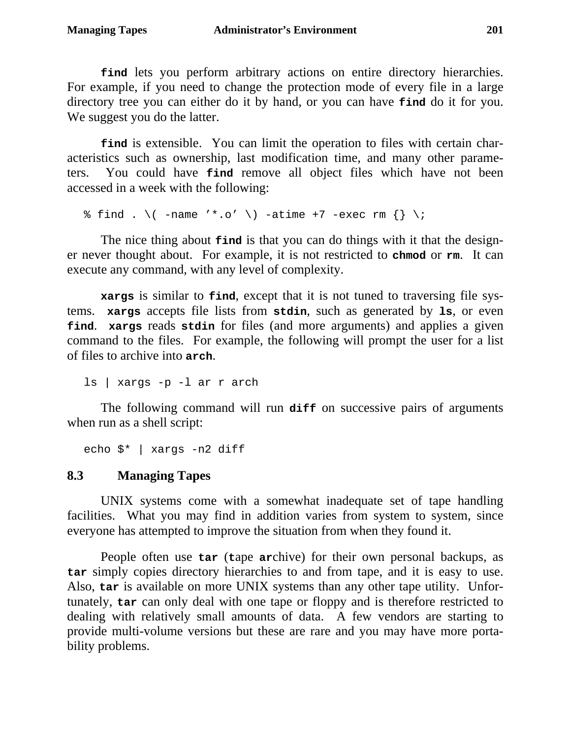**find** lets you perform arbitrary actions on entire directory hierarchies. For example, if you need to change the protection mode of every file in a large directory tree you can either do it by hand, or you can have **find** do it for you. We suggest you do the latter.

**find** is extensible. You can limit the operation to files with certain characteristics such as ownership, last modification time, and many other parameters. You could have **find** remove all object files which have not been accessed in a week with the following:

```
% find . \( -name '*.o' \) -atime +7 -exec rm {} \;
```

The nice thing about **find** is that you can do things with it that the designer never thought about. For example, it is not restricted to **chmod** or **rm**. It can execute any command, with any level of complexity.

**xargs** is similar to **find**, except that it is not tuned to traversing file systems. **xargs** accepts file lists from **stdin**, such as generated by **ls**, or even **find**. **xargs** reads **stdin** for files (and more arguments) and applies a given command to the files. For example, the following will prompt the user for a list of files to archive into **arch**.

```
ls | xargs -p -l ar r arch
```

The following command will run **diff** on successive pairs of arguments when run as a shell script:

```
echo $* | xargs -n2 diff
```

## 8.3 Managing Tapes

UNIX systems come with a somewhat inadequate set of tape handling facilities. What you may find in addition varies from system to system, since everyone has attempted to improve the situation from when they found it.

People often use **tar** (**t**ape **ar**chive) for their own personal backups, as **tar** simply copies directory hierarchies to and from tape, and it is easy to use. Also, **tar** is available on more UNIX systems than any other tape utility. Unfortunately, **tar** can only deal with one tape or floppy and is therefore restricted to dealing with relatively small amounts of data. A few vendors are starting to provide multi-volume versions but these are rare and you may have more portability problems.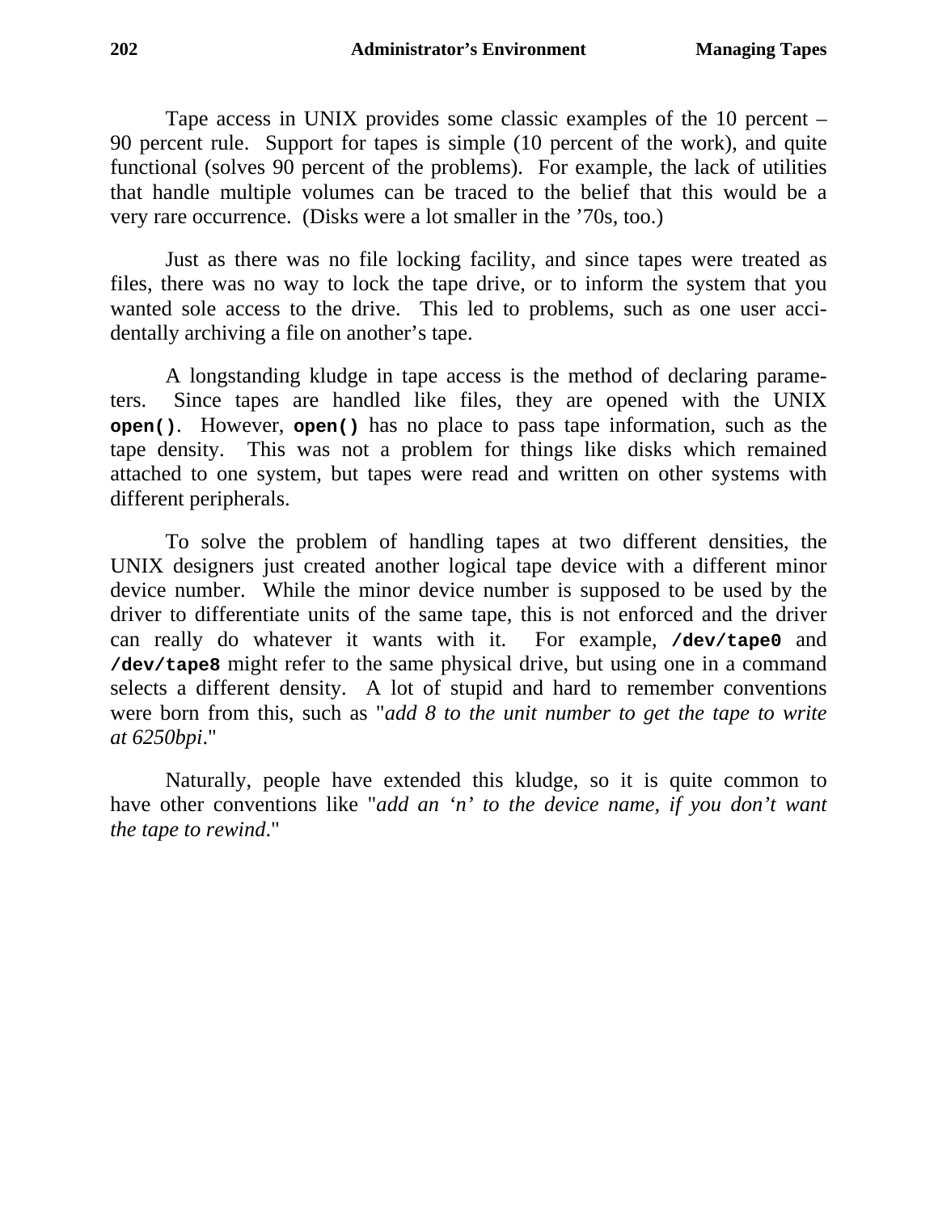Tape access in UNIX provides some classic examples of the 10 percent – 90 percent rule. Support for tapes is simple (10 percent of the work), and quite functional (solves 90 percent of the problems). For example, the lack of utilities that handle multiple volumes can be traced to the belief that this would be a very rare occurrence. (Disks were a lot smaller in the ’70s, too.)

Just as there was no file locking facility, and since tapes were treated as files, there was no way to lock the tape drive, or to inform the system that you wanted sole access to the drive. This led to problems, such as one user accidentally archiving a file on another’s tape.

A longstanding kludge in tape access is the method of declaring parameters. Since tapes are handled like files, they are opened with the UNIX **`open()`**. However, **`open()`** has no place to pass tape information, such as the tape density. This was not a problem for things like disks which remained attached to one system, but tapes were read and written on other systems with different peripherals.

To solve the problem of handling tapes at two different densities, the UNIX designers just created another logical tape device with a different minor device number. While the minor device number is supposed to be used by the driver to differentiate units of the same tape, this is not enforced and the driver can really do whatever it wants with it. For example, **`/dev/tape0`** and **`/dev/tape8`** might refer to the same physical drive, but using one in a command selects a different density. A lot of stupid and hard to remember conventions were born from this, such as "*add 8 to the unit number to get the tape to write at 6250bpi*."

Naturally, people have extended this kludge, so it is quite common to have other conventions like "*add an ‘n’ to the device name, if you don’t want the tape to rewind*."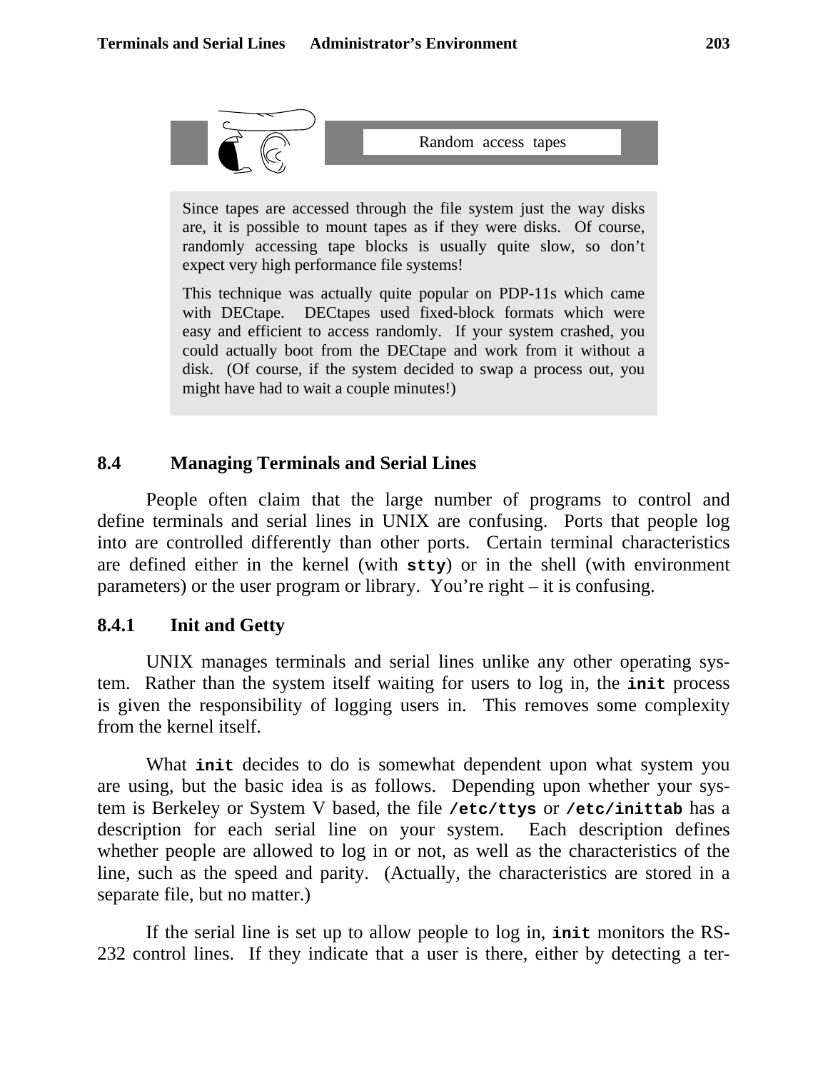> **Random access tapes**
>
> Since tapes are accessed through the file system just the way disks are, it is possible to mount tapes as if they were disks. Of course, randomly accessing tape blocks is usually quite slow, so don't expect very high performance file systems!
>
> This technique was actually quite popular on PDP-11s which came with DECtape. DECtapes used fixed-block formats which were easy and efficient to access randomly. If your system crashed, you could actually boot from the DECtape and work from it without a disk. (Of course, if the system decided to swap a process out, you might have had to wait a couple minutes!)

## 8.4 Managing Terminals and Serial Lines

People often claim that the large number of programs to control and define terminals and serial lines in UNIX are confusing. Ports that people log into are controlled differently than other ports. Certain terminal characteristics are defined either in the kernel (with **stty**) or in the shell (with environment parameters) or the user program or library. You're right – it is confusing.

### 8.4.1 Init and Getty

UNIX manages terminals and serial lines unlike any other operating system. Rather than the system itself waiting for users to log in, the **init** process is given the responsibility of logging users in. This removes some complexity from the kernel itself.

What **init** decides to do is somewhat dependent upon what system you are using, but the basic idea is as follows. Depending upon whether your system is Berkeley or System V based, the file **/etc/ttys** or **/etc/inittab** has a description for each serial line on your system. Each description defines whether people are allowed to log in or not, as well as the characteristics of the line, such as the speed and parity. (Actually, the characteristics are stored in a separate file, but no matter.)

If the serial line is set up to allow people to log in, **init** monitors the RS-232 control lines. If they indicate that a user is there, either by detecting a ter-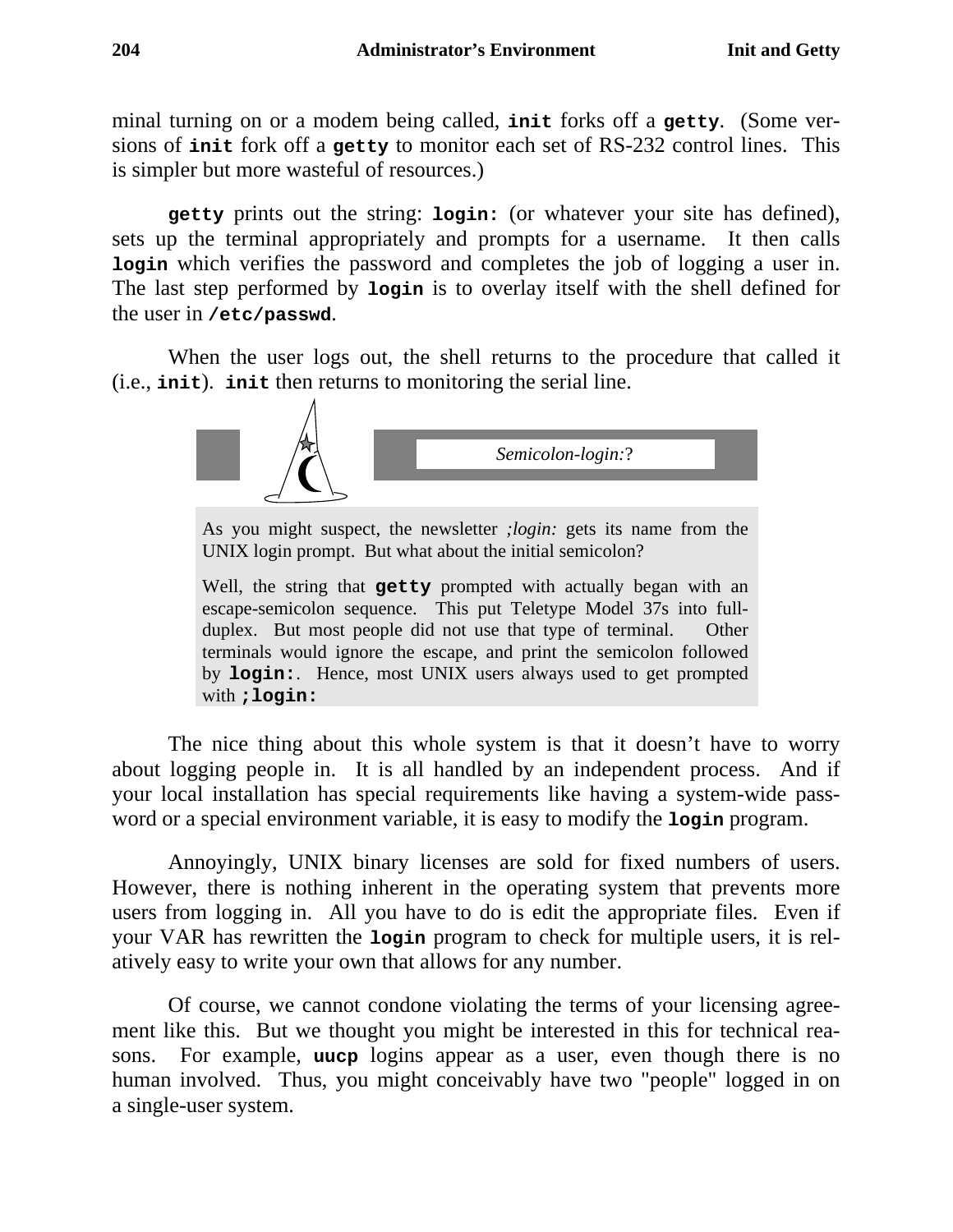minal turning on or a modem being called, **init** forks off a **getty**. (Some versions of **init** fork off a **getty** to monitor each set of RS-232 control lines. This is simpler but more wasteful of resources.)

**getty** prints out the string: **login:** (or whatever your site has defined), sets up the terminal appropriately and prompts for a username. It then calls **login** which verifies the password and completes the job of logging a user in. The last step performed by **login** is to overlay itself with the shell defined for the user in **/etc/passwd**.

When the user logs out, the shell returns to the procedure that called it (i.e., **init**). **init** then returns to monitoring the serial line.

> *Semicolon-login:*?
>
> As you might suspect, the newsletter *;login:* gets its name from the UNIX login prompt. But what about the initial semicolon?
>
> Well, the string that **getty** prompted with actually began with an escape-semicolon sequence. This put Teletype Model 37s into full-duplex. But most people did not use that type of terminal. Other terminals would ignore the escape, and print the semicolon followed by **login:**. Hence, most UNIX users always used to get prompted with **;login:**

The nice thing about this whole system is that it doesn't have to worry about logging people in. It is all handled by an independent process. And if your local installation has special requirements like having a system-wide password or a special environment variable, it is easy to modify the **login** program.

Annoyingly, UNIX binary licenses are sold for fixed numbers of users. However, there is nothing inherent in the operating system that prevents more users from logging in. All you have to do is edit the appropriate files. Even if your VAR has rewritten the **login** program to check for multiple users, it is relatively easy to write your own that allows for any number.

Of course, we cannot condone violating the terms of your licensing agreement like this. But we thought you might be interested in this for technical reasons. For example, **uucp** logins appear as a user, even though there is no human involved. Thus, you might conceivably have two "people" logged in on a single-user system.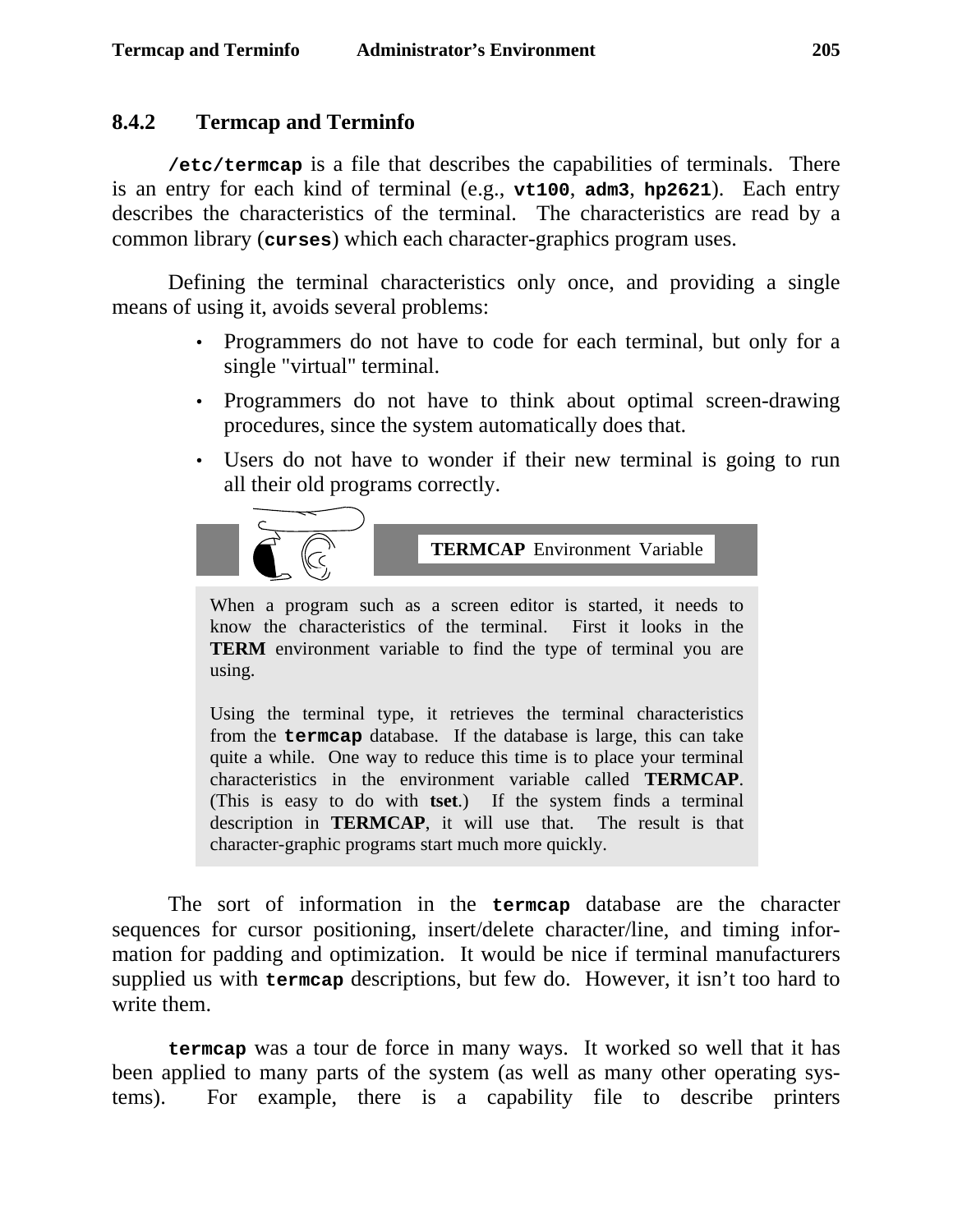### 8.4.2 Termcap and Terminfo

`/etc/termcap` is a file that describes the capabilities of terminals. There is an entry for each kind of terminal (e.g., **vt100**, **adm3**, **hp2621**). Each entry describes the characteristics of the terminal. The characteristics are read by a common library (**curses**) which each character-graphics program uses.

Defining the terminal characteristics only once, and providing a single means of using it, avoids several problems:

- Programmers do not have to code for each terminal, but only for a single "virtual" terminal.
- Programmers do not have to think about optimal screen-drawing procedures, since the system automatically does that.
- Users do not have to wonder if their new terminal is going to run all their old programs correctly.

> **TERMCAP Environment Variable**
>
> When a program such as a screen editor is started, it needs to know the characteristics of the terminal. First it looks in the **TERM** environment variable to find the type of terminal you are using.
>
> Using the terminal type, it retrieves the terminal characteristics from the **termcap** database. If the database is large, this can take quite a while. One way to reduce this time is to place your terminal characteristics in the environment variable called **TERMCAP**. (This is easy to do with **tset**.) If the system finds a terminal description in **TERMCAP**, it will use that. The result is that character-graphic programs start much more quickly.

The sort of information in the **termcap** database are the character sequences for cursor positioning, insert/delete character/line, and timing information for padding and optimization. It would be nice if terminal manufacturers supplied us with **termcap** descriptions, but few do. However, it isn't too hard to write them.

**termcap** was a tour de force in many ways. It worked so well that it has been applied to many parts of the system (as well as many other operating systems). For example, there is a capability file to describe printers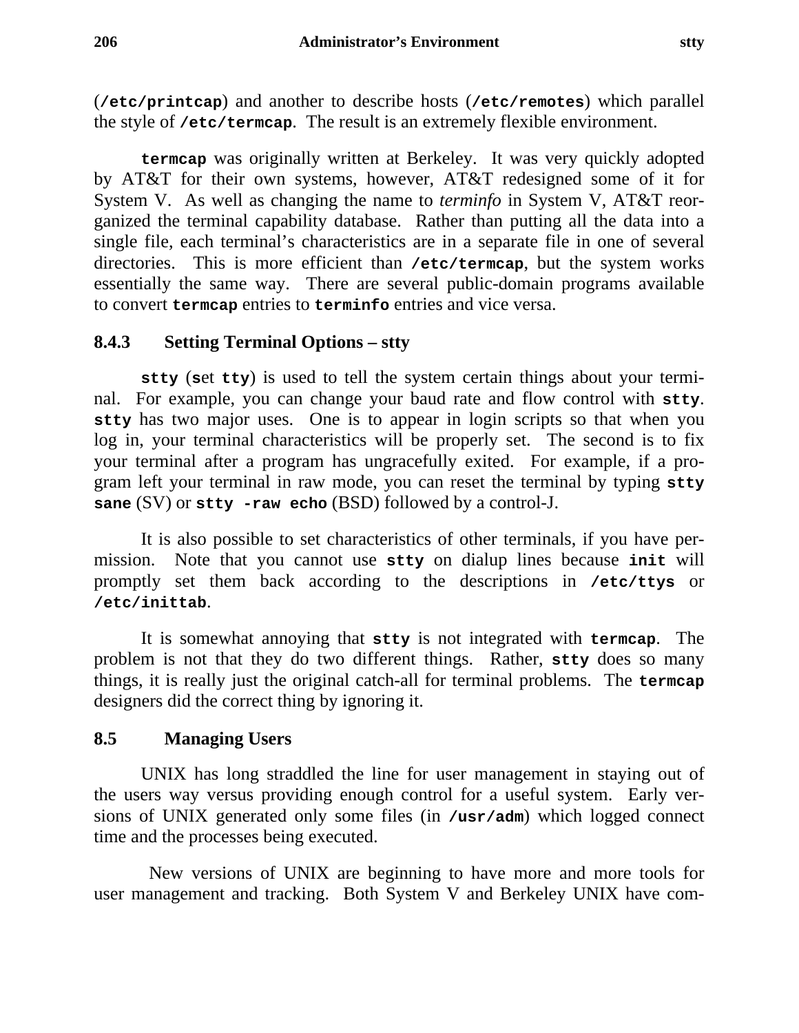(**/etc/printcap**) and another to describe hosts (**/etc/remotes**) which parallel the style of **/etc/termcap**. The result is an extremely flexible environment.

**termcap** was originally written at Berkeley. It was very quickly adopted by AT&T for their own systems, however, AT&T redesigned some of it for System V. As well as changing the name to *terminfo* in System V, AT&T reorganized the terminal capability database. Rather than putting all the data into a single file, each terminal's characteristics are in a separate file in one of several directories. This is more efficient than **/etc/termcap**, but the system works essentially the same way. There are several public-domain programs available to convert **termcap** entries to **terminfo** entries and vice versa.

### 8.4.3 Setting Terminal Options – stty

**stty** (**s**et **tty**) is used to tell the system certain things about your terminal. For example, you can change your baud rate and flow control with **stty**. **stty** has two major uses. One is to appear in login scripts so that when you log in, your terminal characteristics will be properly set. The second is to fix your terminal after a program has ungracefully exited. For example, if a program left your terminal in raw mode, you can reset the terminal by typing **stty sane** (SV) or **stty -raw echo** (BSD) followed by a control-J.

It is also possible to set characteristics of other terminals, if you have permission. Note that you cannot use **stty** on dialup lines because **init** will promptly set them back according to the descriptions in **/etc/ttys** or **/etc/inittab**.

It is somewhat annoying that **stty** is not integrated with **termcap**. The problem is not that they do two different things. Rather, **stty** does so many things, it is really just the original catch-all for terminal problems. The **termcap** designers did the correct thing by ignoring it.

## 8.5 Managing Users

UNIX has long straddled the line for user management in staying out of the users way versus providing enough control for a useful system. Early versions of UNIX generated only some files (in **/usr/adm**) which logged connect time and the processes being executed.

New versions of UNIX are beginning to have more and more tools for user management and tracking. Both System V and Berkeley UNIX have com-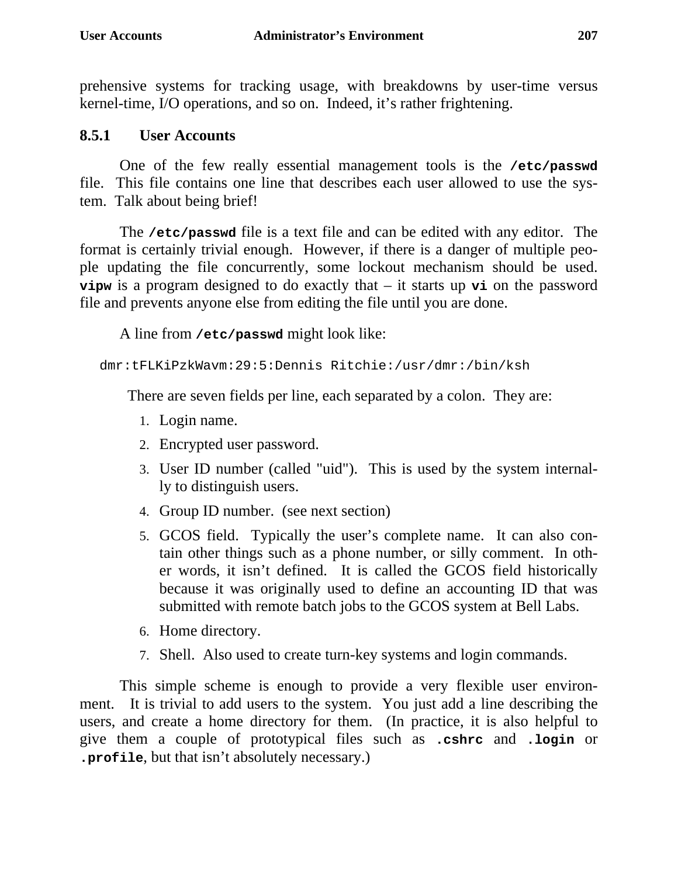prehensive systems for tracking usage, with breakdowns by user-time versus kernel-time, I/O operations, and so on. Indeed, it's rather frightening.

### 8.5.1 User Accounts

One of the few really essential management tools is the **`/etc/passwd`** file. This file contains one line that describes each user allowed to use the system. Talk about being brief!

The **`/etc/passwd`** file is a text file and can be edited with any editor. The format is certainly trivial enough. However, if there is a danger of multiple people updating the file concurrently, some lockout mechanism should be used. **`vipw`** is a program designed to do exactly that – it starts up **`vi`** on the password file and prevents anyone else from editing the file until you are done.

A line from **`/etc/passwd`** might look like:

```
dmr:tFLKiPzkWavm:29:5:Dennis Ritchie:/usr/dmr:/bin/ksh
```

There are seven fields per line, each separated by a colon. They are:

1. Login name.
2. Encrypted user password.
3. User ID number (called "uid"). This is used by the system internally to distinguish users.
4. Group ID number. (see next section)
5. GCOS field. Typically the user's complete name. It can also contain other things such as a phone number, or silly comment. In other words, it isn't defined. It is called the GCOS field historically because it was originally used to define an accounting ID that was submitted with remote batch jobs to the GCOS system at Bell Labs.
6. Home directory.
7. Shell. Also used to create turn-key systems and login commands.

This simple scheme is enough to provide a very flexible user environment. It is trivial to add users to the system. You just add a line describing the users, and create a home directory for them. (In practice, it is also helpful to give them a couple of prototypical files such as **`.cshrc`** and **`.login`** or **`.profile`**, but that isn't absolutely necessary.)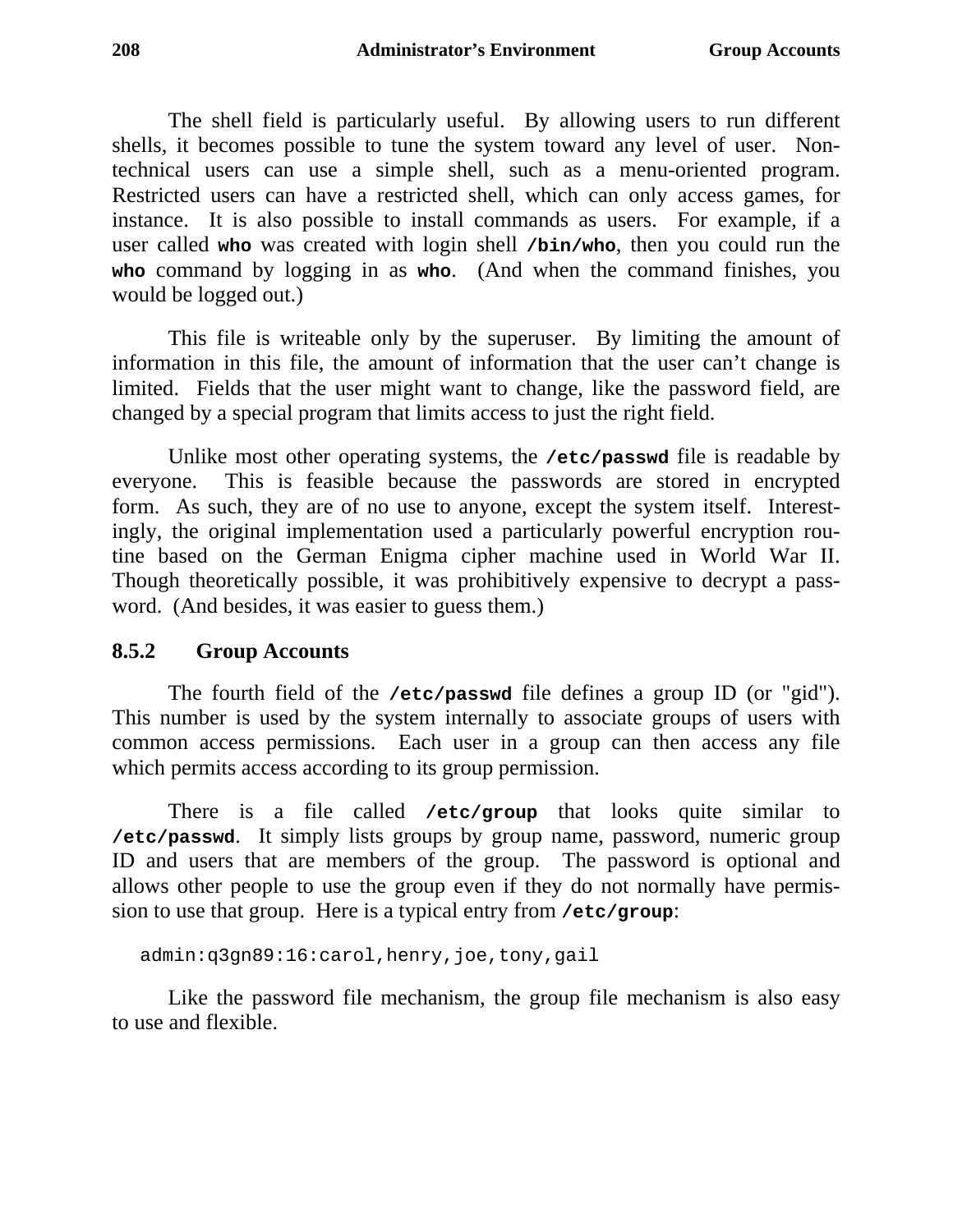The shell field is particularly useful. By allowing users to run different shells, it becomes possible to tune the system toward any level of user. Non-technical users can use a simple shell, such as a menu-oriented program. Restricted users can have a restricted shell, which can only access games, for instance. It is also possible to install commands as users. For example, if a user called **`who`** was created with login shell **`/bin/who`**, then you could run the **`who`** command by logging in as **`who`**. (And when the command finishes, you would be logged out.)

This file is writeable only by the superuser. By limiting the amount of information in this file, the amount of information that the user can't change is limited. Fields that the user might want to change, like the password field, are changed by a special program that limits access to just the right field.

Unlike most other operating systems, the **`/etc/passwd`** file is readable by everyone. This is feasible because the passwords are stored in encrypted form. As such, they are of no use to anyone, except the system itself. Interestingly, the original implementation used a particularly powerful encryption routine based on the German Enigma cipher machine used in World War II. Though theoretically possible, it was prohibitively expensive to decrypt a password. (And besides, it was easier to guess them.)

### 8.5.2 Group Accounts

The fourth field of the **`/etc/passwd`** file defines a group ID (or "gid"). This number is used by the system internally to associate groups of users with common access permissions. Each user in a group can then access any file which permits access according to its group permission.

There is a file called **`/etc/group`** that looks quite similar to **`/etc/passwd`**. It simply lists groups by group name, password, numeric group ID and users that are members of the group. The password is optional and allows other people to use the group even if they do not normally have permission to use that group. Here is a typical entry from **`/etc/group`**:

```
admin:q3gn89:16:carol,henry,joe,tony,gail
```

Like the password file mechanism, the group file mechanism is also easy to use and flexible.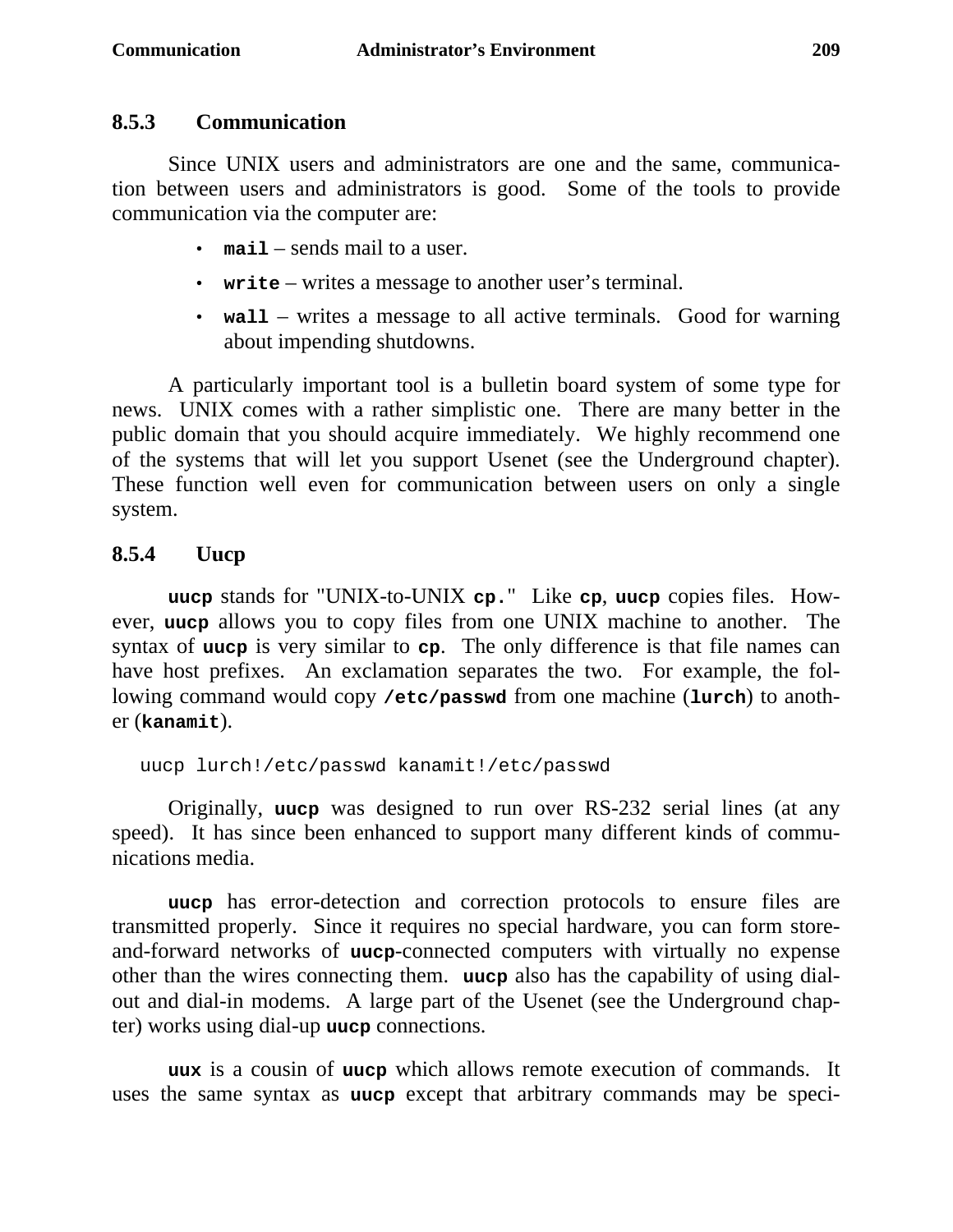### 8.5.3 Communication

Since UNIX users and administrators are one and the same, communication between users and administrators is good. Some of the tools to provide communication via the computer are:

- **`mail`** – sends mail to a user.
- **`write`** – writes a message to another user's terminal.
- **`wall`** – writes a message to all active terminals. Good for warning about impending shutdowns.

A particularly important tool is a bulletin board system of some type for news. UNIX comes with a rather simplistic one. There are many better in the public domain that you should acquire immediately. We highly recommend one of the systems that will let you support Usenet (see the Underground chapter). These function well even for communication between users on only a single system.

### 8.5.4 Uucp

**`uucp`** stands for "UNIX-to-UNIX **`cp`**." Like **`cp`**, **`uucp`** copies files. However, **`uucp`** allows you to copy files from one UNIX machine to another. The syntax of **`uucp`** is very similar to **`cp`**. The only difference is that file names can have host prefixes. An exclamation separates the two. For example, the following command would copy **`/etc/passwd`** from one machine (**`lurch`**) to another (**`kanamit`**).

```
uucp lurch!/etc/passwd kanamit!/etc/passwd
```

Originally, **`uucp`** was designed to run over RS-232 serial lines (at any speed). It has since been enhanced to support many different kinds of communications media.

**`uucp`** has error-detection and correction protocols to ensure files are transmitted properly. Since it requires no special hardware, you can form store-and-forward networks of **`uucp`**-connected computers with virtually no expense other than the wires connecting them. **`uucp`** also has the capability of using dial-out and dial-in modems. A large part of the Usenet (see the Underground chapter) works using dial-up **`uucp`** connections.

**`uux`** is a cousin of **`uucp`** which allows remote execution of commands. It uses the same syntax as **`uucp`** except that arbitrary commands may be speci-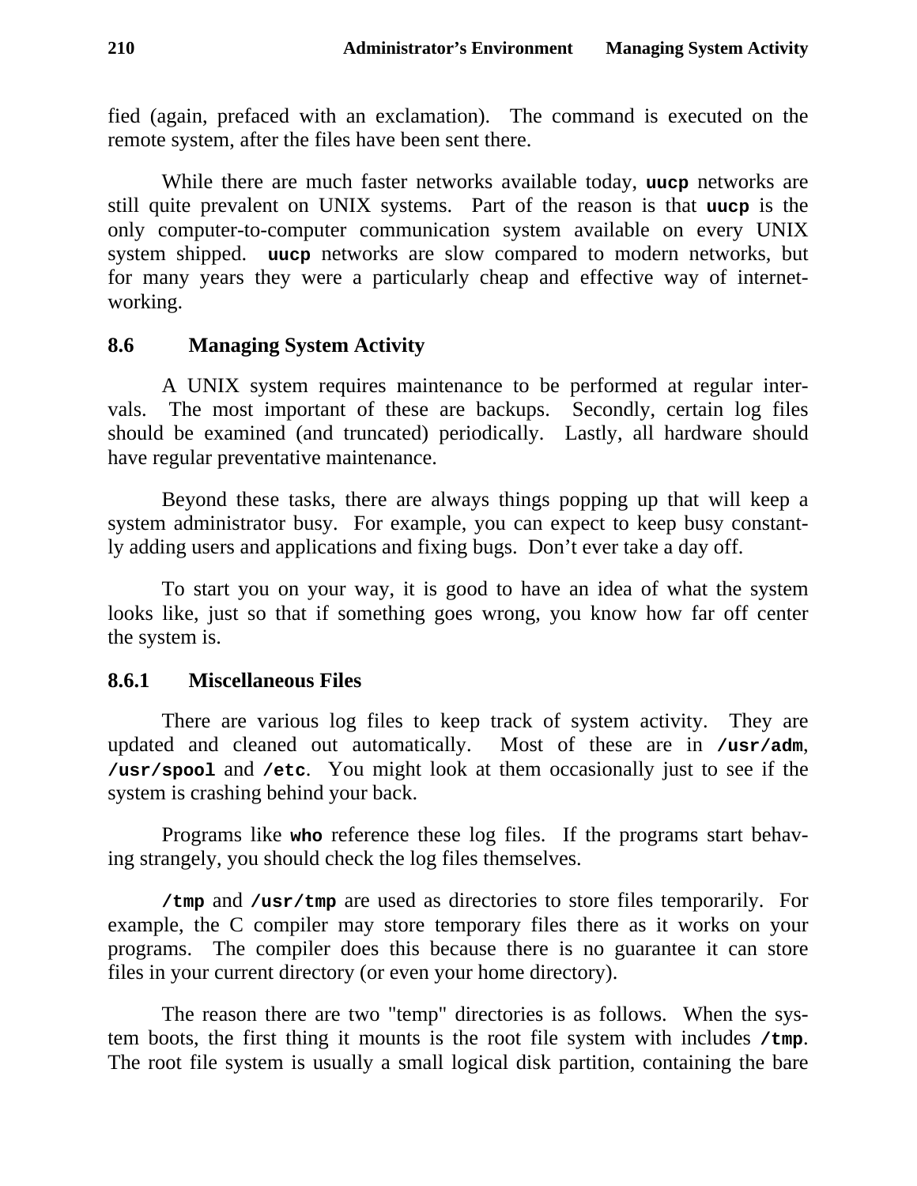fied (again, prefaced with an exclamation). The command is executed on the remote system, after the files have been sent there.

While there are much faster networks available today, **uucp** networks are still quite prevalent on UNIX systems. Part of the reason is that **uucp** is the only computer-to-computer communication system available on every UNIX system shipped. **uucp** networks are slow compared to modern networks, but for many years they were a particularly cheap and effective way of internetworking.

## 8.6 Managing System Activity

A UNIX system requires maintenance to be performed at regular intervals. The most important of these are backups. Secondly, certain log files should be examined (and truncated) periodically. Lastly, all hardware should have regular preventative maintenance.

Beyond these tasks, there are always things popping up that will keep a system administrator busy. For example, you can expect to keep busy constantly adding users and applications and fixing bugs. Don't ever take a day off.

To start you on your way, it is good to have an idea of what the system looks like, just so that if something goes wrong, you know how far off center the system is.

### 8.6.1 Miscellaneous Files

There are various log files to keep track of system activity. They are updated and cleaned out automatically. Most of these are in **/usr/adm**, **/usr/spool** and **/etc**. You might look at them occasionally just to see if the system is crashing behind your back.

Programs like **who** reference these log files. If the programs start behaving strangely, you should check the log files themselves.

**/tmp** and **/usr/tmp** are used as directories to store files temporarily. For example, the C compiler may store temporary files there as it works on your programs. The compiler does this because there is no guarantee it can store files in your current directory (or even your home directory).

The reason there are two "temp" directories is as follows. When the system boots, the first thing it mounts is the root file system with includes **/tmp**. The root file system is usually a small logical disk partition, containing the bare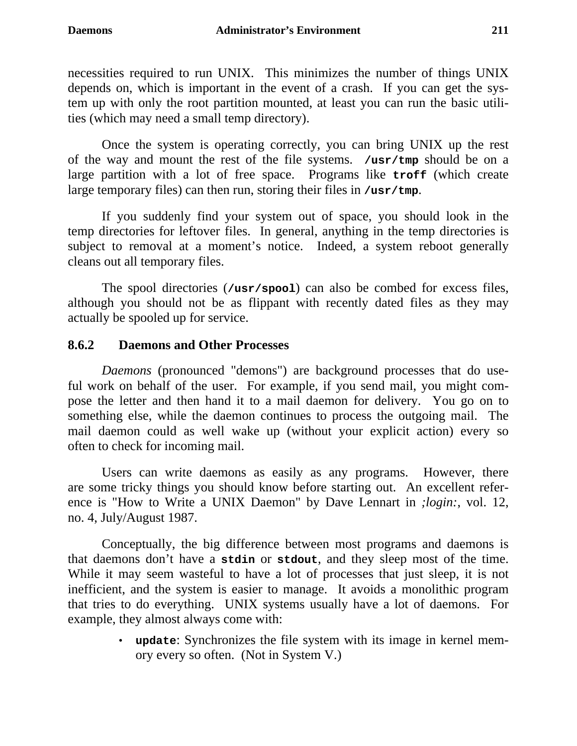necessities required to run UNIX. This minimizes the number of things UNIX depends on, which is important in the event of a crash. If you can get the system up with only the root partition mounted, at least you can run the basic utilities (which may need a small temp directory).

Once the system is operating correctly, you can bring UNIX up the rest of the way and mount the rest of the file systems. **/usr/tmp** should be on a large partition with a lot of free space. Programs like **troff** (which create large temporary files) can then run, storing their files in **/usr/tmp**.

If you suddenly find your system out of space, you should look in the temp directories for leftover files. In general, anything in the temp directories is subject to removal at a moment's notice. Indeed, a system reboot generally cleans out all temporary files.

The spool directories (**/usr/spool**) can also be combed for excess files, although you should not be as flippant with recently dated files as they may actually be spooled up for service.

### 8.6.2 Daemons and Other Processes

*Daemons* (pronounced "demons") are background processes that do useful work on behalf of the user. For example, if you send mail, you might compose the letter and then hand it to a mail daemon for delivery. You go on to something else, while the daemon continues to process the outgoing mail. The mail daemon could as well wake up (without your explicit action) every so often to check for incoming mail.

Users can write daemons as easily as any programs. However, there are some tricky things you should know before starting out. An excellent reference is "How to Write a UNIX Daemon" by Dave Lennart in *;login:*, vol. 12, no. 4, July/August 1987.

Conceptually, the big difference between most programs and daemons is that daemons don't have a **stdin** or **stdout**, and they sleep most of the time. While it may seem wasteful to have a lot of processes that just sleep, it is not inefficient, and the system is easier to manage. It avoids a monolithic program that tries to do everything. UNIX systems usually have a lot of daemons. For example, they almost always come with:

- **update**: Synchronizes the file system with its image in kernel memory every so often. (Not in System V.)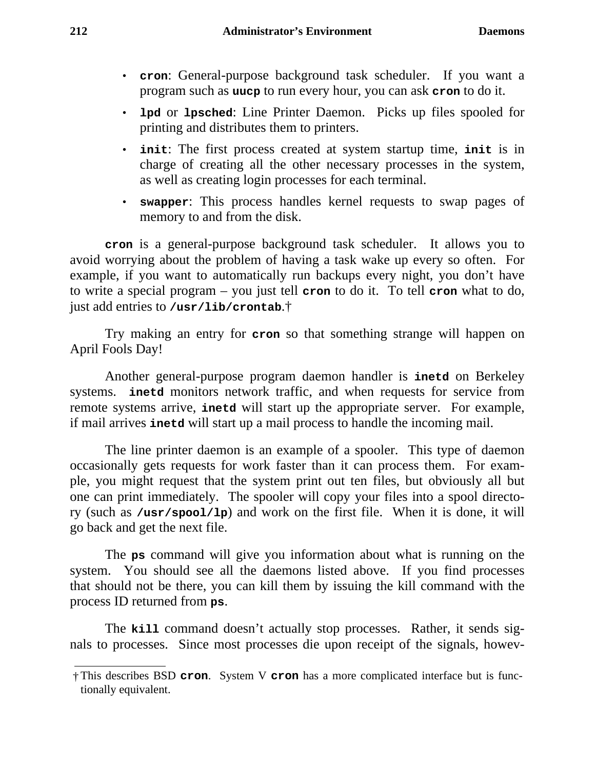- **cron**: General-purpose background task scheduler. If you want a program such as **uucp** to run every hour, you can ask **cron** to do it.
- **lpd** or **lpsched**: Line Printer Daemon. Picks up files spooled for printing and distributes them to printers.
- **init**: The first process created at system startup time, **init** is in charge of creating all the other necessary processes in the system, as well as creating login processes for each terminal.
- **swapper**: This process handles kernel requests to swap pages of memory to and from the disk.

**cron** is a general-purpose background task scheduler. It allows you to avoid worrying about the problem of having a task wake up every so often. For example, if you want to automatically run backups every night, you don't have to write a special program – you just tell **cron** to do it. To tell **cron** what to do, just add entries to **/usr/lib/crontab**.†

Try making an entry for **cron** so that something strange will happen on April Fools Day!

Another general-purpose program daemon handler is **inetd** on Berkeley systems. **inetd** monitors network traffic, and when requests for service from remote systems arrive, **inetd** will start up the appropriate server. For example, if mail arrives **inetd** will start up a mail process to handle the incoming mail.

The line printer daemon is an example of a spooler. This type of daemon occasionally gets requests for work faster than it can process them. For example, you might request that the system print out ten files, but obviously all but one can print immediately. The spooler will copy your files into a spool directory (such as **/usr/spool/lp**) and work on the first file. When it is done, it will go back and get the next file.

The **ps** command will give you information about what is running on the system. You should see all the daemons listed above. If you find processes that should not be there, you can kill them by issuing the kill command with the process ID returned from **ps**.

The **kill** command doesn't actually stop processes. Rather, it sends signals to processes. Since most processes die upon receipt of the signals, howev-

---

† This describes BSD **cron**. System V **cron** has a more complicated interface but is functionally equivalent.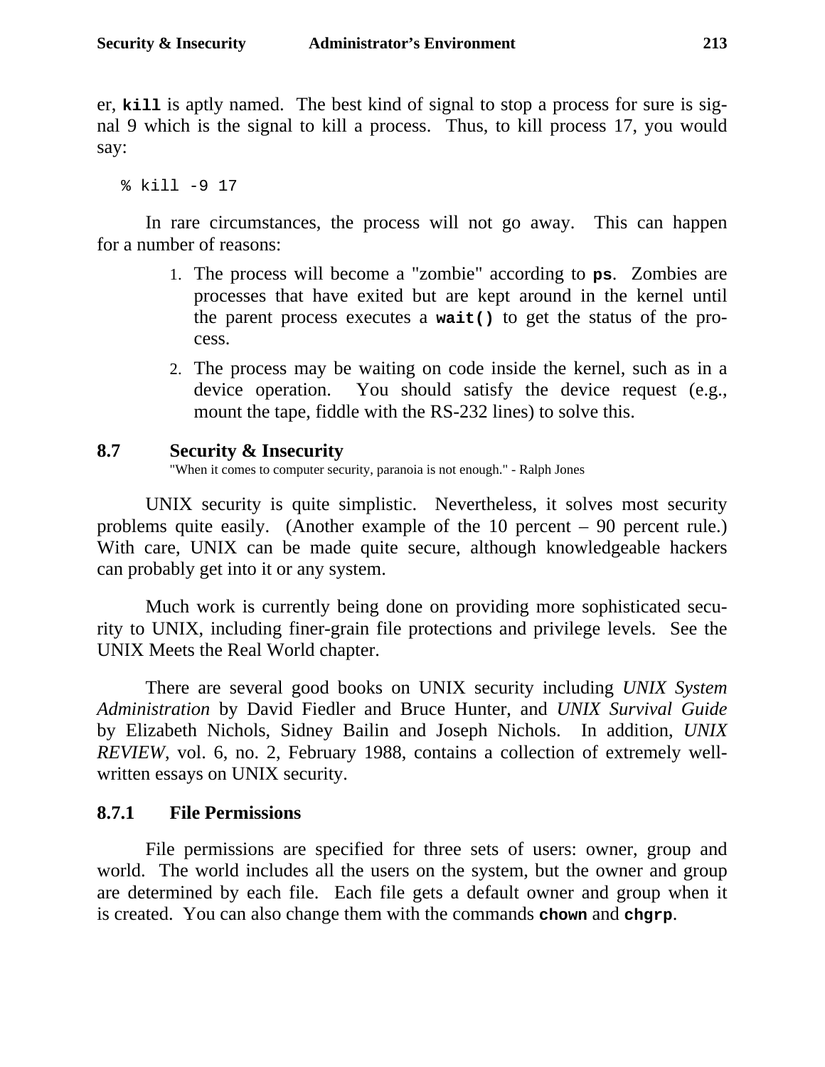er, **kill** is aptly named. The best kind of signal to stop a process for sure is signal 9 which is the signal to kill a process. Thus, to kill process 17, you would say:

```
% kill -9 17
```

In rare circumstances, the process will not go away. This can happen for a number of reasons:

1. The process will become a "zombie" according to **ps**. Zombies are processes that have exited but are kept around in the kernel until the parent process executes a **wait()** to get the status of the process.

2. The process may be waiting on code inside the kernel, such as in a device operation. You should satisfy the device request (e.g., mount the tape, fiddle with the RS-232 lines) to solve this.

## 8.7 Security & Insecurity

"When it comes to computer security, paranoia is not enough." - Ralph Jones

UNIX security is quite simplistic. Nevertheless, it solves most security problems quite easily. (Another example of the 10 percent – 90 percent rule.) With care, UNIX can be made quite secure, although knowledgeable hackers can probably get into it or any system.

Much work is currently being done on providing more sophisticated security to UNIX, including finer-grain file protections and privilege levels. See the UNIX Meets the Real World chapter.

There are several good books on UNIX security including *UNIX System Administration* by David Fiedler and Bruce Hunter, and *UNIX Survival Guide* by Elizabeth Nichols, Sidney Bailin and Joseph Nichols. In addition, *UNIX REVIEW*, vol. 6, no. 2, February 1988, contains a collection of extremely well-written essays on UNIX security.

### 8.7.1 File Permissions

File permissions are specified for three sets of users: owner, group and world. The world includes all the users on the system, but the owner and group are determined by each file. Each file gets a default owner and group when it is created. You can also change them with the commands **chown** and **chgrp**.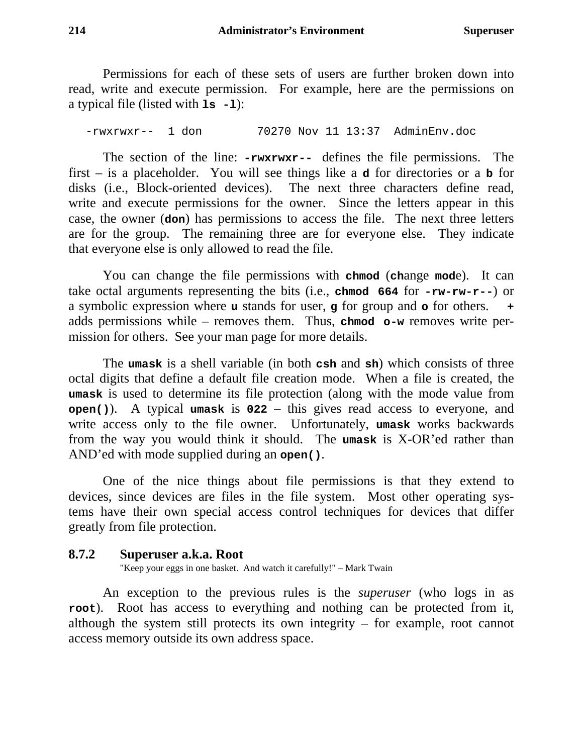Permissions for each of these sets of users are further broken down into read, write and execute permission. For example, here are the permissions on a typical file (listed with **`ls -l`**):

```
-rwxrwxr--  1 don        70270 Nov 11 13:37  AdminEnv.doc
```

The section of the line: **`-rwxrwxr--`** defines the file permissions. The first – is a placeholder. You will see things like a **`d`** for directories or a **`b`** for disks (i.e., Block-oriented devices). The next three characters define read, write and execute permissions for the owner. Since the letters appear in this case, the owner (**`don`**) has permissions to access the file. The next three letters are for the group. The remaining three are for everyone else. They indicate that everyone else is only allowed to read the file.

You can change the file permissions with **`chmod`** (**ch**ange **mod**e). It can take octal arguments representing the bits (i.e., **`chmod 664`** for **`-rw-rw-r--`**) or a symbolic expression where **`u`** stands for user, **`g`** for group and **`o`** for others. **`+`** adds permissions while – removes them. Thus, **`chmod o-w`** removes write permission for others. See your man page for more details.

The **`umask`** is a shell variable (in both **`csh`** and **`sh`**) which consists of three octal digits that define a default file creation mode. When a file is created, the **`umask`** is used to determine its file protection (along with the mode value from **`open()`**). A typical **`umask`** is **`022`** – this gives read access to everyone, and write access only to the file owner. Unfortunately, **`umask`** works backwards from the way you would think it should. The **`umask`** is X-OR'ed rather than AND'ed with mode supplied during an **`open()`**.

One of the nice things about file permissions is that they extend to devices, since devices are files in the file system. Most other operating systems have their own special access control techniques for devices that differ greatly from file protection.

### 8.7.2 Superuser a.k.a. Root

"Keep your eggs in one basket. And watch it carefully!" – Mark Twain

An exception to the previous rules is the *superuser* (who logs in as **`root`**). Root has access to everything and nothing can be protected from it, although the system still protects its own integrity – for example, root cannot access memory outside its own address space.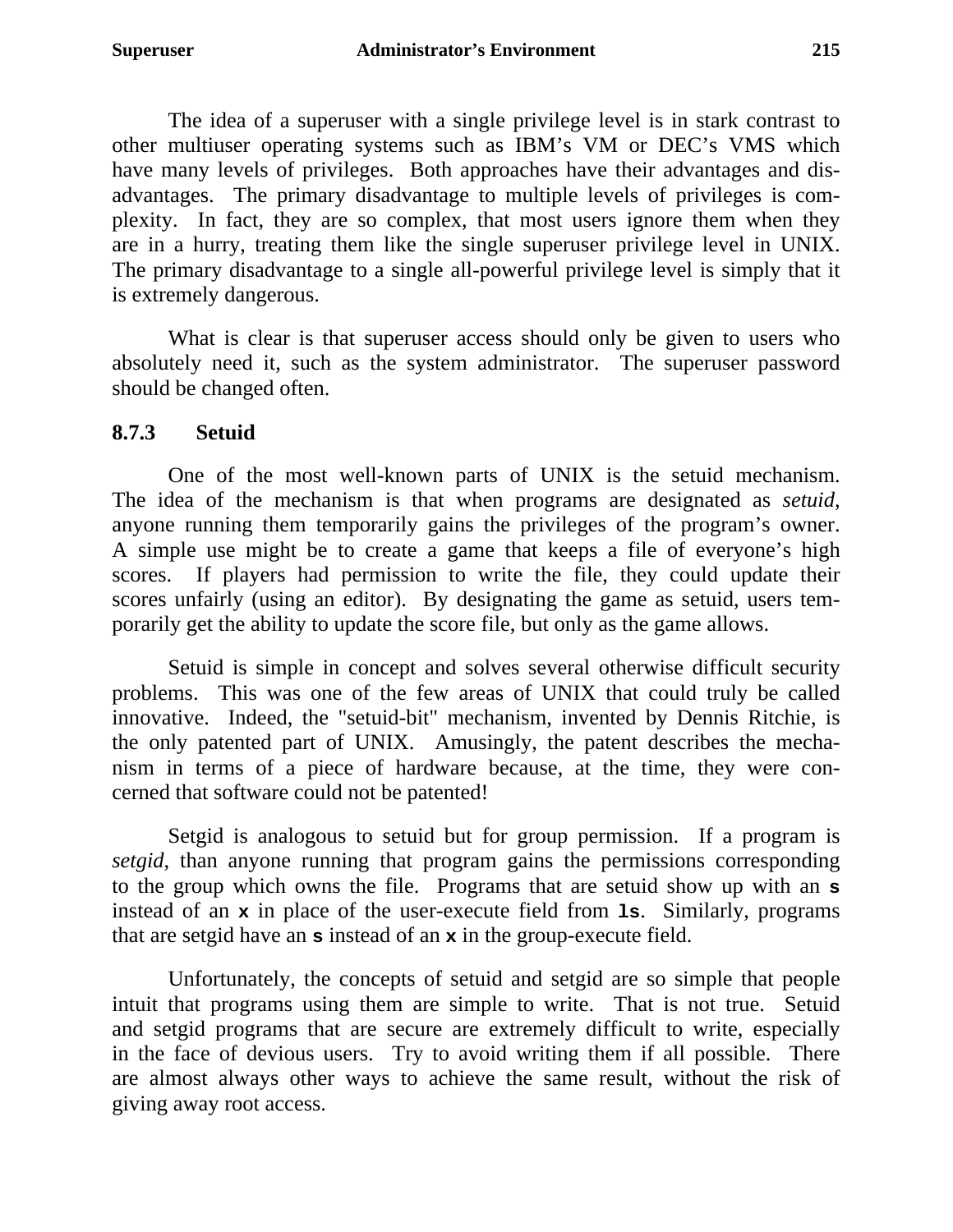The idea of a superuser with a single privilege level is in stark contrast to other multiuser operating systems such as IBM's VM or DEC's VMS which have many levels of privileges. Both approaches have their advantages and disadvantages. The primary disadvantage to multiple levels of privileges is complexity. In fact, they are so complex, that most users ignore them when they are in a hurry, treating them like the single superuser privilege level in UNIX. The primary disadvantage to a single all-powerful privilege level is simply that it is extremely dangerous.

What is clear is that superuser access should only be given to users who absolutely need it, such as the system administrator. The superuser password should be changed often.

### 8.7.3 Setuid

One of the most well-known parts of UNIX is the setuid mechanism. The idea of the mechanism is that when programs are designated as *setuid*, anyone running them temporarily gains the privileges of the program's owner. A simple use might be to create a game that keeps a file of everyone's high scores. If players had permission to write the file, they could update their scores unfairly (using an editor). By designating the game as setuid, users temporarily get the ability to update the score file, but only as the game allows.

Setuid is simple in concept and solves several otherwise difficult security problems. This was one of the few areas of UNIX that could truly be called innovative. Indeed, the "setuid-bit" mechanism, invented by Dennis Ritchie, is the only patented part of UNIX. Amusingly, the patent describes the mechanism in terms of a piece of hardware because, at the time, they were concerned that software could not be patented!

Setgid is analogous to setuid but for group permission. If a program is *setgid*, than anyone running that program gains the permissions corresponding to the group which owns the file. Programs that are setuid show up with an **`s`** instead of an **`x`** in place of the user-execute field from **`ls`**. Similarly, programs that are setgid have an **`s`** instead of an **`x`** in the group-execute field.

Unfortunately, the concepts of setuid and setgid are so simple that people intuit that programs using them are simple to write. That is not true. Setuid and setgid programs that are secure are extremely difficult to write, especially in the face of devious users. Try to avoid writing them if all possible. There are almost always other ways to achieve the same result, without the risk of giving away root access.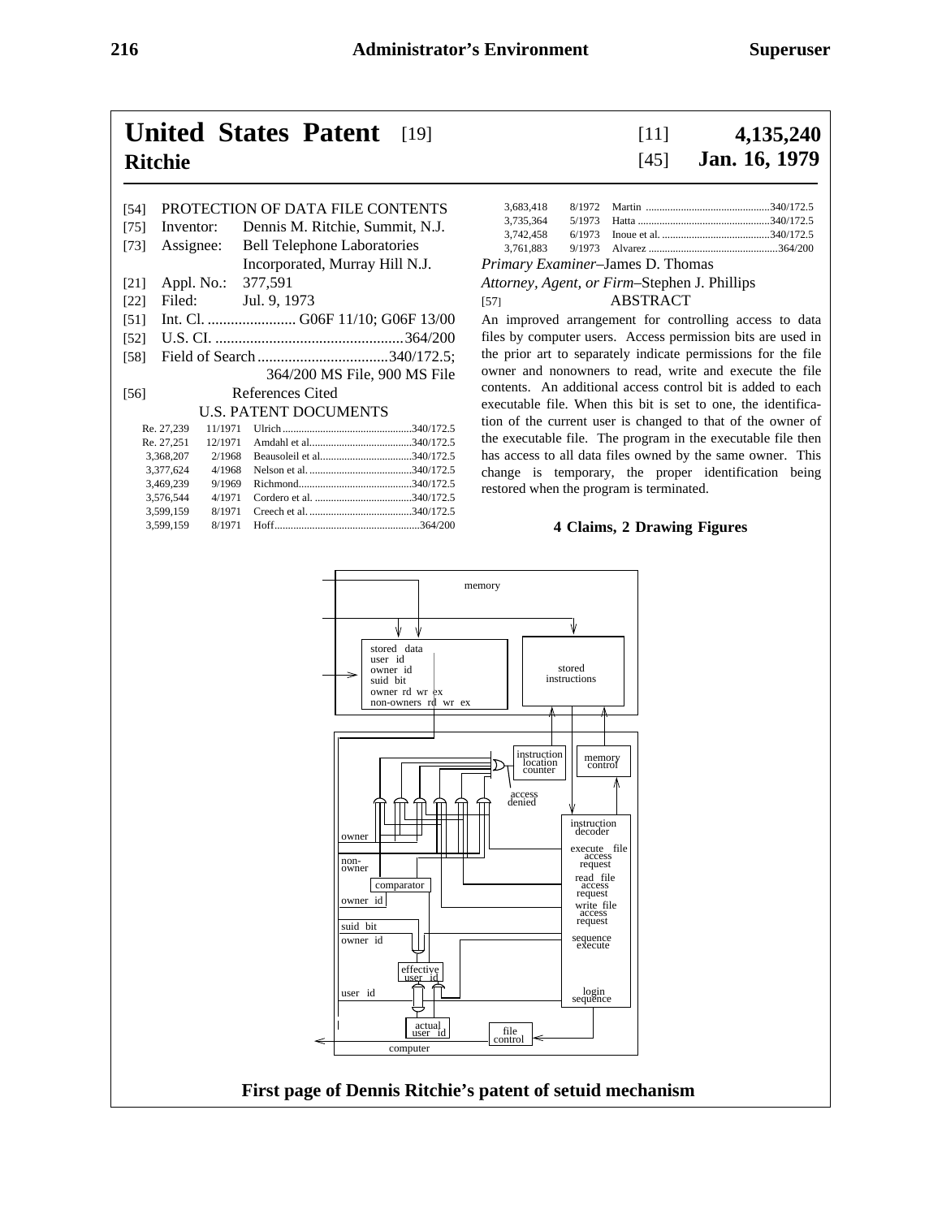# United States Patent [19]

**Ritchie**

[11] **4,135,240**

[45] **Jan. 16, 1979**

[54] PROTECTION OF DATA FILE CONTENTS

[75] Inventor: Dennis M. Ritchie, Summit, N.J.

[73] Assignee: Bell Telephone Laboratories Incorporated, Murray Hill N.J.

[21] Appl. No.: 377,591

[22] Filed: Jul. 9, 1973

[51] Int. Cl. ....................... G06F 11/10; G06F 13/00

[52] U.S. CI. .................................................364/200

[58] Field of Search ..................................340/172.5; 364/200 MS File, 900 MS File

[56] References Cited

U.S. PATENT DOCUMENTS

| | | | |
|---|---|---|---|
| Re. 27,239 | 11/1971 | Ulrich | 340/172.5 |
| Re. 27,251 | 12/1971 | Amdahl et al. | 340/172.5 |
| 3,368,207 | 2/1968 | Beausoleil et al. | 340/172.5 |
| 3,377,624 | 4/1968 | Nelson et al. | 340/172.5 |
| 3,469,239 | 9/1969 | Richmond | 340/172.5 |
| 3,576,544 | 4/1971 | Cordero et al. | 340/172.5 |
| 3,599,159 | 8/1971 | Creech et al. | 340/172.5 |
| 3,599,159 | 8/1971 | Hoff | 364/200 |
| 3,683,418 | 8/1972 | Martin | 340/172.5 |
| 3,735,364 | 5/1973 | Hatta | 340/172.5 |
| 3,742,458 | 6/1973 | Inoue et al. | 340/172.5 |
| 3,761,883 | 9/1973 | Alvarez | 364/200 |

*Primary Examiner*–James D. Thomas

*Attorney, Agent, or Firm*–Stephen J. Phillips

[57] ABSTRACT

An improved arrangement for controlling access to data files by computer users. Access permission bits are used in the prior art to separately indicate permissions for the file owner and nonowners to read, write and execute the file contents. An additional access control bit is added to each executable file. When this bit is set to one, the identification of the current user is changed to that of the owner of the executable file. The program in the executable file then has access to all data files owned by the same owner. This change is temporary, the proper identification being restored when the program is terminated.

**4 Claims, 2 Drawing Figures**

**First page of Dennis Ritchie's patent of setuid mechanism**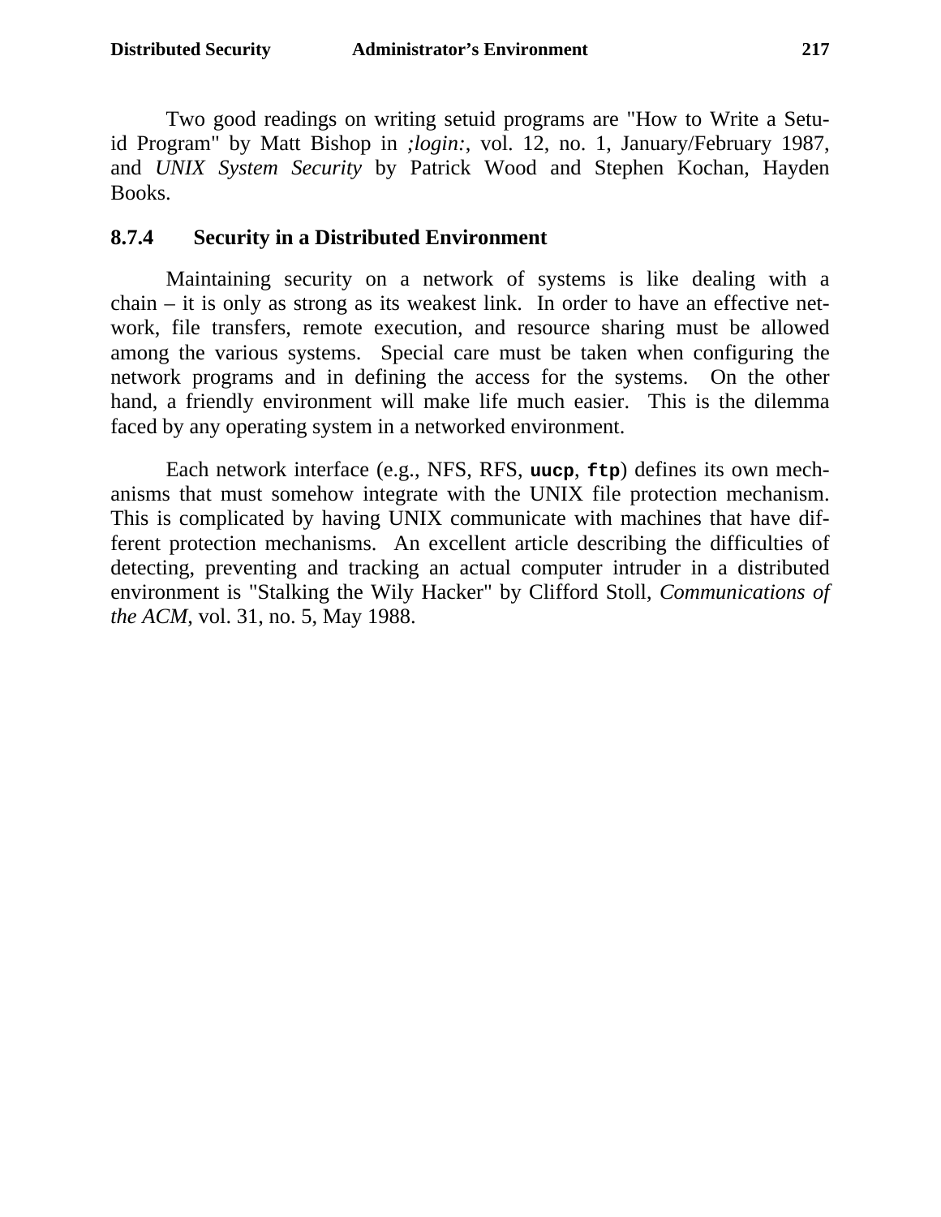Two good readings on writing setuid programs are "How to Write a Setuid Program" by Matt Bishop in *;login:*, vol. 12, no. 1, January/February 1987, and *UNIX System Security* by Patrick Wood and Stephen Kochan, Hayden Books.

### 8.7.4 Security in a Distributed Environment

Maintaining security on a network of systems is like dealing with a chain – it is only as strong as its weakest link. In order to have an effective network, file transfers, remote execution, and resource sharing must be allowed among the various systems. Special care must be taken when configuring the network programs and in defining the access for the systems. On the other hand, a friendly environment will make life much easier. This is the dilemma faced by any operating system in a networked environment.

Each network interface (e.g., NFS, RFS, **`uucp`**, **`ftp`**) defines its own mechanisms that must somehow integrate with the UNIX file protection mechanism. This is complicated by having UNIX communicate with machines that have different protection mechanisms. An excellent article describing the difficulties of detecting, preventing and tracking an actual computer intruder in a distributed environment is "Stalking the Wily Hacker" by Clifford Stoll, *Communications of the ACM*, vol. 31, no. 5, May 1988.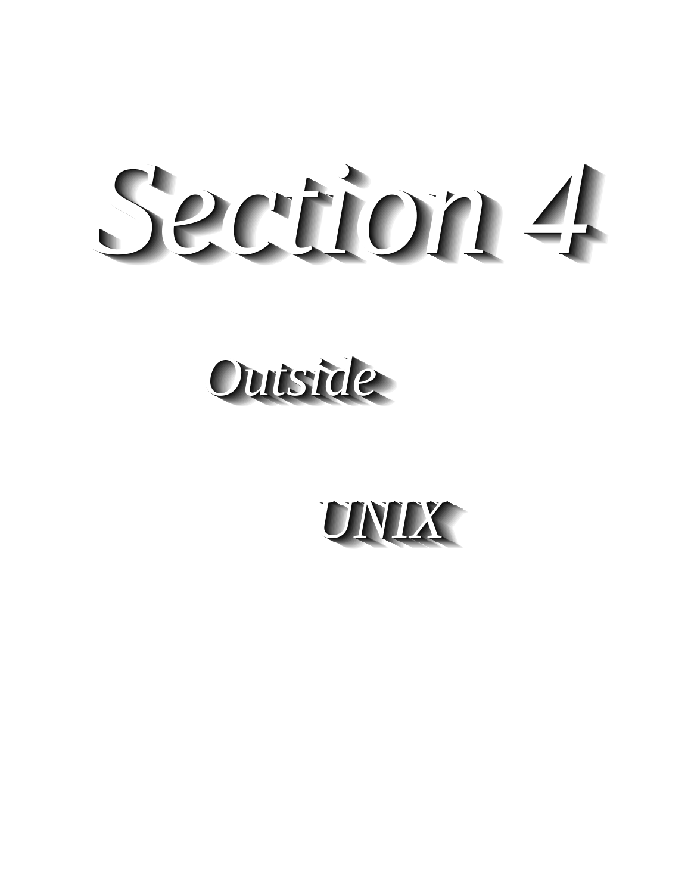# Section 4

## Outside

## UNIX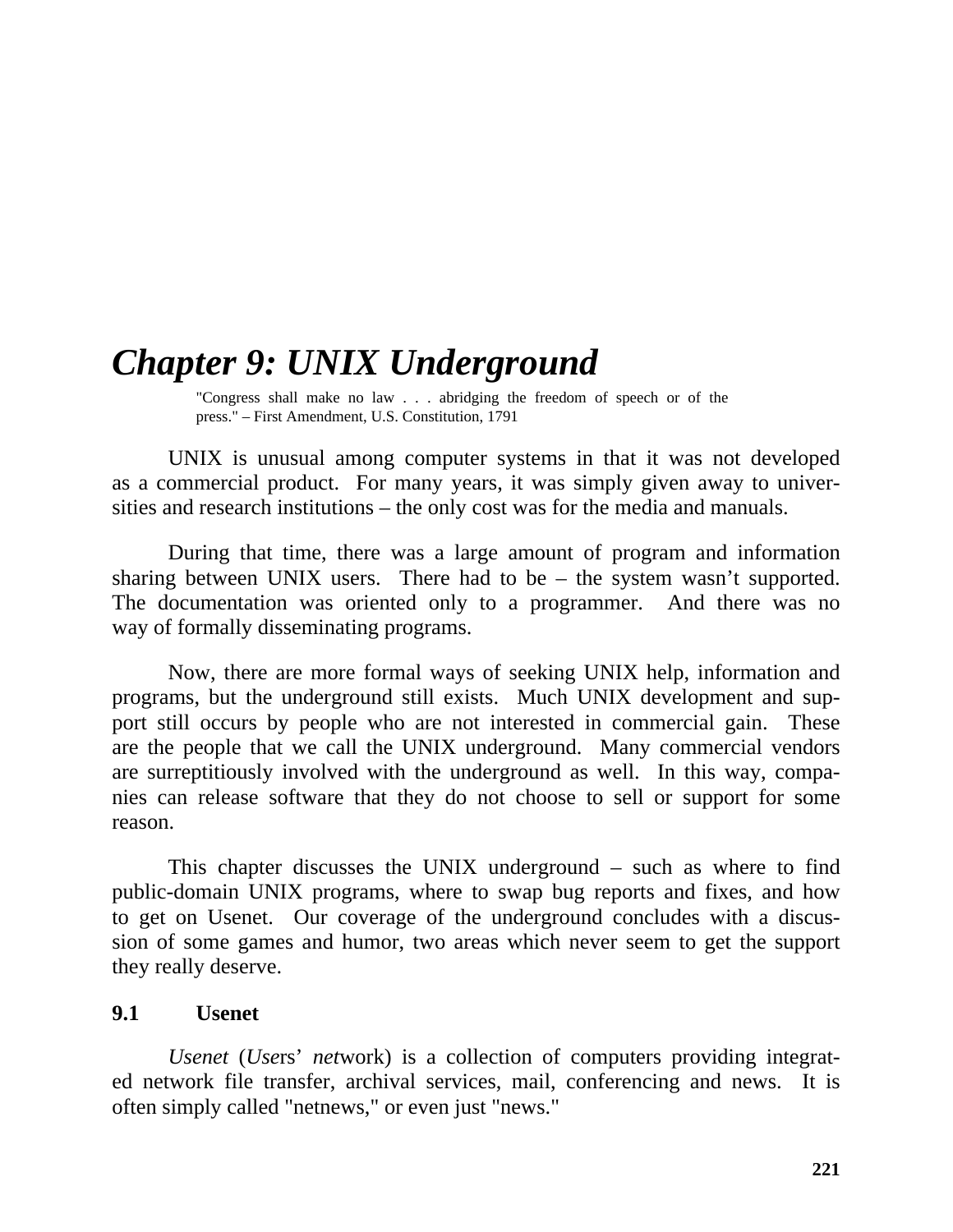# Chapter 9: UNIX Underground

> "Congress shall make no law . . . abridging the freedom of speech or of the press." – First Amendment, U.S. Constitution, 1791

UNIX is unusual among computer systems in that it was not developed as a commercial product. For many years, it was simply given away to universities and research institutions – the only cost was for the media and manuals.

During that time, there was a large amount of program and information sharing between UNIX users. There had to be – the system wasn't supported. The documentation was oriented only to a programmer. And there was no way of formally disseminating programs.

Now, there are more formal ways of seeking UNIX help, information and programs, but the underground still exists. Much UNIX development and support still occurs by people who are not interested in commercial gain. These are the people that we call the UNIX underground. Many commercial vendors are surreptitiously involved with the underground as well. In this way, companies can release software that they do not choose to sell or support for some reason.

This chapter discusses the UNIX underground – such as where to find public-domain UNIX programs, where to swap bug reports and fixes, and how to get on Usenet. Our coverage of the underground concludes with a discussion of some games and humor, two areas which never seem to get the support they really deserve.

## 9.1 Usenet

*Usenet* (*Use*rs' *net*work) is a collection of computers providing integrated network file transfer, archival services, mail, conferencing and news. It is often simply called "netnews," or even just "news."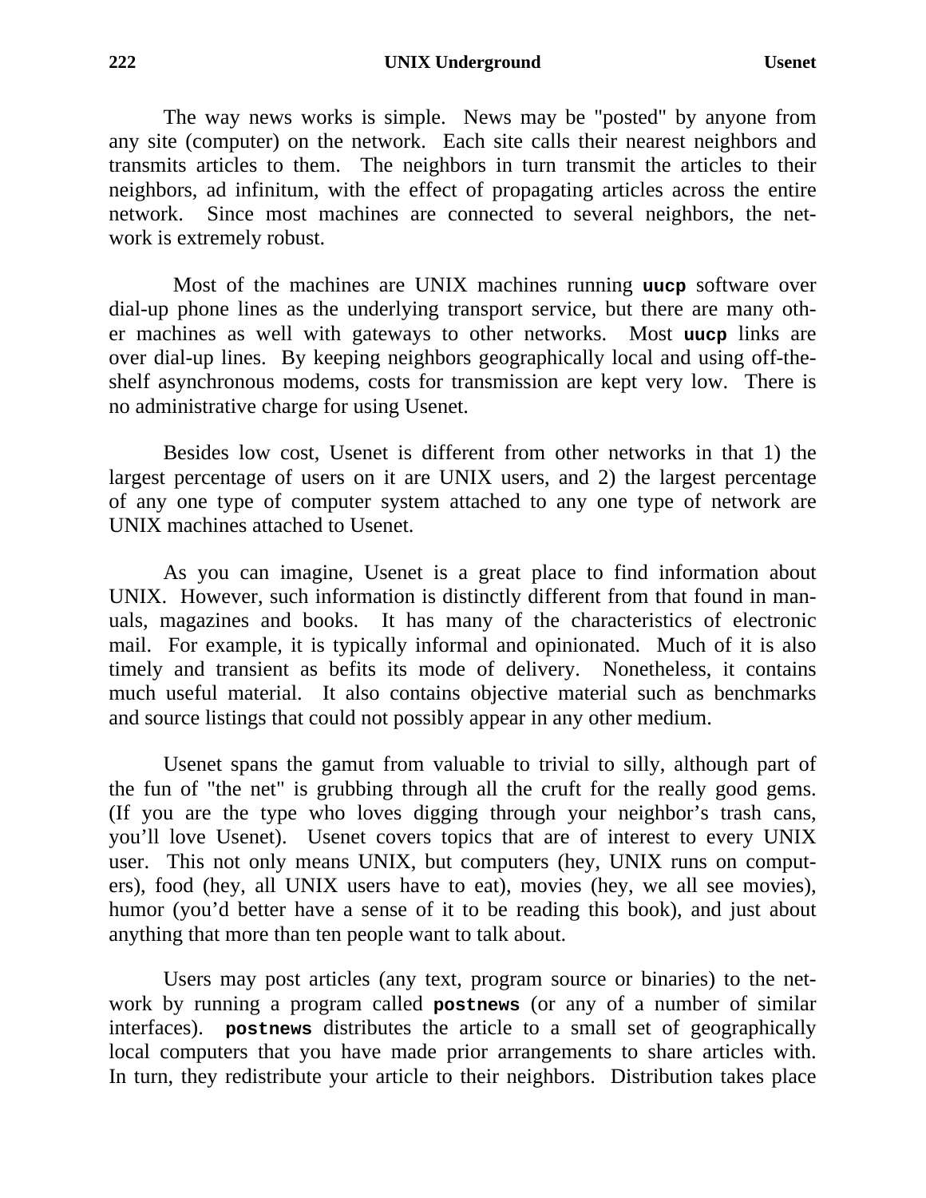The way news works is simple. News may be "posted" by anyone from any site (computer) on the network. Each site calls their nearest neighbors and transmits articles to them. The neighbors in turn transmit the articles to their neighbors, ad infinitum, with the effect of propagating articles across the entire network. Since most machines are connected to several neighbors, the network is extremely robust.

Most of the machines are UNIX machines running **uucp** software over dial-up phone lines as the underlying transport service, but there are many other machines as well with gateways to other networks. Most **uucp** links are over dial-up lines. By keeping neighbors geographically local and using off-the-shelf asynchronous modems, costs for transmission are kept very low. There is no administrative charge for using Usenet.

Besides low cost, Usenet is different from other networks in that 1) the largest percentage of users on it are UNIX users, and 2) the largest percentage of any one type of computer system attached to any one type of network are UNIX machines attached to Usenet.

As you can imagine, Usenet is a great place to find information about UNIX. However, such information is distinctly different from that found in manuals, magazines and books. It has many of the characteristics of electronic mail. For example, it is typically informal and opinionated. Much of it is also timely and transient as befits its mode of delivery. Nonetheless, it contains much useful material. It also contains objective material such as benchmarks and source listings that could not possibly appear in any other medium.

Usenet spans the gamut from valuable to trivial to silly, although part of the fun of "the net" is grubbing through all the cruft for the really good gems. (If you are the type who loves digging through your neighbor's trash cans, you'll love Usenet). Usenet covers topics that are of interest to every UNIX user. This not only means UNIX, but computers (hey, UNIX runs on computers), food (hey, all UNIX users have to eat), movies (hey, we all see movies), humor (you'd better have a sense of it to be reading this book), and just about anything that more than ten people want to talk about.

Users may post articles (any text, program source or binaries) to the network by running a program called **postnews** (or any of a number of similar interfaces). **postnews** distributes the article to a small set of geographically local computers that you have made prior arrangements to share articles with. In turn, they redistribute your article to their neighbors. Distribution takes place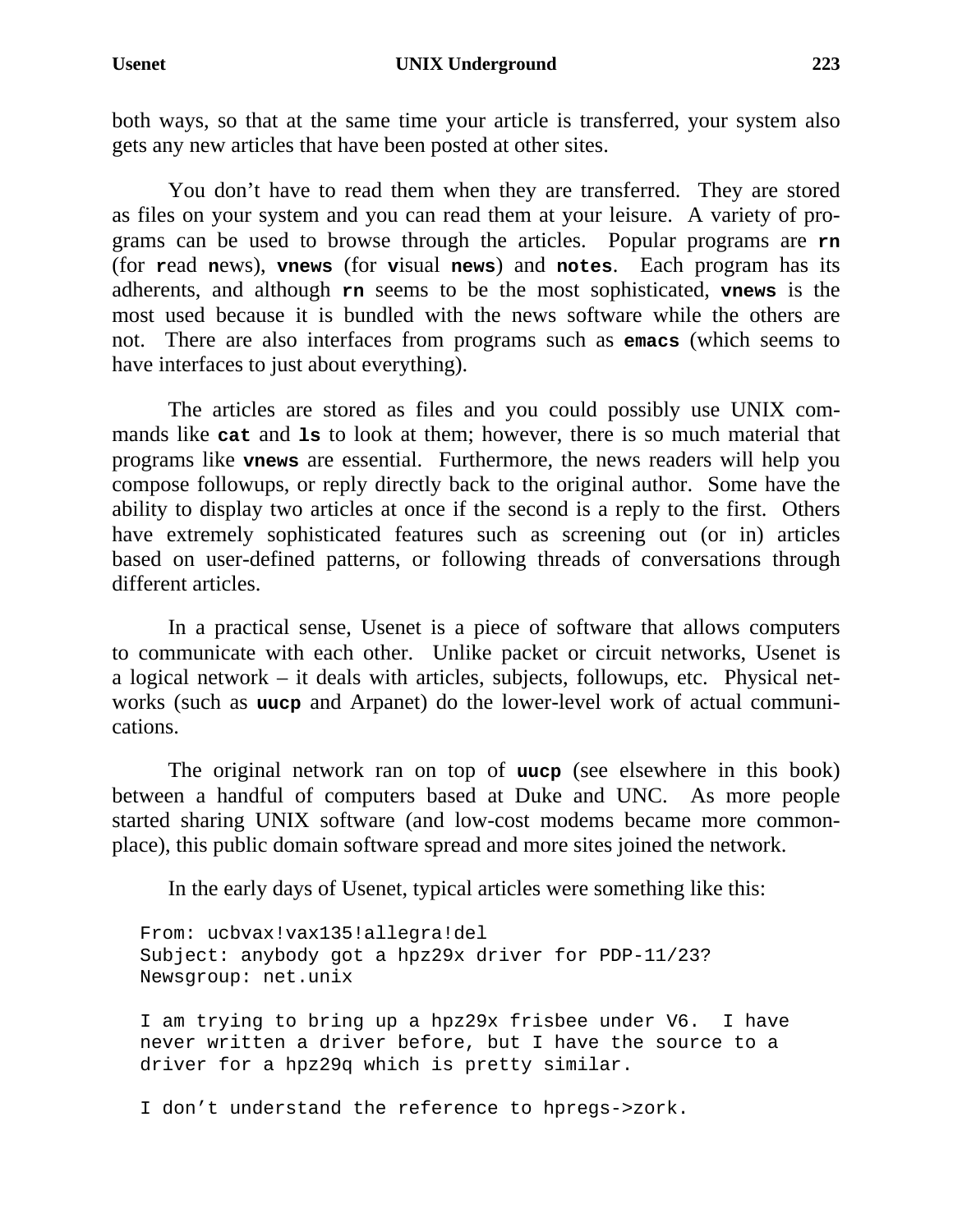both ways, so that at the same time your article is transferred, your system also gets any new articles that have been posted at other sites.

You don't have to read them when they are transferred. They are stored as files on your system and you can read them at your leisure. A variety of programs can be used to browse through the articles. Popular programs are **rn** (for **r**ead **n**ews), **vnews** (for **v**isual **news**) and **notes**. Each program has its adherents, and although **rn** seems to be the most sophisticated, **vnews** is the most used because it is bundled with the news software while the others are not. There are also interfaces from programs such as **emacs** (which seems to have interfaces to just about everything).

The articles are stored as files and you could possibly use UNIX commands like **cat** and **ls** to look at them; however, there is so much material that programs like **vnews** are essential. Furthermore, the news readers will help you compose followups, or reply directly back to the original author. Some have the ability to display two articles at once if the second is a reply to the first. Others have extremely sophisticated features such as screening out (or in) articles based on user-defined patterns, or following threads of conversations through different articles.

In a practical sense, Usenet is a piece of software that allows computers to communicate with each other. Unlike packet or circuit networks, Usenet is a logical network – it deals with articles, subjects, followups, etc. Physical networks (such as **uucp** and Arpanet) do the lower-level work of actual communications.

The original network ran on top of **uucp** (see elsewhere in this book) between a handful of computers based at Duke and UNC. As more people started sharing UNIX software (and low-cost modems became more commonplace), this public domain software spread and more sites joined the network.

In the early days of Usenet, typical articles were something like this:

```
From: ucbvax!vax135!allegra!del
Subject: anybody got a hpz29x driver for PDP-11/23?
Newsgroup: net.unix

I am trying to bring up a hpz29x frisbee under V6.  I have
never written a driver before, but I have the source to a
driver for a hpz29q which is pretty similar.

I don't understand the reference to hpregs->zork.
```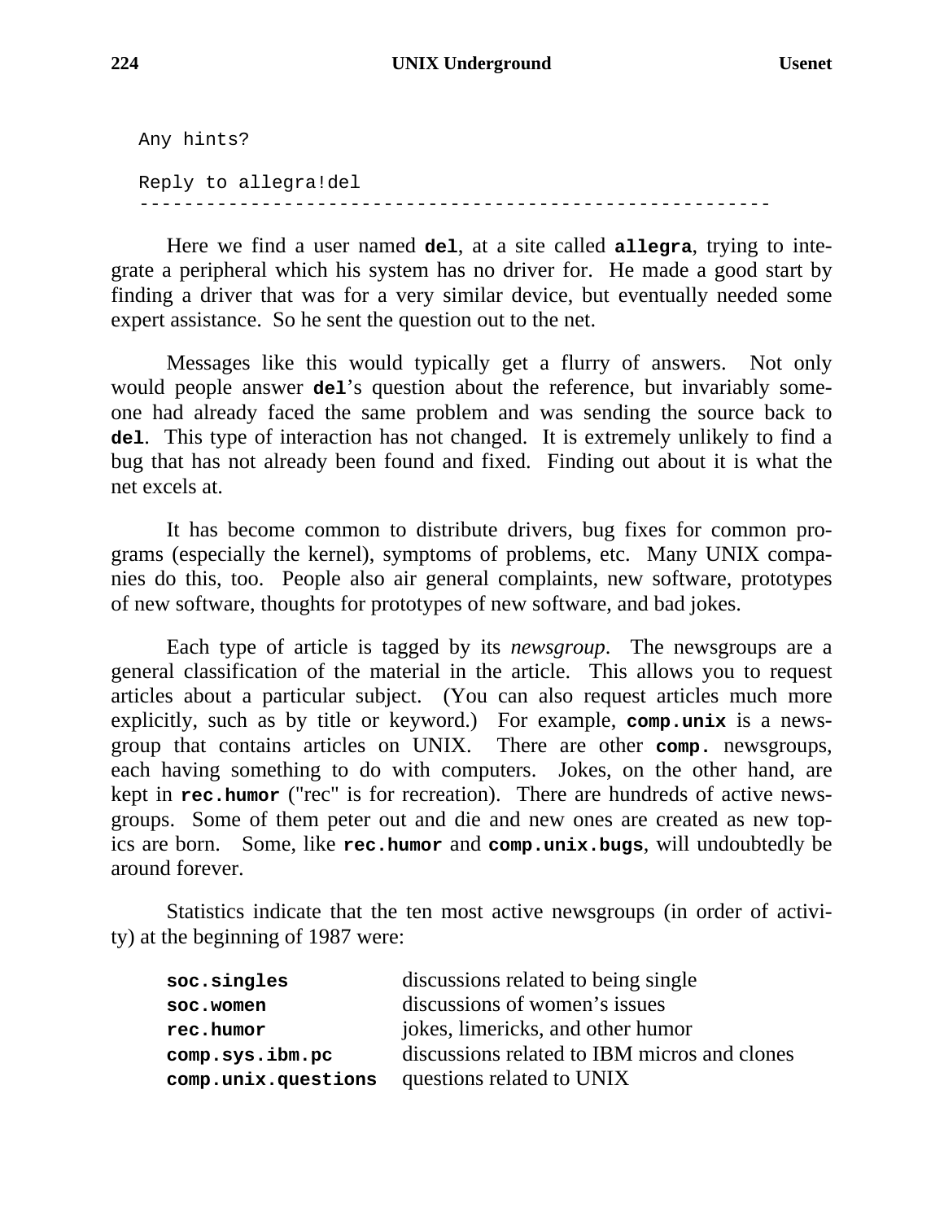```
Any hints?

Reply to allegra!del
---------------------------------------------------------
```

Here we find a user named **del**, at a site called **allegra**, trying to integrate a peripheral which his system has no driver for. He made a good start by finding a driver that was for a very similar device, but eventually needed some expert assistance. So he sent the question out to the net.

Messages like this would typically get a flurry of answers. Not only would people answer **del**'s question about the reference, but invariably someone had already faced the same problem and was sending the source back to **del**. This type of interaction has not changed. It is extremely unlikely to find a bug that has not already been found and fixed. Finding out about it is what the net excels at.

It has become common to distribute drivers, bug fixes for common programs (especially the kernel), symptoms of problems, etc. Many UNIX companies do this, too. People also air general complaints, new software, prototypes of new software, thoughts for prototypes of new software, and bad jokes.

Each type of article is tagged by its *newsgroup*. The newsgroups are a general classification of the material in the article. This allows you to request articles about a particular subject. (You can also request articles much more explicitly, such as by title or keyword.) For example, **comp.unix** is a newsgroup that contains articles on UNIX. There are other **comp.** newsgroups, each having something to do with computers. Jokes, on the other hand, are kept in **rec.humor** ("rec" is for recreation). There are hundreds of active newsgroups. Some of them peter out and die and new ones are created as new topics are born. Some, like **rec.humor** and **comp.unix.bugs**, will undoubtedly be around forever.

Statistics indicate that the ten most active newsgroups (in order of activity) at the beginning of 1987 were:

| | |
|---|---|
| **soc.singles** | discussions related to being single |
| **soc.women** | discussions of women's issues |
| **rec.humor** | jokes, limericks, and other humor |
| **comp.sys.ibm.pc** | discussions related to IBM micros and clones |
| **comp.unix.questions** | questions related to UNIX |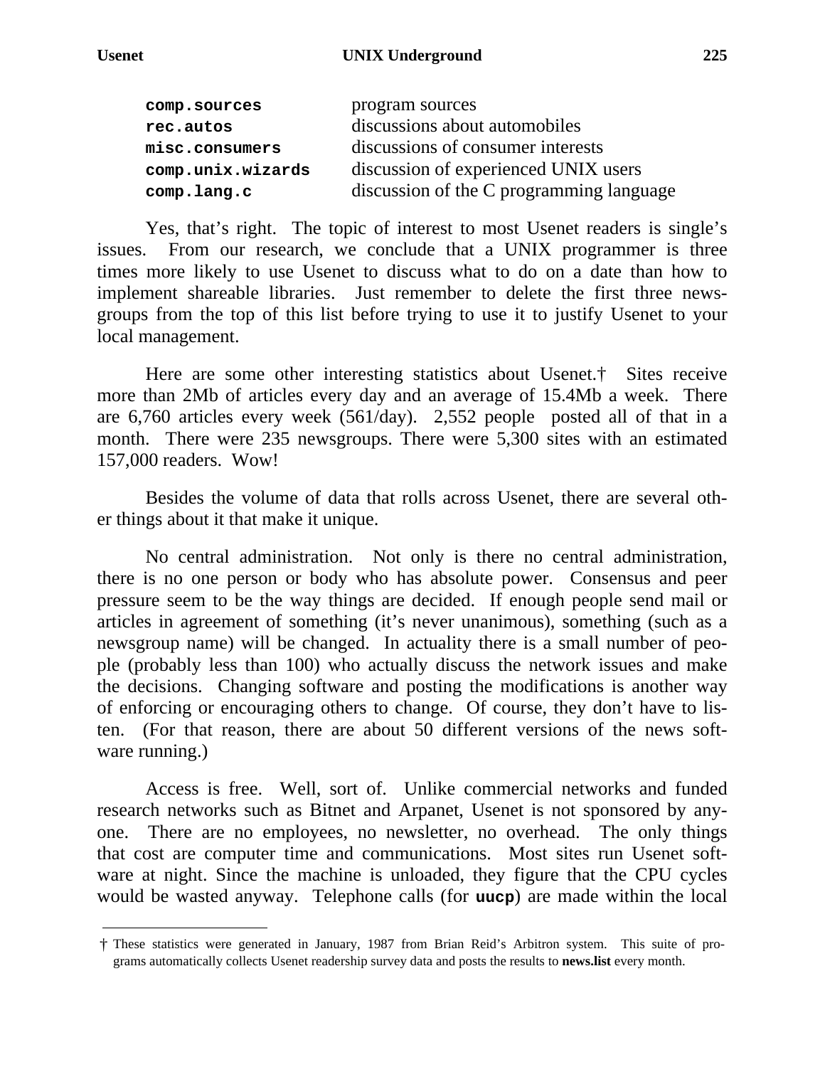| | |
|---|---|
| **comp.sources** | program sources |
| **rec.autos** | discussions about automobiles |
| **misc.consumers** | discussions of consumer interests |
| **comp.unix.wizards** | discussion of experienced UNIX users |
| **comp.lang.c** | discussion of the C programming language |

Yes, that's right. The topic of interest to most Usenet readers is single's issues. From our research, we conclude that a UNIX programmer is three times more likely to use Usenet to discuss what to do on a date than how to implement shareable libraries. Just remember to delete the first three newsgroups from the top of this list before trying to use it to justify Usenet to your local management.

Here are some other interesting statistics about Usenet.† Sites receive more than 2Mb of articles every day and an average of 15.4Mb a week. There are 6,760 articles every week (561/day). 2,552 people posted all of that in a month. There were 235 newsgroups. There were 5,300 sites with an estimated 157,000 readers. Wow!

Besides the volume of data that rolls across Usenet, there are several other things about it that make it unique.

No central administration. Not only is there no central administration, there is no one person or body who has absolute power. Consensus and peer pressure seem to be the way things are decided. If enough people send mail or articles in agreement of something (it's never unanimous), something (such as a newsgroup name) will be changed. In actuality there is a small number of people (probably less than 100) who actually discuss the network issues and make the decisions. Changing software and posting the modifications is another way of enforcing or encouraging others to change. Of course, they don't have to listen. (For that reason, there are about 50 different versions of the news software running.)

Access is free. Well, sort of. Unlike commercial networks and funded research networks such as Bitnet and Arpanet, Usenet is not sponsored by anyone. There are no employees, no newsletter, no overhead. The only things that cost are computer time and communications. Most sites run Usenet software at night. Since the machine is unloaded, they figure that the CPU cycles would be wasted anyway. Telephone calls (for **uucp**) are made within the local

---

† These statistics were generated in January, 1987 from Brian Reid's Arbitron system. This suite of programs automatically collects Usenet readership survey data and posts the results to **news.list** every month.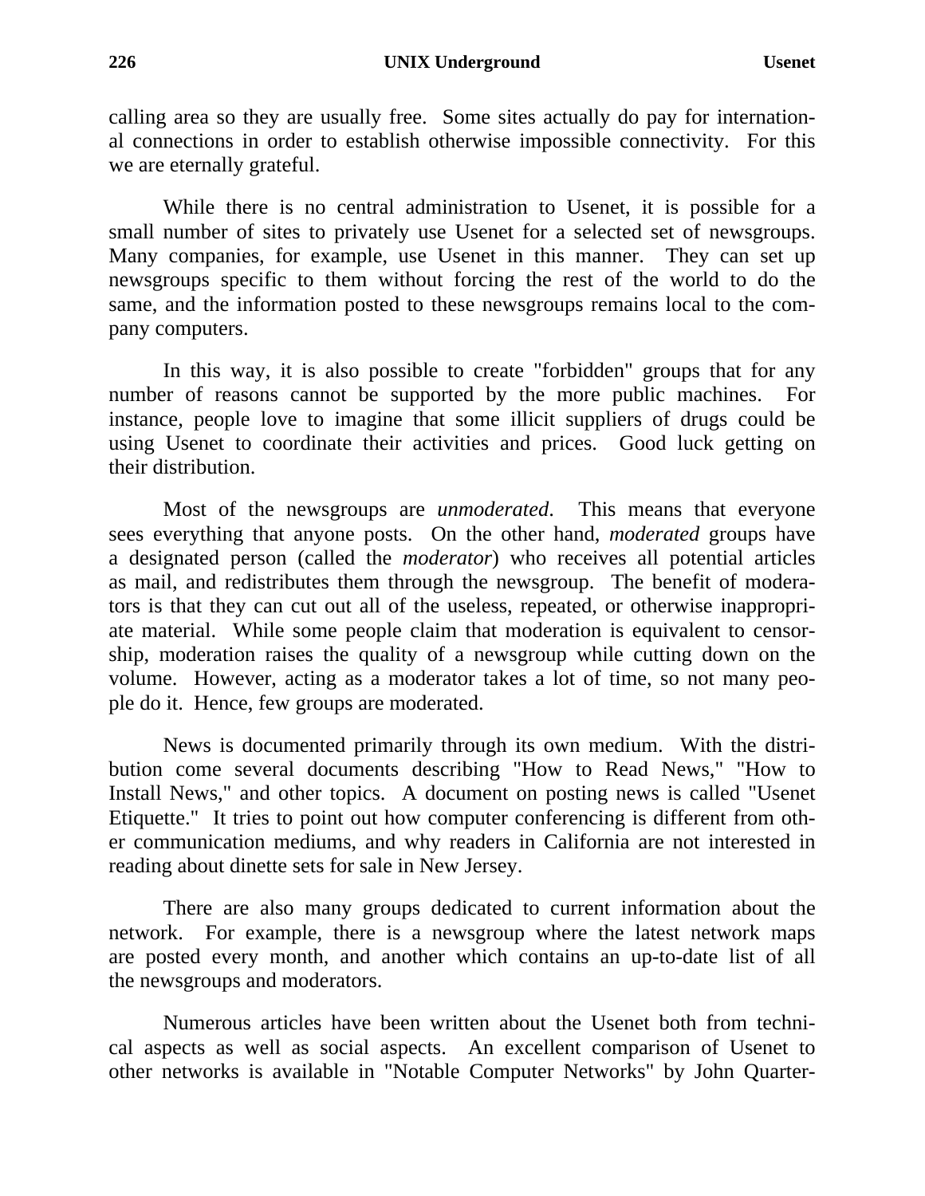calling area so they are usually free. Some sites actually do pay for international connections in order to establish otherwise impossible connectivity. For this we are eternally grateful.

While there is no central administration to Usenet, it is possible for a small number of sites to privately use Usenet for a selected set of newsgroups. Many companies, for example, use Usenet in this manner. They can set up newsgroups specific to them without forcing the rest of the world to do the same, and the information posted to these newsgroups remains local to the company computers.

In this way, it is also possible to create "forbidden" groups that for any number of reasons cannot be supported by the more public machines. For instance, people love to imagine that some illicit suppliers of drugs could be using Usenet to coordinate their activities and prices. Good luck getting on their distribution.

Most of the newsgroups are *unmoderated*. This means that everyone sees everything that anyone posts. On the other hand, *moderated* groups have a designated person (called the *moderator*) who receives all potential articles as mail, and redistributes them through the newsgroup. The benefit of moderators is that they can cut out all of the useless, repeated, or otherwise inappropriate material. While some people claim that moderation is equivalent to censorship, moderation raises the quality of a newsgroup while cutting down on the volume. However, acting as a moderator takes a lot of time, so not many people do it. Hence, few groups are moderated.

News is documented primarily through its own medium. With the distribution come several documents describing "How to Read News," "How to Install News," and other topics. A document on posting news is called "Usenet Etiquette." It tries to point out how computer conferencing is different from other communication mediums, and why readers in California are not interested in reading about dinette sets for sale in New Jersey.

There are also many groups dedicated to current information about the network. For example, there is a newsgroup where the latest network maps are posted every month, and another which contains an up-to-date list of all the newsgroups and moderators.

Numerous articles have been written about the Usenet both from technical aspects as well as social aspects. An excellent comparison of Usenet to other networks is available in "Notable Computer Networks" by John Quarter-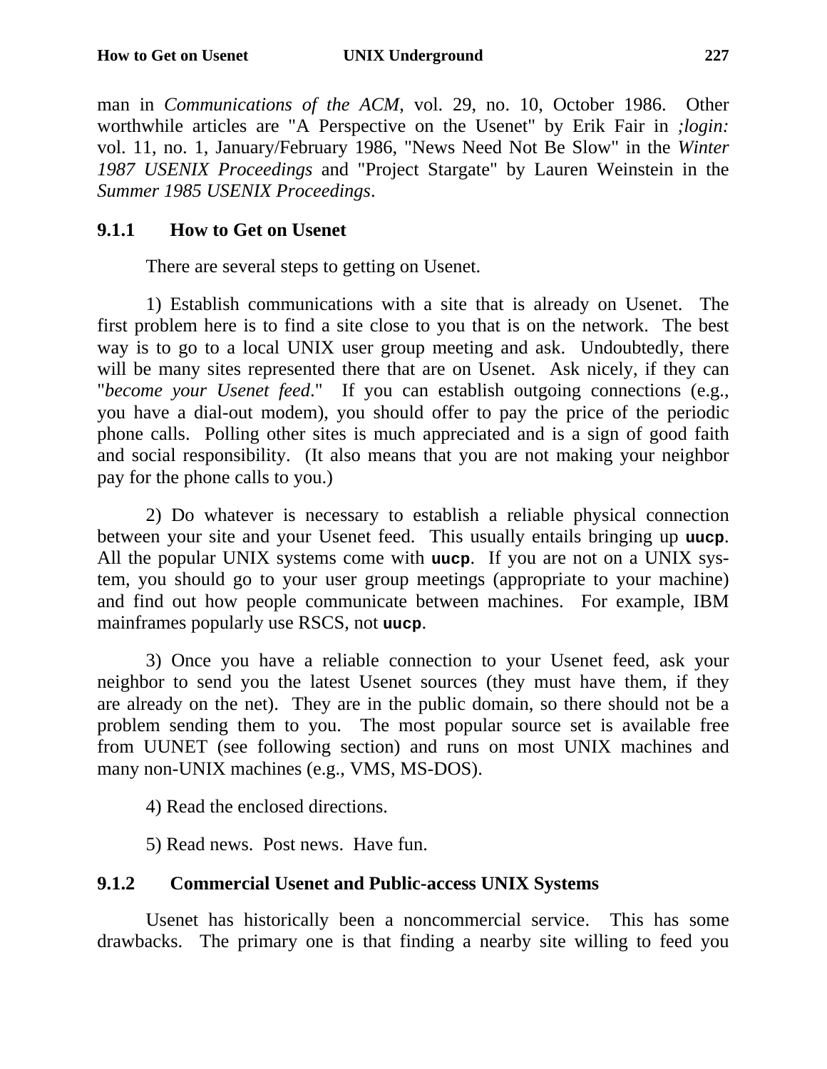man in *Communications of the ACM*, vol. 29, no. 10, October 1986. Other worthwhile articles are "A Perspective on the Usenet" by Erik Fair in *;login:* vol. 11, no. 1, January/February 1986, "News Need Not Be Slow" in the *Winter 1987 USENIX Proceedings* and "Project Stargate" by Lauren Weinstein in the *Summer 1985 USENIX Proceedings*.

### 9.1.1 How to Get on Usenet

There are several steps to getting on Usenet.

1) Establish communications with a site that is already on Usenet. The first problem here is to find a site close to you that is on the network. The best way is to go to a local UNIX user group meeting and ask. Undoubtedly, there will be many sites represented there that are on Usenet. Ask nicely, if they can "*become your Usenet feed*." If you can establish outgoing connections (e.g., you have a dial-out modem), you should offer to pay the price of the periodic phone calls. Polling other sites is much appreciated and is a sign of good faith and social responsibility. (It also means that you are not making your neighbor pay for the phone calls to you.)

2) Do whatever is necessary to establish a reliable physical connection between your site and your Usenet feed. This usually entails bringing up **uucp**. All the popular UNIX systems come with **uucp**. If you are not on a UNIX system, you should go to your user group meetings (appropriate to your machine) and find out how people communicate between machines. For example, IBM mainframes popularly use RSCS, not **uucp**.

3) Once you have a reliable connection to your Usenet feed, ask your neighbor to send you the latest Usenet sources (they must have them, if they are already on the net). They are in the public domain, so there should not be a problem sending them to you. The most popular source set is available free from UUNET (see following section) and runs on most UNIX machines and many non-UNIX machines (e.g., VMS, MS-DOS).

4) Read the enclosed directions.

5) Read news. Post news. Have fun.

### 9.1.2 Commercial Usenet and Public-access UNIX Systems

Usenet has historically been a noncommercial service. This has some drawbacks. The primary one is that finding a nearby site willing to feed you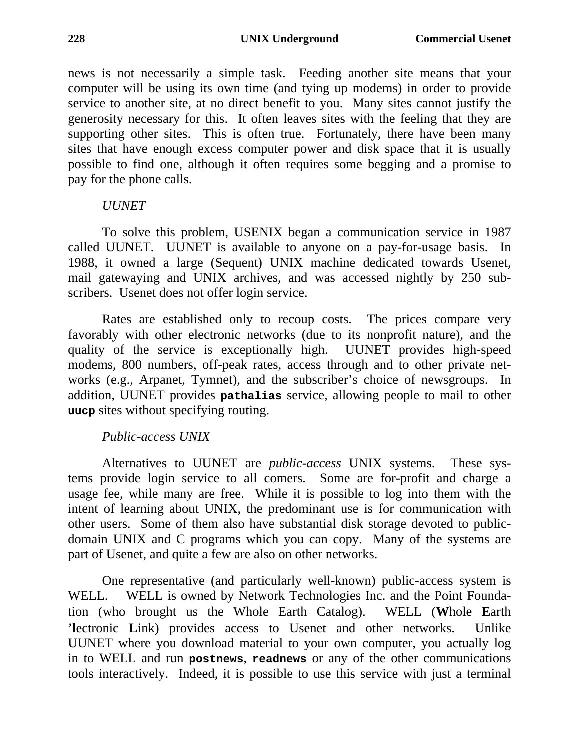news is not necessarily a simple task. Feeding another site means that your computer will be using its own time (and tying up modems) in order to provide service to another site, at no direct benefit to you. Many sites cannot justify the generosity necessary for this. It often leaves sites with the feeling that they are supporting other sites. This is often true. Fortunately, there have been many sites that have enough excess computer power and disk space that it is usually possible to find one, although it often requires some begging and a promise to pay for the phone calls.

*UUNET*

To solve this problem, USENIX began a communication service in 1987 called UUNET. UUNET is available to anyone on a pay-for-usage basis. In 1988, it owned a large (Sequent) UNIX machine dedicated towards Usenet, mail gatewaying and UNIX archives, and was accessed nightly by 250 subscribers. Usenet does not offer login service.

Rates are established only to recoup costs. The prices compare very favorably with other electronic networks (due to its nonprofit nature), and the quality of the service is exceptionally high. UUNET provides high-speed modems, 800 numbers, off-peak rates, access through and to other private networks (e.g., Arpanet, Tymnet), and the subscriber's choice of newsgroups. In addition, UUNET provides **`pathalias`** service, allowing people to mail to other **`uucp`** sites without specifying routing.

*Public-access UNIX*

Alternatives to UUNET are *public-access* UNIX systems. These systems provide login service to all comers. Some are for-profit and charge a usage fee, while many are free. While it is possible to log into them with the intent of learning about UNIX, the predominant use is for communication with other users. Some of them also have substantial disk storage devoted to public-domain UNIX and C programs which you can copy. Many of the systems are part of Usenet, and quite a few are also on other networks.

One representative (and particularly well-known) public-access system is WELL. WELL is owned by Network Technologies Inc. and the Point Foundation (who brought us the Whole Earth Catalog). WELL (**W**hole **E**arth '**l**ectronic **L**ink) provides access to Usenet and other networks. Unlike UUNET where you download material to your own computer, you actually log in to WELL and run **`postnews`**, **`readnews`** or any of the other communications tools interactively. Indeed, it is possible to use this service with just a terminal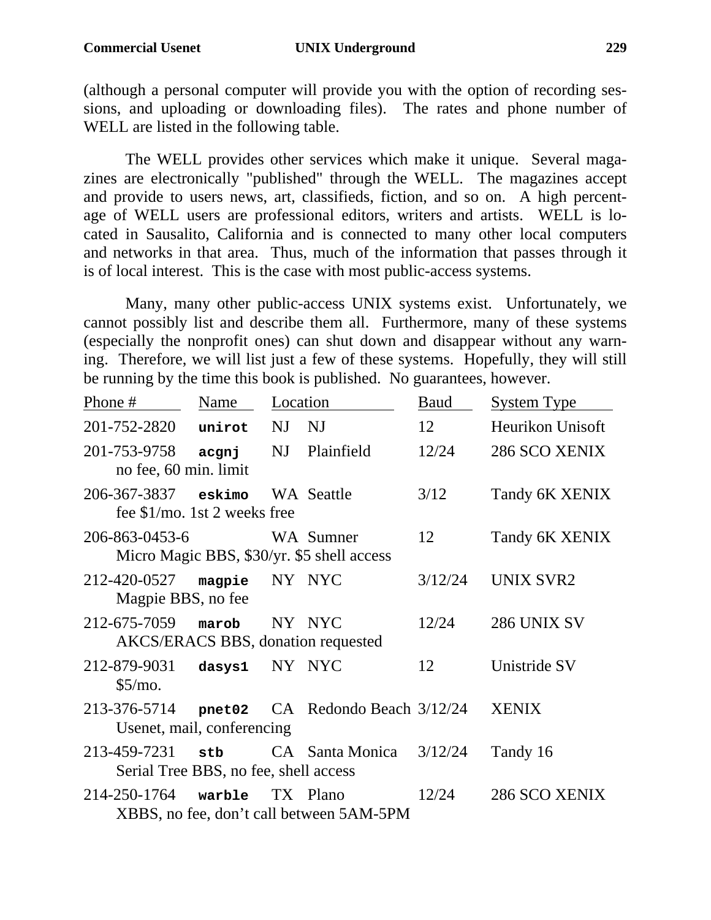(although a personal computer will provide you with the option of recording sessions, and uploading or downloading files). The rates and phone number of WELL are listed in the following table.

The WELL provides other services which make it unique. Several magazines are electronically "published" through the WELL. The magazines accept and provide to users news, art, classifieds, fiction, and so on. A high percentage of WELL users are professional editors, writers and artists. WELL is located in Sausalito, California and is connected to many other local computers and networks in that area. Thus, much of the information that passes through it is of local interest. This is the case with most public-access systems.

Many, many other public-access UNIX systems exist. Unfortunately, we cannot possibly list and describe them all. Furthermore, many of these systems (especially the nonprofit ones) can shut down and disappear without any warning. Therefore, we will list just a few of these systems. Hopefully, they will still be running by the time this book is published. No guarantees, however.

| Phone # | Name | Location | | Baud | System Type |
|---|---|---|---|---|---|
| 201-752-2820 | **unirot** | NJ | NJ | 12 | Heurikon Unisoft |
| 201-753-9758 | **acgnj** | NJ | Plainfield | 12/24 | 286 SCO XENIX |
| no fee, 60 min. limit | | | | | |
| 206-367-3837 | **eskimo** | WA | Seattle | 3/12 | Tandy 6K XENIX |
| fee $1/mo. 1st 2 weeks free | | | | | |
| 206-863-0453-6 | | WA | Sumner | 12 | Tandy 6K XENIX |
| Micro Magic BBS, $30/yr. $5 shell access | | | | | |
| 212-420-0527 | **magpie** | NY | NYC | 3/12/24 | UNIX SVR2 |
| Magpie BBS, no fee | | | | | |
| 212-675-7059 | **marob** | NY | NYC | 12/24 | 286 UNIX SV |
| AKCS/ERACS BBS, donation requested | | | | | |
| 212-879-9031 | **dasys1** | NY | NYC | 12 | Unistride SV |
| $5/mo. | | | | | |
| 213-376-5714 | **pnet02** | CA | Redondo Beach | 3/12/24 | XENIX |
| Usenet, mail, conferencing | | | | | |
| 213-459-7231 | **stb** | CA | Santa Monica | 3/12/24 | Tandy 16 |
| Serial Tree BBS, no fee, shell access | | | | | |
| 214-250-1764 | **warble** | TX | Plano | 12/24 | 286 SCO XENIX |
| XBBS, no fee, don't call between 5AM-5PM | | | | | |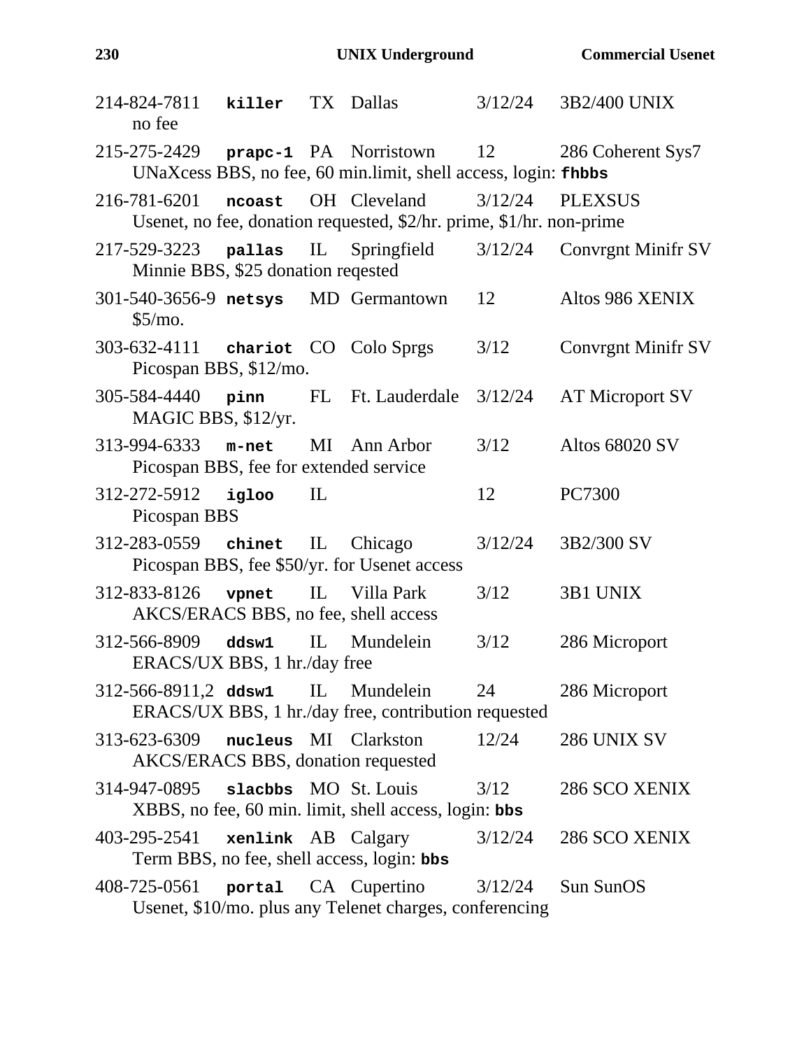214-824-7811 **killer** TX Dallas 3/12/24 3B2/400 UNIX
no fee

215-275-2429 **prapc-1** PA Norristown 12 286 Coherent Sys7
UNaXcess BBS, no fee, 60 min.limit, shell access, login: **fhbbs**

216-781-6201 **ncoast** OH Cleveland 3/12/24 PLEXSUS
Usenet, no fee, donation requested, $2/hr. prime, $1/hr. non-prime

217-529-3223 **pallas** IL Springfield 3/12/24 Convrgnt Minifr SV
Minnie BBS, $25 donation reqested

301-540-3656-9 **netsys** MD Germantown 12 Altos 986 XENIX
$5/mo.

303-632-4111 **chariot** CO Colo Sprgs 3/12 Convrgnt Minifr SV
Picospan BBS, $12/mo.

305-584-4440 **pinn** FL Ft. Lauderdale 3/12/24 AT Microport SV
MAGIC BBS, $12/yr.

313-994-6333 **m-net** MI Ann Arbor 3/12 Altos 68020 SV
Picospan BBS, fee for extended service

312-272-5912 **igloo** IL 12 PC7300
Picospan BBS

312-283-0559 **chinet** IL Chicago 3/12/24 3B2/300 SV
Picospan BBS, fee $50/yr. for Usenet access

312-833-8126 **vpnet** IL Villa Park 3/12 3B1 UNIX
AKCS/ERACS BBS, no fee, shell access

312-566-8909 **ddsw1** IL Mundelein 3/12 286 Microport
ERACS/UX BBS, 1 hr./day free

312-566-8911,2 **ddsw1** IL Mundelein 24 286 Microport
ERACS/UX BBS, 1 hr./day free, contribution requested

313-623-6309 **nucleus** MI Clarkston 12/24 286 UNIX SV
AKCS/ERACS BBS, donation requested

314-947-0895 **slacbbs** MO St. Louis 3/12 286 SCO XENIX
XBBS, no fee, 60 min. limit, shell access, login: **bbs**

403-295-2541 **xenlink** AB Calgary 3/12/24 286 SCO XENIX
Term BBS, no fee, shell access, login: **bbs**

408-725-0561 **portal** CA Cupertino 3/12/24 Sun SunOS
Usenet, $10/mo. plus any Telenet charges, conferencing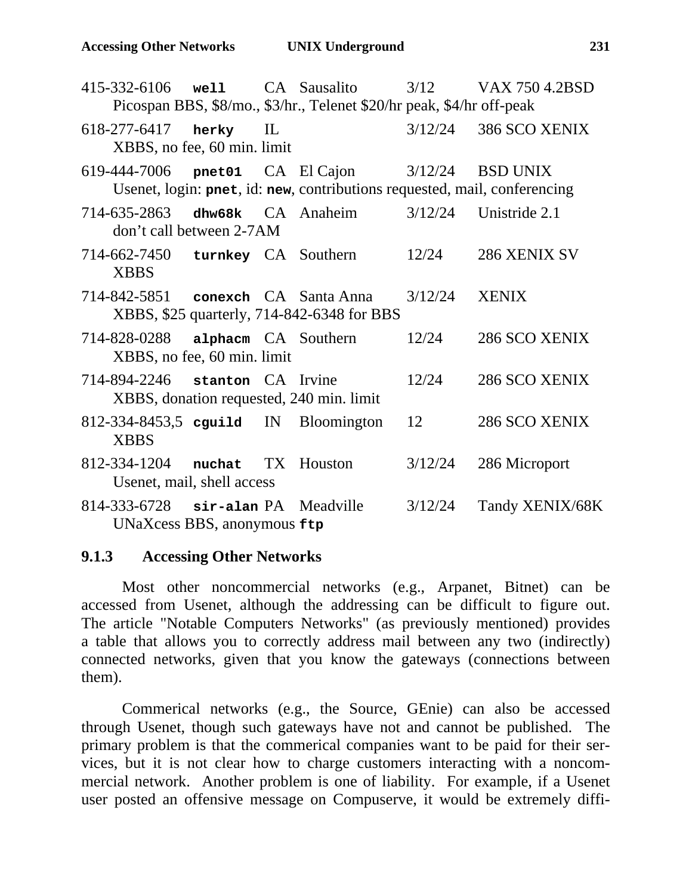415-332-6106 **well** CA Sausalito 3/12 VAX 750 4.2BSD
  Picospan BBS, $8/mo., $3/hr., Telenet $20/hr peak, $4/hr off-peak

618-277-6417 **herky** IL 3/12/24 386 SCO XENIX
  XBBS, no fee, 60 min. limit

619-444-7006 **pnet01** CA El Cajon 3/12/24 BSD UNIX
  Usenet, login: **pnet**, id: **new**, contributions requested, mail, conferencing

714-635-2863 **dhw68k** CA Anaheim 3/12/24 Unistride 2.1
  don't call between 2-7AM

714-662-7450 **turnkey** CA Southern 12/24 286 XENIX SV
  XBBS

714-842-5851 **conexch** CA Santa Anna 3/12/24 XENIX
  XBBS, $25 quarterly, 714-842-6348 for BBS

714-828-0288 **alphacm** CA Southern 12/24 286 SCO XENIX
  XBBS, no fee, 60 min. limit

714-894-2246 **stanton** CA Irvine 12/24 286 SCO XENIX
  XBBS, donation requested, 240 min. limit

812-334-8453,5 **cguild** IN Bloomington 12 286 SCO XENIX
  XBBS

812-334-1204 **nuchat** TX Houston 3/12/24 286 Microport
  Usenet, mail, shell access

814-333-6728 **sir-alan** PA Meadville 3/12/24 Tandy XENIX/68K
  UNaXcess BBS, anonymous **ftp**

### 9.1.3 Accessing Other Networks

Most other noncommercial networks (e.g., Arpanet, Bitnet) can be accessed from Usenet, although the addressing can be difficult to figure out. The article "Notable Computers Networks" (as previously mentioned) provides a table that allows you to correctly address mail between any two (indirectly) connected networks, given that you know the gateways (connections between them).

Commerical networks (e.g., the Source, GEnie) can also be accessed through Usenet, though such gateways have not and cannot be published. The primary problem is that the commerical companies want to be paid for their services, but it is not clear how to charge customers interacting with a noncommercial network. Another problem is one of liability. For example, if a Usenet user posted an offensive message on Compuserve, it would be extremely diffi-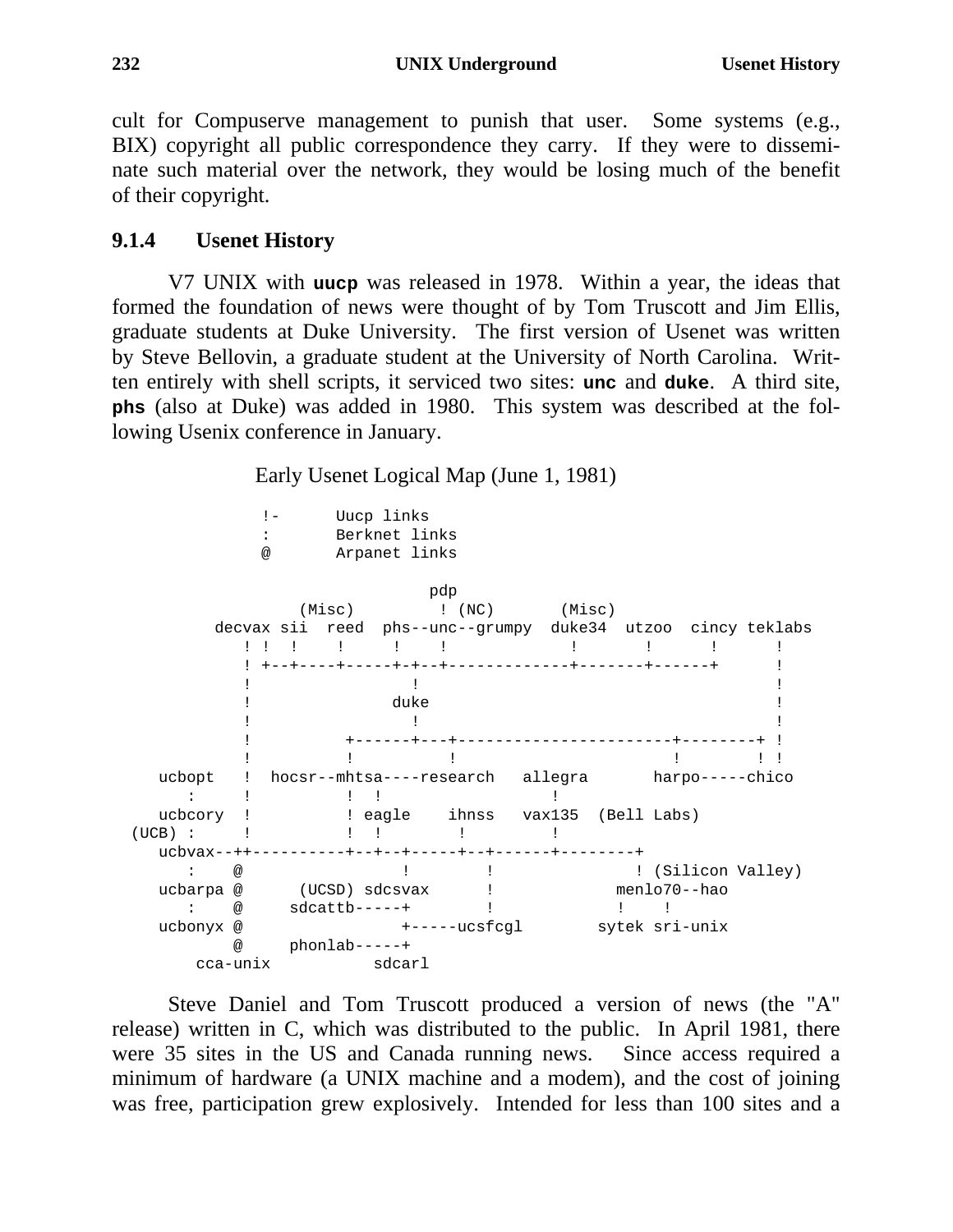cult for Compuserve management to punish that user. Some systems (e.g., BIX) copyright all public correspondence they carry. If they were to disseminate such material over the network, they would be losing much of the benefit of their copyright.

### 9.1.4 Usenet History

V7 UNIX with **uucp** was released in 1978. Within a year, the ideas that formed the foundation of news were thought of by Tom Truscott and Jim Ellis, graduate students at Duke University. The first version of Usenet was written by Steve Bellovin, a graduate student at the University of North Carolina. Written entirely with shell scripts, it serviced two sites: **unc** and **duke**. A third site, **phs** (also at Duke) was added in 1980. This system was described at the following Usenix conference in January.

Early Usenet Logical Map (June 1, 1981)

```
              !-      Uucp links
              :       Berknet links
              @       Arpanet links

                               pdp
                  (Misc)         ! (NC)       (Misc)
          decvax sii  reed  phs--unc--grumpy  duke34  utzoo  cincy teklabs
             ! !  !    !     !    !            !       !      !      !
             ! +--+----+-----+-+--+-------------+-------+------+      !
             !                 !                                      !
             !               duke                                     !
             !                 !                                      !
             !          +------+---+----------------------+--------+ !
             !          !          !                      !        ! !
     ucbopt   !  hocsr--mhtsa----research   allegra       harpo-----chico
        :     !          !  !                 !
     ucbcory  !          ! eagle    ihnss   vax135  (Bell Labs)
   (UCB) :    !          !  !         !       !
     ucbvax--++----------+--+--+-----+--+------+--------+
        :    @                 !        !              ! (Silicon Valley)
     ucbarpa @      (UCSD) sdcsvax      !            menlo70--hao
        :    @     sdcattb-----+        !             !    !
     ucbonyx @                 +-----ucsfcgl        sytek sri-unix
             @     phonlab-----+
         cca-unix           sdcarl
```

Steve Daniel and Tom Truscott produced a version of news (the "A" release) written in C, which was distributed to the public. In April 1981, there were 35 sites in the US and Canada running news. Since access required a minimum of hardware (a UNIX machine and a modem), and the cost of joining was free, participation grew explosively. Intended for less than 100 sites and a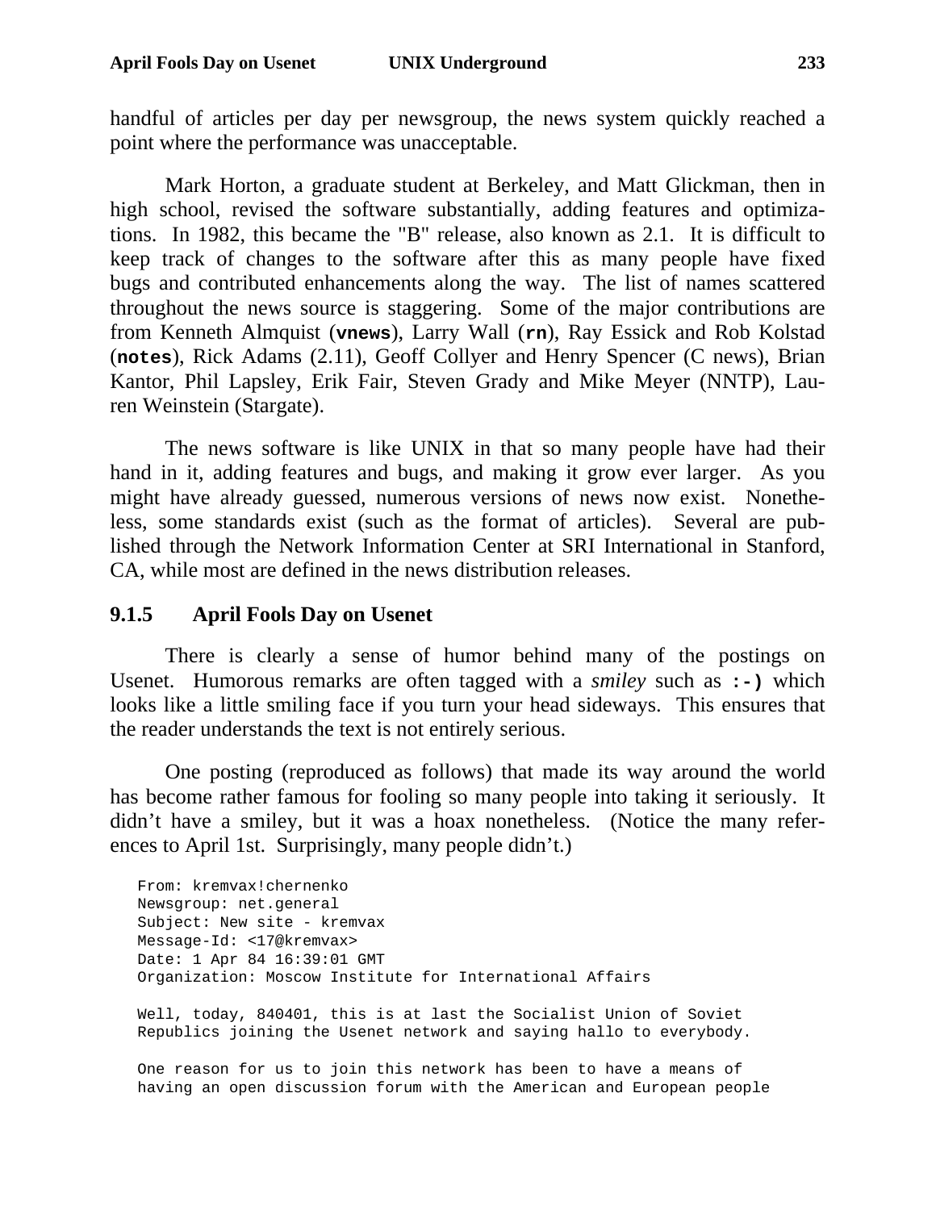handful of articles per day per newsgroup, the news system quickly reached a point where the performance was unacceptable.

Mark Horton, a graduate student at Berkeley, and Matt Glickman, then in high school, revised the software substantially, adding features and optimizations. In 1982, this became the "B" release, also known as 2.1. It is difficult to keep track of changes to the software after this as many people have fixed bugs and contributed enhancements along the way. The list of names scattered throughout the news source is staggering. Some of the major contributions are from Kenneth Almquist (**vnews**), Larry Wall (**rn**), Ray Essick and Rob Kolstad (**notes**), Rick Adams (2.11), Geoff Collyer and Henry Spencer (C news), Brian Kantor, Phil Lapsley, Erik Fair, Steven Grady and Mike Meyer (NNTP), Lauren Weinstein (Stargate).

The news software is like UNIX in that so many people have had their hand in it, adding features and bugs, and making it grow ever larger. As you might have already guessed, numerous versions of news now exist. Nonetheless, some standards exist (such as the format of articles). Several are published through the Network Information Center at SRI International in Stanford, CA, while most are defined in the news distribution releases.

### 9.1.5 April Fools Day on Usenet

There is clearly a sense of humor behind many of the postings on Usenet. Humorous remarks are often tagged with a *smiley* such as **:-)** which looks like a little smiling face if you turn your head sideways. This ensures that the reader understands the text is not entirely serious.

One posting (reproduced as follows) that made its way around the world has become rather famous for fooling so many people into taking it seriously. It didn't have a smiley, but it was a hoax nonetheless. (Notice the many references to April 1st. Surprisingly, many people didn't.)

```
From: kremvax!chernenko
Newsgroup: net.general
Subject: New site - kremvax
Message-Id: <17@kremvax>
Date: 1 Apr 84 16:39:01 GMT
Organization: Moscow Institute for International Affairs

Well, today, 840401, this is at last the Socialist Union of Soviet
Republics joining the Usenet network and saying hallo to everybody.

One reason for us to join this network has been to have a means of
having an open discussion forum with the American and European people
```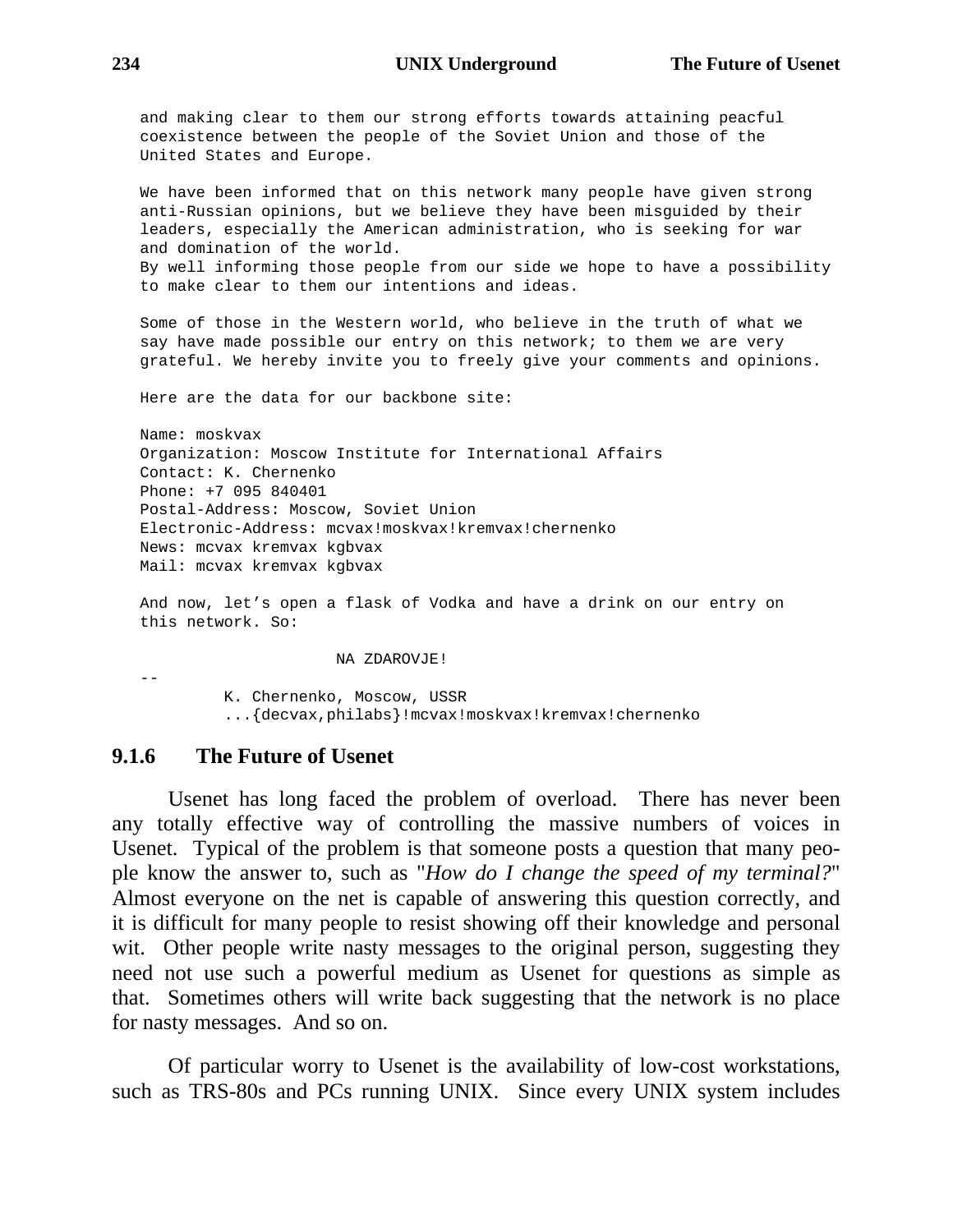```
and making clear to them our strong efforts towards attaining peacful
coexistence between the people of the Soviet Union and those of the
United States and Europe.

We have been informed that on this network many people have given strong
anti-Russian opinions, but we believe they have been misguided by their
leaders, especially the American administration, who is seeking for war
and domination of the world.
By well informing those people from our side we hope to have a possibility
to make clear to them our intentions and ideas.

Some of those in the Western world, who believe in the truth of what we
say have made possible our entry on this network; to them we are very
grateful. We hereby invite you to freely give your comments and opinions.

Here are the data for our backbone site:

Name: moskvax
Organization: Moscow Institute for International Affairs
Contact: K. Chernenko
Phone: +7 095 840401
Postal-Address: Moscow, Soviet Union
Electronic-Address: mcvax!moskvax!kremvax!chernenko
News: mcvax kremvax kgbvax
Mail: mcvax kremvax kgbvax

And now, let's open a flask of Vodka and have a drink on our entry on
this network. So:

                    NA ZDAROVJE!
--
         K. Chernenko, Moscow, USSR
         ...{decvax,philabs}!mcvax!moskvax!kremvax!chernenko
```

### 9.1.6 The Future of Usenet

Usenet has long faced the problem of overload. There has never been any totally effective way of controlling the massive numbers of voices in Usenet. Typical of the problem is that someone posts a question that many people know the answer to, such as "*How do I change the speed of my terminal?*" Almost everyone on the net is capable of answering this question correctly, and it is difficult for many people to resist showing off their knowledge and personal wit. Other people write nasty messages to the original person, suggesting they need not use such a powerful medium as Usenet for questions as simple as that. Sometimes others will write back suggesting that the network is no place for nasty messages. And so on.

Of particular worry to Usenet is the availability of low-cost workstations, such as TRS-80s and PCs running UNIX. Since every UNIX system includes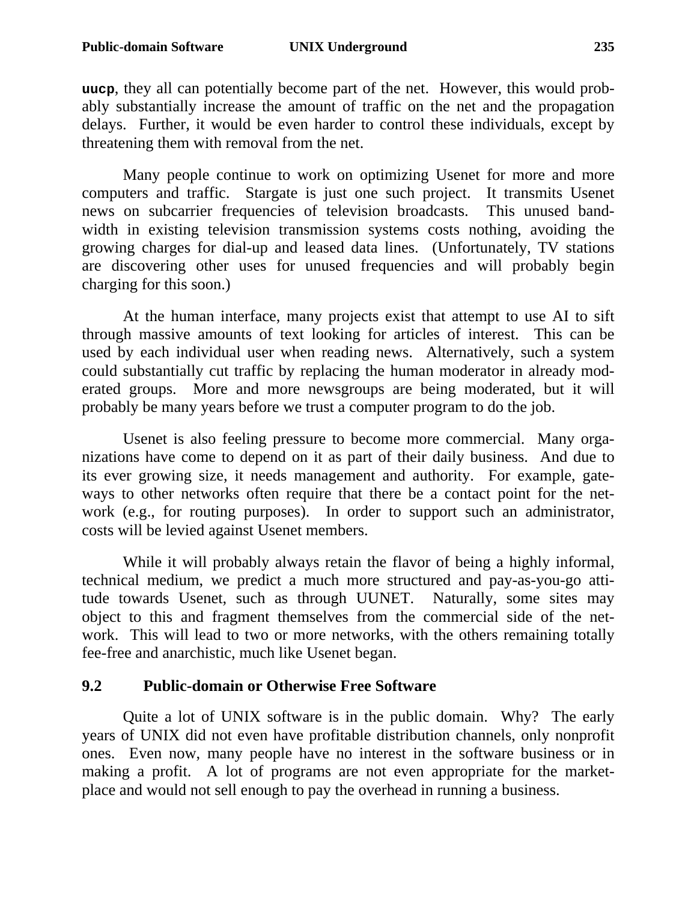**uucp**, they all can potentially become part of the net. However, this would probably substantially increase the amount of traffic on the net and the propagation delays. Further, it would be even harder to control these individuals, except by threatening them with removal from the net.

Many people continue to work on optimizing Usenet for more and more computers and traffic. Stargate is just one such project. It transmits Usenet news on subcarrier frequencies of television broadcasts. This unused bandwidth in existing television transmission systems costs nothing, avoiding the growing charges for dial-up and leased data lines. (Unfortunately, TV stations are discovering other uses for unused frequencies and will probably begin charging for this soon.)

At the human interface, many projects exist that attempt to use AI to sift through massive amounts of text looking for articles of interest. This can be used by each individual user when reading news. Alternatively, such a system could substantially cut traffic by replacing the human moderator in already moderated groups. More and more newsgroups are being moderated, but it will probably be many years before we trust a computer program to do the job.

Usenet is also feeling pressure to become more commercial. Many organizations have come to depend on it as part of their daily business. And due to its ever growing size, it needs management and authority. For example, gateways to other networks often require that there be a contact point for the network (e.g., for routing purposes). In order to support such an administrator, costs will be levied against Usenet members.

While it will probably always retain the flavor of being a highly informal, technical medium, we predict a much more structured and pay-as-you-go attitude towards Usenet, such as through UUNET. Naturally, some sites may object to this and fragment themselves from the commercial side of the network. This will lead to two or more networks, with the others remaining totally fee-free and anarchistic, much like Usenet began.

## 9.2 Public-domain or Otherwise Free Software

Quite a lot of UNIX software is in the public domain. Why? The early years of UNIX did not even have profitable distribution channels, only nonprofit ones. Even now, many people have no interest in the software business or in making a profit. A lot of programs are not even appropriate for the marketplace and would not sell enough to pay the overhead in running a business.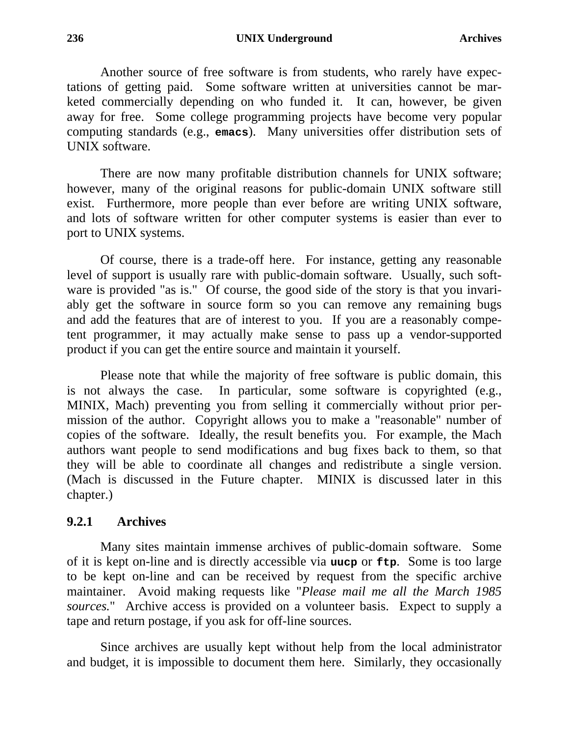Another source of free software is from students, who rarely have expectations of getting paid. Some software written at universities cannot be marketed commercially depending on who funded it. It can, however, be given away for free. Some college programming projects have become very popular computing standards (e.g., **`emacs`**). Many universities offer distribution sets of UNIX software.

There are now many profitable distribution channels for UNIX software; however, many of the original reasons for public-domain UNIX software still exist. Furthermore, more people than ever before are writing UNIX software, and lots of software written for other computer systems is easier than ever to port to UNIX systems.

Of course, there is a trade-off here. For instance, getting any reasonable level of support is usually rare with public-domain software. Usually, such software is provided "as is." Of course, the good side of the story is that you invariably get the software in source form so you can remove any remaining bugs and add the features that are of interest to you. If you are a reasonably competent programmer, it may actually make sense to pass up a vendor-supported product if you can get the entire source and maintain it yourself.

Please note that while the majority of free software is public domain, this is not always the case. In particular, some software is copyrighted (e.g., MINIX, Mach) preventing you from selling it commercially without prior permission of the author. Copyright allows you to make a "reasonable" number of copies of the software. Ideally, the result benefits you. For example, the Mach authors want people to send modifications and bug fixes back to them, so that they will be able to coordinate all changes and redistribute a single version. (Mach is discussed in the Future chapter. MINIX is discussed later in this chapter.)

### 9.2.1 Archives

Many sites maintain immense archives of public-domain software. Some of it is kept on-line and is directly accessible via **`uucp`** or **`ftp`**. Some is too large to be kept on-line and can be received by request from the specific archive maintainer. Avoid making requests like "*Please mail me all the March 1985 sources.*" Archive access is provided on a volunteer basis. Expect to supply a tape and return postage, if you ask for off-line sources.

Since archives are usually kept without help from the local administrator and budget, it is impossible to document them here. Similarly, they occasionally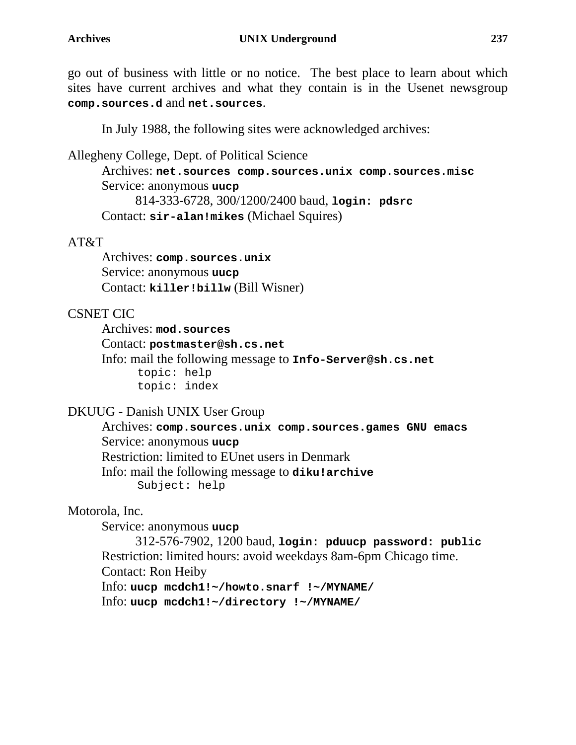go out of business with little or no notice. The best place to learn about which sites have current archives and what they contain is in the Usenet newsgroup **`comp.sources.d`** and **`net.sources`**.

In July 1988, the following sites were acknowledged archives:

Allegheny College, Dept. of Political Science

> Archives: **`net.sources comp.sources.unix comp.sources.misc`**
> Service: anonymous **`uucp`**
>
> > 814-333-6728, 300/1200/2400 baud, **`login: pdsrc`**
>
> Contact: **`sir-alan!mikes`** (Michael Squires)

AT&T

> Archives: **`comp.sources.unix`**
> Service: anonymous **`uucp`**
> Contact: **`killer!billw`** (Bill Wisner)

CSNET CIC

> Archives: **`mod.sources`**
> Contact: **`postmaster@sh.cs.net`**
> Info: mail the following message to **`Info-Server@sh.cs.net`**
>
> ```
> topic: help
> topic: index
> ```

DKUUG - Danish UNIX User Group

> Archives: **`comp.sources.unix comp.sources.games GNU emacs`**
> Service: anonymous **`uucp`**
> Restriction: limited to EUnet users in Denmark
> Info: mail the following message to **`diku!archive`**
>
> ```
> Subject: help
> ```

Motorola, Inc.

> Service: anonymous **`uucp`**
>
> > 312-576-7902, 1200 baud, **`login: pduucp password: public`**
>
> Restriction: limited hours: avoid weekdays 8am-6pm Chicago time.
> Contact: Ron Heiby
> Info: **`uucp mcdch1!~/howto.snarf !~/MYNAME/`**
> Info: **`uucp mcdch1!~/directory !~/MYNAME/`**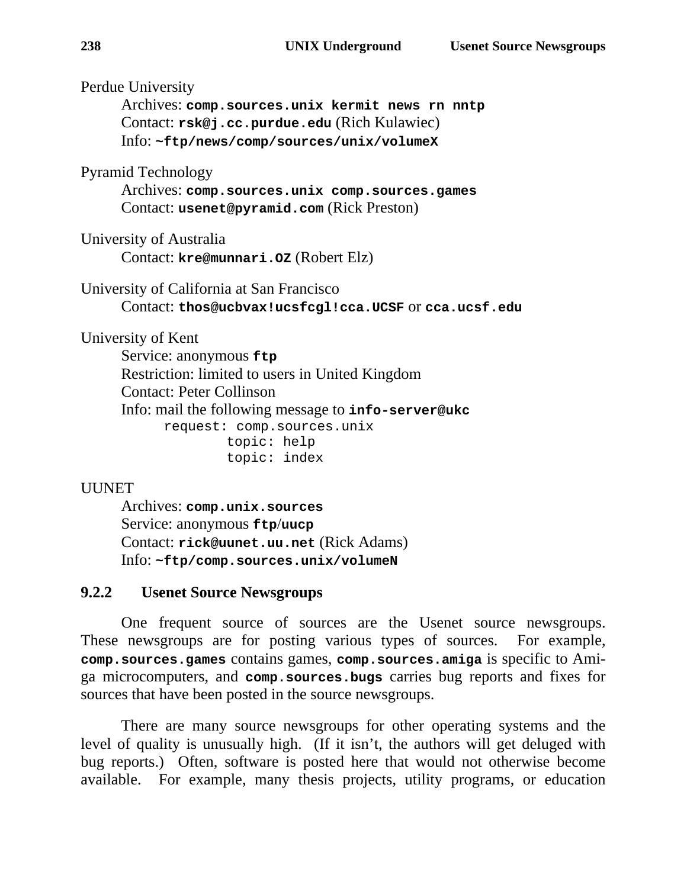Perdue University

> Archives: **`comp.sources.unix kermit news rn nntp`**
> Contact: **`rsk@j.cc.purdue.edu`** (Rich Kulawiec)
> Info: **`~ftp/news/comp/sources/unix/volumeX`**

Pyramid Technology

> Archives: **`comp.sources.unix comp.sources.games`**
> Contact: **`usenet@pyramid.com`** (Rick Preston)

University of Australia

> Contact: **`kre@munnari.OZ`** (Robert Elz)

University of California at San Francisco

> Contact: **`thos@ucbvax!ucsfcgl!cca.UCSF`** or **`cca.ucsf.edu`**

University of Kent

> Service: anonymous **`ftp`**
> Restriction: limited to users in United Kingdom
> Contact: Peter Collinson
> Info: mail the following message to **`info-server@ukc`**

```
request: comp.sources.unix
        topic: help
        topic: index
```

UUNET

> Archives: **`comp.unix.sources`**
> Service: anonymous **`ftp`**/**`uucp`**
> Contact: **`rick@uunet.uu.net`** (Rick Adams)
> Info: **`~ftp/comp.sources.unix/volumeN`**

### 9.2.2 Usenet Source Newsgroups

One frequent source of sources are the Usenet source newsgroups. These newsgroups are for posting various types of sources. For example, **`comp.sources.games`** contains games, **`comp.sources.amiga`** is specific to Amiga microcomputers, and **`comp.sources.bugs`** carries bug reports and fixes for sources that have been posted in the source newsgroups.

There are many source newsgroups for other operating systems and the level of quality is unusually high. (If it isn't, the authors will get deluged with bug reports.) Often, software is posted here that would not otherwise become available. For example, many thesis projects, utility programs, or education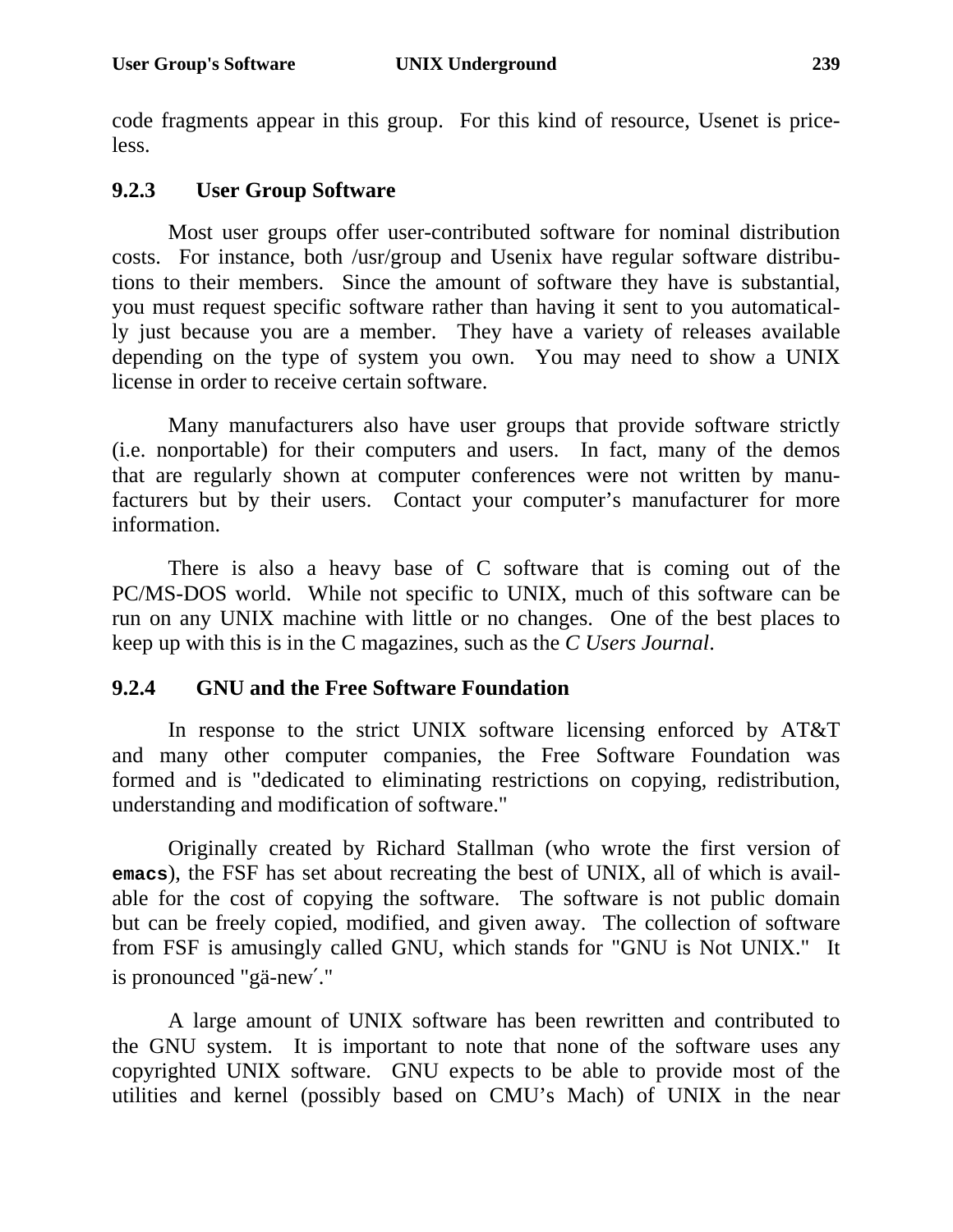code fragments appear in this group. For this kind of resource, Usenet is priceless.

### 9.2.3 User Group Software

Most user groups offer user-contributed software for nominal distribution costs. For instance, both /usr/group and Usenix have regular software distributions to their members. Since the amount of software they have is substantial, you must request specific software rather than having it sent to you automatically just because you are a member. They have a variety of releases available depending on the type of system you own. You may need to show a UNIX license in order to receive certain software.

Many manufacturers also have user groups that provide software strictly (i.e. nonportable) for their computers and users. In fact, many of the demos that are regularly shown at computer conferences were not written by manufacturers but by their users. Contact your computer's manufacturer for more information.

There is also a heavy base of C software that is coming out of the PC/MS-DOS world. While not specific to UNIX, much of this software can be run on any UNIX machine with little or no changes. One of the best places to keep up with this is in the C magazines, such as the *C Users Journal*.

### 9.2.4 GNU and the Free Software Foundation

In response to the strict UNIX software licensing enforced by AT&T and many other computer companies, the Free Software Foundation was formed and is "dedicated to eliminating restrictions on copying, redistribution, understanding and modification of software."

Originally created by Richard Stallman (who wrote the first version of **`emacs`**), the FSF has set about recreating the best of UNIX, all of which is available for the cost of copying the software. The software is not public domain but can be freely copied, modified, and given away. The collection of software from FSF is amusingly called GNU, which stands for "GNU is Not UNIX." It is pronounced "gä-new´."

A large amount of UNIX software has been rewritten and contributed to the GNU system. It is important to note that none of the software uses any copyrighted UNIX software. GNU expects to be able to provide most of the utilities and kernel (possibly based on CMU's Mach) of UNIX in the near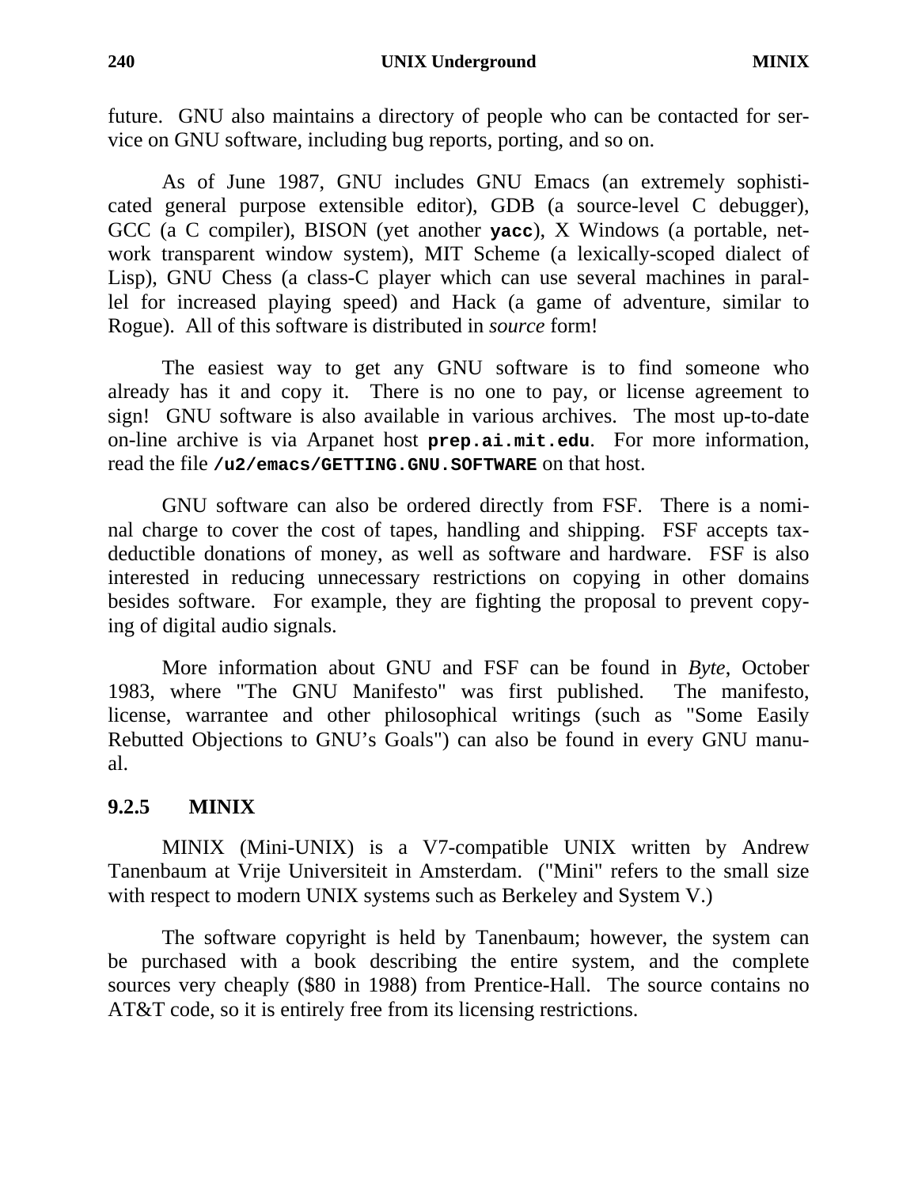future. GNU also maintains a directory of people who can be contacted for service on GNU software, including bug reports, porting, and so on.

As of June 1987, GNU includes GNU Emacs (an extremely sophisticated general purpose extensible editor), GDB (a source-level C debugger), GCC (a C compiler), BISON (yet another **yacc**), X Windows (a portable, network transparent window system), MIT Scheme (a lexically-scoped dialect of Lisp), GNU Chess (a class-C player which can use several machines in parallel for increased playing speed) and Hack (a game of adventure, similar to Rogue). All of this software is distributed in *source* form!

The easiest way to get any GNU software is to find someone who already has it and copy it. There is no one to pay, or license agreement to sign! GNU software is also available in various archives. The most up-to-date on-line archive is via Arpanet host **prep.ai.mit.edu**. For more information, read the file **/u2/emacs/GETTING.GNU.SOFTWARE** on that host.

GNU software can also be ordered directly from FSF. There is a nominal charge to cover the cost of tapes, handling and shipping. FSF accepts tax-deductible donations of money, as well as software and hardware. FSF is also interested in reducing unnecessary restrictions on copying in other domains besides software. For example, they are fighting the proposal to prevent copying of digital audio signals.

More information about GNU and FSF can be found in *Byte*, October 1983, where "The GNU Manifesto" was first published. The manifesto, license, warrantee and other philosophical writings (such as "Some Easily Rebutted Objections to GNU's Goals") can also be found in every GNU manual.

### 9.2.5 MINIX

MINIX (Mini-UNIX) is a V7-compatible UNIX written by Andrew Tanenbaum at Vrije Universiteit in Amsterdam. ("Mini" refers to the small size with respect to modern UNIX systems such as Berkeley and System V.)

The software copyright is held by Tanenbaum; however, the system can be purchased with a book describing the entire system, and the complete sources very cheaply ($80 in 1988) from Prentice-Hall. The source contains no AT&T code, so it is entirely free from its licensing restrictions.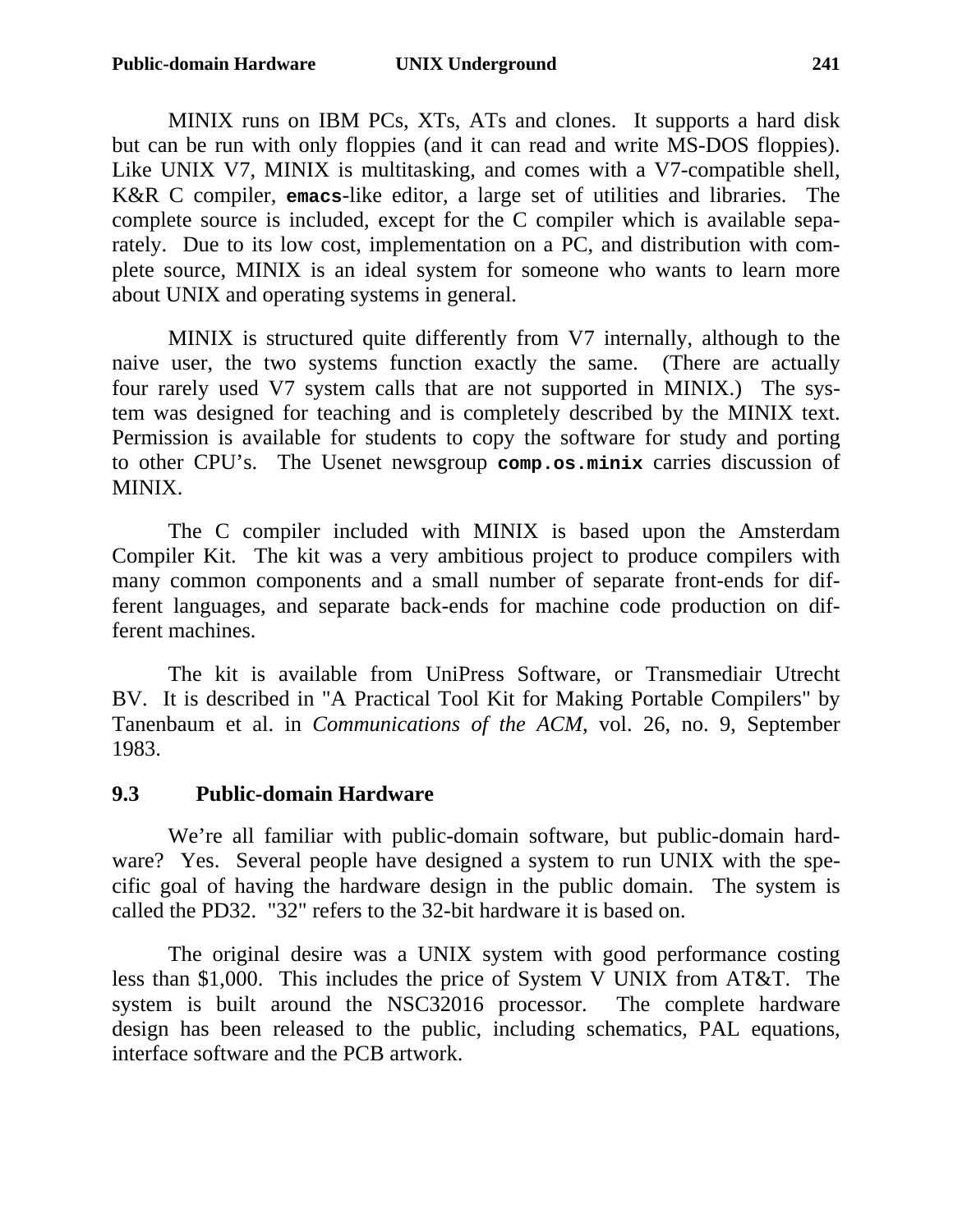MINIX runs on IBM PCs, XTs, ATs and clones. It supports a hard disk but can be run with only floppies (and it can read and write MS-DOS floppies). Like UNIX V7, MINIX is multitasking, and comes with a V7-compatible shell, K&R C compiler, **`emacs`**-like editor, a large set of utilities and libraries. The complete source is included, except for the C compiler which is available separately. Due to its low cost, implementation on a PC, and distribution with complete source, MINIX is an ideal system for someone who wants to learn more about UNIX and operating systems in general.

MINIX is structured quite differently from V7 internally, although to the naive user, the two systems function exactly the same. (There are actually four rarely used V7 system calls that are not supported in MINIX.) The system was designed for teaching and is completely described by the MINIX text. Permission is available for students to copy the software for study and porting to other CPU's. The Usenet newsgroup **`comp.os.minix`** carries discussion of MINIX.

The C compiler included with MINIX is based upon the Amsterdam Compiler Kit. The kit was a very ambitious project to produce compilers with many common components and a small number of separate front-ends for different languages, and separate back-ends for machine code production on different machines.

The kit is available from UniPress Software, or Transmediair Utrecht BV. It is described in "A Practical Tool Kit for Making Portable Compilers" by Tanenbaum et al. in *Communications of the ACM*, vol. 26, no. 9, September 1983.

## 9.3 Public-domain Hardware

We're all familiar with public-domain software, but public-domain hardware? Yes. Several people have designed a system to run UNIX with the specific goal of having the hardware design in the public domain. The system is called the PD32. "32" refers to the 32-bit hardware it is based on.

The original desire was a UNIX system with good performance costing less than $1,000. This includes the price of System V UNIX from AT&T. The system is built around the NSC32016 processor. The complete hardware design has been released to the public, including schematics, PAL equations, interface software and the PCB artwork.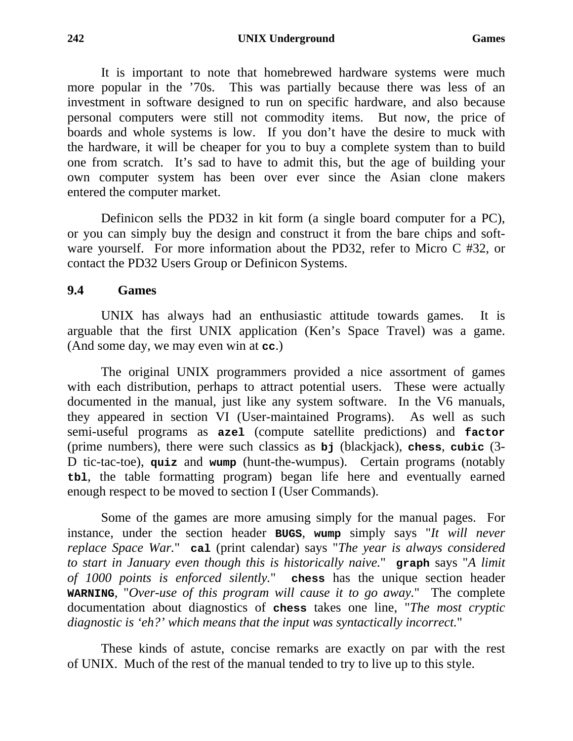It is important to note that homebrewed hardware systems were much more popular in the '70s. This was partially because there was less of an investment in software designed to run on specific hardware, and also because personal computers were still not commodity items. But now, the price of boards and whole systems is low. If you don't have the desire to muck with the hardware, it will be cheaper for you to buy a complete system than to build one from scratch. It's sad to have to admit this, but the age of building your own computer system has been over ever since the Asian clone makers entered the computer market.

Definicon sells the PD32 in kit form (a single board computer for a PC), or you can simply buy the design and construct it from the bare chips and software yourself. For more information about the PD32, refer to Micro C #32, or contact the PD32 Users Group or Definicon Systems.

## 9.4 Games

UNIX has always had an enthusiastic attitude towards games. It is arguable that the first UNIX application (Ken's Space Travel) was a game. (And some day, we may even win at **`cc`**.)

The original UNIX programmers provided a nice assortment of games with each distribution, perhaps to attract potential users. These were actually documented in the manual, just like any system software. In the V6 manuals, they appeared in section VI (User-maintained Programs). As well as such semi-useful programs as **`azel`** (compute satellite predictions) and **`factor`** (prime numbers), there were such classics as **`bj`** (blackjack), **`chess`**, **`cubic`** (3-D tic-tac-toe), **`quiz`** and **`wump`** (hunt-the-wumpus). Certain programs (notably **`tbl`**, the table formatting program) began life here and eventually earned enough respect to be moved to section I (User Commands).

Some of the games are more amusing simply for the manual pages. For instance, under the section header **`BUGS`**, **`wump`** simply says "*It will never replace Space War.*" **`cal`** (print calendar) says "*The year is always considered to start in January even though this is historically naive.*" **`graph`** says "*A limit of 1000 points is enforced silently.*" **`chess`** has the unique section header **`WARNING`**, "*Over-use of this program will cause it to go away.*" The complete documentation about diagnostics of **`chess`** takes one line, "*The most cryptic diagnostic is 'eh?' which means that the input was syntactically incorrect.*"

These kinds of astute, concise remarks are exactly on par with the rest of UNIX. Much of the rest of the manual tended to try to live up to this style.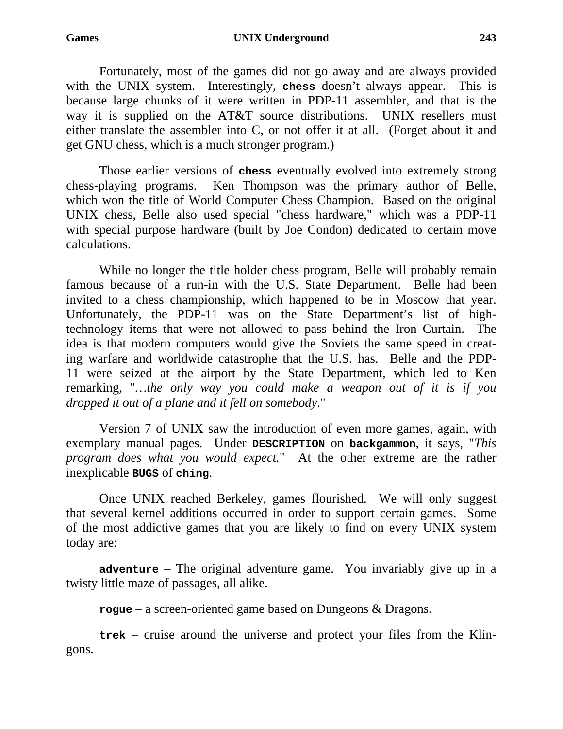Fortunately, most of the games did not go away and are always provided with the UNIX system. Interestingly, **chess** doesn't always appear. This is because large chunks of it were written in PDP-11 assembler, and that is the way it is supplied on the AT&T source distributions. UNIX resellers must either translate the assembler into C, or not offer it at all. (Forget about it and get GNU chess, which is a much stronger program.)

Those earlier versions of **chess** eventually evolved into extremely strong chess-playing programs. Ken Thompson was the primary author of Belle, which won the title of World Computer Chess Champion. Based on the original UNIX chess, Belle also used special "chess hardware," which was a PDP-11 with special purpose hardware (built by Joe Condon) dedicated to certain move calculations.

While no longer the title holder chess program, Belle will probably remain famous because of a run-in with the U.S. State Department. Belle had been invited to a chess championship, which happened to be in Moscow that year. Unfortunately, the PDP-11 was on the State Department's list of high-technology items that were not allowed to pass behind the Iron Curtain. The idea is that modern computers would give the Soviets the same speed in creating warfare and worldwide catastrophe that the U.S. has. Belle and the PDP-11 were seized at the airport by the State Department, which led to Ken remarking, "*…the only way you could make a weapon out of it is if you dropped it out of a plane and it fell on somebody*."

Version 7 of UNIX saw the introduction of even more games, again, with exemplary manual pages. Under **DESCRIPTION** on **backgammon**, it says, "*This program does what you would expect.*" At the other extreme are the rather inexplicable **BUGS** of **ching**.

Once UNIX reached Berkeley, games flourished. We will only suggest that several kernel additions occurred in order to support certain games. Some of the most addictive games that you are likely to find on every UNIX system today are:

**adventure** – The original adventure game. You invariably give up in a twisty little maze of passages, all alike.

**rogue** – a screen-oriented game based on Dungeons & Dragons.

**trek** – cruise around the universe and protect your files from the Klingons.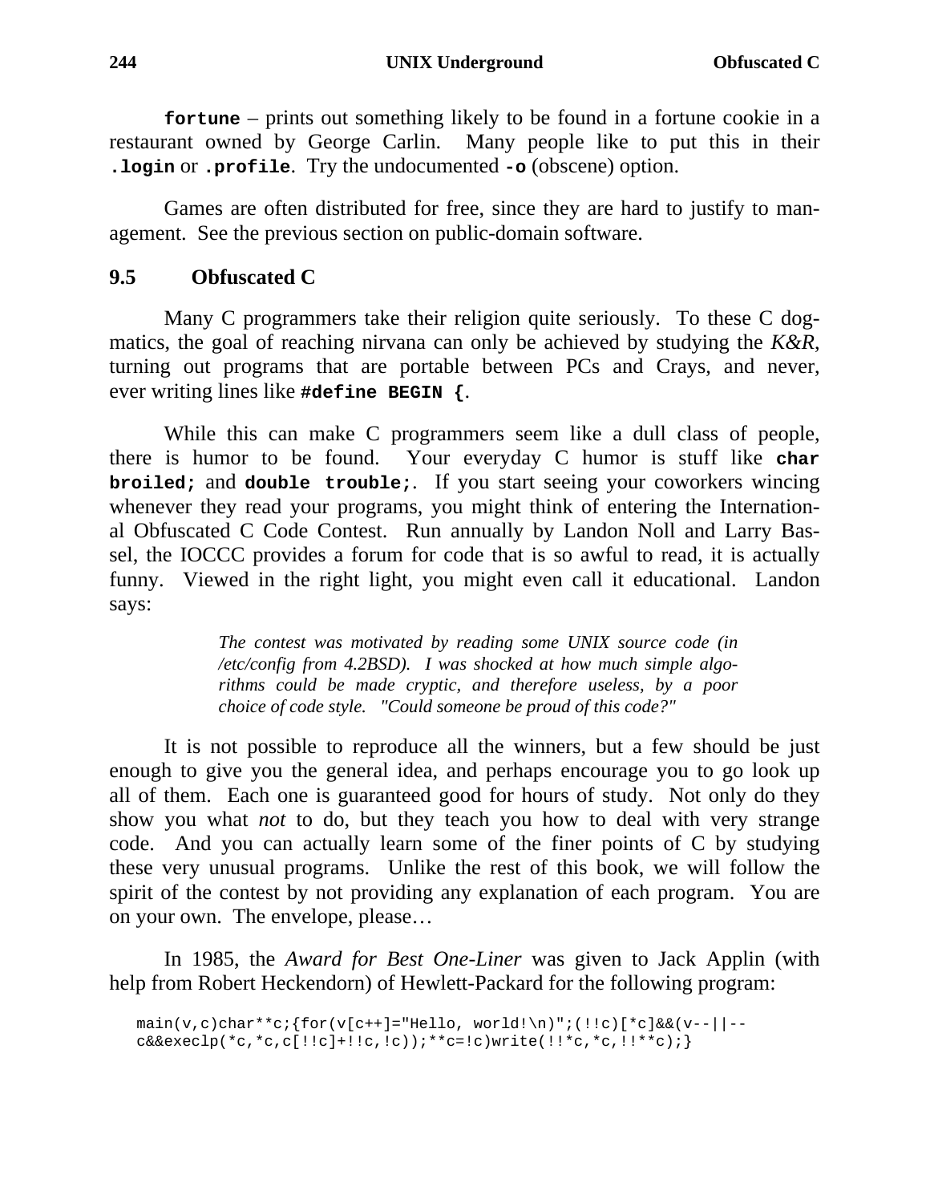**fortune** – prints out something likely to be found in a fortune cookie in a restaurant owned by George Carlin. Many people like to put this in their **.login** or **.profile**. Try the undocumented **-o** (obscene) option.

Games are often distributed for free, since they are hard to justify to management. See the previous section on public-domain software.

## 9.5 Obfuscated C

Many C programmers take their religion quite seriously. To these C dogmatics, the goal of reaching nirvana can only be achieved by studying the *K&R*, turning out programs that are portable between PCs and Crays, and never, ever writing lines like **#define BEGIN {**.

While this can make C programmers seem like a dull class of people, there is humor to be found. Your everyday C humor is stuff like **char broiled;** and **double trouble;**. If you start seeing your coworkers wincing whenever they read your programs, you might think of entering the International Obfuscated C Code Contest. Run annually by Landon Noll and Larry Bassel, the IOCCC provides a forum for code that is so awful to read, it is actually funny. Viewed in the right light, you might even call it educational. Landon says:

> *The contest was motivated by reading some UNIX source code (in /etc/config from 4.2BSD). I was shocked at how much simple algorithms could be made cryptic, and therefore useless, by a poor choice of code style. "Could someone be proud of this code?"*

It is not possible to reproduce all the winners, but a few should be just enough to give you the general idea, and perhaps encourage you to go look up all of them. Each one is guaranteed good for hours of study. Not only do they show you what *not* to do, but they teach you how to deal with very strange code. And you can actually learn some of the finer points of C by studying these very unusual programs. Unlike the rest of this book, we will follow the spirit of the contest by not providing any explanation of each program. You are on your own. The envelope, please…

In 1985, the *Award for Best One-Liner* was given to Jack Applin (with help from Robert Heckendorn) of Hewlett-Packard for the following program:

```
main(v,c)char**c;{for(v[c++]="Hello, world!\n)";(!!c)[*c]&&(v--||--
c&&execlp(*c,*c,c[!!c]+!!c,!c));**c=!c)write(!!*c,*c,!!**c);}
```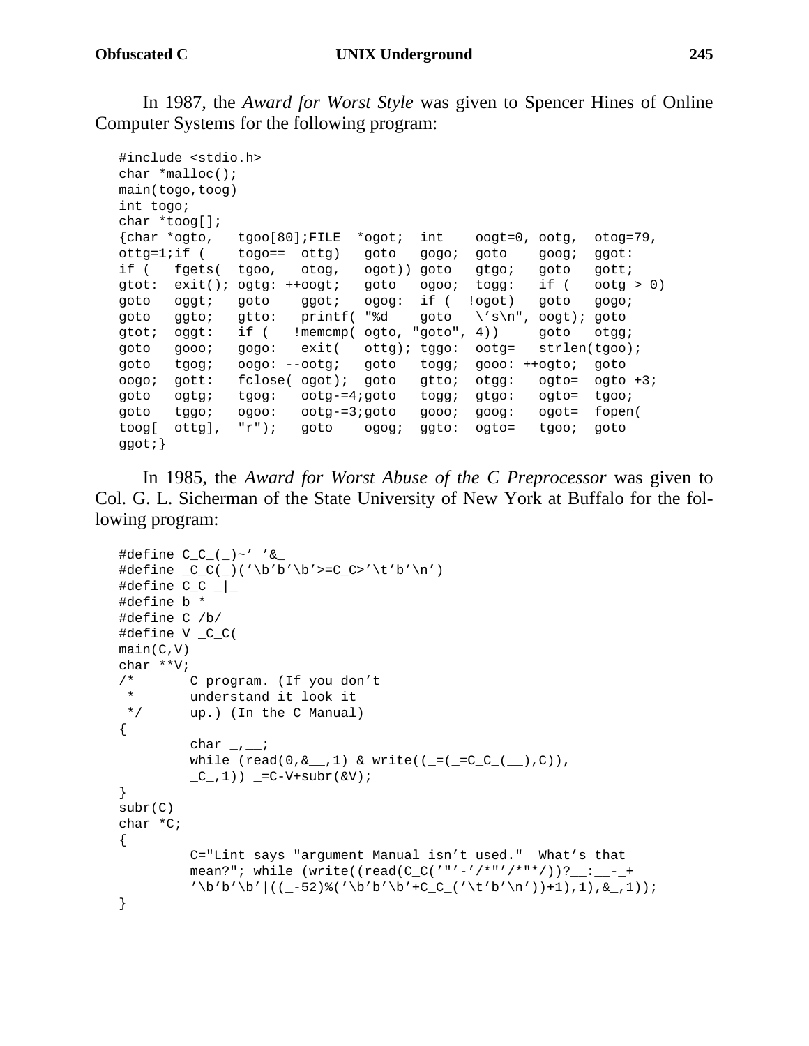In 1987, the *Award for Worst Style* was given to Spencer Hines of Online Computer Systems for the following program:

```
#include <stdio.h>
char *malloc();
main(togo,toog)
int togo;
char *toog[];
{char *ogto,   tgoo[80];FILE  *ogot;  int    oogt=0, ootg,  otog=79,
ottg=1;if (    togo==  ottg)   goto   gogo;  goto    goog;  ggot:
if (   fgets(  tgoo,   otog,   ogot)) goto   gtgo;   goto   gott;
gtot:  exit(); ogtg: ++oogt;   goto   ogoo;  togg:   if (   ootg > 0)
goto   oggt;   goto    ggot;   ogog:  if (  !ogot)   goto   gogo;
goto   ggto;   gtto:   printf( "%d    goto   \'s\n", oogt); goto
gtot;  oggt:   if (   !memcmp( ogto, "goto", 4))     goto   otgg;
goto   gooo;   gogo:   exit(   ottg); tggo:  ootg=   strlen(tgoo);
goto   tgog;   oogo: --ootg;   goto   togg;  gooo: ++ogto;  goto
oogo;  gott:   fclose( ogot);  goto   gtto;  otgg:   ogto=  ogto +3;
goto   ogtg;   tgog:   ootg-=4;goto   togg;  gtgo:   ogto=  tgoo;
goto   tggo;   ogoo:   ootg-=3;goto   gooo;  goog:   ogot=  fopen(
toog[  ottg],  "r");   goto    ogog;  ggto:  ogto=   tgoo;  goto
ggot;}
```

In 1985, the *Award for Worst Abuse of the C Preprocessor* was given to Col. G. L. Sicherman of the State University of New York at Buffalo for the following program:

```
#define C_C_(_)~' '&_
#define _C_C(_)('\b'b'\b'>=C_C>'\t'b'\n')
#define C_C _|_
#define b *
#define C /b/
#define V _C_C(
main(C,V)
char **V;
/*      C program. (If you don't
 *      understand it look it
 */     up.) (In the C Manual)
{
        char _,__;
        while (read(0,&__,1) & write((_=(_=C_C_(__),C)),
        _C_,1)) _=C-V+subr(&V);
}
subr(C)
char *C;
{
        C="Lint says "argument Manual isn't used."  What's that
        mean?"; while (write((read(C_C('"'-'/*"'/*"*/))?__:__-_+
        '\b'b'\b'|((_-52)%('\b'b'\b'+C_C_('\t'b'\n'))+1),1),&_,1));
}
```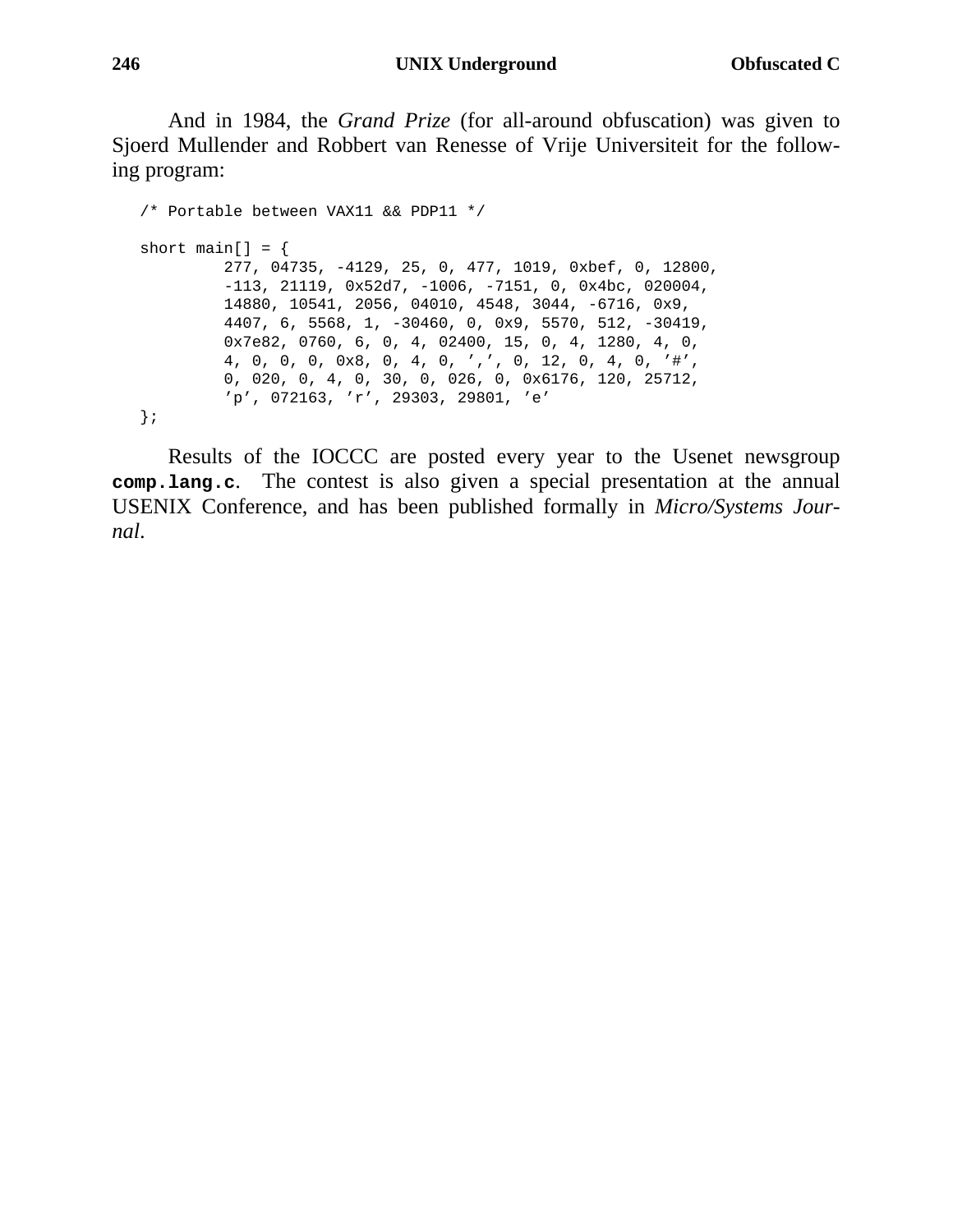And in 1984, the *Grand Prize* (for all-around obfuscation) was given to Sjoerd Mullender and Robbert van Renesse of Vrije Universiteit for the following program:

```
/* Portable between VAX11 && PDP11 */

short main[] = {
        277, 04735, -4129, 25, 0, 477, 1019, 0xbef, 0, 12800,
        -113, 21119, 0x52d7, -1006, -7151, 0, 0x4bc, 020004,
        14880, 10541, 2056, 04010, 4548, 3044, -6716, 0x9,
        4407, 6, 5568, 1, -30460, 0, 0x9, 5570, 512, -30419,
        0x7e82, 0760, 6, 0, 4, 02400, 15, 0, 4, 1280, 4, 0,
        4, 0, 0, 0, 0x8, 0, 4, 0, ',', 0, 12, 0, 4, 0, '#',
        0, 020, 0, 4, 0, 30, 0, 026, 0, 0x6176, 120, 25712,
        'p', 072163, 'r', 29303, 29801, 'e'
};
```

Results of the IOCCC are posted every year to the Usenet newsgroup **comp.lang.c**. The contest is also given a special presentation at the annual USENIX Conference, and has been published formally in *Micro/Systems Journal*.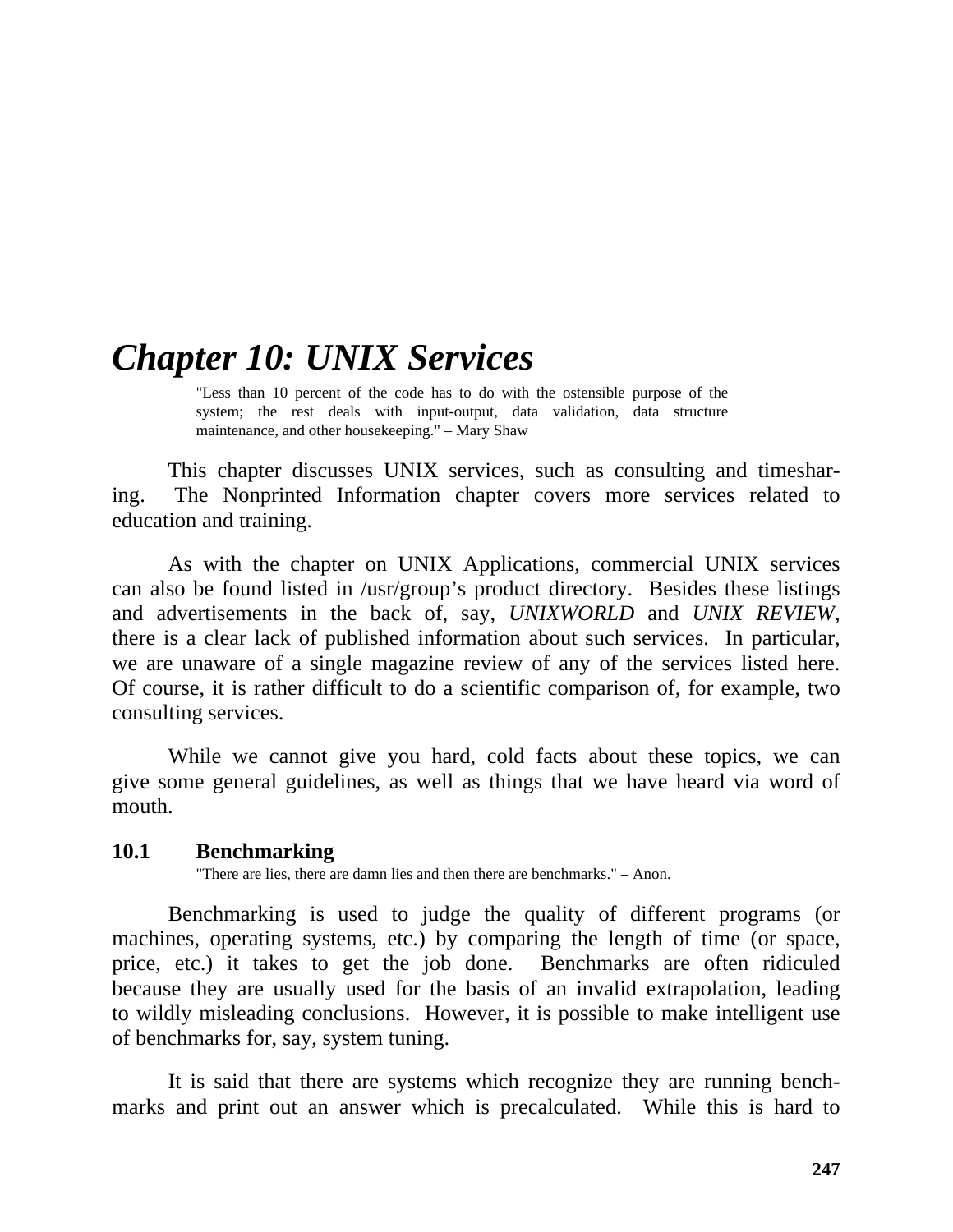# Chapter 10: UNIX Services

> "Less than 10 percent of the code has to do with the ostensible purpose of the system; the rest deals with input-output, data validation, data structure maintenance, and other housekeeping." – Mary Shaw

This chapter discusses UNIX services, such as consulting and timesharing. The Nonprinted Information chapter covers more services related to education and training.

As with the chapter on UNIX Applications, commercial UNIX services can also be found listed in /usr/group's product directory. Besides these listings and advertisements in the back of, say, *UNIXWORLD* and *UNIX REVIEW*, there is a clear lack of published information about such services. In particular, we are unaware of a single magazine review of any of the services listed here. Of course, it is rather difficult to do a scientific comparison of, for example, two consulting services.

While we cannot give you hard, cold facts about these topics, we can give some general guidelines, as well as things that we have heard via word of mouth.

## 10.1 Benchmarking

> "There are lies, there are damn lies and then there are benchmarks." – Anon.

Benchmarking is used to judge the quality of different programs (or machines, operating systems, etc.) by comparing the length of time (or space, price, etc.) it takes to get the job done. Benchmarks are often ridiculed because they are usually used for the basis of an invalid extrapolation, leading to wildly misleading conclusions. However, it is possible to make intelligent use of benchmarks for, say, system tuning.

It is said that there are systems which recognize they are running benchmarks and print out an answer which is precalculated. While this is hard to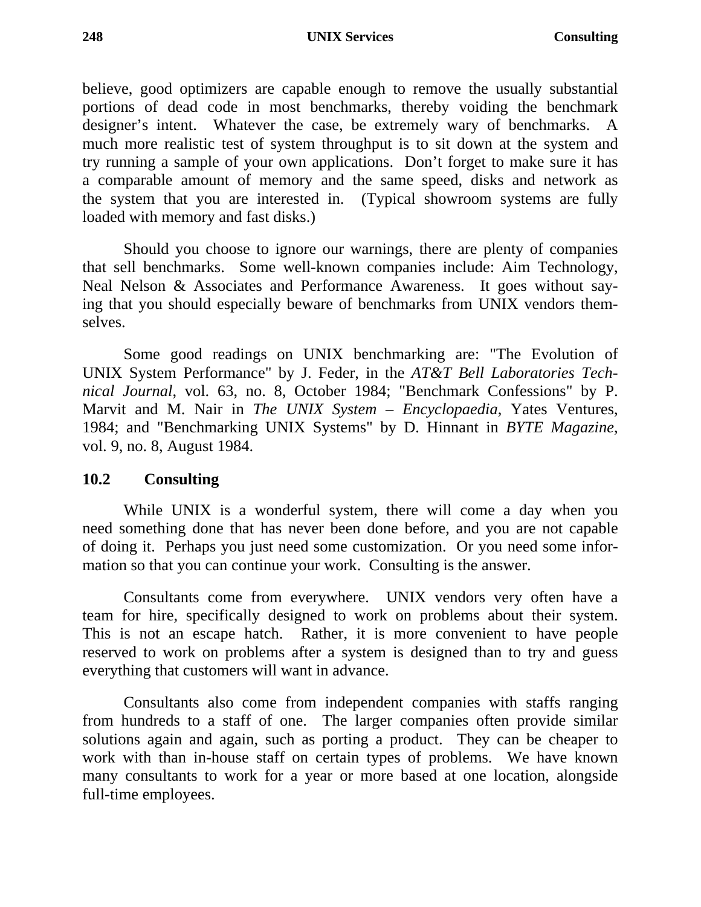believe, good optimizers are capable enough to remove the usually substantial portions of dead code in most benchmarks, thereby voiding the benchmark designer's intent. Whatever the case, be extremely wary of benchmarks. A much more realistic test of system throughput is to sit down at the system and try running a sample of your own applications. Don't forget to make sure it has a comparable amount of memory and the same speed, disks and network as the system that you are interested in. (Typical showroom systems are fully loaded with memory and fast disks.)

Should you choose to ignore our warnings, there are plenty of companies that sell benchmarks. Some well-known companies include: Aim Technology, Neal Nelson & Associates and Performance Awareness. It goes without saying that you should especially beware of benchmarks from UNIX vendors themselves.

Some good readings on UNIX benchmarking are: "The Evolution of UNIX System Performance" by J. Feder, in the *AT&T Bell Laboratories Technical Journal*, vol. 63, no. 8, October 1984; "Benchmark Confessions" by P. Marvit and M. Nair in *The UNIX System – Encyclopaedia*, Yates Ventures, 1984; and "Benchmarking UNIX Systems" by D. Hinnant in *BYTE Magazine*, vol. 9, no. 8, August 1984.

## 10.2 Consulting

While UNIX is a wonderful system, there will come a day when you need something done that has never been done before, and you are not capable of doing it. Perhaps you just need some customization. Or you need some information so that you can continue your work. Consulting is the answer.

Consultants come from everywhere. UNIX vendors very often have a team for hire, specifically designed to work on problems about their system. This is not an escape hatch. Rather, it is more convenient to have people reserved to work on problems after a system is designed than to try and guess everything that customers will want in advance.

Consultants also come from independent companies with staffs ranging from hundreds to a staff of one. The larger companies often provide similar solutions again and again, such as porting a product. They can be cheaper to work with than in-house staff on certain types of problems. We have known many consultants to work for a year or more based at one location, alongside full-time employees.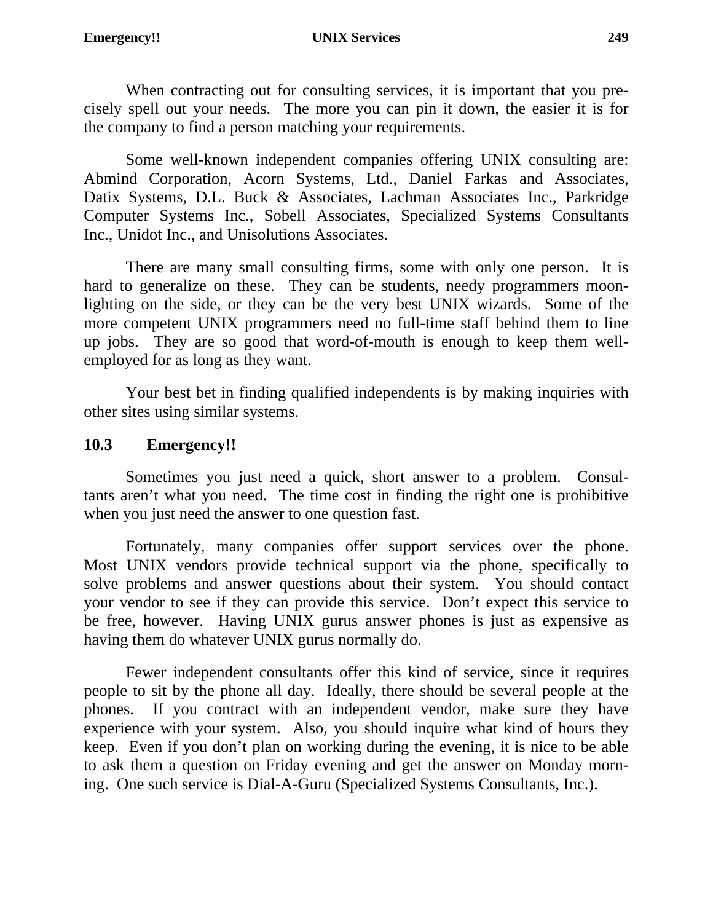When contracting out for consulting services, it is important that you precisely spell out your needs. The more you can pin it down, the easier it is for the company to find a person matching your requirements.

Some well-known independent companies offering UNIX consulting are: Abmind Corporation, Acorn Systems, Ltd., Daniel Farkas and Associates, Datix Systems, D.L. Buck & Associates, Lachman Associates Inc., Parkridge Computer Systems Inc., Sobell Associates, Specialized Systems Consultants Inc., Unidot Inc., and Unisolutions Associates.

There are many small consulting firms, some with only one person. It is hard to generalize on these. They can be students, needy programmers moonlighting on the side, or they can be the very best UNIX wizards. Some of the more competent UNIX programmers need no full-time staff behind them to line up jobs. They are so good that word-of-mouth is enough to keep them well-employed for as long as they want.

Your best bet in finding qualified independents is by making inquiries with other sites using similar systems.

## 10.3 Emergency!!

Sometimes you just need a quick, short answer to a problem. Consultants aren't what you need. The time cost in finding the right one is prohibitive when you just need the answer to one question fast.

Fortunately, many companies offer support services over the phone. Most UNIX vendors provide technical support via the phone, specifically to solve problems and answer questions about their system. You should contact your vendor to see if they can provide this service. Don't expect this service to be free, however. Having UNIX gurus answer phones is just as expensive as having them do whatever UNIX gurus normally do.

Fewer independent consultants offer this kind of service, since it requires people to sit by the phone all day. Ideally, there should be several people at the phones. If you contract with an independent vendor, make sure they have experience with your system. Also, you should inquire what kind of hours they keep. Even if you don't plan on working during the evening, it is nice to be able to ask them a question on Friday evening and get the answer on Monday morning. One such service is Dial-A-Guru (Specialized Systems Consultants, Inc.).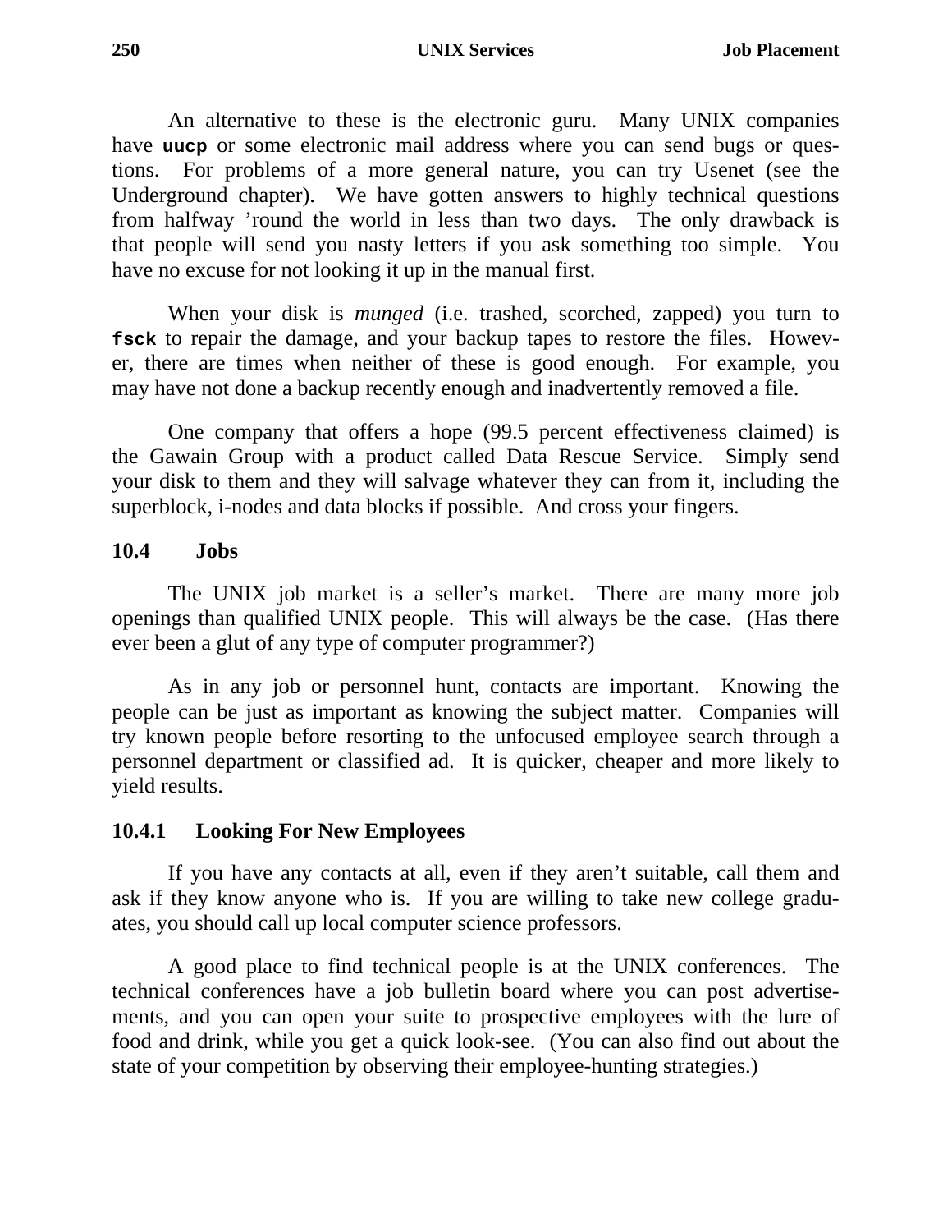An alternative to these is the electronic guru. Many UNIX companies have **uucp** or some electronic mail address where you can send bugs or questions. For problems of a more general nature, you can try Usenet (see the Underground chapter). We have gotten answers to highly technical questions from halfway 'round the world in less than two days. The only drawback is that people will send you nasty letters if you ask something too simple. You have no excuse for not looking it up in the manual first.

When your disk is *munged* (i.e. trashed, scorched, zapped) you turn to **fsck** to repair the damage, and your backup tapes to restore the files. However, there are times when neither of these is good enough. For example, you may have not done a backup recently enough and inadvertently removed a file.

One company that offers a hope (99.5 percent effectiveness claimed) is the Gawain Group with a product called Data Rescue Service. Simply send your disk to them and they will salvage whatever they can from it, including the superblock, i-nodes and data blocks if possible. And cross your fingers.

## 10.4 Jobs

The UNIX job market is a seller's market. There are many more job openings than qualified UNIX people. This will always be the case. (Has there ever been a glut of any type of computer programmer?)

As in any job or personnel hunt, contacts are important. Knowing the people can be just as important as knowing the subject matter. Companies will try known people before resorting to the unfocused employee search through a personnel department or classified ad. It is quicker, cheaper and more likely to yield results.

### 10.4.1 Looking For New Employees

If you have any contacts at all, even if they aren't suitable, call them and ask if they know anyone who is. If you are willing to take new college graduates, you should call up local computer science professors.

A good place to find technical people is at the UNIX conferences. The technical conferences have a job bulletin board where you can post advertisements, and you can open your suite to prospective employees with the lure of food and drink, while you get a quick look-see. (You can also find out about the state of your competition by observing their employee-hunting strategies.)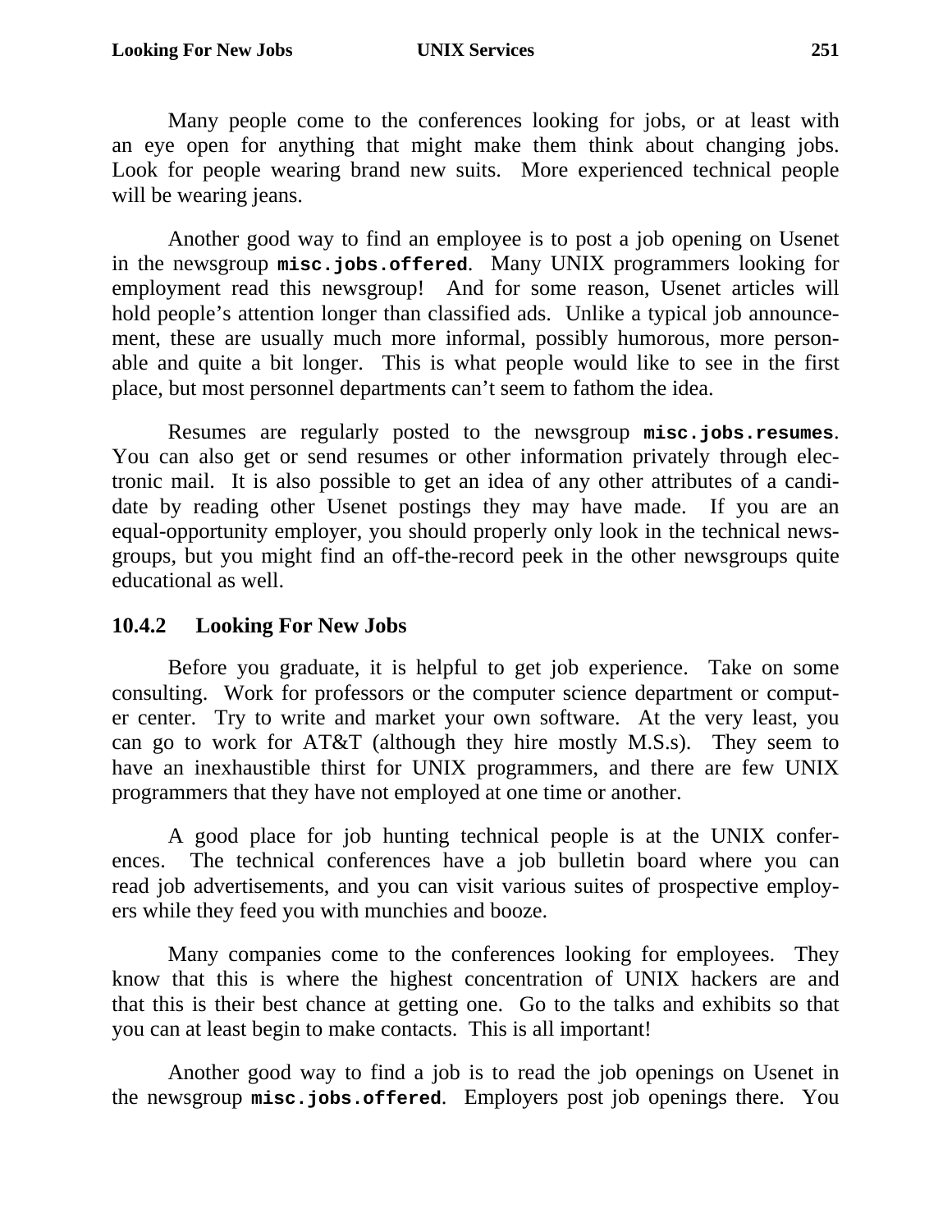Many people come to the conferences looking for jobs, or at least with an eye open for anything that might make them think about changing jobs. Look for people wearing brand new suits. More experienced technical people will be wearing jeans.

Another good way to find an employee is to post a job opening on Usenet in the newsgroup **`misc.jobs.offered`**. Many UNIX programmers looking for employment read this newsgroup! And for some reason, Usenet articles will hold people's attention longer than classified ads. Unlike a typical job announcement, these are usually much more informal, possibly humorous, more personable and quite a bit longer. This is what people would like to see in the first place, but most personnel departments can't seem to fathom the idea.

Resumes are regularly posted to the newsgroup **`misc.jobs.resumes`**. You can also get or send resumes or other information privately through electronic mail. It is also possible to get an idea of any other attributes of a candidate by reading other Usenet postings they may have made. If you are an equal-opportunity employer, you should properly only look in the technical newsgroups, but you might find an off-the-record peek in the other newsgroups quite educational as well.

### 10.4.2 Looking For New Jobs

Before you graduate, it is helpful to get job experience. Take on some consulting. Work for professors or the computer science department or computer center. Try to write and market your own software. At the very least, you can go to work for AT&T (although they hire mostly M.S.s). They seem to have an inexhaustible thirst for UNIX programmers, and there are few UNIX programmers that they have not employed at one time or another.

A good place for job hunting technical people is at the UNIX conferences. The technical conferences have a job bulletin board where you can read job advertisements, and you can visit various suites of prospective employers while they feed you with munchies and booze.

Many companies come to the conferences looking for employees. They know that this is where the highest concentration of UNIX hackers are and that this is their best chance at getting one. Go to the talks and exhibits so that you can at least begin to make contacts. This is all important!

Another good way to find a job is to read the job openings on Usenet in the newsgroup **`misc.jobs.offered`**. Employers post job openings there. You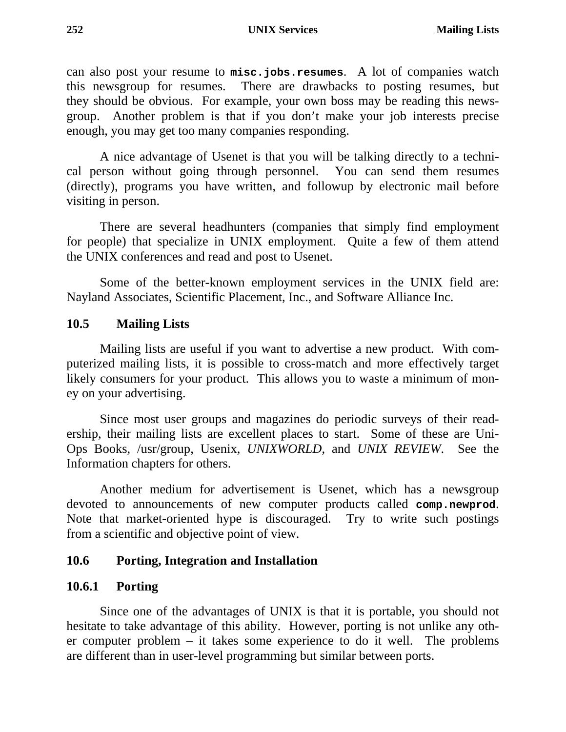can also post your resume to **`misc.jobs.resumes`**. A lot of companies watch this newsgroup for resumes. There are drawbacks to posting resumes, but they should be obvious. For example, your own boss may be reading this newsgroup. Another problem is that if you don't make your job interests precise enough, you may get too many companies responding.

A nice advantage of Usenet is that you will be talking directly to a technical person without going through personnel. You can send them resumes (directly), programs you have written, and followup by electronic mail before visiting in person.

There are several headhunters (companies that simply find employment for people) that specialize in UNIX employment. Quite a few of them attend the UNIX conferences and read and post to Usenet.

Some of the better-known employment services in the UNIX field are: Nayland Associates, Scientific Placement, Inc., and Software Alliance Inc.

## 10.5 Mailing Lists

Mailing lists are useful if you want to advertise a new product. With computerized mailing lists, it is possible to cross-match and more effectively target likely consumers for your product. This allows you to waste a minimum of money on your advertising.

Since most user groups and magazines do periodic surveys of their readership, their mailing lists are excellent places to start. Some of these are Uni-Ops Books, /usr/group, Usenix, *UNIXWORLD*, and *UNIX REVIEW*. See the Information chapters for others.

Another medium for advertisement is Usenet, which has a newsgroup devoted to announcements of new computer products called **`comp.newprod`**. Note that market-oriented hype is discouraged. Try to write such postings from a scientific and objective point of view.

## 10.6 Porting, Integration and Installation

### 10.6.1 Porting

Since one of the advantages of UNIX is that it is portable, you should not hesitate to take advantage of this ability. However, porting is not unlike any other computer problem – it takes some experience to do it well. The problems are different than in user-level programming but similar between ports.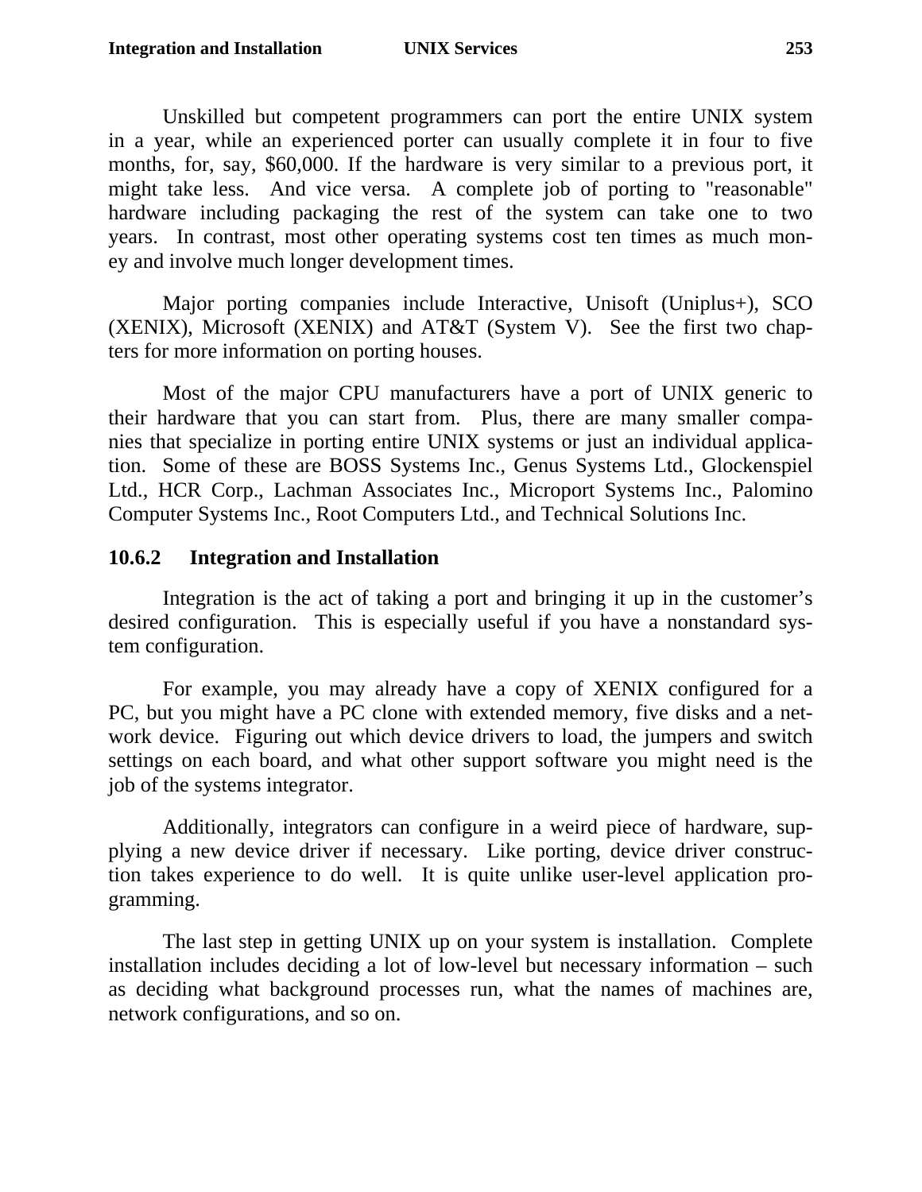Unskilled but competent programmers can port the entire UNIX system in a year, while an experienced porter can usually complete it in four to five months, for, say, $60,000. If the hardware is very similar to a previous port, it might take less. And vice versa. A complete job of porting to "reasonable" hardware including packaging the rest of the system can take one to two years. In contrast, most other operating systems cost ten times as much money and involve much longer development times.

Major porting companies include Interactive, Unisoft (Uniplus+), SCO (XENIX), Microsoft (XENIX) and AT&T (System V). See the first two chapters for more information on porting houses.

Most of the major CPU manufacturers have a port of UNIX generic to their hardware that you can start from. Plus, there are many smaller companies that specialize in porting entire UNIX systems or just an individual application. Some of these are BOSS Systems Inc., Genus Systems Ltd., Glockenspiel Ltd., HCR Corp., Lachman Associates Inc., Microport Systems Inc., Palomino Computer Systems Inc., Root Computers Ltd., and Technical Solutions Inc.

### 10.6.2 Integration and Installation

Integration is the act of taking a port and bringing it up in the customer's desired configuration. This is especially useful if you have a nonstandard system configuration.

For example, you may already have a copy of XENIX configured for a PC, but you might have a PC clone with extended memory, five disks and a network device. Figuring out which device drivers to load, the jumpers and switch settings on each board, and what other support software you might need is the job of the systems integrator.

Additionally, integrators can configure in a weird piece of hardware, supplying a new device driver if necessary. Like porting, device driver construction takes experience to do well. It is quite unlike user-level application programming.

The last step in getting UNIX up on your system is installation. Complete installation includes deciding a lot of low-level but necessary information – such as deciding what background processes run, what the names of machines are, network configurations, and so on.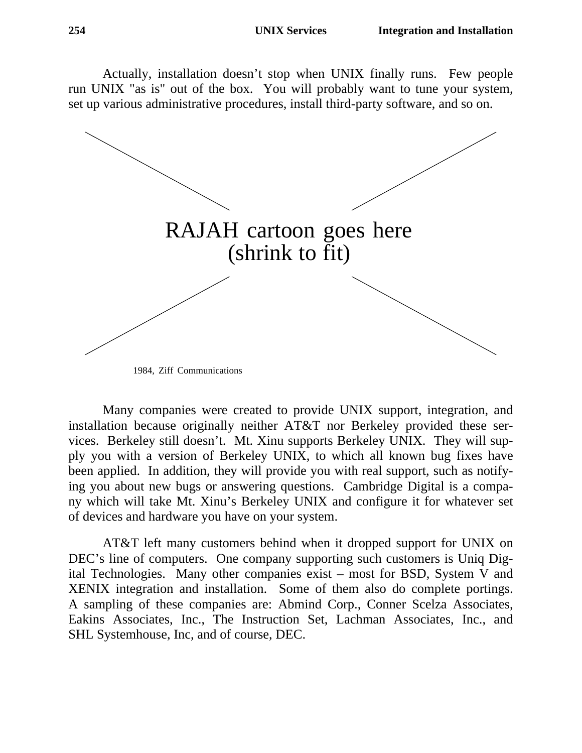Actually, installation doesn't stop when UNIX finally runs. Few people run UNIX "as is" out of the box. You will probably want to tune your system, set up various administrative procedures, install third-party software, and so on.

RAJAH cartoon goes here
(shrink to fit)

1984, Ziff Communications

Many companies were created to provide UNIX support, integration, and installation because originally neither AT&T nor Berkeley provided these services. Berkeley still doesn't. Mt. Xinu supports Berkeley UNIX. They will supply you with a version of Berkeley UNIX, to which all known bug fixes have been applied. In addition, they will provide you with real support, such as notifying you about new bugs or answering questions. Cambridge Digital is a company which will take Mt. Xinu's Berkeley UNIX and configure it for whatever set of devices and hardware you have on your system.

AT&T left many customers behind when it dropped support for UNIX on DEC's line of computers. One company supporting such customers is Uniq Digital Technologies. Many other companies exist – most for BSD, System V and XENIX integration and installation. Some of them also do complete portings. A sampling of these companies are: Abmind Corp., Conner Scelza Associates, Eakins Associates, Inc., The Instruction Set, Lachman Associates, Inc., and SHL Systemhouse, Inc, and of course, DEC.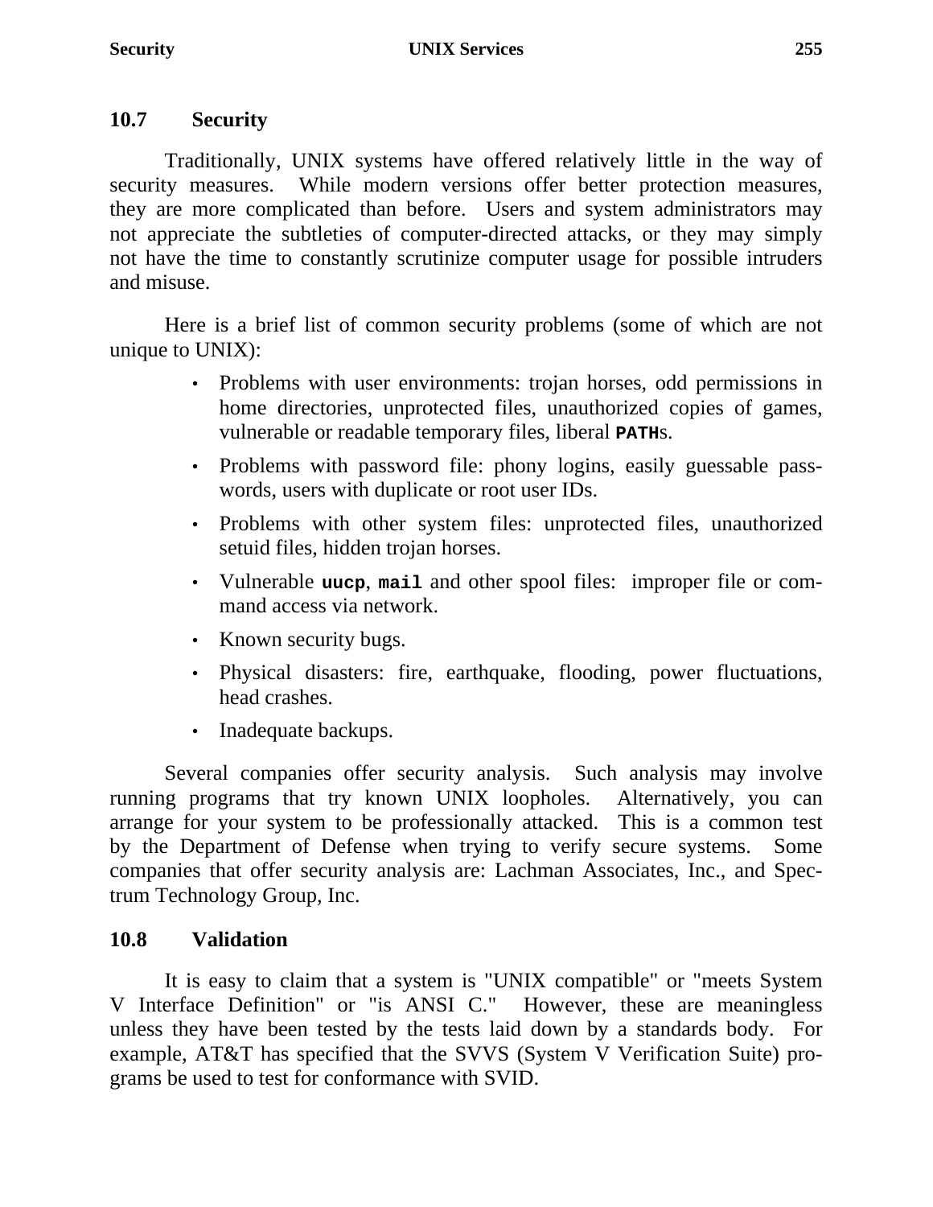## 10.7 Security

Traditionally, UNIX systems have offered relatively little in the way of security measures. While modern versions offer better protection measures, they are more complicated than before. Users and system administrators may not appreciate the subtleties of computer-directed attacks, or they may simply not have the time to constantly scrutinize computer usage for possible intruders and misuse.

Here is a brief list of common security problems (some of which are not unique to UNIX):

- Problems with user environments: trojan horses, odd permissions in home directories, unprotected files, unauthorized copies of games, vulnerable or readable temporary files, liberal **`PATH`**s.
- Problems with password file: phony logins, easily guessable passwords, users with duplicate or root user IDs.
- Problems with other system files: unprotected files, unauthorized setuid files, hidden trojan horses.
- Vulnerable **`uucp`**, **`mail`** and other spool files: improper file or command access via network.
- Known security bugs.
- Physical disasters: fire, earthquake, flooding, power fluctuations, head crashes.
- Inadequate backups.

Several companies offer security analysis. Such analysis may involve running programs that try known UNIX loopholes. Alternatively, you can arrange for your system to be professionally attacked. This is a common test by the Department of Defense when trying to verify secure systems. Some companies that offer security analysis are: Lachman Associates, Inc., and Spectrum Technology Group, Inc.

## 10.8 Validation

It is easy to claim that a system is "UNIX compatible" or "meets System V Interface Definition" or "is ANSI C." However, these are meaningless unless they have been tested by the tests laid down by a standards body. For example, AT&T has specified that the SVVS (System V Verification Suite) programs be used to test for conformance with SVID.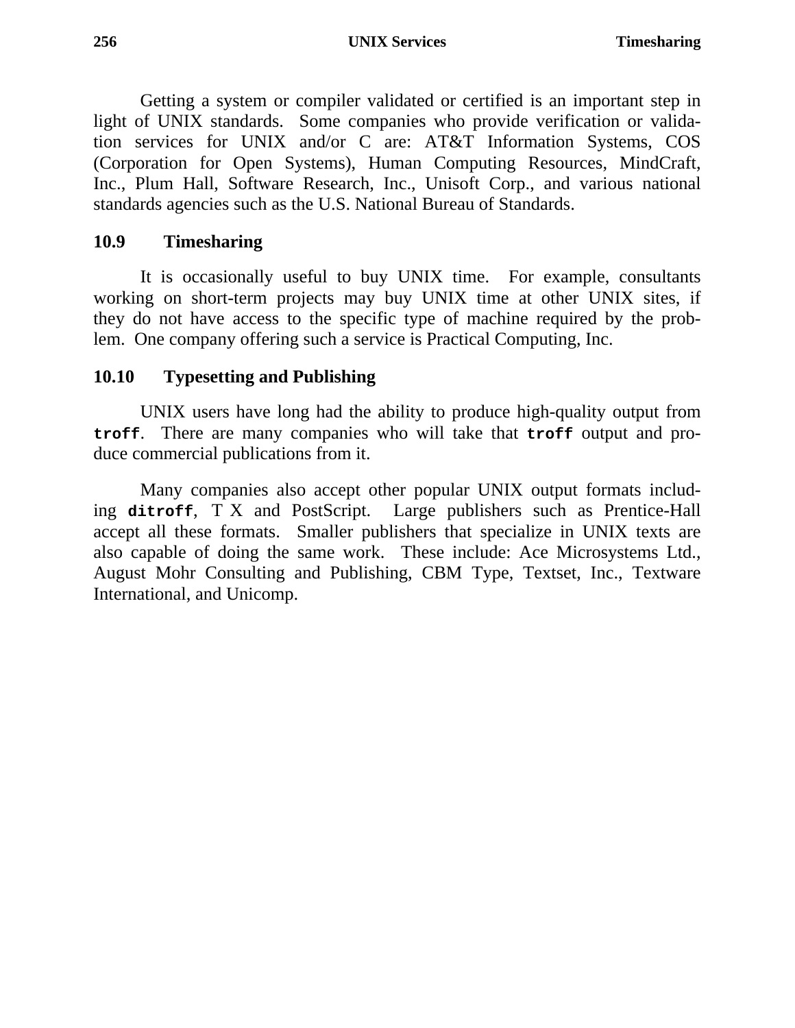Getting a system or compiler validated or certified is an important step in light of UNIX standards. Some companies who provide verification or validation services for UNIX and/or C are: AT&T Information Systems, COS (Corporation for Open Systems), Human Computing Resources, MindCraft, Inc., Plum Hall, Software Research, Inc., Unisoft Corp., and various national standards agencies such as the U.S. National Bureau of Standards.

## 10.9 Timesharing

It is occasionally useful to buy UNIX time. For example, consultants working on short-term projects may buy UNIX time at other UNIX sites, if they do not have access to the specific type of machine required by the problem. One company offering such a service is Practical Computing, Inc.

## 10.10 Typesetting and Publishing

UNIX users have long had the ability to produce high-quality output from **`troff`**. There are many companies who will take that **`troff`** output and produce commercial publications from it.

Many companies also accept other popular UNIX output formats including **`ditroff`**, T X and PostScript. Large publishers such as Prentice-Hall accept all these formats. Smaller publishers that specialize in UNIX texts are also capable of doing the same work. These include: Ace Microsystems Ltd., August Mohr Consulting and Publishing, CBM Type, Textset, Inc., Textware International, and Unicomp.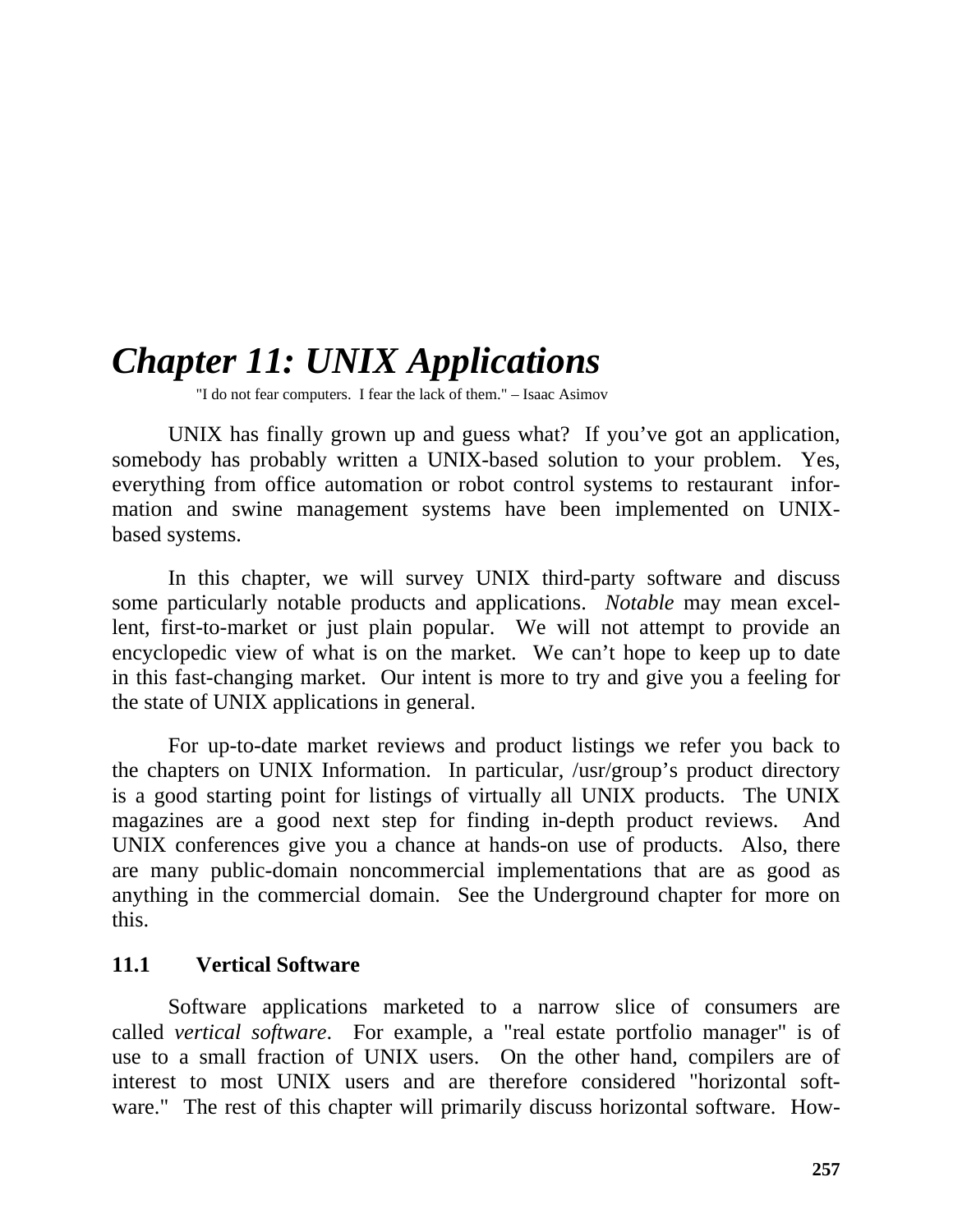# Chapter 11: UNIX Applications

"I do not fear computers. I fear the lack of them." – Isaac Asimov

UNIX has finally grown up and guess what? If you've got an application, somebody has probably written a UNIX-based solution to your problem. Yes, everything from office automation or robot control systems to restaurant information and swine management systems have been implemented on UNIX-based systems.

In this chapter, we will survey UNIX third-party software and discuss some particularly notable products and applications. *Notable* may mean excellent, first-to-market or just plain popular. We will not attempt to provide an encyclopedic view of what is on the market. We can't hope to keep up to date in this fast-changing market. Our intent is more to try and give you a feeling for the state of UNIX applications in general.

For up-to-date market reviews and product listings we refer you back to the chapters on UNIX Information. In particular, /usr/group's product directory is a good starting point for listings of virtually all UNIX products. The UNIX magazines are a good next step for finding in-depth product reviews. And UNIX conferences give you a chance at hands-on use of products. Also, there are many public-domain noncommercial implementations that are as good as anything in the commercial domain. See the Underground chapter for more on this.

### 11.1 Vertical Software

Software applications marketed to a narrow slice of consumers are called *vertical software*. For example, a "real estate portfolio manager" is of use to a small fraction of UNIX users. On the other hand, compilers are of interest to most UNIX users and are therefore considered "horizontal software." The rest of this chapter will primarily discuss horizontal software. How-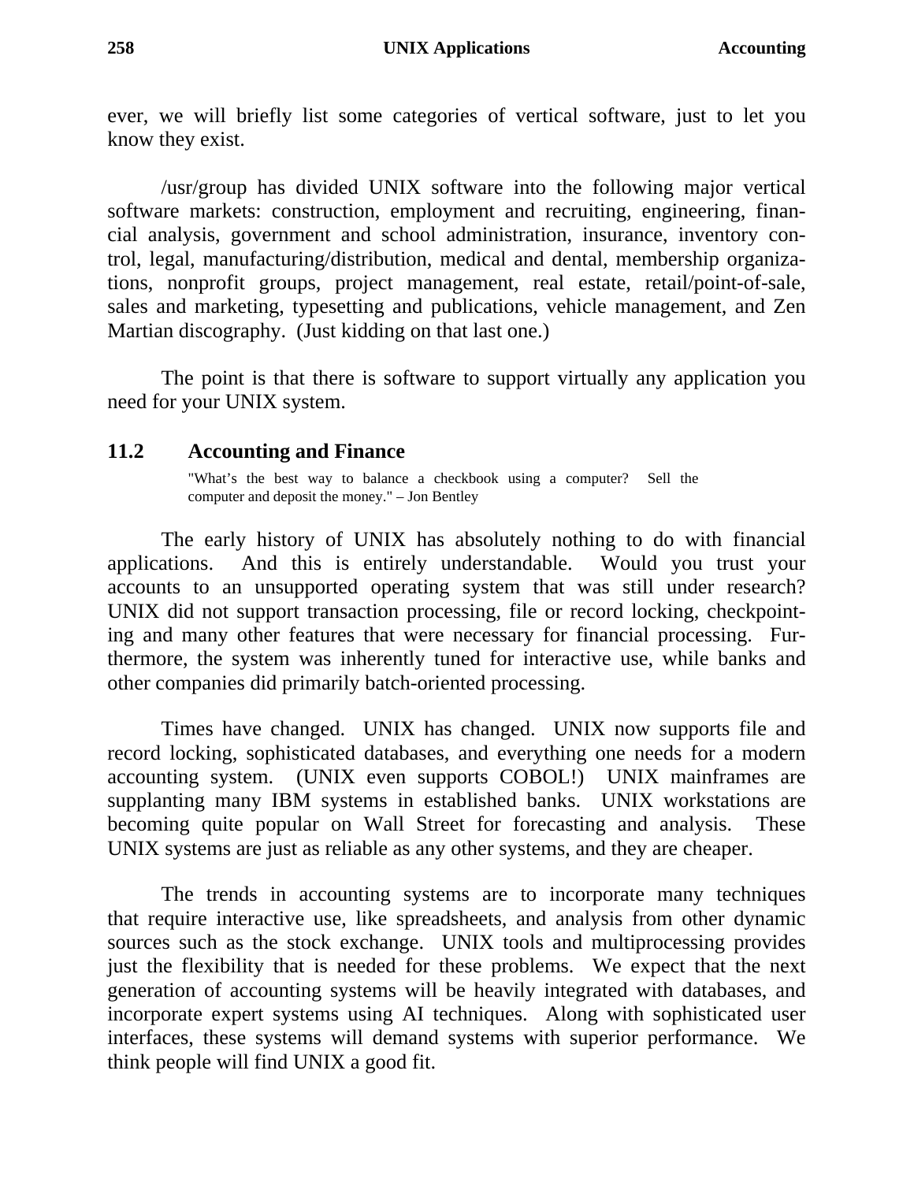ever, we will briefly list some categories of vertical software, just to let you know they exist.

/usr/group has divided UNIX software into the following major vertical software markets: construction, employment and recruiting, engineering, financial analysis, government and school administration, insurance, inventory control, legal, manufacturing/distribution, medical and dental, membership organizations, nonprofit groups, project management, real estate, retail/point-of-sale, sales and marketing, typesetting and publications, vehicle management, and Zen Martian discography. (Just kidding on that last one.)

The point is that there is software to support virtually any application you need for your UNIX system.

## 11.2 Accounting and Finance

"What's the best way to balance a checkbook using a computer? Sell the computer and deposit the money." – Jon Bentley

The early history of UNIX has absolutely nothing to do with financial applications. And this is entirely understandable. Would you trust your accounts to an unsupported operating system that was still under research? UNIX did not support transaction processing, file or record locking, checkpointing and many other features that were necessary for financial processing. Furthermore, the system was inherently tuned for interactive use, while banks and other companies did primarily batch-oriented processing.

Times have changed. UNIX has changed. UNIX now supports file and record locking, sophisticated databases, and everything one needs for a modern accounting system. (UNIX even supports COBOL!) UNIX mainframes are supplanting many IBM systems in established banks. UNIX workstations are becoming quite popular on Wall Street for forecasting and analysis. These UNIX systems are just as reliable as any other systems, and they are cheaper.

The trends in accounting systems are to incorporate many techniques that require interactive use, like spreadsheets, and analysis from other dynamic sources such as the stock exchange. UNIX tools and multiprocessing provides just the flexibility that is needed for these problems. We expect that the next generation of accounting systems will be heavily integrated with databases, and incorporate expert systems using AI techniques. Along with sophisticated user interfaces, these systems will demand systems with superior performance. We think people will find UNIX a good fit.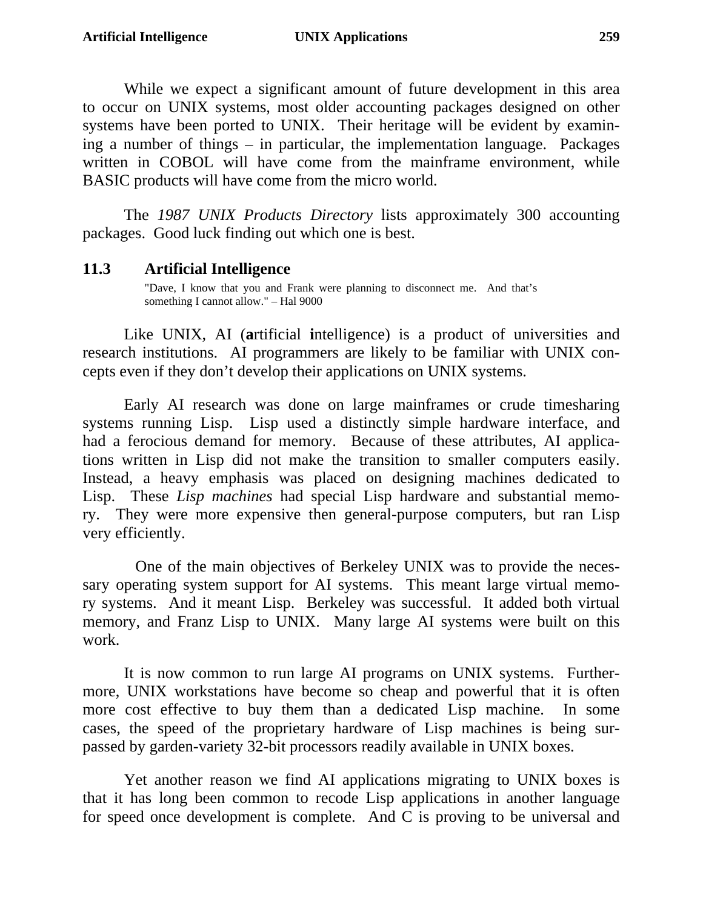While we expect a significant amount of future development in this area to occur on UNIX systems, most older accounting packages designed on other systems have been ported to UNIX. Their heritage will be evident by examining a number of things – in particular, the implementation language. Packages written in COBOL will have come from the mainframe environment, while BASIC products will have come from the micro world.

The *1987 UNIX Products Directory* lists approximately 300 accounting packages. Good luck finding out which one is best.

## 11.3 Artificial Intelligence

> "Dave, I know that you and Frank were planning to disconnect me. And that's something I cannot allow." – Hal 9000

Like UNIX, AI (**a**rtificial **i**ntelligence) is a product of universities and research institutions. AI programmers are likely to be familiar with UNIX concepts even if they don't develop their applications on UNIX systems.

Early AI research was done on large mainframes or crude timesharing systems running Lisp. Lisp used a distinctly simple hardware interface, and had a ferocious demand for memory. Because of these attributes, AI applications written in Lisp did not make the transition to smaller computers easily. Instead, a heavy emphasis was placed on designing machines dedicated to Lisp. These *Lisp machines* had special Lisp hardware and substantial memory. They were more expensive then general-purpose computers, but ran Lisp very efficiently.

One of the main objectives of Berkeley UNIX was to provide the necessary operating system support for AI systems. This meant large virtual memory systems. And it meant Lisp. Berkeley was successful. It added both virtual memory, and Franz Lisp to UNIX. Many large AI systems were built on this work.

It is now common to run large AI programs on UNIX systems. Furthermore, UNIX workstations have become so cheap and powerful that it is often more cost effective to buy them than a dedicated Lisp machine. In some cases, the speed of the proprietary hardware of Lisp machines is being surpassed by garden-variety 32-bit processors readily available in UNIX boxes.

Yet another reason we find AI applications migrating to UNIX boxes is that it has long been common to recode Lisp applications in another language for speed once development is complete. And C is proving to be universal and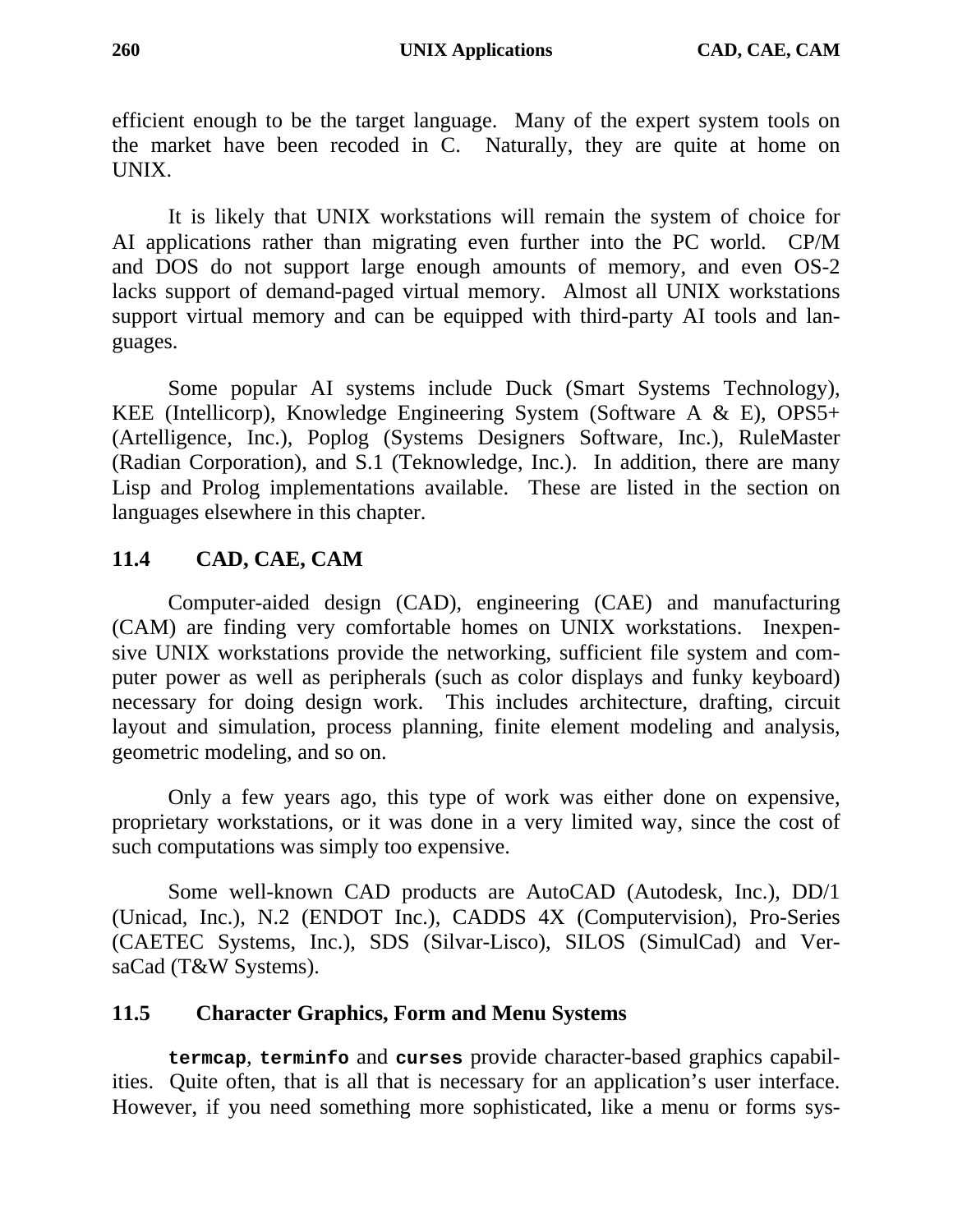efficient enough to be the target language. Many of the expert system tools on the market have been recoded in C. Naturally, they are quite at home on UNIX.

It is likely that UNIX workstations will remain the system of choice for AI applications rather than migrating even further into the PC world. CP/M and DOS do not support large enough amounts of memory, and even OS-2 lacks support of demand-paged virtual memory. Almost all UNIX workstations support virtual memory and can be equipped with third-party AI tools and languages.

Some popular AI systems include Duck (Smart Systems Technology), KEE (Intellicorp), Knowledge Engineering System (Software A & E), OPS5+ (Artelligence, Inc.), Poplog (Systems Designers Software, Inc.), RuleMaster (Radian Corporation), and S.1 (Teknowledge, Inc.). In addition, there are many Lisp and Prolog implementations available. These are listed in the section on languages elsewhere in this chapter.

## 11.4 CAD, CAE, CAM

Computer-aided design (CAD), engineering (CAE) and manufacturing (CAM) are finding very comfortable homes on UNIX workstations. Inexpensive UNIX workstations provide the networking, sufficient file system and computer power as well as peripherals (such as color displays and funky keyboard) necessary for doing design work. This includes architecture, drafting, circuit layout and simulation, process planning, finite element modeling and analysis, geometric modeling, and so on.

Only a few years ago, this type of work was either done on expensive, proprietary workstations, or it was done in a very limited way, since the cost of such computations was simply too expensive.

Some well-known CAD products are AutoCAD (Autodesk, Inc.), DD/1 (Unicad, Inc.), N.2 (ENDOT Inc.), CADDS 4X (Computervision), Pro-Series (CAETEC Systems, Inc.), SDS (Silvar-Lisco), SILOS (SimulCad) and VersaCad (T&W Systems).

## 11.5 Character Graphics, Form and Menu Systems

**`termcap`**, **`terminfo`** and **`curses`** provide character-based graphics capabilities. Quite often, that is all that is necessary for an application's user interface. However, if you need something more sophisticated, like a menu or forms sys-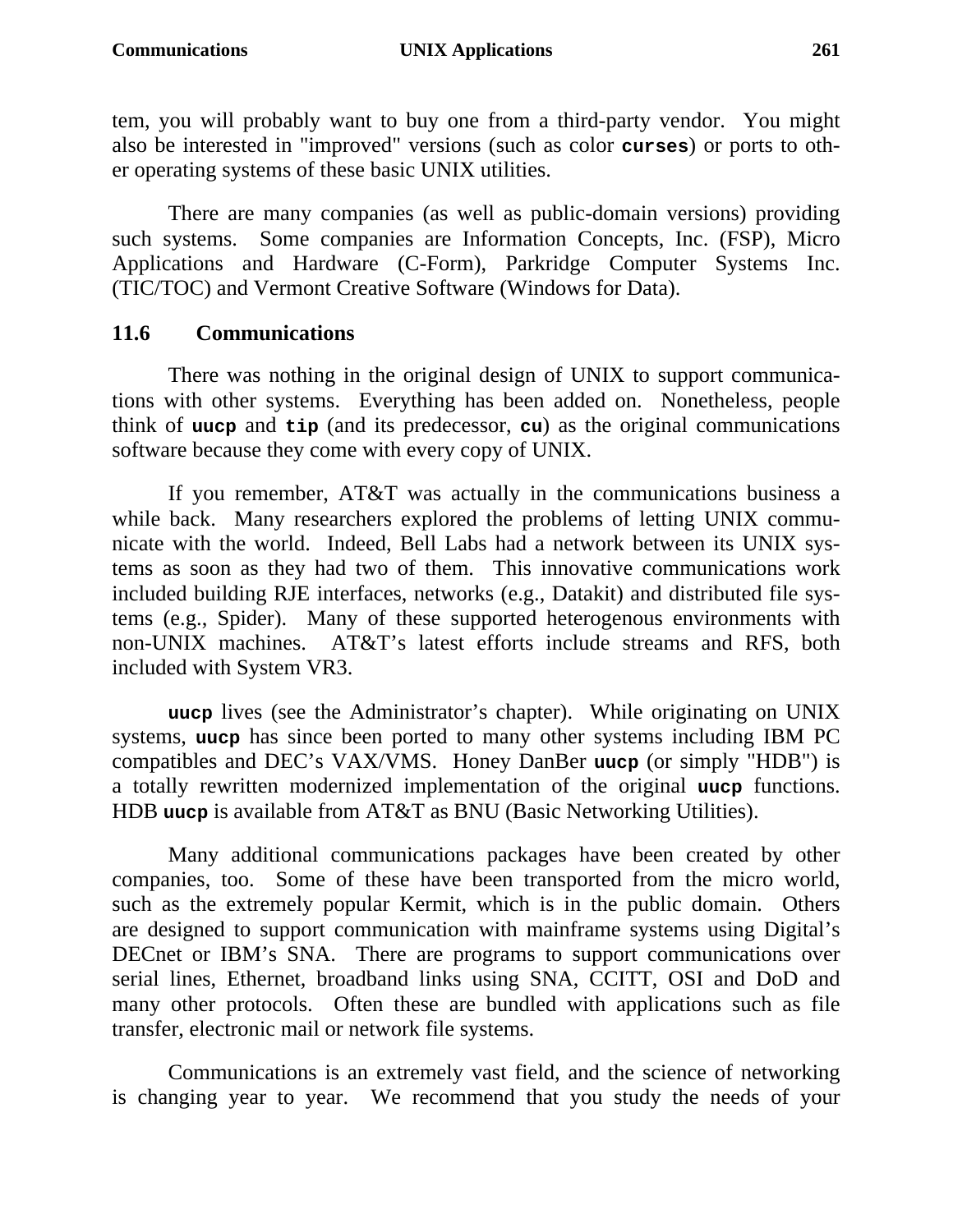tem, you will probably want to buy one from a third-party vendor. You might also be interested in "improved" versions (such as color **`curses`**) or ports to other operating systems of these basic UNIX utilities.

There are many companies (as well as public-domain versions) providing such systems. Some companies are Information Concepts, Inc. (FSP), Micro Applications and Hardware (C-Form), Parkridge Computer Systems Inc. (TIC/TOC) and Vermont Creative Software (Windows for Data).

## 11.6 Communications

There was nothing in the original design of UNIX to support communications with other systems. Everything has been added on. Nonetheless, people think of **`uucp`** and **`tip`** (and its predecessor, **`cu`**) as the original communications software because they come with every copy of UNIX.

If you remember, AT&T was actually in the communications business a while back. Many researchers explored the problems of letting UNIX communicate with the world. Indeed, Bell Labs had a network between its UNIX systems as soon as they had two of them. This innovative communications work included building RJE interfaces, networks (e.g., Datakit) and distributed file systems (e.g., Spider). Many of these supported heterogenous environments with non-UNIX machines. AT&T's latest efforts include streams and RFS, both included with System VR3.

**`uucp`** lives (see the Administrator's chapter). While originating on UNIX systems, **`uucp`** has since been ported to many other systems including IBM PC compatibles and DEC's VAX/VMS. Honey DanBer **`uucp`** (or simply "HDB") is a totally rewritten modernized implementation of the original **`uucp`** functions. HDB **`uucp`** is available from AT&T as BNU (Basic Networking Utilities).

Many additional communications packages have been created by other companies, too. Some of these have been transported from the micro world, such as the extremely popular Kermit, which is in the public domain. Others are designed to support communication with mainframe systems using Digital's DECnet or IBM's SNA. There are programs to support communications over serial lines, Ethernet, broadband links using SNA, CCITT, OSI and DoD and many other protocols. Often these are bundled with applications such as file transfer, electronic mail or network file systems.

Communications is an extremely vast field, and the science of networking is changing year to year. We recommend that you study the needs of your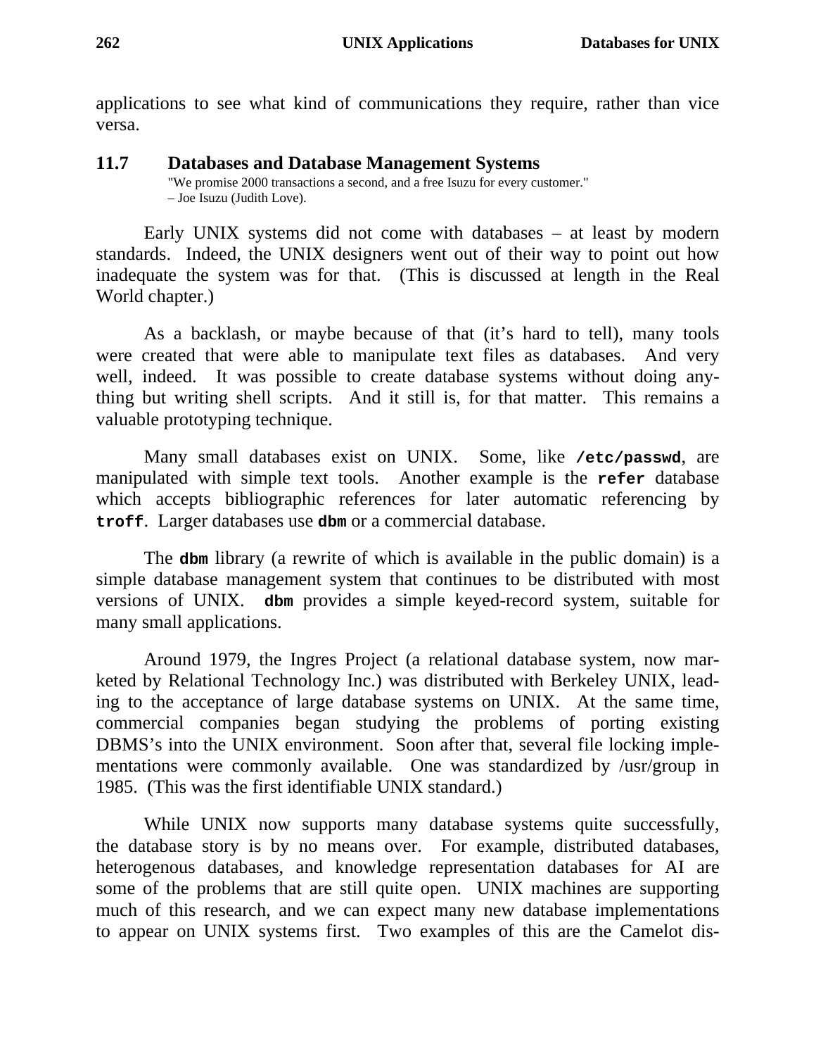applications to see what kind of communications they require, rather than vice versa.

## 11.7 Databases and Database Management Systems

"We promise 2000 transactions a second, and a free Isuzu for every customer."
– Joe Isuzu (Judith Love).

Early UNIX systems did not come with databases – at least by modern standards. Indeed, the UNIX designers went out of their way to point out how inadequate the system was for that. (This is discussed at length in the Real World chapter.)

As a backlash, or maybe because of that (it's hard to tell), many tools were created that were able to manipulate text files as databases. And very well, indeed. It was possible to create database systems without doing anything but writing shell scripts. And it still is, for that matter. This remains a valuable prototyping technique.

Many small databases exist on UNIX. Some, like **`/etc/passwd`**, are manipulated with simple text tools. Another example is the **`refer`** database which accepts bibliographic references for later automatic referencing by **`troff`**. Larger databases use **`dbm`** or a commercial database.

The **`dbm`** library (a rewrite of which is available in the public domain) is a simple database management system that continues to be distributed with most versions of UNIX. **`dbm`** provides a simple keyed-record system, suitable for many small applications.

Around 1979, the Ingres Project (a relational database system, now marketed by Relational Technology Inc.) was distributed with Berkeley UNIX, leading to the acceptance of large database systems on UNIX. At the same time, commercial companies began studying the problems of porting existing DBMS's into the UNIX environment. Soon after that, several file locking implementations were commonly available. One was standardized by /usr/group in 1985. (This was the first identifiable UNIX standard.)

While UNIX now supports many database systems quite successfully, the database story is by no means over. For example, distributed databases, heterogenous databases, and knowledge representation databases for AI are some of the problems that are still quite open. UNIX machines are supporting much of this research, and we can expect many new database implementations to appear on UNIX systems first. Two examples of this are the Camelot dis-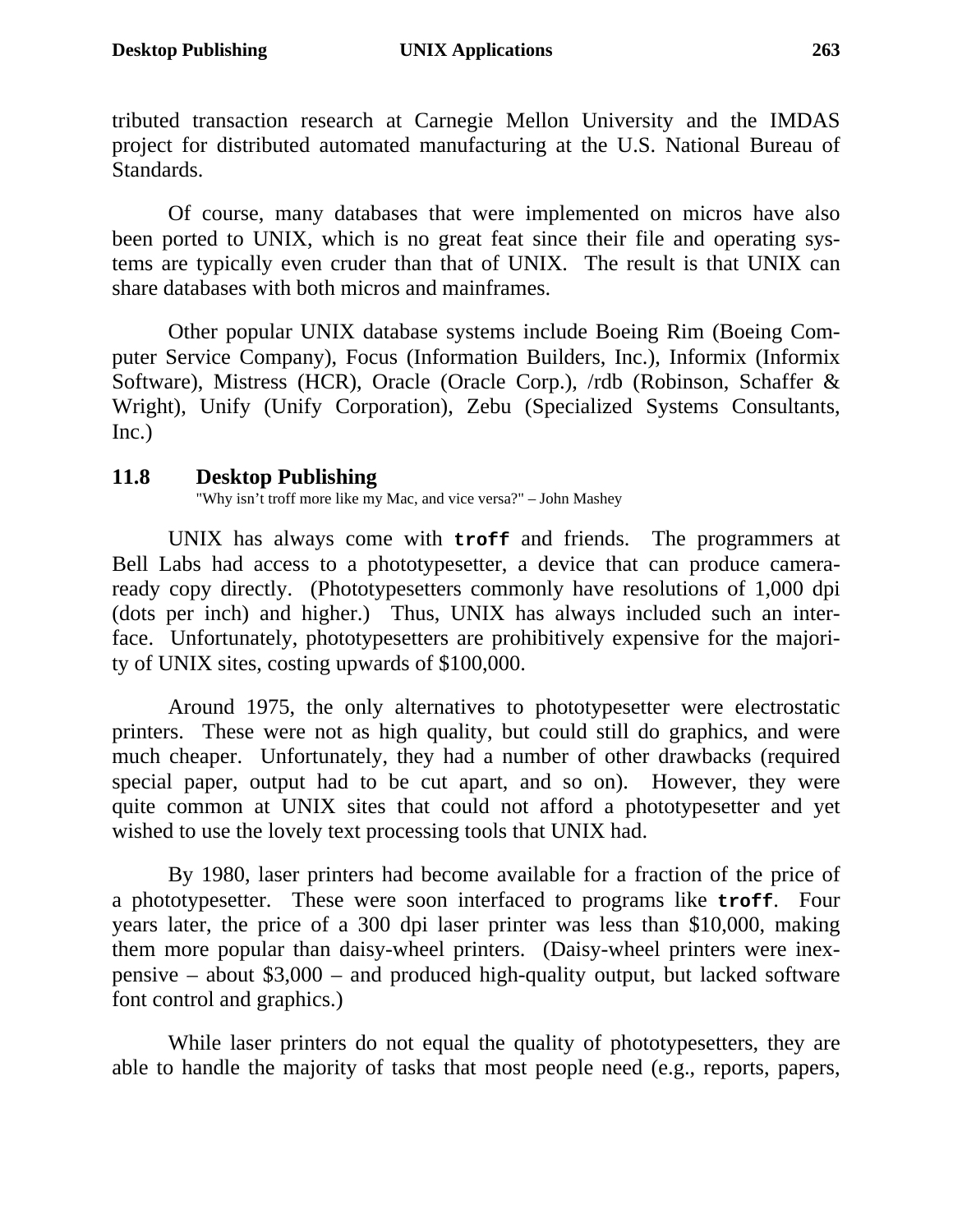tributed transaction research at Carnegie Mellon University and the IMDAS project for distributed automated manufacturing at the U.S. National Bureau of Standards.

Of course, many databases that were implemented on micros have also been ported to UNIX, which is no great feat since their file and operating systems are typically even cruder than that of UNIX. The result is that UNIX can share databases with both micros and mainframes.

Other popular UNIX database systems include Boeing Rim (Boeing Computer Service Company), Focus (Information Builders, Inc.), Informix (Informix Software), Mistress (HCR), Oracle (Oracle Corp.), /rdb (Robinson, Schaffer & Wright), Unify (Unify Corporation), Zebu (Specialized Systems Consultants, Inc.)

## 11.8 Desktop Publishing

"Why isn't troff more like my Mac, and vice versa?" – John Mashey

UNIX has always come with **`troff`** and friends. The programmers at Bell Labs had access to a phototypesetter, a device that can produce camera-ready copy directly. (Phototypesetters commonly have resolutions of 1,000 dpi (dots per inch) and higher.) Thus, UNIX has always included such an interface. Unfortunately, phototypesetters are prohibitively expensive for the majority of UNIX sites, costing upwards of $100,000.

Around 1975, the only alternatives to phototypesetter were electrostatic printers. These were not as high quality, but could still do graphics, and were much cheaper. Unfortunately, they had a number of other drawbacks (required special paper, output had to be cut apart, and so on). However, they were quite common at UNIX sites that could not afford a phototypesetter and yet wished to use the lovely text processing tools that UNIX had.

By 1980, laser printers had become available for a fraction of the price of a phototypesetter. These were soon interfaced to programs like **`troff`**. Four years later, the price of a 300 dpi laser printer was less than $10,000, making them more popular than daisy-wheel printers. (Daisy-wheel printers were inexpensive – about $3,000 – and produced high-quality output, but lacked software font control and graphics.)

While laser printers do not equal the quality of phototypesetters, they are able to handle the majority of tasks that most people need (e.g., reports, papers,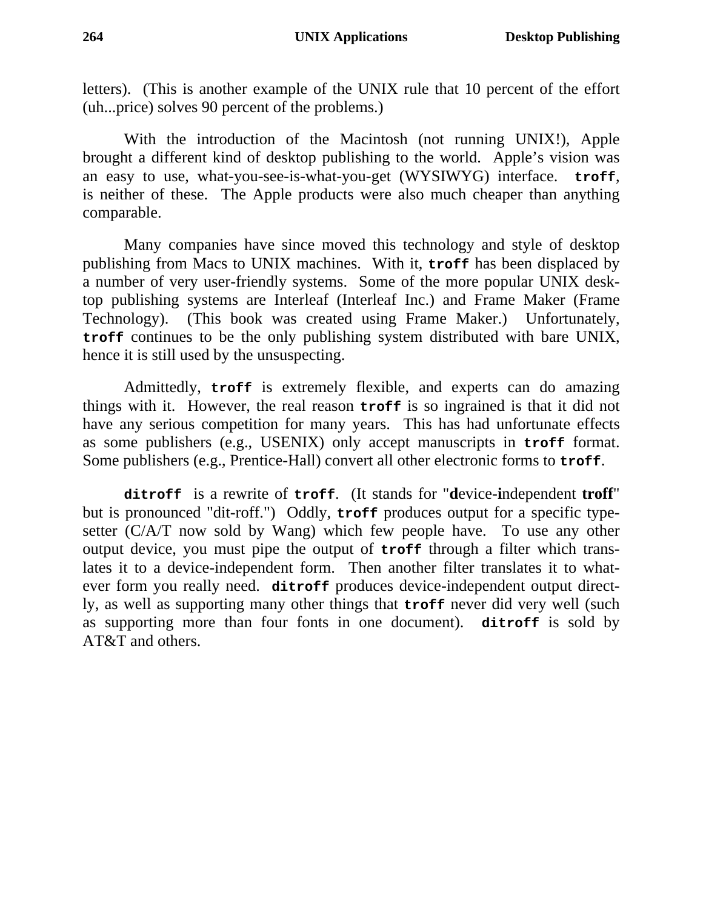letters). (This is another example of the UNIX rule that 10 percent of the effort (uh...price) solves 90 percent of the problems.)

With the introduction of the Macintosh (not running UNIX!), Apple brought a different kind of desktop publishing to the world. Apple's vision was an easy to use, what-you-see-is-what-you-get (WYSIWYG) interface. **`troff`**, is neither of these. The Apple products were also much cheaper than anything comparable.

Many companies have since moved this technology and style of desktop publishing from Macs to UNIX machines. With it, **`troff`** has been displaced by a number of very user-friendly systems. Some of the more popular UNIX desktop publishing systems are Interleaf (Interleaf Inc.) and Frame Maker (Frame Technology). (This book was created using Frame Maker.) Unfortunately, **`troff`** continues to be the only publishing system distributed with bare UNIX, hence it is still used by the unsuspecting.

Admittedly, **`troff`** is extremely flexible, and experts can do amazing things with it. However, the real reason **`troff`** is so ingrained is that it did not have any serious competition for many years. This has had unfortunate effects as some publishers (e.g., USENIX) only accept manuscripts in **`troff`** format. Some publishers (e.g., Prentice-Hall) convert all other electronic forms to **`troff`**.

**`ditroff`** is a rewrite of **`troff`**. (It stands for "**d**evice-**i**ndependent **troff**" but is pronounced "dit-roff.") Oddly, **`troff`** produces output for a specific typesetter (C/A/T now sold by Wang) which few people have. To use any other output device, you must pipe the output of **`troff`** through a filter which translates it to a device-independent form. Then another filter translates it to whatever form you really need. **`ditroff`** produces device-independent output directly, as well as supporting many other things that **`troff`** never did very well (such as supporting more than four fonts in one document). **`ditroff`** is sold by AT&T and others.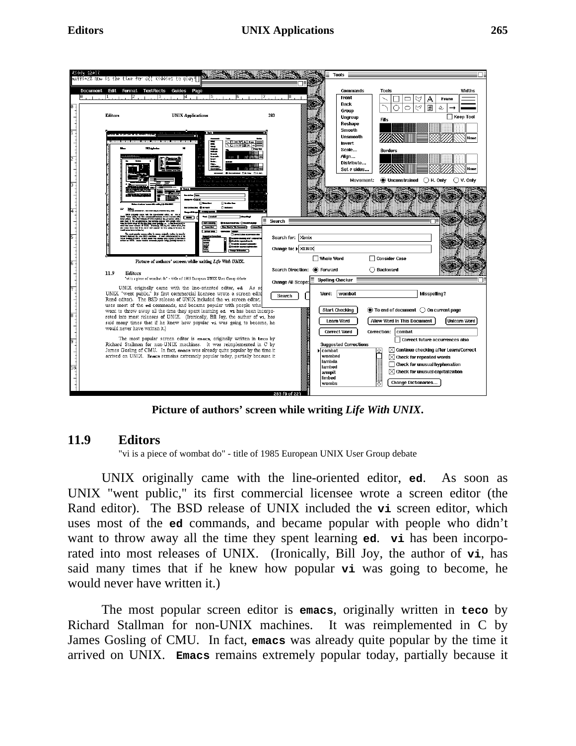Picture of authors' screen while writing *Life With UNIX.*

## 11.9 Editors

"vi is a piece of wombat do" - title of 1985 European UNIX User Group debate

UNIX originally came with the line-oriented editor, **ed**. As soon as UNIX "went public," its first commercial licensee wrote a screen editor (the Rand editor). The BSD release of UNIX included the **vi** screen editor, which uses most of the **ed** commands, and became popular with people who didn't want to throw away all the time they spent learning **ed**. **vi** has been incorporated into most releases of UNIX. (Ironically, Bill Joy, the author of **vi**, has said many times that if he knew how popular **vi** was going to become, he would never have written it.)

The most popular screen editor is **emacs**, originally written in **teco** by Richard Stallman for non-UNIX machines. It was reimplemented in C by James Gosling of CMU. In fact, **emacs** was already quite popular by the time it arrived on UNIX. **Emacs** remains extremely popular today, partially because it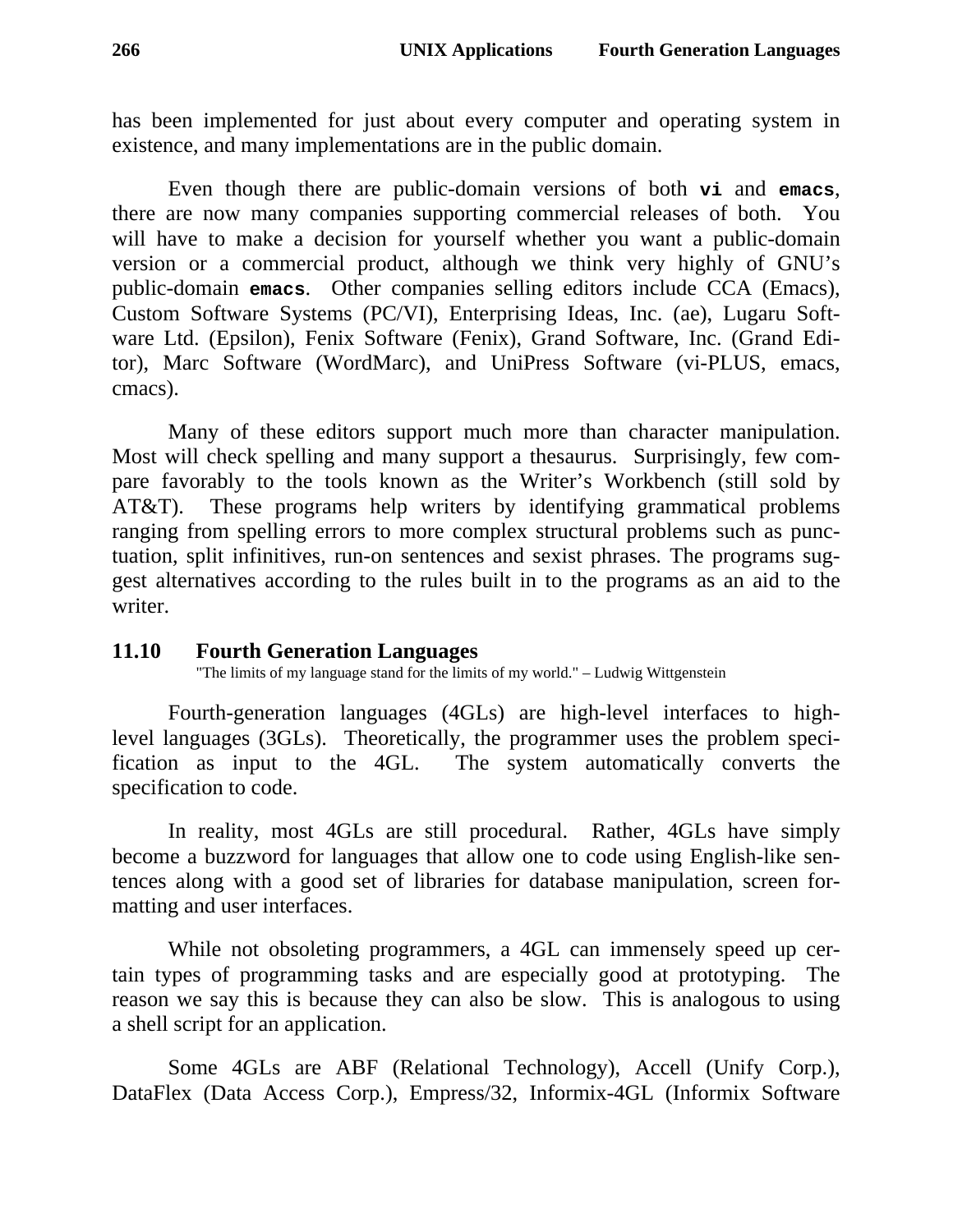has been implemented for just about every computer and operating system in existence, and many implementations are in the public domain.

Even though there are public-domain versions of both **`vi`** and **`emacs`**, there are now many companies supporting commercial releases of both. You will have to make a decision for yourself whether you want a public-domain version or a commercial product, although we think very highly of GNU's public-domain **`emacs`**. Other companies selling editors include CCA (Emacs), Custom Software Systems (PC/VI), Enterprising Ideas, Inc. (ae), Lugaru Software Ltd. (Epsilon), Fenix Software (Fenix), Grand Software, Inc. (Grand Editor), Marc Software (WordMarc), and UniPress Software (vi-PLUS, emacs, cmacs).

Many of these editors support much more than character manipulation. Most will check spelling and many support a thesaurus. Surprisingly, few compare favorably to the tools known as the Writer's Workbench (still sold by AT&T). These programs help writers by identifying grammatical problems ranging from spelling errors to more complex structural problems such as punctuation, split infinitives, run-on sentences and sexist phrases. The programs suggest alternatives according to the rules built in to the programs as an aid to the writer.

## 11.10 Fourth Generation Languages

"The limits of my language stand for the limits of my world." – Ludwig Wittgenstein

Fourth-generation languages (4GLs) are high-level interfaces to high-level languages (3GLs). Theoretically, the programmer uses the problem specification as input to the 4GL. The system automatically converts the specification to code.

In reality, most 4GLs are still procedural. Rather, 4GLs have simply become a buzzword for languages that allow one to code using English-like sentences along with a good set of libraries for database manipulation, screen formatting and user interfaces.

While not obsoleting programmers, a 4GL can immensely speed up certain types of programming tasks and are especially good at prototyping. The reason we say this is because they can also be slow. This is analogous to using a shell script for an application.

Some 4GLs are ABF (Relational Technology), Accell (Unify Corp.), DataFlex (Data Access Corp.), Empress/32, Informix-4GL (Informix Software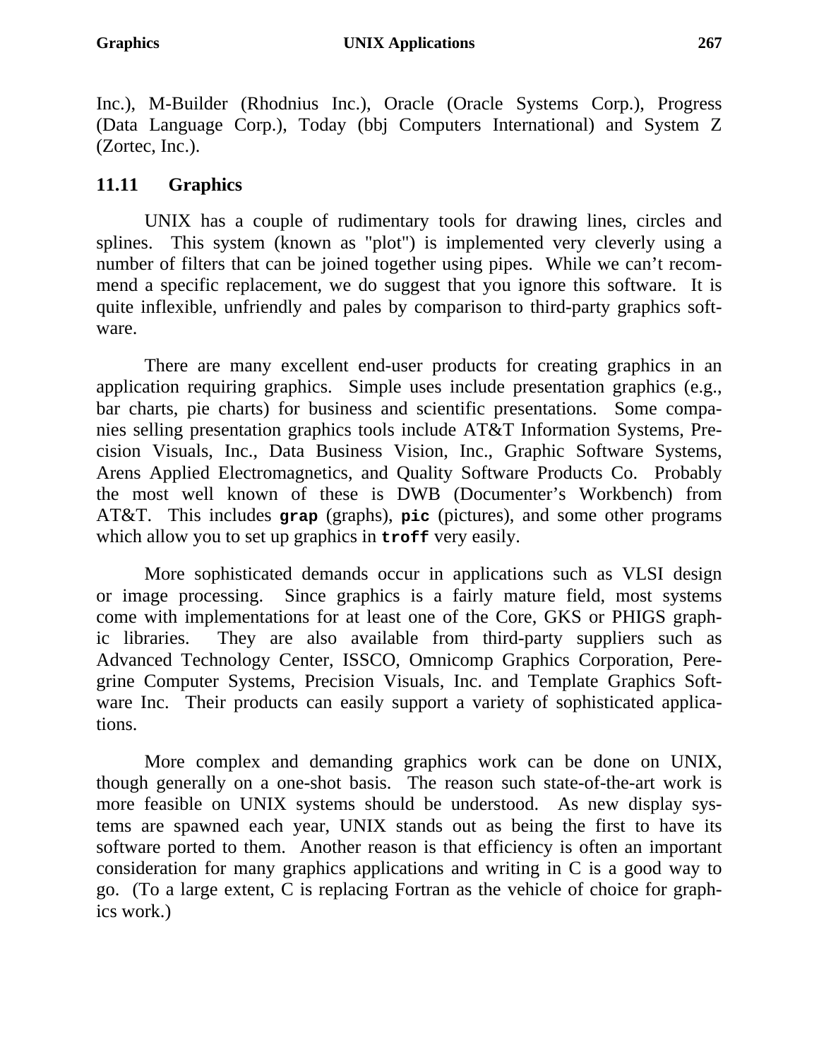Inc.), M-Builder (Rhodnius Inc.), Oracle (Oracle Systems Corp.), Progress (Data Language Corp.), Today (bbj Computers International) and System Z (Zortec, Inc.).

## 11.11 Graphics

UNIX has a couple of rudimentary tools for drawing lines, circles and splines. This system (known as "plot") is implemented very cleverly using a number of filters that can be joined together using pipes. While we can't recommend a specific replacement, we do suggest that you ignore this software. It is quite inflexible, unfriendly and pales by comparison to third-party graphics software.

There are many excellent end-user products for creating graphics in an application requiring graphics. Simple uses include presentation graphics (e.g., bar charts, pie charts) for business and scientific presentations. Some companies selling presentation graphics tools include AT&T Information Systems, Precision Visuals, Inc., Data Business Vision, Inc., Graphic Software Systems, Arens Applied Electromagnetics, and Quality Software Products Co. Probably the most well known of these is DWB (Documenter's Workbench) from AT&T. This includes **`grap`** (graphs), **`pic`** (pictures), and some other programs which allow you to set up graphics in **`troff`** very easily.

More sophisticated demands occur in applications such as VLSI design or image processing. Since graphics is a fairly mature field, most systems come with implementations for at least one of the Core, GKS or PHIGS graphic libraries. They are also available from third-party suppliers such as Advanced Technology Center, ISSCO, Omnicomp Graphics Corporation, Peregrine Computer Systems, Precision Visuals, Inc. and Template Graphics Software Inc. Their products can easily support a variety of sophisticated applications.

More complex and demanding graphics work can be done on UNIX, though generally on a one-shot basis. The reason such state-of-the-art work is more feasible on UNIX systems should be understood. As new display systems are spawned each year, UNIX stands out as being the first to have its software ported to them. Another reason is that efficiency is often an important consideration for many graphics applications and writing in C is a good way to go. (To a large extent, C is replacing Fortran as the vehicle of choice for graphics work.)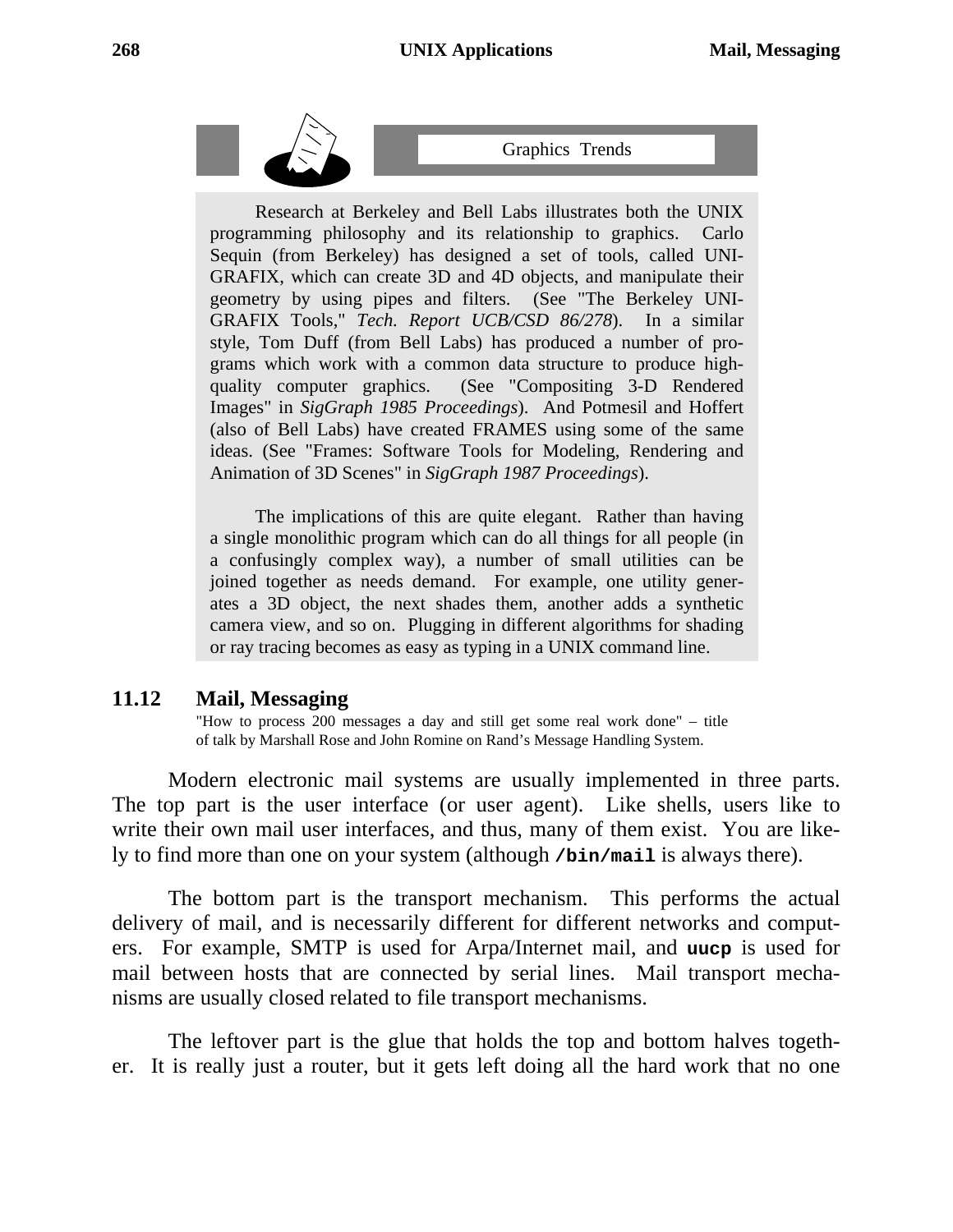> **Graphics Trends**
>
> Research at Berkeley and Bell Labs illustrates both the UNIX programming philosophy and its relationship to graphics. Carlo Sequin (from Berkeley) has designed a set of tools, called UNIGRAFIX, which can create 3D and 4D objects, and manipulate their geometry by using pipes and filters. (See "The Berkeley UNIGRAFIX Tools," *Tech. Report UCB/CSD 86/278*). In a similar style, Tom Duff (from Bell Labs) has produced a number of programs which work with a common data structure to produce high-quality computer graphics. (See "Compositing 3-D Rendered Images" in *SigGraph 1985 Proceedings*). And Potmesil and Hoffert (also of Bell Labs) have created FRAMES using some of the same ideas. (See "Frames: Software Tools for Modeling, Rendering and Animation of 3D Scenes" in *SigGraph 1987 Proceedings*).
>
> The implications of this are quite elegant. Rather than having a single monolithic program which can do all things for all people (in a confusingly complex way), a number of small utilities can be joined together as needs demand. For example, one utility generates a 3D object, the next shades them, another adds a synthetic camera view, and so on. Plugging in different algorithms for shading or ray tracing becomes as easy as typing in a UNIX command line.

## 11.12 Mail, Messaging

"How to process 200 messages a day and still get some real work done" – title of talk by Marshall Rose and John Romine on Rand's Message Handling System.

Modern electronic mail systems are usually implemented in three parts. The top part is the user interface (or user agent). Like shells, users like to write their own mail user interfaces, and thus, many of them exist. You are likely to find more than one on your system (although **/bin/mail** is always there).

The bottom part is the transport mechanism. This performs the actual delivery of mail, and is necessarily different for different networks and computers. For example, SMTP is used for Arpa/Internet mail, and **uucp** is used for mail between hosts that are connected by serial lines. Mail transport mechanisms are usually closed related to file transport mechanisms.

The leftover part is the glue that holds the top and bottom halves together. It is really just a router, but it gets left doing all the hard work that no one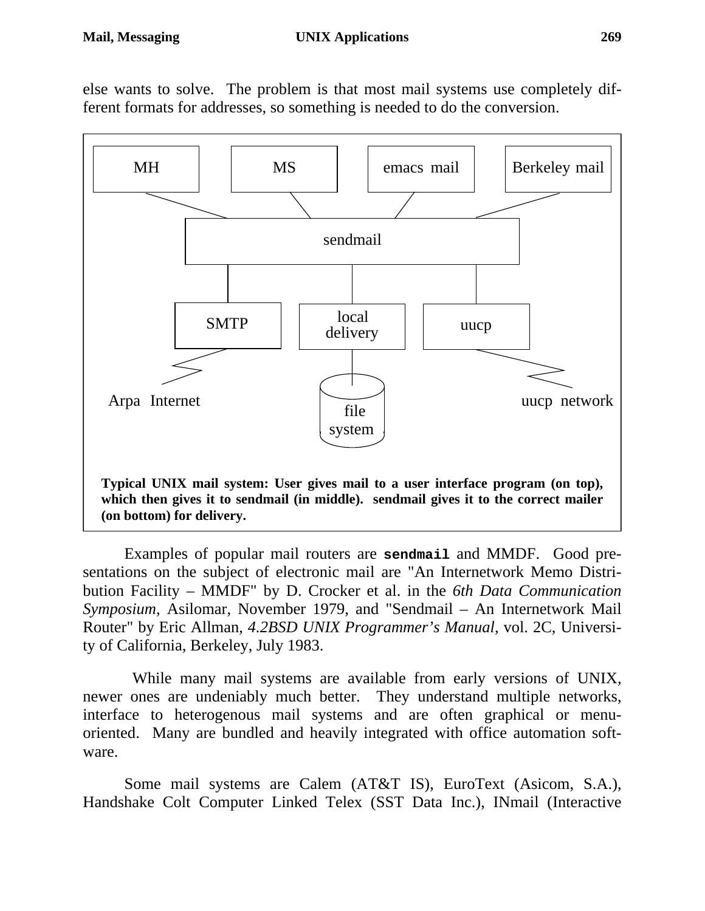else wants to solve. The problem is that most mail systems use completely different formats for addresses, so something is needed to do the conversion.

MH MS emacs mail Berkeley mail

sendmail

SMTP local delivery uucp

Arpa Internet file system uucp network

**Typical UNIX mail system: User gives mail to a user interface program (on top), which then gives it to sendmail (in middle). sendmail gives it to the correct mailer (on bottom) for delivery.**

Examples of popular mail routers are **`sendmail`** and MMDF. Good presentations on the subject of electronic mail are "An Internetwork Memo Distribution Facility – MMDF" by D. Crocker et al. in the *6th Data Communication Symposium*, Asilomar, November 1979, and "Sendmail – An Internetwork Mail Router" by Eric Allman, *4.2BSD UNIX Programmer's Manual*, vol. 2C, University of California, Berkeley, July 1983.

While many mail systems are available from early versions of UNIX, newer ones are undeniably much better. They understand multiple networks, interface to heterogenous mail systems and are often graphical or menu-oriented. Many are bundled and heavily integrated with office automation software.

Some mail systems are Calem (AT&T IS), EuroText (Asicom, S.A.), Handshake Colt Computer Linked Telex (SST Data Inc.), INmail (Interactive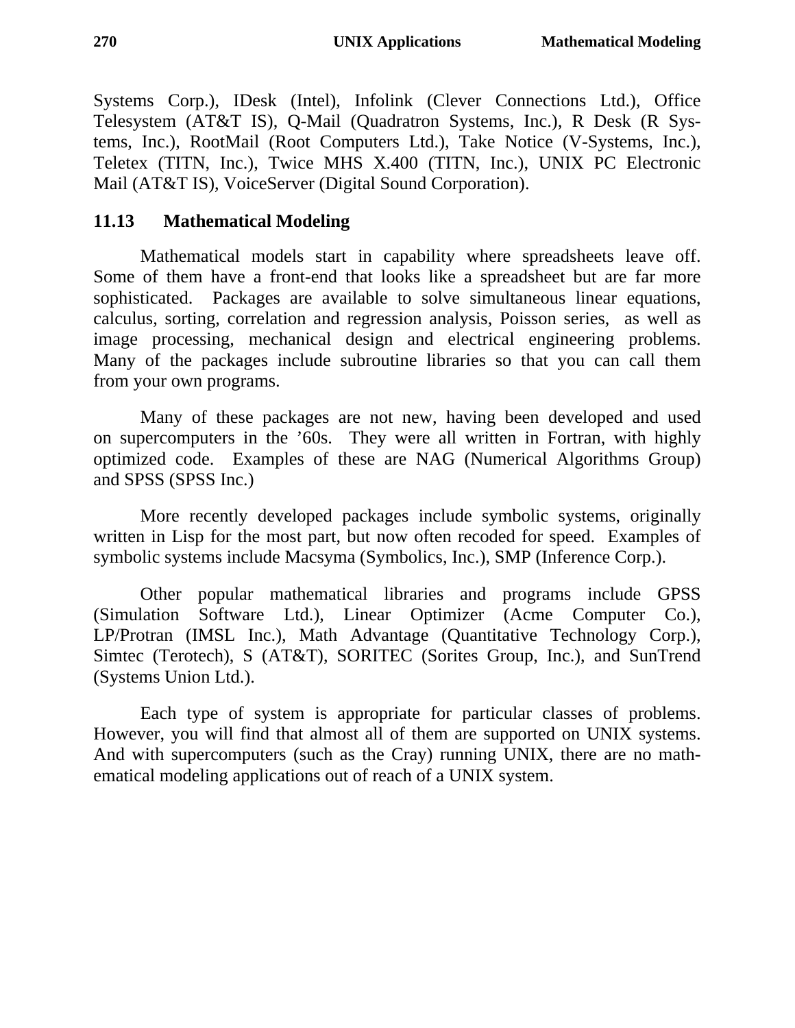Systems Corp.), IDesk (Intel), Infolink (Clever Connections Ltd.), Office Telesystem (AT&T IS), Q-Mail (Quadratron Systems, Inc.), R Desk (R Systems, Inc.), RootMail (Root Computers Ltd.), Take Notice (V-Systems, Inc.), Teletex (TITN, Inc.), Twice MHS X.400 (TITN, Inc.), UNIX PC Electronic Mail (AT&T IS), VoiceServer (Digital Sound Corporation).

## 11.13 Mathematical Modeling

Mathematical models start in capability where spreadsheets leave off. Some of them have a front-end that looks like a spreadsheet but are far more sophisticated. Packages are available to solve simultaneous linear equations, calculus, sorting, correlation and regression analysis, Poisson series, as well as image processing, mechanical design and electrical engineering problems. Many of the packages include subroutine libraries so that you can call them from your own programs.

Many of these packages are not new, having been developed and used on supercomputers in the '60s. They were all written in Fortran, with highly optimized code. Examples of these are NAG (Numerical Algorithms Group) and SPSS (SPSS Inc.)

More recently developed packages include symbolic systems, originally written in Lisp for the most part, but now often recoded for speed. Examples of symbolic systems include Macsyma (Symbolics, Inc.), SMP (Inference Corp.).

Other popular mathematical libraries and programs include GPSS (Simulation Software Ltd.), Linear Optimizer (Acme Computer Co.), LP/Protran (IMSL Inc.), Math Advantage (Quantitative Technology Corp.), Simtec (Terotech), S (AT&T), SORITEC (Sorites Group, Inc.), and SunTrend (Systems Union Ltd.).

Each type of system is appropriate for particular classes of problems. However, you will find that almost all of them are supported on UNIX systems. And with supercomputers (such as the Cray) running UNIX, there are no mathematical modeling applications out of reach of a UNIX system.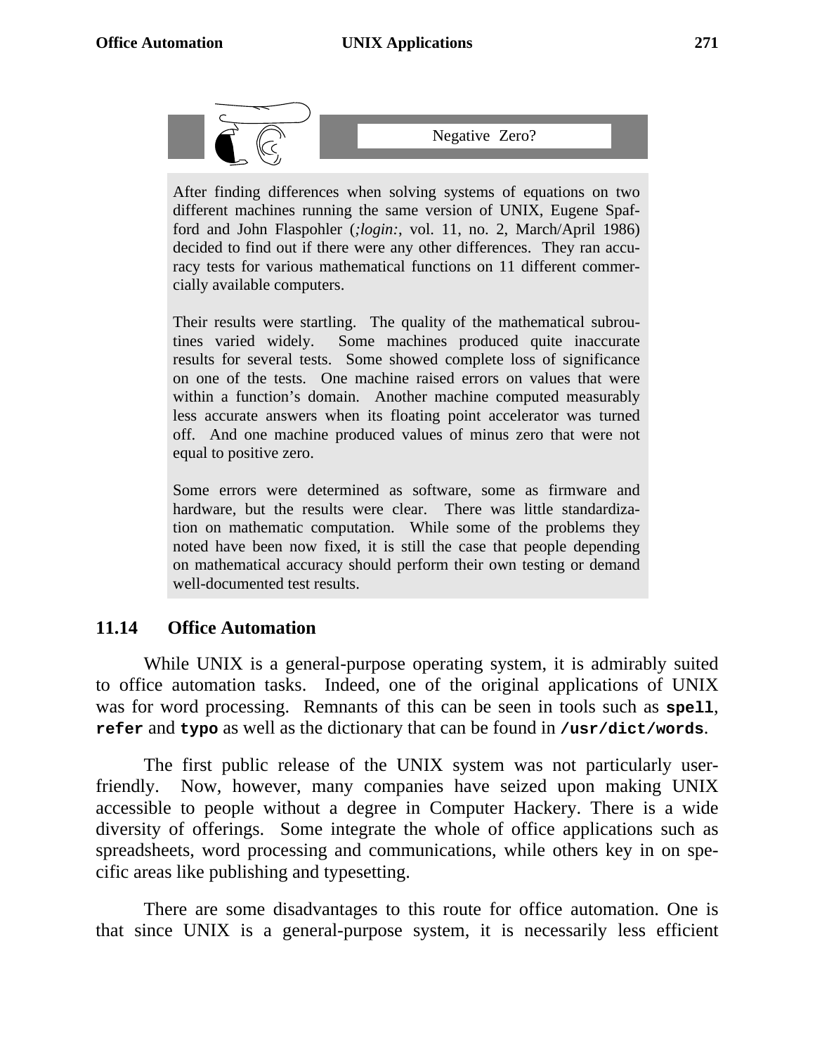**Negative Zero?**

After finding differences when solving systems of equations on two different machines running the same version of UNIX, Eugene Spafford and John Flaspohler (*;login:*, vol. 11, no. 2, March/April 1986) decided to find out if there were any other differences. They ran accuracy tests for various mathematical functions on 11 different commercially available computers.

Their results were startling. The quality of the mathematical subroutines varied widely. Some machines produced quite inaccurate results for several tests. Some showed complete loss of significance on one of the tests. One machine raised errors on values that were within a function's domain. Another machine computed measurably less accurate answers when its floating point accelerator was turned off. And one machine produced values of minus zero that were not equal to positive zero.

Some errors were determined as software, some as firmware and hardware, but the results were clear. There was little standardization on mathematic computation. While some of the problems they noted have been now fixed, it is still the case that people depending on mathematical accuracy should perform their own testing or demand well-documented test results.

## 11.14 Office Automation

While UNIX is a general-purpose operating system, it is admirably suited to office automation tasks. Indeed, one of the original applications of UNIX was for word processing. Remnants of this can be seen in tools such as **`spell`**, **`refer`** and **`typo`** as well as the dictionary that can be found in **`/usr/dict/words`**.

The first public release of the UNIX system was not particularly user-friendly. Now, however, many companies have seized upon making UNIX accessible to people without a degree in Computer Hackery. There is a wide diversity of offerings. Some integrate the whole of office applications such as spreadsheets, word processing and communications, while others key in on specific areas like publishing and typesetting.

There are some disadvantages to this route for office automation. One is that since UNIX is a general-purpose system, it is necessarily less efficient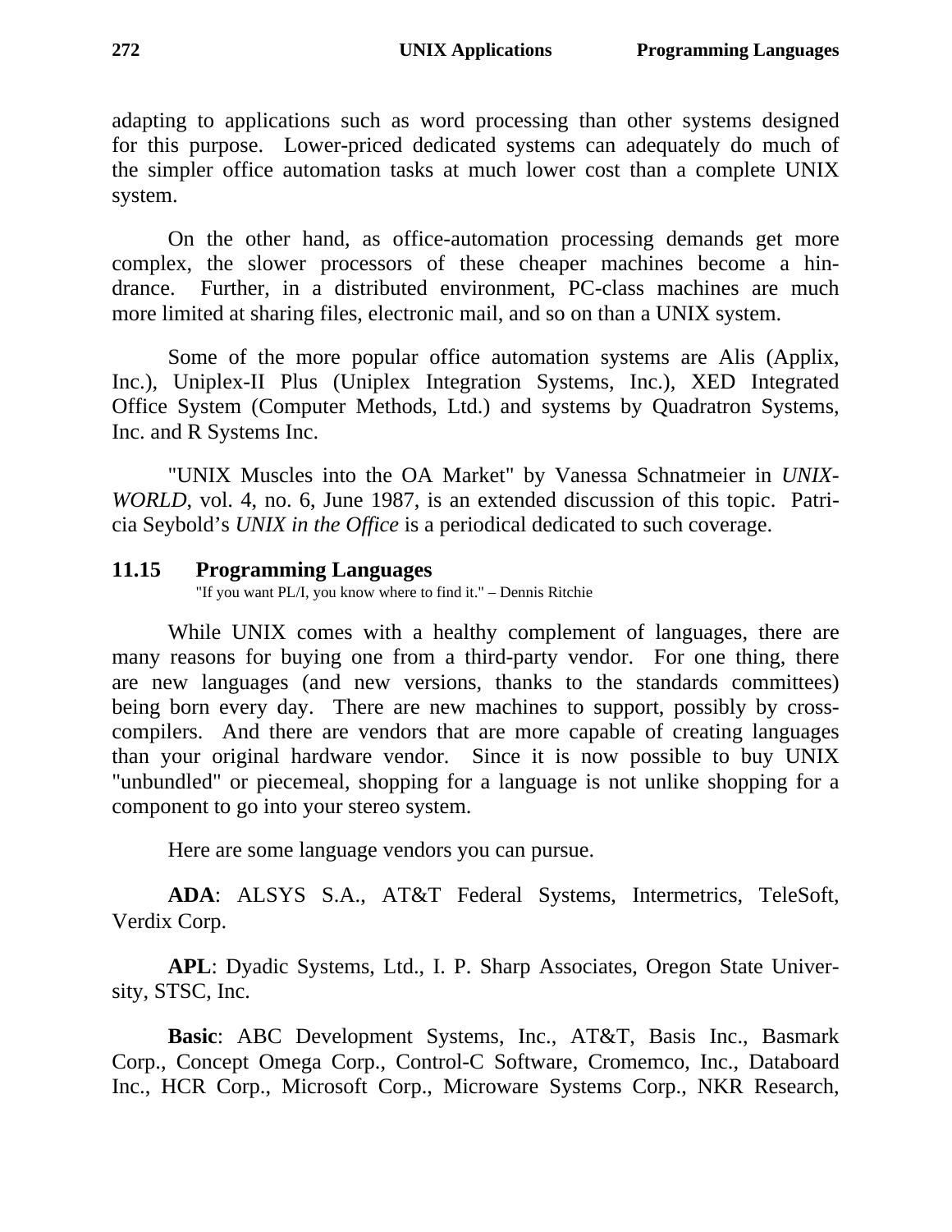adapting to applications such as word processing than other systems designed for this purpose. Lower-priced dedicated systems can adequately do much of the simpler office automation tasks at much lower cost than a complete UNIX system.

On the other hand, as office-automation processing demands get more complex, the slower processors of these cheaper machines become a hindrance. Further, in a distributed environment, PC-class machines are much more limited at sharing files, electronic mail, and so on than a UNIX system.

Some of the more popular office automation systems are Alis (Applix, Inc.), Uniplex-II Plus (Uniplex Integration Systems, Inc.), XED Integrated Office System (Computer Methods, Ltd.) and systems by Quadratron Systems, Inc. and R Systems Inc.

"UNIX Muscles into the OA Market" by Vanessa Schnatmeier in *UNIX-WORLD*, vol. 4, no. 6, June 1987, is an extended discussion of this topic. Patricia Seybold's *UNIX in the Office* is a periodical dedicated to such coverage.

## 11.15 Programming Languages

"If you want PL/I, you know where to find it." – Dennis Ritchie

While UNIX comes with a healthy complement of languages, there are many reasons for buying one from a third-party vendor. For one thing, there are new languages (and new versions, thanks to the standards committees) being born every day. There are new machines to support, possibly by cross-compilers. And there are vendors that are more capable of creating languages than your original hardware vendor. Since it is now possible to buy UNIX "unbundled" or piecemeal, shopping for a language is not unlike shopping for a component to go into your stereo system.

Here are some language vendors you can pursue.

**ADA**: ALSYS S.A., AT&T Federal Systems, Intermetrics, TeleSoft, Verdix Corp.

**APL**: Dyadic Systems, Ltd., I. P. Sharp Associates, Oregon State University, STSC, Inc.

**Basic**: ABC Development Systems, Inc., AT&T, Basis Inc., Basmark Corp., Concept Omega Corp., Control-C Software, Cromemco, Inc., Databoard Inc., HCR Corp., Microsoft Corp., Microware Systems Corp., NKR Research,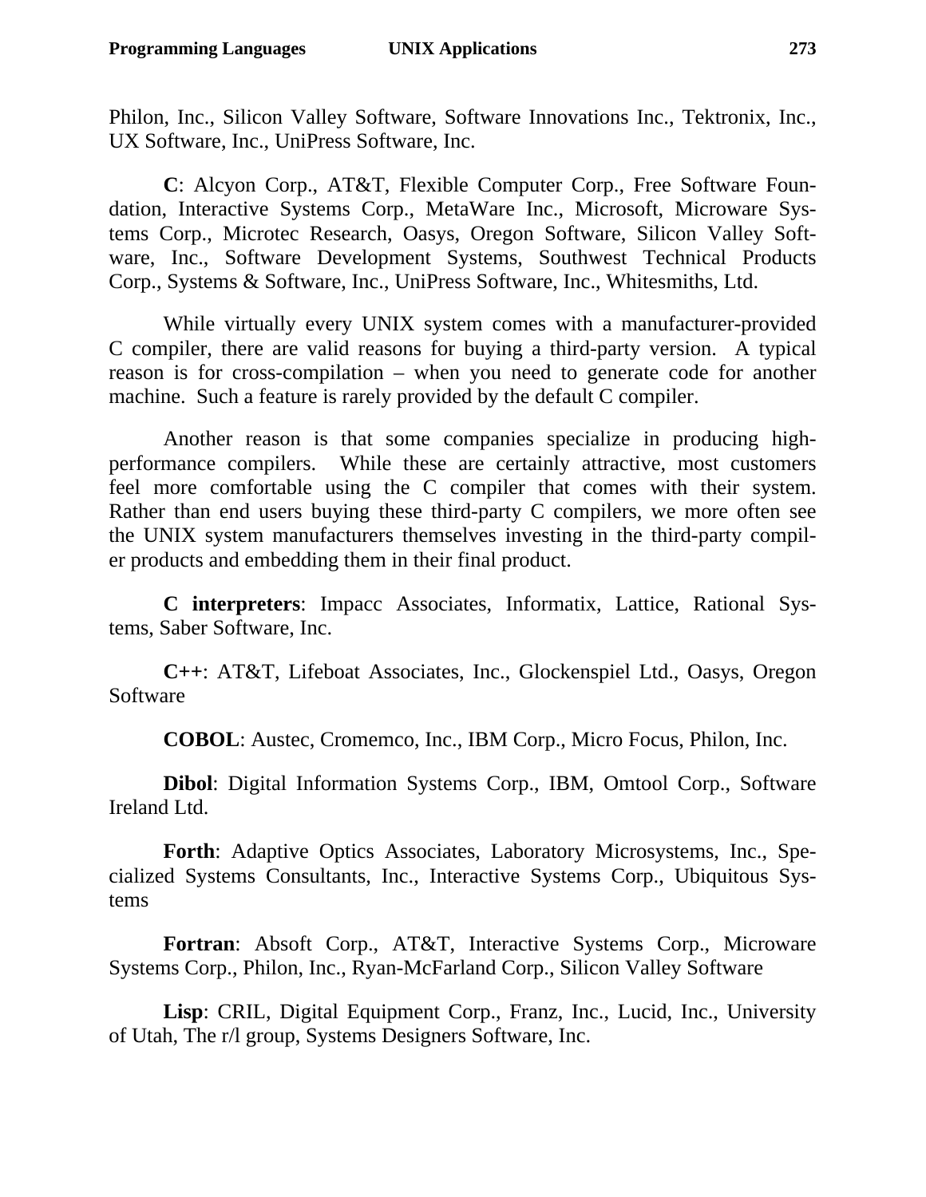Philon, Inc., Silicon Valley Software, Software Innovations Inc., Tektronix, Inc., UX Software, Inc., UniPress Software, Inc.

**C**: Alcyon Corp., AT&T, Flexible Computer Corp., Free Software Foundation, Interactive Systems Corp., MetaWare Inc., Microsoft, Microware Systems Corp., Microtec Research, Oasys, Oregon Software, Silicon Valley Software, Inc., Software Development Systems, Southwest Technical Products Corp., Systems & Software, Inc., UniPress Software, Inc., Whitesmiths, Ltd.

While virtually every UNIX system comes with a manufacturer-provided C compiler, there are valid reasons for buying a third-party version. A typical reason is for cross-compilation – when you need to generate code for another machine. Such a feature is rarely provided by the default C compiler.

Another reason is that some companies specialize in producing high-performance compilers. While these are certainly attractive, most customers feel more comfortable using the C compiler that comes with their system. Rather than end users buying these third-party C compilers, we more often see the UNIX system manufacturers themselves investing in the third-party compiler products and embedding them in their final product.

**C interpreters**: Impacc Associates, Informatix, Lattice, Rational Systems, Saber Software, Inc.

**C++**: AT&T, Lifeboat Associates, Inc., Glockenspiel Ltd., Oasys, Oregon Software

**COBOL**: Austec, Cromemco, Inc., IBM Corp., Micro Focus, Philon, Inc.

**Dibol**: Digital Information Systems Corp., IBM, Omtool Corp., Software Ireland Ltd.

**Forth**: Adaptive Optics Associates, Laboratory Microsystems, Inc., Specialized Systems Consultants, Inc., Interactive Systems Corp., Ubiquitous Systems

**Fortran**: Absoft Corp., AT&T, Interactive Systems Corp., Microware Systems Corp., Philon, Inc., Ryan-McFarland Corp., Silicon Valley Software

**Lisp**: CRIL, Digital Equipment Corp., Franz, Inc., Lucid, Inc., University of Utah, The r/l group, Systems Designers Software, Inc.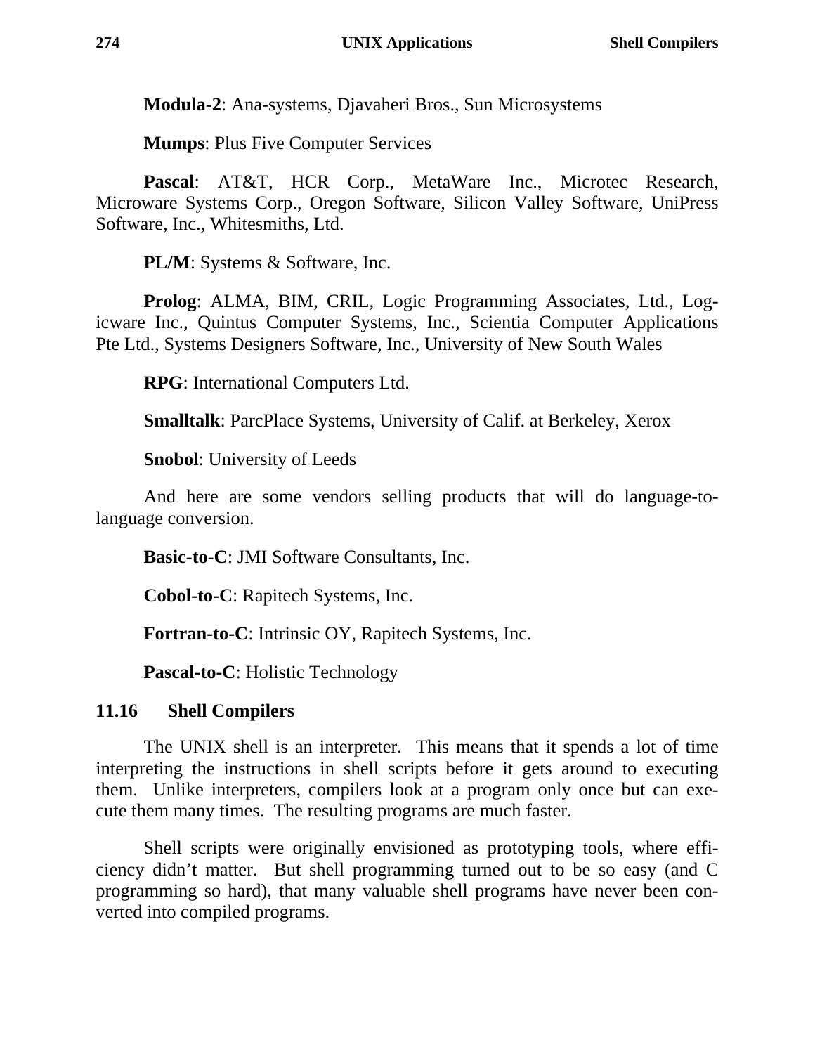**Modula-2**: Ana-systems, Djavaheri Bros., Sun Microsystems

**Mumps**: Plus Five Computer Services

**Pascal**: AT&T, HCR Corp., MetaWare Inc., Microtec Research, Microware Systems Corp., Oregon Software, Silicon Valley Software, UniPress Software, Inc., Whitesmiths, Ltd.

**PL/M**: Systems & Software, Inc.

**Prolog**: ALMA, BIM, CRIL, Logic Programming Associates, Ltd., Logicware Inc., Quintus Computer Systems, Inc., Scientia Computer Applications Pte Ltd., Systems Designers Software, Inc., University of New South Wales

**RPG**: International Computers Ltd.

**Smalltalk**: ParcPlace Systems, University of Calif. at Berkeley, Xerox

**Snobol**: University of Leeds

And here are some vendors selling products that will do language-to-language conversion.

**Basic-to-C**: JMI Software Consultants, Inc.

**Cobol-to-C**: Rapitech Systems, Inc.

**Fortran-to-C**: Intrinsic OY, Rapitech Systems, Inc.

**Pascal-to-C**: Holistic Technology

## 11.16 Shell Compilers

The UNIX shell is an interpreter. This means that it spends a lot of time interpreting the instructions in shell scripts before it gets around to executing them. Unlike interpreters, compilers look at a program only once but can execute them many times. The resulting programs are much faster.

Shell scripts were originally envisioned as prototyping tools, where efficiency didn't matter. But shell programming turned out to be so easy (and C programming so hard), that many valuable shell programs have never been converted into compiled programs.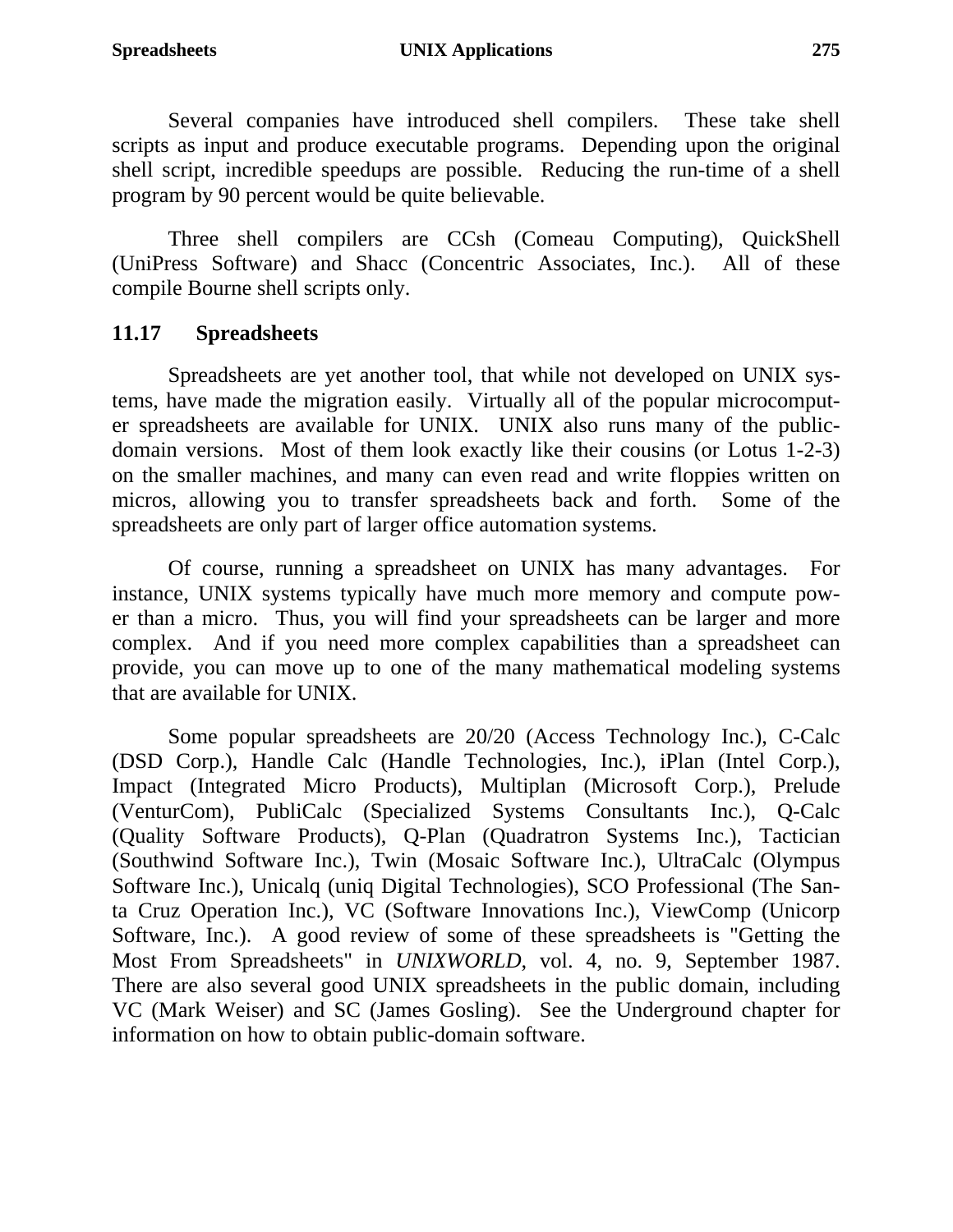Several companies have introduced shell compilers. These take shell scripts as input and produce executable programs. Depending upon the original shell script, incredible speedups are possible. Reducing the run-time of a shell program by 90 percent would be quite believable.

Three shell compilers are CCsh (Comeau Computing), QuickShell (UniPress Software) and Shacc (Concentric Associates, Inc.). All of these compile Bourne shell scripts only.

## 11.17 Spreadsheets

Spreadsheets are yet another tool, that while not developed on UNIX systems, have made the migration easily. Virtually all of the popular microcomputer spreadsheets are available for UNIX. UNIX also runs many of the public-domain versions. Most of them look exactly like their cousins (or Lotus 1-2-3) on the smaller machines, and many can even read and write floppies written on micros, allowing you to transfer spreadsheets back and forth. Some of the spreadsheets are only part of larger office automation systems.

Of course, running a spreadsheet on UNIX has many advantages. For instance, UNIX systems typically have much more memory and compute power than a micro. Thus, you will find your spreadsheets can be larger and more complex. And if you need more complex capabilities than a spreadsheet can provide, you can move up to one of the many mathematical modeling systems that are available for UNIX.

Some popular spreadsheets are 20/20 (Access Technology Inc.), C-Calc (DSD Corp.), Handle Calc (Handle Technologies, Inc.), iPlan (Intel Corp.), Impact (Integrated Micro Products), Multiplan (Microsoft Corp.), Prelude (VenturCom), PubliCalc (Specialized Systems Consultants Inc.), Q-Calc (Quality Software Products), Q-Plan (Quadratron Systems Inc.), Tactician (Southwind Software Inc.), Twin (Mosaic Software Inc.), UltraCalc (Olympus Software Inc.), Unicalq (uniq Digital Technologies), SCO Professional (The Santa Cruz Operation Inc.), VC (Software Innovations Inc.), ViewComp (Unicorp Software, Inc.). A good review of some of these spreadsheets is "Getting the Most From Spreadsheets" in *UNIXWORLD*, vol. 4, no. 9, September 1987. There are also several good UNIX spreadsheets in the public domain, including VC (Mark Weiser) and SC (James Gosling). See the Underground chapter for information on how to obtain public-domain software.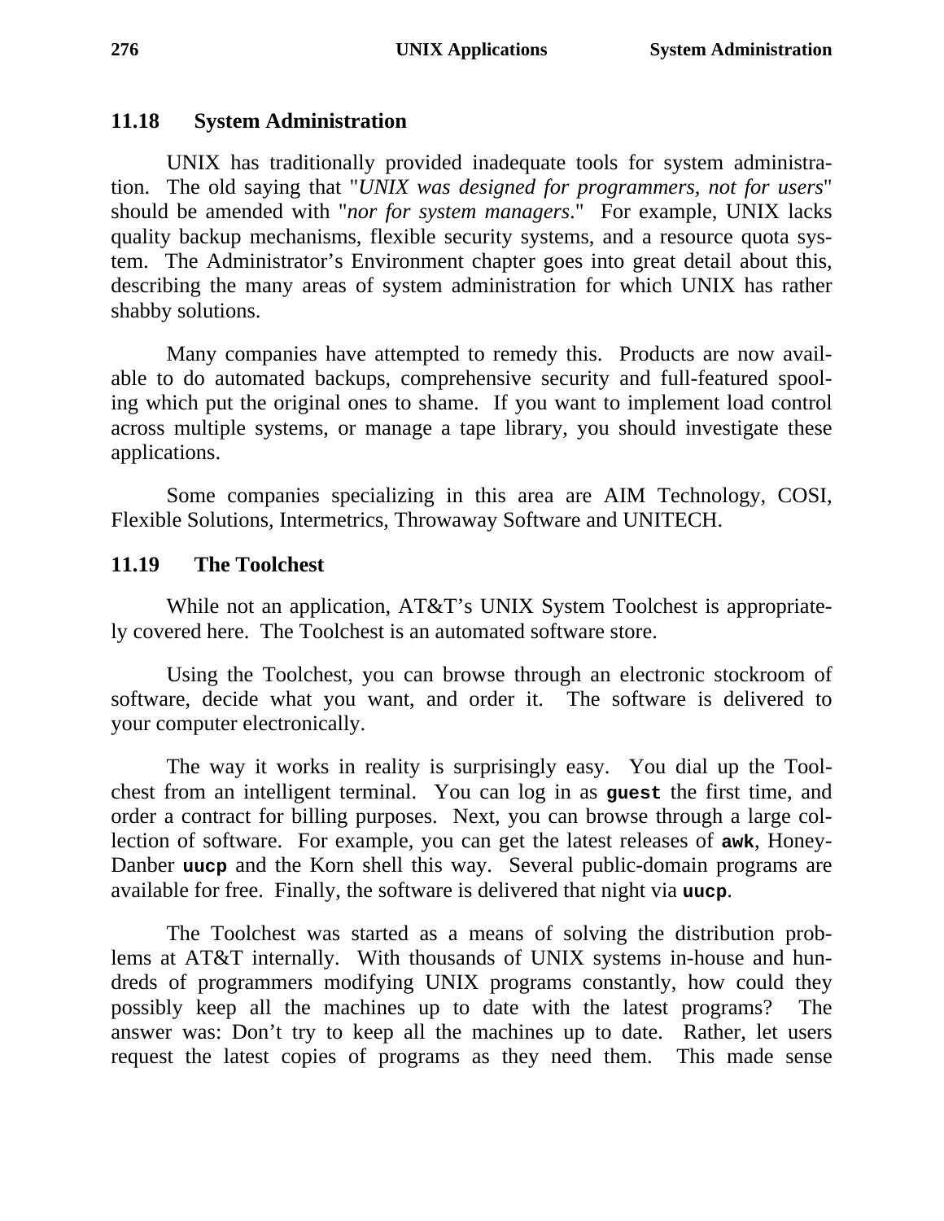## 11.18 System Administration

UNIX has traditionally provided inadequate tools for system administration. The old saying that "*UNIX was designed for programmers, not for users*" should be amended with "*nor for system managers*." For example, UNIX lacks quality backup mechanisms, flexible security systems, and a resource quota system. The Administrator's Environment chapter goes into great detail about this, describing the many areas of system administration for which UNIX has rather shabby solutions.

Many companies have attempted to remedy this. Products are now available to do automated backups, comprehensive security and full-featured spooling which put the original ones to shame. If you want to implement load control across multiple systems, or manage a tape library, you should investigate these applications.

Some companies specializing in this area are AIM Technology, COSI, Flexible Solutions, Intermetrics, Throwaway Software and UNITECH.

## 11.19 The Toolchest

While not an application, AT&T's UNIX System Toolchest is appropriately covered here. The Toolchest is an automated software store.

Using the Toolchest, you can browse through an electronic stockroom of software, decide what you want, and order it. The software is delivered to your computer electronically.

The way it works in reality is surprisingly easy. You dial up the Toolchest from an intelligent terminal. You can log in as **`guest`** the first time, and order a contract for billing purposes. Next, you can browse through a large collection of software. For example, you can get the latest releases of **`awk`**, HoneyDanber **`uucp`** and the Korn shell this way. Several public-domain programs are available for free. Finally, the software is delivered that night via **`uucp`**.

The Toolchest was started as a means of solving the distribution problems at AT&T internally. With thousands of UNIX systems in-house and hundreds of programmers modifying UNIX programs constantly, how could they possibly keep all the machines up to date with the latest programs? The answer was: Don't try to keep all the machines up to date. Rather, let users request the latest copies of programs as they need them. This made sense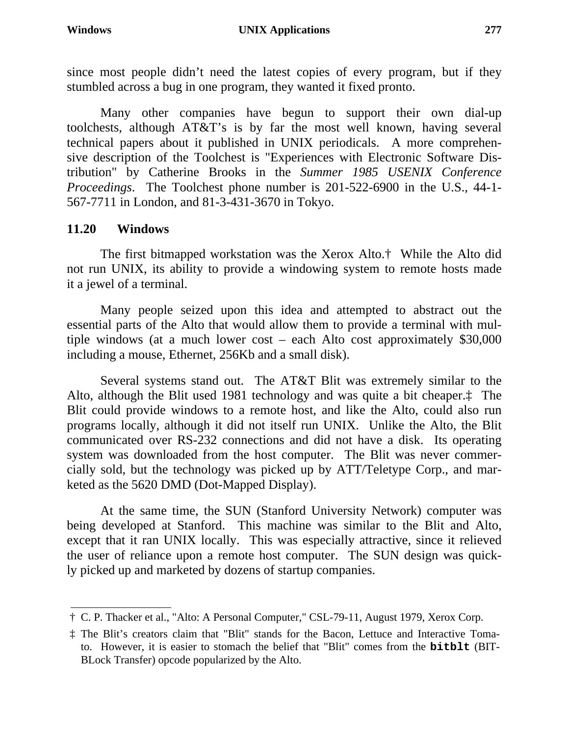since most people didn't need the latest copies of every program, but if they stumbled across a bug in one program, they wanted it fixed pronto.

Many other companies have begun to support their own dial-up toolchests, although AT&T's is by far the most well known, having several technical papers about it published in UNIX periodicals. A more comprehensive description of the Toolchest is "Experiences with Electronic Software Distribution" by Catherine Brooks in the *Summer 1985 USENIX Conference Proceedings*. The Toolchest phone number is 201-522-6900 in the U.S., 44-1-567-7711 in London, and 81-3-431-3670 in Tokyo.

## 11.20 Windows

The first bitmapped workstation was the Xerox Alto.† While the Alto did not run UNIX, its ability to provide a windowing system to remote hosts made it a jewel of a terminal.

Many people seized upon this idea and attempted to abstract out the essential parts of the Alto that would allow them to provide a terminal with multiple windows (at a much lower cost – each Alto cost approximately $30,000 including a mouse, Ethernet, 256Kb and a small disk).

Several systems stand out. The AT&T Blit was extremely similar to the Alto, although the Blit used 1981 technology and was quite a bit cheaper.‡ The Blit could provide windows to a remote host, and like the Alto, could also run programs locally, although it did not itself run UNIX. Unlike the Alto, the Blit communicated over RS-232 connections and did not have a disk. Its operating system was downloaded from the host computer. The Blit was never commercially sold, but the technology was picked up by ATT/Teletype Corp., and marketed as the 5620 DMD (Dot-Mapped Display).

At the same time, the SUN (Stanford University Network) computer was being developed at Stanford. This machine was similar to the Blit and Alto, except that it ran UNIX locally. This was especially attractive, since it relieved the user of reliance upon a remote host computer. The SUN design was quickly picked up and marketed by dozens of startup companies.

---

† C. P. Thacker et al., "Alto: A Personal Computer," CSL-79-11, August 1979, Xerox Corp.

‡ The Blit's creators claim that "Blit" stands for the Bacon, Lettuce and Interactive Tomato. However, it is easier to stomach the belief that "Blit" comes from the **`bitblt`** (BIT-BLock Transfer) opcode popularized by the Alto.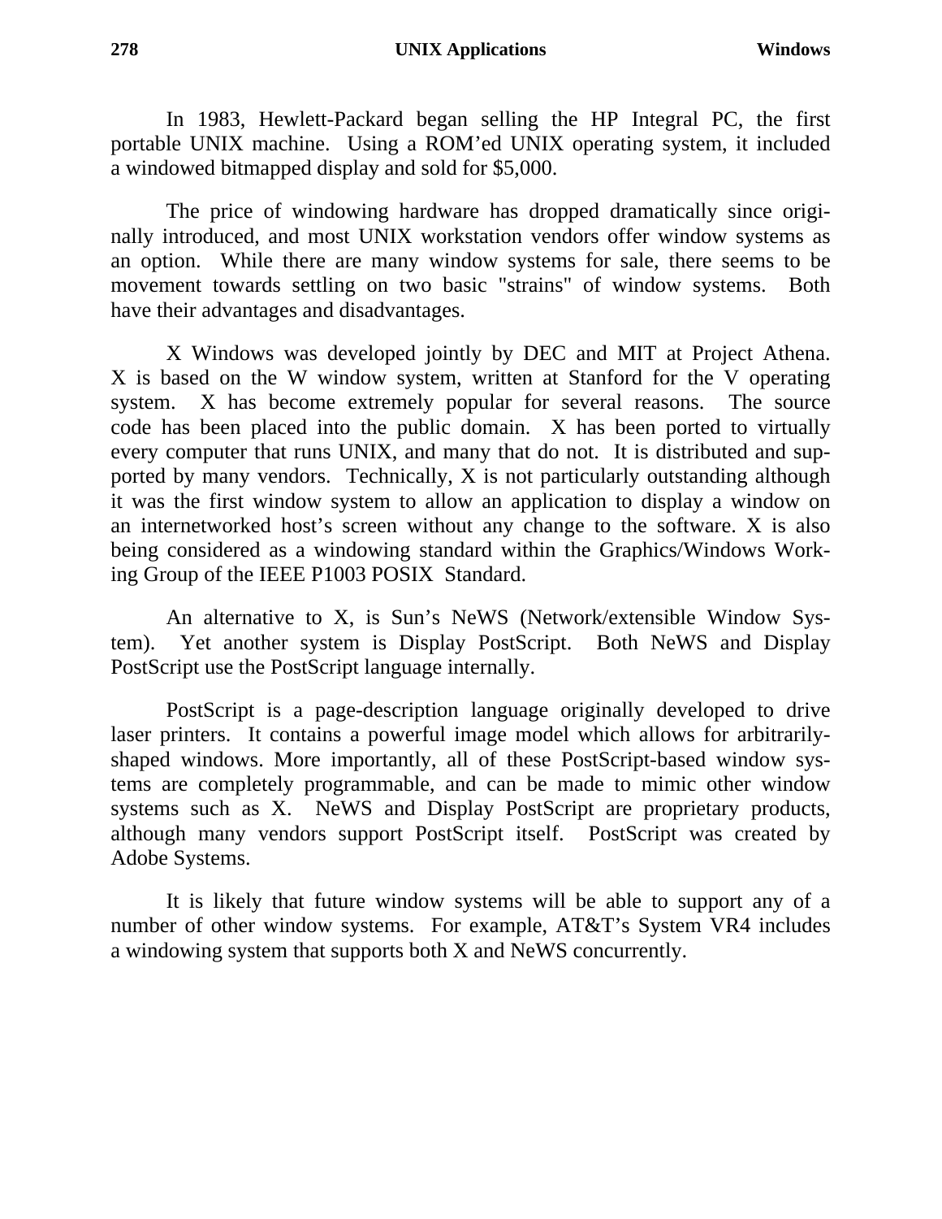In 1983, Hewlett-Packard began selling the HP Integral PC, the first portable UNIX machine. Using a ROM'ed UNIX operating system, it included a windowed bitmapped display and sold for $5,000.

The price of windowing hardware has dropped dramatically since originally introduced, and most UNIX workstation vendors offer window systems as an option. While there are many window systems for sale, there seems to be movement towards settling on two basic "strains" of window systems. Both have their advantages and disadvantages.

X Windows was developed jointly by DEC and MIT at Project Athena. X is based on the W window system, written at Stanford for the V operating system. X has become extremely popular for several reasons. The source code has been placed into the public domain. X has been ported to virtually every computer that runs UNIX, and many that do not. It is distributed and supported by many vendors. Technically, X is not particularly outstanding although it was the first window system to allow an application to display a window on an internetworked host's screen without any change to the software. X is also being considered as a windowing standard within the Graphics/Windows Working Group of the IEEE P1003 POSIX Standard.

An alternative to X, is Sun's NeWS (Network/extensible Window System). Yet another system is Display PostScript. Both NeWS and Display PostScript use the PostScript language internally.

PostScript is a page-description language originally developed to drive laser printers. It contains a powerful image model which allows for arbitrarily-shaped windows. More importantly, all of these PostScript-based window systems are completely programmable, and can be made to mimic other window systems such as X. NeWS and Display PostScript are proprietary products, although many vendors support PostScript itself. PostScript was created by Adobe Systems.

It is likely that future window systems will be able to support any of a number of other window systems. For example, AT&T's System VR4 includes a windowing system that supports both X and NeWS concurrently.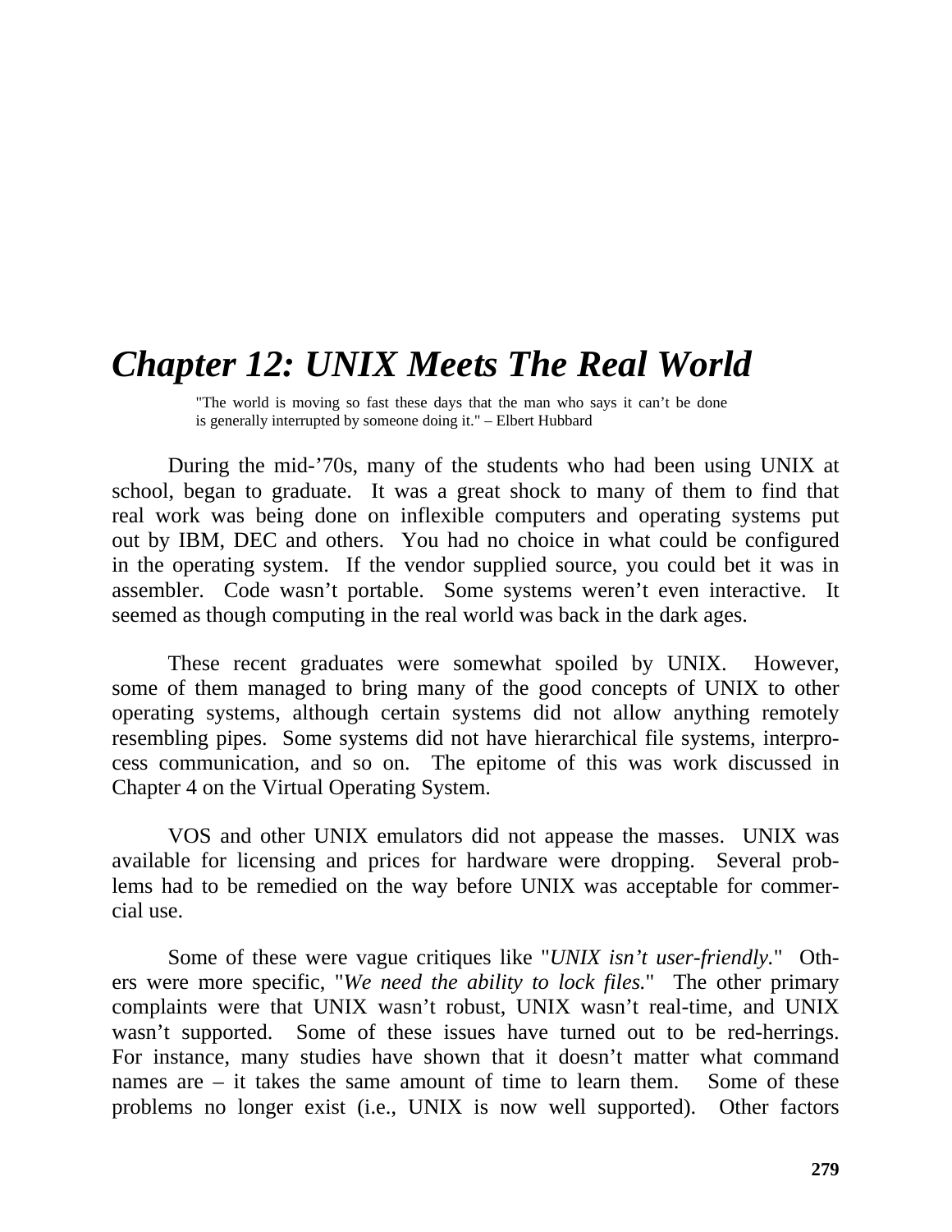# Chapter 12: UNIX Meets The Real World

> "The world is moving so fast these days that the man who says it can't be done is generally interrupted by someone doing it." – Elbert Hubbard

During the mid-'70s, many of the students who had been using UNIX at school, began to graduate. It was a great shock to many of them to find that real work was being done on inflexible computers and operating systems put out by IBM, DEC and others. You had no choice in what could be configured in the operating system. If the vendor supplied source, you could bet it was in assembler. Code wasn't portable. Some systems weren't even interactive. It seemed as though computing in the real world was back in the dark ages.

These recent graduates were somewhat spoiled by UNIX. However, some of them managed to bring many of the good concepts of UNIX to other operating systems, although certain systems did not allow anything remotely resembling pipes. Some systems did not have hierarchical file systems, interprocess communication, and so on. The epitome of this was work discussed in Chapter 4 on the Virtual Operating System.

VOS and other UNIX emulators did not appease the masses. UNIX was available for licensing and prices for hardware were dropping. Several problems had to be remedied on the way before UNIX was acceptable for commercial use.

Some of these were vague critiques like "*UNIX isn't user-friendly.*" Others were more specific, "*We need the ability to lock files.*" The other primary complaints were that UNIX wasn't robust, UNIX wasn't real-time, and UNIX wasn't supported. Some of these issues have turned out to be red-herrings. For instance, many studies have shown that it doesn't matter what command names are – it takes the same amount of time to learn them. Some of these problems no longer exist (i.e., UNIX is now well supported). Other factors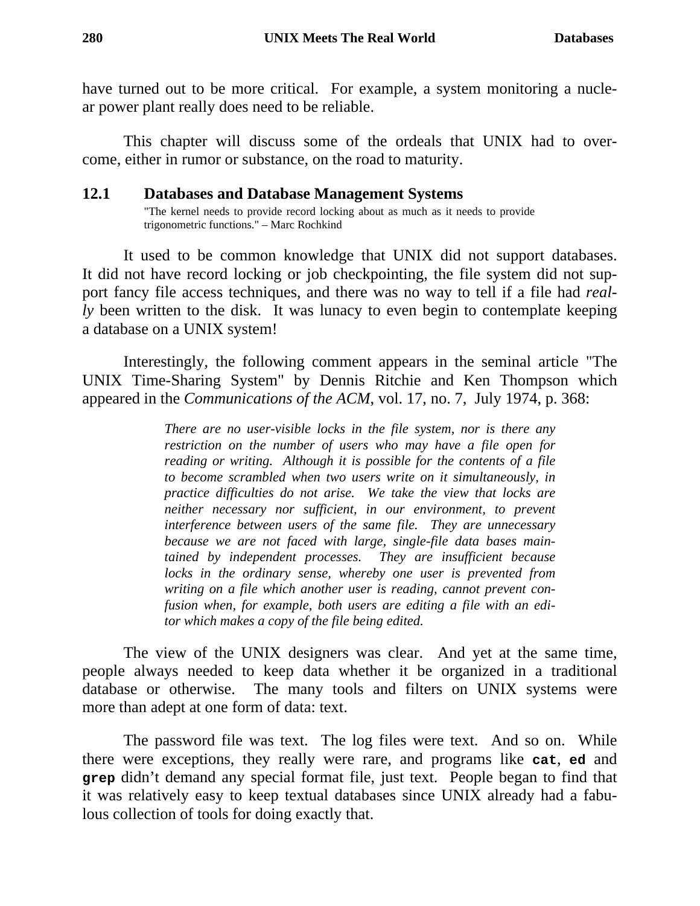have turned out to be more critical. For example, a system monitoring a nuclear power plant really does need to be reliable.

This chapter will discuss some of the ordeals that UNIX had to overcome, either in rumor or substance, on the road to maturity.

## 12.1 Databases and Database Management Systems

"The kernel needs to provide record locking about as much as it needs to provide trigonometric functions." – Marc Rochkind

It used to be common knowledge that UNIX did not support databases. It did not have record locking or job checkpointing, the file system did not support fancy file access techniques, and there was no way to tell if a file had *really* been written to the disk. It was lunacy to even begin to contemplate keeping a database on a UNIX system!

Interestingly, the following comment appears in the seminal article "The UNIX Time-Sharing System" by Dennis Ritchie and Ken Thompson which appeared in the *Communications of the ACM*, vol. 17, no. 7, July 1974, p. 368:

> *There are no user-visible locks in the file system, nor is there any restriction on the number of users who may have a file open for reading or writing. Although it is possible for the contents of a file to become scrambled when two users write on it simultaneously, in practice difficulties do not arise. We take the view that locks are neither necessary nor sufficient, in our environment, to prevent interference between users of the same file. They are unnecessary because we are not faced with large, single-file data bases maintained by independent processes. They are insufficient because locks in the ordinary sense, whereby one user is prevented from writing on a file which another user is reading, cannot prevent confusion when, for example, both users are editing a file with an editor which makes a copy of the file being edited.*

The view of the UNIX designers was clear. And yet at the same time, people always needed to keep data whether it be organized in a traditional database or otherwise. The many tools and filters on UNIX systems were more than adept at one form of data: text.

The password file was text. The log files were text. And so on. While there were exceptions, they really were rare, and programs like **`cat`**, **`ed`** and **`grep`** didn't demand any special format file, just text. People began to find that it was relatively easy to keep textual databases since UNIX already had a fabulous collection of tools for doing exactly that.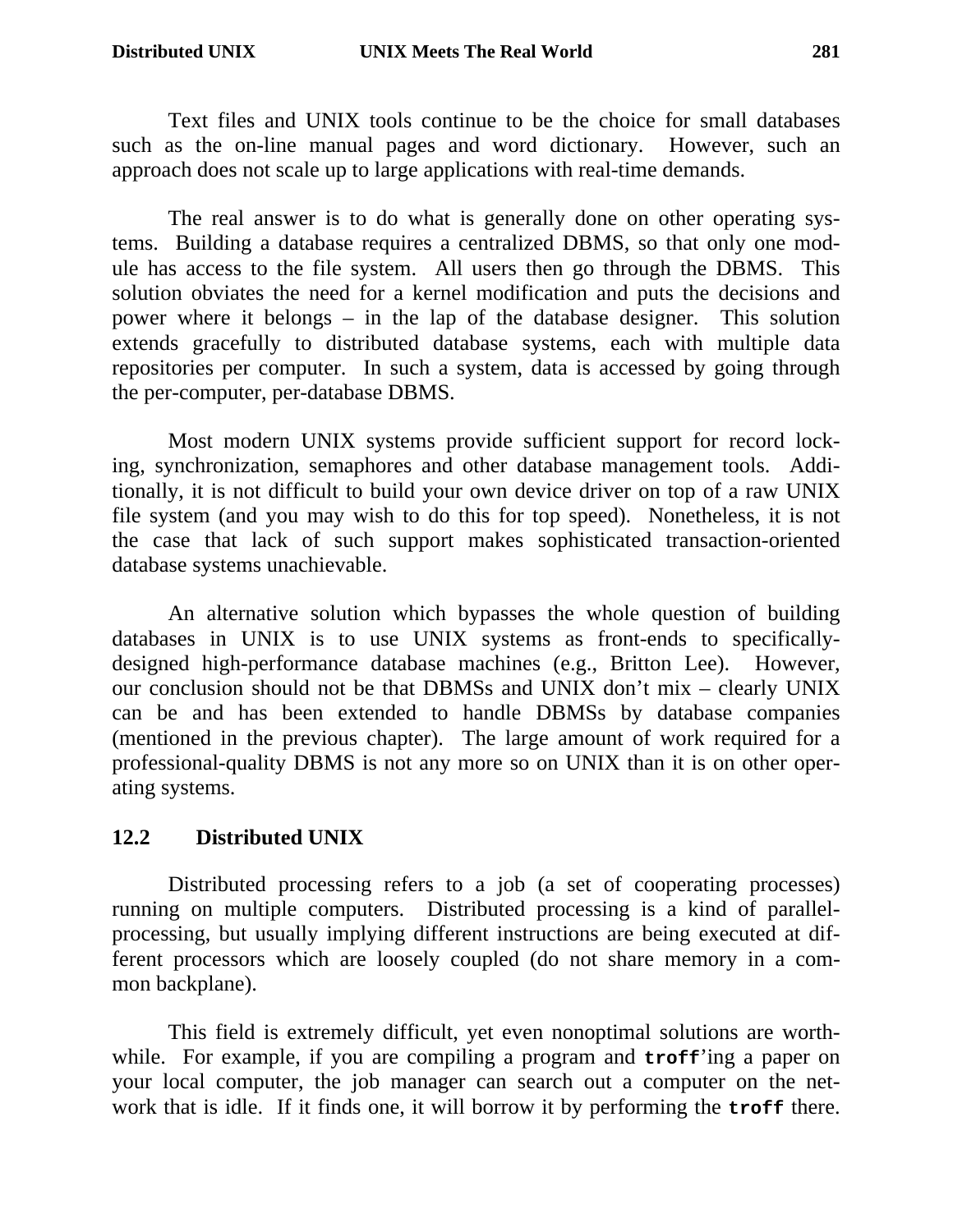Text files and UNIX tools continue to be the choice for small databases such as the on-line manual pages and word dictionary. However, such an approach does not scale up to large applications with real-time demands.

The real answer is to do what is generally done on other operating systems. Building a database requires a centralized DBMS, so that only one module has access to the file system. All users then go through the DBMS. This solution obviates the need for a kernel modification and puts the decisions and power where it belongs – in the lap of the database designer. This solution extends gracefully to distributed database systems, each with multiple data repositories per computer. In such a system, data is accessed by going through the per-computer, per-database DBMS.

Most modern UNIX systems provide sufficient support for record locking, synchronization, semaphores and other database management tools. Additionally, it is not difficult to build your own device driver on top of a raw UNIX file system (and you may wish to do this for top speed). Nonetheless, it is not the case that lack of such support makes sophisticated transaction-oriented database systems unachievable.

An alternative solution which bypasses the whole question of building databases in UNIX is to use UNIX systems as front-ends to specifically-designed high-performance database machines (e.g., Britton Lee). However, our conclusion should not be that DBMSs and UNIX don't mix – clearly UNIX can be and has been extended to handle DBMSs by database companies (mentioned in the previous chapter). The large amount of work required for a professional-quality DBMS is not any more so on UNIX than it is on other operating systems.

## 12.2 Distributed UNIX

Distributed processing refers to a job (a set of cooperating processes) running on multiple computers. Distributed processing is a kind of parallel-processing, but usually implying different instructions are being executed at different processors which are loosely coupled (do not share memory in a common backplane).

This field is extremely difficult, yet even nonoptimal solutions are worthwhile. For example, if you are compiling a program and **`troff`**'ing a paper on your local computer, the job manager can search out a computer on the network that is idle. If it finds one, it will borrow it by performing the **`troff`** there.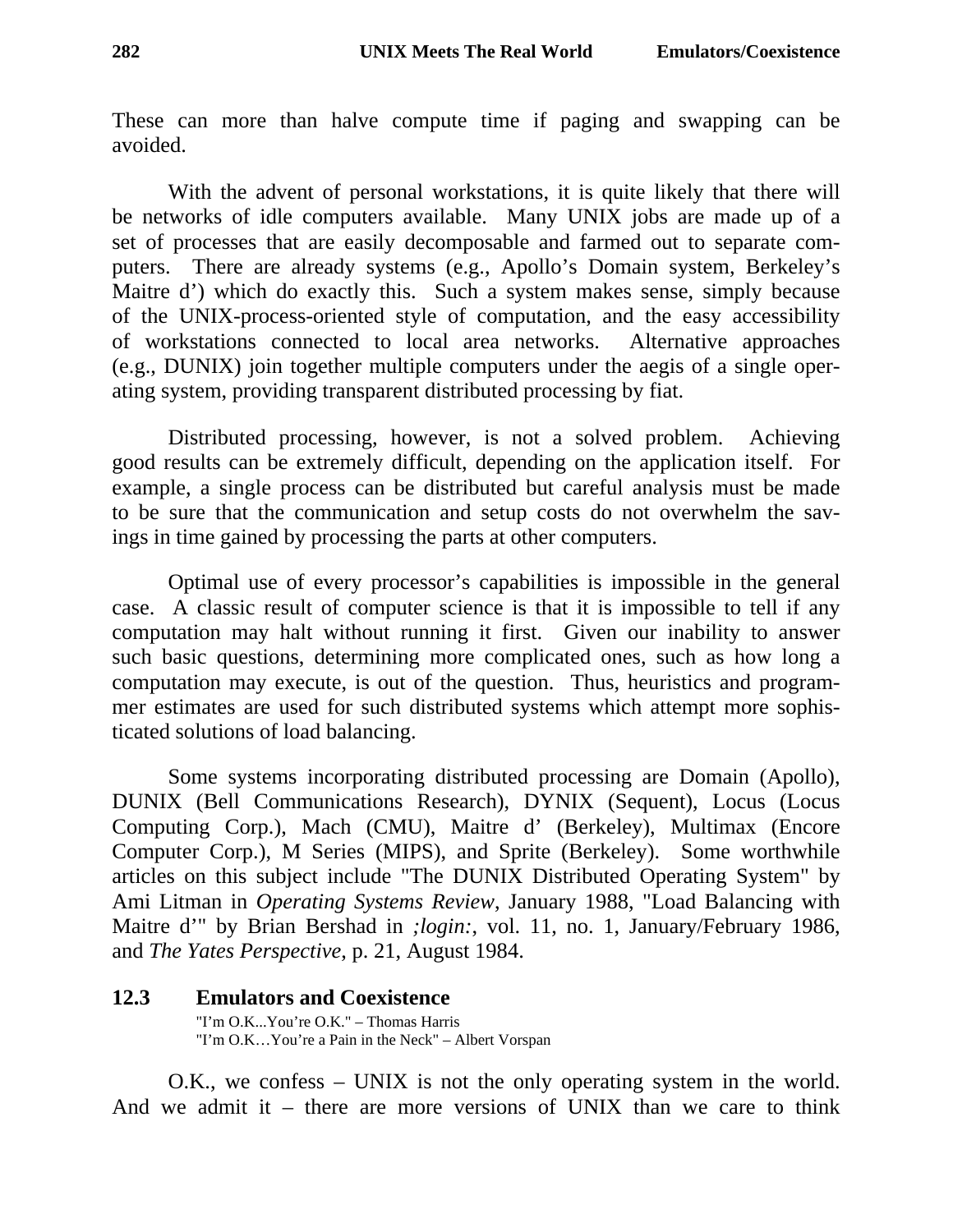These can more than halve compute time if paging and swapping can be avoided.

With the advent of personal workstations, it is quite likely that there will be networks of idle computers available. Many UNIX jobs are made up of a set of processes that are easily decomposable and farmed out to separate computers. There are already systems (e.g., Apollo's Domain system, Berkeley's Maitre d') which do exactly this. Such a system makes sense, simply because of the UNIX-process-oriented style of computation, and the easy accessibility of workstations connected to local area networks. Alternative approaches (e.g., DUNIX) join together multiple computers under the aegis of a single operating system, providing transparent distributed processing by fiat.

Distributed processing, however, is not a solved problem. Achieving good results can be extremely difficult, depending on the application itself. For example, a single process can be distributed but careful analysis must be made to be sure that the communication and setup costs do not overwhelm the savings in time gained by processing the parts at other computers.

Optimal use of every processor's capabilities is impossible in the general case. A classic result of computer science is that it is impossible to tell if any computation may halt without running it first. Given our inability to answer such basic questions, determining more complicated ones, such as how long a computation may execute, is out of the question. Thus, heuristics and programmer estimates are used for such distributed systems which attempt more sophisticated solutions of load balancing.

Some systems incorporating distributed processing are Domain (Apollo), DUNIX (Bell Communications Research), DYNIX (Sequent), Locus (Locus Computing Corp.), Mach (CMU), Maitre d' (Berkeley), Multimax (Encore Computer Corp.), M Series (MIPS), and Sprite (Berkeley). Some worthwhile articles on this subject include "The DUNIX Distributed Operating System" by Ami Litman in *Operating Systems Review*, January 1988, "Load Balancing with Maitre d'" by Brian Bershad in *;login:*, vol. 11, no. 1, January/February 1986, and *The Yates Perspective*, p. 21, August 1984.

## 12.3 Emulators and Coexistence

"I'm O.K...You're O.K." – Thomas Harris
"I'm O.K…You're a Pain in the Neck" – Albert Vorspan

O.K., we confess – UNIX is not the only operating system in the world. And we admit it – there are more versions of UNIX than we care to think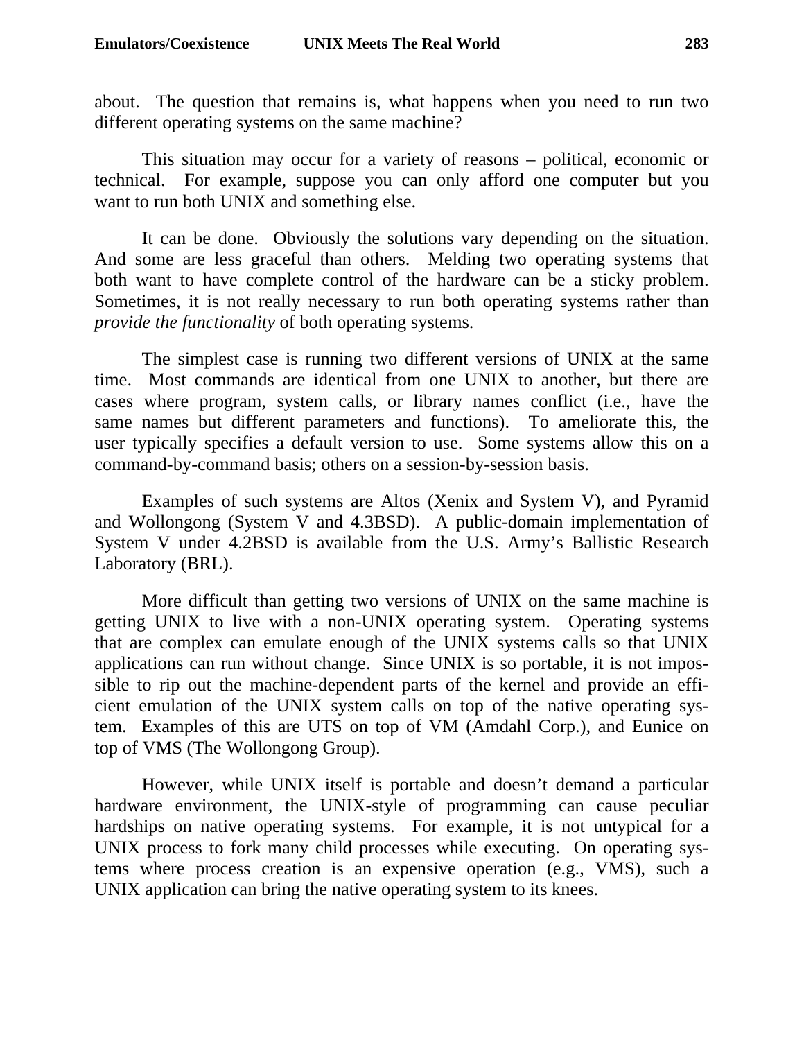about. The question that remains is, what happens when you need to run two different operating systems on the same machine?

This situation may occur for a variety of reasons – political, economic or technical. For example, suppose you can only afford one computer but you want to run both UNIX and something else.

It can be done. Obviously the solutions vary depending on the situation. And some are less graceful than others. Melding two operating systems that both want to have complete control of the hardware can be a sticky problem. Sometimes, it is not really necessary to run both operating systems rather than *provide the functionality* of both operating systems.

The simplest case is running two different versions of UNIX at the same time. Most commands are identical from one UNIX to another, but there are cases where program, system calls, or library names conflict (i.e., have the same names but different parameters and functions). To ameliorate this, the user typically specifies a default version to use. Some systems allow this on a command-by-command basis; others on a session-by-session basis.

Examples of such systems are Altos (Xenix and System V), and Pyramid and Wollongong (System V and 4.3BSD). A public-domain implementation of System V under 4.2BSD is available from the U.S. Army's Ballistic Research Laboratory (BRL).

More difficult than getting two versions of UNIX on the same machine is getting UNIX to live with a non-UNIX operating system. Operating systems that are complex can emulate enough of the UNIX systems calls so that UNIX applications can run without change. Since UNIX is so portable, it is not impossible to rip out the machine-dependent parts of the kernel and provide an efficient emulation of the UNIX system calls on top of the native operating system. Examples of this are UTS on top of VM (Amdahl Corp.), and Eunice on top of VMS (The Wollongong Group).

However, while UNIX itself is portable and doesn't demand a particular hardware environment, the UNIX-style of programming can cause peculiar hardships on native operating systems. For example, it is not untypical for a UNIX process to fork many child processes while executing. On operating systems where process creation is an expensive operation (e.g., VMS), such a UNIX application can bring the native operating system to its knees.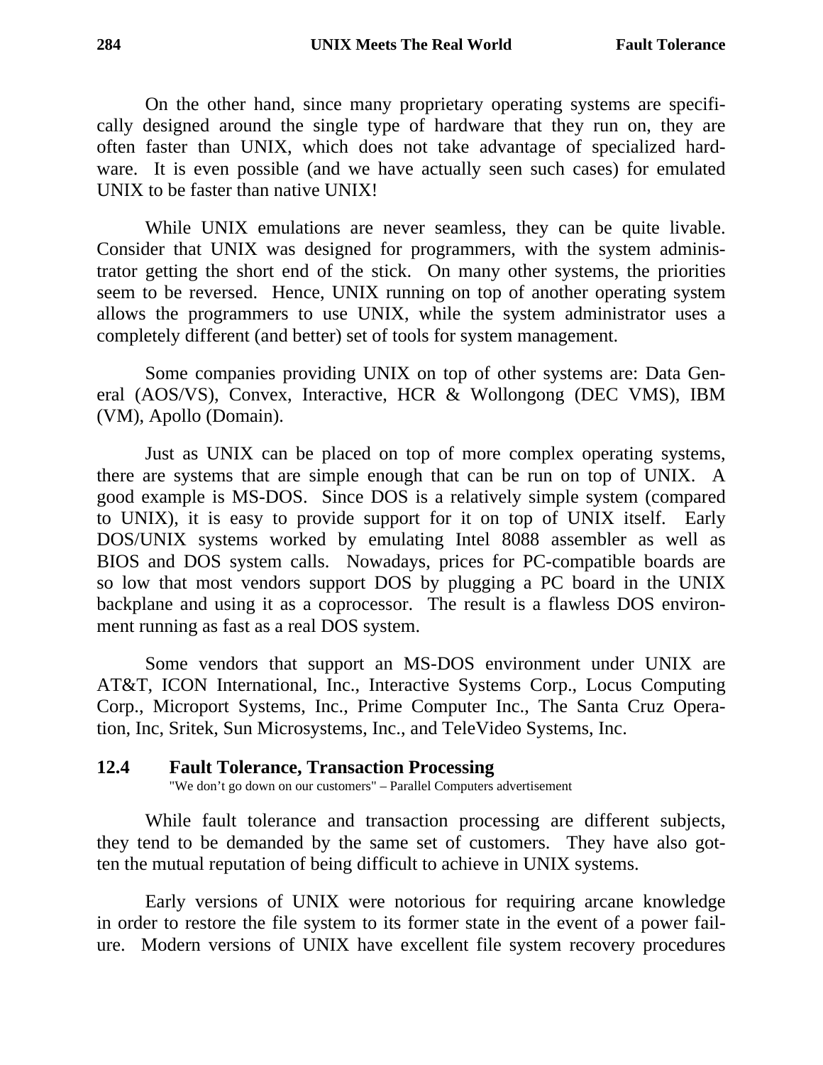On the other hand, since many proprietary operating systems are specifically designed around the single type of hardware that they run on, they are often faster than UNIX, which does not take advantage of specialized hardware. It is even possible (and we have actually seen such cases) for emulated UNIX to be faster than native UNIX!

While UNIX emulations are never seamless, they can be quite livable. Consider that UNIX was designed for programmers, with the system administrator getting the short end of the stick. On many other systems, the priorities seem to be reversed. Hence, UNIX running on top of another operating system allows the programmers to use UNIX, while the system administrator uses a completely different (and better) set of tools for system management.

Some companies providing UNIX on top of other systems are: Data General (AOS/VS), Convex, Interactive, HCR & Wollongong (DEC VMS), IBM (VM), Apollo (Domain).

Just as UNIX can be placed on top of more complex operating systems, there are systems that are simple enough that can be run on top of UNIX. A good example is MS-DOS. Since DOS is a relatively simple system (compared to UNIX), it is easy to provide support for it on top of UNIX itself. Early DOS/UNIX systems worked by emulating Intel 8088 assembler as well as BIOS and DOS system calls. Nowadays, prices for PC-compatible boards are so low that most vendors support DOS by plugging a PC board in the UNIX backplane and using it as a coprocessor. The result is a flawless DOS environment running as fast as a real DOS system.

Some vendors that support an MS-DOS environment under UNIX are AT&T, ICON International, Inc., Interactive Systems Corp., Locus Computing Corp., Microport Systems, Inc., Prime Computer Inc., The Santa Cruz Operation, Inc, Sritek, Sun Microsystems, Inc., and TeleVideo Systems, Inc.

## 12.4 Fault Tolerance, Transaction Processing

"We don't go down on our customers" – Parallel Computers advertisement

While fault tolerance and transaction processing are different subjects, they tend to be demanded by the same set of customers. They have also gotten the mutual reputation of being difficult to achieve in UNIX systems.

Early versions of UNIX were notorious for requiring arcane knowledge in order to restore the file system to its former state in the event of a power failure. Modern versions of UNIX have excellent file system recovery procedures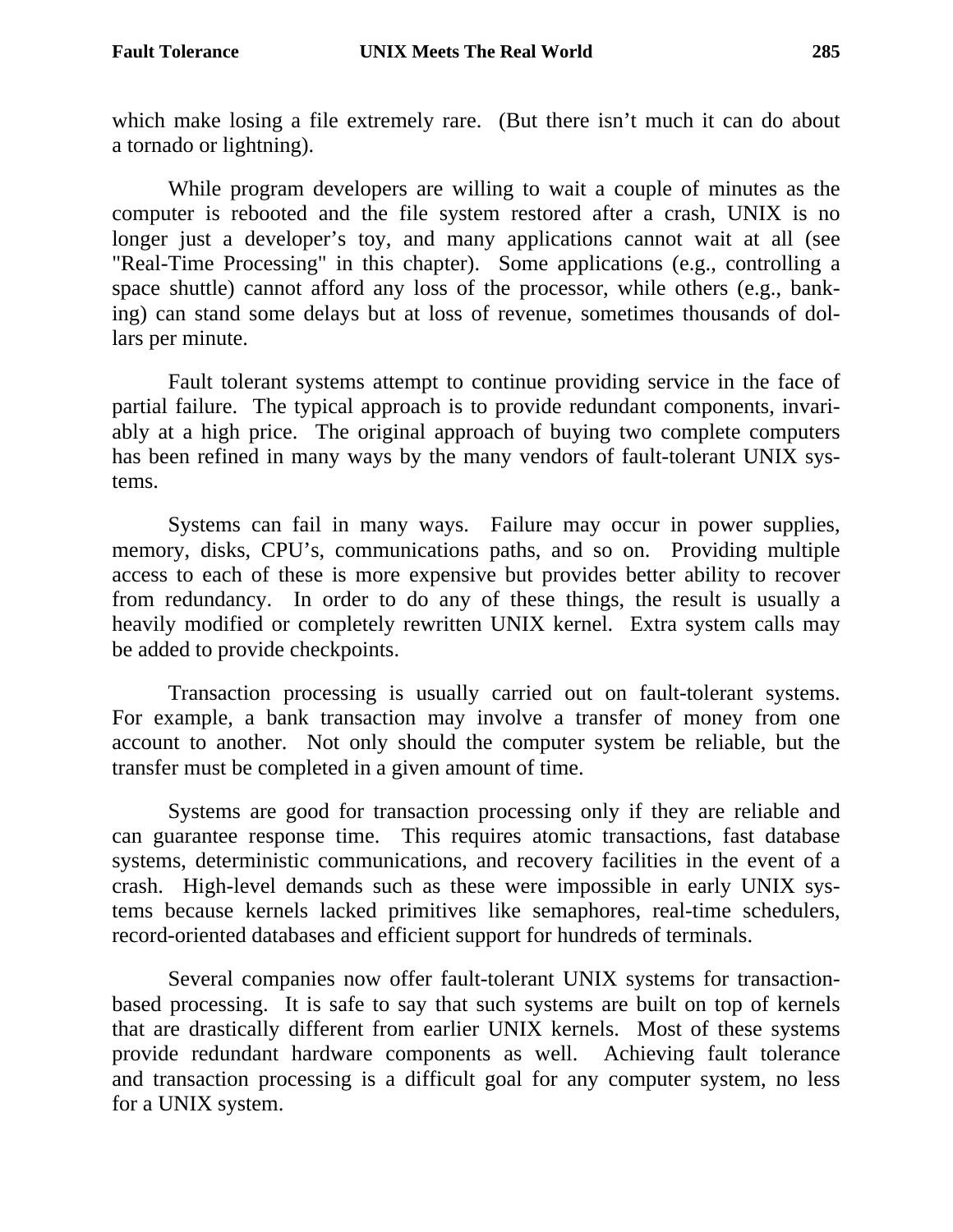which make losing a file extremely rare. (But there isn't much it can do about a tornado or lightning).

While program developers are willing to wait a couple of minutes as the computer is rebooted and the file system restored after a crash, UNIX is no longer just a developer's toy, and many applications cannot wait at all (see "Real-Time Processing" in this chapter). Some applications (e.g., controlling a space shuttle) cannot afford any loss of the processor, while others (e.g., banking) can stand some delays but at loss of revenue, sometimes thousands of dollars per minute.

Fault tolerant systems attempt to continue providing service in the face of partial failure. The typical approach is to provide redundant components, invariably at a high price. The original approach of buying two complete computers has been refined in many ways by the many vendors of fault-tolerant UNIX systems.

Systems can fail in many ways. Failure may occur in power supplies, memory, disks, CPU's, communications paths, and so on. Providing multiple access to each of these is more expensive but provides better ability to recover from redundancy. In order to do any of these things, the result is usually a heavily modified or completely rewritten UNIX kernel. Extra system calls may be added to provide checkpoints.

Transaction processing is usually carried out on fault-tolerant systems. For example, a bank transaction may involve a transfer of money from one account to another. Not only should the computer system be reliable, but the transfer must be completed in a given amount of time.

Systems are good for transaction processing only if they are reliable and can guarantee response time. This requires atomic transactions, fast database systems, deterministic communications, and recovery facilities in the event of a crash. High-level demands such as these were impossible in early UNIX systems because kernels lacked primitives like semaphores, real-time schedulers, record-oriented databases and efficient support for hundreds of terminals.

Several companies now offer fault-tolerant UNIX systems for transaction-based processing. It is safe to say that such systems are built on top of kernels that are drastically different from earlier UNIX kernels. Most of these systems provide redundant hardware components as well. Achieving fault tolerance and transaction processing is a difficult goal for any computer system, no less for a UNIX system.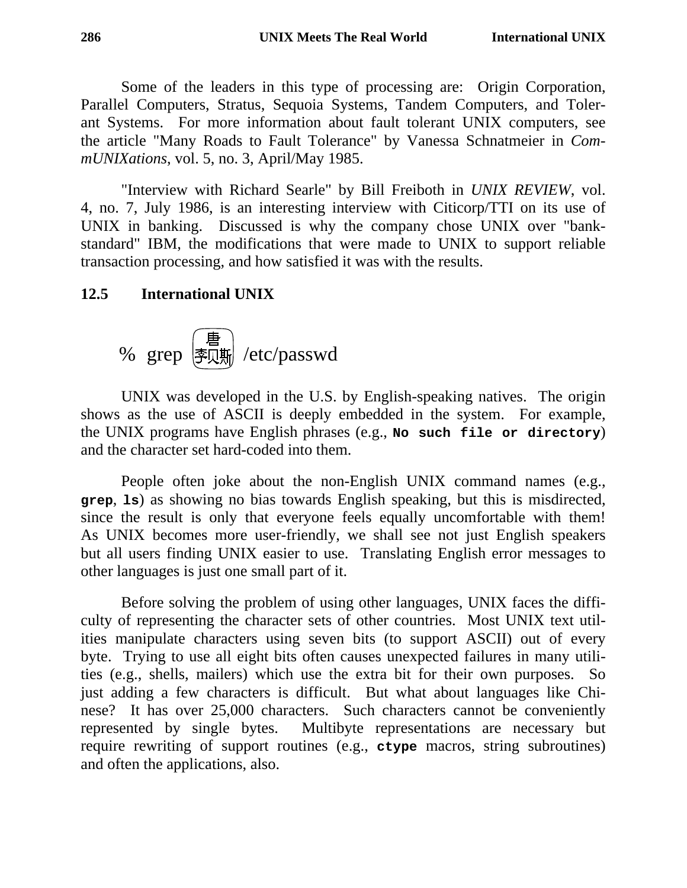Some of the leaders in this type of processing are: Origin Corporation, Parallel Computers, Stratus, Sequoia Systems, Tandem Computers, and Tolerant Systems. For more information about fault tolerant UNIX computers, see the article "Many Roads to Fault Tolerance" by Vanessa Schnatmeier in *CommUNIXations*, vol. 5, no. 3, April/May 1985.

"Interview with Richard Searle" by Bill Freiboth in *UNIX REVIEW*, vol. 4, no. 7, July 1986, is an interesting interview with Citicorp/TTI on its use of UNIX in banking. Discussed is why the company chose UNIX over "bank-standard" IBM, the modifications that were made to UNIX to support reliable transaction processing, and how satisfied it was with the results.

## 12.5 International UNIX

```
% grep 唐李贝斯 /etc/passwd
```

UNIX was developed in the U.S. by English-speaking natives. The origin shows as the use of ASCII is deeply embedded in the system. For example, the UNIX programs have English phrases (e.g., **`No such file or directory`**) and the character set hard-coded into them.

People often joke about the non-English UNIX command names (e.g., **`grep`**, **`ls`**) as showing no bias towards English speaking, but this is misdirected, since the result is only that everyone feels equally uncomfortable with them! As UNIX becomes more user-friendly, we shall see not just English speakers but all users finding UNIX easier to use. Translating English error messages to other languages is just one small part of it.

Before solving the problem of using other languages, UNIX faces the difficulty of representing the character sets of other countries. Most UNIX text utilities manipulate characters using seven bits (to support ASCII) out of every byte. Trying to use all eight bits often causes unexpected failures in many utilities (e.g., shells, mailers) which use the extra bit for their own purposes. So just adding a few characters is difficult. But what about languages like Chinese? It has over 25,000 characters. Such characters cannot be conveniently represented by single bytes. Multibyte representations are necessary but require rewriting of support routines (e.g., **`ctype`** macros, string subroutines) and often the applications, also.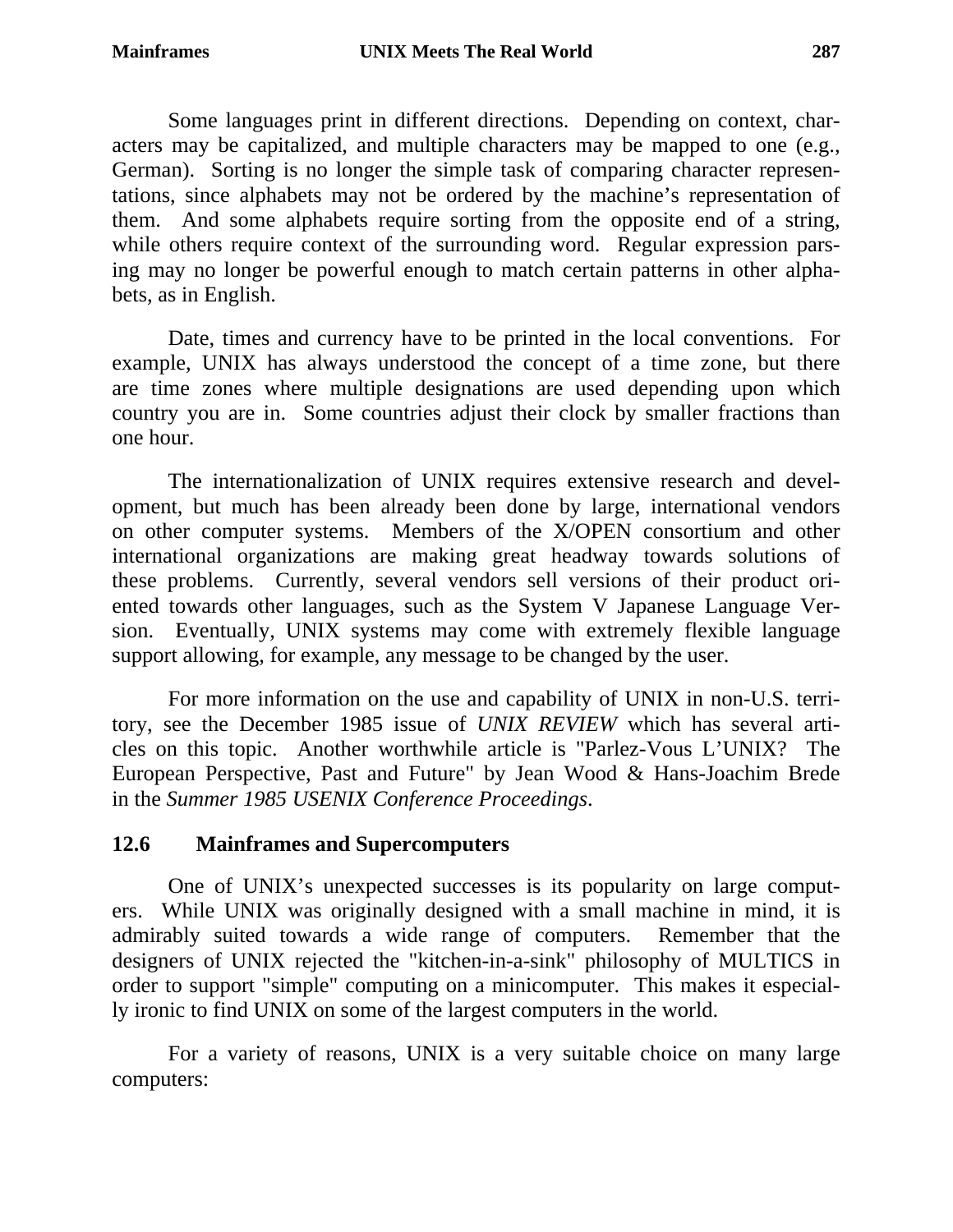Some languages print in different directions. Depending on context, characters may be capitalized, and multiple characters may be mapped to one (e.g., German). Sorting is no longer the simple task of comparing character representations, since alphabets may not be ordered by the machine's representation of them. And some alphabets require sorting from the opposite end of a string, while others require context of the surrounding word. Regular expression parsing may no longer be powerful enough to match certain patterns in other alphabets, as in English.

Date, times and currency have to be printed in the local conventions. For example, UNIX has always understood the concept of a time zone, but there are time zones where multiple designations are used depending upon which country you are in. Some countries adjust their clock by smaller fractions than one hour.

The internationalization of UNIX requires extensive research and development, but much has been already been done by large, international vendors on other computer systems. Members of the X/OPEN consortium and other international organizations are making great headway towards solutions of these problems. Currently, several vendors sell versions of their product oriented towards other languages, such as the System V Japanese Language Version. Eventually, UNIX systems may come with extremely flexible language support allowing, for example, any message to be changed by the user.

For more information on the use and capability of UNIX in non-U.S. territory, see the December 1985 issue of *UNIX REVIEW* which has several articles on this topic. Another worthwhile article is "Parlez-Vous L'UNIX? The European Perspective, Past and Future" by Jean Wood & Hans-Joachim Brede in the *Summer 1985 USENIX Conference Proceedings*.

## 12.6 Mainframes and Supercomputers

One of UNIX's unexpected successes is its popularity on large computers. While UNIX was originally designed with a small machine in mind, it is admirably suited towards a wide range of computers. Remember that the designers of UNIX rejected the "kitchen-in-a-sink" philosophy of MULTICS in order to support "simple" computing on a minicomputer. This makes it especially ironic to find UNIX on some of the largest computers in the world.

For a variety of reasons, UNIX is a very suitable choice on many large computers: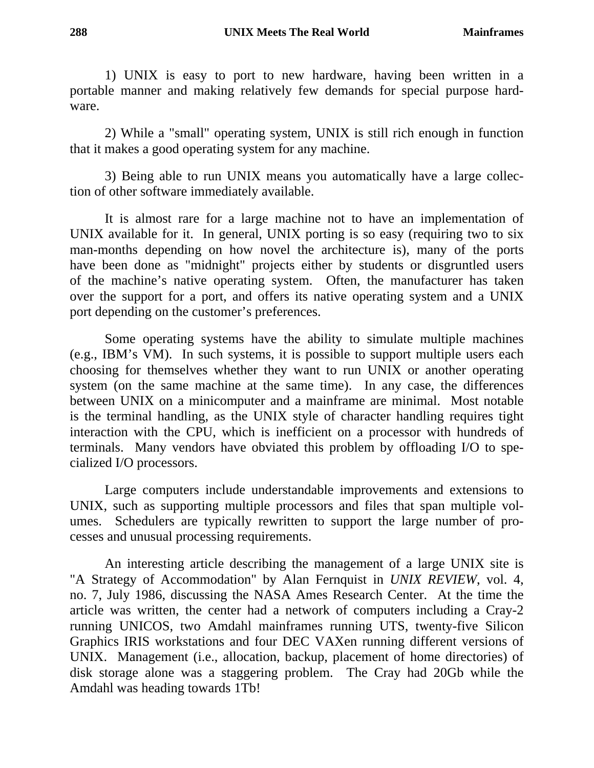1) UNIX is easy to port to new hardware, having been written in a portable manner and making relatively few demands for special purpose hardware.

2) While a "small" operating system, UNIX is still rich enough in function that it makes a good operating system for any machine.

3) Being able to run UNIX means you automatically have a large collection of other software immediately available.

It is almost rare for a large machine not to have an implementation of UNIX available for it. In general, UNIX porting is so easy (requiring two to six man-months depending on how novel the architecture is), many of the ports have been done as "midnight" projects either by students or disgruntled users of the machine's native operating system. Often, the manufacturer has taken over the support for a port, and offers its native operating system and a UNIX port depending on the customer's preferences.

Some operating systems have the ability to simulate multiple machines (e.g., IBM's VM). In such systems, it is possible to support multiple users each choosing for themselves whether they want to run UNIX or another operating system (on the same machine at the same time). In any case, the differences between UNIX on a minicomputer and a mainframe are minimal. Most notable is the terminal handling, as the UNIX style of character handling requires tight interaction with the CPU, which is inefficient on a processor with hundreds of terminals. Many vendors have obviated this problem by offloading I/O to specialized I/O processors.

Large computers include understandable improvements and extensions to UNIX, such as supporting multiple processors and files that span multiple volumes. Schedulers are typically rewritten to support the large number of processes and unusual processing requirements.

An interesting article describing the management of a large UNIX site is "A Strategy of Accommodation" by Alan Fernquist in *UNIX REVIEW*, vol. 4, no. 7, July 1986, discussing the NASA Ames Research Center. At the time the article was written, the center had a network of computers including a Cray-2 running UNICOS, two Amdahl mainframes running UTS, twenty-five Silicon Graphics IRIS workstations and four DEC VAXen running different versions of UNIX. Management (i.e., allocation, backup, placement of home directories) of disk storage alone was a staggering problem. The Cray had 20Gb while the Amdahl was heading towards 1Tb!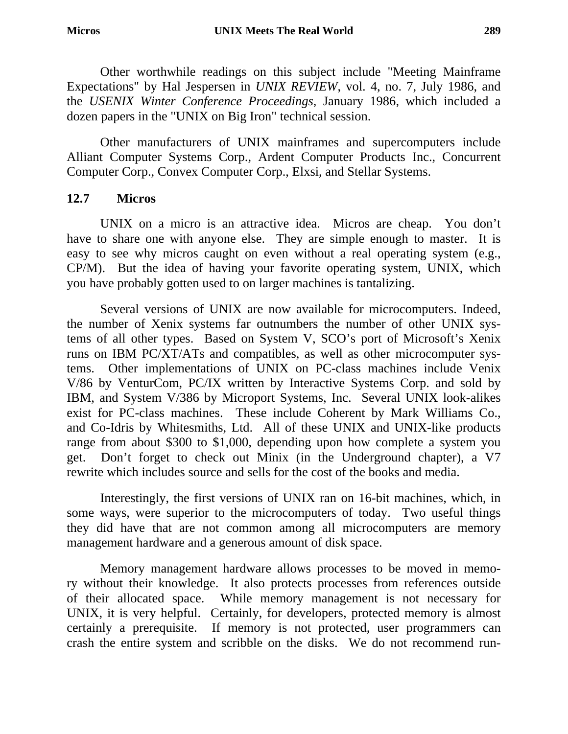Other worthwhile readings on this subject include "Meeting Mainframe Expectations" by Hal Jespersen in *UNIX REVIEW*, vol. 4, no. 7, July 1986, and the *USENIX Winter Conference Proceedings*, January 1986, which included a dozen papers in the "UNIX on Big Iron" technical session.

Other manufacturers of UNIX mainframes and supercomputers include Alliant Computer Systems Corp., Ardent Computer Products Inc., Concurrent Computer Corp., Convex Computer Corp., Elxsi, and Stellar Systems.

## 12.7 Micros

UNIX on a micro is an attractive idea. Micros are cheap. You don't have to share one with anyone else. They are simple enough to master. It is easy to see why micros caught on even without a real operating system (e.g., CP/M). But the idea of having your favorite operating system, UNIX, which you have probably gotten used to on larger machines is tantalizing.

Several versions of UNIX are now available for microcomputers. Indeed, the number of Xenix systems far outnumbers the number of other UNIX systems of all other types. Based on System V, SCO's port of Microsoft's Xenix runs on IBM PC/XT/ATs and compatibles, as well as other microcomputer systems. Other implementations of UNIX on PC-class machines include Venix V/86 by VenturCom, PC/IX written by Interactive Systems Corp. and sold by IBM, and System V/386 by Microport Systems, Inc. Several UNIX look-alikes exist for PC-class machines. These include Coherent by Mark Williams Co., and Co-Idris by Whitesmiths, Ltd. All of these UNIX and UNIX-like products range from about $300 to $1,000, depending upon how complete a system you get. Don't forget to check out Minix (in the Underground chapter), a V7 rewrite which includes source and sells for the cost of the books and media.

Interestingly, the first versions of UNIX ran on 16-bit machines, which, in some ways, were superior to the microcomputers of today. Two useful things they did have that are not common among all microcomputers are memory management hardware and a generous amount of disk space.

Memory management hardware allows processes to be moved in memory without their knowledge. It also protects processes from references outside of their allocated space. While memory management is not necessary for UNIX, it is very helpful. Certainly, for developers, protected memory is almost certainly a prerequisite. If memory is not protected, user programmers can crash the entire system and scribble on the disks. We do not recommend run-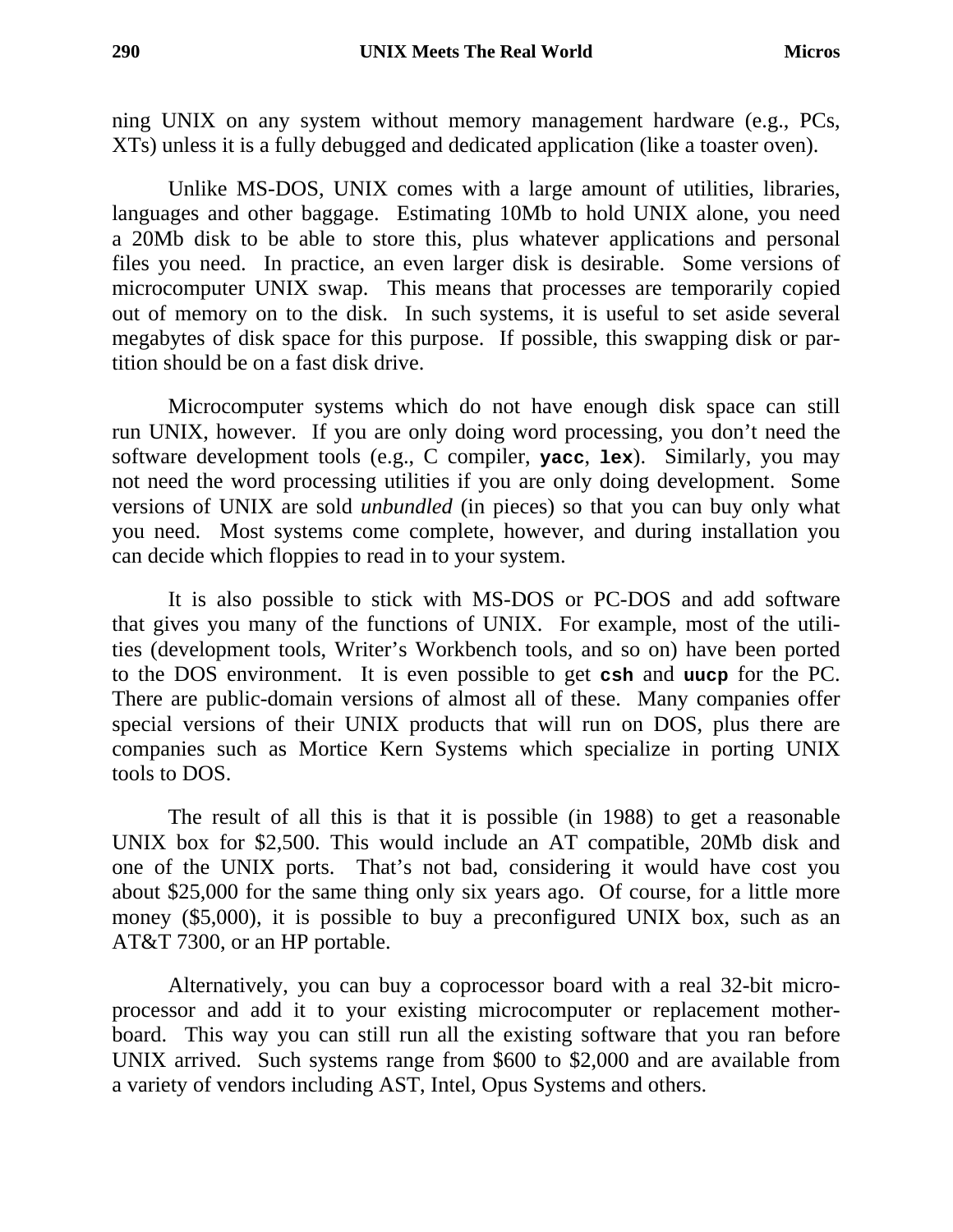ning UNIX on any system without memory management hardware (e.g., PCs, XTs) unless it is a fully debugged and dedicated application (like a toaster oven).

Unlike MS-DOS, UNIX comes with a large amount of utilities, libraries, languages and other baggage. Estimating 10Mb to hold UNIX alone, you need a 20Mb disk to be able to store this, plus whatever applications and personal files you need. In practice, an even larger disk is desirable. Some versions of microcomputer UNIX swap. This means that processes are temporarily copied out of memory on to the disk. In such systems, it is useful to set aside several megabytes of disk space for this purpose. If possible, this swapping disk or partition should be on a fast disk drive.

Microcomputer systems which do not have enough disk space can still run UNIX, however. If you are only doing word processing, you don't need the software development tools (e.g., C compiler, **yacc**, **lex**). Similarly, you may not need the word processing utilities if you are only doing development. Some versions of UNIX are sold *unbundled* (in pieces) so that you can buy only what you need. Most systems come complete, however, and during installation you can decide which floppies to read in to your system.

It is also possible to stick with MS-DOS or PC-DOS and add software that gives you many of the functions of UNIX. For example, most of the utilities (development tools, Writer's Workbench tools, and so on) have been ported to the DOS environment. It is even possible to get **csh** and **uucp** for the PC. There are public-domain versions of almost all of these. Many companies offer special versions of their UNIX products that will run on DOS, plus there are companies such as Mortice Kern Systems which specialize in porting UNIX tools to DOS.

The result of all this is that it is possible (in 1988) to get a reasonable UNIX box for $2,500. This would include an AT compatible, 20Mb disk and one of the UNIX ports. That's not bad, considering it would have cost you about $25,000 for the same thing only six years ago. Of course, for a little more money ($5,000), it is possible to buy a preconfigured UNIX box, such as an AT&T 7300, or an HP portable.

Alternatively, you can buy a coprocessor board with a real 32-bit microprocessor and add it to your existing microcomputer or replacement motherboard. This way you can still run all the existing software that you ran before UNIX arrived. Such systems range from $600 to $2,000 and are available from a variety of vendors including AST, Intel, Opus Systems and others.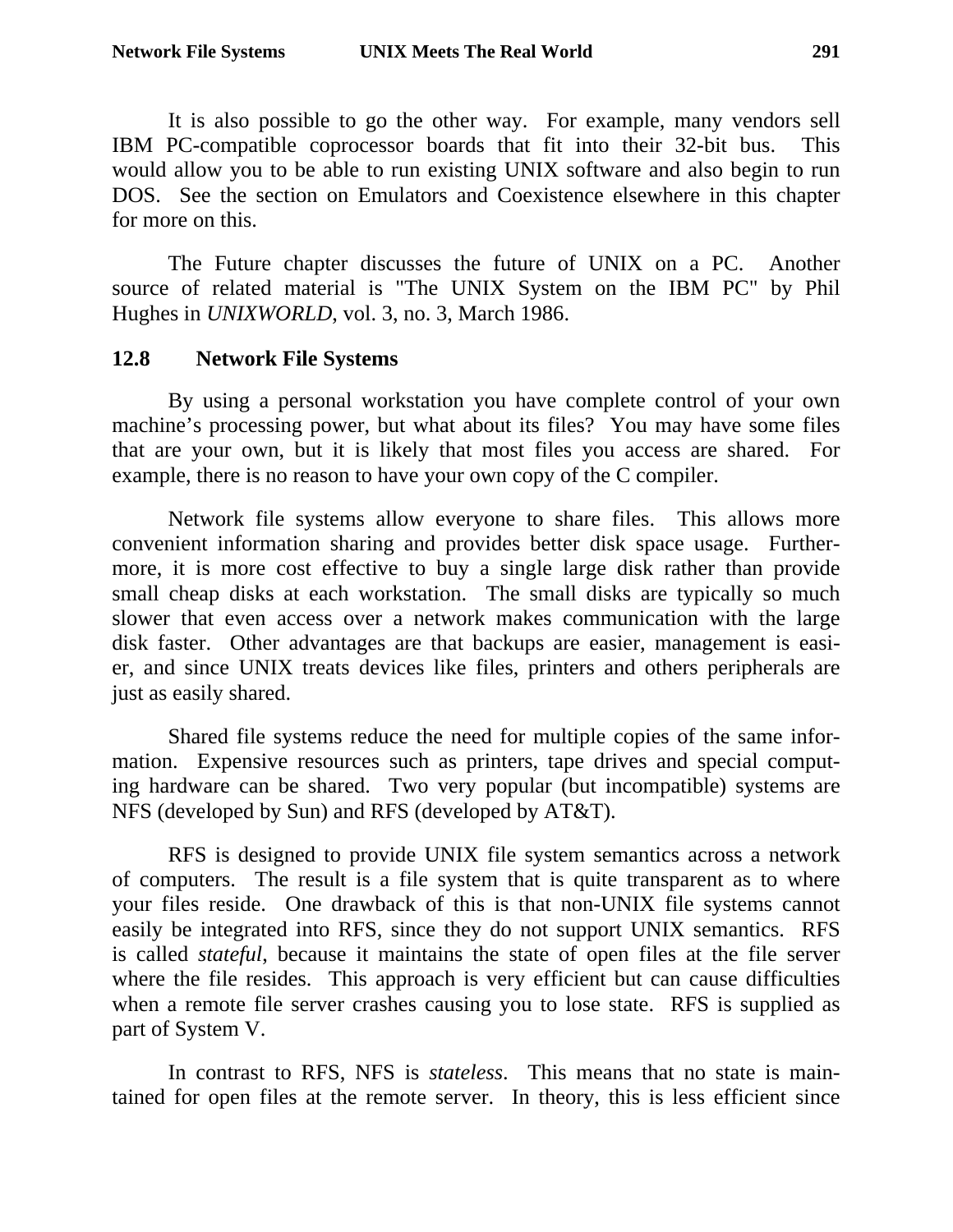It is also possible to go the other way. For example, many vendors sell IBM PC-compatible coprocessor boards that fit into their 32-bit bus. This would allow you to be able to run existing UNIX software and also begin to run DOS. See the section on Emulators and Coexistence elsewhere in this chapter for more on this.

The Future chapter discusses the future of UNIX on a PC. Another source of related material is "The UNIX System on the IBM PC" by Phil Hughes in *UNIXWORLD*, vol. 3, no. 3, March 1986.

## 12.8 Network File Systems

By using a personal workstation you have complete control of your own machine's processing power, but what about its files? You may have some files that are your own, but it is likely that most files you access are shared. For example, there is no reason to have your own copy of the C compiler.

Network file systems allow everyone to share files. This allows more convenient information sharing and provides better disk space usage. Furthermore, it is more cost effective to buy a single large disk rather than provide small cheap disks at each workstation. The small disks are typically so much slower that even access over a network makes communication with the large disk faster. Other advantages are that backups are easier, management is easier, and since UNIX treats devices like files, printers and others peripherals are just as easily shared.

Shared file systems reduce the need for multiple copies of the same information. Expensive resources such as printers, tape drives and special computing hardware can be shared. Two very popular (but incompatible) systems are NFS (developed by Sun) and RFS (developed by AT&T).

RFS is designed to provide UNIX file system semantics across a network of computers. The result is a file system that is quite transparent as to where your files reside. One drawback of this is that non-UNIX file systems cannot easily be integrated into RFS, since they do not support UNIX semantics. RFS is called *stateful*, because it maintains the state of open files at the file server where the file resides. This approach is very efficient but can cause difficulties when a remote file server crashes causing you to lose state. RFS is supplied as part of System V.

In contrast to RFS, NFS is *stateless*. This means that no state is maintained for open files at the remote server. In theory, this is less efficient since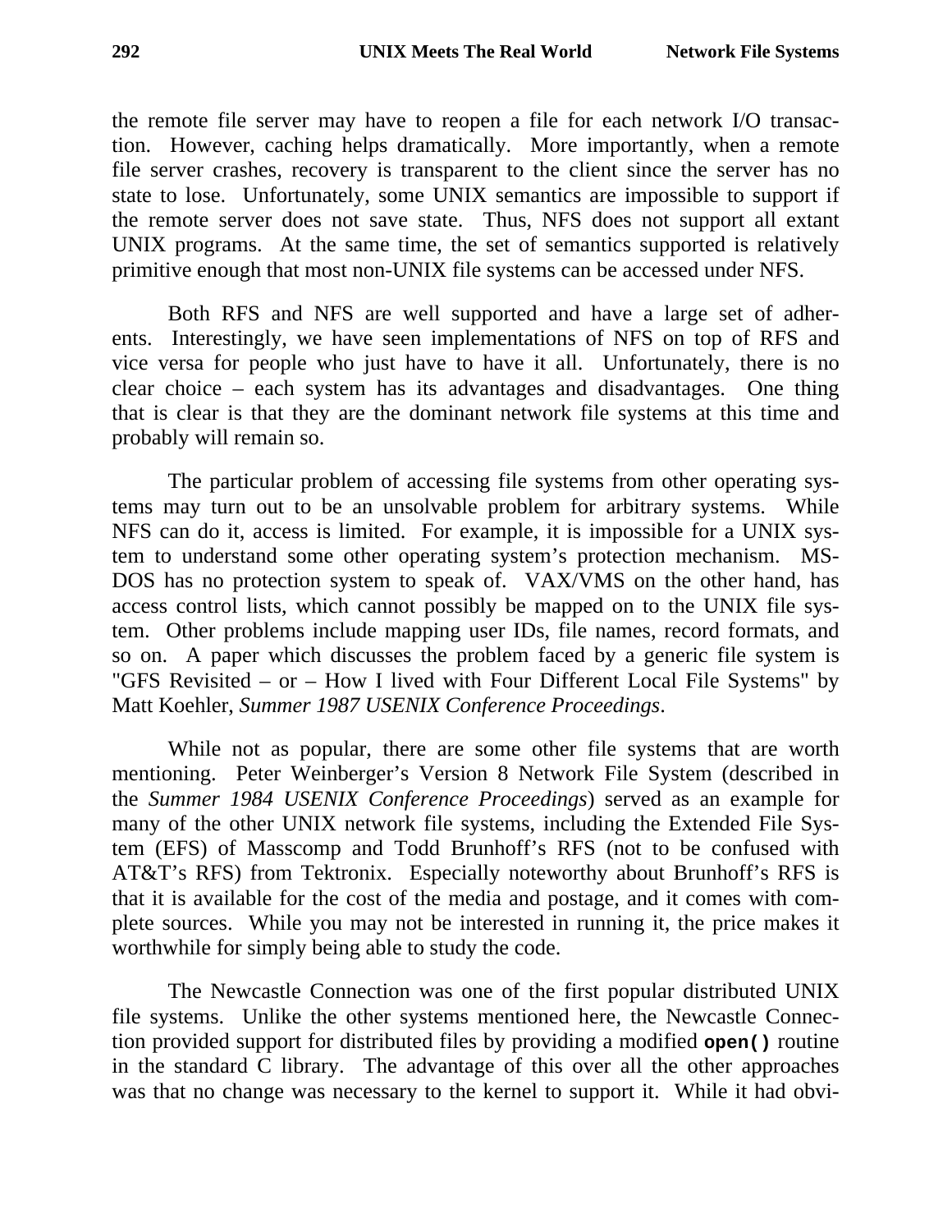the remote file server may have to reopen a file for each network I/O transaction. However, caching helps dramatically. More importantly, when a remote file server crashes, recovery is transparent to the client since the server has no state to lose. Unfortunately, some UNIX semantics are impossible to support if the remote server does not save state. Thus, NFS does not support all extant UNIX programs. At the same time, the set of semantics supported is relatively primitive enough that most non-UNIX file systems can be accessed under NFS.

Both RFS and NFS are well supported and have a large set of adherents. Interestingly, we have seen implementations of NFS on top of RFS and vice versa for people who just have to have it all. Unfortunately, there is no clear choice – each system has its advantages and disadvantages. One thing that is clear is that they are the dominant network file systems at this time and probably will remain so.

The particular problem of accessing file systems from other operating systems may turn out to be an unsolvable problem for arbitrary systems. While NFS can do it, access is limited. For example, it is impossible for a UNIX system to understand some other operating system's protection mechanism. MS-DOS has no protection system to speak of. VAX/VMS on the other hand, has access control lists, which cannot possibly be mapped on to the UNIX file system. Other problems include mapping user IDs, file names, record formats, and so on. A paper which discusses the problem faced by a generic file system is "GFS Revisited – or – How I lived with Four Different Local File Systems" by Matt Koehler, *Summer 1987 USENIX Conference Proceedings*.

While not as popular, there are some other file systems that are worth mentioning. Peter Weinberger's Version 8 Network File System (described in the *Summer 1984 USENIX Conference Proceedings*) served as an example for many of the other UNIX network file systems, including the Extended File System (EFS) of Masscomp and Todd Brunhoff's RFS (not to be confused with AT&T's RFS) from Tektronix. Especially noteworthy about Brunhoff's RFS is that it is available for the cost of the media and postage, and it comes with complete sources. While you may not be interested in running it, the price makes it worthwhile for simply being able to study the code.

The Newcastle Connection was one of the first popular distributed UNIX file systems. Unlike the other systems mentioned here, the Newcastle Connection provided support for distributed files by providing a modified **`open()`** routine in the standard C library. The advantage of this over all the other approaches was that no change was necessary to the kernel to support it. While it had obvi-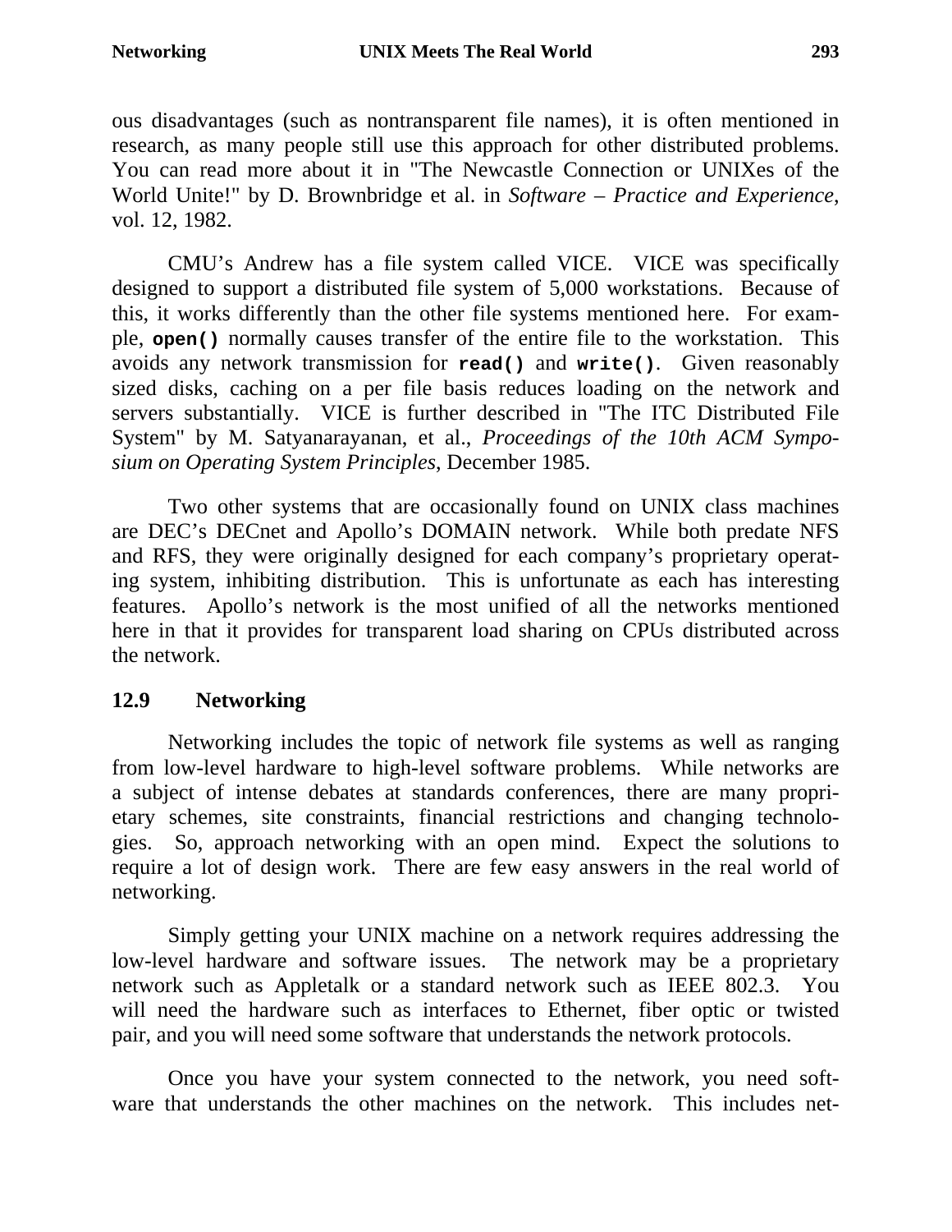ous disadvantages (such as nontransparent file names), it is often mentioned in research, as many people still use this approach for other distributed problems. You can read more about it in "The Newcastle Connection or UNIXes of the World Unite!" by D. Brownbridge et al. in *Software – Practice and Experience*, vol. 12, 1982.

CMU's Andrew has a file system called VICE. VICE was specifically designed to support a distributed file system of 5,000 workstations. Because of this, it works differently than the other file systems mentioned here. For example, **`open()`** normally causes transfer of the entire file to the workstation. This avoids any network transmission for **`read()`** and **`write()`**. Given reasonably sized disks, caching on a per file basis reduces loading on the network and servers substantially. VICE is further described in "The ITC Distributed File System" by M. Satyanarayanan, et al., *Proceedings of the 10th ACM Symposium on Operating System Principles*, December 1985.

Two other systems that are occasionally found on UNIX class machines are DEC's DECnet and Apollo's DOMAIN network. While both predate NFS and RFS, they were originally designed for each company's proprietary operating system, inhibiting distribution. This is unfortunate as each has interesting features. Apollo's network is the most unified of all the networks mentioned here in that it provides for transparent load sharing on CPUs distributed across the network.

## 12.9 Networking

Networking includes the topic of network file systems as well as ranging from low-level hardware to high-level software problems. While networks are a subject of intense debates at standards conferences, there are many proprietary schemes, site constraints, financial restrictions and changing technologies. So, approach networking with an open mind. Expect the solutions to require a lot of design work. There are few easy answers in the real world of networking.

Simply getting your UNIX machine on a network requires addressing the low-level hardware and software issues. The network may be a proprietary network such as Appletalk or a standard network such as IEEE 802.3. You will need the hardware such as interfaces to Ethernet, fiber optic or twisted pair, and you will need some software that understands the network protocols.

Once you have your system connected to the network, you need software that understands the other machines on the network. This includes net-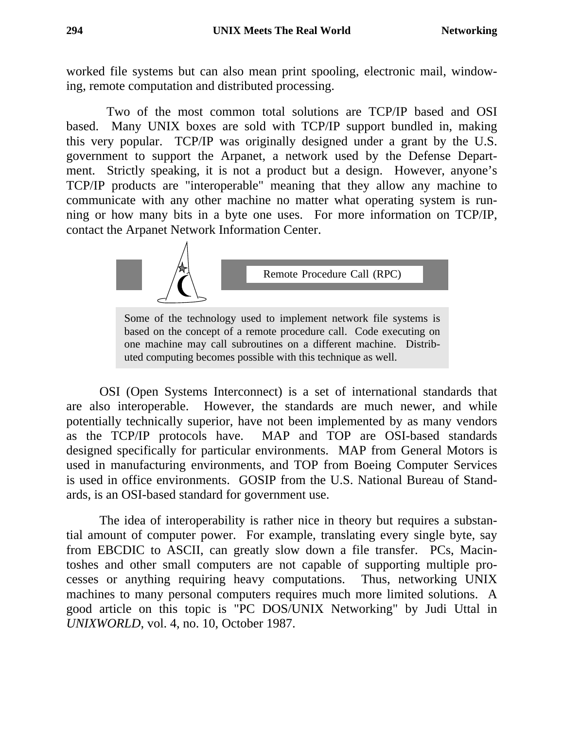worked file systems but can also mean print spooling, electronic mail, windowing, remote computation and distributed processing.

Two of the most common total solutions are TCP/IP based and OSI based. Many UNIX boxes are sold with TCP/IP support bundled in, making this very popular. TCP/IP was originally designed under a grant by the U.S. government to support the Arpanet, a network used by the Defense Department. Strictly speaking, it is not a product but a design. However, anyone's TCP/IP products are "interoperable" meaning that they allow any machine to communicate with any other machine no matter what operating system is running or how many bits in a byte one uses. For more information on TCP/IP, contact the Arpanet Network Information Center.

**Remote Procedure Call (RPC)**

Some of the technology used to implement network file systems is based on the concept of a remote procedure call. Code executing on one machine may call subroutines on a different machine. Distributed computing becomes possible with this technique as well.

OSI (Open Systems Interconnect) is a set of international standards that are also interoperable. However, the standards are much newer, and while potentially technically superior, have not been implemented by as many vendors as the TCP/IP protocols have. MAP and TOP are OSI-based standards designed specifically for particular environments. MAP from General Motors is used in manufacturing environments, and TOP from Boeing Computer Services is used in office environments. GOSIP from the U.S. National Bureau of Standards, is an OSI-based standard for government use.

The idea of interoperability is rather nice in theory but requires a substantial amount of computer power. For example, translating every single byte, say from EBCDIC to ASCII, can greatly slow down a file transfer. PCs, Macintoshes and other small computers are not capable of supporting multiple processes or anything requiring heavy computations. Thus, networking UNIX machines to many personal computers requires much more limited solutions. A good article on this topic is "PC DOS/UNIX Networking" by Judi Uttal in *UNIXWORLD*, vol. 4, no. 10, October 1987.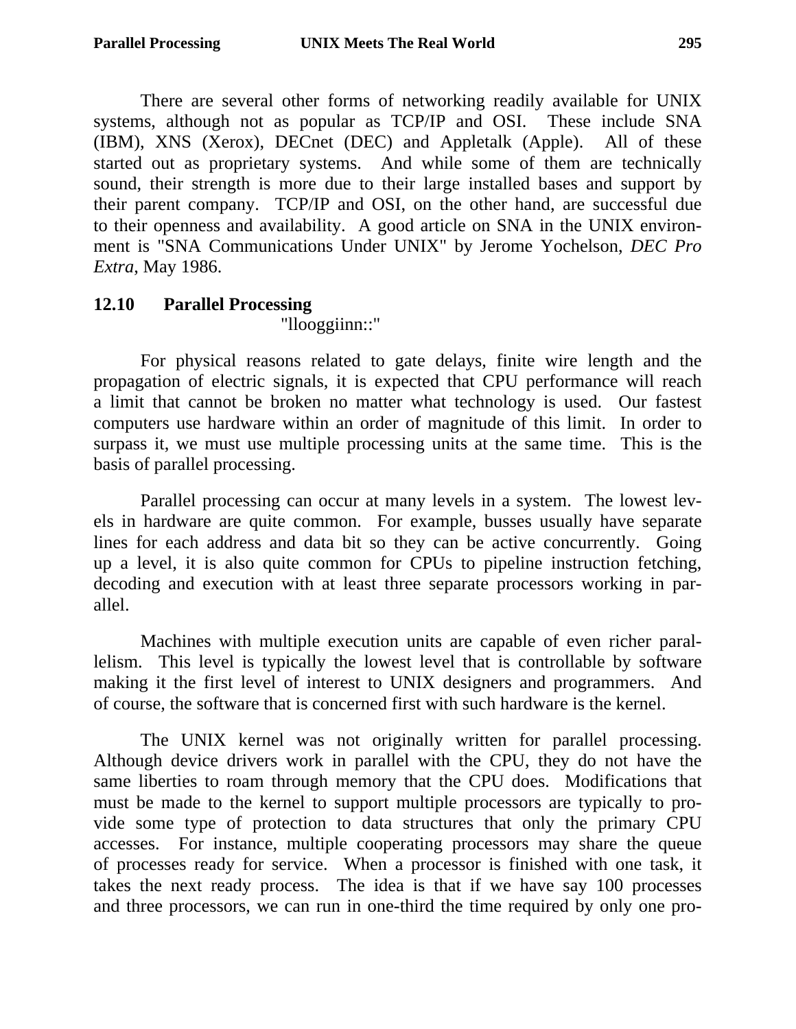There are several other forms of networking readily available for UNIX systems, although not as popular as TCP/IP and OSI. These include SNA (IBM), XNS (Xerox), DECnet (DEC) and Appletalk (Apple). All of these started out as proprietary systems. And while some of them are technically sound, their strength is more due to their large installed bases and support by their parent company. TCP/IP and OSI, on the other hand, are successful due to their openness and availability. A good article on SNA in the UNIX environment is "SNA Communications Under UNIX" by Jerome Yochelson, *DEC Pro Extra*, May 1986.

## 12.10 Parallel Processing

"llooggiinn::"

For physical reasons related to gate delays, finite wire length and the propagation of electric signals, it is expected that CPU performance will reach a limit that cannot be broken no matter what technology is used. Our fastest computers use hardware within an order of magnitude of this limit. In order to surpass it, we must use multiple processing units at the same time. This is the basis of parallel processing.

Parallel processing can occur at many levels in a system. The lowest levels in hardware are quite common. For example, busses usually have separate lines for each address and data bit so they can be active concurrently. Going up a level, it is also quite common for CPUs to pipeline instruction fetching, decoding and execution with at least three separate processors working in parallel.

Machines with multiple execution units are capable of even richer parallelism. This level is typically the lowest level that is controllable by software making it the first level of interest to UNIX designers and programmers. And of course, the software that is concerned first with such hardware is the kernel.

The UNIX kernel was not originally written for parallel processing. Although device drivers work in parallel with the CPU, they do not have the same liberties to roam through memory that the CPU does. Modifications that must be made to the kernel to support multiple processors are typically to provide some type of protection to data structures that only the primary CPU accesses. For instance, multiple cooperating processors may share the queue of processes ready for service. When a processor is finished with one task, it takes the next ready process. The idea is that if we have say 100 processes and three processors, we can run in one-third the time required by only one pro-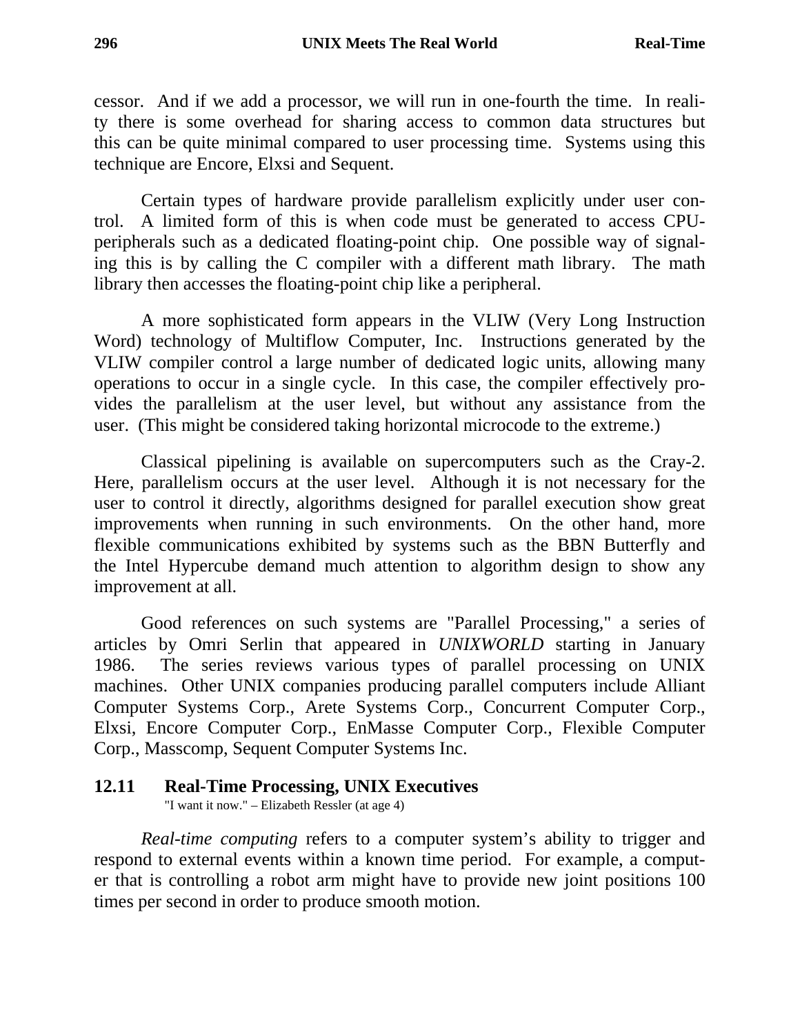cessor. And if we add a processor, we will run in one-fourth the time. In reality there is some overhead for sharing access to common data structures but this can be quite minimal compared to user processing time. Systems using this technique are Encore, Elxsi and Sequent.

Certain types of hardware provide parallelism explicitly under user control. A limited form of this is when code must be generated to access CPU-peripherals such as a dedicated floating-point chip. One possible way of signaling this is by calling the C compiler with a different math library. The math library then accesses the floating-point chip like a peripheral.

A more sophisticated form appears in the VLIW (Very Long Instruction Word) technology of Multiflow Computer, Inc. Instructions generated by the VLIW compiler control a large number of dedicated logic units, allowing many operations to occur in a single cycle. In this case, the compiler effectively provides the parallelism at the user level, but without any assistance from the user. (This might be considered taking horizontal microcode to the extreme.)

Classical pipelining is available on supercomputers such as the Cray-2. Here, parallelism occurs at the user level. Although it is not necessary for the user to control it directly, algorithms designed for parallel execution show great improvements when running in such environments. On the other hand, more flexible communications exhibited by systems such as the BBN Butterfly and the Intel Hypercube demand much attention to algorithm design to show any improvement at all.

Good references on such systems are "Parallel Processing," a series of articles by Omri Serlin that appeared in *UNIXWORLD* starting in January 1986. The series reviews various types of parallel processing on UNIX machines. Other UNIX companies producing parallel computers include Alliant Computer Systems Corp., Arete Systems Corp., Concurrent Computer Corp., Elxsi, Encore Computer Corp., EnMasse Computer Corp., Flexible Computer Corp., Masscomp, Sequent Computer Systems Inc.

## 12.11 Real-Time Processing, UNIX Executives

"I want it now." – Elizabeth Ressler (at age 4)

*Real-time computing* refers to a computer system's ability to trigger and respond to external events within a known time period. For example, a computer that is controlling a robot arm might have to provide new joint positions 100 times per second in order to produce smooth motion.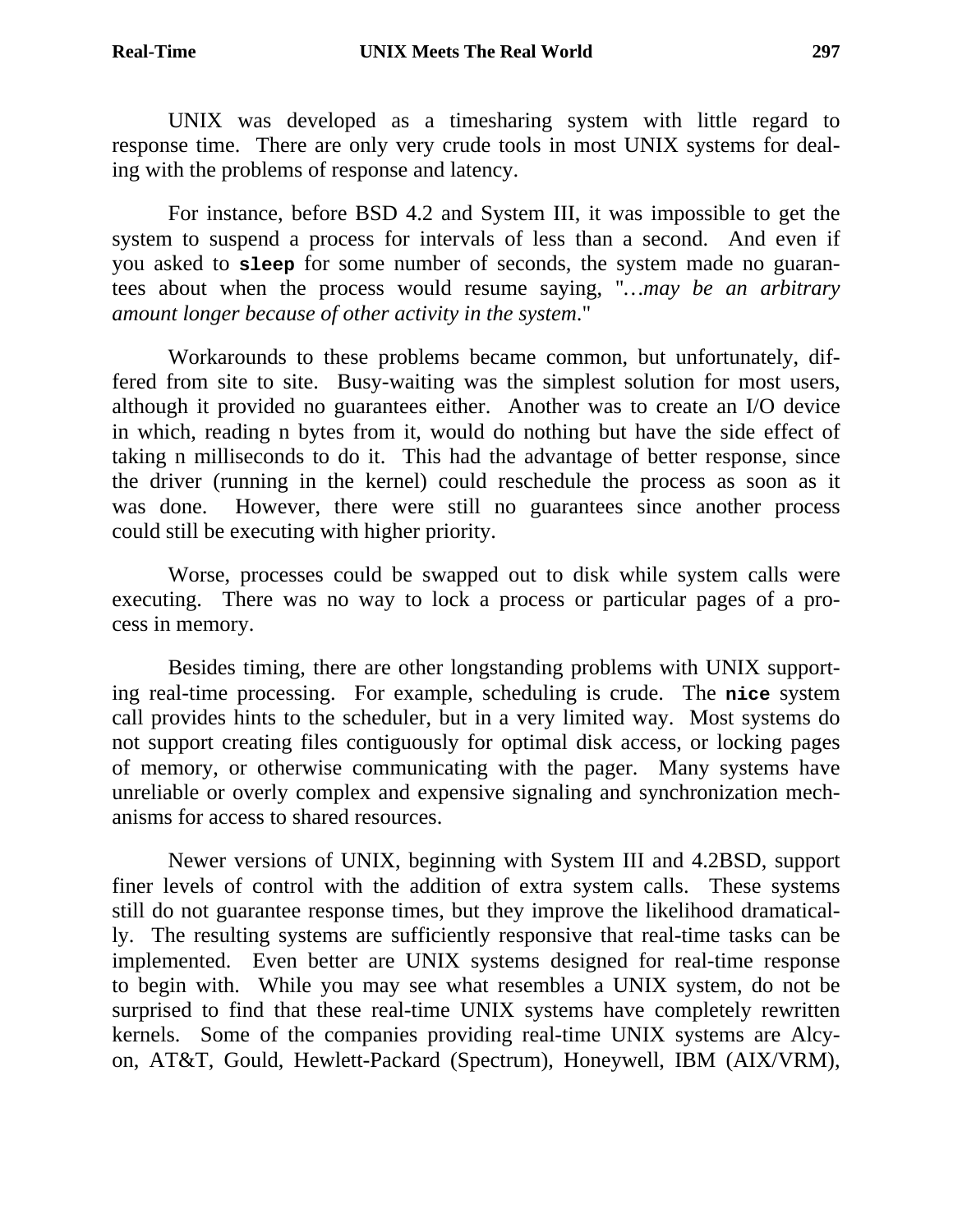UNIX was developed as a timesharing system with little regard to response time. There are only very crude tools in most UNIX systems for dealing with the problems of response and latency.

For instance, before BSD 4.2 and System III, it was impossible to get the system to suspend a process for intervals of less than a second. And even if you asked to **sleep** for some number of seconds, the system made no guarantees about when the process would resume saying, "*…may be an arbitrary amount longer because of other activity in the system*."

Workarounds to these problems became common, but unfortunately, differed from site to site. Busy-waiting was the simplest solution for most users, although it provided no guarantees either. Another was to create an I/O device in which, reading n bytes from it, would do nothing but have the side effect of taking n milliseconds to do it. This had the advantage of better response, since the driver (running in the kernel) could reschedule the process as soon as it was done. However, there were still no guarantees since another process could still be executing with higher priority.

Worse, processes could be swapped out to disk while system calls were executing. There was no way to lock a process or particular pages of a process in memory.

Besides timing, there are other longstanding problems with UNIX supporting real-time processing. For example, scheduling is crude. The **nice** system call provides hints to the scheduler, but in a very limited way. Most systems do not support creating files contiguously for optimal disk access, or locking pages of memory, or otherwise communicating with the pager. Many systems have unreliable or overly complex and expensive signaling and synchronization mechanisms for access to shared resources.

Newer versions of UNIX, beginning with System III and 4.2BSD, support finer levels of control with the addition of extra system calls. These systems still do not guarantee response times, but they improve the likelihood dramatically. The resulting systems are sufficiently responsive that real-time tasks can be implemented. Even better are UNIX systems designed for real-time response to begin with. While you may see what resembles a UNIX system, do not be surprised to find that these real-time UNIX systems have completely rewritten kernels. Some of the companies providing real-time UNIX systems are Alcyon, AT&T, Gould, Hewlett-Packard (Spectrum), Honeywell, IBM (AIX/VRM),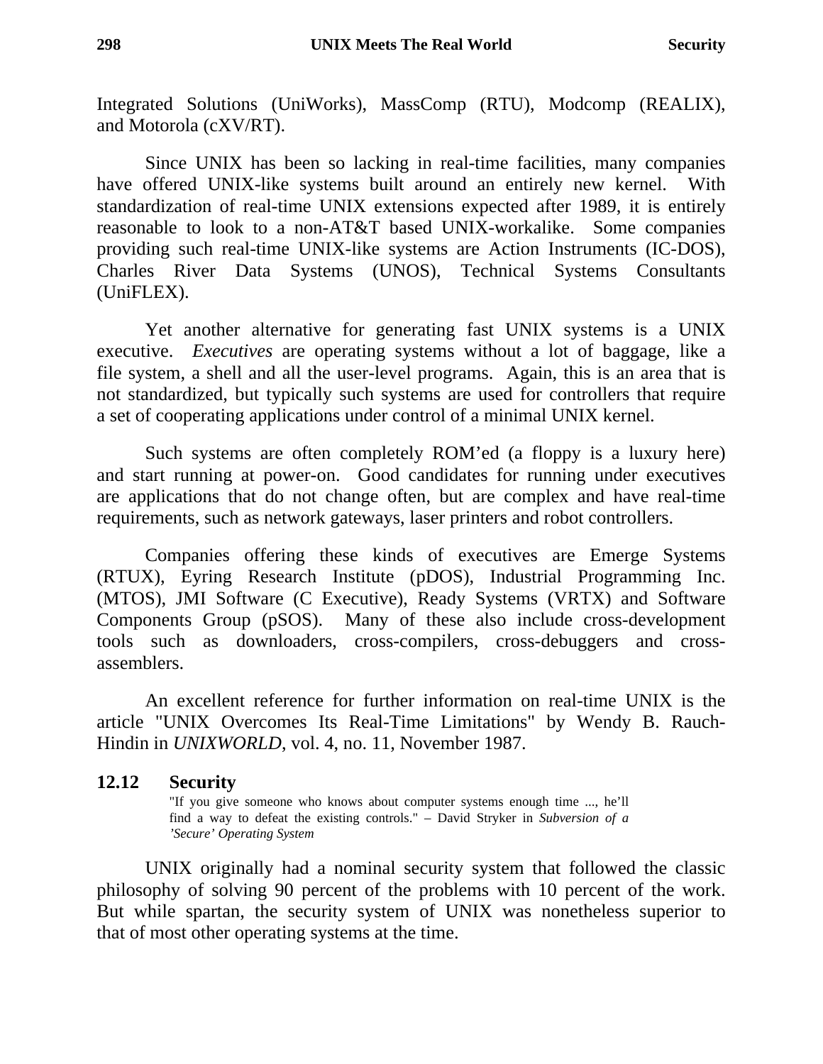Integrated Solutions (UniWorks), MassComp (RTU), Modcomp (REALIX), and Motorola (cXV/RT).

Since UNIX has been so lacking in real-time facilities, many companies have offered UNIX-like systems built around an entirely new kernel. With standardization of real-time UNIX extensions expected after 1989, it is entirely reasonable to look to a non-AT&T based UNIX-workalike. Some companies providing such real-time UNIX-like systems are Action Instruments (IC-DOS), Charles River Data Systems (UNOS), Technical Systems Consultants (UniFLEX).

Yet another alternative for generating fast UNIX systems is a UNIX executive. *Executives* are operating systems without a lot of baggage, like a file system, a shell and all the user-level programs. Again, this is an area that is not standardized, but typically such systems are used for controllers that require a set of cooperating applications under control of a minimal UNIX kernel.

Such systems are often completely ROM'ed (a floppy is a luxury here) and start running at power-on. Good candidates for running under executives are applications that do not change often, but are complex and have real-time requirements, such as network gateways, laser printers and robot controllers.

Companies offering these kinds of executives are Emerge Systems (RTUX), Eyring Research Institute (pDOS), Industrial Programming Inc. (MTOS), JMI Software (C Executive), Ready Systems (VRTX) and Software Components Group (pSOS). Many of these also include cross-development tools such as downloaders, cross-compilers, cross-debuggers and cross-assemblers.

An excellent reference for further information on real-time UNIX is the article "UNIX Overcomes Its Real-Time Limitations" by Wendy B. Rauch-Hindin in *UNIXWORLD*, vol. 4, no. 11, November 1987.

## 12.12 Security

> "If you give someone who knows about computer systems enough time ..., he'll find a way to defeat the existing controls." – David Stryker in *Subversion of a 'Secure' Operating System*

UNIX originally had a nominal security system that followed the classic philosophy of solving 90 percent of the problems with 10 percent of the work. But while spartan, the security system of UNIX was nonetheless superior to that of most other operating systems at the time.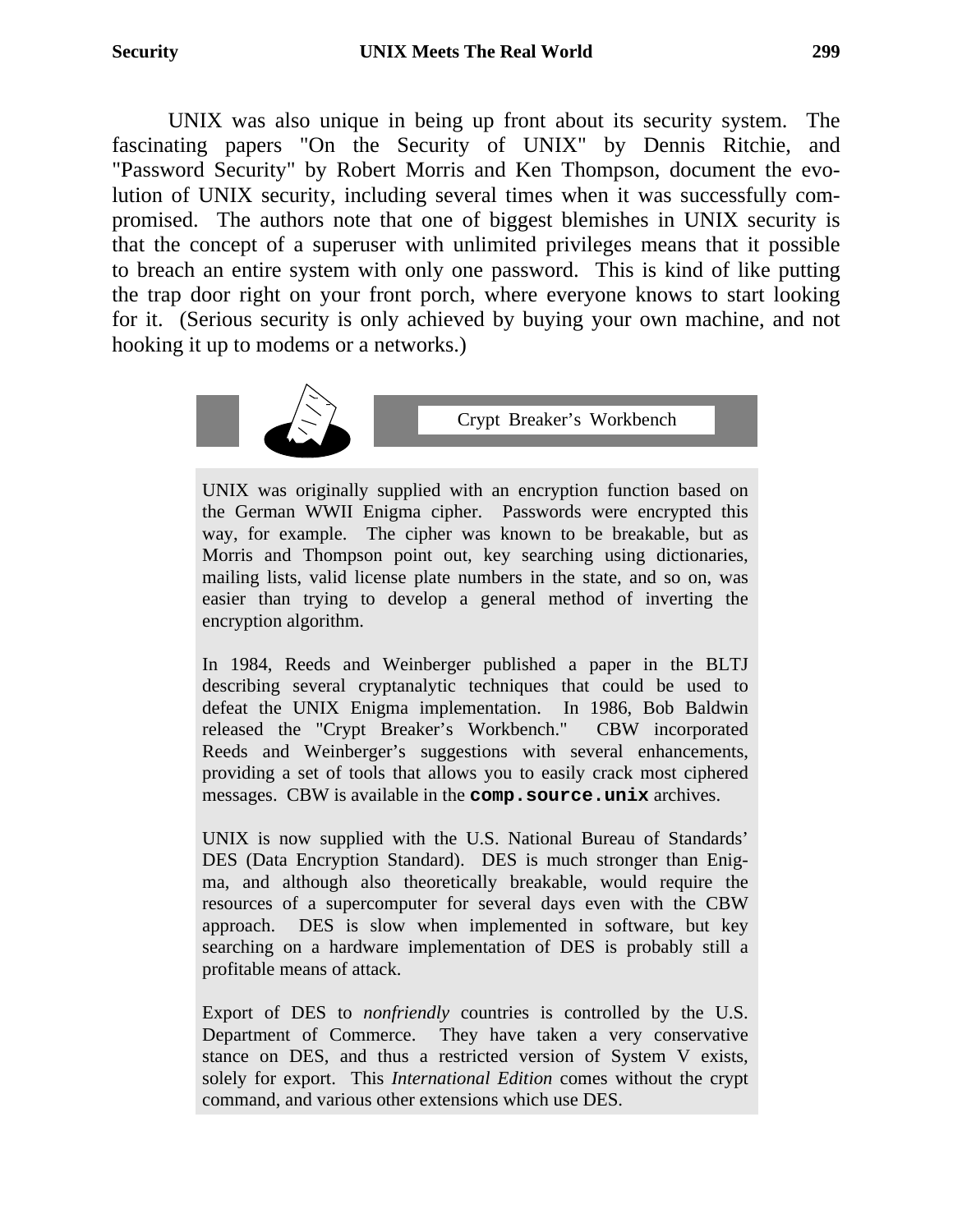UNIX was also unique in being up front about its security system. The fascinating papers "On the Security of UNIX" by Dennis Ritchie, and "Password Security" by Robert Morris and Ken Thompson, document the evolution of UNIX security, including several times when it was successfully compromised. The authors note that one of biggest blemishes in UNIX security is that the concept of a superuser with unlimited privileges means that it possible to breach an entire system with only one password. This is kind of like putting the trap door right on your front porch, where everyone knows to start looking for it. (Serious security is only achieved by buying your own machine, and not hooking it up to modems or a networks.)

### Crypt Breaker's Workbench

UNIX was originally supplied with an encryption function based on the German WWII Enigma cipher. Passwords were encrypted this way, for example. The cipher was known to be breakable, but as Morris and Thompson point out, key searching using dictionaries, mailing lists, valid license plate numbers in the state, and so on, was easier than trying to develop a general method of inverting the encryption algorithm.

In 1984, Reeds and Weinberger published a paper in the BLTJ describing several cryptanalytic techniques that could be used to defeat the UNIX Enigma implementation. In 1986, Bob Baldwin released the "Crypt Breaker's Workbench." CBW incorporated Reeds and Weinberger's suggestions with several enhancements, providing a set of tools that allows you to easily crack most ciphered messages. CBW is available in the **`comp.source.unix`** archives.

UNIX is now supplied with the U.S. National Bureau of Standards' DES (Data Encryption Standard). DES is much stronger than Enigma, and although also theoretically breakable, would require the resources of a supercomputer for several days even with the CBW approach. DES is slow when implemented in software, but key searching on a hardware implementation of DES is probably still a profitable means of attack.

Export of DES to *nonfriendly* countries is controlled by the U.S. Department of Commerce. They have taken a very conservative stance on DES, and thus a restricted version of System V exists, solely for export. This *International Edition* comes without the crypt command, and various other extensions which use DES.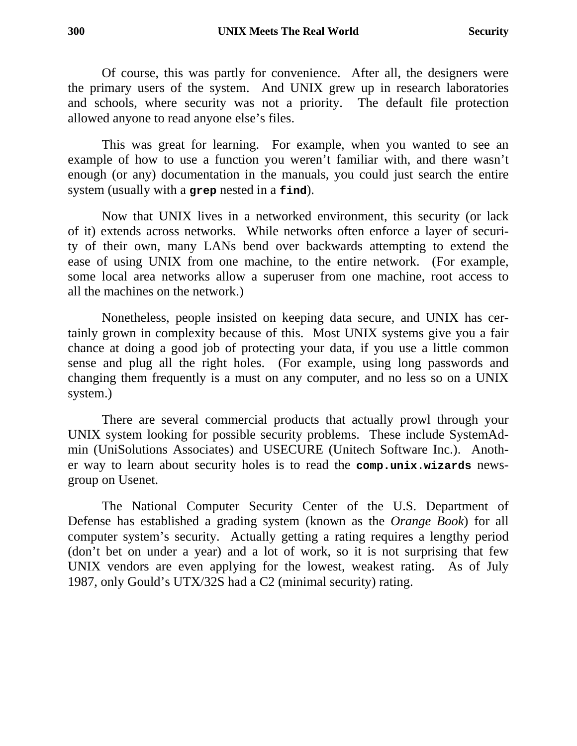Of course, this was partly for convenience. After all, the designers were the primary users of the system. And UNIX grew up in research laboratories and schools, where security was not a priority. The default file protection allowed anyone to read anyone else's files.

This was great for learning. For example, when you wanted to see an example of how to use a function you weren't familiar with, and there wasn't enough (or any) documentation in the manuals, you could just search the entire system (usually with a **`grep`** nested in a **`find`**).

Now that UNIX lives in a networked environment, this security (or lack of it) extends across networks. While networks often enforce a layer of security of their own, many LANs bend over backwards attempting to extend the ease of using UNIX from one machine, to the entire network. (For example, some local area networks allow a superuser from one machine, root access to all the machines on the network.)

Nonetheless, people insisted on keeping data secure, and UNIX has certainly grown in complexity because of this. Most UNIX systems give you a fair chance at doing a good job of protecting your data, if you use a little common sense and plug all the right holes. (For example, using long passwords and changing them frequently is a must on any computer, and no less so on a UNIX system.)

There are several commercial products that actually prowl through your UNIX system looking for possible security problems. These include SystemAdmin (UniSolutions Associates) and USECURE (Unitech Software Inc.). Another way to learn about security holes is to read the **`comp.unix.wizards`** newsgroup on Usenet.

The National Computer Security Center of the U.S. Department of Defense has established a grading system (known as the *Orange Book*) for all computer system's security. Actually getting a rating requires a lengthy period (don't bet on under a year) and a lot of work, so it is not surprising that few UNIX vendors are even applying for the lowest, weakest rating. As of July 1987, only Gould's UTX/32S had a C2 (minimal security) rating.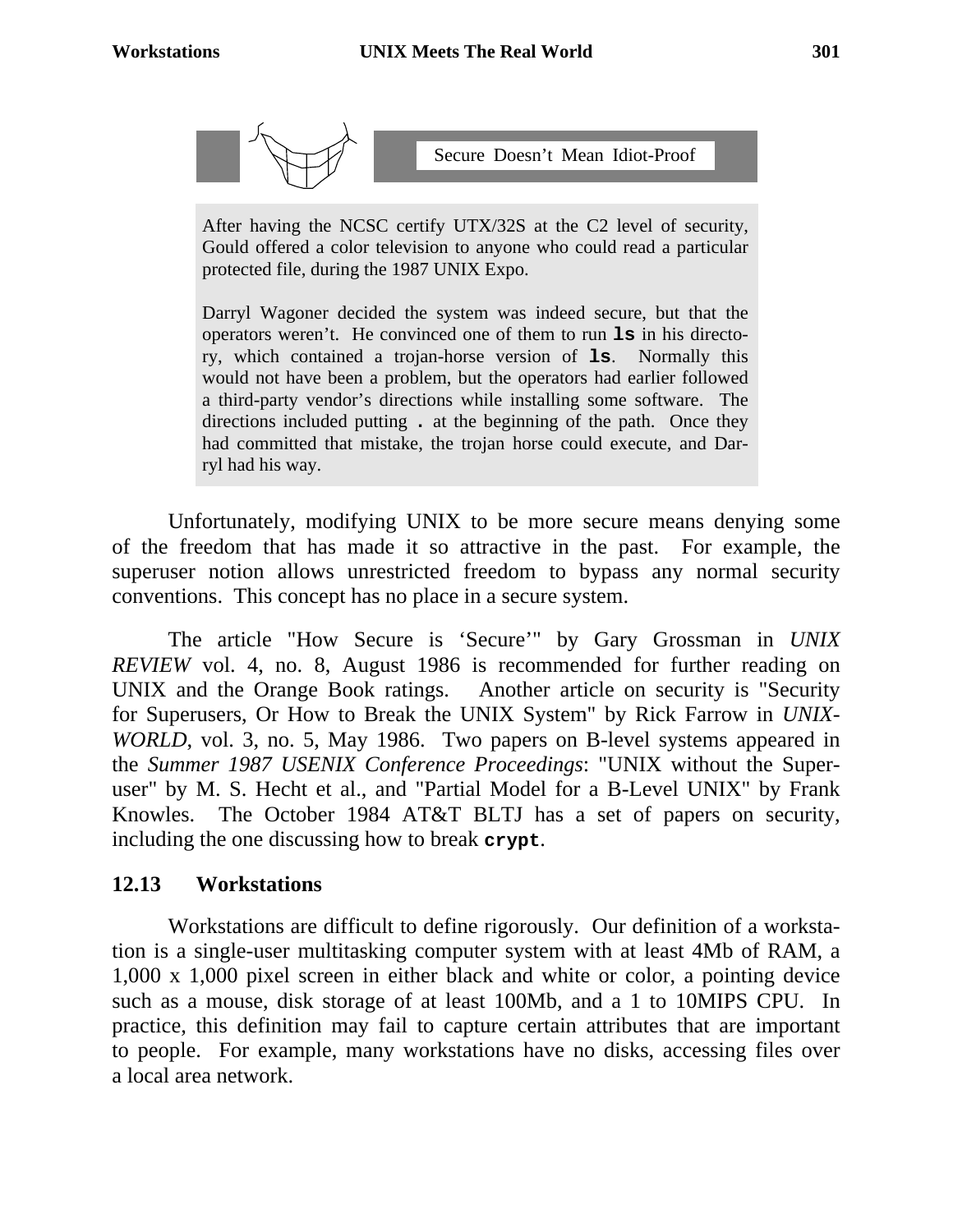**Secure Doesn't Mean Idiot-Proof**

> After having the NCSC certify UTX/32S at the C2 level of security, Gould offered a color television to anyone who could read a particular protected file, during the 1987 UNIX Expo.
>
> Darryl Wagoner decided the system was indeed secure, but that the operators weren't. He convinced one of them to run **`ls`** in his directory, which contained a trojan-horse version of **`ls`**. Normally this would not have been a problem, but the operators had earlier followed a third-party vendor's directions while installing some software. The directions included putting **`.`** at the beginning of the path. Once they had committed that mistake, the trojan horse could execute, and Darryl had his way.

Unfortunately, modifying UNIX to be more secure means denying some of the freedom that has made it so attractive in the past. For example, the superuser notion allows unrestricted freedom to bypass any normal security conventions. This concept has no place in a secure system.

The article "How Secure is 'Secure'" by Gary Grossman in *UNIX REVIEW* vol. 4, no. 8, August 1986 is recommended for further reading on UNIX and the Orange Book ratings. Another article on security is "Security for Superusers, Or How to Break the UNIX System" by Rick Farrow in *UNIX-WORLD*, vol. 3, no. 5, May 1986. Two papers on B-level systems appeared in the *Summer 1987 USENIX Conference Proceedings*: "UNIX without the Superuser" by M. S. Hecht et al., and "Partial Model for a B-Level UNIX" by Frank Knowles. The October 1984 AT&T BLTJ has a set of papers on security, including the one discussing how to break **`crypt`**.

## 12.13 Workstations

Workstations are difficult to define rigorously. Our definition of a workstation is a single-user multitasking computer system with at least 4Mb of RAM, a 1,000 x 1,000 pixel screen in either black and white or color, a pointing device such as a mouse, disk storage of at least 100Mb, and a 1 to 10MIPS CPU. In practice, this definition may fail to capture certain attributes that are important to people. For example, many workstations have no disks, accessing files over a local area network.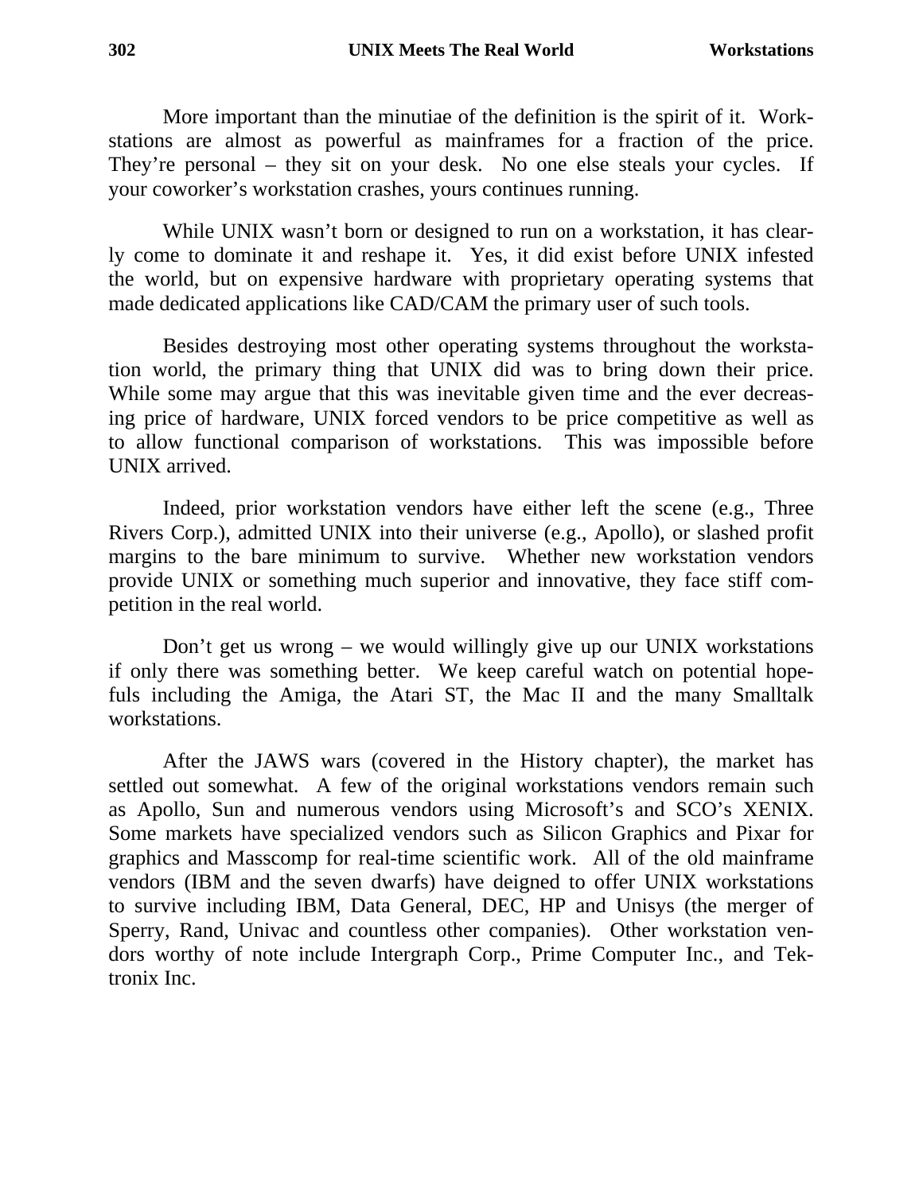More important than the minutiae of the definition is the spirit of it. Workstations are almost as powerful as mainframes for a fraction of the price. They're personal – they sit on your desk. No one else steals your cycles. If your coworker's workstation crashes, yours continues running.

While UNIX wasn't born or designed to run on a workstation, it has clearly come to dominate it and reshape it. Yes, it did exist before UNIX infested the world, but on expensive hardware with proprietary operating systems that made dedicated applications like CAD/CAM the primary user of such tools.

Besides destroying most other operating systems throughout the workstation world, the primary thing that UNIX did was to bring down their price. While some may argue that this was inevitable given time and the ever decreasing price of hardware, UNIX forced vendors to be price competitive as well as to allow functional comparison of workstations. This was impossible before UNIX arrived.

Indeed, prior workstation vendors have either left the scene (e.g., Three Rivers Corp.), admitted UNIX into their universe (e.g., Apollo), or slashed profit margins to the bare minimum to survive. Whether new workstation vendors provide UNIX or something much superior and innovative, they face stiff competition in the real world.

Don't get us wrong – we would willingly give up our UNIX workstations if only there was something better. We keep careful watch on potential hopefuls including the Amiga, the Atari ST, the Mac II and the many Smalltalk workstations.

After the JAWS wars (covered in the History chapter), the market has settled out somewhat. A few of the original workstations vendors remain such as Apollo, Sun and numerous vendors using Microsoft's and SCO's XENIX. Some markets have specialized vendors such as Silicon Graphics and Pixar for graphics and Masscomp for real-time scientific work. All of the old mainframe vendors (IBM and the seven dwarfs) have deigned to offer UNIX workstations to survive including IBM, Data General, DEC, HP and Unisys (the merger of Sperry, Rand, Univac and countless other companies). Other workstation vendors worthy of note include Intergraph Corp., Prime Computer Inc., and Tektronix Inc.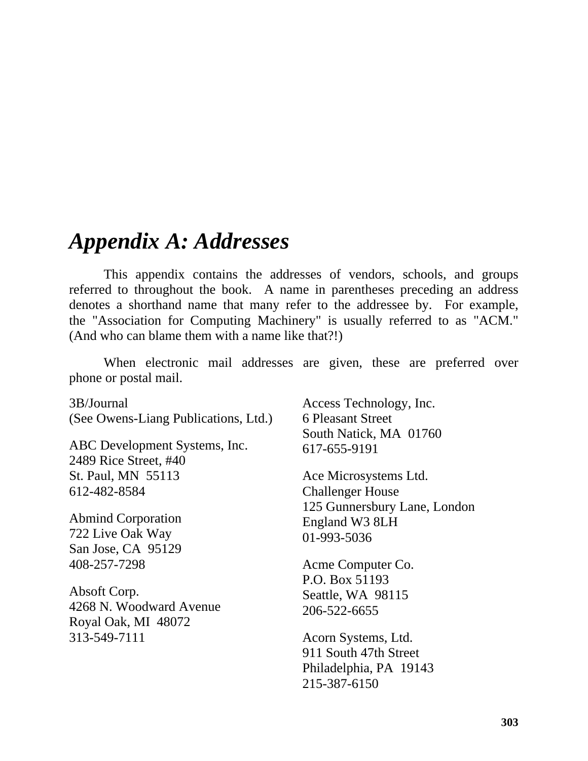# *Appendix A: Addresses*

This appendix contains the addresses of vendors, schools, and groups referred to throughout the book. A name in parentheses preceding an address denotes a shorthand name that many refer to the addressee by. For example, the "Association for Computing Machinery" is usually referred to as "ACM." (And who can blame them with a name like that?!)

When electronic mail addresses are given, these are preferred over phone or postal mail.

3B/Journal
(See Owens-Liang Publications, Ltd.)

ABC Development Systems, Inc.
2489 Rice Street, #40
St. Paul, MN 55113
612-482-8584

Abmind Corporation
722 Live Oak Way
San Jose, CA 95129
408-257-7298

Absoft Corp.
4268 N. Woodward Avenue
Royal Oak, MI 48072
313-549-7111

Access Technology, Inc.
6 Pleasant Street
South Natick, MA 01760
617-655-9191

Ace Microsystems Ltd.
Challenger House
125 Gunnersbury Lane, London
England W3 8LH
01-993-5036

Acme Computer Co.
P.O. Box 51193
Seattle, WA 98115
206-522-6655

Acorn Systems, Ltd.
911 South 47th Street
Philadelphia, PA 19143
215-387-6150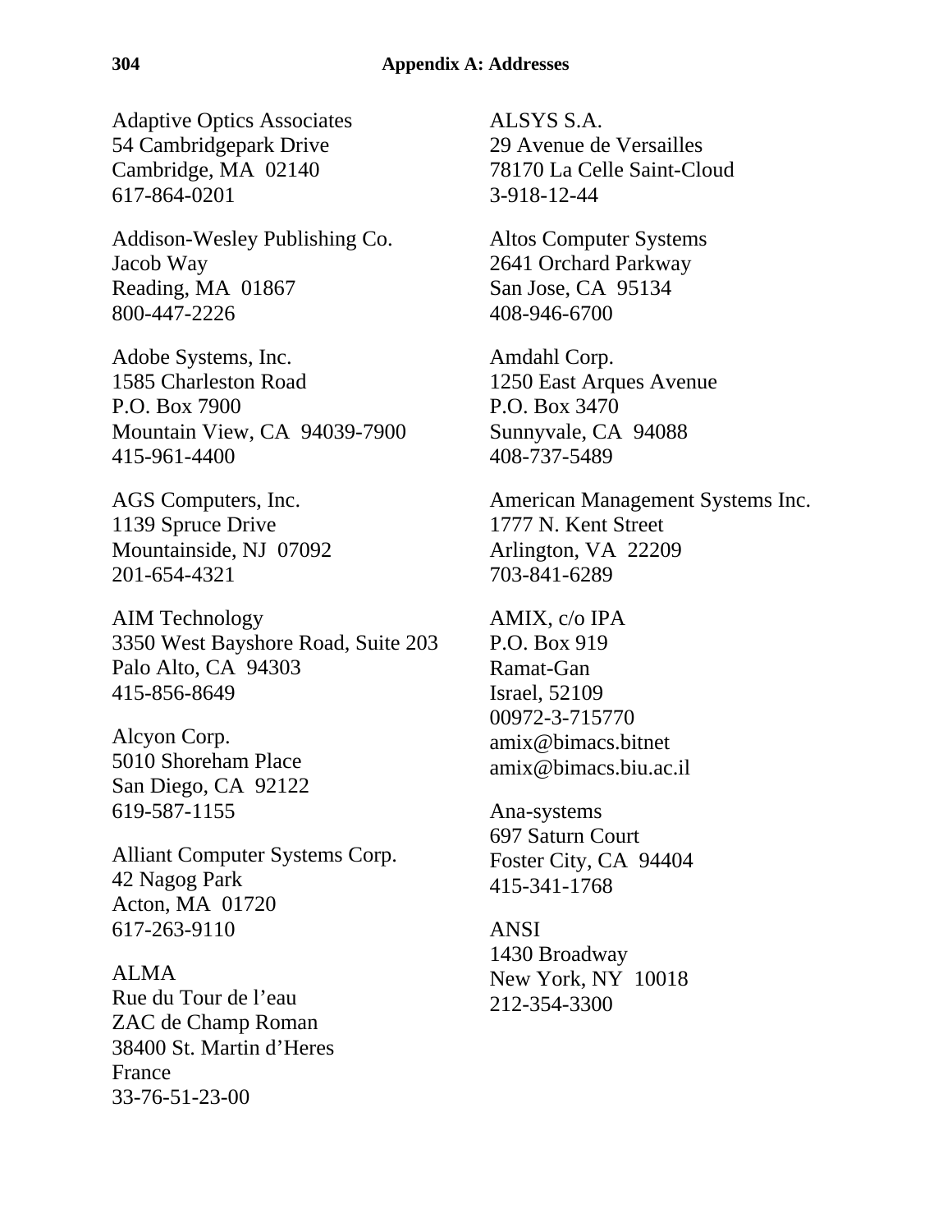Adaptive Optics Associates
54 Cambridgepark Drive
Cambridge, MA 02140
617-864-0201

Addison-Wesley Publishing Co.
Jacob Way
Reading, MA 01867
800-447-2226

Adobe Systems, Inc.
1585 Charleston Road
P.O. Box 7900
Mountain View, CA 94039-7900
415-961-4400

AGS Computers, Inc.
1139 Spruce Drive
Mountainside, NJ 07092
201-654-4321

AIM Technology
3350 West Bayshore Road, Suite 203
Palo Alto, CA 94303
415-856-8649

Alcyon Corp.
5010 Shoreham Place
San Diego, CA 92122
619-587-1155

Alliant Computer Systems Corp.
42 Nagog Park
Acton, MA 01720
617-263-9110

ALMA
Rue du Tour de l'eau
ZAC de Champ Roman
38400 St. Martin d'Heres
France
33-76-51-23-00

ALSYS S.A.
29 Avenue de Versailles
78170 La Celle Saint-Cloud
3-918-12-44

Altos Computer Systems
2641 Orchard Parkway
San Jose, CA 95134
408-946-6700

Amdahl Corp.
1250 East Arques Avenue
P.O. Box 3470
Sunnyvale, CA 94088
408-737-5489

American Management Systems Inc.
1777 N. Kent Street
Arlington, VA 22209
703-841-6289

AMIX, c/o IPA
P.O. Box 919
Ramat-Gan
Israel, 52109
00972-3-715770
amix@bimacs.bitnet
amix@bimacs.biu.ac.il

Ana-systems
697 Saturn Court
Foster City, CA 94404
415-341-1768

ANSI
1430 Broadway
New York, NY 10018
212-354-3300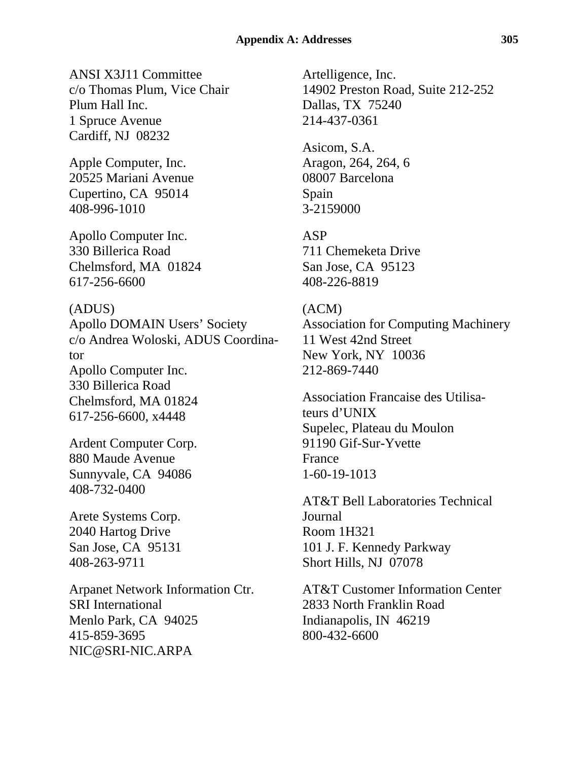ANSI X3J11 Committee
c/o Thomas Plum, Vice Chair
Plum Hall Inc.
1 Spruce Avenue
Cardiff, NJ 08232

Apple Computer, Inc.
20525 Mariani Avenue
Cupertino, CA 95014
408-996-1010

Apollo Computer Inc.
330 Billerica Road
Chelmsford, MA 01824
617-256-6600

(ADUS)
Apollo DOMAIN Users' Society
c/o Andrea Woloski, ADUS Coordinator
Apollo Computer Inc.
330 Billerica Road
Chelmsford, MA 01824
617-256-6600, x4448

Ardent Computer Corp.
880 Maude Avenue
Sunnyvale, CA 94086
408-732-0400

Arete Systems Corp.
2040 Hartog Drive
San Jose, CA 95131
408-263-9711

Arpanet Network Information Ctr.
SRI International
Menlo Park, CA 94025
415-859-3695
NIC@SRI-NIC.ARPA

Artelligence, Inc.
14902 Preston Road, Suite 212-252
Dallas, TX 75240
214-437-0361

Asicom, S.A.
Aragon, 264, 264, 6
08007 Barcelona
Spain
3-2159000

ASP
711 Chemeketa Drive
San Jose, CA 95123
408-226-8819

(ACM)
Association for Computing Machinery
11 West 42nd Street
New York, NY 10036
212-869-7440

Association Francaise des Utilisateurs d'UNIX
Supelec, Plateau du Moulon
91190 Gif-Sur-Yvette
France
1-60-19-1013

AT&T Bell Laboratories Technical Journal
Room 1H321
101 J. F. Kennedy Parkway
Short Hills, NJ 07078

AT&T Customer Information Center
2833 North Franklin Road
Indianapolis, IN 46219
800-432-6600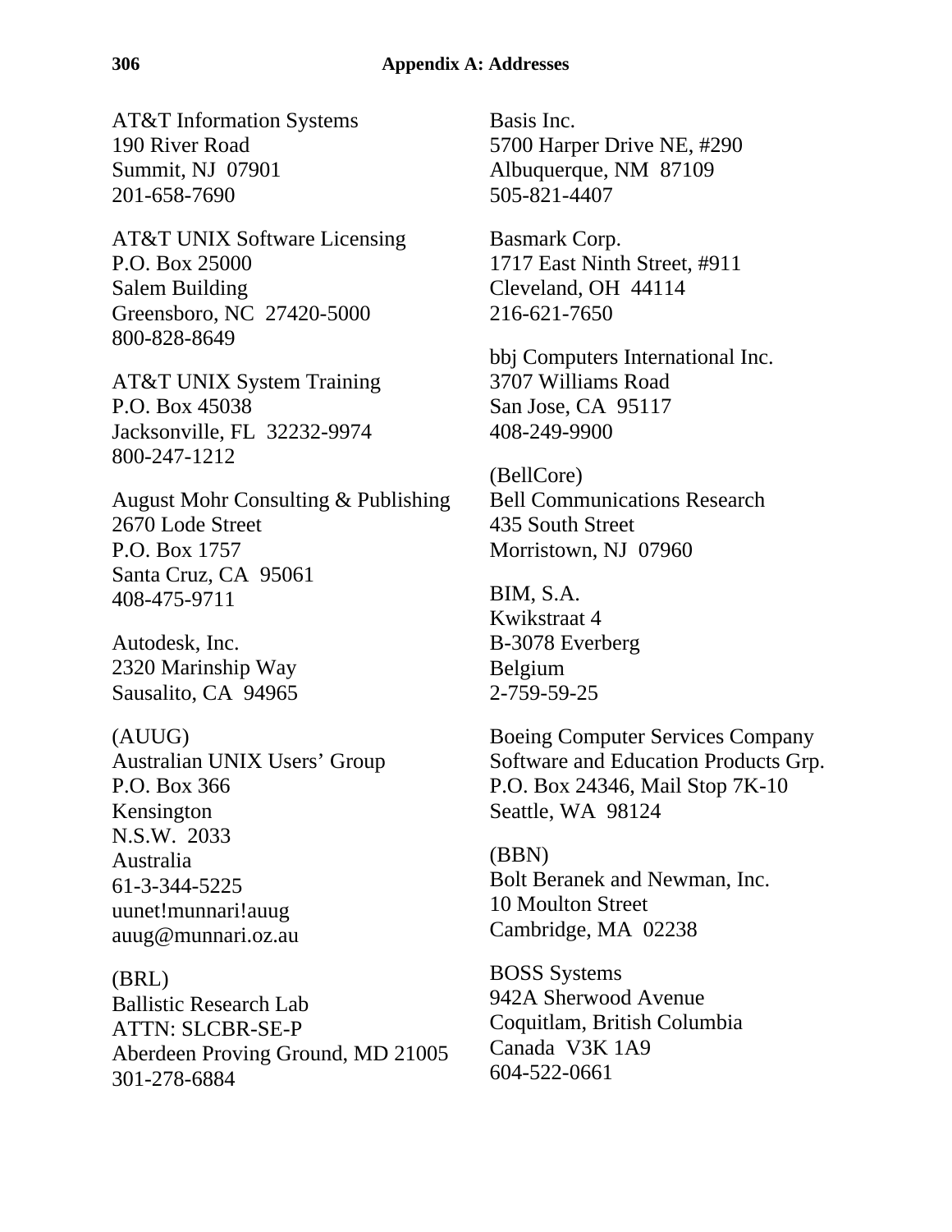AT&T Information Systems
190 River Road
Summit, NJ  07901
201-658-7690

AT&T UNIX Software Licensing
P.O. Box 25000
Salem Building
Greensboro, NC  27420-5000
800-828-8649

AT&T UNIX System Training
P.O. Box 45038
Jacksonville, FL  32232-9974
800-247-1212

August Mohr Consulting & Publishing
2670 Lode Street
P.O. Box 1757
Santa Cruz, CA  95061
408-475-9711

Autodesk, Inc.
2320 Marinship Way
Sausalito, CA  94965

(AUUG)
Australian UNIX Users' Group
P.O. Box 366
Kensington
N.S.W.  2033
Australia
61-3-344-5225
uunet!munnari!auug
auug@munnari.oz.au

(BRL)
Ballistic Research Lab
ATTN: SLCBR-SE-P
Aberdeen Proving Ground, MD 21005
301-278-6884

Basis Inc.
5700 Harper Drive NE, #290
Albuquerque, NM  87109
505-821-4407

Basmark Corp.
1717 East Ninth Street, #911
Cleveland, OH  44114
216-621-7650

bbj Computers International Inc.
3707 Williams Road
San Jose, CA  95117
408-249-9900

(BellCore)
Bell Communications Research
435 South Street
Morristown, NJ  07960

BIM, S.A.
Kwikstraat 4
B-3078 Everberg
Belgium
2-759-59-25

Boeing Computer Services Company
Software and Education Products Grp.
P.O. Box 24346, Mail Stop 7K-10
Seattle, WA  98124

(BBN)
Bolt Beranek and Newman, Inc.
10 Moulton Street
Cambridge, MA  02238

BOSS Systems
942A Sherwood Avenue
Coquitlam, British Columbia
Canada  V3K 1A9
604-522-0661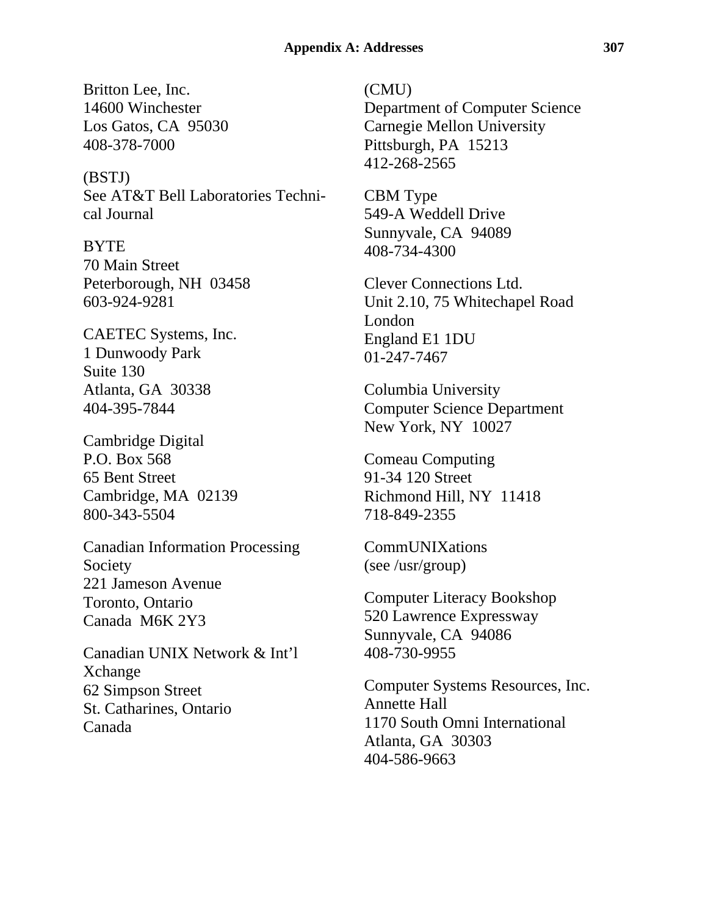Britton Lee, Inc.
14600 Winchester
Los Gatos, CA  95030
408-378-7000

(BSTJ)
See AT&T Bell Laboratories Technical Journal

BYTE
70 Main Street
Peterborough, NH  03458
603-924-9281

CAETEC Systems, Inc.
1 Dunwoody Park
Suite 130
Atlanta, GA  30338
404-395-7844

Cambridge Digital
P.O. Box 568
65 Bent Street
Cambridge, MA  02139
800-343-5504

Canadian Information Processing Society
221 Jameson Avenue
Toronto, Ontario
Canada  M6K 2Y3

Canadian UNIX Network & Int'l Xchange
62 Simpson Street
St. Catharines, Ontario
Canada

(CMU)
Department of Computer Science
Carnegie Mellon University
Pittsburgh, PA  15213
412-268-2565

CBM Type
549-A Weddell Drive
Sunnyvale, CA  94089
408-734-4300

Clever Connections Ltd.
Unit 2.10, 75 Whitechapel Road
London
England E1 1DU
01-247-7467

Columbia University
Computer Science Department
New York, NY  10027

Comeau Computing
91-34 120 Street
Richmond Hill, NY  11418
718-849-2355

CommUNIXations
(see /usr/group)

Computer Literacy Bookshop
520 Lawrence Expressway
Sunnyvale, CA  94086
408-730-9955

Computer Systems Resources, Inc.
Annette Hall
1170 South Omni International
Atlanta, GA  30303
404-586-9663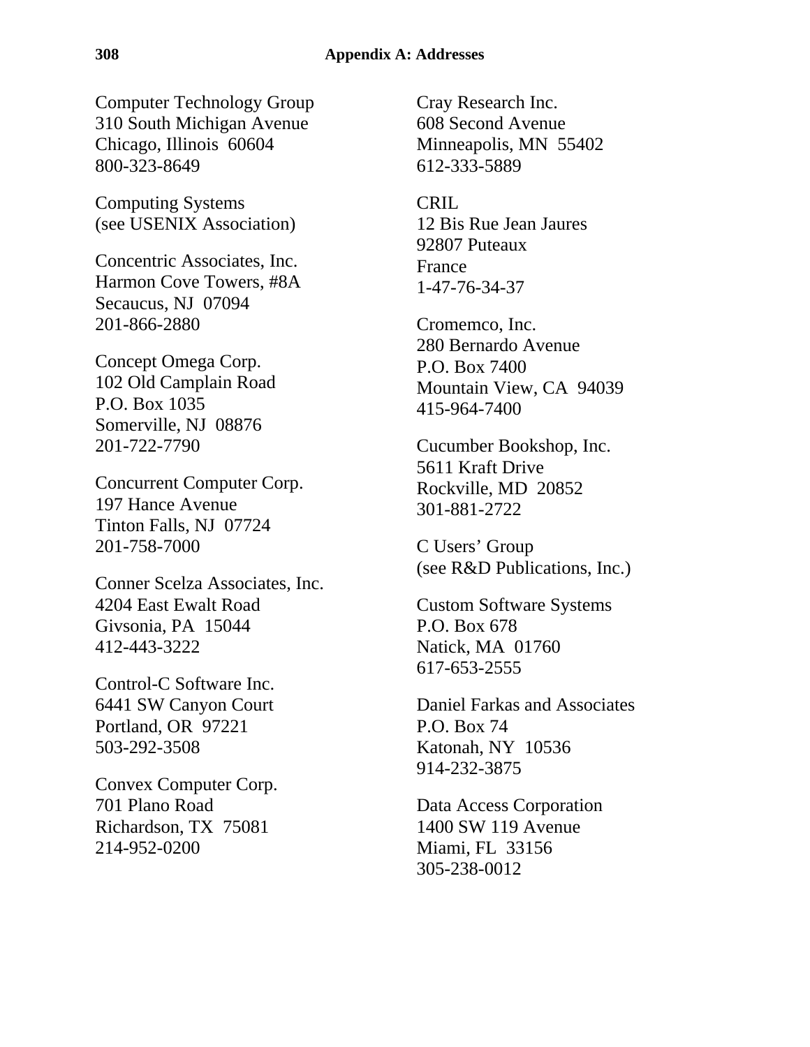Computer Technology Group
310 South Michigan Avenue
Chicago, Illinois  60604
800-323-8649

Computing Systems
(see USENIX Association)

Concentric Associates, Inc.
Harmon Cove Towers, #8A
Secaucus, NJ  07094
201-866-2880

Concept Omega Corp.
102 Old Camplain Road
P.O. Box 1035
Somerville, NJ  08876
201-722-7790

Concurrent Computer Corp.
197 Hance Avenue
Tinton Falls, NJ  07724
201-758-7000

Conner Scelza Associates, Inc.
4204 East Ewalt Road
Givsonia, PA  15044
412-443-3222

Control-C Software Inc.
6441 SW Canyon Court
Portland, OR  97221
503-292-3508

Convex Computer Corp.
701 Plano Road
Richardson, TX  75081
214-952-0200

Cray Research Inc.
608 Second Avenue
Minneapolis, MN  55402
612-333-5889

CRIL
12 Bis Rue Jean Jaures
92807 Puteaux
France
1-47-76-34-37

Cromemco, Inc.
280 Bernardo Avenue
P.O. Box 7400
Mountain View, CA  94039
415-964-7400

Cucumber Bookshop, Inc.
5611 Kraft Drive
Rockville, MD  20852
301-881-2722

C Users' Group
(see R&D Publications, Inc.)

Custom Software Systems
P.O. Box 678
Natick, MA  01760
617-653-2555

Daniel Farkas and Associates
P.O. Box 74
Katonah, NY  10536
914-232-3875

Data Access Corporation
1400 SW 119 Avenue
Miami, FL  33156
305-238-0012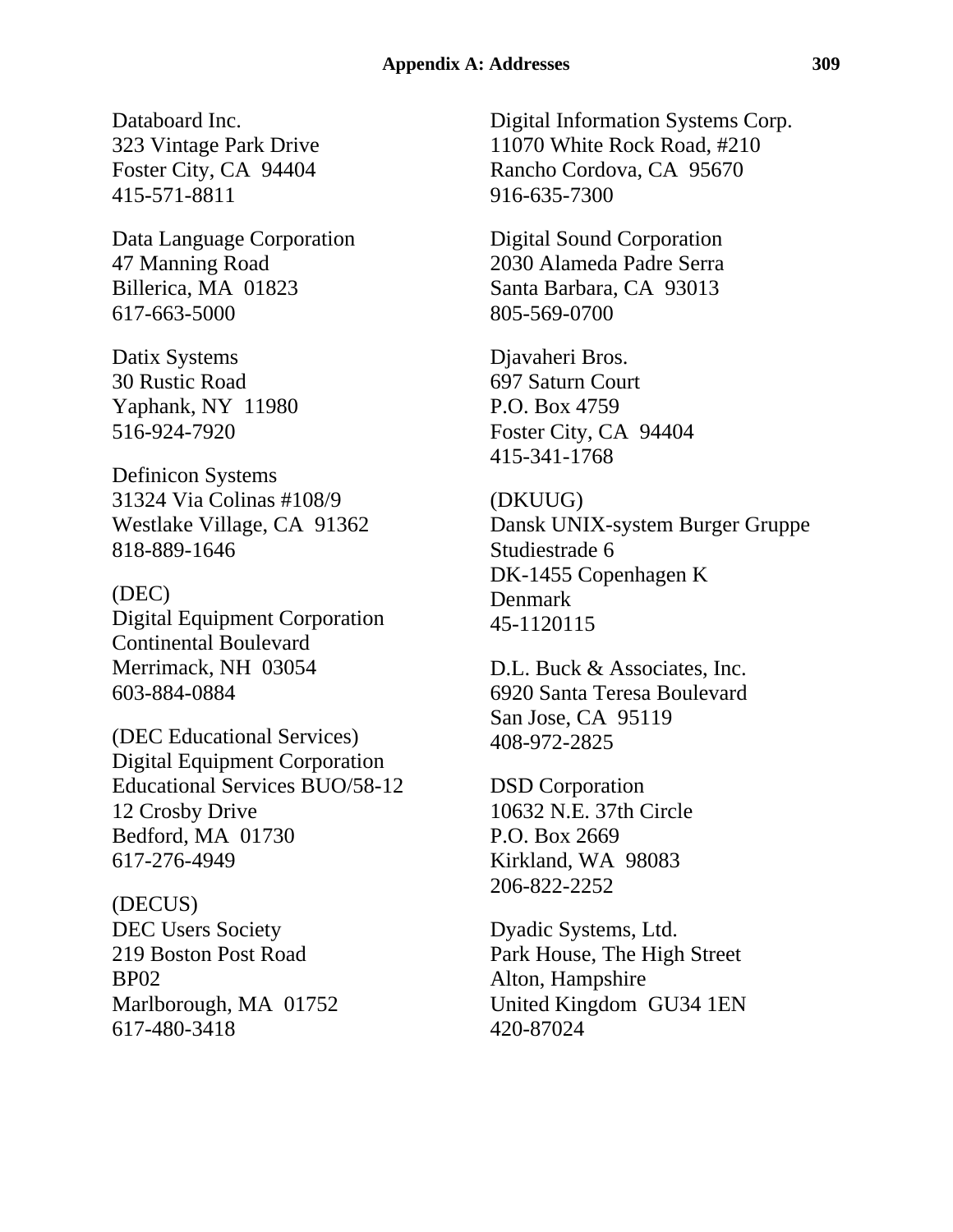Databoard Inc.
323 Vintage Park Drive
Foster City, CA  94404
415-571-8811

Data Language Corporation
47 Manning Road
Billerica, MA  01823
617-663-5000

Datix Systems
30 Rustic Road
Yaphank, NY  11980
516-924-7920

Definicon Systems
31324 Via Colinas #108/9
Westlake Village, CA  91362
818-889-1646

(DEC)
Digital Equipment Corporation
Continental Boulevard
Merrimack, NH  03054
603-884-0884

(DEC Educational Services)
Digital Equipment Corporation
Educational Services BUO/58-12
12 Crosby Drive
Bedford, MA  01730
617-276-4949

(DECUS)
DEC Users Society
219 Boston Post Road
BP02
Marlborough, MA  01752
617-480-3418

Digital Information Systems Corp.
11070 White Rock Road, #210
Rancho Cordova, CA  95670
916-635-7300

Digital Sound Corporation
2030 Alameda Padre Serra
Santa Barbara, CA  93013
805-569-0700

Djavaheri Bros.
697 Saturn Court
P.O. Box 4759
Foster City, CA  94404
415-341-1768

(DKUUG)
Dansk UNIX-system Burger Gruppe
Studiestrade 6
DK-1455 Copenhagen K
Denmark
45-1120115

D.L. Buck & Associates, Inc.
6920 Santa Teresa Boulevard
San Jose, CA  95119
408-972-2825

DSD Corporation
10632 N.E. 37th Circle
P.O. Box 2669
Kirkland, WA  98083
206-822-2252

Dyadic Systems, Ltd.
Park House, The High Street
Alton, Hampshire
United Kingdom  GU34 1EN
420-87024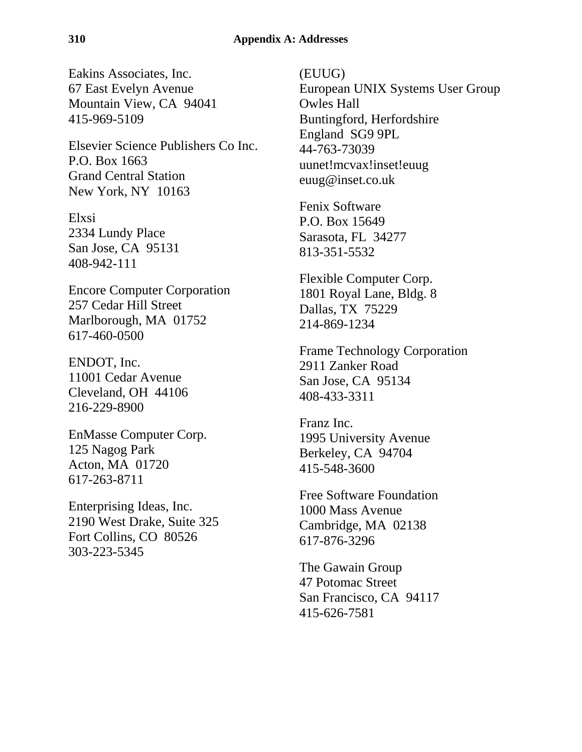Eakins Associates, Inc.
67 East Evelyn Avenue
Mountain View, CA  94041
415-969-5109

Elsevier Science Publishers Co Inc.
P.O. Box 1663
Grand Central Station
New York, NY  10163

Elxsi
2334 Lundy Place
San Jose, CA  95131
408-942-111

Encore Computer Corporation
257 Cedar Hill Street
Marlborough, MA  01752
617-460-0500

ENDOT, Inc.
11001 Cedar Avenue
Cleveland, OH  44106
216-229-8900

EnMasse Computer Corp.
125 Nagog Park
Acton, MA  01720
617-263-8711

Enterprising Ideas, Inc.
2190 West Drake, Suite 325
Fort Collins, CO  80526
303-223-5345

(EUUG)
European UNIX Systems User Group
Owles Hall
Buntingford, Herfordshire
England  SG9 9PL
44-763-73039
uunet!mcvax!inset!euug
euug@inset.co.uk

Fenix Software
P.O. Box 15649
Sarasota, FL  34277
813-351-5532

Flexible Computer Corp.
1801 Royal Lane, Bldg. 8
Dallas, TX  75229
214-869-1234

Frame Technology Corporation
2911 Zanker Road
San Jose, CA  95134
408-433-3311

Franz Inc.
1995 University Avenue
Berkeley, CA  94704
415-548-3600

Free Software Foundation
1000 Mass Avenue
Cambridge, MA  02138
617-876-3296

The Gawain Group
47 Potomac Street
San Francisco, CA  94117
415-626-7581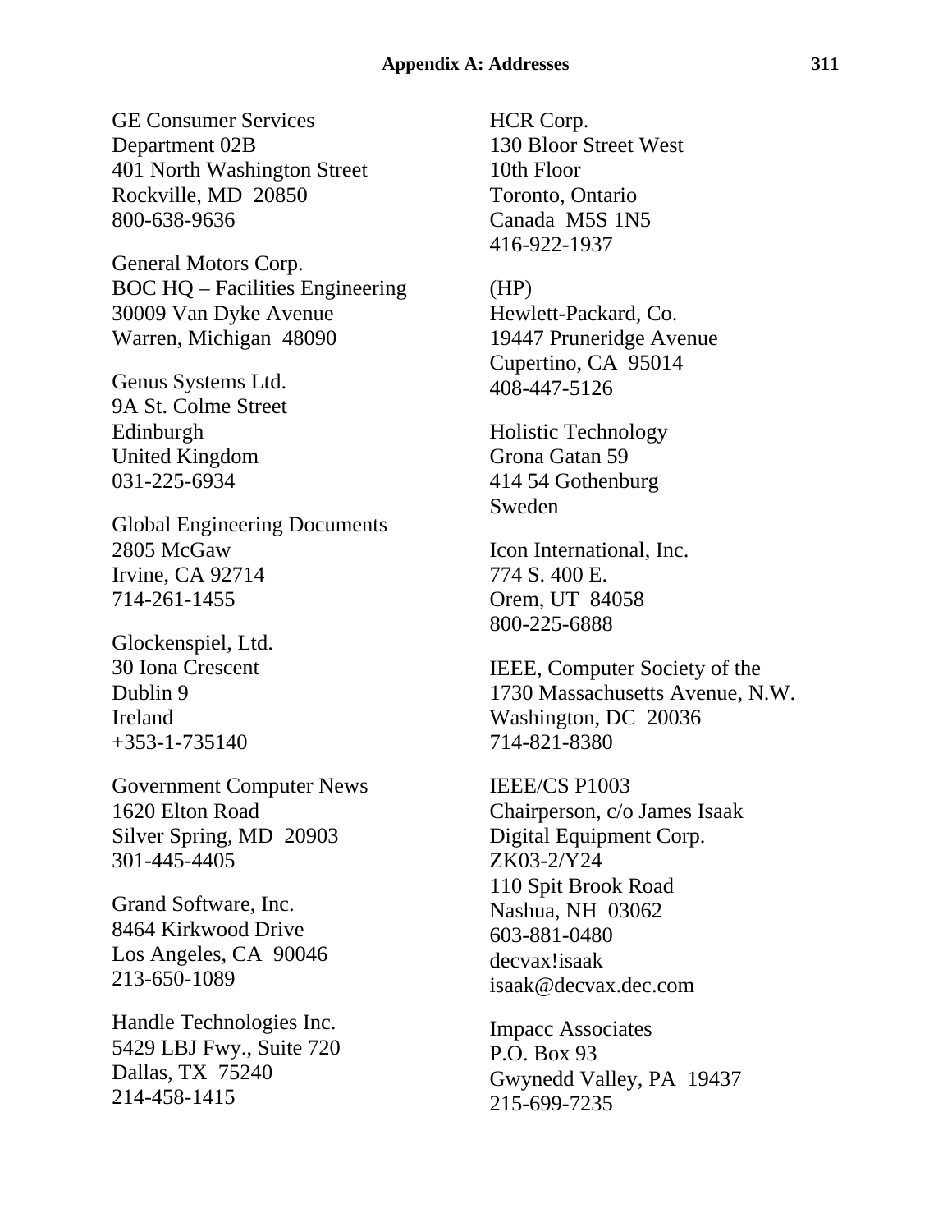GE Consumer Services
Department 02B
401 North Washington Street
Rockville, MD  20850
800-638-9636

General Motors Corp.
BOC HQ – Facilities Engineering
30009 Van Dyke Avenue
Warren, Michigan  48090

Genus Systems Ltd.
9A St. Colme Street
Edinburgh
United Kingdom
031-225-6934

Global Engineering Documents
2805 McGaw
Irvine, CA 92714
714-261-1455

Glockenspiel, Ltd.
30 Iona Crescent
Dublin 9
Ireland
+353-1-735140

Government Computer News
1620 Elton Road
Silver Spring, MD  20903
301-445-4405

Grand Software, Inc.
8464 Kirkwood Drive
Los Angeles, CA  90046
213-650-1089

Handle Technologies Inc.
5429 LBJ Fwy., Suite 720
Dallas, TX  75240
214-458-1415

HCR Corp.
130 Bloor Street West
10th Floor
Toronto, Ontario
Canada  M5S 1N5
416-922-1937

(HP)
Hewlett-Packard, Co.
19447 Pruneridge Avenue
Cupertino, CA  95014
408-447-5126

Holistic Technology
Grona Gatan 59
414 54 Gothenburg
Sweden

Icon International, Inc.
774 S. 400 E.
Orem, UT  84058
800-225-6888

IEEE, Computer Society of the
1730 Massachusetts Avenue, N.W.
Washington, DC  20036
714-821-8380

IEEE/CS P1003
Chairperson, c/o James Isaak
Digital Equipment Corp.
ZK03-2/Y24
110 Spit Brook Road
Nashua, NH  03062
603-881-0480
decvax!isaak
isaak@decvax.dec.com

Impacc Associates
P.O. Box 93
Gwynedd Valley, PA  19437
215-699-7235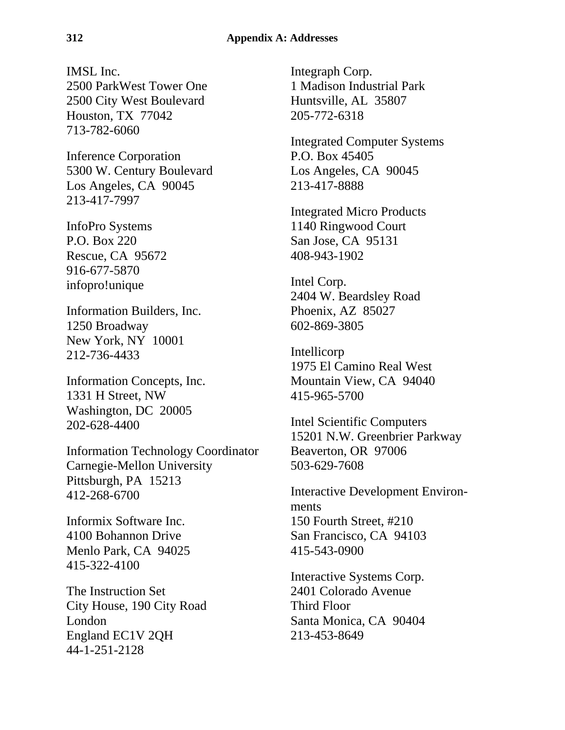IMSL Inc.
2500 ParkWest Tower One
2500 City West Boulevard
Houston, TX  77042
713-782-6060

Inference Corporation
5300 W. Century Boulevard
Los Angeles, CA  90045
213-417-7997

InfoPro Systems
P.O. Box 220
Rescue, CA  95672
916-677-5870
infopro!unique

Information Builders, Inc.
1250 Broadway
New York, NY  10001
212-736-4433

Information Concepts, Inc.
1331 H Street, NW
Washington, DC  20005
202-628-4400

Information Technology Coordinator
Carnegie-Mellon University
Pittsburgh, PA  15213
412-268-6700

Informix Software Inc.
4100 Bohannon Drive
Menlo Park, CA  94025
415-322-4100

The Instruction Set
City House, 190 City Road
London
England EC1V 2QH
44-1-251-2128

Integraph Corp.
1 Madison Industrial Park
Huntsville, AL  35807
205-772-6318

Integrated Computer Systems
P.O. Box 45405
Los Angeles, CA  90045
213-417-8888

Integrated Micro Products
1140 Ringwood Court
San Jose, CA  95131
408-943-1902

Intel Corp.
2404 W. Beardsley Road
Phoenix, AZ  85027
602-869-3805

Intellicorp
1975 El Camino Real West
Mountain View, CA  94040
415-965-5700

Intel Scientific Computers
15201 N.W. Greenbrier Parkway
Beaverton, OR  97006
503-629-7608

Interactive Development Environments
150 Fourth Street, #210
San Francisco, CA  94103
415-543-0900

Interactive Systems Corp.
2401 Colorado Avenue
Third Floor
Santa Monica, CA  90404
213-453-8649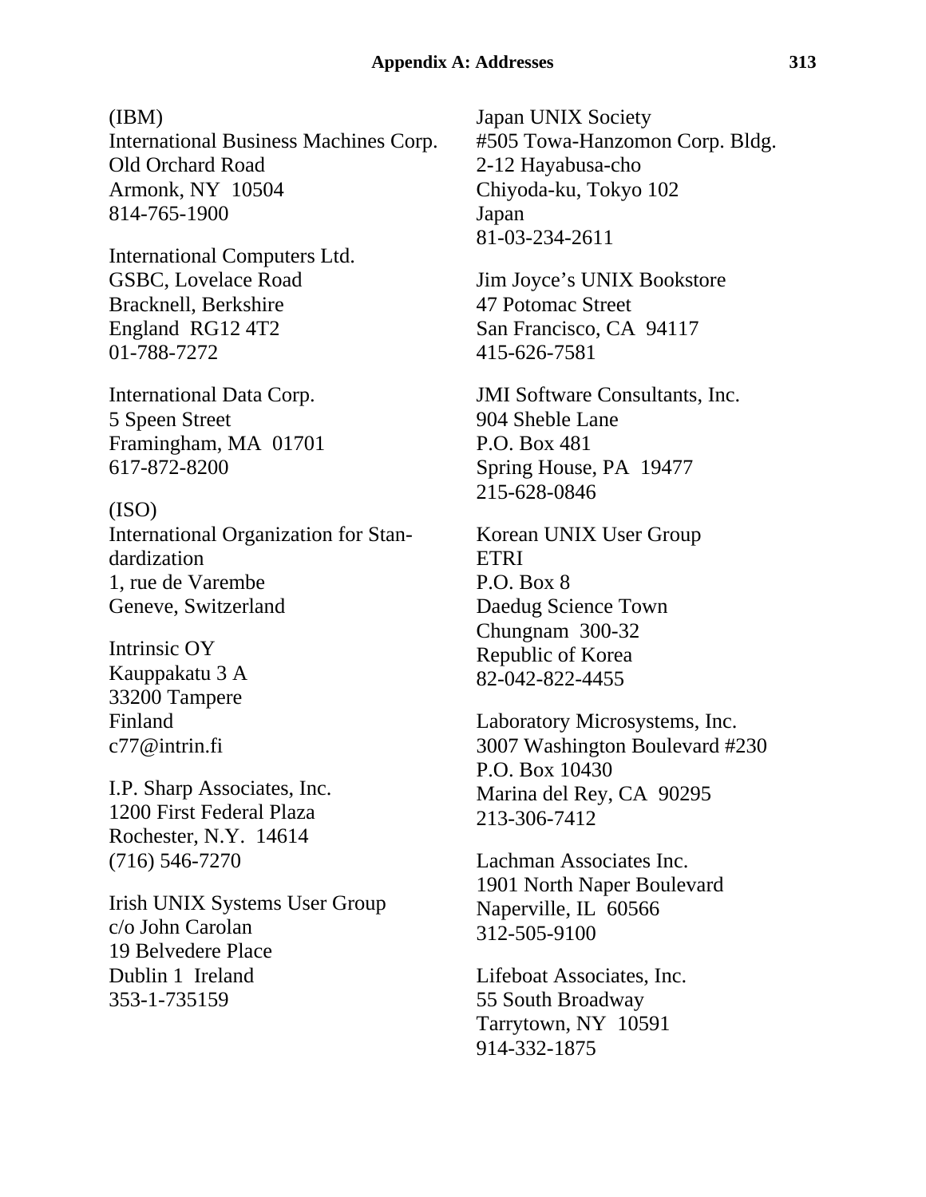(IBM)
International Business Machines Corp.
Old Orchard Road
Armonk, NY  10504
814-765-1900

International Computers Ltd.
GSBC, Lovelace Road
Bracknell, Berkshire
England  RG12 4T2
01-788-7272

International Data Corp.
5 Speen Street
Framingham, MA  01701
617-872-8200

(ISO)
International Organization for Standardization
1, rue de Varembe
Geneve, Switzerland

Intrinsic OY
Kauppakatu 3 A
33200 Tampere
Finland
c77@intrin.fi

I.P. Sharp Associates, Inc.
1200 First Federal Plaza
Rochester, N.Y.  14614
(716) 546-7270

Irish UNIX Systems User Group
c/o John Carolan
19 Belvedere Place
Dublin 1  Ireland
353-1-735159

Japan UNIX Society
#505 Towa-Hanzomon Corp. Bldg.
2-12 Hayabusa-cho
Chiyoda-ku, Tokyo 102
Japan
81-03-234-2611

Jim Joyce's UNIX Bookstore
47 Potomac Street
San Francisco, CA  94117
415-626-7581

JMI Software Consultants, Inc.
904 Sheble Lane
P.O. Box 481
Spring House, PA  19477
215-628-0846

Korean UNIX User Group
ETRI
P.O. Box 8
Daedug Science Town
Chungnam  300-32
Republic of Korea
82-042-822-4455

Laboratory Microsystems, Inc.
3007 Washington Boulevard #230
P.O. Box 10430
Marina del Rey, CA  90295
213-306-7412

Lachman Associates Inc.
1901 North Naper Boulevard
Naperville, IL  60566
312-505-9100

Lifeboat Associates, Inc.
55 South Broadway
Tarrytown, NY  10591
914-332-1875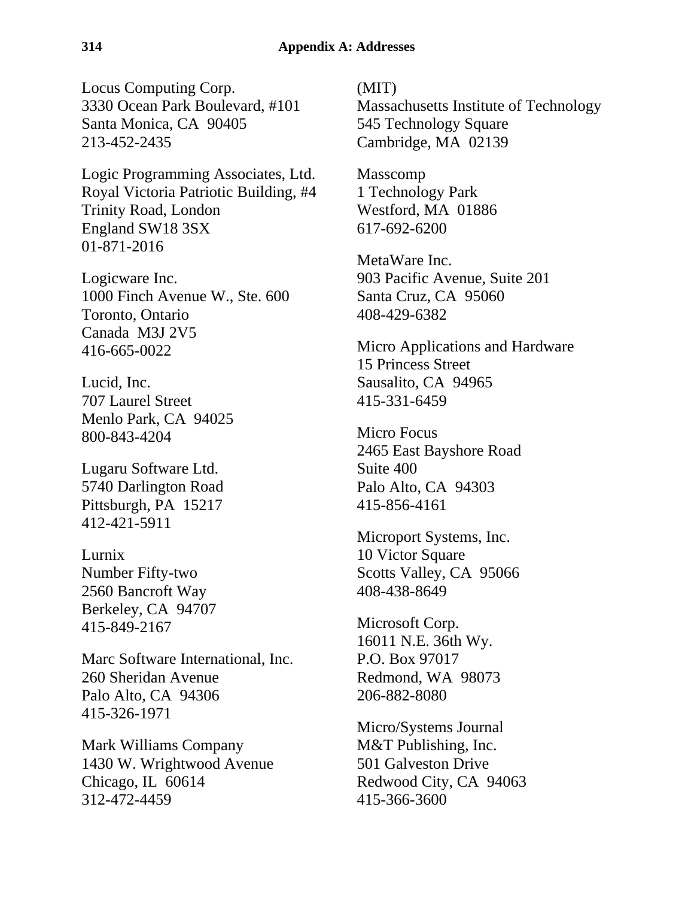Locus Computing Corp.
3330 Ocean Park Boulevard, #101
Santa Monica, CA  90405
213-452-2435

Logic Programming Associates, Ltd.
Royal Victoria Patriotic Building, #4
Trinity Road, London
England SW18 3SX
01-871-2016

Logicware Inc.
1000 Finch Avenue W., Ste. 600
Toronto, Ontario
Canada  M3J 2V5
416-665-0022

Lucid, Inc.
707 Laurel Street
Menlo Park, CA  94025
800-843-4204

Lugaru Software Ltd.
5740 Darlington Road
Pittsburgh, PA  15217
412-421-5911

Lurnix
Number Fifty-two
2560 Bancroft Way
Berkeley, CA  94707
415-849-2167

Marc Software International, Inc.
260 Sheridan Avenue
Palo Alto, CA  94306
415-326-1971

Mark Williams Company
1430 W. Wrightwood Avenue
Chicago, IL  60614
312-472-4459

(MIT)
Massachusetts Institute of Technology
545 Technology Square
Cambridge, MA  02139

Masscomp
1 Technology Park
Westford, MA  01886
617-692-6200

MetaWare Inc.
903 Pacific Avenue, Suite 201
Santa Cruz, CA  95060
408-429-6382

Micro Applications and Hardware
15 Princess Street
Sausalito, CA  94965
415-331-6459

Micro Focus
2465 East Bayshore Road
Suite 400
Palo Alto, CA  94303
415-856-4161

Microport Systems, Inc.
10 Victor Square
Scotts Valley, CA  95066
408-438-8649

Microsoft Corp.
16011 N.E. 36th Wy.
P.O. Box 97017
Redmond, WA  98073
206-882-8080

Micro/Systems Journal
M&T Publishing, Inc.
501 Galveston Drive
Redwood City, CA  94063
415-366-3600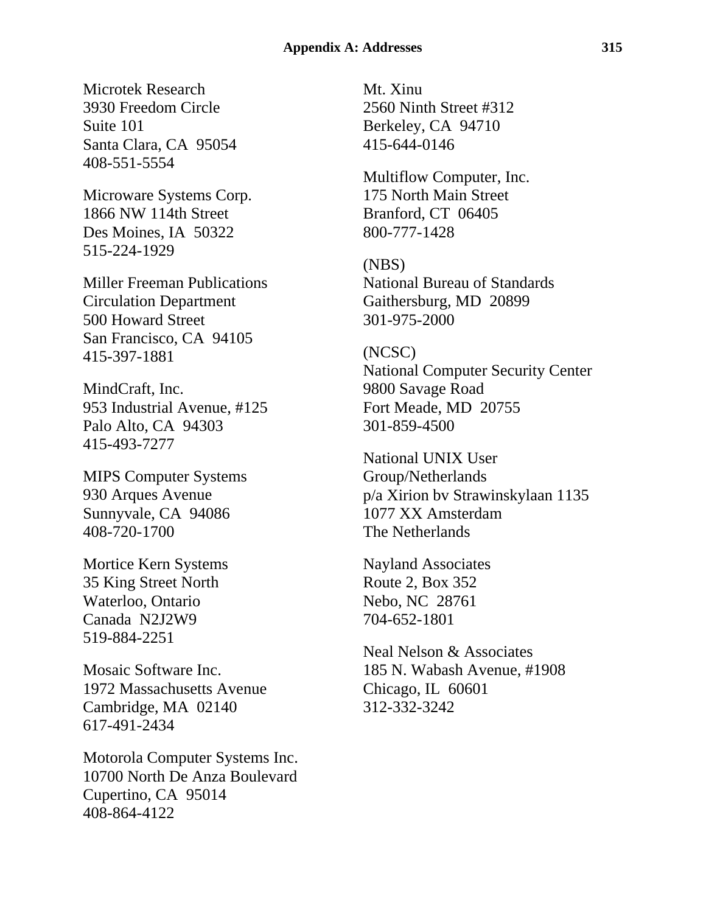Microtek Research
3930 Freedom Circle
Suite 101
Santa Clara, CA  95054
408-551-5554

Microware Systems Corp.
1866 NW 114th Street
Des Moines, IA  50322
515-224-1929

Miller Freeman Publications
Circulation Department
500 Howard Street
San Francisco, CA  94105
415-397-1881

MindCraft, Inc.
953 Industrial Avenue, #125
Palo Alto, CA  94303
415-493-7277

MIPS Computer Systems
930 Arques Avenue
Sunnyvale, CA  94086
408-720-1700

Mortice Kern Systems
35 King Street North
Waterloo, Ontario
Canada  N2J2W9
519-884-2251

Mosaic Software Inc.
1972 Massachusetts Avenue
Cambridge, MA  02140
617-491-2434

Motorola Computer Systems Inc.
10700 North De Anza Boulevard
Cupertino, CA  95014
408-864-4122

Mt. Xinu
2560 Ninth Street #312
Berkeley, CA  94710
415-644-0146

Multiflow Computer, Inc.
175 North Main Street
Branford, CT  06405
800-777-1428

(NBS)
National Bureau of Standards
Gaithersburg, MD  20899
301-975-2000

(NCSC)
National Computer Security Center
9800 Savage Road
Fort Meade, MD  20755
301-859-4500

National UNIX User
Group/Netherlands
p/a Xirion bv Strawinskylaan 1135
1077 XX Amsterdam
The Netherlands

Nayland Associates
Route 2, Box 352
Nebo, NC  28761
704-652-1801

Neal Nelson & Associates
185 N. Wabash Avenue, #1908
Chicago, IL  60601
312-332-3242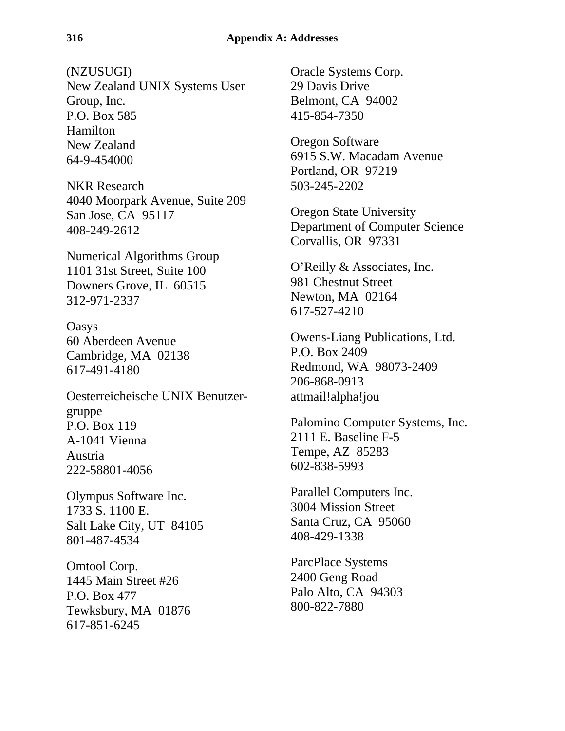(NZUSUGI)
New Zealand UNIX Systems User Group, Inc.
P.O. Box 585
Hamilton
New Zealand
64-9-454000

NKR Research
4040 Moorpark Avenue, Suite 209
San Jose, CA 95117
408-249-2612

Numerical Algorithms Group
1101 31st Street, Suite 100
Downers Grove, IL 60515
312-971-2337

Oasys
60 Aberdeen Avenue
Cambridge, MA 02138
617-491-4180

Oesterreicheische UNIX Benutzergruppe
P.O. Box 119
A-1041 Vienna
Austria
222-58801-4056

Olympus Software Inc.
1733 S. 1100 E.
Salt Lake City, UT 84105
801-487-4534

Omtool Corp.
1445 Main Street #26
P.O. Box 477
Tewksbury, MA 01876
617-851-6245

Oracle Systems Corp.
29 Davis Drive
Belmont, CA 94002
415-854-7350

Oregon Software
6915 S.W. Macadam Avenue
Portland, OR 97219
503-245-2202

Oregon State University
Department of Computer Science
Corvallis, OR 97331

O'Reilly & Associates, Inc.
981 Chestnut Street
Newton, MA 02164
617-527-4210

Owens-Liang Publications, Ltd.
P.O. Box 2409
Redmond, WA 98073-2409
206-868-0913
attmail!alpha!jou

Palomino Computer Systems, Inc.
2111 E. Baseline F-5
Tempe, AZ 85283
602-838-5993

Parallel Computers Inc.
3004 Mission Street
Santa Cruz, CA 95060
408-429-1338

ParcPlace Systems
2400 Geng Road
Palo Alto, CA 94303
800-822-7880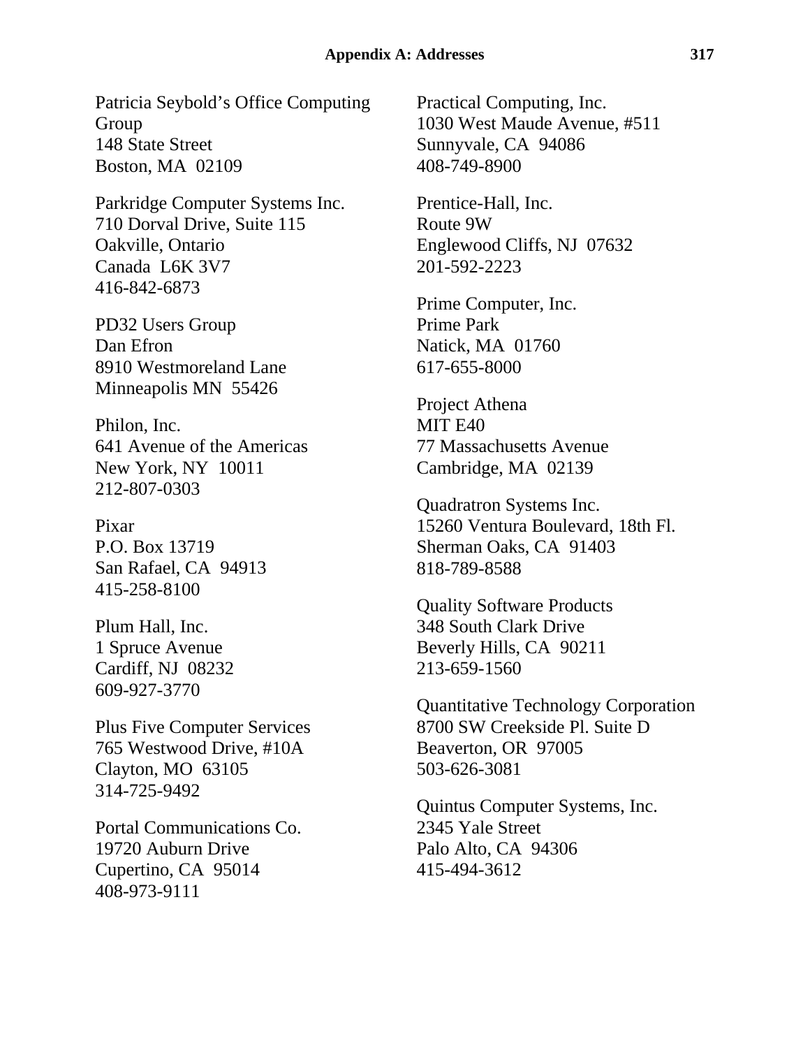Patricia Seybold's Office Computing Group
148 State Street
Boston, MA 02109

Parkridge Computer Systems Inc.
710 Dorval Drive, Suite 115
Oakville, Ontario
Canada L6K 3V7
416-842-6873

PD32 Users Group
Dan Efron
8910 Westmoreland Lane
Minneapolis MN 55426

Philon, Inc.
641 Avenue of the Americas
New York, NY 10011
212-807-0303

Pixar
P.O. Box 13719
San Rafael, CA 94913
415-258-8100

Plum Hall, Inc.
1 Spruce Avenue
Cardiff, NJ 08232
609-927-3770

Plus Five Computer Services
765 Westwood Drive, #10A
Clayton, MO 63105
314-725-9492

Portal Communications Co.
19720 Auburn Drive
Cupertino, CA 95014
408-973-9111

Practical Computing, Inc.
1030 West Maude Avenue, #511
Sunnyvale, CA 94086
408-749-8900

Prentice-Hall, Inc.
Route 9W
Englewood Cliffs, NJ 07632
201-592-2223

Prime Computer, Inc.
Prime Park
Natick, MA 01760
617-655-8000

Project Athena
MIT E40
77 Massachusetts Avenue
Cambridge, MA 02139

Quadratron Systems Inc.
15260 Ventura Boulevard, 18th Fl.
Sherman Oaks, CA 91403
818-789-8588

Quality Software Products
348 South Clark Drive
Beverly Hills, CA 90211
213-659-1560

Quantitative Technology Corporation
8700 SW Creekside Pl. Suite D
Beaverton, OR 97005
503-626-3081

Quintus Computer Systems, Inc.
2345 Yale Street
Palo Alto, CA 94306
415-494-3612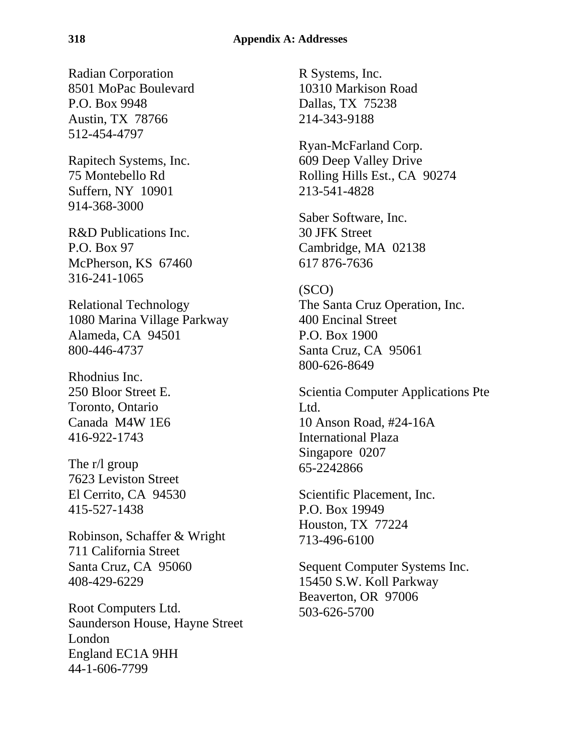Radian Corporation
8501 MoPac Boulevard
P.O. Box 9948
Austin, TX  78766
512-454-4797

Rapitech Systems, Inc.
75 Montebello Rd
Suffern, NY  10901
914-368-3000

R&D Publications Inc.
P.O. Box 97
McPherson, KS  67460
316-241-1065

Relational Technology
1080 Marina Village Parkway
Alameda, CA  94501
800-446-4737

Rhodnius Inc.
250 Bloor Street E.
Toronto, Ontario
Canada  M4W 1E6
416-922-1743

The r/l group
7623 Leviston Street
El Cerrito, CA  94530
415-527-1438

Robinson, Schaffer & Wright
711 California Street
Santa Cruz, CA  95060
408-429-6229

Root Computers Ltd.
Saunderson House, Hayne Street
London
England EC1A 9HH
44-1-606-7799

R Systems, Inc.
10310 Markison Road
Dallas, TX  75238
214-343-9188

Ryan-McFarland Corp.
609 Deep Valley Drive
Rolling Hills Est., CA  90274
213-541-4828

Saber Software, Inc.
30 JFK Street
Cambridge, MA  02138
617 876-7636

(SCO)
The Santa Cruz Operation, Inc.
400 Encinal Street
P.O. Box 1900
Santa Cruz, CA  95061
800-626-8649

Scientia Computer Applications Pte Ltd.
10 Anson Road, #24-16A
International Plaza
Singapore  0207
65-2242866

Scientific Placement, Inc.
P.O. Box 19949
Houston, TX  77224
713-496-6100

Sequent Computer Systems Inc.
15450 S.W. Koll Parkway
Beaverton, OR  97006
503-626-5700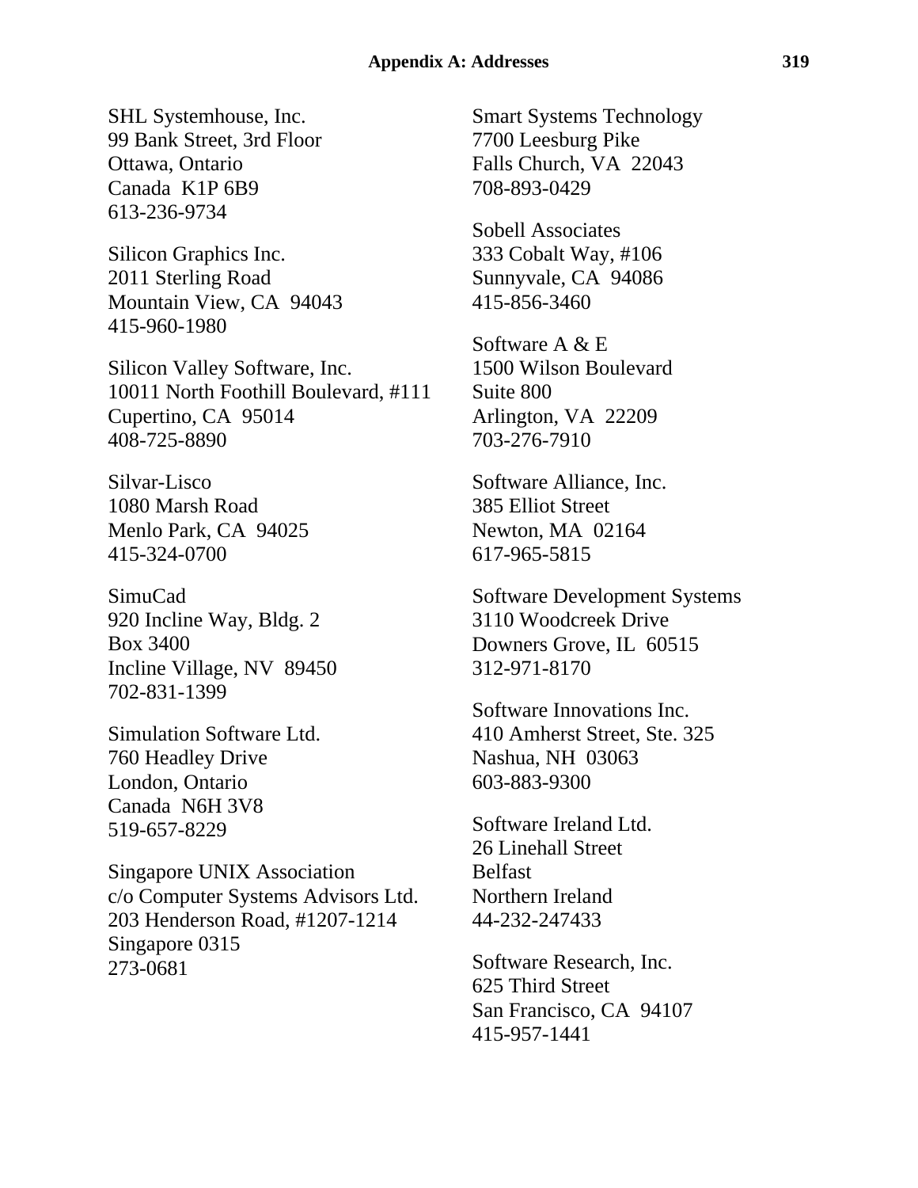SHL Systemhouse, Inc.
99 Bank Street, 3rd Floor
Ottawa, Ontario
Canada  K1P 6B9
613-236-9734

Silicon Graphics Inc.
2011 Sterling Road
Mountain View, CA  94043
415-960-1980

Silicon Valley Software, Inc.
10011 North Foothill Boulevard, #111
Cupertino, CA  95014
408-725-8890

Silvar-Lisco
1080 Marsh Road
Menlo Park, CA  94025
415-324-0700

SimuCad
920 Incline Way, Bldg. 2
Box 3400
Incline Village, NV  89450
702-831-1399

Simulation Software Ltd.
760 Headley Drive
London, Ontario
Canada  N6H 3V8
519-657-8229

Singapore UNIX Association
c/o Computer Systems Advisors Ltd.
203 Henderson Road, #1207-1214
Singapore 0315
273-0681

Smart Systems Technology
7700 Leesburg Pike
Falls Church, VA  22043
708-893-0429

Sobell Associates
333 Cobalt Way, #106
Sunnyvale, CA  94086
415-856-3460

Software A & E
1500 Wilson Boulevard
Suite 800
Arlington, VA  22209
703-276-7910

Software Alliance, Inc.
385 Elliot Street
Newton, MA  02164
617-965-5815

Software Development Systems
3110 Woodcreek Drive
Downers Grove, IL  60515
312-971-8170

Software Innovations Inc.
410 Amherst Street, Ste. 325
Nashua, NH  03063
603-883-9300

Software Ireland Ltd.
26 Linehall Street
Belfast
Northern Ireland
44-232-247433

Software Research, Inc.
625 Third Street
San Francisco, CA  94107
415-957-1441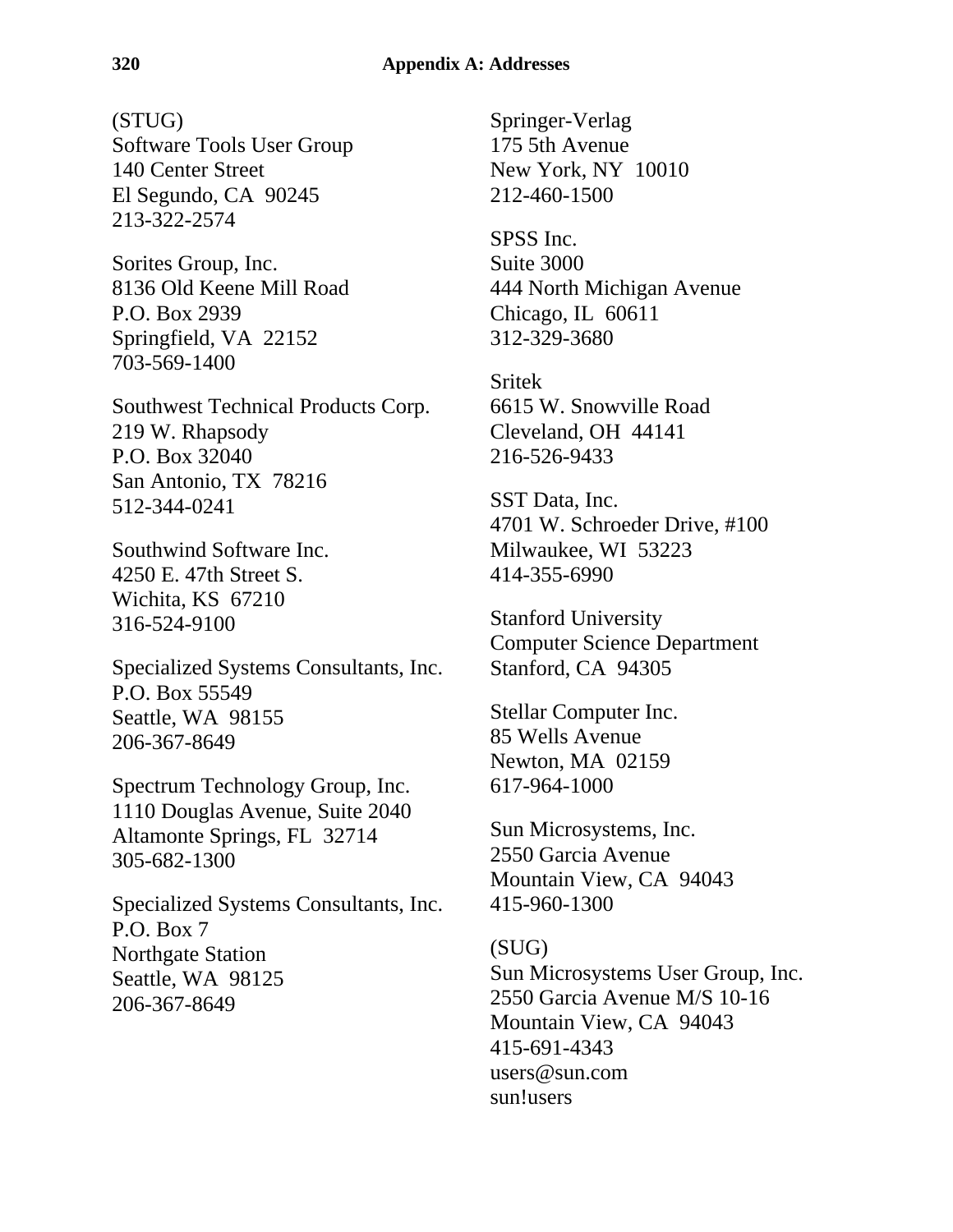(STUG)  
Software Tools User Group  
140 Center Street  
El Segundo, CA  90245  
213-322-2574

Sorites Group, Inc.  
8136 Old Keene Mill Road  
P.O. Box 2939  
Springfield, VA  22152  
703-569-1400

Southwest Technical Products Corp.  
219 W. Rhapsody  
P.O. Box 32040  
San Antonio, TX  78216  
512-344-0241

Southwind Software Inc.  
4250 E. 47th Street S.  
Wichita, KS  67210  
316-524-9100

Specialized Systems Consultants, Inc.  
P.O. Box 55549  
Seattle, WA  98155  
206-367-8649

Spectrum Technology Group, Inc.  
1110 Douglas Avenue, Suite 2040  
Altamonte Springs, FL  32714  
305-682-1300

Specialized Systems Consultants, Inc.  
P.O. Box 7  
Northgate Station  
Seattle, WA  98125  
206-367-8649

Springer-Verlag  
175 5th Avenue  
New York, NY  10010  
212-460-1500

SPSS Inc.  
Suite 3000  
444 North Michigan Avenue  
Chicago, IL  60611  
312-329-3680

Sritek  
6615 W. Snowville Road  
Cleveland, OH  44141  
216-526-9433

SST Data, Inc.  
4701 W. Schroeder Drive, #100  
Milwaukee, WI  53223  
414-355-6990

Stanford University  
Computer Science Department  
Stanford, CA  94305

Stellar Computer Inc.  
85 Wells Avenue  
Newton, MA  02159  
617-964-1000

Sun Microsystems, Inc.  
2550 Garcia Avenue  
Mountain View, CA  94043  
415-960-1300

(SUG)  
Sun Microsystems User Group, Inc.  
2550 Garcia Avenue M/S 10-16  
Mountain View, CA  94043  
415-691-4343  
users@sun.com  
sun!users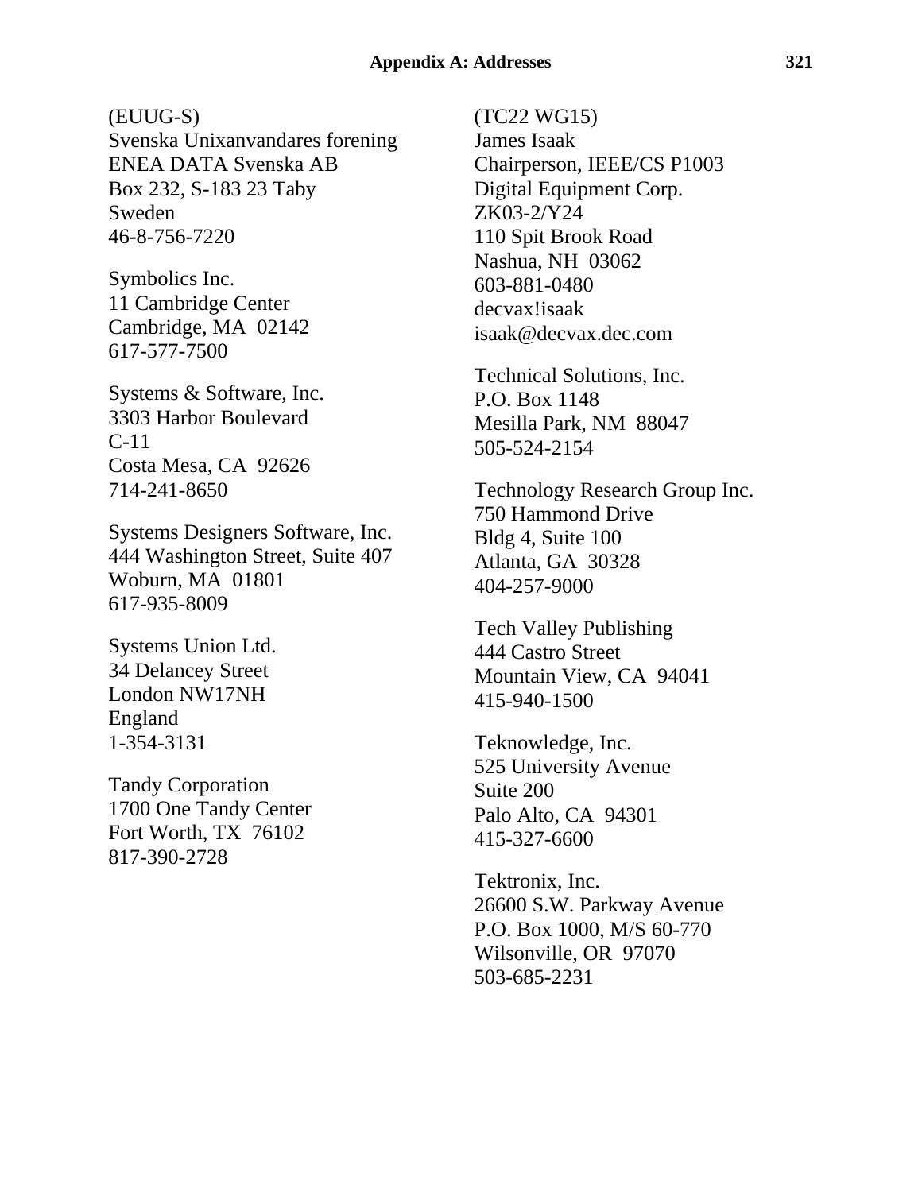(EUUG-S)
Svenska Unixanvandares forening
ENEA DATA Svenska AB
Box 232, S-183 23 Taby
Sweden
46-8-756-7220

Symbolics Inc.
11 Cambridge Center
Cambridge, MA  02142
617-577-7500

Systems & Software, Inc.
3303 Harbor Boulevard
C-11
Costa Mesa, CA  92626
714-241-8650

Systems Designers Software, Inc.
444 Washington Street, Suite 407
Woburn, MA  01801
617-935-8009

Systems Union Ltd.
34 Delancey Street
London NW17NH
England
1-354-3131

Tandy Corporation
1700 One Tandy Center
Fort Worth, TX  76102
817-390-2728

(TC22 WG15)
James Isaak
Chairperson, IEEE/CS P1003
Digital Equipment Corp.
ZK03-2/Y24
110 Spit Brook Road
Nashua, NH  03062
603-881-0480
decvax!isaak
isaak@decvax.dec.com

Technical Solutions, Inc.
P.O. Box 1148
Mesilla Park, NM  88047
505-524-2154

Technology Research Group Inc.
750 Hammond Drive
Bldg 4, Suite 100
Atlanta, GA  30328
404-257-9000

Tech Valley Publishing
444 Castro Street
Mountain View, CA  94041
415-940-1500

Teknowledge, Inc.
525 University Avenue
Suite 200
Palo Alto, CA  94301
415-327-6600

Tektronix, Inc.
26600 S.W. Parkway Avenue
P.O. Box 1000, M/S 60-770
Wilsonville, OR  97070
503-685-2231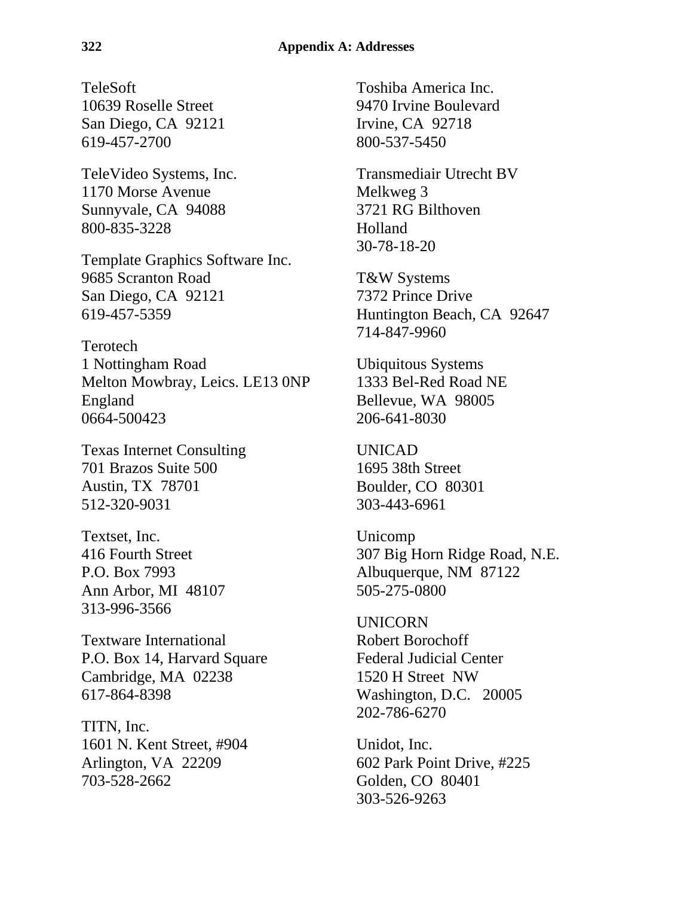TeleSoft
10639 Roselle Street
San Diego, CA  92121
619-457-2700

TeleVideo Systems, Inc.
1170 Morse Avenue
Sunnyvale, CA  94088
800-835-3228

Template Graphics Software Inc.
9685 Scranton Road
San Diego, CA  92121
619-457-5359

Terotech
1 Nottingham Road
Melton Mowbray, Leics. LE13 0NP
England
0664-500423

Texas Internet Consulting
701 Brazos Suite 500
Austin, TX  78701
512-320-9031

Textset, Inc.
416 Fourth Street
P.O. Box 7993
Ann Arbor, MI  48107
313-996-3566

Textware International
P.O. Box 14, Harvard Square
Cambridge, MA  02238
617-864-8398

TITN, Inc.
1601 N. Kent Street, #904
Arlington, VA  22209
703-528-2662

Toshiba America Inc.
9470 Irvine Boulevard
Irvine, CA  92718
800-537-5450

Transmediair Utrecht BV
Melkweg 3
3721 RG Bilthoven
Holland
30-78-18-20

T&W Systems
7372 Prince Drive
Huntington Beach, CA  92647
714-847-9960

Ubiquitous Systems
1333 Bel-Red Road NE
Bellevue, WA  98005
206-641-8030

UNICAD
1695 38th Street
Boulder, CO  80301
303-443-6961

Unicomp
307 Big Horn Ridge Road, N.E.
Albuquerque, NM  87122
505-275-0800

UNICORN
Robert Borochoff
Federal Judicial Center
1520 H Street  NW
Washington, D.C.   20005
202-786-6270

Unidot, Inc.
602 Park Point Drive, #225
Golden, CO  80401
303-526-9263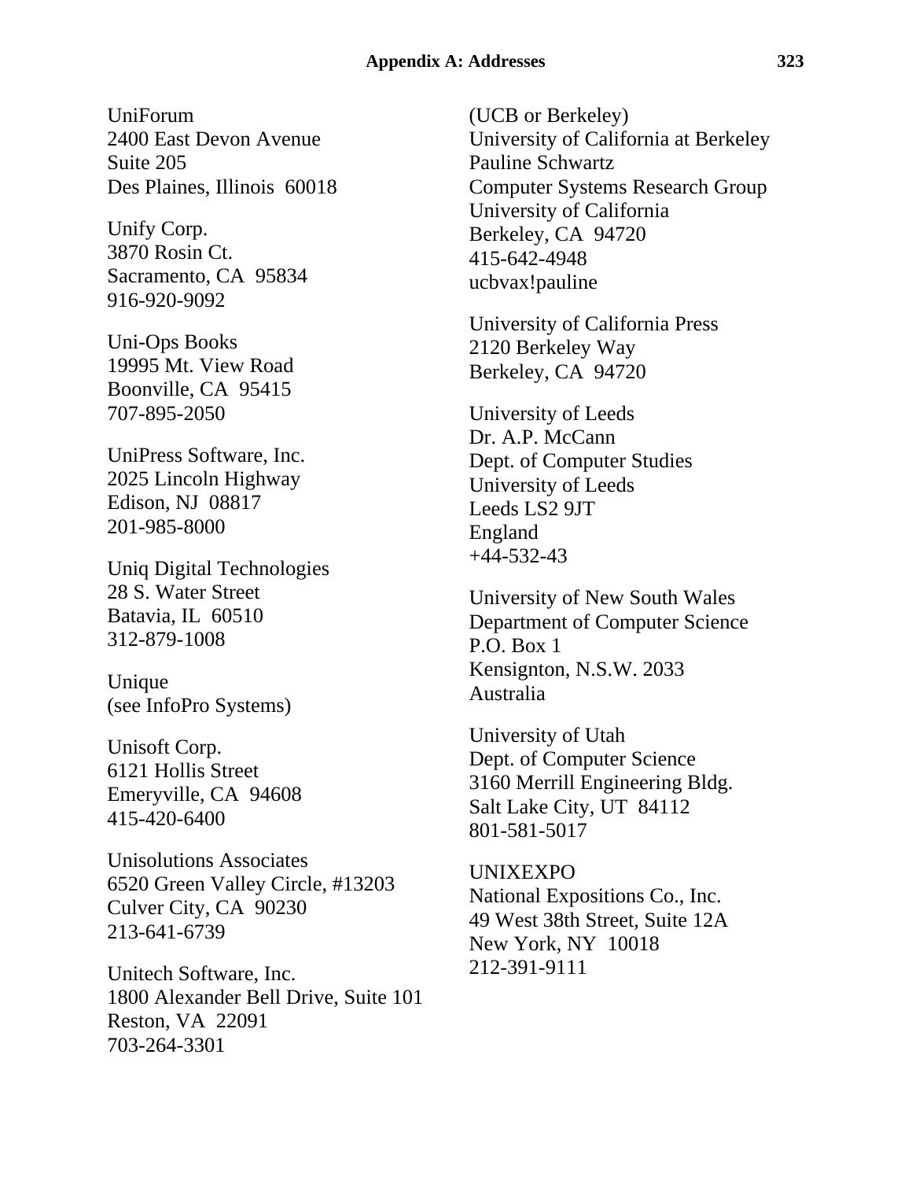UniForum
2400 East Devon Avenue
Suite 205
Des Plaines, Illinois 60018

Unify Corp.
3870 Rosin Ct.
Sacramento, CA 95834
916-920-9092

Uni-Ops Books
19995 Mt. View Road
Boonville, CA 95415
707-895-2050

UniPress Software, Inc.
2025 Lincoln Highway
Edison, NJ 08817
201-985-8000

Uniq Digital Technologies
28 S. Water Street
Batavia, IL 60510
312-879-1008

Unique
(see InfoPro Systems)

Unisoft Corp.
6121 Hollis Street
Emeryville, CA 94608
415-420-6400

Unisolutions Associates
6520 Green Valley Circle, #13203
Culver City, CA 90230
213-641-6739

Unitech Software, Inc.
1800 Alexander Bell Drive, Suite 101
Reston, VA 22091
703-264-3301

(UCB or Berkeley)
University of California at Berkeley
Pauline Schwartz
Computer Systems Research Group
University of California
Berkeley, CA 94720
415-642-4948
ucbvax!pauline

University of California Press
2120 Berkeley Way
Berkeley, CA 94720

University of Leeds
Dr. A.P. McCann
Dept. of Computer Studies
University of Leeds
Leeds LS2 9JT
England
+44-532-43

University of New South Wales
Department of Computer Science
P.O. Box 1
Kensignton, N.S.W. 2033
Australia

University of Utah
Dept. of Computer Science
3160 Merrill Engineering Bldg.
Salt Lake City, UT 84112
801-581-5017

UNIXEXPO
National Expositions Co., Inc.
49 West 38th Street, Suite 12A
New York, NY 10018
212-391-9111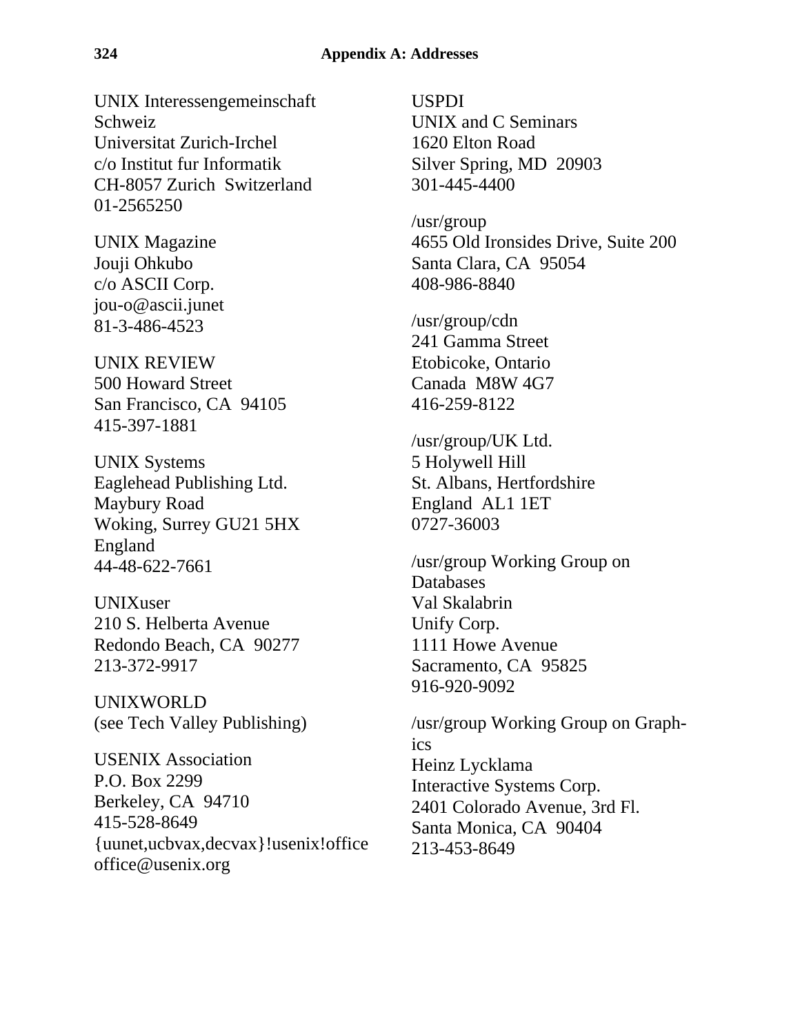UNIX Interessengemeinschaft
Schweiz
Universitat Zurich-Irchel
c/o Institut fur Informatik
CH-8057 Zurich  Switzerland
01-2565250

UNIX Magazine
Jouji Ohkubo
c/o ASCII Corp.
jou-o@ascii.junet
81-3-486-4523

UNIX REVIEW
500 Howard Street
San Francisco, CA  94105
415-397-1881

UNIX Systems
Eaglehead Publishing Ltd.
Maybury Road
Woking, Surrey GU21 5HX
England
44-48-622-7661

UNIXuser
210 S. Helberta Avenue
Redondo Beach, CA  90277
213-372-9917

UNIXWORLD
(see Tech Valley Publishing)

USENIX Association
P.O. Box 2299
Berkeley, CA  94710
415-528-8649
{uunet,ucbvax,decvax}!usenix!office
office@usenix.org

USPDI
UNIX and C Seminars
1620 Elton Road
Silver Spring, MD  20903
301-445-4400

/usr/group
4655 Old Ironsides Drive, Suite 200
Santa Clara, CA  95054
408-986-8840

/usr/group/cdn
241 Gamma Street
Etobicoke, Ontario
Canada  M8W 4G7
416-259-8122

/usr/group/UK Ltd.
5 Holywell Hill
St. Albans, Hertfordshire
England  AL1 1ET
0727-36003

/usr/group Working Group on Databases
Val Skalabrin
Unify Corp.
1111 Howe Avenue
Sacramento, CA  95825
916-920-9092

/usr/group Working Group on Graphics
Heinz Lycklama
Interactive Systems Corp.
2401 Colorado Avenue, 3rd Fl.
Santa Monica, CA  90404
213-453-8649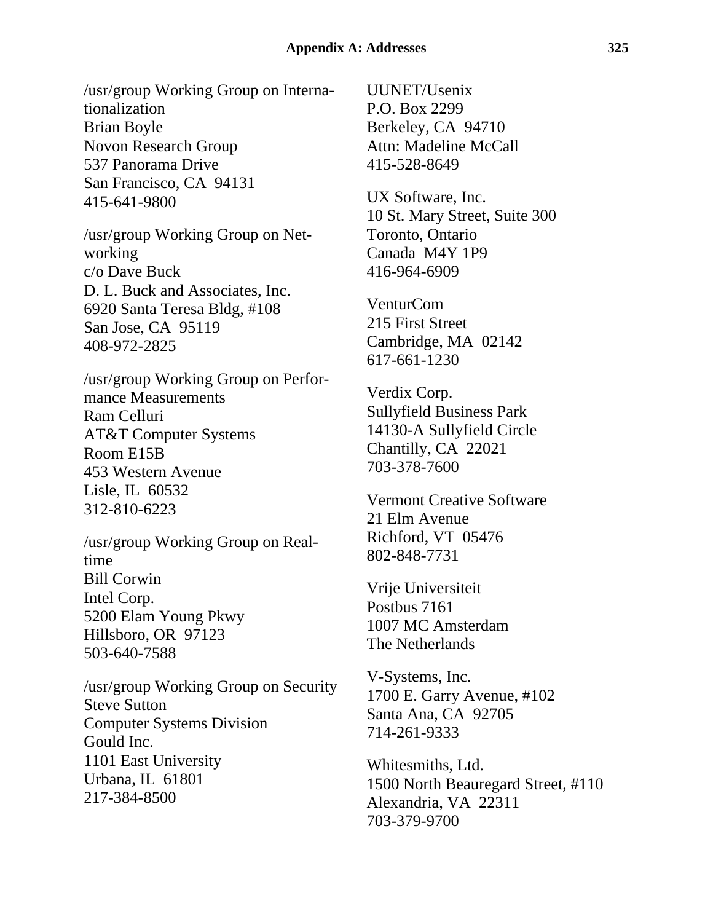/usr/group Working Group on Internationalization
Brian Boyle
Novon Research Group
537 Panorama Drive
San Francisco, CA 94131
415-641-9800

/usr/group Working Group on Networking
c/o Dave Buck
D. L. Buck and Associates, Inc.
6920 Santa Teresa Bldg, #108
San Jose, CA 95119
408-972-2825

/usr/group Working Group on Performance Measurements
Ram Celluri
AT&T Computer Systems
Room E15B
453 Western Avenue
Lisle, IL 60532
312-810-6223

/usr/group Working Group on Realtime
Bill Corwin
Intel Corp.
5200 Elam Young Pkwy
Hillsboro, OR 97123
503-640-7588

/usr/group Working Group on Security
Steve Sutton
Computer Systems Division
Gould Inc.
1101 East University
Urbana, IL 61801
217-384-8500

UUNET/Usenix
P.O. Box 2299
Berkeley, CA 94710
Attn: Madeline McCall
415-528-8649

UX Software, Inc.
10 St. Mary Street, Suite 300
Toronto, Ontario
Canada M4Y 1P9
416-964-6909

VenturCom
215 First Street
Cambridge, MA 02142
617-661-1230

Verdix Corp.
Sullyfield Business Park
14130-A Sullyfield Circle
Chantilly, CA 22021
703-378-7600

Vermont Creative Software
21 Elm Avenue
Richford, VT 05476
802-848-7731

Vrije Universiteit
Postbus 7161
1007 MC Amsterdam
The Netherlands

V-Systems, Inc.
1700 E. Garry Avenue, #102
Santa Ana, CA 92705
714-261-9333

Whitesmiths, Ltd.
1500 North Beauregard Street, #110
Alexandria, VA 22311
703-379-9700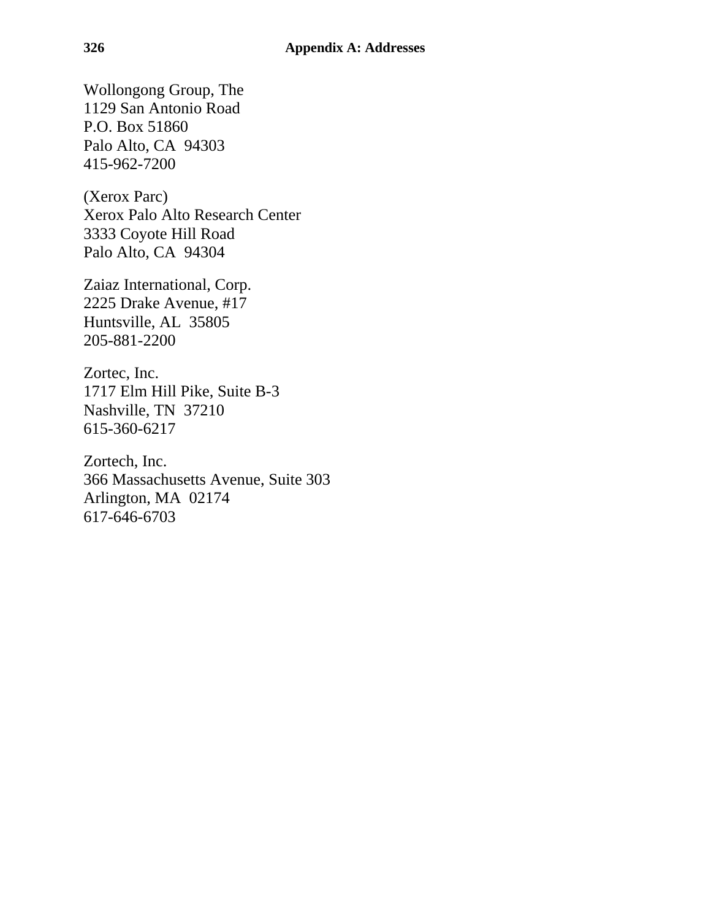Wollongong Group, The
1129 San Antonio Road
P.O. Box 51860
Palo Alto, CA  94303
415-962-7200

(Xerox Parc)
Xerox Palo Alto Research Center
3333 Coyote Hill Road
Palo Alto, CA  94304

Zaiaz International, Corp.
2225 Drake Avenue, #17
Huntsville, AL  35805
205-881-2200

Zortec, Inc.
1717 Elm Hill Pike, Suite B-3
Nashville, TN  37210
615-360-6217

Zortech, Inc.
366 Massachusetts Avenue, Suite 303
Arlington, MA  02174
617-646-6703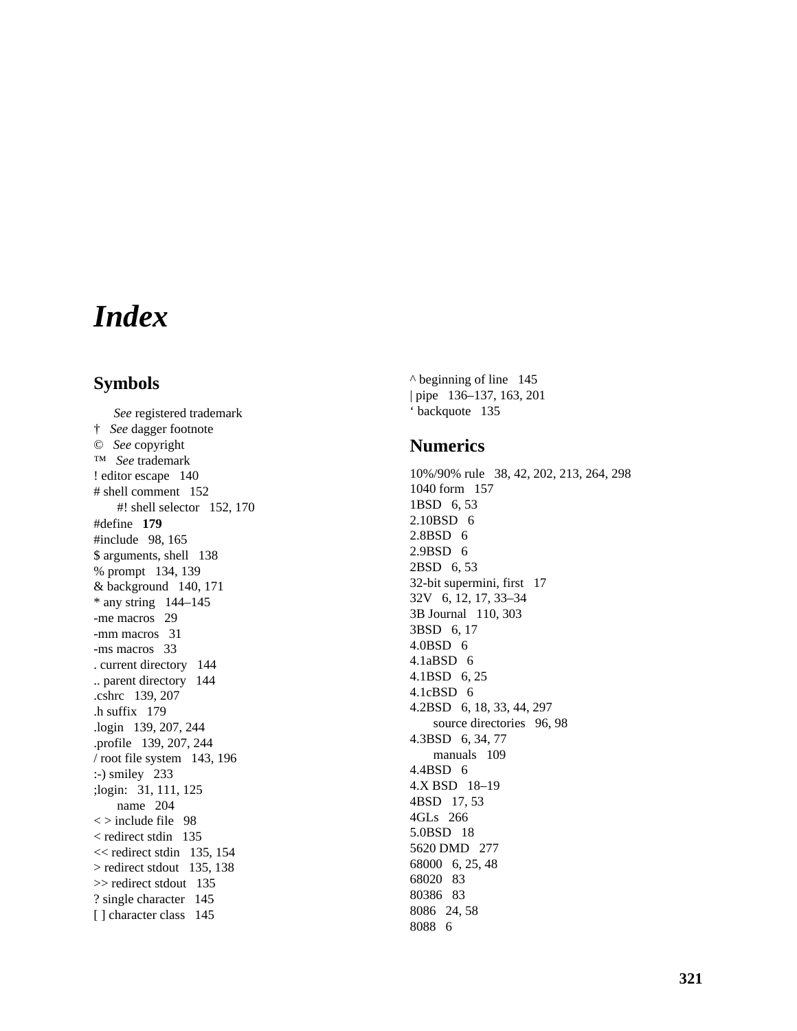# *Index*

## Symbols

*See* registered trademark
† *See* dagger footnote
© *See* copyright
™ *See* trademark
! editor escape 140
# shell comment 152
  #! shell selector 152, 170
#define **179**
#include 98, 165
$ arguments, shell 138
% prompt 134, 139
& background 140, 171
* any string 144–145
-me macros 29
-mm macros 31
-ms macros 33
. current directory 144
.. parent directory 144
.cshrc 139, 207
.h suffix 179
.login 139, 207, 244
.profile 139, 207, 244
/ root file system 143, 196
:-) smiley 233
;login: 31, 111, 125
  name 204
< > include file 98
< redirect stdin 135
<< redirect stdin 135, 154
> redirect stdout 135, 138
>> redirect stdout 135
? single character 145
[ ] character class 145
^ beginning of line 145
| pipe 136–137, 163, 201
‘ backquote 135

## Numerics

10%/90% rule 38, 42, 202, 213, 264, 298
1040 form 157
1BSD 6, 53
2.10BSD 6
2.8BSD 6
2.9BSD 6
2BSD 6, 53
32-bit supermini, first 17
32V 6, 12, 17, 33–34
3B Journal 110, 303
3BSD 6, 17
4.0BSD 6
4.1aBSD 6
4.1BSD 6, 25
4.1cBSD 6
4.2BSD 6, 18, 33, 44, 297
  source directories 96, 98
4.3BSD 6, 34, 77
  manuals 109
4.4BSD 6
4.X BSD 18–19
4BSD 17, 53
4GLs 266
5.0BSD 18
5620 DMD 277
68000 6, 25, 48
68020 83
80386 83
8086 24, 58
8088 6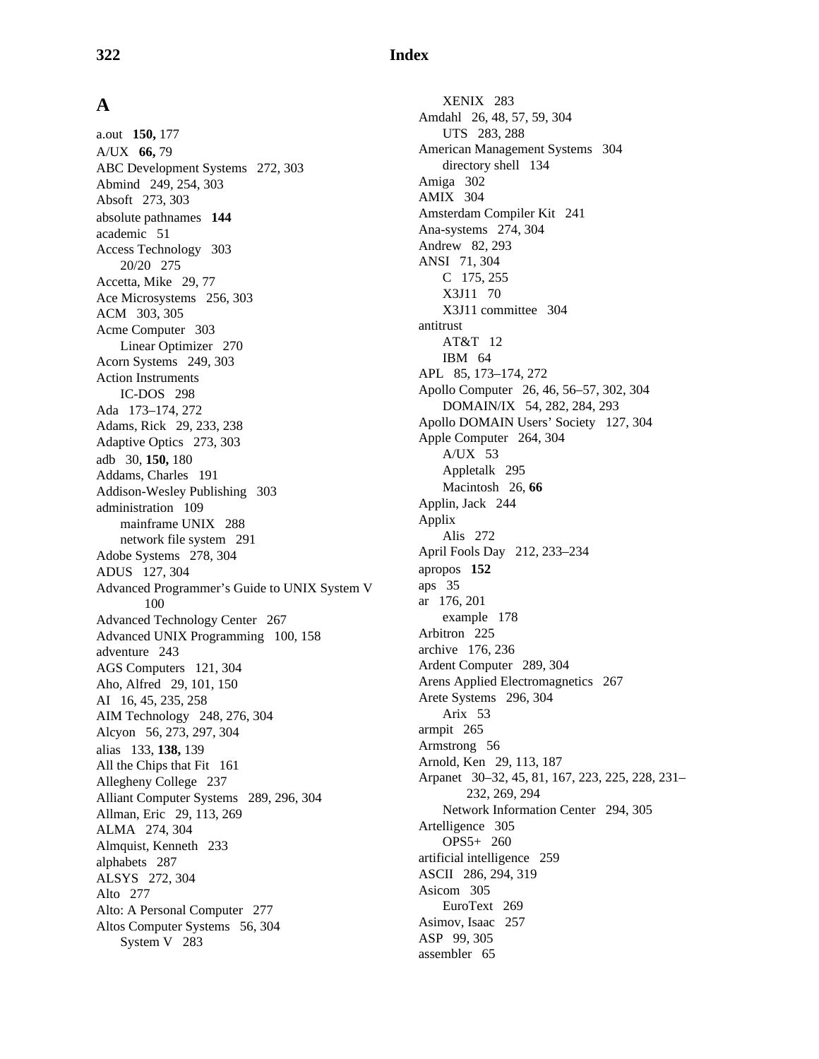## A

a.out **150,** 177
A/UX **66,** 79
ABC Development Systems 272, 303
Abmind 249, 254, 303
Absoft 273, 303
absolute pathnames **144**
academic 51
Access Technology 303
  20/20 275
Accetta, Mike 29, 77
Ace Microsystems 256, 303
ACM 303, 305
Acme Computer 303
  Linear Optimizer 270
Acorn Systems 249, 303
Action Instruments
  IC-DOS 298
Ada 173–174, 272
Adams, Rick 29, 233, 238
Adaptive Optics 273, 303
adb 30, **150,** 180
Addams, Charles 191
Addison-Wesley Publishing 303
administration 109
  mainframe UNIX 288
  network file system 291
Adobe Systems 278, 304
ADUS 127, 304
Advanced Programmer's Guide to UNIX System V 100
Advanced Technology Center 267
Advanced UNIX Programming 100, 158
adventure 243
AGS Computers 121, 304
Aho, Alfred 29, 101, 150
AI 16, 45, 235, 258
AIM Technology 248, 276, 304
Alcyon 56, 273, 297, 304
alias 133, **138,** 139
All the Chips that Fit 161
Allegheny College 237
Alliant Computer Systems 289, 296, 304
Allman, Eric 29, 113, 269
ALMA 274, 304
Almquist, Kenneth 233
alphabets 287
ALSYS 272, 304
Alto 277
Alto: A Personal Computer 277
Altos Computer Systems 56, 304
  System V 283
  XENIX 283
Amdahl 26, 48, 57, 59, 304
  UTS 283, 288
American Management Systems 304
  directory shell 134
Amiga 302
AMIX 304
Amsterdam Compiler Kit 241
Ana-systems 274, 304
Andrew 82, 293
ANSI 71, 304
  C 175, 255
  X3J11 70
  X3J11 committee 304
antitrust
  AT&T 12
  IBM 64
APL 85, 173–174, 272
Apollo Computer 26, 46, 56–57, 302, 304
  DOMAIN/IX 54, 282, 284, 293
Apollo DOMAIN Users' Society 127, 304
Apple Computer 264, 304
  A/UX 53
  Appletalk 295
  Macintosh 26, **66**
Applin, Jack 244
Applix
  Alis 272
April Fools Day 212, 233–234
apropos **152**
aps 35
ar 176, 201
  example 178
Arbitron 225
archive 176, 236
Ardent Computer 289, 304
Arens Applied Electromagnetics 267
Arete Systems 296, 304
  Arix 53
armpit 265
Armstrong 56
Arnold, Ken 29, 113, 187
Arpanet 30–32, 45, 81, 167, 223, 225, 228, 231–232, 269, 294
  Network Information Center 294, 305
Artelligence 305
  OPS5+ 260
artificial intelligence 259
ASCII 286, 294, 319
Asicom 305
  EuroText 269
Asimov, Isaac 257
ASP 99, 305
assembler 65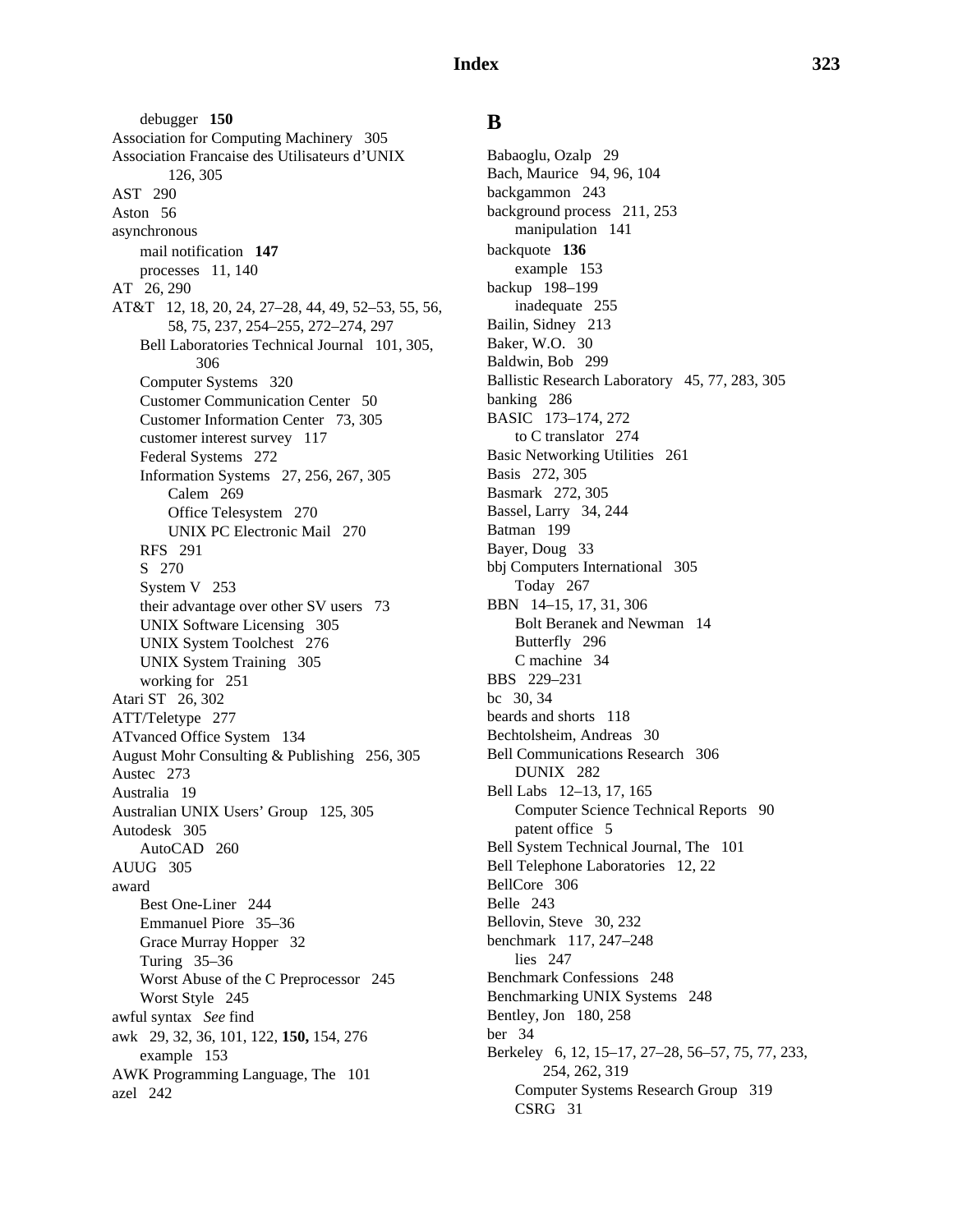debugger **150**
Association for Computing Machinery 305
Association Francaise des Utilisateurs d'UNIX 126, 305
AST 290
Aston 56
asynchronous
  mail notification **147**
  processes 11, 140
AT 26, 290
AT&T 12, 18, 20, 24, 27–28, 44, 49, 52–53, 55, 56, 58, 75, 237, 254–255, 272–274, 297
  Bell Laboratories Technical Journal 101, 305, 306
  Computer Systems 320
  Customer Communication Center 50
  Customer Information Center 73, 305
  customer interest survey 117
  Federal Systems 272
  Information Systems 27, 256, 267, 305
    Calem 269
    Office Telesystem 270
    UNIX PC Electronic Mail 270
  RFS 291
  S 270
  System V 253
  their advantage over other SV users 73
  UNIX Software Licensing 305
  UNIX System Toolchest 276
  UNIX System Training 305
  working for 251
Atari ST 26, 302
ATT/Teletype 277
ATvanced Office System 134
August Mohr Consulting & Publishing 256, 305
Austec 273
Australia 19
Australian UNIX Users' Group 125, 305
Autodesk 305
  AutoCAD 260
AUUG 305
award
  Best One-Liner 244
  Emmanuel Piore 35–36
  Grace Murray Hopper 32
  Turing 35–36
  Worst Abuse of the C Preprocessor 245
  Worst Style 245
awful syntax *See* find
awk 29, 32, 36, 101, 122, **150,** 154, 276
  example 153
AWK Programming Language, The 101
azel 242

## B

Babaoglu, Ozalp 29
Bach, Maurice 94, 96, 104
backgammon 243
background process 211, 253
  manipulation 141
backquote **136**
  example 153
backup 198–199
  inadequate 255
Bailin, Sidney 213
Baker, W.O. 30
Baldwin, Bob 299
Ballistic Research Laboratory 45, 77, 283, 305
banking 286
BASIC 173–174, 272
  to C translator 274
Basic Networking Utilities 261
Basis 272, 305
Basmark 272, 305
Bassel, Larry 34, 244
Batman 199
Bayer, Doug 33
bbj Computers International 305
  Today 267
BBN 14–15, 17, 31, 306
  Bolt Beranek and Newman 14
  Butterfly 296
  C machine 34
BBS 229–231
bc 30, 34
beards and shorts 118
Bechtolsheim, Andreas 30
Bell Communications Research 306
  DUNIX 282
Bell Labs 12–13, 17, 165
  Computer Science Technical Reports 90
  patent office 5
Bell System Technical Journal, The 101
Bell Telephone Laboratories 12, 22
BellCore 306
Belle 243
Bellovin, Steve 30, 232
benchmark 117, 247–248
  lies 247
Benchmark Confessions 248
Benchmarking UNIX Systems 248
Bentley, Jon 180, 258
ber 34
Berkeley 6, 12, 15–17, 27–28, 56–57, 75, 77, 233, 254, 262, 319
  Computer Systems Research Group 319
  CSRG 31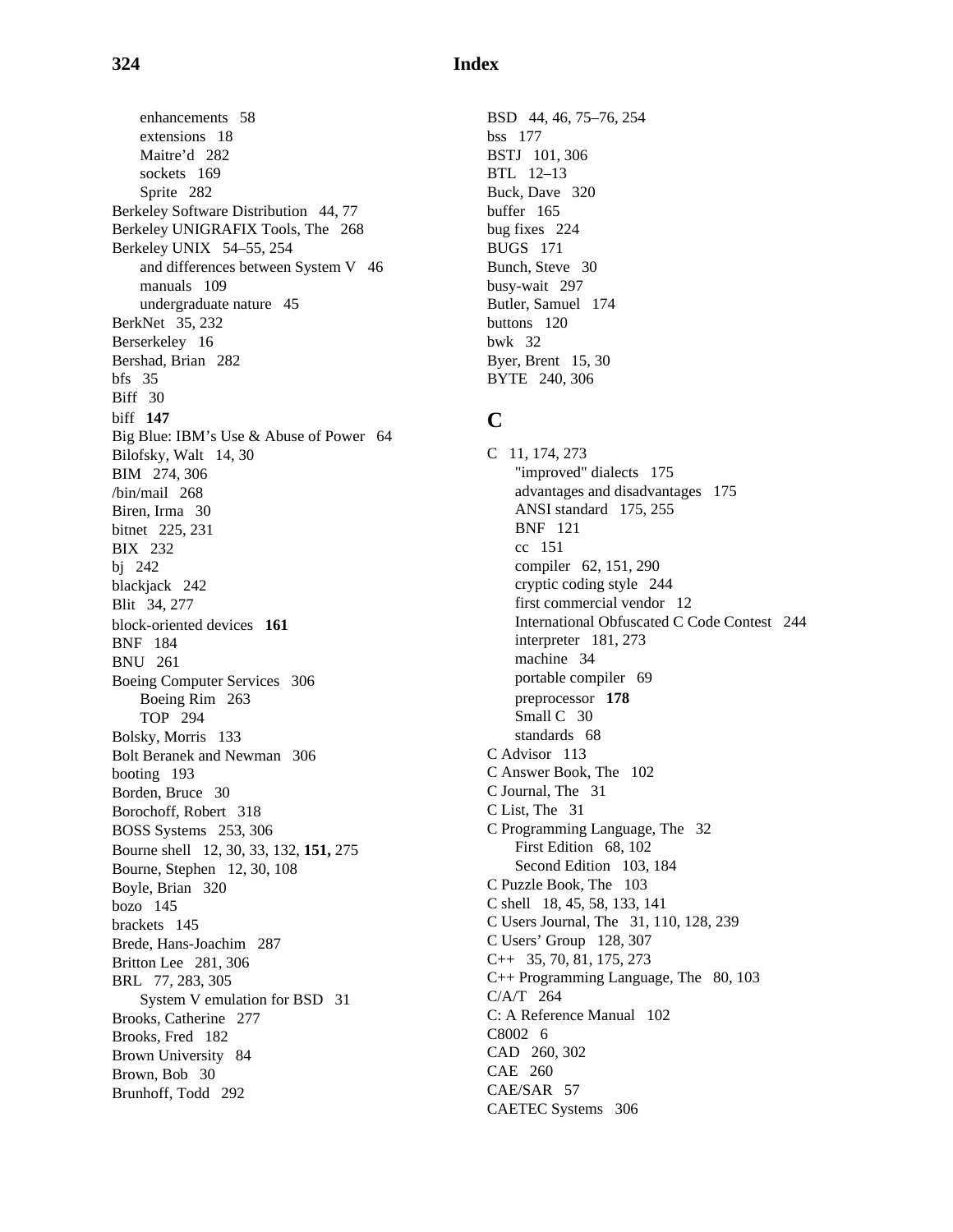enhancements 58
  extensions 18
  Maitre'd 282
  sockets 169
  Sprite 282

Berkeley Software Distribution 44, 77

Berkeley UNIGRAFIX Tools, The 268

Berkeley UNIX 54–55, 254
  and differences between System V 46
  manuals 109
  undergraduate nature 45

BerkNet 35, 232

Berserkeley 16

Bershad, Brian 282

bfs 35

Biff 30

biff **147**

Big Blue: IBM's Use & Abuse of Power 64

Bilofsky, Walt 14, 30

BIM 274, 306

/bin/mail 268

Biren, Irma 30

bitnet 225, 231

BIX 232

bj 242

blackjack 242

Blit 34, 277

block-oriented devices **161**

BNF 184

BNU 261

Boeing Computer Services 306
  Boeing Rim 263
  TOP 294

Bolsky, Morris 133

Bolt Beranek and Newman 306

booting 193

Borden, Bruce 30

Borochoff, Robert 318

BOSS Systems 253, 306

Bourne shell 12, 30, 33, 132, **151,** 275

Bourne, Stephen 12, 30, 108

Boyle, Brian 320

bozo 145

brackets 145

Brede, Hans-Joachim 287

Britton Lee 281, 306

BRL 77, 283, 305
  System V emulation for BSD 31

Brooks, Catherine 277

Brooks, Fred 182

Brown University 84

Brown, Bob 30

Brunhoff, Todd 292

BSD 44, 46, 75–76, 254

bss 177

BSTJ 101, 306

BTL 12–13

Buck, Dave 320

buffer 165

bug fixes 224

BUGS 171

Bunch, Steve 30

busy-wait 297

Butler, Samuel 174

buttons 120

bwk 32

Byer, Brent 15, 30

BYTE 240, 306

## C

C 11, 174, 273
  "improved" dialects 175
  advantages and disadvantages 175
  ANSI standard 175, 255
  BNF 121
  cc 151
  compiler 62, 151, 290
  cryptic coding style 244
  first commercial vendor 12
  International Obfuscated C Code Contest 244
  interpreter 181, 273
  machine 34
  portable compiler 69
  preprocessor **178**
  Small C 30
  standards 68

C Advisor 113

C Answer Book, The 102

C Journal, The 31

C List, The 31

C Programming Language, The 32
  First Edition 68, 102
  Second Edition 103, 184

C Puzzle Book, The 103

C shell 18, 45, 58, 133, 141

C Users Journal, The 31, 110, 128, 239

C Users' Group 128, 307

C++ 35, 70, 81, 175, 273

C++ Programming Language, The 80, 103

C/A/T 264

C: A Reference Manual 102

C8002 6

CAD 260, 302

CAE 260

CAE/SAR 57

CAETEC Systems 306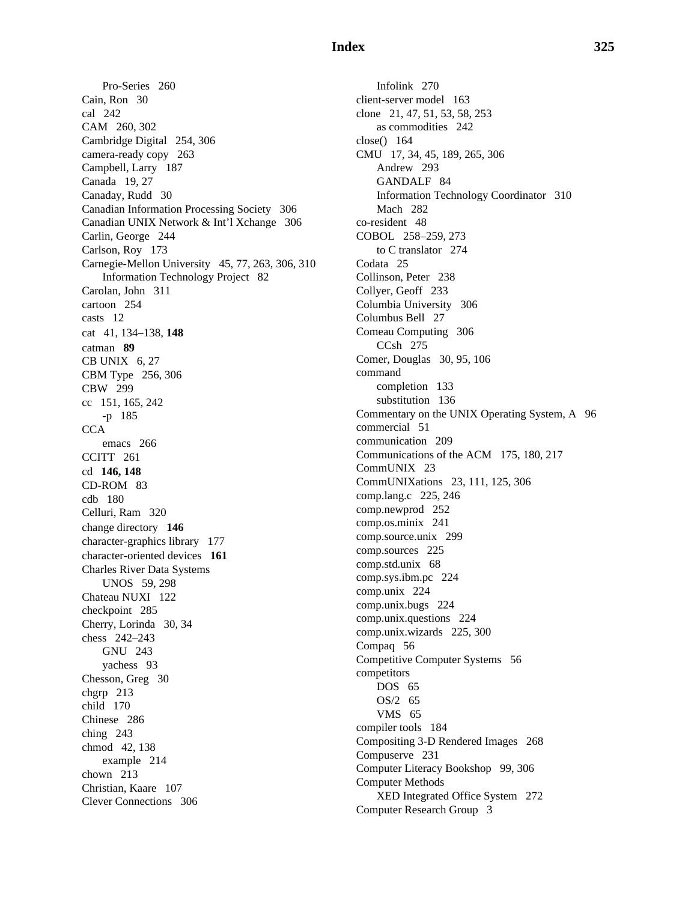Pro-Series 260
Cain, Ron 30
cal 242
CAM 260, 302
Cambridge Digital 254, 306
camera-ready copy 263
Campbell, Larry 187
Canada 19, 27
Canaday, Rudd 30
Canadian Information Processing Society 306
Canadian UNIX Network & Int'l Xchange 306
Carlin, George 244
Carlson, Roy 173
Carnegie-Mellon University 45, 77, 263, 306, 310
  Information Technology Project 82
Carolan, John 311
cartoon 254
casts 12
cat 41, 134–138, **148**
catman **89**
CB UNIX 6, 27
CBM Type 256, 306
CBW 299
cc 151, 165, 242
  -p 185
CCA
  emacs 266
CCITT 261
cd **146, 148**
CD-ROM 83
cdb 180
Celluri, Ram 320
change directory **146**
character-graphics library 177
character-oriented devices **161**
Charles River Data Systems
  UNOS 59, 298
Chateau NUXI 122
checkpoint 285
Cherry, Lorinda 30, 34
chess 242–243
  GNU 243
  yachess 93
Chesson, Greg 30
chgrp 213
child 170
Chinese 286
ching 243
chmod 42, 138
  example 214
chown 213
Christian, Kaare 107
Clever Connections 306
  Infolink 270
client-server model 163
clone 21, 47, 51, 53, 58, 253
  as commodities 242
close() 164
CMU 17, 34, 45, 189, 265, 306
  Andrew 293
  GANDALF 84
  Information Technology Coordinator 310
  Mach 282
co-resident 48
COBOL 258–259, 273
  to C translator 274
Codata 25
Collinson, Peter 238
Collyer, Geoff 233
Columbia University 306
Columbus Bell 27
Comeau Computing 306
  CCsh 275
Comer, Douglas 30, 95, 106
command
  completion 133
  substitution 136
Commentary on the UNIX Operating System, A 96
commercial 51
communication 209
Communications of the ACM 175, 180, 217
CommUNIX 23
CommUNIXations 23, 111, 125, 306
comp.lang.c 225, 246
comp.newprod 252
comp.os.minix 241
comp.source.unix 299
comp.sources 225
comp.std.unix 68
comp.sys.ibm.pc 224
comp.unix 224
comp.unix.bugs 224
comp.unix.questions 224
comp.unix.wizards 225, 300
Compaq 56
Competitive Computer Systems 56
competitors
  DOS 65
  OS/2 65
  VMS 65
compiler tools 184
Compositing 3-D Rendered Images 268
Compuserve 231
Computer Literacy Bookshop 99, 306
Computer Methods
  XED Integrated Office System 272
Computer Research Group 3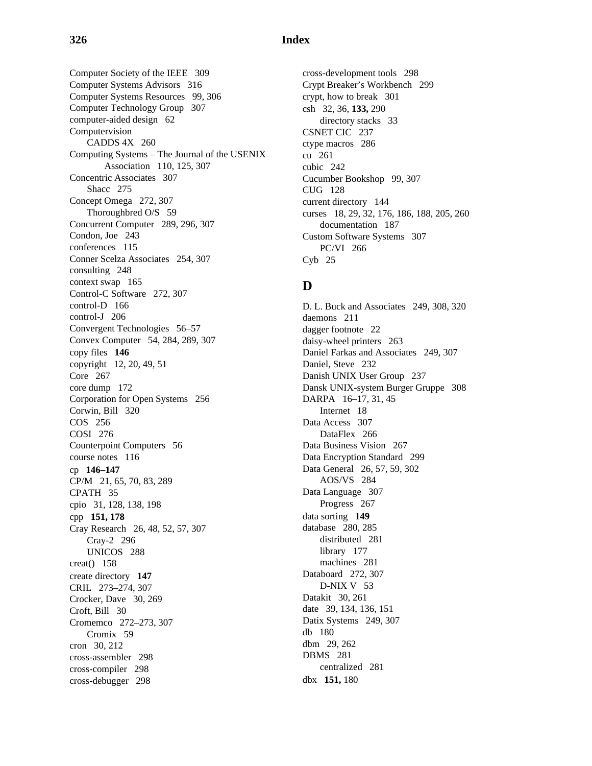Computer Society of the IEEE 309
Computer Systems Advisors 316
Computer Systems Resources 99, 306
Computer Technology Group 307
computer-aided design 62
Computervision
  CADDS 4X 260
Computing Systems – The Journal of the USENIX Association 110, 125, 307
Concentric Associates 307
  Shacc 275
Concept Omega 272, 307
  Thoroughbred O/S 59
Concurrent Computer 289, 296, 307
Condon, Joe 243
conferences 115
Conner Scelza Associates 254, 307
consulting 248
context swap 165
Control-C Software 272, 307
control-D 166
control-J 206
Convergent Technologies 56–57
Convex Computer 54, 284, 289, 307
copy files **146**
copyright 12, 20, 49, 51
Core 267
core dump 172
Corporation for Open Systems 256
Corwin, Bill 320
COS 256
COSI 276
Counterpoint Computers 56
course notes 116
cp **146–147**
CP/M 21, 65, 70, 83, 289
CPATH 35
cpio 31, 128, 138, 198
cpp **151, 178**
Cray Research 26, 48, 52, 57, 307
  Cray-2 296
  UNICOS 288
creat() 158
create directory **147**
CRIL 273–274, 307
Crocker, Dave 30, 269
Croft, Bill 30
Cromemco 272–273, 307
  Cromix 59
cron 30, 212
cross-assembler 298
cross-compiler 298
cross-debugger 298
cross-development tools 298
Crypt Breaker's Workbench 299
crypt, how to break 301
csh 32, 36, **133,** 290
  directory stacks 33
CSNET CIC 237
ctype macros 286
cu 261
cubic 242
Cucumber Bookshop 99, 307
CUG 128
current directory 144
curses 18, 29, 32, 176, 186, 188, 205, 260
  documentation 187
Custom Software Systems 307
  PC/VI 266
Cyb 25

## D

D. L. Buck and Associates 249, 308, 320
daemons 211
dagger footnote 22
daisy-wheel printers 263
Daniel Farkas and Associates 249, 307
Daniel, Steve 232
Danish UNIX User Group 237
Dansk UNIX-system Burger Gruppe 308
DARPA 16–17, 31, 45
  Internet 18
Data Access 307
  DataFlex 266
Data Business Vision 267
Data Encryption Standard 299
Data General 26, 57, 59, 302
  AOS/VS 284
Data Language 307
  Progress 267
data sorting **149**
database 280, 285
  distributed 281
  library 177
  machines 281
Databoard 272, 307
  D-NIX V 53
Datakit 30, 261
date 39, 134, 136, 151
Datix Systems 249, 307
db 180
dbm 29, 262
DBMS 281
  centralized 281
dbx **151,** 180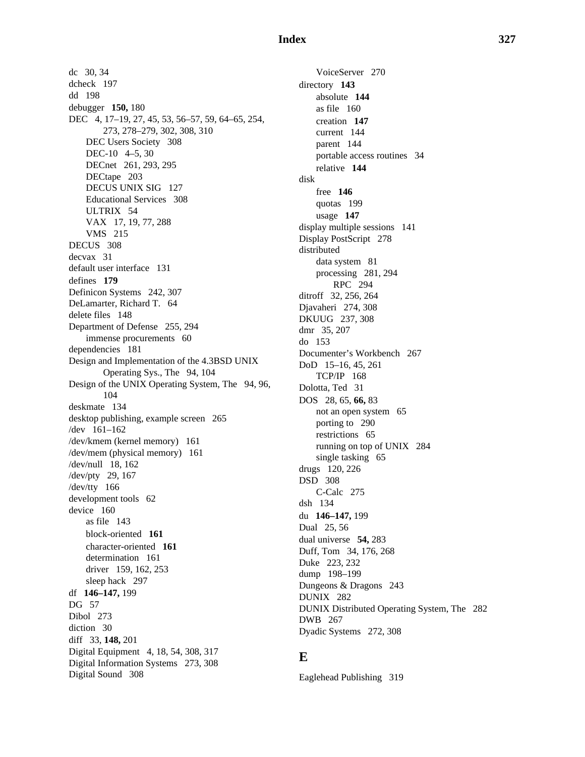dc 30, 34
dcheck 197
dd 198
debugger **150,** 180
DEC 4, 17–19, 27, 45, 53, 56–57, 59, 64–65, 254, 273, 278–279, 302, 308, 310
  DEC Users Society 308
  DEC-10 4–5, 30
  DECnet 261, 293, 295
  DECtape 203
  DECUS UNIX SIG 127
  Educational Services 308
  ULTRIX 54
  VAX 17, 19, 77, 288
  VMS 215
DECUS 308
decvax 31
default user interface 131
defines **179**
Definicon Systems 242, 307
DeLamarter, Richard T. 64
delete files 148
Department of Defense 255, 294
  immense procurements 60
dependencies 181
Design and Implementation of the 4.3BSD UNIX Operating Sys., The 94, 104
Design of the UNIX Operating System, The 94, 96, 104
deskmate 134
desktop publishing, example screen 265
/dev 161–162
/dev/kmem (kernel memory) 161
/dev/mem (physical memory) 161
/dev/null 18, 162
/dev/pty 29, 167
/dev/tty 166
development tools 62
device 160
  as file 143
  block-oriented **161**
  character-oriented **161**
  determination 161
  driver 159, 162, 253
  sleep hack 297
df **146–147,** 199
DG 57
Dibol 273
diction 30
diff 33, **148,** 201
Digital Equipment 4, 18, 54, 308, 317
Digital Information Systems 273, 308
Digital Sound 308
  VoiceServer 270
directory **143**
  absolute **144**
  as file 160
  creation **147**
  current 144
  parent 144
  portable access routines 34
  relative **144**
disk
  free **146**
  quotas 199
  usage **147**
display multiple sessions 141
Display PostScript 278
distributed
  data system 81
  processing 281, 294
    RPC 294
ditroff 32, 256, 264
Djavaheri 274, 308
DKUUG 237, 308
dmr 35, 207
do 153
Documenter's Workbench 267
DoD 15–16, 45, 261
  TCP/IP 168
Dolotta, Ted 31
DOS 28, 65, **66,** 83
  not an open system 65
  porting to 290
  restrictions 65
  running on top of UNIX 284
  single tasking 65
drugs 120, 226
DSD 308
  C-Calc 275
dsh 134
du **146–147,** 199
Dual 25, 56
dual universe **54,** 283
Duff, Tom 34, 176, 268
Duke 223, 232
dump 198–199
Dungeons & Dragons 243
DUNIX 282
DUNIX Distributed Operating System, The 282
DWB 267
Dyadic Systems 272, 308

## E

Eaglehead Publishing 319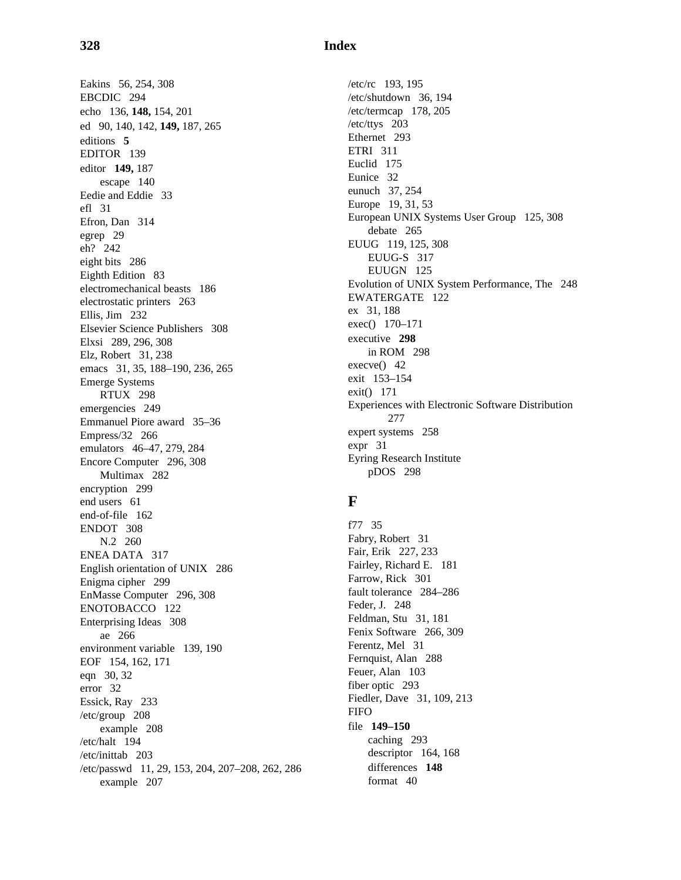Eakins 56, 254, 308
EBCDIC 294
echo 136, **148,** 154, 201
ed 90, 140, 142, **149,** 187, 265
editions **5**
EDITOR 139
editor **149,** 187
  escape 140
Eedie and Eddie 33
efl 31
Efron, Dan 314
egrep 29
eh? 242
eight bits 286
Eighth Edition 83
electromechanical beasts 186
electrostatic printers 263
Ellis, Jim 232
Elsevier Science Publishers 308
Elxsi 289, 296, 308
Elz, Robert 31, 238
emacs 31, 35, 188–190, 236, 265
Emerge Systems
  RTUX 298
emergencies 249
Emmanuel Piore award 35–36
Empress/32 266
emulators 46–47, 279, 284
Encore Computer 296, 308
  Multimax 282
encryption 299
end users 61
end-of-file 162
ENDOT 308
  N.2 260
ENEA DATA 317
English orientation of UNIX 286
Enigma cipher 299
EnMasse Computer 296, 308
ENOTOBACCO 122
Enterprising Ideas 308
  ae 266
environment variable 139, 190
EOF 154, 162, 171
eqn 30, 32
error 32
Essick, Ray 233
/etc/group 208
  example 208
/etc/halt 194
/etc/inittab 203
/etc/passwd 11, 29, 153, 204, 207–208, 262, 286
  example 207
/etc/rc 193, 195
/etc/shutdown 36, 194
/etc/termcap 178, 205
/etc/ttys 203
Ethernet 293
ETRI 311
Euclid 175
Eunice 32
eunuch 37, 254
Europe 19, 31, 53
European UNIX Systems User Group 125, 308
  debate 265
EUUG 119, 125, 308
  EUUG-S 317
  EUUGN 125
Evolution of UNIX System Performance, The 248
EWATERGATE 122
ex 31, 188
exec() 170–171
executive **298**
  in ROM 298
execve() 42
exit 153–154
exit() 171
Experiences with Electronic Software Distribution 277
expert systems 258
expr 31
Eyring Research Institute
  pDOS 298

## F

f77 35
Fabry, Robert 31
Fair, Erik 227, 233
Fairley, Richard E. 181
Farrow, Rick 301
fault tolerance 284–286
Feder, J. 248
Feldman, Stu 31, 181
Fenix Software 266, 309
Ferentz, Mel 31
Fernquist, Alan 288
Feuer, Alan 103
fiber optic 293
Fiedler, Dave 31, 109, 213
FIFO
file **149–150**
  caching 293
  descriptor 164, 168
  differences **148**
  format 40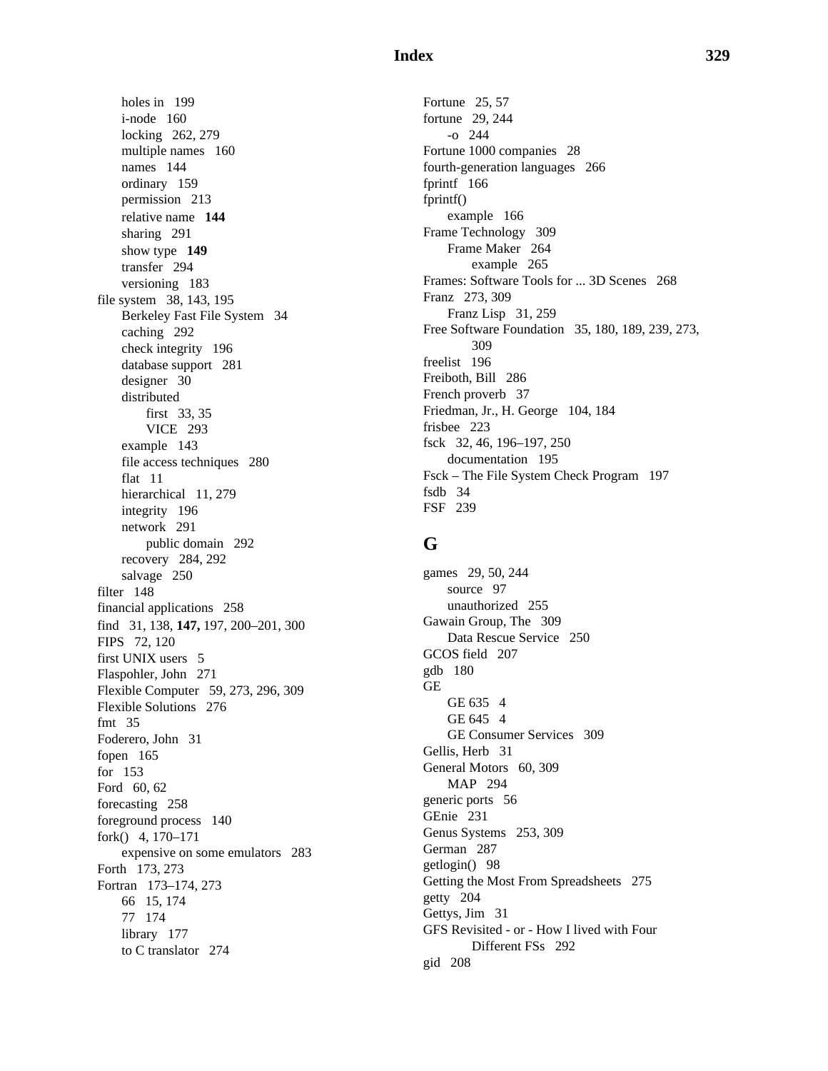holes in 199
i-node 160
locking 262, 279
multiple names 160
names 144
ordinary 159
permission 213
relative name **144**
sharing 291
show type **149**
transfer 294
versioning 183
file system 38, 143, 195
Berkeley Fast File System 34
caching 292
check integrity 196
database support 281
designer 30
distributed
first 33, 35
VICE 293
example 143
file access techniques 280
flat 11
hierarchical 11, 279
integrity 196
network 291
public domain 292
recovery 284, 292
salvage 250
filter 148
financial applications 258
find 31, 138, **147,** 197, 200–201, 300
FIPS 72, 120
first UNIX users 5
Flaspohler, John 271
Flexible Computer 59, 273, 296, 309
Flexible Solutions 276
fmt 35
Foderero, John 31
fopen 165
for 153
Ford 60, 62
forecasting 258
foreground process 140
fork() 4, 170–171
expensive on some emulators 283
Forth 173, 273
Fortran 173–174, 273
66 15, 174
77 174
library 177
to C translator 274

Fortune 25, 57
fortune 29, 244
-o 244
Fortune 1000 companies 28
fourth-generation languages 266
fprintf 166
fprintf()
example 166
Frame Technology 309
Frame Maker 264
example 265
Frames: Software Tools for ... 3D Scenes 268
Franz 273, 309
Franz Lisp 31, 259
Free Software Foundation 35, 180, 189, 239, 273, 309
freelist 196
Freiboth, Bill 286
French proverb 37
Friedman, Jr., H. George 104, 184
frisbee 223
fsck 32, 46, 196–197, 250
documentation 195
Fsck – The File System Check Program 197
fsdb 34
FSF 239

## G

games 29, 50, 244
source 97
unauthorized 255
Gawain Group, The 309
Data Rescue Service 250
GCOS field 207
gdb 180
GE
GE 635 4
GE 645 4
GE Consumer Services 309
Gellis, Herb 31
General Motors 60, 309
MAP 294
generic ports 56
GEnie 231
Genus Systems 253, 309
German 287
getlogin() 98
Getting the Most From Spreadsheets 275
getty 204
Gettys, Jim 31
GFS Revisited - or - How I lived with Four Different FSs 292
gid 208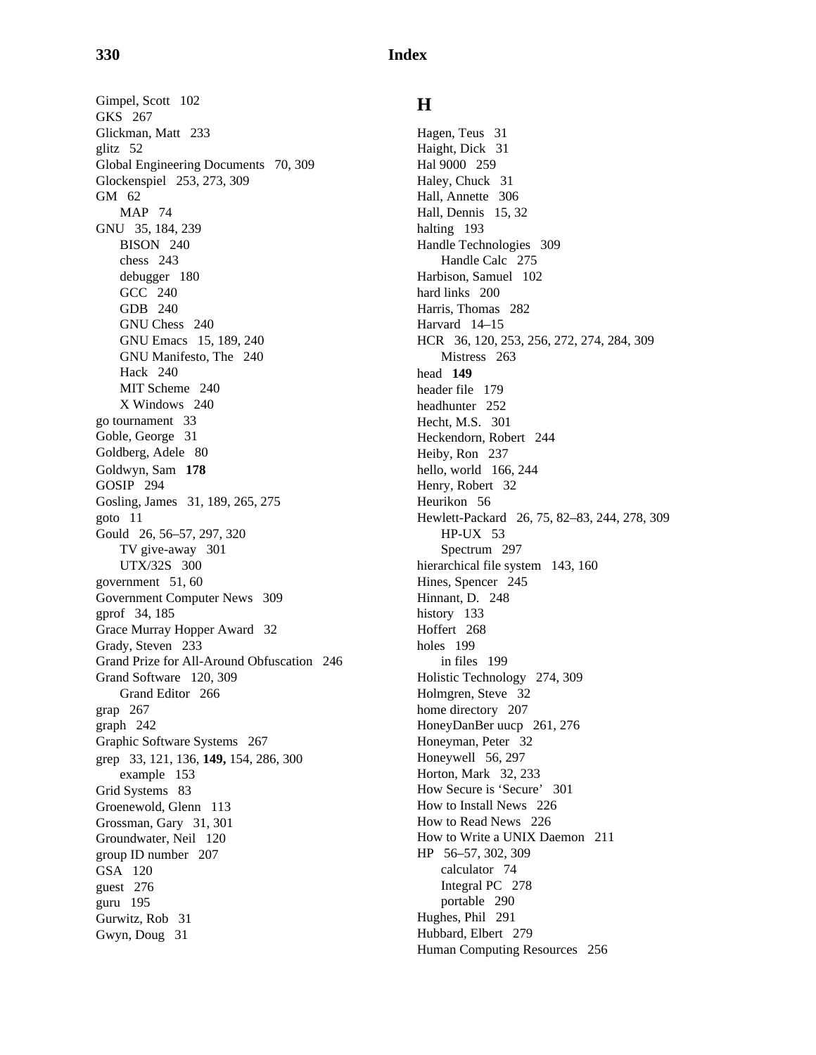Gimpel, Scott 102
GKS 267
Glickman, Matt 233
glitz 52
Global Engineering Documents 70, 309
Glockenspiel 253, 273, 309
GM 62
  MAP 74
GNU 35, 184, 239
  BISON 240
  chess 243
  debugger 180
  GCC 240
  GDB 240
  GNU Chess 240
  GNU Emacs 15, 189, 240
  GNU Manifesto, The 240
  Hack 240
  MIT Scheme 240
  X Windows 240
go tournament 33
Goble, George 31
Goldberg, Adele 80
Goldwyn, Sam **178**
GOSIP 294
Gosling, James 31, 189, 265, 275
goto 11
Gould 26, 56–57, 297, 320
  TV give-away 301
  UTX/32S 300
government 51, 60
Government Computer News 309
gprof 34, 185
Grace Murray Hopper Award 32
Grady, Steven 233
Grand Prize for All-Around Obfuscation 246
Grand Software 120, 309
  Grand Editor 266
grap 267
graph 242
Graphic Software Systems 267
grep 33, 121, 136, **149,** 154, 286, 300
  example 153
Grid Systems 83
Groenewold, Glenn 113
Grossman, Gary 31, 301
Groundwater, Neil 120
group ID number 207
GSA 120
guest 276
guru 195
Gurwitz, Rob 31
Gwyn, Doug 31

## H

Hagen, Teus 31
Haight, Dick 31
Hal 9000 259
Haley, Chuck 31
Hall, Annette 306
Hall, Dennis 15, 32
halting 193
Handle Technologies 309
  Handle Calc 275
Harbison, Samuel 102
hard links 200
Harris, Thomas 282
Harvard 14–15
HCR 36, 120, 253, 256, 272, 274, 284, 309
  Mistress 263
head **149**
header file 179
headhunter 252
Hecht, M.S. 301
Heckendorn, Robert 244
Heiby, Ron 237
hello, world 166, 244
Henry, Robert 32
Heurikon 56
Hewlett-Packard 26, 75, 82–83, 244, 278, 309
  HP-UX 53
  Spectrum 297
hierarchical file system 143, 160
Hines, Spencer 245
Hinnant, D. 248
history 133
Hoffert 268
holes 199
  in files 199
Holistic Technology 274, 309
Holmgren, Steve 32
home directory 207
HoneyDanBer uucp 261, 276
Honeyman, Peter 32
Honeywell 56, 297
Horton, Mark 32, 233
How Secure is 'Secure' 301
How to Install News 226
How to Read News 226
How to Write a UNIX Daemon 211
HP 56–57, 302, 309
  calculator 74
  Integral PC 278
  portable 290
Hughes, Phil 291
Hubbard, Elbert 279
Human Computing Resources 256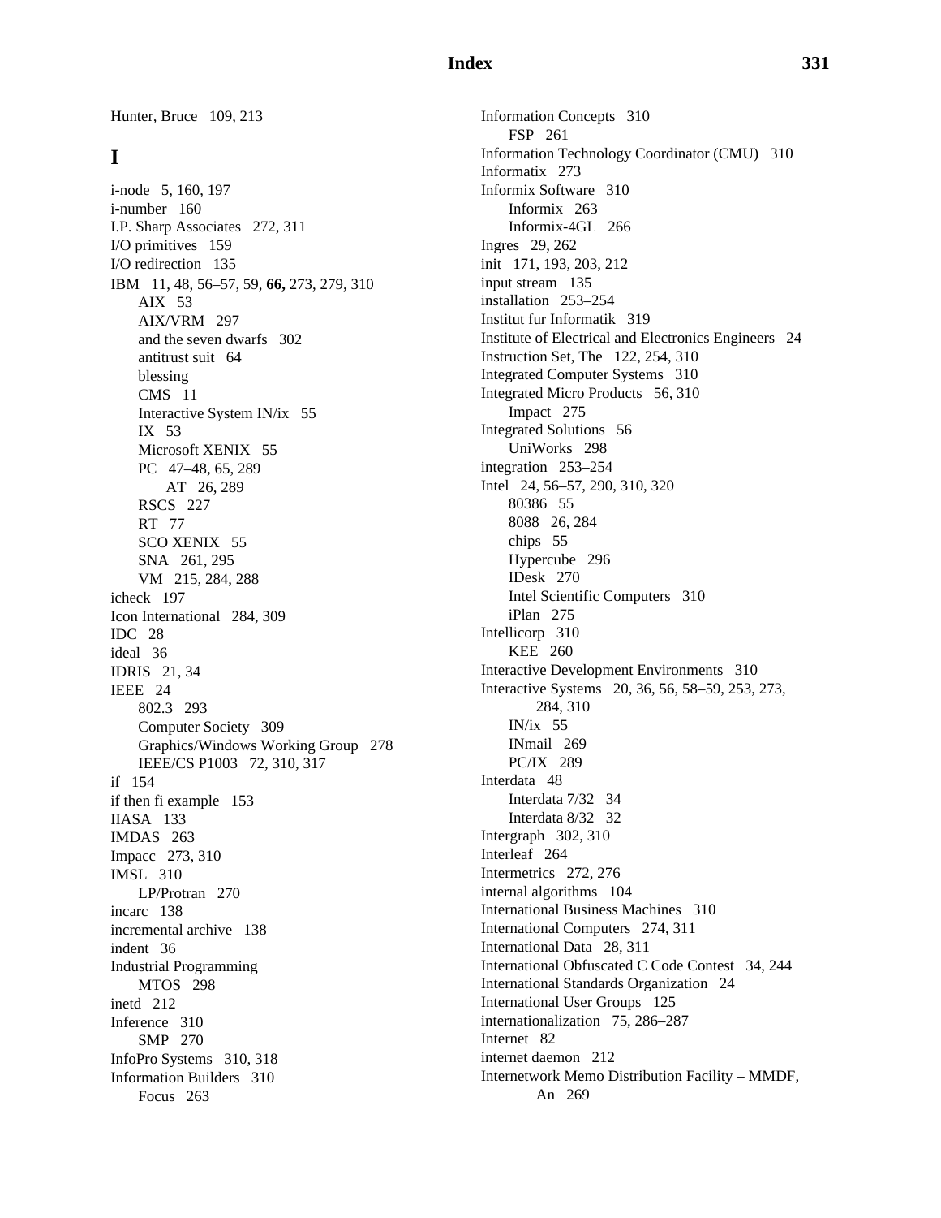Hunter, Bruce 109, 213

## I

i-node 5, 160, 197
i-number 160
I.P. Sharp Associates 272, 311
I/O primitives 159
I/O redirection 135
IBM 11, 48, 56–57, 59, **66,** 273, 279, 310
- AIX 53
- AIX/VRM 297
- and the seven dwarfs 302
- antitrust suit 64
- blessing
- CMS 11
- Interactive System IN/ix 55
- IX 53
- Microsoft XENIX 55
- PC 47–48, 65, 289
  - AT 26, 289
- RSCS 227
- RT 77
- SCO XENIX 55
- SNA 261, 295
- VM 215, 284, 288

icheck 197
Icon International 284, 309
IDC 28
ideal 36
IDRIS 21, 34
IEEE 24
- 802.3 293
- Computer Society 309
- Graphics/Windows Working Group 278
- IEEE/CS P1003 72, 310, 317

if 154
if then fi example 153
IIASA 133
IMDAS 263
Impacc 273, 310
IMSL 310
- LP/Protran 270

incarc 138
incremental archive 138
indent 36
Industrial Programming
- MTOS 298

inetd 212
Inference 310
- SMP 270

InfoPro Systems 310, 318
Information Builders 310
- Focus 263

Information Concepts 310
- FSP 261

Information Technology Coordinator (CMU) 310
Informatix 273
Informix Software 310
- Informix 263
- Informix-4GL 266

Ingres 29, 262
init 171, 193, 203, 212
input stream 135
installation 253–254
Institut fur Informatik 319
Institute of Electrical and Electronics Engineers 24
Instruction Set, The 122, 254, 310
Integrated Computer Systems 310
Integrated Micro Products 56, 310
- Impact 275

Integrated Solutions 56
- UniWorks 298

integration 253–254
Intel 24, 56–57, 290, 310, 320
- 80386 55
- 8088 26, 284
- chips 55
- Hypercube 296
- IDesk 270
- Intel Scientific Computers 310
- iPlan 275

Intellicorp 310
- KEE 260

Interactive Development Environments 310
Interactive Systems 20, 36, 56, 58–59, 253, 273, 284, 310
- IN/ix 55
- INmail 269
- PC/IX 289

Interdata 48
- Interdata 7/32 34
- Interdata 8/32 32

Intergraph 302, 310
Interleaf 264
Intermetrics 272, 276
internal algorithms 104
International Business Machines 310
International Computers 274, 311
International Data 28, 311
International Obfuscated C Code Contest 34, 244
International Standards Organization 24
International User Groups 125
internationalization 75, 286–287
Internet 82
internet daemon 212
Internetwork Memo Distribution Facility – MMDF, An 269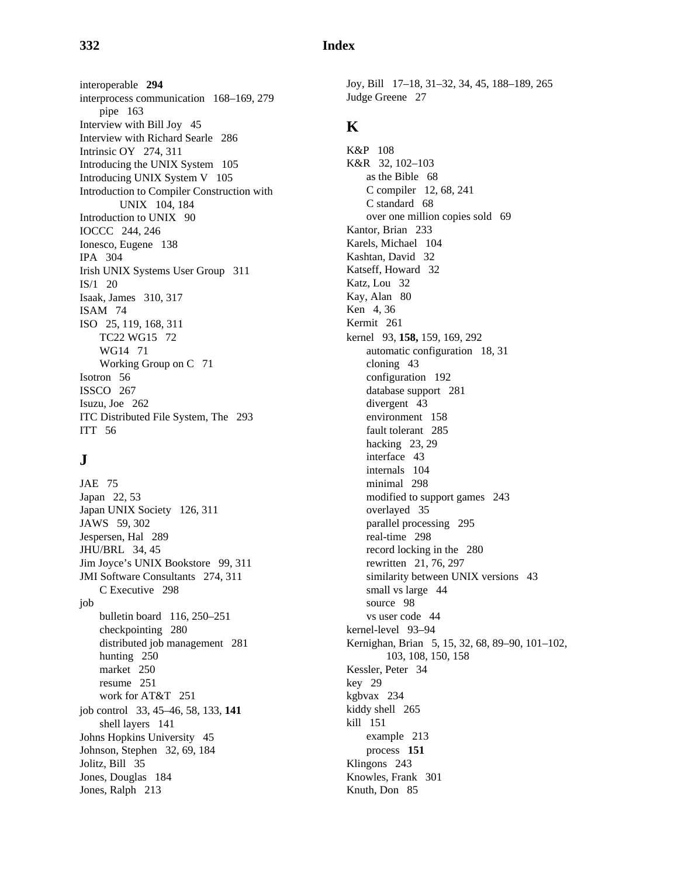interoperable **294**
interprocess communication 168–169, 279
  pipe 163
Interview with Bill Joy 45
Interview with Richard Searle 286
Intrinsic OY 274, 311
Introducing the UNIX System 105
Introducing UNIX System V 105
Introduction to Compiler Construction with UNIX 104, 184
Introduction to UNIX 90
IOCCC 244, 246
Ionesco, Eugene 138
IPA 304
Irish UNIX Systems User Group 311
IS/1 20
Isaak, James 310, 317
ISAM 74
ISO 25, 119, 168, 311
  TC22 WG15 72
  WG14 71
  Working Group on C 71
Isotron 56
ISSCO 267
Isuzu, Joe 262
ITC Distributed File System, The 293
ITT 56

## J

JAE 75
Japan 22, 53
Japan UNIX Society 126, 311
JAWS 59, 302
Jespersen, Hal 289
JHU/BRL 34, 45
Jim Joyce's UNIX Bookstore 99, 311
JMI Software Consultants 274, 311
  C Executive 298
job
  bulletin board 116, 250–251
  checkpointing 280
  distributed job management 281
  hunting 250
  market 250
  resume 251
  work for AT&T 251
job control 33, 45–46, 58, 133, **141**
  shell layers 141
Johns Hopkins University 45
Johnson, Stephen 32, 69, 184
Jolitz, Bill 35
Jones, Douglas 184
Jones, Ralph 213
Joy, Bill 17–18, 31–32, 34, 45, 188–189, 265
Judge Greene 27

## K

K&P 108
K&R 32, 102–103
  as the Bible 68
  C compiler 12, 68, 241
  C standard 68
  over one million copies sold 69
Kantor, Brian 233
Karels, Michael 104
Kashtan, David 32
Katseff, Howard 32
Katz, Lou 32
Kay, Alan 80
Ken 4, 36
Kermit 261
kernel 93, **158,** 159, 169, 292
  automatic configuration 18, 31
  cloning 43
  configuration 192
  database support 281
  divergent 43
  environment 158
  fault tolerant 285
  hacking 23, 29
  interface 43
  internals 104
  minimal 298
  modified to support games 243
  overlayed 35
  parallel processing 295
  real-time 298
  record locking in the 280
  rewritten 21, 76, 297
  similarity between UNIX versions 43
  small vs large 44
  source 98
  vs user code 44
kernel-level 93–94
Kernighan, Brian 5, 15, 32, 68, 89–90, 101–102, 103, 108, 150, 158
Kessler, Peter 34
key 29
kgbvax 234
kiddy shell 265
kill 151
  example 213
  process **151**
Klingons 243
Knowles, Frank 301
Knuth, Don 85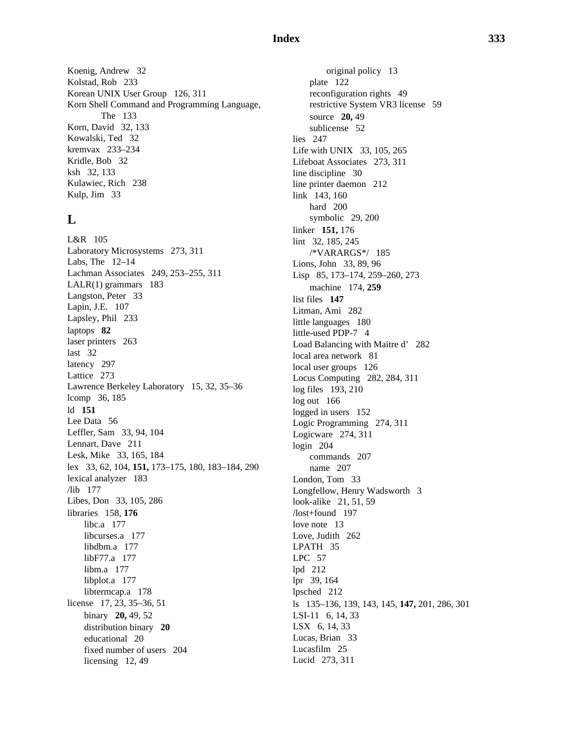Koenig, Andrew 32
Kolstad, Rob 233
Korean UNIX User Group 126, 311
Korn Shell Command and Programming Language, The 133
Korn, David 32, 133
Kowalski, Ted 32
kremvax 233–234
Kridle, Bob 32
ksh 32, 133
Kulawiec, Rich 238
Kulp, Jim 33

## L

L&R 105
Laboratory Microsystems 273, 311
Labs, The 12–14
Lachman Associates 249, 253–255, 311
LALR(1) grammars 183
Langston, Peter 33
Lapin, J.E. 107
Lapsley, Phil 233
laptops **82**
laser printers 263
last 32
latency 297
Lattice 273
Lawrence Berkeley Laboratory 15, 32, 35–36
lcomp 36, 185
ld **151**
Lee Data 56
Leffler, Sam 33, 94, 104
Lennart, Dave 211
Lesk, Mike 33, 165, 184
lex 33, 62, 104, **151,** 173–175, 180, 183–184, 290
lexical analyzer 183
/lib 177
Libes, Don 33, 105, 286
libraries 158, **176**
  libc.a 177
  libcurses.a 177
  libdbm.a 177
  libF77.a 177
  libm.a 177
  libplot.a 177
  libtermcap.a 178
license 17, 23, 35–36, 51
  binary **20,** 49, 52
  distribution binary **20**
  educational 20
  fixed number of users 204
  licensing 12, 49
    original policy 13
  plate 122
  reconfiguration rights 49
  restrictive System VR3 license 59
  source **20,** 49
  sublicense 52
lies 247
Life with UNIX 33, 105, 265
Lifeboat Associates 273, 311
line discipline 30
line printer daemon 212
link 143, 160
  hard 200
  symbolic 29, 200
linker **151,** 176
lint 32, 185, 245
  /*VARARGS*/ 185
Lions, John 33, 89, 96
Lisp 85, 173–174, 259–260, 273
  machine 174, **259**
list files **147**
Litman, Ami 282
little languages 180
little-used PDP-7 4
Load Balancing with Maitre d' 282
local area network 81
local user groups 126
Locus Computing 282, 284, 311
log files 193, 210
log out 166
logged in users 152
Logic Programming 274, 311
Logicware 274, 311
login 204
  commands 207
  name 207
London, Tom 33
Longfellow, Henry Wadsworth 3
look-alike 21, 51, 59
/lost+found 197
love note 13
Love, Judith 262
LPATH 35
LPC 57
lpd 212
lpr 39, 164
lpsched 212
ls 135–136, 139, 143, 145, **147,** 201, 286, 301
LSI-11 6, 14, 33
LSX 6, 14, 33
Lucas, Brian 33
Lucasfilm 25
Lucid 273, 311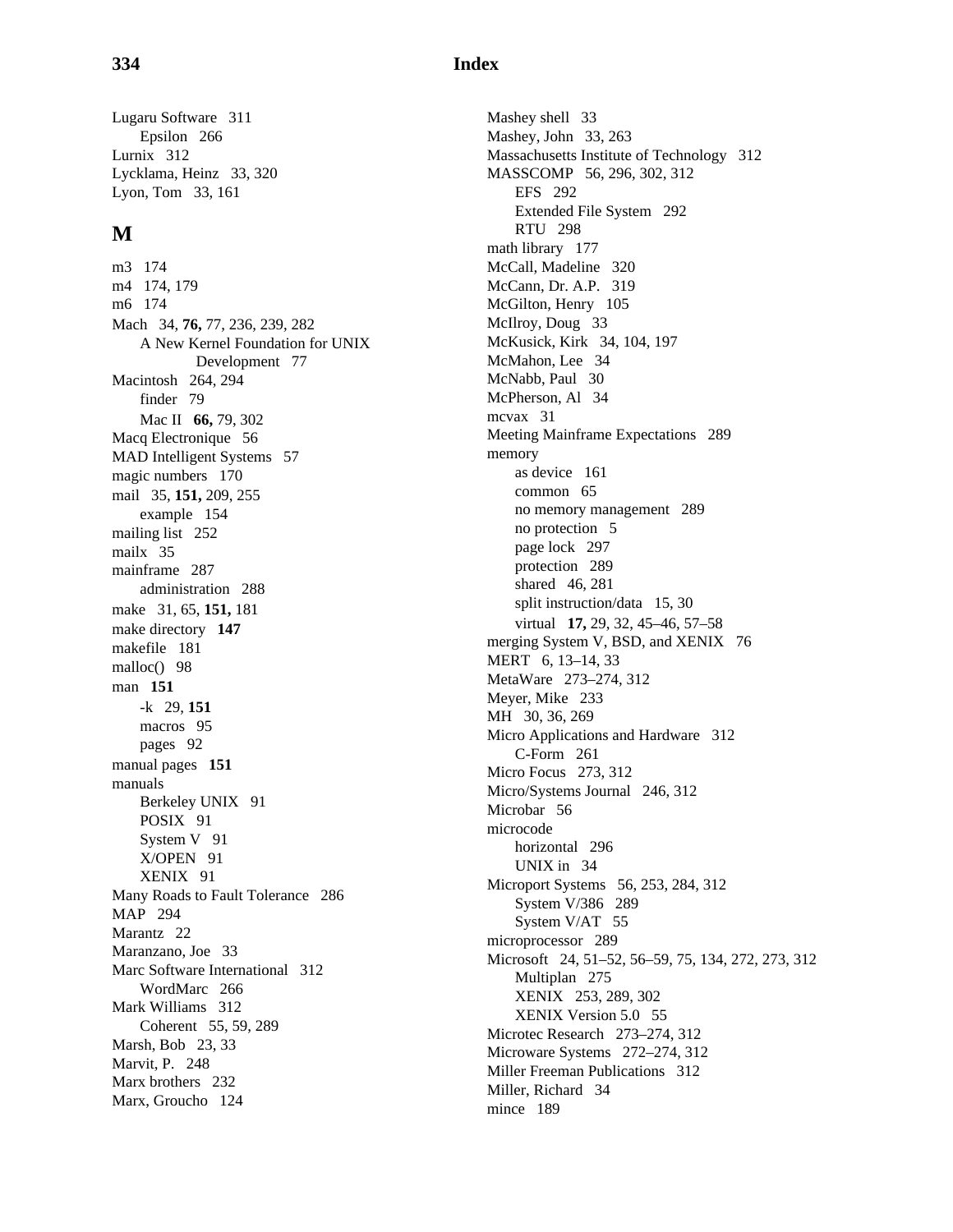Lugaru Software 311
    Epsilon 266
Lurnix 312
Lycklama, Heinz 33, 320
Lyon, Tom 33, 161

## M

m3 174
m4 174, 179
m6 174
Mach 34, **76,** 77, 236, 239, 282
    A New Kernel Foundation for UNIX Development 77
Macintosh 264, 294
    finder 79
    Mac II **66,** 79, 302
Macq Electronique 56
MAD Intelligent Systems 57
magic numbers 170
mail 35, **151,** 209, 255
    example 154
mailing list 252
mailx 35
mainframe 287
    administration 288
make 31, 65, **151,** 181
make directory **147**
makefile 181
malloc() 98
man **151**
    -k 29, **151**
    macros 95
    pages 92
manual pages **151**
manuals
    Berkeley UNIX 91
    POSIX 91
    System V 91
    X/OPEN 91
    XENIX 91
Many Roads to Fault Tolerance 286
MAP 294
Marantz 22
Maranzano, Joe 33
Marc Software International 312
    WordMarc 266
Mark Williams 312
    Coherent 55, 59, 289
Marsh, Bob 23, 33
Marvit, P. 248
Marx brothers 232
Marx, Groucho 124
Mashey shell 33
Mashey, John 33, 263
Massachusetts Institute of Technology 312
MASSCOMP 56, 296, 302, 312
    EFS 292
    Extended File System 292
    RTU 298
math library 177
McCall, Madeline 320
McCann, Dr. A.P. 319
McGilton, Henry 105
McIlroy, Doug 33
McKusick, Kirk 34, 104, 197
McMahon, Lee 34
McNabb, Paul 30
McPherson, Al 34
mcvax 31
Meeting Mainframe Expectations 289
memory
    as device 161
    common 65
    no memory management 289
    no protection 5
    page lock 297
    protection 289
    shared 46, 281
    split instruction/data 15, 30
    virtual **17,** 29, 32, 45–46, 57–58
merging System V, BSD, and XENIX 76
MERT 6, 13–14, 33
MetaWare 273–274, 312
Meyer, Mike 233
MH 30, 36, 269
Micro Applications and Hardware 312
    C-Form 261
Micro Focus 273, 312
Micro/Systems Journal 246, 312
Microbar 56
microcode
    horizontal 296
    UNIX in 34
Microport Systems 56, 253, 284, 312
    System V/386 289
    System V/AT 55
microprocessor 289
Microsoft 24, 51–52, 56–59, 75, 134, 272, 273, 312
    Multiplan 275
    XENIX 253, 289, 302
    XENIX Version 5.0 55
Microtec Research 273–274, 312
Microware Systems 272–274, 312
Miller Freeman Publications 312
Miller, Richard 34
mince 189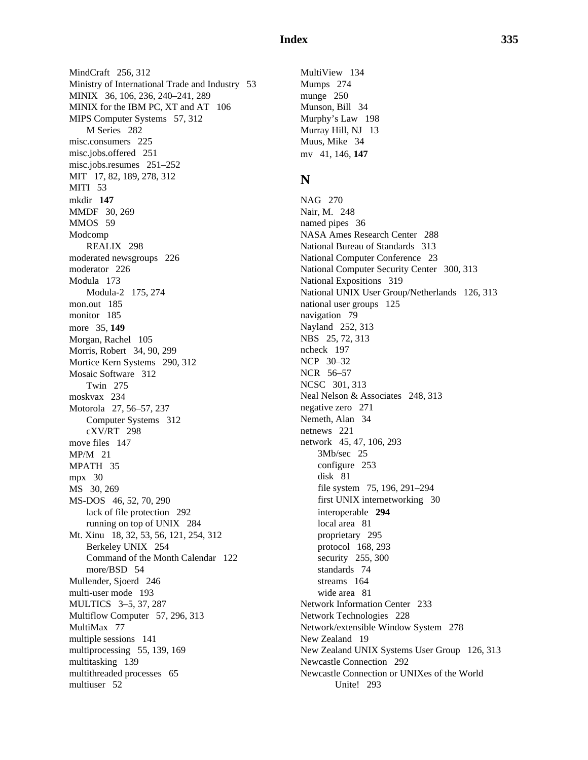MindCraft 256, 312
Ministry of International Trade and Industry 53
MINIX 36, 106, 236, 240–241, 289
MINIX for the IBM PC, XT and AT 106
MIPS Computer Systems 57, 312
  M Series 282
misc.consumers 225
misc.jobs.offered 251
misc.jobs.resumes 251–252
MIT 17, 82, 189, 278, 312
MITI 53
mkdir **147**
MMDF 30, 269
MMOS 59
Modcomp
  REALIX 298
moderated newsgroups 226
moderator 226
Modula 173
  Modula-2 175, 274
mon.out 185
monitor 185
more 35, **149**
Morgan, Rachel 105
Morris, Robert 34, 90, 299
Mortice Kern Systems 290, 312
Mosaic Software 312
  Twin 275
moskvax 234
Motorola 27, 56–57, 237
  Computer Systems 312
  cXV/RT 298
move files 147
MP/M 21
MPATH 35
mpx 30
MS 30, 269
MS-DOS 46, 52, 70, 290
  lack of file protection 292
  running on top of UNIX 284
Mt. Xinu 18, 32, 53, 56, 121, 254, 312
  Berkeley UNIX 254
  Command of the Month Calendar 122
  more/BSD 54
Mullender, Sjoerd 246
multi-user mode 193
MULTICS 3–5, 37, 287
Multiflow Computer 57, 296, 313
MultiMax 77
multiple sessions 141
multiprocessing 55, 139, 169
multitasking 139
multithreaded processes 65
multiuser 52
MultiView 134
Mumps 274
munge 250
Munson, Bill 34
Murphy's Law 198
Murray Hill, NJ 13
Muus, Mike 34
mv 41, 146, **147**

## N

NAG 270
Nair, M. 248
named pipes 36
NASA Ames Research Center 288
National Bureau of Standards 313
National Computer Conference 23
National Computer Security Center 300, 313
National Expositions 319
National UNIX User Group/Netherlands 126, 313
national user groups 125
navigation 79
Nayland 252, 313
NBS 25, 72, 313
ncheck 197
NCP 30–32
NCR 56–57
NCSC 301, 313
Neal Nelson & Associates 248, 313
negative zero 271
Nemeth, Alan 34
netnews 221
network 45, 47, 106, 293
  3Mb/sec 25
  configure 253
  disk 81
  file system 75, 196, 291–294
  first UNIX internetworking 30
  interoperable **294**
  local area 81
  proprietary 295
  protocol 168, 293
  security 255, 300
  standards 74
  streams 164
  wide area 81
Network Information Center 233
Network Technologies 228
Network/extensible Window System 278
New Zealand 19
New Zealand UNIX Systems User Group 126, 313
Newcastle Connection 292
Newcastle Connection or UNIXes of the World Unite! 293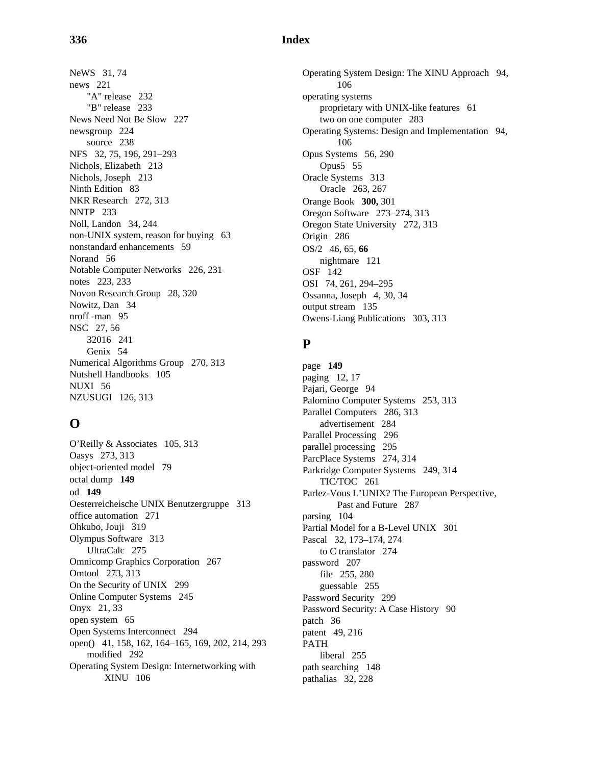NeWS 31, 74
news 221
  "A" release 232
  "B" release 233
News Need Not Be Slow 227
newsgroup 224
  source 238
NFS 32, 75, 196, 291–293
Nichols, Elizabeth 213
Nichols, Joseph 213
Ninth Edition 83
NKR Research 272, 313
NNTP 233
Noll, Landon 34, 244
non-UNIX system, reason for buying 63
nonstandard enhancements 59
Norand 56
Notable Computer Networks 226, 231
notes 223, 233
Novon Research Group 28, 320
Nowitz, Dan 34
nroff -man 95
NSC 27, 56
  32016 241
  Genix 54
Numerical Algorithms Group 270, 313
Nutshell Handbooks 105
NUXI 56
NZUSUGI 126, 313

## O

O'Reilly & Associates 105, 313
Oasys 273, 313
object-oriented model 79
octal dump **149**
od **149**
Oesterreicheische UNIX Benutzergruppe 313
office automation 271
Ohkubo, Jouji 319
Olympus Software 313
  UltraCalc 275
Omnicomp Graphics Corporation 267
Omtool 273, 313
On the Security of UNIX 299
Online Computer Systems 245
Onyx 21, 33
open system 65
Open Systems Interconnect 294
open() 41, 158, 162, 164–165, 169, 202, 214, 293
  modified 292
Operating System Design: Internetworking with XINU 106
Operating System Design: The XINU Approach 94, 106
operating systems
  proprietary with UNIX-like features 61
  two on one computer 283
Operating Systems: Design and Implementation 94, 106
Opus Systems 56, 290
  Opus5 55
Oracle Systems 313
  Oracle 263, 267
Orange Book **300,** 301
Oregon Software 273–274, 313
Oregon State University 272, 313
Origin 286
OS/2 46, 65, **66**
  nightmare 121
OSF 142
OSI 74, 261, 294–295
Ossanna, Joseph 4, 30, 34
output stream 135
Owens-Liang Publications 303, 313

## P

page **149**
paging 12, 17
Pajari, George 94
Palomino Computer Systems 253, 313
Parallel Computers 286, 313
  advertisement 284
Parallel Processing 296
parallel processing 295
ParcPlace Systems 274, 314
Parkridge Computer Systems 249, 314
  TIC/TOC 261
Parlez-Vous L'UNIX? The European Perspective, Past and Future 287
parsing 104
Partial Model for a B-Level UNIX 301
Pascal 32, 173–174, 274
  to C translator 274
password 207
  file 255, 280
  guessable 255
Password Security 299
Password Security: A Case History 90
patch 36
patent 49, 216
PATH
  liberal 255
path searching 148
pathalias 32, 228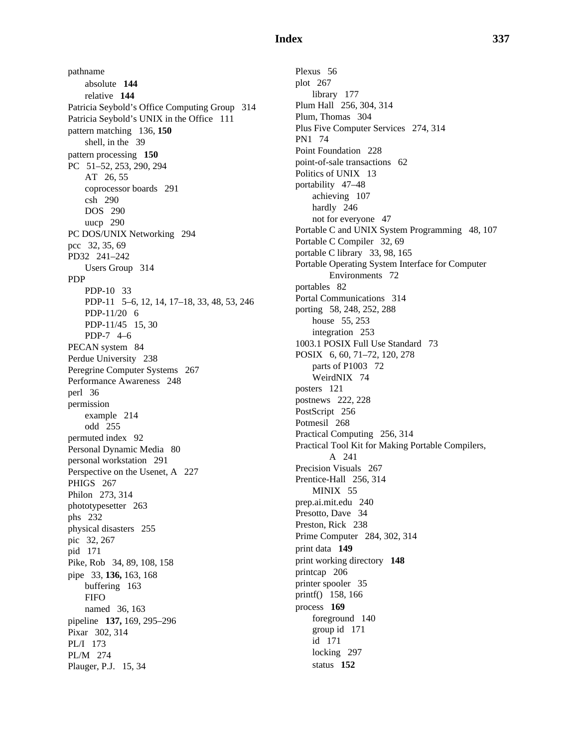pathname
- absolute **144**
- relative **144**

Patricia Seybold's Office Computing Group 314
Patricia Seybold's UNIX in the Office 111
pattern matching 136, **150**
- shell, in the 39

pattern processing **150**
PC 51–52, 253, 290, 294
- AT 26, 55
- coprocessor boards 291
- csh 290
- DOS 290
- uucp 290

PC DOS/UNIX Networking 294
pcc 32, 35, 69
PD32 241–242
- Users Group 314

PDP
- PDP-10 33
- PDP-11 5–6, 12, 14, 17–18, 33, 48, 53, 246
- PDP-11/20 6
- PDP-11/45 15, 30
- PDP-7 4–6

PECAN system 84
Perdue University 238
Peregrine Computer Systems 267
Performance Awareness 248
perl 36
permission
- example 214
- odd 255

permuted index 92
Personal Dynamic Media 80
personal workstation 291
Perspective on the Usenet, A 227
PHIGS 267
Philon 273, 314
phototypesetter 263
phs 232
physical disasters 255
pic 32, 267
pid 171
Pike, Rob 34, 89, 108, 158
pipe 33, **136,** 163, 168
- buffering 163
- FIFO
- named 36, 163

pipeline **137,** 169, 295–296
Pixar 302, 314
PL/I 173
PL/M 274
Plauger, P.J. 15, 34
Plexus 56
plot 267
- library 177

Plum Hall 256, 304, 314
Plum, Thomas 304
Plus Five Computer Services 274, 314
PN1 74
Point Foundation 228
point-of-sale transactions 62
Politics of UNIX 13
portability 47–48
- achieving 107
- hardly 246
- not for everyone 47

Portable C and UNIX System Programming 48, 107
Portable C Compiler 32, 69
portable C library 33, 98, 165
Portable Operating System Interface for Computer Environments 72
portables 82
Portal Communications 314
porting 58, 248, 252, 288
- house 55, 253
- integration 253

1003.1 POSIX Full Use Standard 73
POSIX 6, 60, 71–72, 120, 278
- parts of P1003 72
- WeirdNIX 74

posters 121
postnews 222, 228
PostScript 256
Potmesil 268
Practical Computing 256, 314
Practical Tool Kit for Making Portable Compilers, A 241
Precision Visuals 267
Prentice-Hall 256, 314
- MINIX 55

prep.ai.mit.edu 240
Presotto, Dave 34
Preston, Rick 238
Prime Computer 284, 302, 314
print data **149**
print working directory **148**
printcap 206
printer spooler 35
printf() 158, 166
process **169**
- foreground 140
- group id 171
- id 171
- locking 297
- status **152**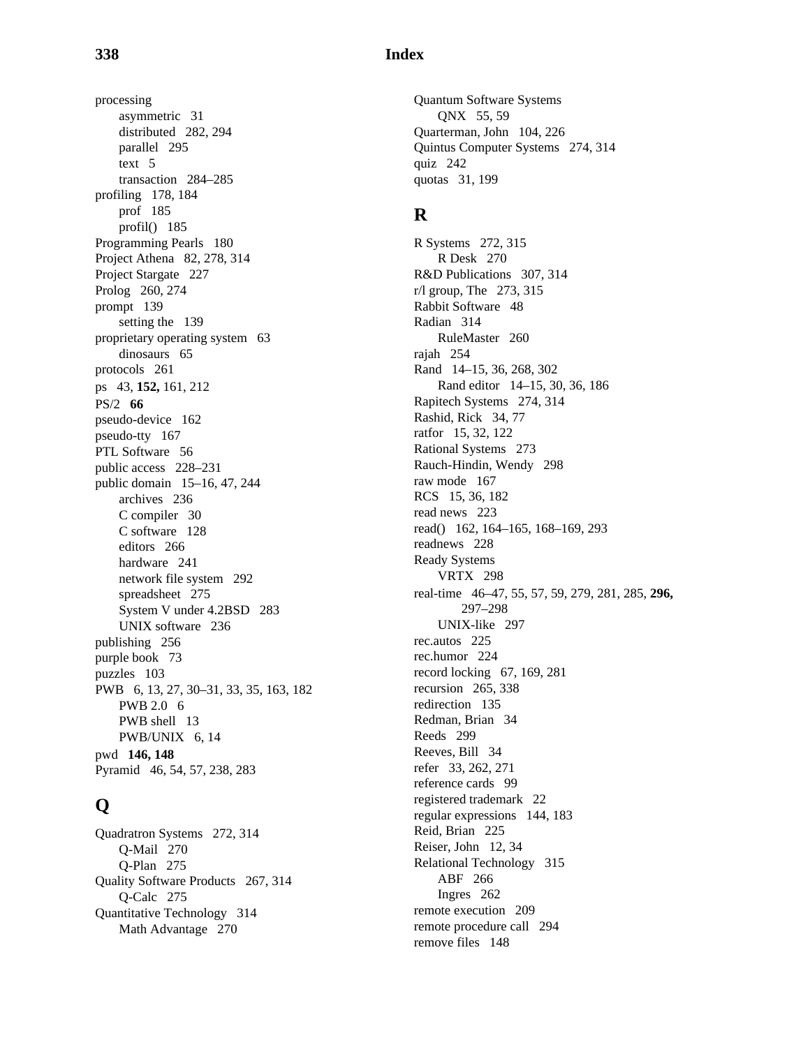processing
- asymmetric 31
- distributed 282, 294
- parallel 295
- text 5
- transaction 284–285

profiling 178, 184
- prof 185
- profil() 185

Programming Pearls 180
Project Athena 82, 278, 314
Project Stargate 227
Prolog 260, 274
prompt 139
- setting the 139

proprietary operating system 63
- dinosaurs 65

protocols 261
ps 43, **152,** 161, 212
PS/2 **66**
pseudo-device 162
pseudo-tty 167
PTL Software 56
public access 228–231
public domain 15–16, 47, 244
- archives 236
- C compiler 30
- C software 128
- editors 266
- hardware 241
- network file system 292
- spreadsheet 275
- System V under 4.2BSD 283
- UNIX software 236

publishing 256
purple book 73
puzzles 103
PWB 6, 13, 27, 30–31, 33, 35, 163, 182
- PWB 2.0 6
- PWB shell 13
- PWB/UNIX 6, 14

pwd **146, 148**
Pyramid 46, 54, 57, 238, 283

## Q

Quadratron Systems 272, 314
- Q-Mail 270
- Q-Plan 275

Quality Software Products 267, 314
- Q-Calc 275

Quantitative Technology 314
- Math Advantage 270

Quantum Software Systems
- QNX 55, 59

Quarterman, John 104, 226
Quintus Computer Systems 274, 314
quiz 242
quotas 31, 199

## R

R Systems 272, 315
- R Desk 270

R&D Publications 307, 314
r/l group, The 273, 315
Rabbit Software 48
Radian 314
- RuleMaster 260

rajah 254
Rand 14–15, 36, 268, 302
- Rand editor 14–15, 30, 36, 186

Rapitech Systems 274, 314
Rashid, Rick 34, 77
ratfor 15, 32, 122
Rational Systems 273
Rauch-Hindin, Wendy 298
raw mode 167
RCS 15, 36, 182
read news 223
read() 162, 164–165, 168–169, 293
readnews 228
Ready Systems
- VRTX 298

real-time 46–47, 55, 57, 59, 279, 281, 285, **296,** 297–298
- UNIX-like 297

rec.autos 225
rec.humor 224
record locking 67, 169, 281
recursion 265, 338
redirection 135
Redman, Brian 34
Reeds 299
Reeves, Bill 34
refer 33, 262, 271
reference cards 99
registered trademark 22
regular expressions 144, 183
Reid, Brian 225
Reiser, John 12, 34
Relational Technology 315
- ABF 266
- Ingres 262

remote execution 209
remote procedure call 294
remove files 148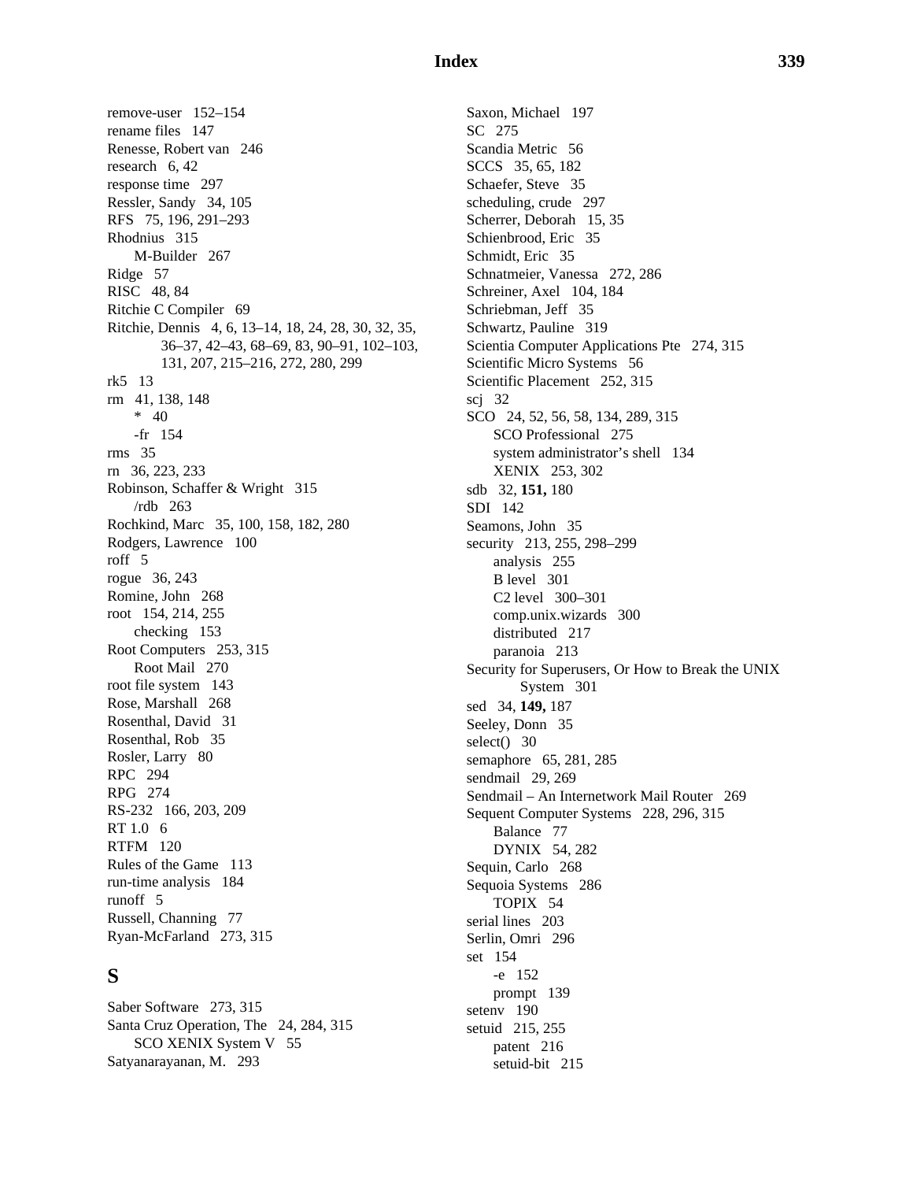remove-user 152–154
rename files 147
Renesse, Robert van 246
research 6, 42
response time 297
Ressler, Sandy 34, 105
RFS 75, 196, 291–293
Rhodnius 315
  M-Builder 267
Ridge 57
RISC 48, 84
Ritchie C Compiler 69
Ritchie, Dennis 4, 6, 13–14, 18, 24, 28, 30, 32, 35, 36–37, 42–43, 68–69, 83, 90–91, 102–103, 131, 207, 215–216, 272, 280, 299
rk5 13
rm 41, 138, 148
  * 40
  -fr 154
rms 35
rn 36, 223, 233
Robinson, Schaffer & Wright 315
  /rdb 263
Rochkind, Marc 35, 100, 158, 182, 280
Rodgers, Lawrence 100
roff 5
rogue 36, 243
Romine, John 268
root 154, 214, 255
  checking 153
Root Computers 253, 315
  Root Mail 270
root file system 143
Rose, Marshall 268
Rosenthal, David 31
Rosenthal, Rob 35
Rosler, Larry 80
RPC 294
RPG 274
RS-232 166, 203, 209
RT 1.0 6
RTFM 120
Rules of the Game 113
run-time analysis 184
runoff 5
Russell, Channing 77
Ryan-McFarland 273, 315

## S

Saber Software 273, 315
Santa Cruz Operation, The 24, 284, 315
  SCO XENIX System V 55
Satyanarayanan, M. 293
Saxon, Michael 197
SC 275
Scandia Metric 56
SCCS 35, 65, 182
Schaefer, Steve 35
scheduling, crude 297
Scherrer, Deborah 15, 35
Schienbrood, Eric 35
Schmidt, Eric 35
Schnatmeier, Vanessa 272, 286
Schreiner, Axel 104, 184
Schriebman, Jeff 35
Schwartz, Pauline 319
Scientia Computer Applications Pte 274, 315
Scientific Micro Systems 56
Scientific Placement 252, 315
scj 32
SCO 24, 52, 56, 58, 134, 289, 315
  SCO Professional 275
  system administrator's shell 134
  XENIX 253, 302
sdb 32, **151,** 180
SDI 142
Seamons, John 35
security 213, 255, 298–299
  analysis 255
  B level 301
  C2 level 300–301
  comp.unix.wizards 300
  distributed 217
  paranoia 213
Security for Superusers, Or How to Break the UNIX System 301
sed 34, **149,** 187
Seeley, Donn 35
select() 30
semaphore 65, 281, 285
sendmail 29, 269
Sendmail – An Internetwork Mail Router 269
Sequent Computer Systems 228, 296, 315
  Balance 77
  DYNIX 54, 282
Sequin, Carlo 268
Sequoia Systems 286
  TOPIX 54
serial lines 203
Serlin, Omri 296
set 154
  -e 152
  prompt 139
setenv 190
setuid 215, 255
  patent 216
  setuid-bit 215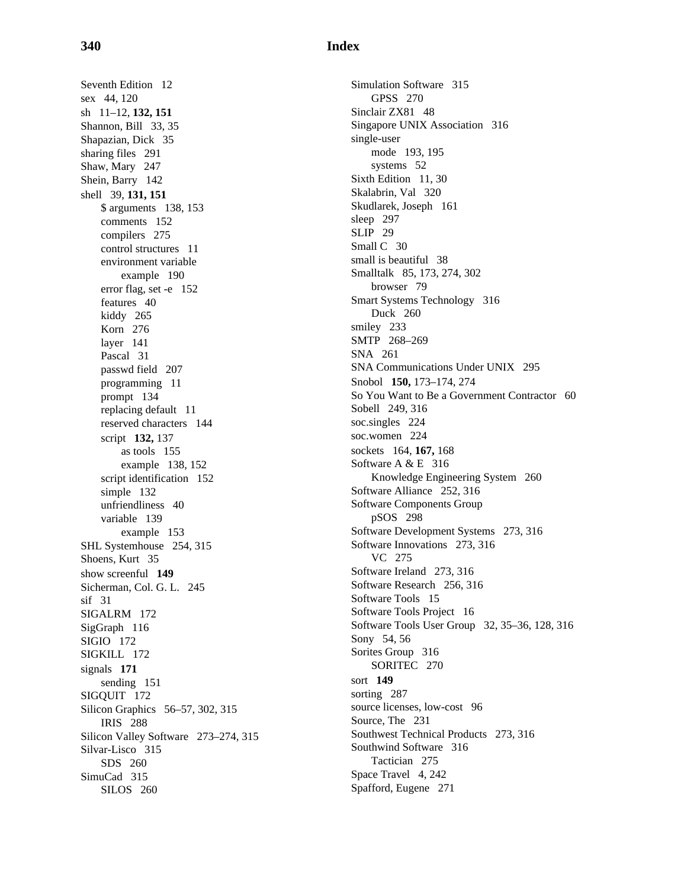Seventh Edition 12
sex 44, 120
sh 11–12, **132, 151**
Shannon, Bill 33, 35
Shapazian, Dick 35
sharing files 291
Shaw, Mary 247
Shein, Barry 142
shell 39, **131, 151**
    $ arguments 138, 153
    comments 152
    compilers 275
    control structures 11
    environment variable
        example 190
    error flag, set -e 152
    features 40
    kiddy 265
    Korn 276
    layer 141
    Pascal 31
    passwd field 207
    programming 11
    prompt 134
    replacing default 11
    reserved characters 144
    script **132,** 137
        as tools 155
        example 138, 152
    script identification 152
    simple 132
    unfriendliness 40
    variable 139
        example 153
SHL Systemhouse 254, 315
Shoens, Kurt 35
show screenful **149**
Sicherman, Col. G. L. 245
sif 31
SIGALRM 172
SigGraph 116
SIGIO 172
SIGKILL 172
signals **171**
    sending 151
SIGQUIT 172
Silicon Graphics 56–57, 302, 315
    IRIS 288
Silicon Valley Software 273–274, 315
Silvar-Lisco 315
    SDS 260
SimuCad 315
    SILOS 260
Simulation Software 315
    GPSS 270
Sinclair ZX81 48
Singapore UNIX Association 316
single-user
    mode 193, 195
    systems 52
Sixth Edition 11, 30
Skalabrin, Val 320
Skudlarek, Joseph 161
sleep 297
SLIP 29
Small C 30
small is beautiful 38
Smalltalk 85, 173, 274, 302
    browser 79
Smart Systems Technology 316
    Duck 260
smiley 233
SMTP 268–269
SNA 261
SNA Communications Under UNIX 295
Snobol **150,** 173–174, 274
So You Want to Be a Government Contractor 60
Sobell 249, 316
soc.singles 224
soc.women 224
sockets 164, **167,** 168
Software A & E 316
    Knowledge Engineering System 260
Software Alliance 252, 316
Software Components Group
    pSOS 298
Software Development Systems 273, 316
Software Innovations 273, 316
    VC 275
Software Ireland 273, 316
Software Research 256, 316
Software Tools 15
Software Tools Project 16
Software Tools User Group 32, 35–36, 128, 316
Sony 54, 56
Sorites Group 316
    SORITEC 270
sort **149**
sorting 287
source licenses, low-cost 96
Source, The 231
Southwest Technical Products 273, 316
Southwind Software 316
    Tactician 275
Space Travel 4, 242
Spafford, Eugene 271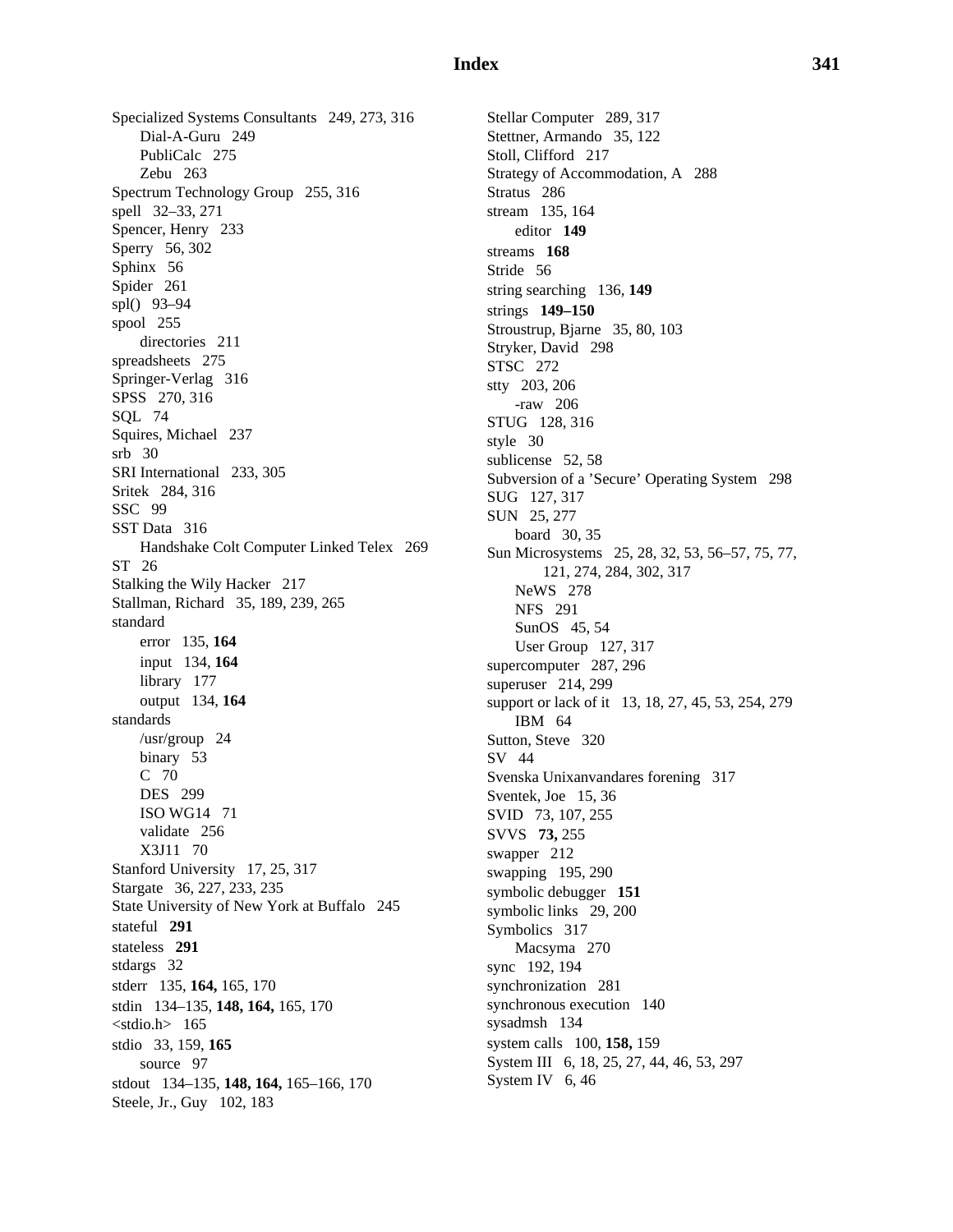Specialized Systems Consultants 249, 273, 316
  - Dial-A-Guru 249
  - PubliCalc 275
  - Zebu 263

Spectrum Technology Group 255, 316
spell 32–33, 271
Spencer, Henry 233
Sperry 56, 302
Sphinx 56
Spider 261
spl() 93–94
spool 255
  - directories 211

spreadsheets 275
Springer-Verlag 316
SPSS 270, 316
SQL 74
Squires, Michael 237
srb 30
SRI International 233, 305
Sritek 284, 316
SSC 99
SST Data 316
  - Handshake Colt Computer Linked Telex 269

ST 26
Stalking the Wily Hacker 217
Stallman, Richard 35, 189, 239, 265
standard
  - error 135, **164**
  - input 134, **164**
  - library 177
  - output 134, **164**

standards
  - /usr/group 24
  - binary 53
  - C 70
  - DES 299
  - ISO WG14 71
  - validate 256
  - X3J11 70

Stanford University 17, 25, 317
Stargate 36, 227, 233, 235
State University of New York at Buffalo 245
stateful **291**
stateless **291**
stdargs 32
stderr 135, **164,** 165, 170
stdin 134–135, **148, 164,** 165, 170
<stdio.h> 165
stdio 33, 159, **165**
  - source 97

stdout 134–135, **148, 164,** 165–166, 170
Steele, Jr., Guy 102, 183
Stellar Computer 289, 317
Stettner, Armando 35, 122
Stoll, Clifford 217
Strategy of Accommodation, A 288
Stratus 286
stream 135, 164
  - editor **149**

streams **168**
Stride 56
string searching 136, **149**
strings **149–150**
Stroustrup, Bjarne 35, 80, 103
Stryker, David 298
STSC 272
stty 203, 206
  - -raw 206

STUG 128, 316
style 30
sublicense 52, 58
Subversion of a 'Secure' Operating System 298
SUG 127, 317
SUN 25, 277
  - board 30, 35

Sun Microsystems 25, 28, 32, 53, 56–57, 75, 77, 121, 274, 284, 302, 317
  - NeWS 278
  - NFS 291
  - SunOS 45, 54
  - User Group 127, 317

supercomputer 287, 296
superuser 214, 299
support or lack of it 13, 18, 27, 45, 53, 254, 279
  - IBM 64

Sutton, Steve 320
SV 44
Svenska Unixanvandares forening 317
Sventek, Joe 15, 36
SVID 73, 107, 255
SVVS **73,** 255
swapper 212
swapping 195, 290
symbolic debugger **151**
symbolic links 29, 200
Symbolics 317
  - Macsyma 270

sync 192, 194
synchronization 281
synchronous execution 140
sysadmsh 134
system calls 100, **158,** 159
System III 6, 18, 25, 27, 44, 46, 53, 297
System IV 6, 46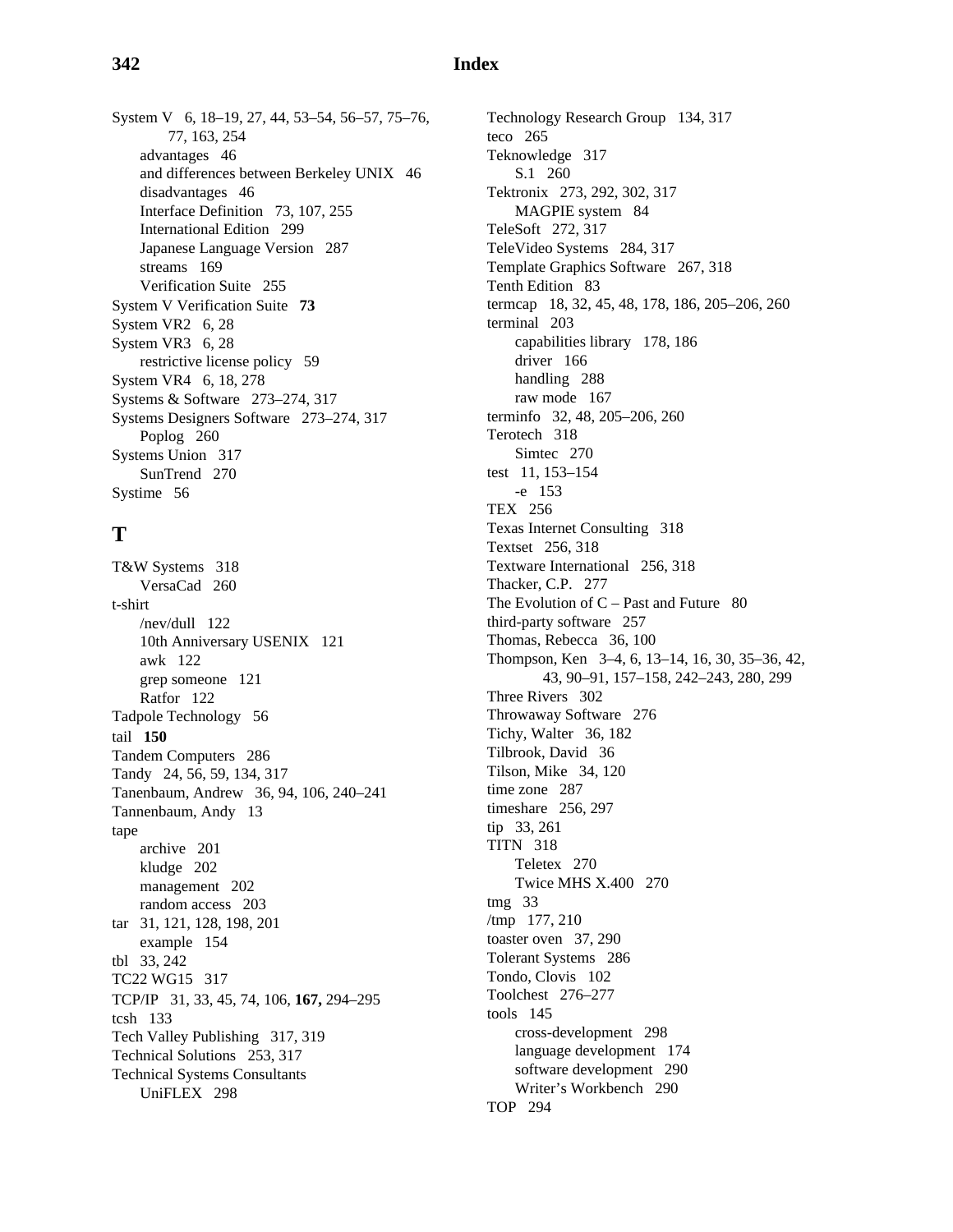System V 6, 18–19, 27, 44, 53–54, 56–57, 75–76, 77, 163, 254
- advantages 46
- and differences between Berkeley UNIX 46
- disadvantages 46
- Interface Definition 73, 107, 255
- International Edition 299
- Japanese Language Version 287
- streams 169
- Verification Suite 255

System V Verification Suite **73**
System VR2 6, 28
System VR3 6, 28
- restrictive license policy 59

System VR4 6, 18, 278
Systems & Software 273–274, 317
Systems Designers Software 273–274, 317
- Poplog 260

Systems Union 317
- SunTrend 270

Systime 56

## T

T&W Systems 318
- VersaCad 260

t-shirt
- /nev/dull 122
- 10th Anniversary USENIX 121
- awk 122
- grep someone 121
- Ratfor 122

Tadpole Technology 56
tail **150**
Tandem Computers 286
Tandy 24, 56, 59, 134, 317
Tanenbaum, Andrew 36, 94, 106, 240–241
Tannenbaum, Andy 13
tape
- archive 201
- kludge 202
- management 202
- random access 203

tar 31, 121, 128, 198, 201
- example 154

tbl 33, 242
TC22 WG15 317
TCP/IP 31, 33, 45, 74, 106, **167,** 294–295
tcsh 133
Tech Valley Publishing 317, 319
Technical Solutions 253, 317
Technical Systems Consultants
- UniFLEX 298

Technology Research Group 134, 317
teco 265
Teknowledge 317
- S.1 260

Tektronix 273, 292, 302, 317
- MAGPIE system 84

TeleSoft 272, 317
TeleVideo Systems 284, 317
Template Graphics Software 267, 318
Tenth Edition 83
termcap 18, 32, 45, 48, 178, 186, 205–206, 260
terminal 203
- capabilities library 178, 186
- driver 166
- handling 288
- raw mode 167

terminfo 32, 48, 205–206, 260
Terotech 318
- Simtec 270

test 11, 153–154
- -e 153

TEX 256
Texas Internet Consulting 318
Textset 256, 318
Textware International 256, 318
Thacker, C.P. 277
The Evolution of C – Past and Future 80
third-party software 257
Thomas, Rebecca 36, 100
Thompson, Ken 3–4, 6, 13–14, 16, 30, 35–36, 42, 43, 90–91, 157–158, 242–243, 280, 299
Three Rivers 302
Throwaway Software 276
Tichy, Walter 36, 182
Tilbrook, David 36
Tilson, Mike 34, 120
time zone 287
timeshare 256, 297
tip 33, 261
TITN 318
- Teletex 270
- Twice MHS X.400 270

tmg 33
/tmp 177, 210
toaster oven 37, 290
Tolerant Systems 286
Tondo, Clovis 102
Toolchest 276–277
tools 145
- cross-development 298
- language development 174
- software development 290
- Writer's Workbench 290

TOP 294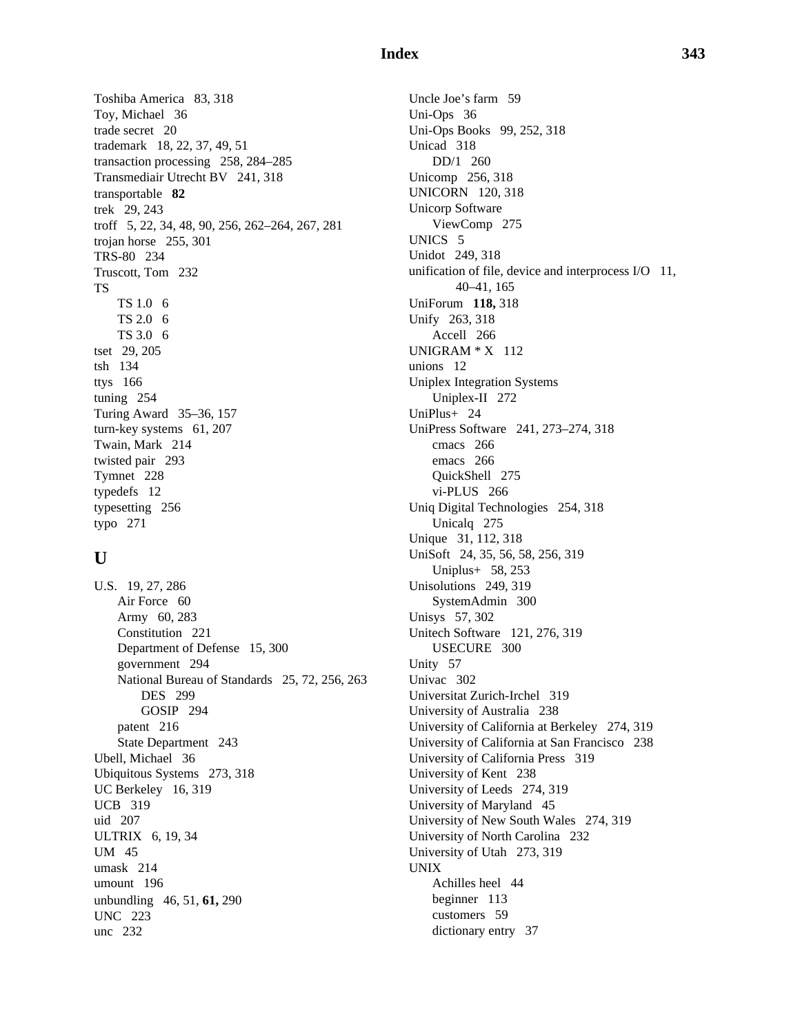Toshiba America 83, 318
Toy, Michael 36
trade secret 20
trademark 18, 22, 37, 49, 51
transaction processing 258, 284–285
Transmediair Utrecht BV 241, 318
transportable **82**
trek 29, 243
troff 5, 22, 34, 48, 90, 256, 262–264, 267, 281
trojan horse 255, 301
TRS-80 234
Truscott, Tom 232
TS
  TS 1.0 6
  TS 2.0 6
  TS 3.0 6
tset 29, 205
tsh 134
ttys 166
tuning 254
Turing Award 35–36, 157
turn-key systems 61, 207
Twain, Mark 214
twisted pair 293
Tymnet 228
typedefs 12
typesetting 256
typo 271

## U

U.S. 19, 27, 286
  Air Force 60
  Army 60, 283
  Constitution 221
  Department of Defense 15, 300
  government 294
  National Bureau of Standards 25, 72, 256, 263
    DES 299
    GOSIP 294
  patent 216
  State Department 243
Ubell, Michael 36
Ubiquitous Systems 273, 318
UC Berkeley 16, 319
UCB 319
uid 207
ULTRIX 6, 19, 34
UM 45
umask 214
umount 196
unbundling 46, 51, **61,** 290
UNC 223
unc 232
Uncle Joe's farm 59
Uni-Ops 36
Uni-Ops Books 99, 252, 318
Unicad 318
  DD/1 260
Unicomp 256, 318
UNICORN 120, 318
Unicorp Software
  ViewComp 275
UNICS 5
Unidot 249, 318
unification of file, device and interprocess I/O 11, 40–41, 165
UniForum **118,** 318
Unify 263, 318
  Accell 266
UNIGRAM * X 112
unions 12
Uniplex Integration Systems
  Uniplex-II 272
UniPlus+ 24
UniPress Software 241, 273–274, 318
  cmacs 266
  emacs 266
  QuickShell 275
  vi-PLUS 266
Uniq Digital Technologies 254, 318
  Unicalq 275
Unique 31, 112, 318
UniSoft 24, 35, 56, 58, 256, 319
  Uniplus+ 58, 253
Unisolutions 249, 319
  SystemAdmin 300
Unisys 57, 302
Unitech Software 121, 276, 319
  USECURE 300
Unity 57
Univac 302
Universitat Zurich-Irchel 319
University of Australia 238
University of California at Berkeley 274, 319
University of California at San Francisco 238
University of California Press 319
University of Kent 238
University of Leeds 274, 319
University of Maryland 45
University of New South Wales 274, 319
University of North Carolina 232
University of Utah 273, 319
UNIX
  Achilles heel 44
  beginner 113
  customers 59
  dictionary entry 37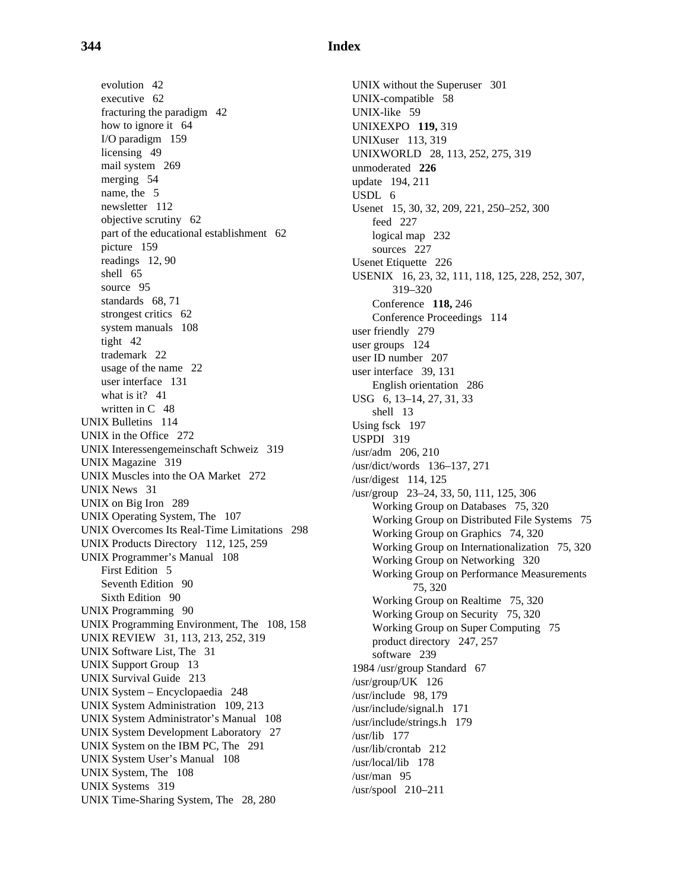- evolution 42
- executive 62
- fracturing the paradigm 42
- how to ignore it 64
- I/O paradigm 159
- licensing 49
- mail system 269
- merging 54
- name, the 5
- newsletter 112
- objective scrutiny 62
- part of the educational establishment 62
- picture 159
- readings 12, 90
- shell 65
- source 95
- standards 68, 71
- strongest critics 62
- system manuals 108
- tight 42
- trademark 22
- usage of the name 22
- user interface 131
- what is it? 41
- written in C 48

UNIX Bulletins 114
UNIX in the Office 272
UNIX Interessengemeinschaft Schweiz 319
UNIX Magazine 319
UNIX Muscles into the OA Market 272
UNIX News 31
UNIX on Big Iron 289
UNIX Operating System, The 107
UNIX Overcomes Its Real-Time Limitations 298
UNIX Products Directory 112, 125, 259
UNIX Programmer's Manual 108
- First Edition 5
- Seventh Edition 90
- Sixth Edition 90

UNIX Programming 90
UNIX Programming Environment, The 108, 158
UNIX REVIEW 31, 113, 213, 252, 319
UNIX Software List, The 31
UNIX Support Group 13
UNIX Survival Guide 213
UNIX System – Encyclopaedia 248
UNIX System Administration 109, 213
UNIX System Administrator's Manual 108
UNIX System Development Laboratory 27
UNIX System on the IBM PC, The 291
UNIX System User's Manual 108
UNIX System, The 108
UNIX Systems 319
UNIX Time-Sharing System, The 28, 280
UNIX without the Superuser 301
UNIX-compatible 58
UNIX-like 59
UNIXEXPO **119,** 319
UNIXuser 113, 319
UNIXWORLD 28, 113, 252, 275, 319
unmoderated **226**
update 194, 211
USDL 6
Usenet 15, 30, 32, 209, 221, 250–252, 300
- feed 227
- logical map 232
- sources 227

Usenet Etiquette 226
USENIX 16, 23, 32, 111, 118, 125, 228, 252, 307, 319–320
- Conference **118,** 246
- Conference Proceedings 114

user friendly 279
user groups 124
user ID number 207
user interface 39, 131
- English orientation 286

USG 6, 13–14, 27, 31, 33
- shell 13

Using fsck 197
USPDI 319
/usr/adm 206, 210
/usr/dict/words 136–137, 271
/usr/digest 114, 125
/usr/group 23–24, 33, 50, 111, 125, 306
- Working Group on Databases 75, 320
- Working Group on Distributed File Systems 75
- Working Group on Graphics 74, 320
- Working Group on Internationalization 75, 320
- Working Group on Networking 320
- Working Group on Performance Measurements 75, 320
- Working Group on Realtime 75, 320
- Working Group on Security 75, 320
- Working Group on Super Computing 75
- product directory 247, 257
- software 239

1984 /usr/group Standard 67
/usr/group/UK 126
/usr/include 98, 179
/usr/include/signal.h 171
/usr/include/strings.h 179
/usr/lib 177
/usr/lib/crontab 212
/usr/local/lib 178
/usr/man 95
/usr/spool 210–211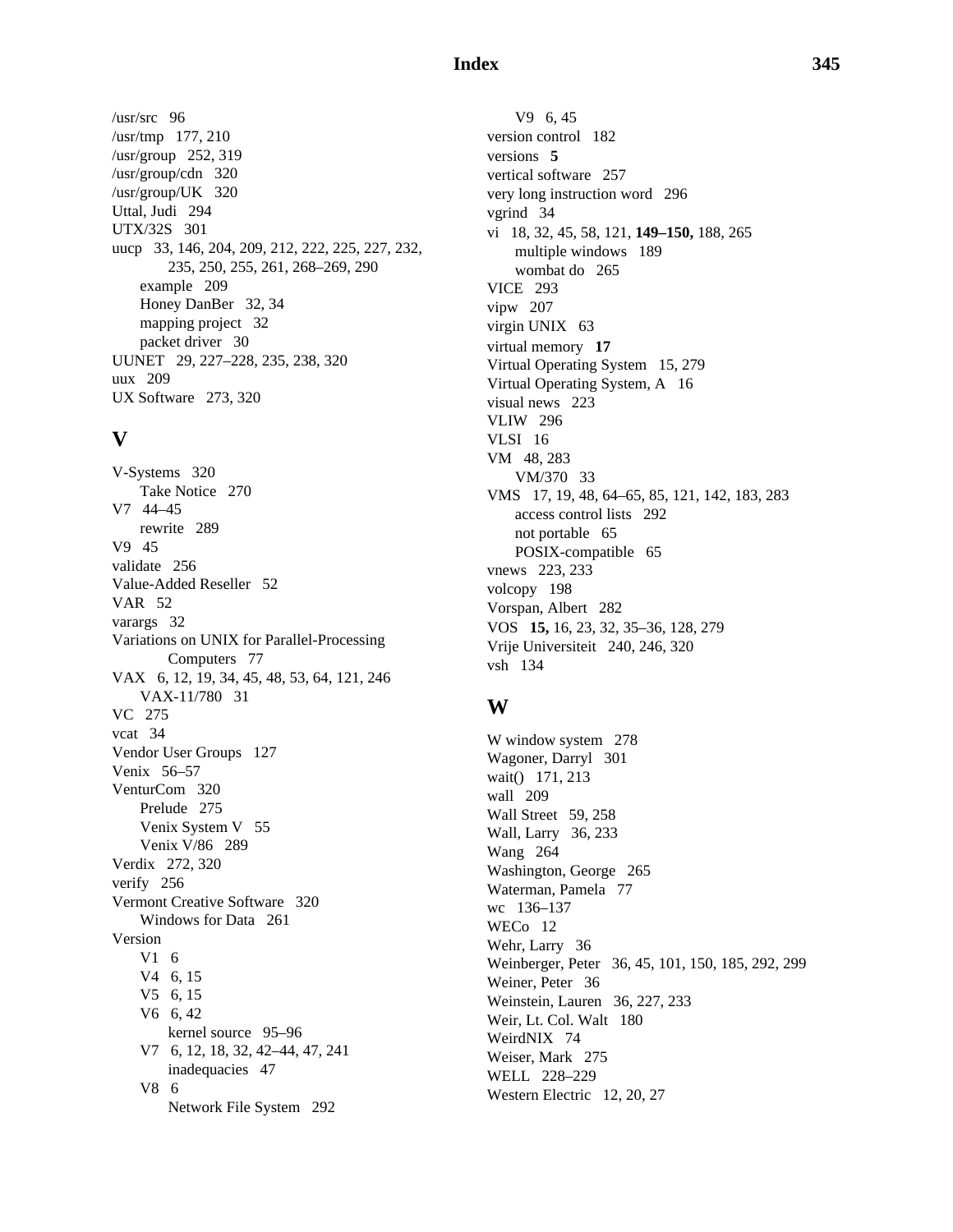/usr/src 96
/usr/tmp 177, 210
/usr/group 252, 319
/usr/group/cdn 320
/usr/group/UK 320
Uttal, Judi 294
UTX/32S 301
uucp 33, 146, 204, 209, 212, 222, 225, 227, 232, 235, 250, 255, 261, 268–269, 290
  example 209
  Honey DanBer 32, 34
  mapping project 32
  packet driver 30
UUNET 29, 227–228, 235, 238, 320
uux 209
UX Software 273, 320

## V

V-Systems 320
  Take Notice 270
V7 44–45
  rewrite 289
V9 45
validate 256
Value-Added Reseller 52
VAR 52
varargs 32
Variations on UNIX for Parallel-Processing Computers 77
VAX 6, 12, 19, 34, 45, 48, 53, 64, 121, 246
  VAX-11/780 31
VC 275
vcat 34
Vendor User Groups 127
Venix 56–57
VenturCom 320
  Prelude 275
  Venix System V 55
  Venix V/86 289
Verdix 272, 320
verify 256
Vermont Creative Software 320
  Windows for Data 261
Version
  V1 6
  V4 6, 15
  V5 6, 15
  V6 6, 42
    kernel source 95–96
  V7 6, 12, 18, 32, 42–44, 47, 241
    inadequacies 47
  V8 6
    Network File System 292
  V9 6, 45
version control 182
versions **5**
vertical software 257
very long instruction word 296
vgrind 34
vi 18, 32, 45, 58, 121, **149–150,** 188, 265
  multiple windows 189
  wombat do 265
VICE 293
vipw 207
virgin UNIX 63
virtual memory **17**
Virtual Operating System 15, 279
Virtual Operating System, A 16
visual news 223
VLIW 296
VLSI 16
VM 48, 283
  VM/370 33
VMS 17, 19, 48, 64–65, 85, 121, 142, 183, 283
  access control lists 292
  not portable 65
  POSIX-compatible 65
vnews 223, 233
volcopy 198
Vorspan, Albert 282
VOS **15,** 16, 23, 32, 35–36, 128, 279
Vrije Universiteit 240, 246, 320
vsh 134

## W

W window system 278
Wagoner, Darryl 301
wait() 171, 213
wall 209
Wall Street 59, 258
Wall, Larry 36, 233
Wang 264
Washington, George 265
Waterman, Pamela 77
wc 136–137
WECo 12
Wehr, Larry 36
Weinberger, Peter 36, 45, 101, 150, 185, 292, 299
Weiner, Peter 36
Weinstein, Lauren 36, 227, 233
Weir, Lt. Col. Walt 180
WeirdNIX 74
Weiser, Mark 275
WELL 228–229
Western Electric 12, 20, 27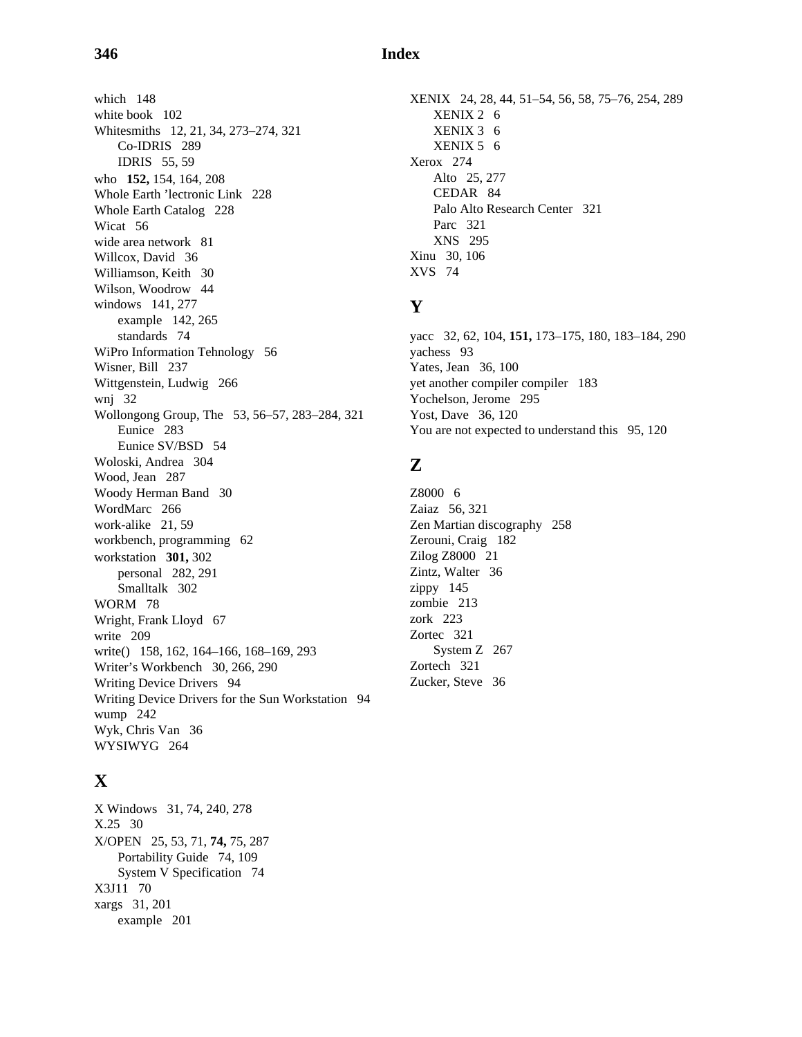which 148
white book 102
Whitesmiths 12, 21, 34, 273–274, 321
    Co-IDRIS 289
    IDRIS 55, 59
who **152,** 154, 164, 208
Whole Earth 'lectronic Link 228
Whole Earth Catalog 228
Wicat 56
wide area network 81
Willcox, David 36
Williamson, Keith 30
Wilson, Woodrow 44
windows 141, 277
    example 142, 265
    standards 74
WiPro Information Tehnology 56
Wisner, Bill 237
Wittgenstein, Ludwig 266
wnj 32
Wollongong Group, The 53, 56–57, 283–284, 321
    Eunice 283
    Eunice SV/BSD 54
Woloski, Andrea 304
Wood, Jean 287
Woody Herman Band 30
WordMarc 266
work-alike 21, 59
workbench, programming 62
workstation **301,** 302
    personal 282, 291
    Smalltalk 302
WORM 78
Wright, Frank Lloyd 67
write 209
write() 158, 162, 164–166, 168–169, 293
Writer's Workbench 30, 266, 290
Writing Device Drivers 94
Writing Device Drivers for the Sun Workstation 94
wump 242
Wyk, Chris Van 36
WYSIWYG 264

## X

X Windows 31, 74, 240, 278
X.25 30
X/OPEN 25, 53, 71, **74,** 75, 287
    Portability Guide 74, 109
    System V Specification 74
X3J11 70
xargs 31, 201
    example 201
XENIX 24, 28, 44, 51–54, 56, 58, 75–76, 254, 289
    XENIX 2 6
    XENIX 3 6
    XENIX 5 6
Xerox 274
    Alto 25, 277
    CEDAR 84
    Palo Alto Research Center 321
    Parc 321
    XNS 295
Xinu 30, 106
XVS 74

## Y

yacc 32, 62, 104, **151,** 173–175, 180, 183–184, 290
yachess 93
Yates, Jean 36, 100
yet another compiler compiler 183
Yochelson, Jerome 295
Yost, Dave 36, 120
You are not expected to understand this 95, 120

## Z

Z8000 6
Zaiaz 56, 321
Zen Martian discography 258
Zerouni, Craig 182
Zilog Z8000 21
Zintz, Walter 36
zippy 145
zombie 213
zork 223
Zortec 321
    System Z 267
Zortech 321
Zucker, Steve 36